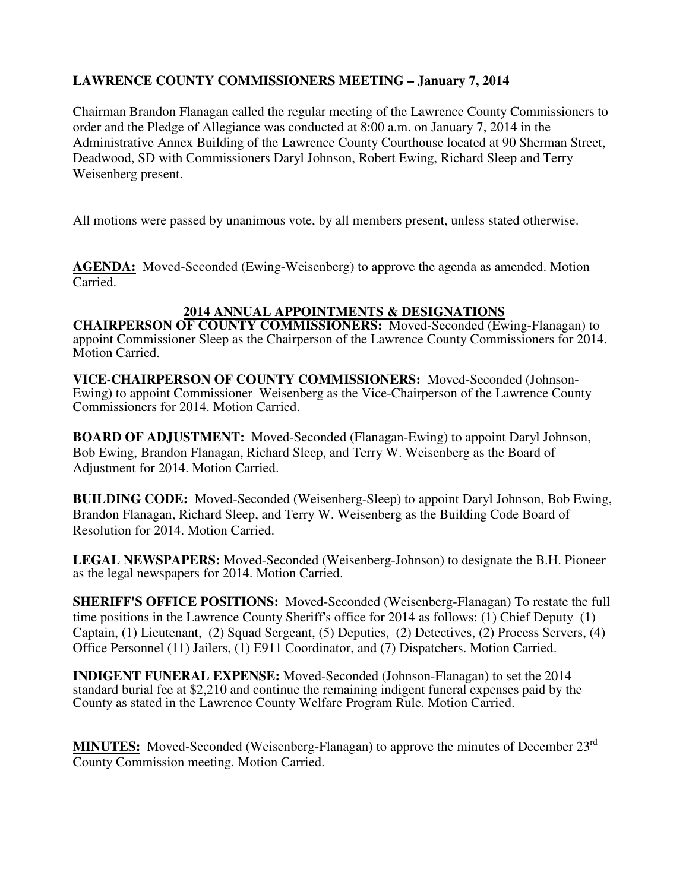**LAWRENCE COUNTY COMMISSIONERS MEETING – January 7, 2014**

Chairman Brandon Flanagan called the regular meeting of the Lawrence County Commissioners to order and the Pledge of Allegiance was conducted at 8:00 a.m. on January 7, 2014 in the Administrative Annex Building of the Lawrence County Courthouse located at 90 Sherman Street, Deadwood, SD with Commissioners Daryl Johnson, Robert Ewing, Richard Sleep and Terry Weisenberg present.

All motions were passed by unanimous vote, by all members present, unless stated otherwise.

**AGENDA:** Moved-Seconded (Ewing-Weisenberg) to approve the agenda as amended. Motion Carried.

**2014 ANNUAL APPOINTMENTS & DESIGNATIONS**

**CHAIRPERSON OF COUNTY COMMISSIONERS:** Moved-Seconded (Ewing-Flanagan) to appoint Commissioner Sleep as the Chairperson of the Lawrence County Commissioners for 2014. Motion Carried.

**VICE-CHAIRPERSON OF COUNTY COMMISSIONERS:** Moved-Seconded (Johnson-Ewing) to appoint Commissioner Weisenberg as the Vice-Chairperson of the Lawrence County Commissioners for 2014. Motion Carried.

**BOARD OF ADJUSTMENT:** Moved-Seconded (Flanagan-Ewing) to appoint Daryl Johnson, Bob Ewing, Brandon Flanagan, Richard Sleep, and Terry W. Weisenberg as the Board of Adjustment for 2014. Motion Carried.

**BUILDING CODE:** Moved-Seconded (Weisenberg-Sleep) to appoint Daryl Johnson, Bob Ewing, Brandon Flanagan, Richard Sleep, and Terry W. Weisenberg as the Building Code Board of Resolution for 2014. Motion Carried.

**LEGAL NEWSPAPERS:** Moved-Seconded (Weisenberg-Johnson) to designate the B.H. Pioneer as the legal newspapers for 2014. Motion Carried.

**SHERIFF'S OFFICE POSITIONS:** Moved-Seconded (Weisenberg-Flanagan) To restate the full time positions in the Lawrence County Sheriff's office for 2014 as follows: (1) Chief Deputy (1) Captain, (1) Lieutenant, (2) Squad Sergeant, (5) Deputies, (2) Detectives, (2) Process Servers, (4) Office Personnel (11) Jailers, (1) E911 Coordinator, and (7) Dispatchers. Motion Carried.

**INDIGENT FUNERAL EXPENSE:** Moved-Seconded (Johnson-Flanagan) to set the 2014 standard burial fee at $2,210 and continue the remaining indigent funeral expenses paid by the County as stated in the Lawrence County Welfare Program Rule. Motion Carried.

**MINUTES:** Moved-Seconded (Weisenberg-Flanagan) to approve the minutes of December 23rd County Commission meeting. Motion Carried.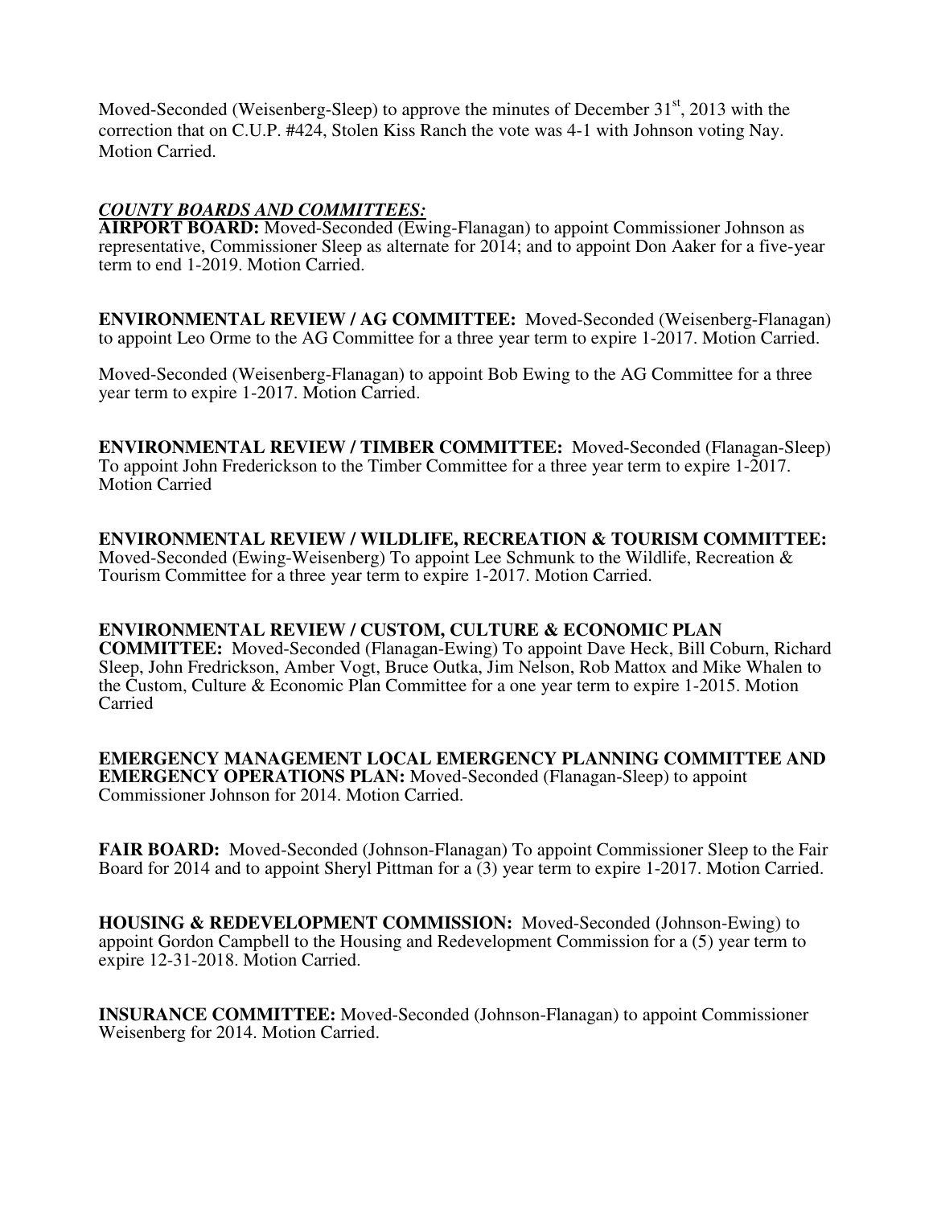Moved-Seconded (Weisenberg-Sleep) to approve the minutes of December 31st, 2013 with the correction that on C.U.P. #424, Stolen Kiss Ranch the vote was 4-1 with Johnson voting Nay. Motion Carried.

***COUNTY BOARDS AND COMMITTEES:***

**AIRPORT BOARD:** Moved-Seconded (Ewing-Flanagan) to appoint Commissioner Johnson as representative, Commissioner Sleep as alternate for 2014; and to appoint Don Aaker for a five-year term to end 1-2019. Motion Carried.

**ENVIRONMENTAL REVIEW / AG COMMITTEE:** Moved-Seconded (Weisenberg-Flanagan) to appoint Leo Orme to the AG Committee for a three year term to expire 1-2017. Motion Carried.

Moved-Seconded (Weisenberg-Flanagan) to appoint Bob Ewing to the AG Committee for a three year term to expire 1-2017. Motion Carried.

**ENVIRONMENTAL REVIEW / TIMBER COMMITTEE:** Moved-Seconded (Flanagan-Sleep) To appoint John Frederickson to the Timber Committee for a three year term to expire 1-2017. Motion Carried

**ENVIRONMENTAL REVIEW / WILDLIFE, RECREATION & TOURISM COMMITTEE:** Moved-Seconded (Ewing-Weisenberg) To appoint Lee Schmunk to the Wildlife, Recreation & Tourism Committee for a three year term to expire 1-2017. Motion Carried.

**ENVIRONMENTAL REVIEW / CUSTOM, CULTURE & ECONOMIC PLAN COMMITTEE:** Moved-Seconded (Flanagan-Ewing) To appoint Dave Heck, Bill Coburn, Richard Sleep, John Fredrickson, Amber Vogt, Bruce Outka, Jim Nelson, Rob Mattox and Mike Whalen to the Custom, Culture & Economic Plan Committee for a one year term to expire 1-2015. Motion Carried

**EMERGENCY MANAGEMENT LOCAL EMERGENCY PLANNING COMMITTEE AND EMERGENCY OPERATIONS PLAN:** Moved-Seconded (Flanagan-Sleep) to appoint Commissioner Johnson for 2014. Motion Carried.

**FAIR BOARD:** Moved-Seconded (Johnson-Flanagan) To appoint Commissioner Sleep to the Fair Board for 2014 and to appoint Sheryl Pittman for a (3) year term to expire 1-2017. Motion Carried.

**HOUSING & REDEVELOPMENT COMMISSION:** Moved-Seconded (Johnson-Ewing) to appoint Gordon Campbell to the Housing and Redevelopment Commission for a (5) year term to expire 12-31-2018. Motion Carried.

**INSURANCE COMMITTEE:** Moved-Seconded (Johnson-Flanagan) to appoint Commissioner Weisenberg for 2014. Motion Carried.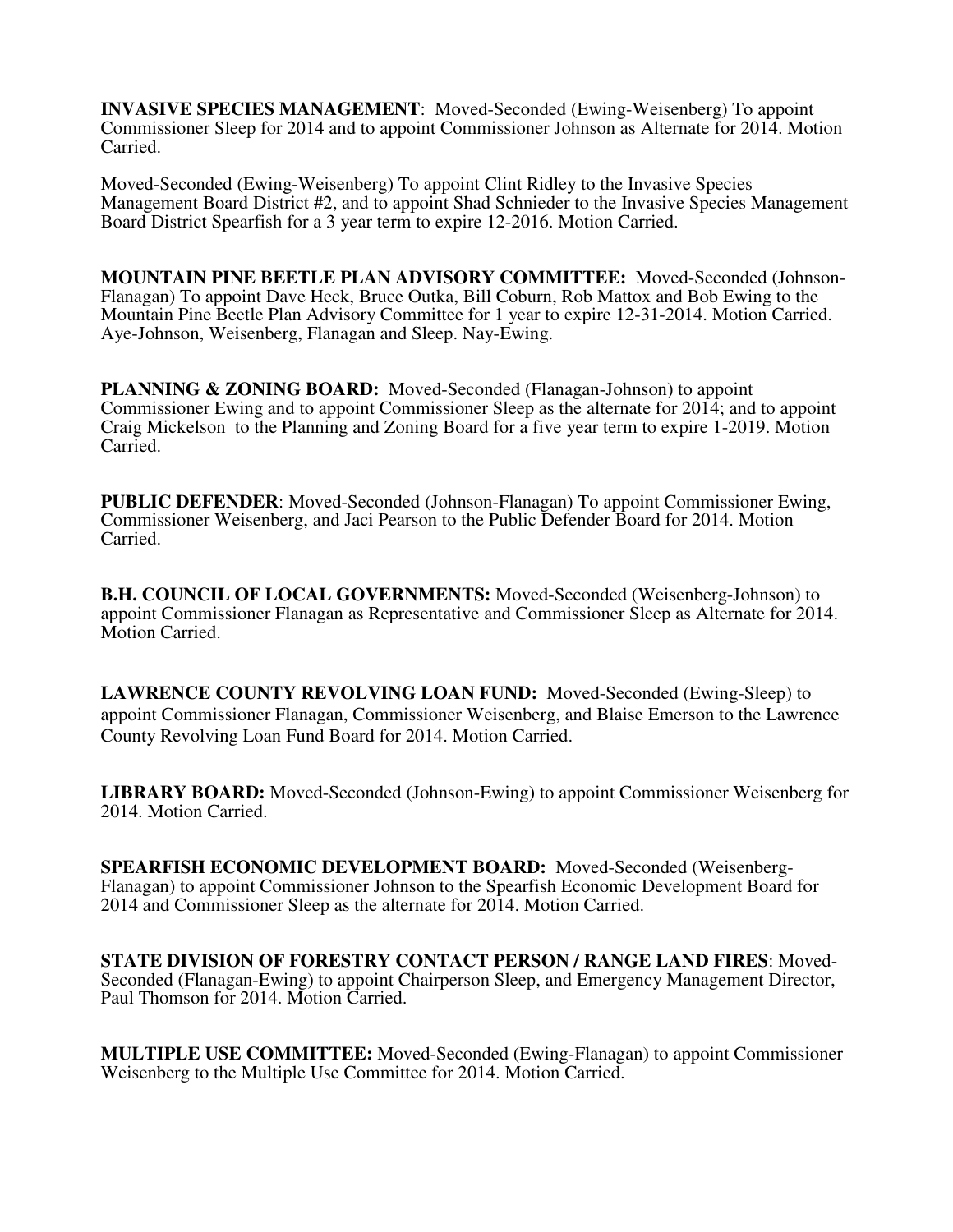**INVASIVE SPECIES MANAGEMENT**: Moved-Seconded (Ewing-Weisenberg) To appoint Commissioner Sleep for 2014 and to appoint Commissioner Johnson as Alternate for 2014. Motion Carried.

Moved-Seconded (Ewing-Weisenberg) To appoint Clint Ridley to the Invasive Species Management Board District #2, and to appoint Shad Schnieder to the Invasive Species Management Board District Spearfish for a 3 year term to expire 12-2016. Motion Carried.

**MOUNTAIN PINE BEETLE PLAN ADVISORY COMMITTEE:** Moved-Seconded (Johnson-Flanagan) To appoint Dave Heck, Bruce Outka, Bill Coburn, Rob Mattox and Bob Ewing to the Mountain Pine Beetle Plan Advisory Committee for 1 year to expire 12-31-2014. Motion Carried. Aye-Johnson, Weisenberg, Flanagan and Sleep. Nay-Ewing.

**PLANNING & ZONING BOARD:** Moved-Seconded (Flanagan-Johnson) to appoint Commissioner Ewing and to appoint Commissioner Sleep as the alternate for 2014; and to appoint Craig Mickelson to the Planning and Zoning Board for a five year term to expire 1-2019. Motion Carried.

**PUBLIC DEFENDER**: Moved-Seconded (Johnson-Flanagan) To appoint Commissioner Ewing, Commissioner Weisenberg, and Jaci Pearson to the Public Defender Board for 2014. Motion Carried.

**B.H. COUNCIL OF LOCAL GOVERNMENTS:** Moved-Seconded (Weisenberg-Johnson) to appoint Commissioner Flanagan as Representative and Commissioner Sleep as Alternate for 2014. Motion Carried.

**LAWRENCE COUNTY REVOLVING LOAN FUND:** Moved-Seconded (Ewing-Sleep) to appoint Commissioner Flanagan, Commissioner Weisenberg, and Blaise Emerson to the Lawrence County Revolving Loan Fund Board for 2014. Motion Carried.

**LIBRARY BOARD:** Moved-Seconded (Johnson-Ewing) to appoint Commissioner Weisenberg for 2014. Motion Carried.

**SPEARFISH ECONOMIC DEVELOPMENT BOARD:** Moved-Seconded (Weisenberg-Flanagan) to appoint Commissioner Johnson to the Spearfish Economic Development Board for 2014 and Commissioner Sleep as the alternate for 2014. Motion Carried.

**STATE DIVISION OF FORESTRY CONTACT PERSON / RANGE LAND FIRES**: Moved-Seconded (Flanagan-Ewing) to appoint Chairperson Sleep, and Emergency Management Director, Paul Thomson for 2014. Motion Carried.

**MULTIPLE USE COMMITTEE:** Moved-Seconded (Ewing-Flanagan) to appoint Commissioner Weisenberg to the Multiple Use Committee for 2014. Motion Carried.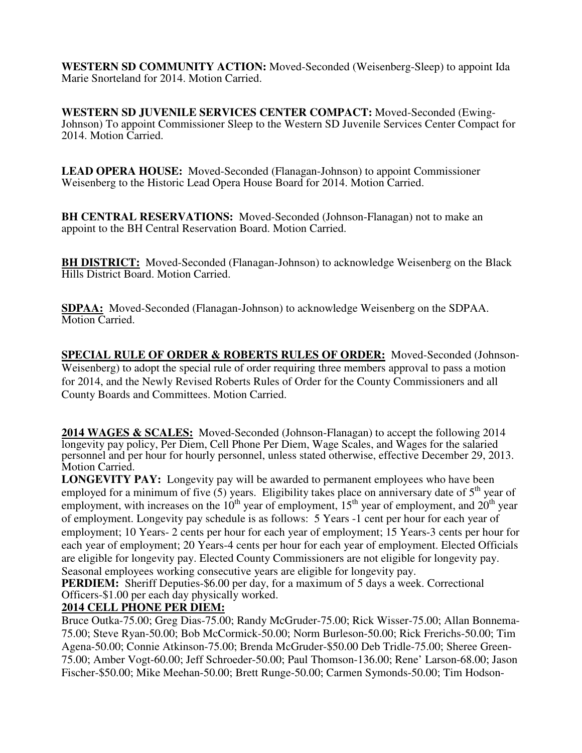**WESTERN SD COMMUNITY ACTION:** Moved-Seconded (Weisenberg-Sleep) to appoint Ida Marie Snorteland for 2014. Motion Carried.

**WESTERN SD JUVENILE SERVICES CENTER COMPACT:** Moved-Seconded (Ewing-Johnson) To appoint Commissioner Sleep to the Western SD Juvenile Services Center Compact for 2014. Motion Carried.

**LEAD OPERA HOUSE:** Moved-Seconded (Flanagan-Johnson) to appoint Commissioner Weisenberg to the Historic Lead Opera House Board for 2014. Motion Carried.

**BH CENTRAL RESERVATIONS:** Moved-Seconded (Johnson-Flanagan) not to make an appoint to the BH Central Reservation Board. Motion Carried.

**BH DISTRICT:** Moved-Seconded (Flanagan-Johnson) to acknowledge Weisenberg on the Black Hills District Board. Motion Carried.

**SDPAA:** Moved-Seconded (Flanagan-Johnson) to acknowledge Weisenberg on the SDPAA. Motion Carried.

**SPECIAL RULE OF ORDER & ROBERTS RULES OF ORDER:** Moved-Seconded (Johnson-Weisenberg) to adopt the special rule of order requiring three members approval to pass a motion for 2014, and the Newly Revised Roberts Rules of Order for the County Commissioners and all County Boards and Committees. Motion Carried.

**2014 WAGES & SCALES:** Moved-Seconded (Johnson-Flanagan) to accept the following 2014 longevity pay policy, Per Diem, Cell Phone Per Diem, Wage Scales, and Wages for the salaried personnel and per hour for hourly personnel, unless stated otherwise, effective December 29, 2013. Motion Carried.

**LONGEVITY PAY:** Longevity pay will be awarded to permanent employees who have been employed for a minimum of five (5) years. Eligibility takes place on anniversary date of 5th year of employment, with increases on the 10th year of employment, 15th year of employment, and 20th year of employment. Longevity pay schedule is as follows: 5 Years -1 cent per hour for each year of employment; 10 Years- 2 cents per hour for each year of employment; 15 Years-3 cents per hour for each year of employment; 20 Years-4 cents per hour for each year of employment. Elected Officials are eligible for longevity pay. Elected County Commissioners are not eligible for longevity pay. Seasonal employees working consecutive years are eligible for longevity pay.

**PERDIEM:** Sheriff Deputies-$6.00 per day, for a maximum of 5 days a week. Correctional Officers-$1.00 per each day physically worked.

**2014 CELL PHONE PER DIEM:**

Bruce Outka-75.00; Greg Dias-75.00; Randy McGruder-75.00; Rick Wisser-75.00; Allan Bonnema-75.00; Steve Ryan-50.00; Bob McCormick-50.00; Norm Burleson-50.00; Rick Frerichs-50.00; Tim Agena-50.00; Connie Atkinson-75.00; Brenda McGruder-$50.00 Deb Tridle-75.00; Sheree Green-75.00; Amber Vogt-60.00; Jeff Schroeder-50.00; Paul Thomson-136.00; Rene' Larson-68.00; Jason Fischer-$50.00; Mike Meehan-50.00; Brett Runge-50.00; Carmen Symonds-50.00; Tim Hodson-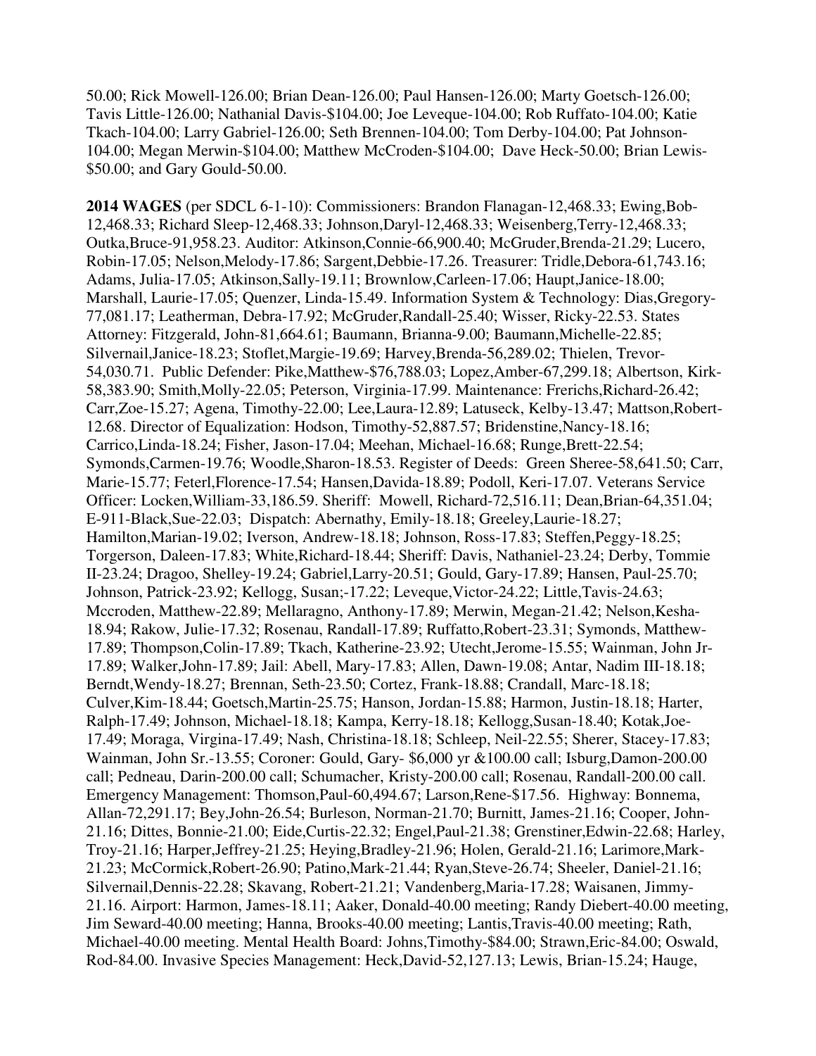50.00; Rick Mowell-126.00; Brian Dean-126.00; Paul Hansen-126.00; Marty Goetsch-126.00; Tavis Little-126.00; Nathanial Davis-$104.00; Joe Leveque-104.00; Rob Ruffato-104.00; Katie Tkach-104.00; Larry Gabriel-126.00; Seth Brennen-104.00; Tom Derby-104.00; Pat Johnson-104.00; Megan Merwin-$104.00; Matthew McCroden-$104.00; Dave Heck-50.00; Brian Lewis-$50.00; and Gary Gould-50.00.

**2014 WAGES** (per SDCL 6-1-10): Commissioners: Brandon Flanagan-12,468.33; Ewing,Bob-12,468.33; Richard Sleep-12,468.33; Johnson,Daryl-12,468.33; Weisenberg,Terry-12,468.33; Outka,Bruce-91,958.23. Auditor: Atkinson,Connie-66,900.40; McGruder,Brenda-21.29; Lucero, Robin-17.05; Nelson,Melody-17.86; Sargent,Debbie-17.26. Treasurer: Tridle,Debora-61,743.16; Adams, Julia-17.05; Atkinson,Sally-19.11; Brownlow,Carleen-17.06; Haupt,Janice-18.00; Marshall, Laurie-17.05; Quenzer, Linda-15.49. Information System & Technology: Dias,Gregory-77,081.17; Leatherman, Debra-17.92; McGruder,Randall-25.40; Wisser, Ricky-22.53. States Attorney: Fitzgerald, John-81,664.61; Baumann, Brianna-9.00; Baumann,Michelle-22.85; Silvernail,Janice-18.23; Stoflet,Margie-19.69; Harvey,Brenda-56,289.02; Thielen, Trevor-54,030.71. Public Defender: Pike,Matthew-$76,788.03; Lopez,Amber-67,299.18; Albertson, Kirk-58,383.90; Smith,Molly-22.05; Peterson, Virginia-17.99. Maintenance: Frerichs,Richard-26.42; Carr,Zoe-15.27; Agena, Timothy-22.00; Lee,Laura-12.89; Latuseck, Kelby-13.47; Mattson,Robert-12.68. Director of Equalization: Hodson, Timothy-52,887.57; Bridenstine,Nancy-18.16; Carrico,Linda-18.24; Fisher, Jason-17.04; Meehan, Michael-16.68; Runge,Brett-22.54; Symonds,Carmen-19.76; Woodle,Sharon-18.53. Register of Deeds: Green Sheree-58,641.50; Carr, Marie-15.77; Feterl,Florence-17.54; Hansen,Davida-18.89; Podoll, Keri-17.07. Veterans Service Officer: Locken,William-33,186.59. Sheriff: Mowell, Richard-72,516.11; Dean,Brian-64,351.04; E-911-Black,Sue-22.03; Dispatch: Abernathy, Emily-18.18; Greeley,Laurie-18.27; Hamilton,Marian-19.02; Iverson, Andrew-18.18; Johnson, Ross-17.83; Steffen,Peggy-18.25; Torgerson, Daleen-17.83; White,Richard-18.44; Sheriff: Davis, Nathaniel-23.24; Derby, Tommie II-23.24; Dragoo, Shelley-19.24; Gabriel,Larry-20.51; Gould, Gary-17.89; Hansen, Paul-25.70; Johnson, Patrick-23.92; Kellogg, Susan;-17.22; Leveque,Victor-24.22; Little,Tavis-24.63; Mccroden, Matthew-22.89; Mellaragno, Anthony-17.89; Merwin, Megan-21.42; Nelson,Kesha-18.94; Rakow, Julie-17.32; Rosenau, Randall-17.89; Ruffatto,Robert-23.31; Symonds, Matthew-17.89; Thompson,Colin-17.89; Tkach, Katherine-23.92; Utecht,Jerome-15.55; Wainman, John Jr-17.89; Walker,John-17.89; Jail: Abell, Mary-17.83; Allen, Dawn-19.08; Antar, Nadim III-18.18; Berndt,Wendy-18.27; Brennan, Seth-23.50; Cortez, Frank-18.88; Crandall, Marc-18.18; Culver,Kim-18.44; Goetsch,Martin-25.75; Hanson, Jordan-15.88; Harmon, Justin-18.18; Harter, Ralph-17.49; Johnson, Michael-18.18; Kampa, Kerry-18.18; Kellogg,Susan-18.40; Kotak,Joe-17.49; Moraga, Virgina-17.49; Nash, Christina-18.18; Schleep, Neil-22.55; Sherer, Stacey-17.83; Wainman, John Sr.-13.55; Coroner: Gould, Gary- $6,000 yr &100.00 call; Isburg,Damon-200.00 call; Pedneau, Darin-200.00 call; Schumacher, Kristy-200.00 call; Rosenau, Randall-200.00 call. Emergency Management: Thomson,Paul-60,494.67; Larson,Rene-$17.56. Highway: Bonnema, Allan-72,291.17; Bey,John-26.54; Burleson, Norman-21.70; Burnitt, James-21.16; Cooper, John-21.16; Dittes, Bonnie-21.00; Eide,Curtis-22.32; Engel,Paul-21.38; Grenstiner,Edwin-22.68; Harley, Troy-21.16; Harper,Jeffrey-21.25; Heying,Bradley-21.96; Holen, Gerald-21.16; Larimore,Mark-21.23; McCormick,Robert-26.90; Patino,Mark-21.44; Ryan,Steve-26.74; Sheeler, Daniel-21.16; Silvernail,Dennis-22.28; Skavang, Robert-21.21; Vandenberg,Maria-17.28; Waisanen, Jimmy-21.16. Airport: Harmon, James-18.11; Aaker, Donald-40.00 meeting; Randy Diebert-40.00 meeting, Jim Seward-40.00 meeting; Hanna, Brooks-40.00 meeting; Lantis,Travis-40.00 meeting; Rath, Michael-40.00 meeting. Mental Health Board: Johns,Timothy-$84.00; Strawn,Eric-84.00; Oswald, Rod-84.00. Invasive Species Management: Heck,David-52,127.13; Lewis, Brian-15.24; Hauge,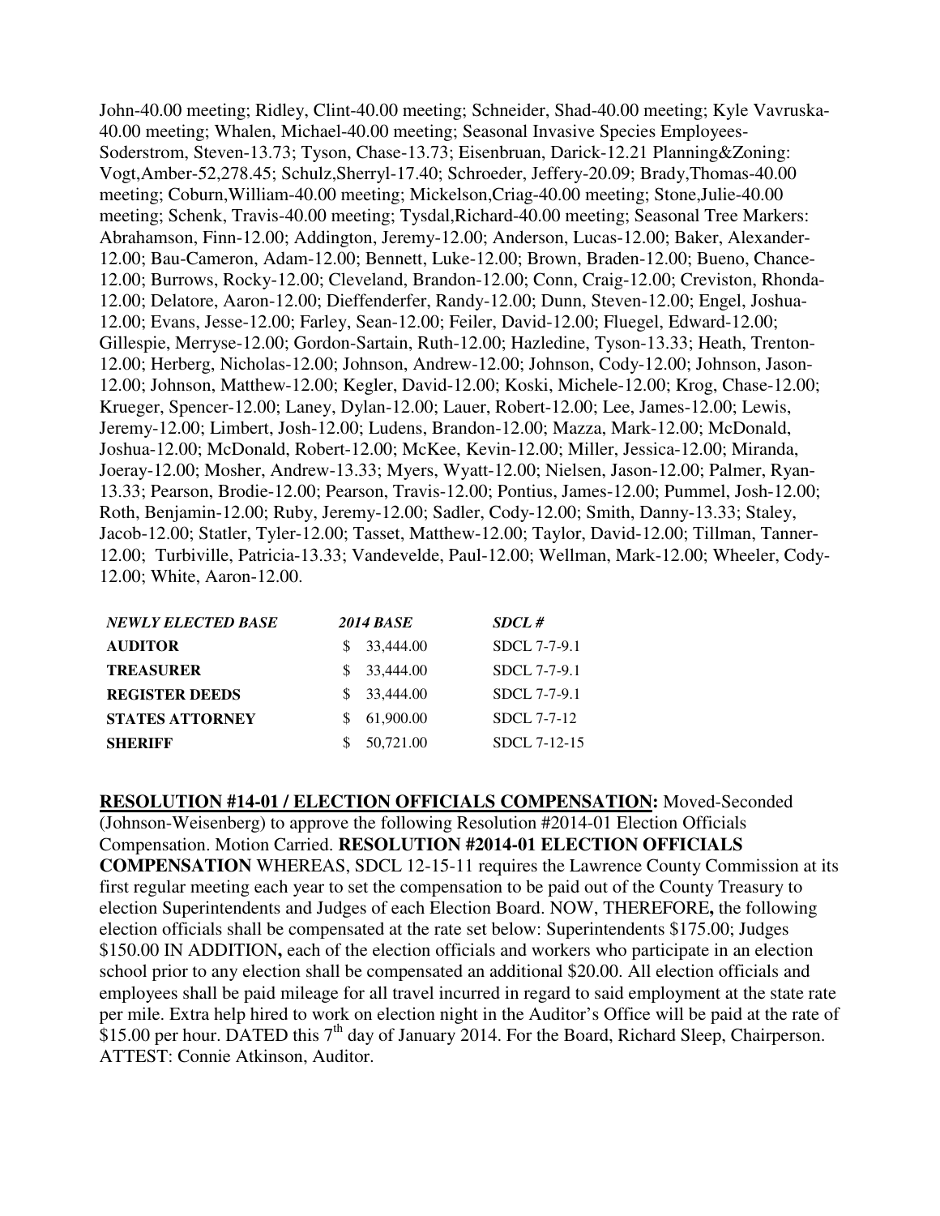John-40.00 meeting; Ridley, Clint-40.00 meeting; Schneider, Shad-40.00 meeting; Kyle Vavruska-40.00 meeting; Whalen, Michael-40.00 meeting; Seasonal Invasive Species Employees-Soderstrom, Steven-13.73; Tyson, Chase-13.73; Eisenbruan, Darick-12.21 Planning&Zoning: Vogt,Amber-52,278.45; Schulz,Sherryl-17.40; Schroeder, Jeffery-20.09; Brady,Thomas-40.00 meeting; Coburn,William-40.00 meeting; Mickelson,Criag-40.00 meeting; Stone,Julie-40.00 meeting; Schenk, Travis-40.00 meeting; Tysdal,Richard-40.00 meeting; Seasonal Tree Markers: Abrahamson, Finn-12.00; Addington, Jeremy-12.00; Anderson, Lucas-12.00; Baker, Alexander-12.00; Bau-Cameron, Adam-12.00; Bennett, Luke-12.00; Brown, Braden-12.00; Bueno, Chance-12.00; Burrows, Rocky-12.00; Cleveland, Brandon-12.00; Conn, Craig-12.00; Creviston, Rhonda-12.00; Delatore, Aaron-12.00; Dieffenderfer, Randy-12.00; Dunn, Steven-12.00; Engel, Joshua-12.00; Evans, Jesse-12.00; Farley, Sean-12.00; Feiler, David-12.00; Fluegel, Edward-12.00; Gillespie, Merryse-12.00; Gordon-Sartain, Ruth-12.00; Hazledine, Tyson-13.33; Heath, Trenton-12.00; Herberg, Nicholas-12.00; Johnson, Andrew-12.00; Johnson, Cody-12.00; Johnson, Jason-12.00; Johnson, Matthew-12.00; Kegler, David-12.00; Koski, Michele-12.00; Krog, Chase-12.00; Krueger, Spencer-12.00; Laney, Dylan-12.00; Lauer, Robert-12.00; Lee, James-12.00; Lewis, Jeremy-12.00; Limbert, Josh-12.00; Ludens, Brandon-12.00; Mazza, Mark-12.00; McDonald, Joshua-12.00; McDonald, Robert-12.00; McKee, Kevin-12.00; Miller, Jessica-12.00; Miranda, Joeray-12.00; Mosher, Andrew-13.33; Myers, Wyatt-12.00; Nielsen, Jason-12.00; Palmer, Ryan-13.33; Pearson, Brodie-12.00; Pearson, Travis-12.00; Pontius, James-12.00; Pummel, Josh-12.00; Roth, Benjamin-12.00; Ruby, Jeremy-12.00; Sadler, Cody-12.00; Smith, Danny-13.33; Staley, Jacob-12.00; Statler, Tyler-12.00; Tasset, Matthew-12.00; Taylor, David-12.00; Tillman, Tanner-12.00; Turbiville, Patricia-13.33; Vandevelde, Paul-12.00; Wellman, Mark-12.00; Wheeler, Cody-12.00; White, Aaron-12.00.

| ***NEWLY ELECTED BASE*** | ***2014 BASE*** | ***SDCL #*** |
|---|---|---|
| **AUDITOR** | $ 33,444.00 | SDCL 7-7-9.1 |
| **TREASURER** | $ 33,444.00 | SDCL 7-7-9.1 |
| **REGISTER DEEDS** | $ 33,444.00 | SDCL 7-7-9.1 |
| **STATES ATTORNEY** | $ 61,900.00 | SDCL 7-7-12 |
| **SHERIFF** | $ 50,721.00 | SDCL 7-12-15 |

**RESOLUTION #14-01 / ELECTION OFFICIALS COMPENSATION:** Moved-Seconded (Johnson-Weisenberg) to approve the following Resolution #2014-01 Election Officials Compensation. Motion Carried. **RESOLUTION #2014-01 ELECTION OFFICIALS COMPENSATION** WHEREAS, SDCL 12-15-11 requires the Lawrence County Commission at its first regular meeting each year to set the compensation to be paid out of the County Treasury to election Superintendents and Judges of each Election Board. NOW, THEREFORE**,** the following election officials shall be compensated at the rate set below: Superintendents $175.00; Judges $150.00 IN ADDITION**,** each of the election officials and workers who participate in an election school prior to any election shall be compensated an additional $20.00. All election officials and employees shall be paid mileage for all travel incurred in regard to said employment at the state rate per mile. Extra help hired to work on election night in the Auditor's Office will be paid at the rate of $15.00 per hour. DATED this 7th day of January 2014. For the Board, Richard Sleep, Chairperson. ATTEST: Connie Atkinson, Auditor.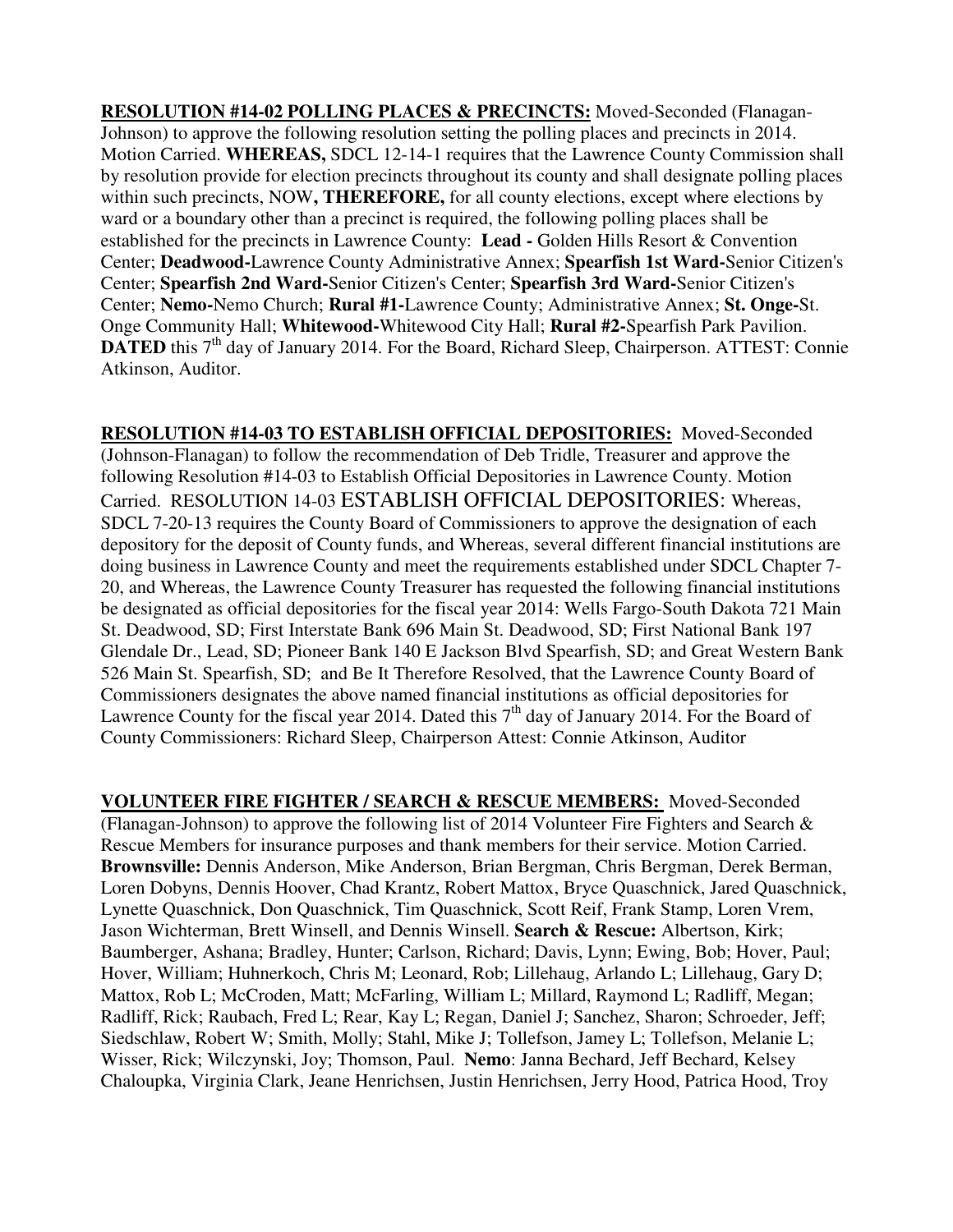**RESOLUTION #14-02 POLLING PLACES & PRECINCTS:** Moved-Seconded (Flanagan-Johnson) to approve the following resolution setting the polling places and precincts in 2014. Motion Carried. **WHEREAS,** SDCL 12-14-1 requires that the Lawrence County Commission shall by resolution provide for election precincts throughout its county and shall designate polling places within such precincts, NOW**, THEREFORE,** for all county elections, except where elections by ward or a boundary other than a precinct is required, the following polling places shall be established for the precincts in Lawrence County: **Lead -** Golden Hills Resort & Convention Center; **Deadwood-**Lawrence County Administrative Annex; **Spearfish 1st Ward-**Senior Citizen's Center; **Spearfish 2nd Ward-**Senior Citizen's Center; **Spearfish 3rd Ward-**Senior Citizen's Center; **Nemo-**Nemo Church; **Rural #1-**Lawrence County; Administrative Annex; **St. Onge-**St. Onge Community Hall; **Whitewood-**Whitewood City Hall; **Rural #2-**Spearfish Park Pavilion. **DATED** this 7th day of January 2014. For the Board, Richard Sleep, Chairperson. ATTEST: Connie Atkinson, Auditor.

**RESOLUTION #14-03 TO ESTABLISH OFFICIAL DEPOSITORIES:** Moved-Seconded (Johnson-Flanagan) to follow the recommendation of Deb Tridle, Treasurer and approve the following Resolution #14-03 to Establish Official Depositories in Lawrence County. Motion Carried. RESOLUTION 14-03 ESTABLISH OFFICIAL DEPOSITORIES: Whereas, SDCL 7-20-13 requires the County Board of Commissioners to approve the designation of each depository for the deposit of County funds, and Whereas, several different financial institutions are doing business in Lawrence County and meet the requirements established under SDCL Chapter 7-20, and Whereas, the Lawrence County Treasurer has requested the following financial institutions be designated as official depositories for the fiscal year 2014: Wells Fargo-South Dakota 721 Main St. Deadwood, SD; First Interstate Bank 696 Main St. Deadwood, SD; First National Bank 197 Glendale Dr., Lead, SD; Pioneer Bank 140 E Jackson Blvd Spearfish, SD; and Great Western Bank 526 Main St. Spearfish, SD; and Be It Therefore Resolved, that the Lawrence County Board of Commissioners designates the above named financial institutions as official depositories for Lawrence County for the fiscal year 2014. Dated this 7th day of January 2014. For the Board of County Commissioners: Richard Sleep, Chairperson Attest: Connie Atkinson, Auditor

**VOLUNTEER FIRE FIGHTER / SEARCH & RESCUE MEMBERS:** Moved-Seconded (Flanagan-Johnson) to approve the following list of 2014 Volunteer Fire Fighters and Search & Rescue Members for insurance purposes and thank members for their service. Motion Carried. **Brownsville:** Dennis Anderson, Mike Anderson, Brian Bergman, Chris Bergman, Derek Berman, Loren Dobyns, Dennis Hoover, Chad Krantz, Robert Mattox, Bryce Quaschnick, Jared Quaschnick, Lynette Quaschnick, Don Quaschnick, Tim Quaschnick, Scott Reif, Frank Stamp, Loren Vrem, Jason Wichterman, Brett Winsell, and Dennis Winsell. **Search & Rescue:** Albertson, Kirk; Baumberger, Ashana; Bradley, Hunter; Carlson, Richard; Davis, Lynn; Ewing, Bob; Hover, Paul; Hover, William; Huhnerkoch, Chris M; Leonard, Rob; Lillehaug, Arlando L; Lillehaug, Gary D; Mattox, Rob L; McCroden, Matt; McFarling, William L; Millard, Raymond L; Radliff, Megan; Radliff, Rick; Raubach, Fred L; Rear, Kay L; Regan, Daniel J; Sanchez, Sharon; Schroeder, Jeff; Siedschlaw, Robert W; Smith, Molly; Stahl, Mike J; Tollefson, Jamey L; Tollefson, Melanie L; Wisser, Rick; Wilczynski, Joy; Thomson, Paul. **Nemo**: Janna Bechard, Jeff Bechard, Kelsey Chaloupka, Virginia Clark, Jeane Henrichsen, Justin Henrichsen, Jerry Hood, Patrica Hood, Troy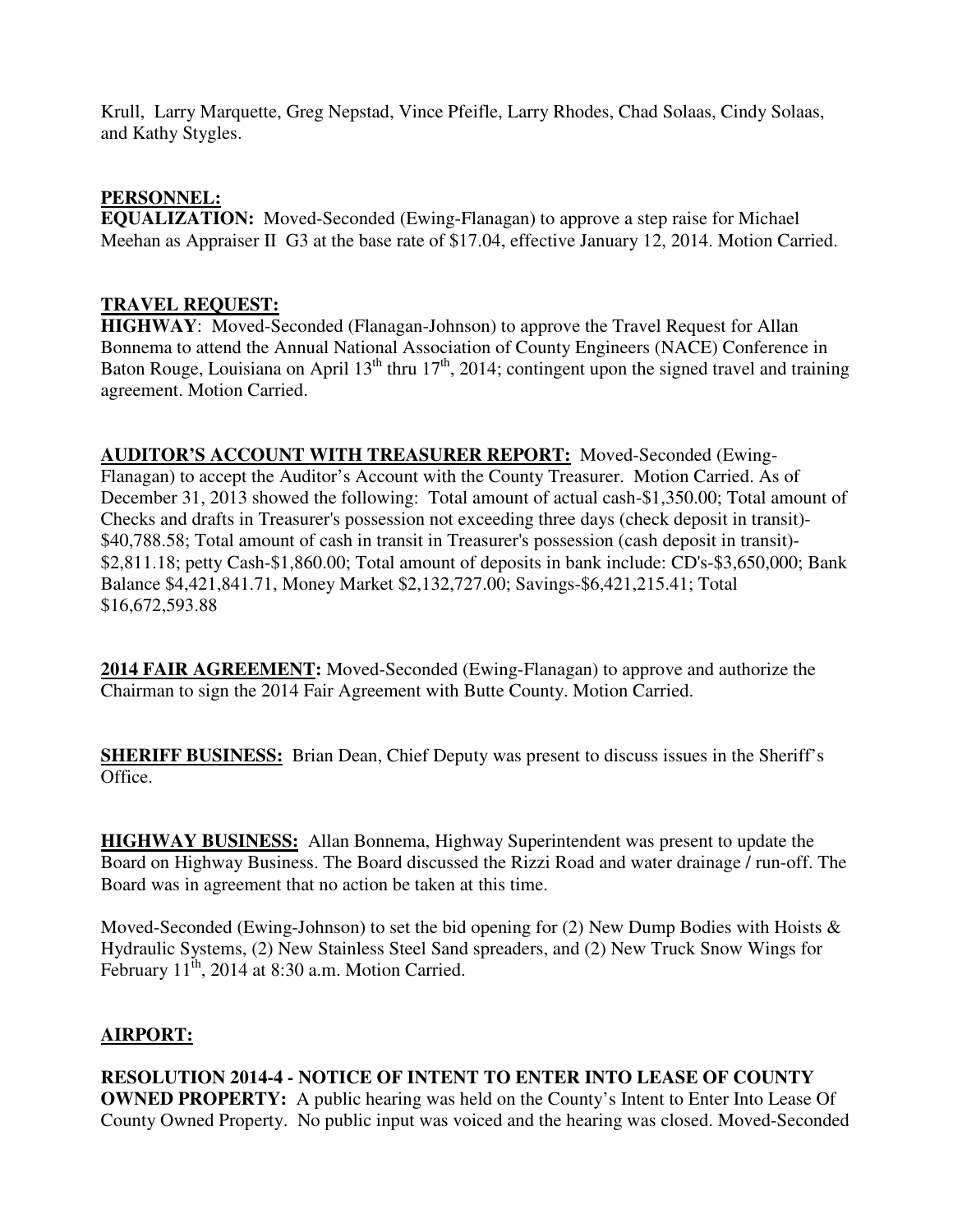Krull, Larry Marquette, Greg Nepstad, Vince Pfeifle, Larry Rhodes, Chad Solaas, Cindy Solaas, and Kathy Stygles.

**PERSONNEL:**

**EQUALIZATION:** Moved-Seconded (Ewing-Flanagan) to approve a step raise for Michael Meehan as Appraiser II G3 at the base rate of $17.04, effective January 12, 2014. Motion Carried.

**TRAVEL REQUEST:**

**HIGHWAY**: Moved-Seconded (Flanagan-Johnson) to approve the Travel Request for Allan Bonnema to attend the Annual National Association of County Engineers (NACE) Conference in Baton Rouge, Louisiana on April 13th thru 17th, 2014; contingent upon the signed travel and training agreement. Motion Carried.

**AUDITOR'S ACCOUNT WITH TREASURER REPORT:** Moved-Seconded (Ewing-Flanagan) to accept the Auditor's Account with the County Treasurer. Motion Carried. As of December 31, 2013 showed the following: Total amount of actual cash-$1,350.00; Total amount of Checks and drafts in Treasurer's possession not exceeding three days (check deposit in transit)-$40,788.58; Total amount of cash in transit in Treasurer's possession (cash deposit in transit)-$2,811.18; petty Cash-$1,860.00; Total amount of deposits in bank include: CD's-$3,650,000; Bank Balance $4,421,841.71, Money Market $2,132,727.00; Savings-$6,421,215.41; Total $16,672,593.88

**2014 FAIR AGREEMENT:** Moved-Seconded (Ewing-Flanagan) to approve and authorize the Chairman to sign the 2014 Fair Agreement with Butte County. Motion Carried.

**SHERIFF BUSINESS:** Brian Dean, Chief Deputy was present to discuss issues in the Sheriff's Office.

**HIGHWAY BUSINESS:** Allan Bonnema, Highway Superintendent was present to update the Board on Highway Business. The Board discussed the Rizzi Road and water drainage / run-off. The Board was in agreement that no action be taken at this time.

Moved-Seconded (Ewing-Johnson) to set the bid opening for (2) New Dump Bodies with Hoists & Hydraulic Systems, (2) New Stainless Steel Sand spreaders, and (2) New Truck Snow Wings for February 11th, 2014 at 8:30 a.m. Motion Carried.

**AIRPORT:**

**RESOLUTION 2014-4 - NOTICE OF INTENT TO ENTER INTO LEASE OF COUNTY OWNED PROPERTY:** A public hearing was held on the County's Intent to Enter Into Lease Of County Owned Property. No public input was voiced and the hearing was closed. Moved-Seconded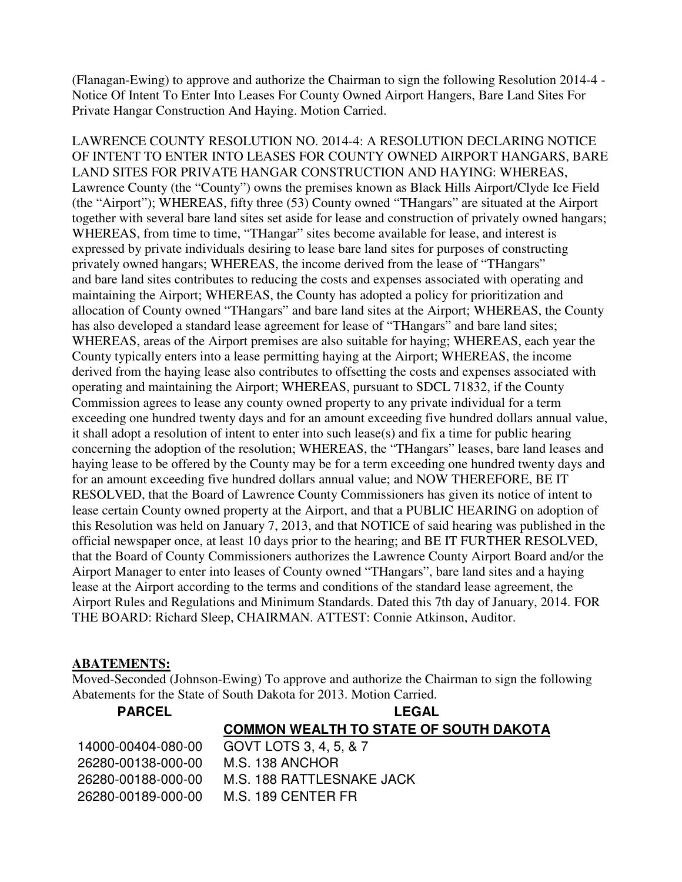(Flanagan-Ewing) to approve and authorize the Chairman to sign the following Resolution 2014-4 - Notice Of Intent To Enter Into Leases For County Owned Airport Hangers, Bare Land Sites For Private Hangar Construction And Haying. Motion Carried.

LAWRENCE COUNTY RESOLUTION NO. 2014-4: A RESOLUTION DECLARING NOTICE OF INTENT TO ENTER INTO LEASES FOR COUNTY OWNED AIRPORT HANGARS, BARE LAND SITES FOR PRIVATE HANGAR CONSTRUCTION AND HAYING: WHEREAS, Lawrence County (the "County") owns the premises known as Black Hills Airport/Clyde Ice Field (the "Airport"); WHEREAS, fifty three (53) County owned "THangars" are situated at the Airport together with several bare land sites set aside for lease and construction of privately owned hangars; WHEREAS, from time to time, "THangar" sites become available for lease, and interest is expressed by private individuals desiring to lease bare land sites for purposes of constructing privately owned hangars; WHEREAS, the income derived from the lease of "THangars" and bare land sites contributes to reducing the costs and expenses associated with operating and maintaining the Airport; WHEREAS, the County has adopted a policy for prioritization and allocation of County owned "THangars" and bare land sites at the Airport; WHEREAS, the County has also developed a standard lease agreement for lease of "THangars" and bare land sites; WHEREAS, areas of the Airport premises are also suitable for haying; WHEREAS, each year the County typically enters into a lease permitting haying at the Airport; WHEREAS, the income derived from the haying lease also contributes to offsetting the costs and expenses associated with operating and maintaining the Airport; WHEREAS, pursuant to SDCL 71832, if the County Commission agrees to lease any county owned property to any private individual for a term exceeding one hundred twenty days and for an amount exceeding five hundred dollars annual value, it shall adopt a resolution of intent to enter into such lease(s) and fix a time for public hearing concerning the adoption of the resolution; WHEREAS, the "THangars" leases, bare land leases and haying lease to be offered by the County may be for a term exceeding one hundred twenty days and for an amount exceeding five hundred dollars annual value; and NOW THEREFORE, BE IT RESOLVED, that the Board of Lawrence County Commissioners has given its notice of intent to lease certain County owned property at the Airport, and that a PUBLIC HEARING on adoption of this Resolution was held on January 7, 2013, and that NOTICE of said hearing was published in the official newspaper once, at least 10 days prior to the hearing; and BE IT FURTHER RESOLVED, that the Board of County Commissioners authorizes the Lawrence County Airport Board and/or the Airport Manager to enter into leases of County owned "THangars", bare land sites and a haying lease at the Airport according to the terms and conditions of the standard lease agreement, the Airport Rules and Regulations and Minimum Standards. Dated this 7th day of January, 2014. FOR THE BOARD: Richard Sleep, CHAIRMAN. ATTEST: Connie Atkinson, Auditor.

**ABATEMENTS:**

Moved-Seconded (Johnson-Ewing) To approve and authorize the Chairman to sign the following Abatements for the State of South Dakota for 2013. Motion Carried.

| PARCEL | LEGAL |
|---|---|
| | **COMMON WEALTH TO STATE OF SOUTH DAKOTA** |
| 14000-00404-080-00 | GOVT LOTS 3, 4, 5, & 7 |
| 26280-00138-000-00 | M.S. 138 ANCHOR |
| 26280-00188-000-00 | M.S. 188 RATTLESNAKE JACK |
| 26280-00189-000-00 | M.S. 189 CENTER FR |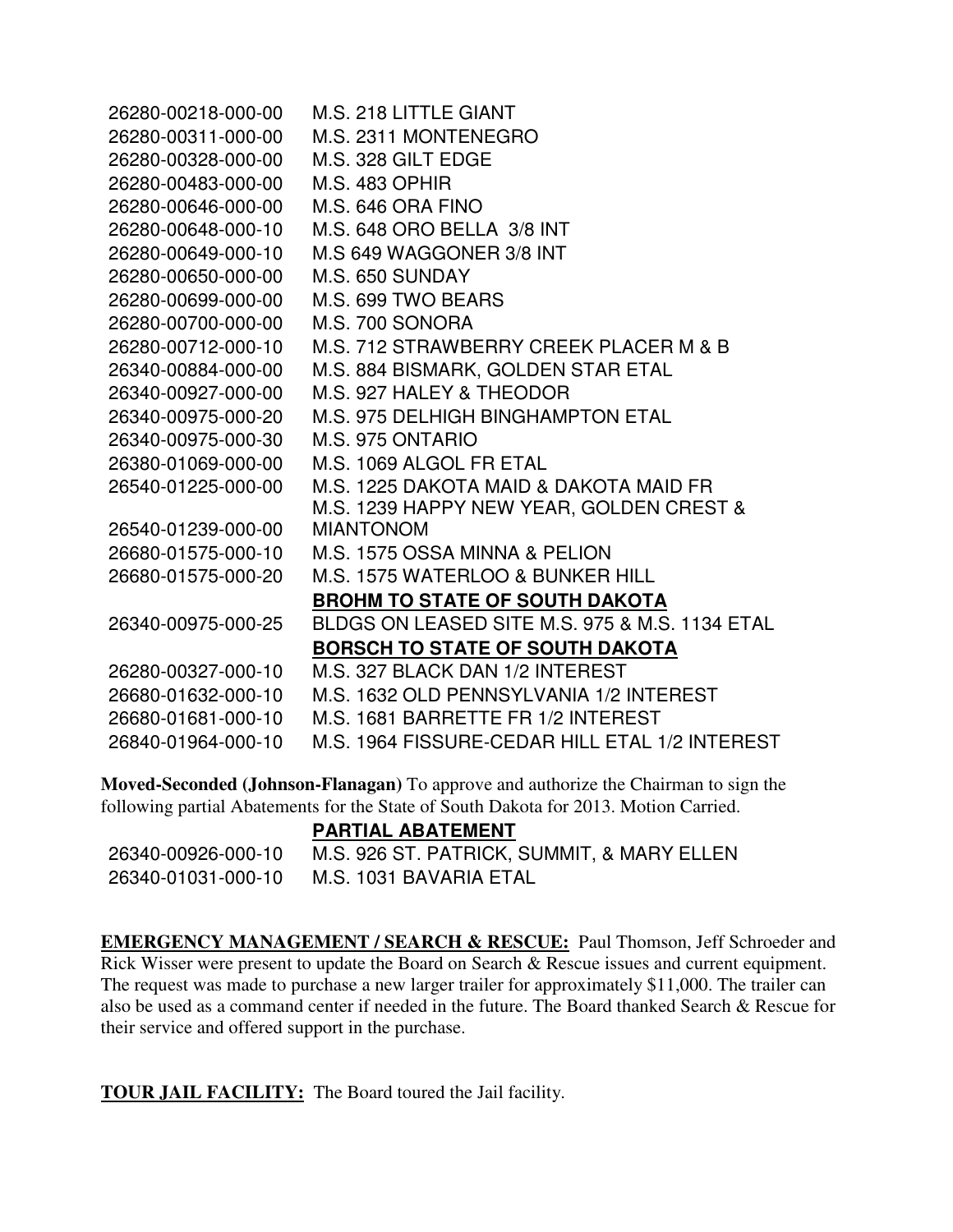| | |
|---|---|
| 26280-00218-000-00 | M.S. 218 LITTLE GIANT |
| 26280-00311-000-00 | M.S. 2311 MONTENEGRO |
| 26280-00328-000-00 | M.S. 328 GILT EDGE |
| 26280-00483-000-00 | M.S. 483 OPHIR |
| 26280-00646-000-00 | M.S. 646 ORA FINO |
| 26280-00648-000-10 | M.S. 648 ORO BELLA 3/8 INT |
| 26280-00649-000-10 | M.S 649 WAGGONER 3/8 INT |
| 26280-00650-000-00 | M.S. 650 SUNDAY |
| 26280-00699-000-00 | M.S. 699 TWO BEARS |
| 26280-00700-000-00 | M.S. 700 SONORA |
| 26280-00712-000-10 | M.S. 712 STRAWBERRY CREEK PLACER M & B |
| 26340-00884-000-00 | M.S. 884 BISMARK, GOLDEN STAR ETAL |
| 26340-00927-000-00 | M.S. 927 HALEY & THEODOR |
| 26340-00975-000-20 | M.S. 975 DELHIGH BINGHAMPTON ETAL |
| 26340-00975-000-30 | M.S. 975 ONTARIO |
| 26380-01069-000-00 | M.S. 1069 ALGOL FR ETAL |
| 26540-01225-000-00 | M.S. 1225 DAKOTA MAID & DAKOTA MAID FR |
| 26540-01239-000-00 | M.S. 1239 HAPPY NEW YEAR, GOLDEN CREST & MIANTONOM |
| 26680-01575-000-10 | M.S. 1575 OSSA MINNA & PELION |
| 26680-01575-000-20 | M.S. 1575 WATERLOO & BUNKER HILL |
| | **BROHM TO STATE OF SOUTH DAKOTA** |
| 26340-00975-000-25 | BLDGS ON LEASED SITE M.S. 975 & M.S. 1134 ETAL |
| | **BORSCH TO STATE OF SOUTH DAKOTA** |
| 26280-00327-000-10 | M.S. 327 BLACK DAN 1/2 INTEREST |
| 26680-01632-000-10 | M.S. 1632 OLD PENNSYLVANIA 1/2 INTEREST |
| 26680-01681-000-10 | M.S. 1681 BARRETTE FR 1/2 INTEREST |
| 26840-01964-000-10 | M.S. 1964 FISSURE-CEDAR HILL ETAL 1/2 INTEREST |

**Moved-Seconded (Johnson-Flanagan)** To approve and authorize the Chairman to sign the following partial Abatements for the State of South Dakota for 2013. Motion Carried.

| | |
|---|---|
| | **PARTIAL ABATEMENT** |
| 26340-00926-000-10 | M.S. 926 ST. PATRICK, SUMMIT, & MARY ELLEN |
| 26340-01031-000-10 | M.S. 1031 BAVARIA ETAL |

**EMERGENCY MANAGEMENT / SEARCH & RESCUE:** Paul Thomson, Jeff Schroeder and Rick Wisser were present to update the Board on Search & Rescue issues and current equipment. The request was made to purchase a new larger trailer for approximately $11,000. The trailer can also be used as a command center if needed in the future. The Board thanked Search & Rescue for their service and offered support in the purchase.

**TOUR JAIL FACILITY:** The Board toured the Jail facility.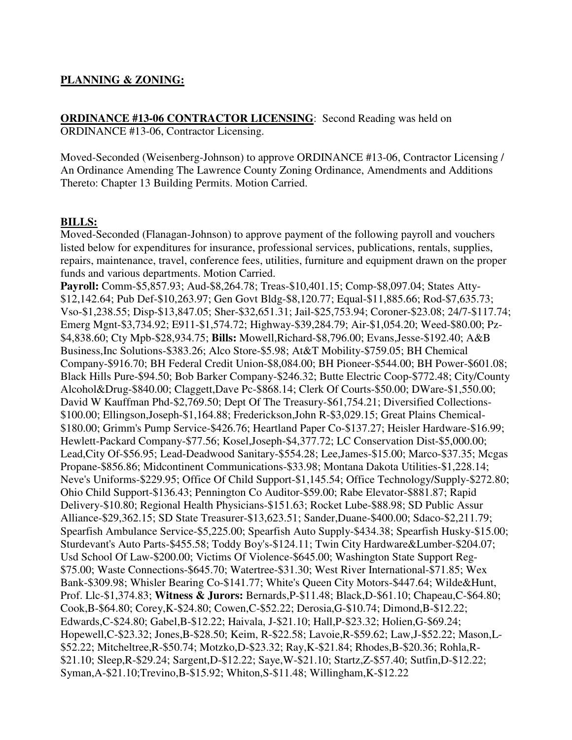**PLANNING & ZONING:**

**ORDINANCE #13-06 CONTRACTOR LICENSING**: Second Reading was held on ORDINANCE #13-06, Contractor Licensing.

Moved-Seconded (Weisenberg-Johnson) to approve ORDINANCE #13-06, Contractor Licensing / An Ordinance Amending The Lawrence County Zoning Ordinance, Amendments and Additions Thereto: Chapter 13 Building Permits. Motion Carried.

**BILLS:**

Moved-Seconded (Flanagan-Johnson) to approve payment of the following payroll and vouchers listed below for expenditures for insurance, professional services, publications, rentals, supplies, repairs, maintenance, travel, conference fees, utilities, furniture and equipment drawn on the proper funds and various departments. Motion Carried.

**Payroll:** Comm-$5,857.93; Aud-$8,264.78; Treas-$10,401.15; Comp-$8,097.04; States Atty-$12,142.64; Pub Def-$10,263.97; Gen Govt Bldg-$8,120.77; Equal-$11,885.66; Rod-$7,635.73; Vso-$1,238.55; Disp-$13,847.05; Sher-$32,651.31; Jail-$25,753.94; Coroner-$23.08; 24/7-$117.74; Emerg Mgnt-$3,734.92; E911-$1,574.72; Highway-$39,284.79; Air-$1,054.20; Weed-$80.00; Pz-$4,838.60; Cty Mpb-$28,934.75; **Bills:** Mowell,Richard-$8,796.00; Evans,Jesse-$192.40; A&B Business,Inc Solutions-$383.26; Alco Store-$5.98; At&T Mobility-$759.05; BH Chemical Company-$916.70; BH Federal Credit Union-$8,084.00; BH Pioneer-$544.00; BH Power-$601.08; Black Hills Pure-$94.50; Bob Barker Company-$246.32; Butte Electric Coop-$772.48; City/County Alcohol&Drug-$840.00; Claggett,Dave Pc-$868.14; Clerk Of Courts-$50.00; DWare-$1,550.00; David W Kauffman Phd-$2,769.50; Dept Of The Treasury-$61,754.21; Diversified Collections-$100.00; Ellingson,Joseph-$1,164.88; Frederickson,John R-$3,029.15; Great Plains Chemical-$180.00; Grimm's Pump Service-$426.76; Heartland Paper Co-$137.27; Heisler Hardware-$16.99; Hewlett-Packard Company-$77.56; Kosel,Joseph-$4,377.72; LC Conservation Dist-$5,000.00; Lead,City Of-$56.95; Lead-Deadwood Sanitary-$554.28; Lee,James-$15.00; Marco-$37.35; Mcgas Propane-$856.86; Midcontinent Communications-$33.98; Montana Dakota Utilities-$1,228.14; Neve's Uniforms-$229.95; Office Of Child Support-$1,145.54; Office Technology/Supply-$272.80; Ohio Child Support-$136.43; Pennington Co Auditor-$59.00; Rabe Elevator-$881.87; Rapid Delivery-$10.80; Regional Health Physicians-$151.63; Rocket Lube-$88.98; SD Public Assur Alliance-$29,362.15; SD State Treasurer-$13,623.51; Sander,Duane-$400.00; Sdaco-$2,211.79; Spearfish Ambulance Service-$5,225.00; Spearfish Auto Supply-$434.38; Spearfish Husky-$15.00; Sturdevant's Auto Parts-$455.58; Toddy Boy's-$124.11; Twin City Hardware&Lumber-$204.07; Usd School Of Law-$200.00; Victims Of Violence-$645.00; Washington State Support Reg-$75.00; Waste Connections-$645.70; Watertree-$31.30; West River International-$71.85; Wex Bank-$309.98; Whisler Bearing Co-$141.77; White's Queen City Motors-$447.64; Wilde&Hunt, Prof. Llc-$1,374.83; **Witness & Jurors:** Bernards,P-$11.48; Black,D-$61.10; Chapeau,C-$64.80; Cook,B-$64.80; Corey,K-$24.80; Cowen,C-$52.22; Derosia,G-$10.74; Dimond,B-$12.22; Edwards,C-$24.80; Gabel,B-$12.22; Haivala, J-$21.10; Hall,P-$23.32; Holien,G-$69.24; Hopewell,C-$23.32; Jones,B-$28.50; Keim, R-$22.58; Lavoie,R-$59.62; Law,J-$52.22; Mason,L-$52.22; Mitcheltree,R-$50.74; Motzko,D-$23.32; Ray,K-$21.84; Rhodes,B-$20.36; Rohla,R-$21.10; Sleep,R-$29.24; Sargent,D-$12.22; Saye,W-$21.10; Startz,Z-$57.40; Sutfin,D-$12.22; Syman,A-$21.10;Trevino,B-$15.92; Whiton,S-$11.48; Willingham,K-$12.22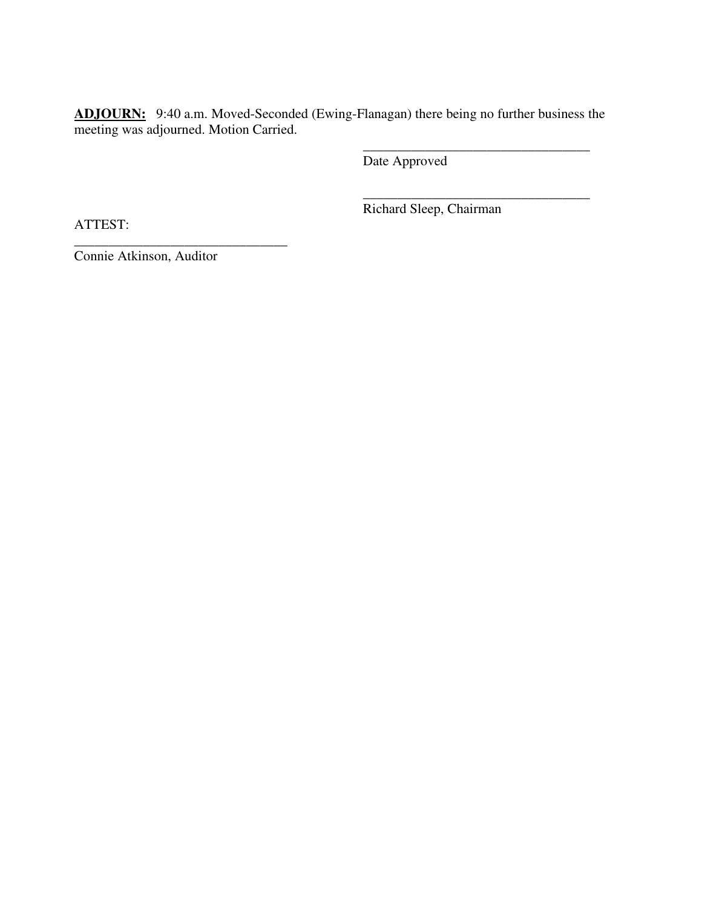**ADJOURN:** 9:40 a.m. Moved-Seconded (Ewing-Flanagan) there being no further business the meeting was adjourned. Motion Carried.

_________________________________
Date Approved

_________________________________
Richard Sleep, Chairman

ATTEST:

_______________________________
Connie Atkinson, Auditor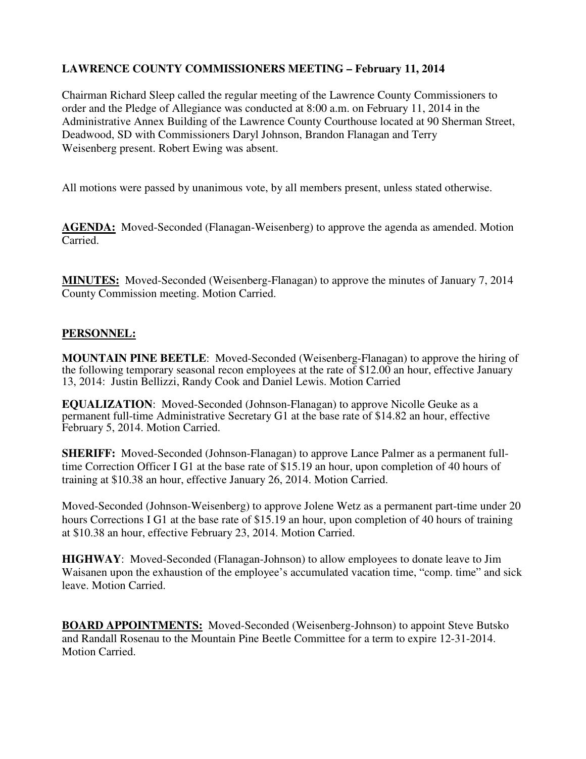**LAWRENCE COUNTY COMMISSIONERS MEETING – February 11, 2014**

Chairman Richard Sleep called the regular meeting of the Lawrence County Commissioners to order and the Pledge of Allegiance was conducted at 8:00 a.m. on February 11, 2014 in the Administrative Annex Building of the Lawrence County Courthouse located at 90 Sherman Street, Deadwood, SD with Commissioners Daryl Johnson, Brandon Flanagan and Terry Weisenberg present. Robert Ewing was absent.

All motions were passed by unanimous vote, by all members present, unless stated otherwise.

**AGENDA:** Moved-Seconded (Flanagan-Weisenberg) to approve the agenda as amended. Motion Carried.

**MINUTES:** Moved-Seconded (Weisenberg-Flanagan) to approve the minutes of January 7, 2014 County Commission meeting. Motion Carried.

**PERSONNEL:**

**MOUNTAIN PINE BEETLE**: Moved-Seconded (Weisenberg-Flanagan) to approve the hiring of the following temporary seasonal recon employees at the rate of $12.00 an hour, effective January 13, 2014: Justin Bellizzi, Randy Cook and Daniel Lewis. Motion Carried

**EQUALIZATION**: Moved-Seconded (Johnson-Flanagan) to approve Nicolle Geuke as a permanent full-time Administrative Secretary G1 at the base rate of $14.82 an hour, effective February 5, 2014. Motion Carried.

**SHERIFF:** Moved-Seconded (Johnson-Flanagan) to approve Lance Palmer as a permanent full-time Correction Officer I G1 at the base rate of $15.19 an hour, upon completion of 40 hours of training at $10.38 an hour, effective January 26, 2014. Motion Carried.

Moved-Seconded (Johnson-Weisenberg) to approve Jolene Wetz as a permanent part-time under 20 hours Corrections I G1 at the base rate of $15.19 an hour, upon completion of 40 hours of training at $10.38 an hour, effective February 23, 2014. Motion Carried.

**HIGHWAY**: Moved-Seconded (Flanagan-Johnson) to allow employees to donate leave to Jim Waisanen upon the exhaustion of the employee's accumulated vacation time, "comp. time" and sick leave. Motion Carried.

**BOARD APPOINTMENTS:** Moved-Seconded (Weisenberg-Johnson) to appoint Steve Butsko and Randall Rosenau to the Mountain Pine Beetle Committee for a term to expire 12-31-2014. Motion Carried.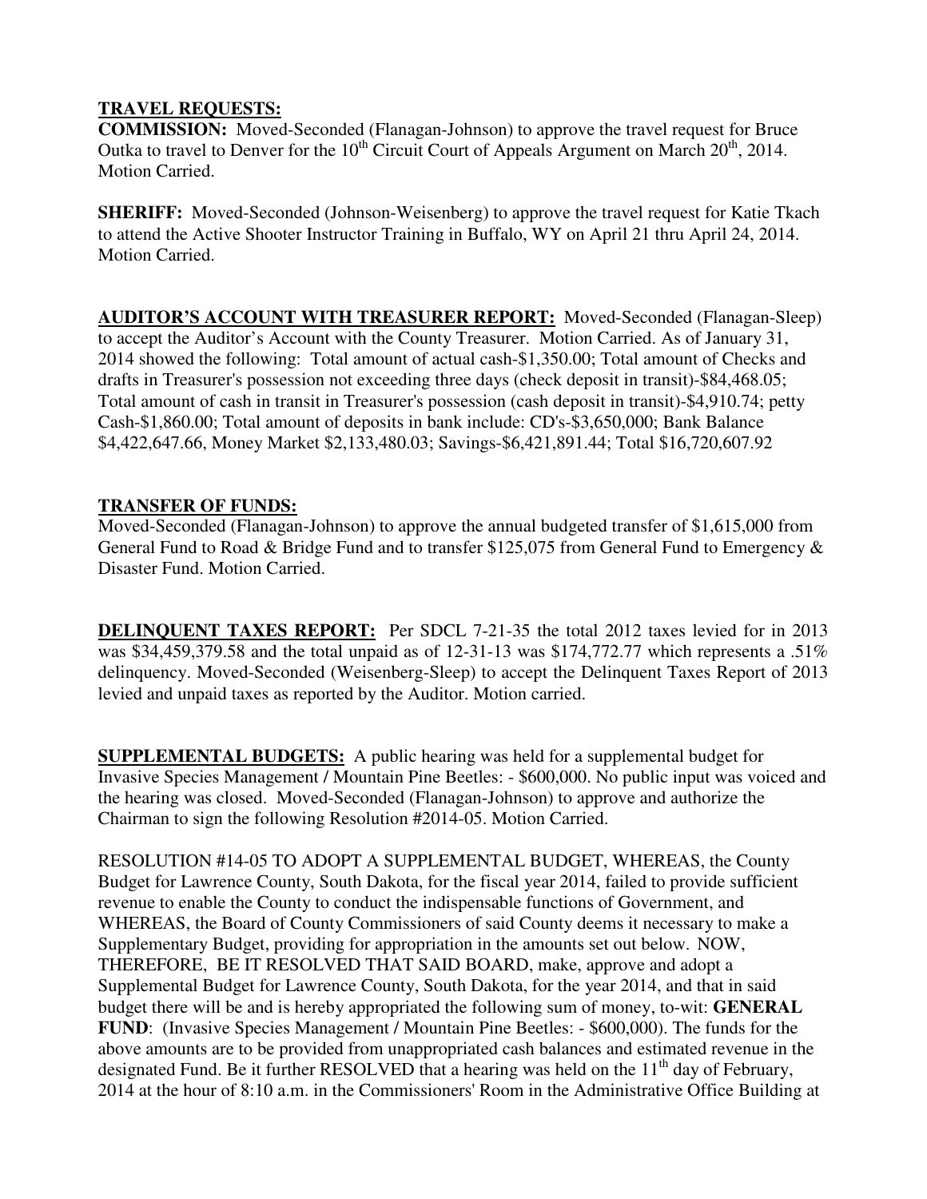**TRAVEL REQUESTS:**

**COMMISSION:** Moved-Seconded (Flanagan-Johnson) to approve the travel request for Bruce Outka to travel to Denver for the 10th Circuit Court of Appeals Argument on March 20th, 2014. Motion Carried.

**SHERIFF:** Moved-Seconded (Johnson-Weisenberg) to approve the travel request for Katie Tkach to attend the Active Shooter Instructor Training in Buffalo, WY on April 21 thru April 24, 2014. Motion Carried.

**AUDITOR'S ACCOUNT WITH TREASURER REPORT:** Moved-Seconded (Flanagan-Sleep) to accept the Auditor's Account with the County Treasurer. Motion Carried. As of January 31, 2014 showed the following: Total amount of actual cash-$1,350.00; Total amount of Checks and drafts in Treasurer's possession not exceeding three days (check deposit in transit)-$84,468.05; Total amount of cash in transit in Treasurer's possession (cash deposit in transit)-$4,910.74; petty Cash-$1,860.00; Total amount of deposits in bank include: CD's-$3,650,000; Bank Balance $4,422,647.66, Money Market $2,133,480.03; Savings-$6,421,891.44; Total $16,720,607.92

**TRANSFER OF FUNDS:**

Moved-Seconded (Flanagan-Johnson) to approve the annual budgeted transfer of $1,615,000 from General Fund to Road & Bridge Fund and to transfer $125,075 from General Fund to Emergency & Disaster Fund. Motion Carried.

**DELINQUENT TAXES REPORT:** Per SDCL 7-21-35 the total 2012 taxes levied for in 2013 was $34,459,379.58 and the total unpaid as of 12-31-13 was $174,772.77 which represents a .51% delinquency. Moved-Seconded (Weisenberg-Sleep) to accept the Delinquent Taxes Report of 2013 levied and unpaid taxes as reported by the Auditor. Motion carried.

**SUPPLEMENTAL BUDGETS:** A public hearing was held for a supplemental budget for Invasive Species Management / Mountain Pine Beetles: - $600,000. No public input was voiced and the hearing was closed. Moved-Seconded (Flanagan-Johnson) to approve and authorize the Chairman to sign the following Resolution #2014-05. Motion Carried.

RESOLUTION #14-05 TO ADOPT A SUPPLEMENTAL BUDGET, WHEREAS, the County Budget for Lawrence County, South Dakota, for the fiscal year 2014, failed to provide sufficient revenue to enable the County to conduct the indispensable functions of Government, and WHEREAS, the Board of County Commissioners of said County deems it necessary to make a Supplementary Budget, providing for appropriation in the amounts set out below. NOW, THEREFORE, BE IT RESOLVED THAT SAID BOARD, make, approve and adopt a Supplemental Budget for Lawrence County, South Dakota, for the year 2014, and that in said budget there will be and is hereby appropriated the following sum of money, to-wit: **GENERAL FUND**: (Invasive Species Management / Mountain Pine Beetles: - $600,000). The funds for the above amounts are to be provided from unappropriated cash balances and estimated revenue in the designated Fund. Be it further RESOLVED that a hearing was held on the 11th day of February, 2014 at the hour of 8:10 a.m. in the Commissioners' Room in the Administrative Office Building at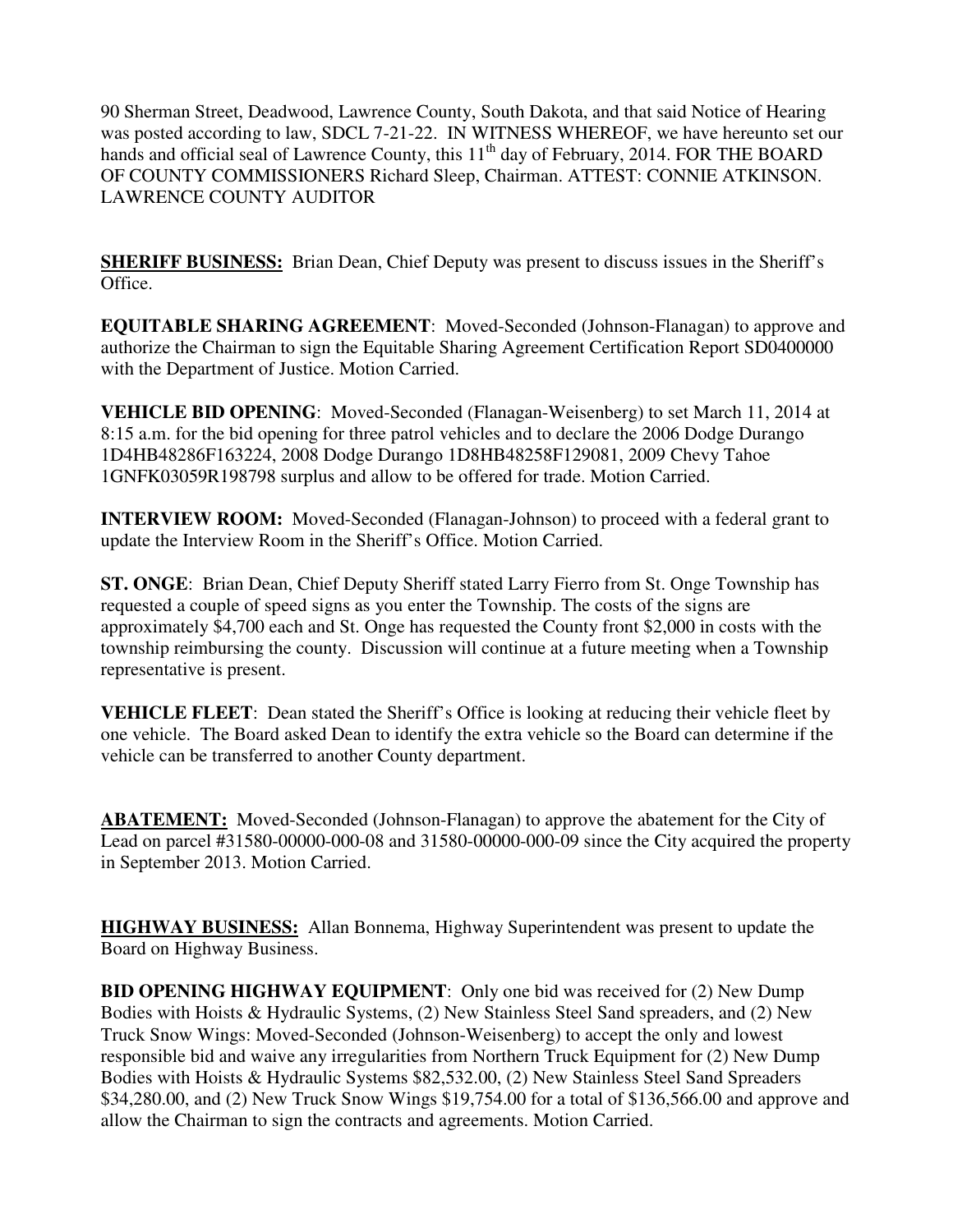90 Sherman Street, Deadwood, Lawrence County, South Dakota, and that said Notice of Hearing was posted according to law, SDCL 7-21-22. IN WITNESS WHEREOF, we have hereunto set our hands and official seal of Lawrence County, this 11th day of February, 2014. FOR THE BOARD OF COUNTY COMMISSIONERS Richard Sleep, Chairman. ATTEST: CONNIE ATKINSON. LAWRENCE COUNTY AUDITOR

**SHERIFF BUSINESS:** Brian Dean, Chief Deputy was present to discuss issues in the Sheriff's Office.

**EQUITABLE SHARING AGREEMENT**: Moved-Seconded (Johnson-Flanagan) to approve and authorize the Chairman to sign the Equitable Sharing Agreement Certification Report SD0400000 with the Department of Justice. Motion Carried.

**VEHICLE BID OPENING**: Moved-Seconded (Flanagan-Weisenberg) to set March 11, 2014 at 8:15 a.m. for the bid opening for three patrol vehicles and to declare the 2006 Dodge Durango 1D4HB48286F163224, 2008 Dodge Durango 1D8HB48258F129081, 2009 Chevy Tahoe 1GNFK03059R198798 surplus and allow to be offered for trade. Motion Carried.

**INTERVIEW ROOM:** Moved-Seconded (Flanagan-Johnson) to proceed with a federal grant to update the Interview Room in the Sheriff's Office. Motion Carried.

**ST. ONGE**: Brian Dean, Chief Deputy Sheriff stated Larry Fierro from St. Onge Township has requested a couple of speed signs as you enter the Township. The costs of the signs are approximately $4,700 each and St. Onge has requested the County front $2,000 in costs with the township reimbursing the county. Discussion will continue at a future meeting when a Township representative is present.

**VEHICLE FLEET**: Dean stated the Sheriff's Office is looking at reducing their vehicle fleet by one vehicle. The Board asked Dean to identify the extra vehicle so the Board can determine if the vehicle can be transferred to another County department.

**ABATEMENT:** Moved-Seconded (Johnson-Flanagan) to approve the abatement for the City of Lead on parcel #31580-00000-000-08 and 31580-00000-000-09 since the City acquired the property in September 2013. Motion Carried.

**HIGHWAY BUSINESS:** Allan Bonnema, Highway Superintendent was present to update the Board on Highway Business.

**BID OPENING HIGHWAY EQUIPMENT**: Only one bid was received for (2) New Dump Bodies with Hoists & Hydraulic Systems, (2) New Stainless Steel Sand spreaders, and (2) New Truck Snow Wings: Moved-Seconded (Johnson-Weisenberg) to accept the only and lowest responsible bid and waive any irregularities from Northern Truck Equipment for (2) New Dump Bodies with Hoists & Hydraulic Systems $82,532.00, (2) New Stainless Steel Sand Spreaders $34,280.00, and (2) New Truck Snow Wings $19,754.00 for a total of $136,566.00 and approve and allow the Chairman to sign the contracts and agreements. Motion Carried.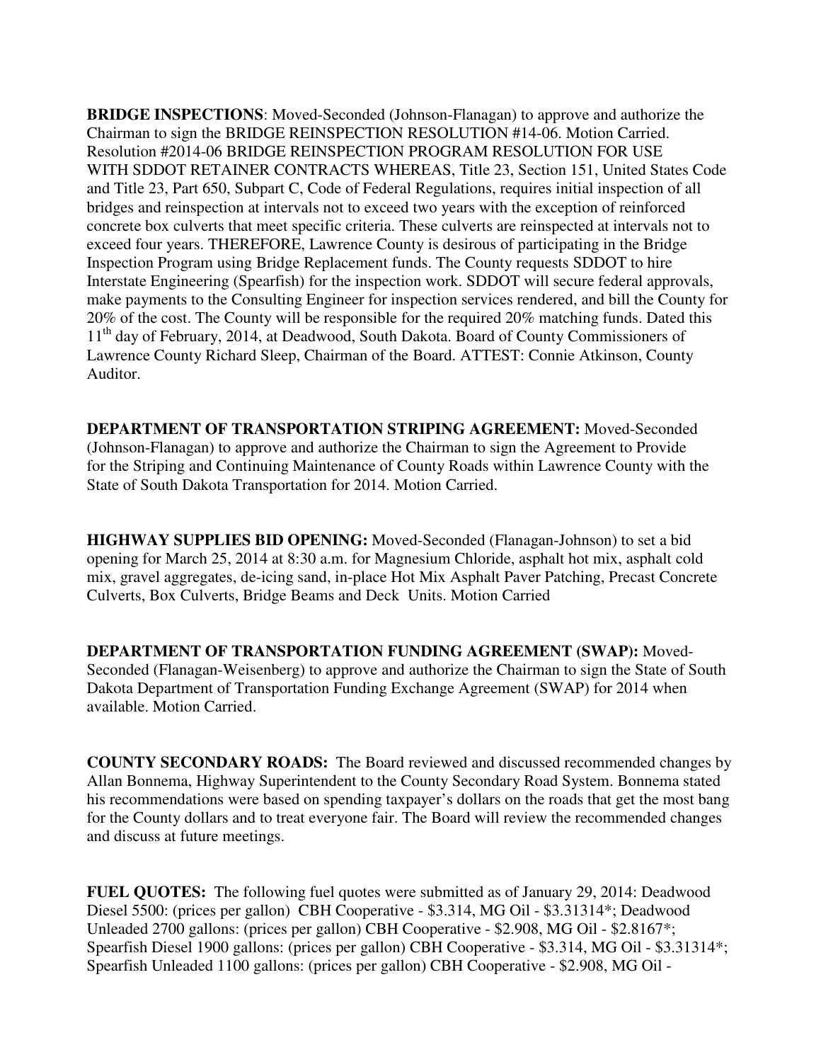**BRIDGE INSPECTIONS**: Moved-Seconded (Johnson-Flanagan) to approve and authorize the Chairman to sign the BRIDGE REINSPECTION RESOLUTION #14-06. Motion Carried. Resolution #2014-06 BRIDGE REINSPECTION PROGRAM RESOLUTION FOR USE WITH SDDOT RETAINER CONTRACTS WHEREAS, Title 23, Section 151, United States Code and Title 23, Part 650, Subpart C, Code of Federal Regulations, requires initial inspection of all bridges and reinspection at intervals not to exceed two years with the exception of reinforced concrete box culverts that meet specific criteria. These culverts are reinspected at intervals not to exceed four years. THEREFORE, Lawrence County is desirous of participating in the Bridge Inspection Program using Bridge Replacement funds. The County requests SDDOT to hire Interstate Engineering (Spearfish) for the inspection work. SDDOT will secure federal approvals, make payments to the Consulting Engineer for inspection services rendered, and bill the County for 20% of the cost. The County will be responsible for the required 20% matching funds. Dated this 11th day of February, 2014, at Deadwood, South Dakota. Board of County Commissioners of Lawrence County Richard Sleep, Chairman of the Board. ATTEST: Connie Atkinson, County Auditor.

**DEPARTMENT OF TRANSPORTATION STRIPING AGREEMENT:** Moved-Seconded (Johnson-Flanagan) to approve and authorize the Chairman to sign the Agreement to Provide for the Striping and Continuing Maintenance of County Roads within Lawrence County with the State of South Dakota Transportation for 2014. Motion Carried.

**HIGHWAY SUPPLIES BID OPENING:** Moved-Seconded (Flanagan-Johnson) to set a bid opening for March 25, 2014 at 8:30 a.m. for Magnesium Chloride, asphalt hot mix, asphalt cold mix, gravel aggregates, de-icing sand, in-place Hot Mix Asphalt Paver Patching, Precast Concrete Culverts, Box Culverts, Bridge Beams and Deck Units. Motion Carried

**DEPARTMENT OF TRANSPORTATION FUNDING AGREEMENT (SWAP):** Moved-Seconded (Flanagan-Weisenberg) to approve and authorize the Chairman to sign the State of South Dakota Department of Transportation Funding Exchange Agreement (SWAP) for 2014 when available. Motion Carried.

**COUNTY SECONDARY ROADS:** The Board reviewed and discussed recommended changes by Allan Bonnema, Highway Superintendent to the County Secondary Road System. Bonnema stated his recommendations were based on spending taxpayer's dollars on the roads that get the most bang for the County dollars and to treat everyone fair. The Board will review the recommended changes and discuss at future meetings.

**FUEL QUOTES:** The following fuel quotes were submitted as of January 29, 2014: Deadwood Diesel 5500: (prices per gallon) CBH Cooperative - $3.314, MG Oil - $3.31314*; Deadwood Unleaded 2700 gallons: (prices per gallon) CBH Cooperative - $2.908, MG Oil - $2.8167*; Spearfish Diesel 1900 gallons: (prices per gallon) CBH Cooperative - $3.314, MG Oil - $3.31314*; Spearfish Unleaded 1100 gallons: (prices per gallon) CBH Cooperative - $2.908, MG Oil -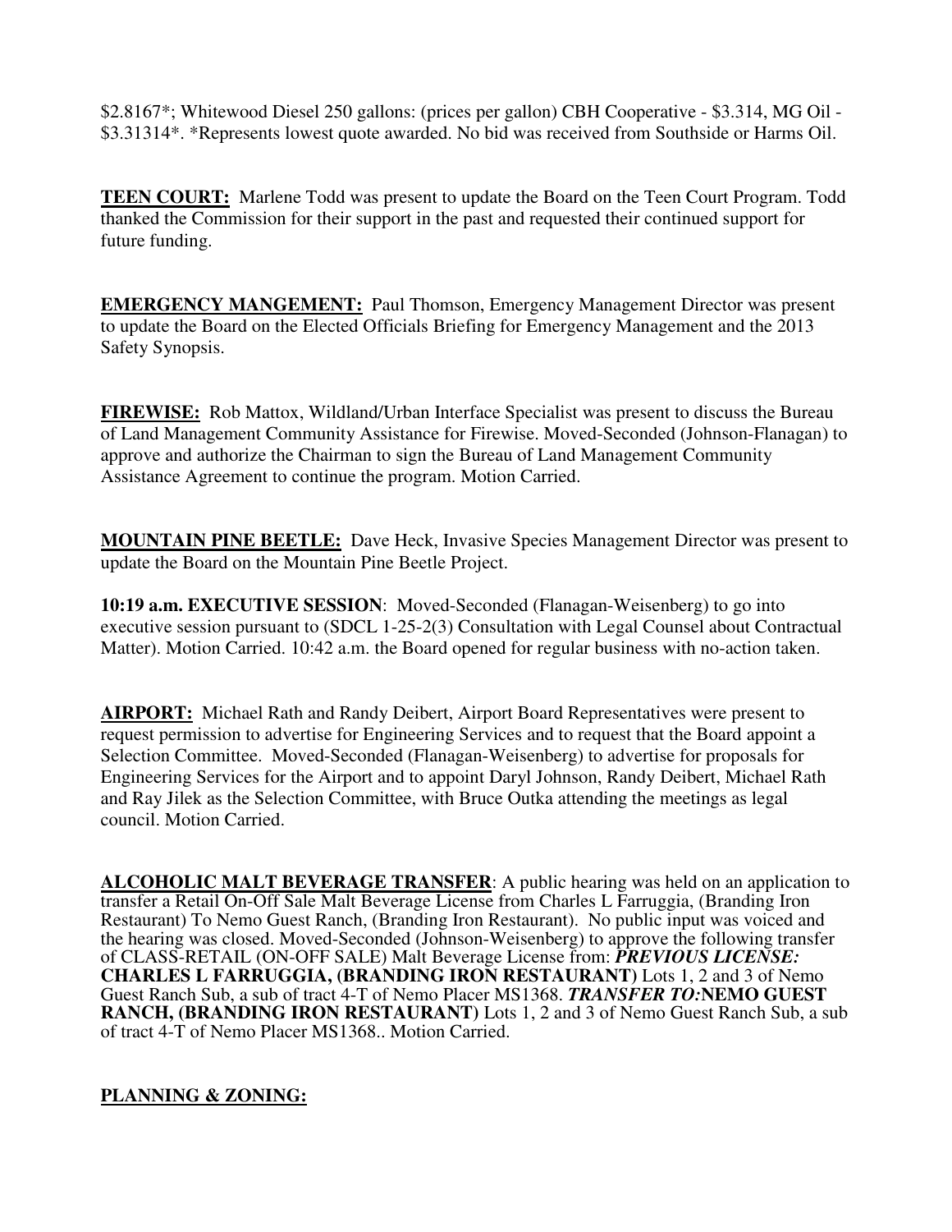$2.8167*; Whitewood Diesel 250 gallons: (prices per gallon) CBH Cooperative - $3.314, MG Oil - $3.31314*. *Represents lowest quote awarded. No bid was received from Southside or Harms Oil.

**TEEN COURT:** Marlene Todd was present to update the Board on the Teen Court Program. Todd thanked the Commission for their support in the past and requested their continued support for future funding.

**EMERGENCY MANGEMENT:** Paul Thomson, Emergency Management Director was present to update the Board on the Elected Officials Briefing for Emergency Management and the 2013 Safety Synopsis.

**FIREWISE:** Rob Mattox, Wildland/Urban Interface Specialist was present to discuss the Bureau of Land Management Community Assistance for Firewise. Moved-Seconded (Johnson-Flanagan) to approve and authorize the Chairman to sign the Bureau of Land Management Community Assistance Agreement to continue the program. Motion Carried.

**MOUNTAIN PINE BEETLE:** Dave Heck, Invasive Species Management Director was present to update the Board on the Mountain Pine Beetle Project.

**10:19 a.m. EXECUTIVE SESSION**: Moved-Seconded (Flanagan-Weisenberg) to go into executive session pursuant to (SDCL 1-25-2(3) Consultation with Legal Counsel about Contractual Matter). Motion Carried. 10:42 a.m. the Board opened for regular business with no-action taken.

**AIRPORT:** Michael Rath and Randy Deibert, Airport Board Representatives were present to request permission to advertise for Engineering Services and to request that the Board appoint a Selection Committee. Moved-Seconded (Flanagan-Weisenberg) to advertise for proposals for Engineering Services for the Airport and to appoint Daryl Johnson, Randy Deibert, Michael Rath and Ray Jilek as the Selection Committee, with Bruce Outka attending the meetings as legal council. Motion Carried.

**ALCOHOLIC MALT BEVERAGE TRANSFER**: A public hearing was held on an application to transfer a Retail On-Off Sale Malt Beverage License from Charles L Farruggia, (Branding Iron Restaurant) To Nemo Guest Ranch, (Branding Iron Restaurant). No public input was voiced and the hearing was closed. Moved-Seconded (Johnson-Weisenberg) to approve the following transfer of CLASS-RETAIL (ON-OFF SALE) Malt Beverage License from: ***PREVIOUS LICENSE:*** **CHARLES L FARRUGGIA, (BRANDING IRON RESTAURANT)** Lots 1, 2 and 3 of Nemo Guest Ranch Sub, a sub of tract 4-T of Nemo Placer MS1368. ***TRANSFER TO:*****NEMO GUEST RANCH, (BRANDING IRON RESTAURANT)** Lots 1, 2 and 3 of Nemo Guest Ranch Sub, a sub of tract 4-T of Nemo Placer MS1368.. Motion Carried.

**PLANNING & ZONING:**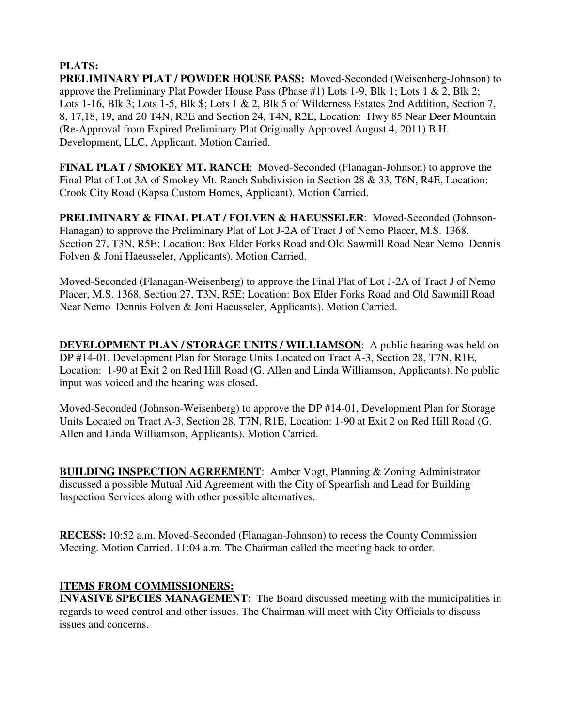**PLATS:**

**PRELIMINARY PLAT / POWDER HOUSE PASS:** Moved-Seconded (Weisenberg-Johnson) to approve the Preliminary Plat Powder House Pass (Phase #1) Lots 1-9, Blk 1; Lots 1 & 2, Blk 2; Lots 1-16, Blk 3; Lots 1-5, Blk $; Lots 1 & 2, Blk 5 of Wilderness Estates 2nd Addition, Section 7, 8, 17,18, 19, and 20 T4N, R3E and Section 24, T4N, R2E, Location: Hwy 85 Near Deer Mountain (Re-Approval from Expired Preliminary Plat Originally Approved August 4, 2011) B.H. Development, LLC, Applicant. Motion Carried.

**FINAL PLAT / SMOKEY MT. RANCH**: Moved-Seconded (Flanagan-Johnson) to approve the Final Plat of Lot 3A of Smokey Mt. Ranch Subdivision in Section 28 & 33, T6N, R4E, Location: Crook City Road (Kapsa Custom Homes, Applicant). Motion Carried.

**PRELIMINARY & FINAL PLAT / FOLVEN & HAEUSSELER**: Moved-Seconded (Johnson-Flanagan) to approve the Preliminary Plat of Lot J-2A of Tract J of Nemo Placer, M.S. 1368, Section 27, T3N, R5E; Location: Box Elder Forks Road and Old Sawmill Road Near Nemo Dennis Folven & Joni Haeusseler, Applicants). Motion Carried.

Moved-Seconded (Flanagan-Weisenberg) to approve the Final Plat of Lot J-2A of Tract J of Nemo Placer, M.S. 1368, Section 27, T3N, R5E; Location: Box Elder Forks Road and Old Sawmill Road Near Nemo Dennis Folven & Joni Haeusseler, Applicants). Motion Carried.

**DEVELOPMENT PLAN / STORAGE UNITS / WILLIAMSON**: A public hearing was held on DP #14-01, Development Plan for Storage Units Located on Tract A-3, Section 28, T7N, R1E, Location: 1-90 at Exit 2 on Red Hill Road (G. Allen and Linda Williamson, Applicants). No public input was voiced and the hearing was closed.

Moved-Seconded (Johnson-Weisenberg) to approve the DP #14-01, Development Plan for Storage Units Located on Tract A-3, Section 28, T7N, R1E, Location: 1-90 at Exit 2 on Red Hill Road (G. Allen and Linda Williamson, Applicants). Motion Carried.

**BUILDING INSPECTION AGREEMENT**: Amber Vogt, Planning & Zoning Administrator discussed a possible Mutual Aid Agreement with the City of Spearfish and Lead for Building Inspection Services along with other possible alternatives.

**RECESS:** 10:52 a.m. Moved-Seconded (Flanagan-Johnson) to recess the County Commission Meeting. Motion Carried. 11:04 a.m. The Chairman called the meeting back to order.

**ITEMS FROM COMMISSIONERS:**

**INVASIVE SPECIES MANAGEMENT**: The Board discussed meeting with the municipalities in regards to weed control and other issues. The Chairman will meet with City Officials to discuss issues and concerns.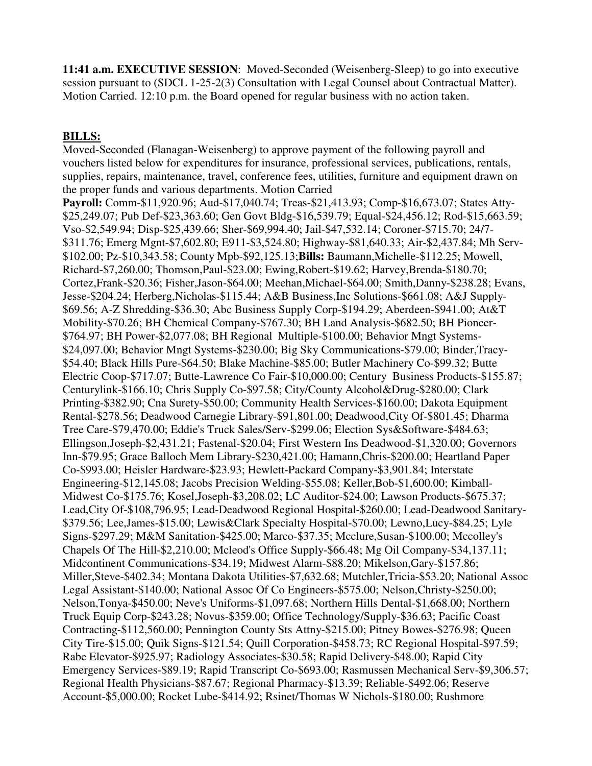**11:41 a.m. EXECUTIVE SESSION**: Moved-Seconded (Weisenberg-Sleep) to go into executive session pursuant to (SDCL 1-25-2(3) Consultation with Legal Counsel about Contractual Matter). Motion Carried. 12:10 p.m. the Board opened for regular business with no action taken.

## BILLS:

Moved-Seconded (Flanagan-Weisenberg) to approve payment of the following payroll and vouchers listed below for expenditures for insurance, professional services, publications, rentals, supplies, repairs, maintenance, travel, conference fees, utilities, furniture and equipment drawn on the proper funds and various departments. Motion Carried

**Payroll:** Comm-$11,920.96; Aud-$17,040.74; Treas-$21,413.93; Comp-$16,673.07; States Atty-$25,249.07; Pub Def-$23,363.60; Gen Govt Bldg-$16,539.79; Equal-$24,456.12; Rod-$15,663.59; Vso-$2,549.94; Disp-$25,439.66; Sher-$69,994.40; Jail-$47,532.14; Coroner-$715.70; 24/7-$311.76; Emerg Mgnt-$7,602.80; E911-$3,524.80; Highway-$81,640.33; Air-$2,437.84; Mh Serv-$102.00; Pz-$10,343.58; County Mpb-$92,125.13;**Bills:** Baumann,Michelle-$112.25; Mowell, Richard-$7,260.00; Thomson,Paul-$23.00; Ewing,Robert-$19.62; Harvey,Brenda-$180.70; Cortez,Frank-$20.36; Fisher,Jason-$64.00; Meehan,Michael-$64.00; Smith,Danny-$238.28; Evans, Jesse-$204.24; Herberg,Nicholas-$115.44; A&B Business,Inc Solutions-$661.08; A&J Supply-$69.56; A-Z Shredding-$36.30; Abc Business Supply Corp-$194.29; Aberdeen-$941.00; At&T Mobility-$70.26; BH Chemical Company-$767.30; BH Land Analysis-$682.50; BH Pioneer-$764.97; BH Power-$2,077.08; BH Regional Multiple-$100.00; Behavior Mngt Systems-$24,097.00; Behavior Mngt Systems-$230.00; Big Sky Communications-$79.00; Binder,Tracy-$54.40; Black Hills Pure-$64.50; Blake Machine-$85.00; Butler Machinery Co-$99.32; Butte Electric Coop-$717.07; Butte-Lawrence Co Fair-$10,000.00; Century Business Products-$155.87; Centurylink-$166.10; Chris Supply Co-$97.58; City/County Alcohol&Drug-$280.00; Clark Printing-$382.90; Cna Surety-$50.00; Community Health Services-$160.00; Dakota Equipment Rental-$278.56; Deadwood Carnegie Library-$91,801.00; Deadwood,City Of-$801.45; Dharma Tree Care-$79,470.00; Eddie's Truck Sales/Serv-$299.06; Election Sys&Software-$484.63; Ellingson,Joseph-$2,431.21; Fastenal-$20.04; First Western Ins Deadwood-$1,320.00; Governors Inn-$79.95; Grace Balloch Mem Library-$230,421.00; Hamann,Chris-$200.00; Heartland Paper Co-$993.00; Heisler Hardware-$23.93; Hewlett-Packard Company-$3,901.84; Interstate Engineering-$12,145.08; Jacobs Precision Welding-$55.08; Keller,Bob-$1,600.00; Kimball-Midwest Co-$175.76; Kosel,Joseph-$3,208.02; LC Auditor-$24.00; Lawson Products-$675.37; Lead,City Of-$108,796.95; Lead-Deadwood Regional Hospital-$260.00; Lead-Deadwood Sanitary-$379.56; Lee,James-$15.00; Lewis&Clark Specialty Hospital-$70.00; Lewno,Lucy-$84.25; Lyle Signs-$297.29; M&M Sanitation-$425.00; Marco-$37.35; Mcclure,Susan-$100.00; Mccolley's Chapels Of The Hill-$2,210.00; Mcleod's Office Supply-$66.48; Mg Oil Company-$34,137.11; Midcontinent Communications-$34.19; Midwest Alarm-$88.20; Mikelson,Gary-$157.86; Miller,Steve-$402.34; Montana Dakota Utilities-$7,632.68; Mutchler,Tricia-$53.20; National Assoc Legal Assistant-$140.00; National Assoc Of Co Engineers-$575.00; Nelson,Christy-$250.00; Nelson,Tonya-$450.00; Neve's Uniforms-$1,097.68; Northern Hills Dental-$1,668.00; Northern Truck Equip Corp-$243.28; Novus-$359.00; Office Technology/Supply-$36.63; Pacific Coast Contracting-$112,560.00; Pennington County Sts Attny-$215.00; Pitney Bowes-$276.98; Queen City Tire-$15.00; Quik Signs-$121.54; Quill Corporation-$458.73; RC Regional Hospital-$97.59; Rabe Elevator-$925.97; Radiology Associates-$30.58; Rapid Delivery-$48.00; Rapid City Emergency Services-$89.19; Rapid Transcript Co-$693.00; Rasmussen Mechanical Serv-$9,306.57; Regional Health Physicians-$87.67; Regional Pharmacy-$13.39; Reliable-$492.06; Reserve Account-$5,000.00; Rocket Lube-$414.92; Rsinet/Thomas W Nichols-$180.00; Rushmore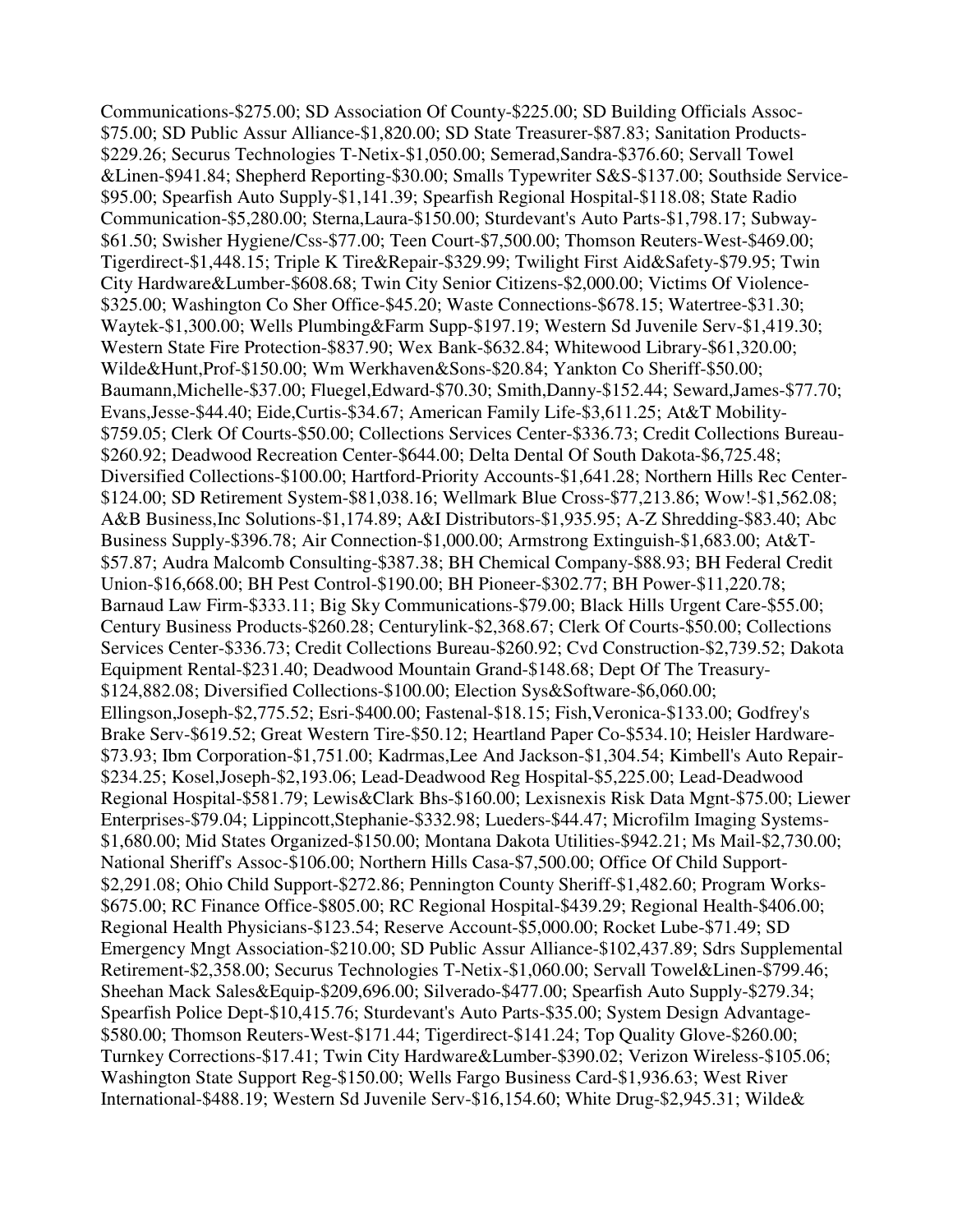Communications-$275.00; SD Association Of County-$225.00; SD Building Officials Assoc-$75.00; SD Public Assur Alliance-$1,820.00; SD State Treasurer-$87.83; Sanitation Products-$229.26; Securus Technologies T-Netix-$1,050.00; Semerad,Sandra-$376.60; Servall Towel &Linen-$941.84; Shepherd Reporting-$30.00; Smalls Typewriter S&S-$137.00; Southside Service-$95.00; Spearfish Auto Supply-$1,141.39; Spearfish Regional Hospital-$118.08; State Radio Communication-$5,280.00; Sterna,Laura-$150.00; Sturdevant's Auto Parts-$1,798.17; Subway-$61.50; Swisher Hygiene/Css-$77.00; Teen Court-$7,500.00; Thomson Reuters-West-$469.00; Tigerdirect-$1,448.15; Triple K Tire&Repair-$329.99; Twilight First Aid&Safety-$79.95; Twin City Hardware&Lumber-$608.68; Twin City Senior Citizens-$2,000.00; Victims Of Violence-$325.00; Washington Co Sher Office-$45.20; Waste Connections-$678.15; Watertree-$31.30; Waytek-$1,300.00; Wells Plumbing&Farm Supp-$197.19; Western Sd Juvenile Serv-$1,419.30; Western State Fire Protection-$837.90; Wex Bank-$632.84; Whitewood Library-$61,320.00; Wilde&Hunt,Prof-$150.00; Wm Werkhaven&Sons-$20.84; Yankton Co Sheriff-$50.00; Baumann,Michelle-$37.00; Fluegel,Edward-$70.30; Smith,Danny-$152.44; Seward,James-$77.70; Evans,Jesse-$44.40; Eide,Curtis-$34.67; American Family Life-$3,611.25; At&T Mobility-$759.05; Clerk Of Courts-$50.00; Collections Services Center-$336.73; Credit Collections Bureau-$260.92; Deadwood Recreation Center-$644.00; Delta Dental Of South Dakota-$6,725.48; Diversified Collections-$100.00; Hartford-Priority Accounts-$1,641.28; Northern Hills Rec Center-$124.00; SD Retirement System-$81,038.16; Wellmark Blue Cross-$77,213.86; Wow!-$1,562.08; A&B Business,Inc Solutions-$1,174.89; A&I Distributors-$1,935.95; A-Z Shredding-$83.40; Abc Business Supply-$396.78; Air Connection-$1,000.00; Armstrong Extinguish-$1,683.00; At&T-$57.87; Audra Malcomb Consulting-$387.38; BH Chemical Company-$88.93; BH Federal Credit Union-$16,668.00; BH Pest Control-$190.00; BH Pioneer-$302.77; BH Power-$11,220.78; Barnaud Law Firm-$333.11; Big Sky Communications-$79.00; Black Hills Urgent Care-$55.00; Century Business Products-$260.28; Centurylink-$2,368.67; Clerk Of Courts-$50.00; Collections Services Center-$336.73; Credit Collections Bureau-$260.92; Cvd Construction-$2,739.52; Dakota Equipment Rental-$231.40; Deadwood Mountain Grand-$148.68; Dept Of The Treasury-$124,882.08; Diversified Collections-$100.00; Election Sys&Software-$6,060.00; Ellingson,Joseph-$2,775.52; Esri-$400.00; Fastenal-$18.15; Fish,Veronica-$133.00; Godfrey's Brake Serv-$619.52; Great Western Tire-$50.12; Heartland Paper Co-$534.10; Heisler Hardware-$73.93; Ibm Corporation-$1,751.00; Kadrmas,Lee And Jackson-$1,304.54; Kimbell's Auto Repair-$234.25; Kosel,Joseph-$2,193.06; Lead-Deadwood Reg Hospital-$5,225.00; Lead-Deadwood Regional Hospital-$581.79; Lewis&Clark Bhs-$160.00; Lexisnexis Risk Data Mgnt-$75.00; Liewer Enterprises-$79.04; Lippincott,Stephanie-$332.98; Lueders-$44.47; Microfilm Imaging Systems-$1,680.00; Mid States Organized-$150.00; Montana Dakota Utilities-$942.21; Ms Mail-$2,730.00; National Sheriff's Assoc-$106.00; Northern Hills Casa-$7,500.00; Office Of Child Support-$2,291.08; Ohio Child Support-$272.86; Pennington County Sheriff-$1,482.60; Program Works-$675.00; RC Finance Office-$805.00; RC Regional Hospital-$439.29; Regional Health-$406.00; Regional Health Physicians-$123.54; Reserve Account-$5,000.00; Rocket Lube-$71.49; SD Emergency Mngt Association-$210.00; SD Public Assur Alliance-$102,437.89; Sdrs Supplemental Retirement-$2,358.00; Securus Technologies T-Netix-$1,060.00; Servall Towel&Linen-$799.46; Sheehan Mack Sales&Equip-$209,696.00; Silverado-$477.00; Spearfish Auto Supply-$279.34; Spearfish Police Dept-$10,415.76; Sturdevant's Auto Parts-$35.00; System Design Advantage-$580.00; Thomson Reuters-West-$171.44; Tigerdirect-$141.24; Top Quality Glove-$260.00; Turnkey Corrections-$17.41; Twin City Hardware&Lumber-$390.02; Verizon Wireless-$105.06; Washington State Support Reg-$150.00; Wells Fargo Business Card-$1,936.63; West River International-$488.19; Western Sd Juvenile Serv-$16,154.60; White Drug-$2,945.31; Wilde&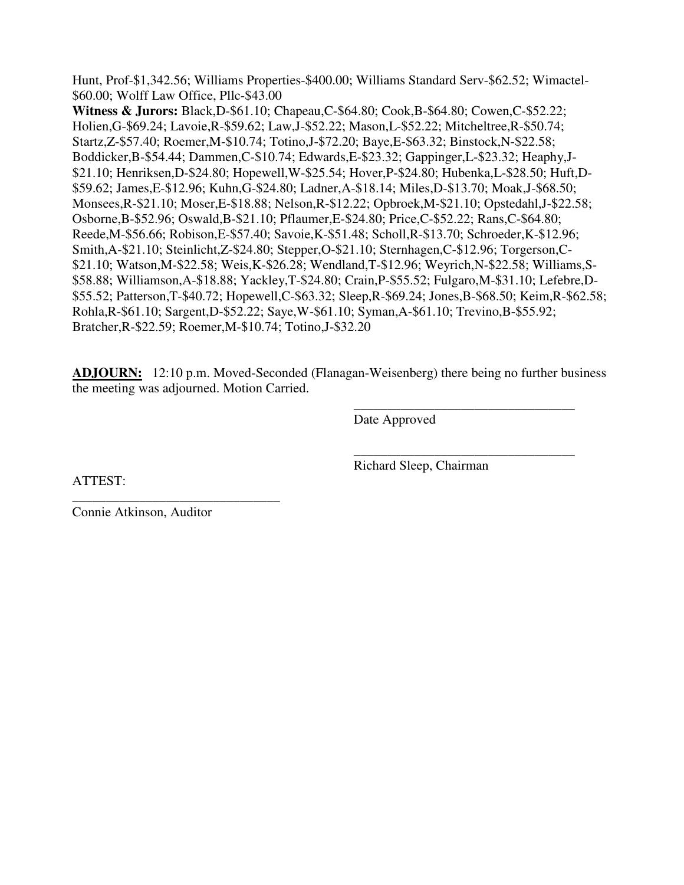Hunt, Prof-$1,342.56; Williams Properties-$400.00; Williams Standard Serv-$62.52; Wimactel-$60.00; Wolff Law Office, Pllc-$43.00

**Witness & Jurors:** Black,D-$61.10; Chapeau,C-$64.80; Cook,B-$64.80; Cowen,C-$52.22; Holien,G-$69.24; Lavoie,R-$59.62; Law,J-$52.22; Mason,L-$52.22; Mitcheltree,R-$50.74; Startz,Z-$57.40; Roemer,M-$10.74; Totino,J-$72.20; Baye,E-$63.32; Binstock,N-$22.58; Boddicker,B-$54.44; Dammen,C-$10.74; Edwards,E-$23.32; Gappinger,L-$23.32; Heaphy,J-$21.10; Henriksen,D-$24.80; Hopewell,W-$25.54; Hover,P-$24.80; Hubenka,L-$28.50; Huft,D-$59.62; James,E-$12.96; Kuhn,G-$24.80; Ladner,A-$18.14; Miles,D-$13.70; Moak,J-$68.50; Monsees,R-$21.10; Moser,E-$18.88; Nelson,R-$12.22; Opbroek,M-$21.10; Opstedahl,J-$22.58; Osborne,B-$52.96; Oswald,B-$21.10; Pflaumer,E-$24.80; Price,C-$52.22; Rans,C-$64.80; Reede,M-$56.66; Robison,E-$57.40; Savoie,K-$51.48; Scholl,R-$13.70; Schroeder,K-$12.96; Smith,A-$21.10; Steinlicht,Z-$24.80; Stepper,O-$21.10; Sternhagen,C-$12.96; Torgerson,C-$21.10; Watson,M-$22.58; Weis,K-$26.28; Wendland,T-$12.96; Weyrich,N-$22.58; Williams,S-$58.88; Williamson,A-$18.88; Yackley,T-$24.80; Crain,P-$55.52; Fulgaro,M-$31.10; Lefebre,D-$55.52; Patterson,T-$40.72; Hopewell,C-$63.32; Sleep,R-$69.24; Jones,B-$68.50; Keim,R-$62.58; Rohla,R-$61.10; Sargent,D-$52.22; Saye,W-$61.10; Syman,A-$61.10; Trevino,B-$55.92; Bratcher,R-$22.59; Roemer,M-$10.74; Totino,J-$32.20

**ADJOURN:** 12:10 p.m. Moved-Seconded (Flanagan-Weisenberg) there being no further business the meeting was adjourned. Motion Carried.

__________________________________
Date Approved

__________________________________
Richard Sleep, Chairman

ATTEST:

_______________________________
Connie Atkinson, Auditor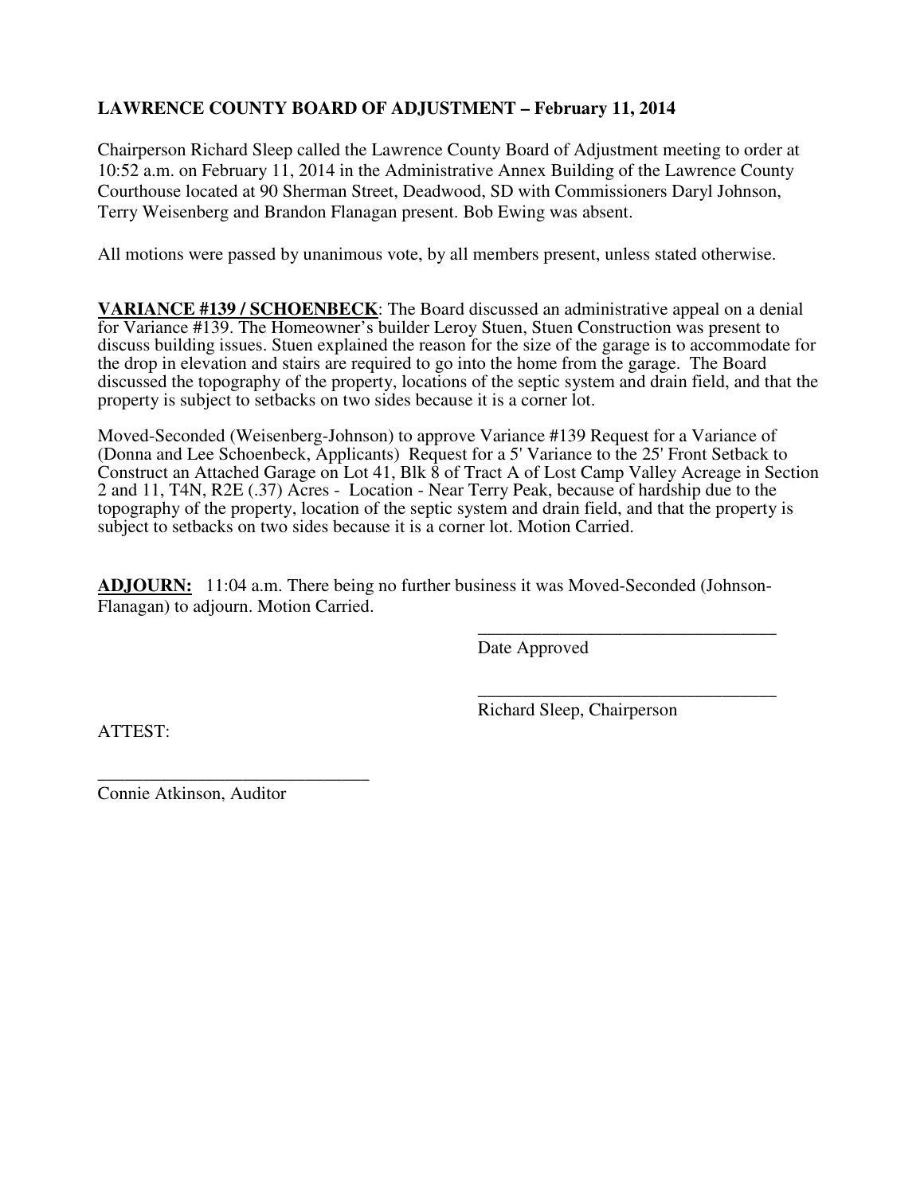**LAWRENCE COUNTY BOARD OF ADJUSTMENT – February 11, 2014**

Chairperson Richard Sleep called the Lawrence County Board of Adjustment meeting to order at 10:52 a.m. on February 11, 2014 in the Administrative Annex Building of the Lawrence County Courthouse located at 90 Sherman Street, Deadwood, SD with Commissioners Daryl Johnson, Terry Weisenberg and Brandon Flanagan present. Bob Ewing was absent.

All motions were passed by unanimous vote, by all members present, unless stated otherwise.

**VARIANCE #139 / SCHOENBECK**: The Board discussed an administrative appeal on a denial for Variance #139. The Homeowner's builder Leroy Stuen, Stuen Construction was present to discuss building issues. Stuen explained the reason for the size of the garage is to accommodate for the drop in elevation and stairs are required to go into the home from the garage. The Board discussed the topography of the property, locations of the septic system and drain field, and that the property is subject to setbacks on two sides because it is a corner lot.

Moved-Seconded (Weisenberg-Johnson) to approve Variance #139 Request for a Variance of (Donna and Lee Schoenbeck, Applicants) Request for a 5' Variance to the 25' Front Setback to Construct an Attached Garage on Lot 41, Blk 8 of Tract A of Lost Camp Valley Acreage in Section 2 and 11, T4N, R2E (.37) Acres - Location - Near Terry Peak, because of hardship due to the topography of the property, location of the septic system and drain field, and that the property is subject to setbacks on two sides because it is a corner lot. Motion Carried.

**ADJOURN:** 11:04 a.m. There being no further business it was Moved-Seconded (Johnson-Flanagan) to adjourn. Motion Carried.

\_\_\_\_\_\_\_\_\_\_\_\_\_\_\_\_\_\_\_\_\_\_\_\_\_\_\_\_\_\_\_\_\_\_
Date Approved

\_\_\_\_\_\_\_\_\_\_\_\_\_\_\_\_\_\_\_\_\_\_\_\_\_\_\_\_\_\_\_\_\_\_
Richard Sleep, Chairperson

ATTEST:

\_\_\_\_\_\_\_\_\_\_\_\_\_\_\_\_\_\_\_\_\_\_\_\_\_\_\_\_\_\_\_
Connie Atkinson, Auditor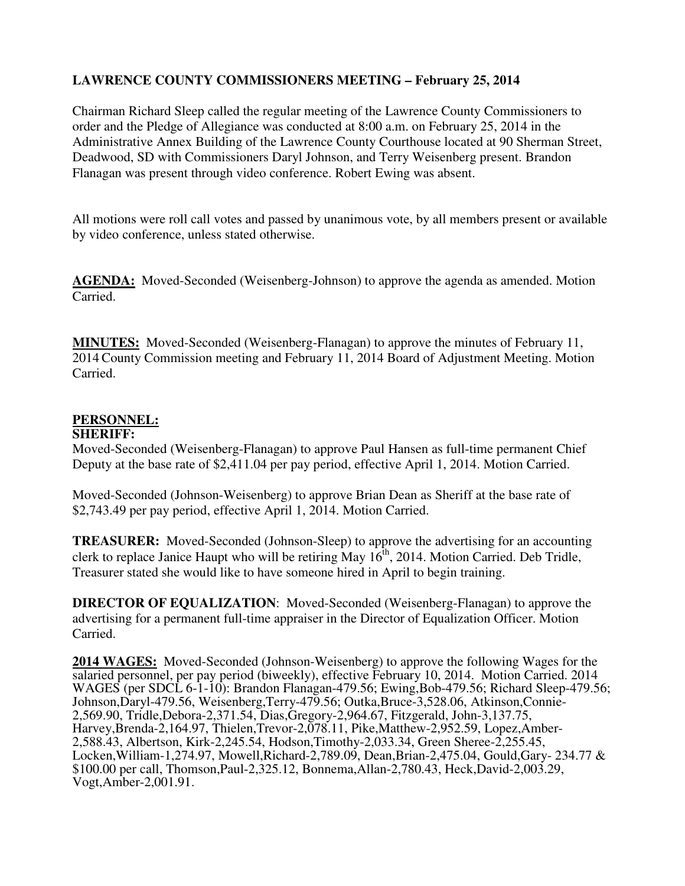# LAWRENCE COUNTY COMMISSIONERS MEETING – February 25, 2014

Chairman Richard Sleep called the regular meeting of the Lawrence County Commissioners to order and the Pledge of Allegiance was conducted at 8:00 a.m. on February 25, 2014 in the Administrative Annex Building of the Lawrence County Courthouse located at 90 Sherman Street, Deadwood, SD with Commissioners Daryl Johnson, and Terry Weisenberg present. Brandon Flanagan was present through video conference. Robert Ewing was absent.

All motions were roll call votes and passed by unanimous vote, by all members present or available by video conference, unless stated otherwise.

**AGENDA:** Moved-Seconded (Weisenberg-Johnson) to approve the agenda as amended. Motion Carried.

**MINUTES:** Moved-Seconded (Weisenberg-Flanagan) to approve the minutes of February 11, 2014 County Commission meeting and February 11, 2014 Board of Adjustment Meeting. Motion Carried.

**PERSONNEL:**

**SHERIFF:**

Moved-Seconded (Weisenberg-Flanagan) to approve Paul Hansen as full-time permanent Chief Deputy at the base rate of $2,411.04 per pay period, effective April 1, 2014. Motion Carried.

Moved-Seconded (Johnson-Weisenberg) to approve Brian Dean as Sheriff at the base rate of $2,743.49 per pay period, effective April 1, 2014. Motion Carried.

**TREASURER:** Moved-Seconded (Johnson-Sleep) to approve the advertising for an accounting clerk to replace Janice Haupt who will be retiring May 16th, 2014. Motion Carried. Deb Tridle, Treasurer stated she would like to have someone hired in April to begin training.

**DIRECTOR OF EQUALIZATION**: Moved-Seconded (Weisenberg-Flanagan) to approve the advertising for a permanent full-time appraiser in the Director of Equalization Officer. Motion Carried.

**2014 WAGES:** Moved-Seconded (Johnson-Weisenberg) to approve the following Wages for the salaried personnel, per pay period (biweekly), effective February 10, 2014. Motion Carried. 2014 WAGES (per SDCL 6-1-10): Brandon Flanagan-479.56; Ewing,Bob-479.56; Richard Sleep-479.56; Johnson,Daryl-479.56, Weisenberg,Terry-479.56; Outka,Bruce-3,528.06, Atkinson,Connie-2,569.90, Tridle,Debora-2,371.54, Dias,Gregory-2,964.67, Fitzgerald, John-3,137.75, Harvey,Brenda-2,164.97, Thielen,Trevor-2,078.11, Pike,Matthew-2,952.59, Lopez,Amber-2,588.43, Albertson, Kirk-2,245.54, Hodson,Timothy-2,033.34, Green Sheree-2,255.45, Locken,William-1,274.97, Mowell,Richard-2,789.09, Dean,Brian-2,475.04, Gould,Gary- 234.77 & $100.00 per call, Thomson,Paul-2,325.12, Bonnema,Allan-2,780.43, Heck,David-2,003.29, Vogt,Amber-2,001.91.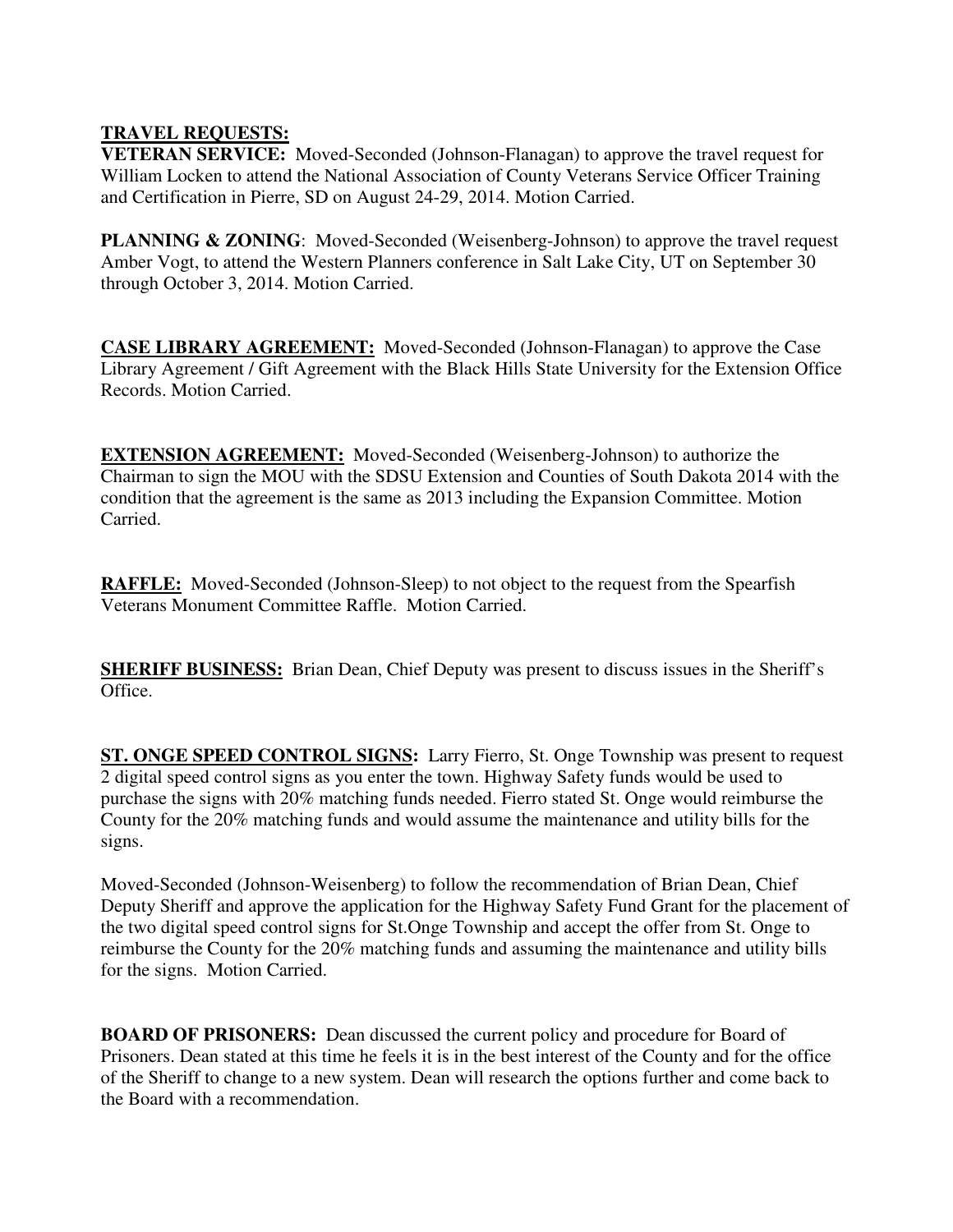**TRAVEL REQUESTS:**

**VETERAN SERVICE:** Moved-Seconded (Johnson-Flanagan) to approve the travel request for William Locken to attend the National Association of County Veterans Service Officer Training and Certification in Pierre, SD on August 24-29, 2014. Motion Carried.

**PLANNING & ZONING**: Moved-Seconded (Weisenberg-Johnson) to approve the travel request Amber Vogt, to attend the Western Planners conference in Salt Lake City, UT on September 30 through October 3, 2014. Motion Carried.

**CASE LIBRARY AGREEMENT:** Moved-Seconded (Johnson-Flanagan) to approve the Case Library Agreement / Gift Agreement with the Black Hills State University for the Extension Office Records. Motion Carried.

**EXTENSION AGREEMENT:** Moved-Seconded (Weisenberg-Johnson) to authorize the Chairman to sign the MOU with the SDSU Extension and Counties of South Dakota 2014 with the condition that the agreement is the same as 2013 including the Expansion Committee. Motion Carried.

**RAFFLE:** Moved-Seconded (Johnson-Sleep) to not object to the request from the Spearfish Veterans Monument Committee Raffle. Motion Carried.

**SHERIFF BUSINESS:** Brian Dean, Chief Deputy was present to discuss issues in the Sheriff's Office.

**ST. ONGE SPEED CONTROL SIGNS:** Larry Fierro, St. Onge Township was present to request 2 digital speed control signs as you enter the town. Highway Safety funds would be used to purchase the signs with 20% matching funds needed. Fierro stated St. Onge would reimburse the County for the 20% matching funds and would assume the maintenance and utility bills for the signs.

Moved-Seconded (Johnson-Weisenberg) to follow the recommendation of Brian Dean, Chief Deputy Sheriff and approve the application for the Highway Safety Fund Grant for the placement of the two digital speed control signs for St.Onge Township and accept the offer from St. Onge to reimburse the County for the 20% matching funds and assuming the maintenance and utility bills for the signs. Motion Carried.

**BOARD OF PRISONERS:** Dean discussed the current policy and procedure for Board of Prisoners. Dean stated at this time he feels it is in the best interest of the County and for the office of the Sheriff to change to a new system. Dean will research the options further and come back to the Board with a recommendation.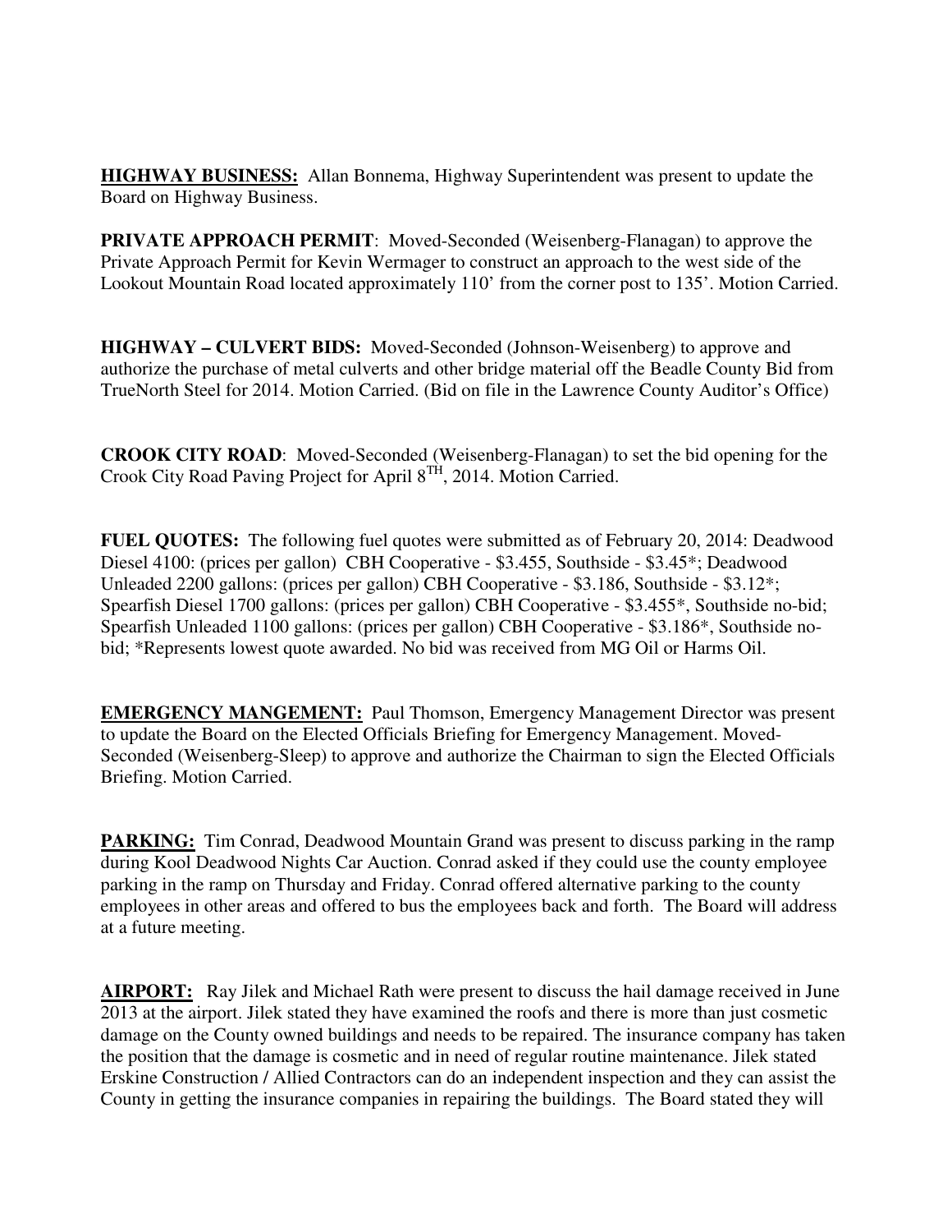**HIGHWAY BUSINESS:** Allan Bonnema, Highway Superintendent was present to update the Board on Highway Business.

**PRIVATE APPROACH PERMIT**: Moved-Seconded (Weisenberg-Flanagan) to approve the Private Approach Permit for Kevin Wermager to construct an approach to the west side of the Lookout Mountain Road located approximately 110' from the corner post to 135'. Motion Carried.

**HIGHWAY – CULVERT BIDS:** Moved-Seconded (Johnson-Weisenberg) to approve and authorize the purchase of metal culverts and other bridge material off the Beadle County Bid from TrueNorth Steel for 2014. Motion Carried. (Bid on file in the Lawrence County Auditor's Office)

**CROOK CITY ROAD**: Moved-Seconded (Weisenberg-Flanagan) to set the bid opening for the Crook City Road Paving Project for April 8TH, 2014. Motion Carried.

**FUEL QUOTES:** The following fuel quotes were submitted as of February 20, 2014: Deadwood Diesel 4100: (prices per gallon) CBH Cooperative - $3.455, Southside - $3.45*; Deadwood Unleaded 2200 gallons: (prices per gallon) CBH Cooperative - $3.186, Southside - $3.12*; Spearfish Diesel 1700 gallons: (prices per gallon) CBH Cooperative - $3.455*, Southside no-bid; Spearfish Unleaded 1100 gallons: (prices per gallon) CBH Cooperative - $3.186*, Southside no-bid; *Represents lowest quote awarded. No bid was received from MG Oil or Harms Oil.

**EMERGENCY MANGEMENT:** Paul Thomson, Emergency Management Director was present to update the Board on the Elected Officials Briefing for Emergency Management. Moved-Seconded (Weisenberg-Sleep) to approve and authorize the Chairman to sign the Elected Officials Briefing. Motion Carried.

**PARKING:** Tim Conrad, Deadwood Mountain Grand was present to discuss parking in the ramp during Kool Deadwood Nights Car Auction. Conrad asked if they could use the county employee parking in the ramp on Thursday and Friday. Conrad offered alternative parking to the county employees in other areas and offered to bus the employees back and forth. The Board will address at a future meeting.

**AIRPORT:** Ray Jilek and Michael Rath were present to discuss the hail damage received in June 2013 at the airport. Jilek stated they have examined the roofs and there is more than just cosmetic damage on the County owned buildings and needs to be repaired. The insurance company has taken the position that the damage is cosmetic and in need of regular routine maintenance. Jilek stated Erskine Construction / Allied Contractors can do an independent inspection and they can assist the County in getting the insurance companies in repairing the buildings. The Board stated they will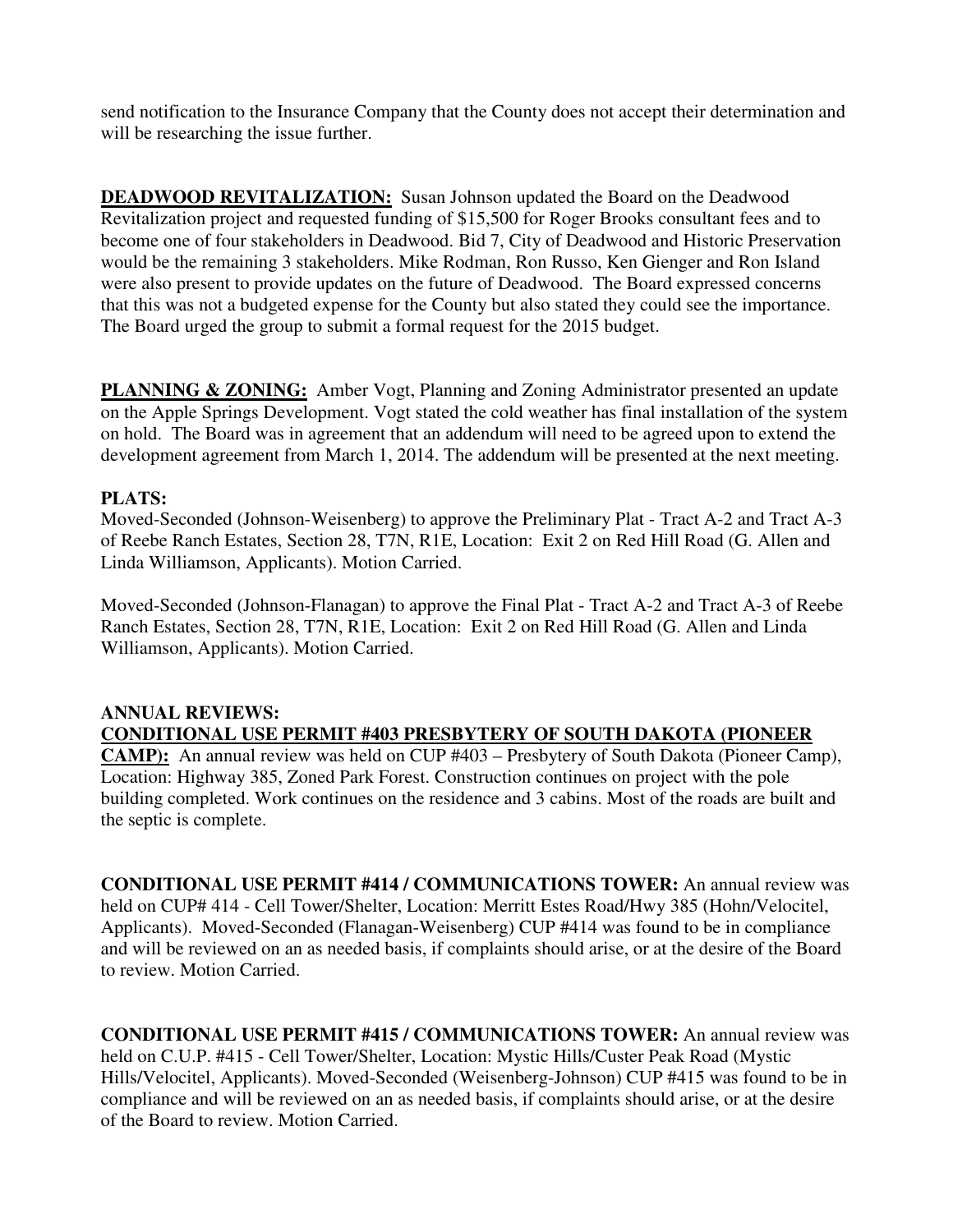send notification to the Insurance Company that the County does not accept their determination and will be researching the issue further.

**DEADWOOD REVITALIZATION:** Susan Johnson updated the Board on the Deadwood Revitalization project and requested funding of $15,500 for Roger Brooks consultant fees and to become one of four stakeholders in Deadwood. Bid 7, City of Deadwood and Historic Preservation would be the remaining 3 stakeholders. Mike Rodman, Ron Russo, Ken Gienger and Ron Island were also present to provide updates on the future of Deadwood. The Board expressed concerns that this was not a budgeted expense for the County but also stated they could see the importance. The Board urged the group to submit a formal request for the 2015 budget.

**PLANNING & ZONING:** Amber Vogt, Planning and Zoning Administrator presented an update on the Apple Springs Development. Vogt stated the cold weather has final installation of the system on hold. The Board was in agreement that an addendum will need to be agreed upon to extend the development agreement from March 1, 2014. The addendum will be presented at the next meeting.

**PLATS:**

Moved-Seconded (Johnson-Weisenberg) to approve the Preliminary Plat - Tract A-2 and Tract A-3 of Reebe Ranch Estates, Section 28, T7N, R1E, Location: Exit 2 on Red Hill Road (G. Allen and Linda Williamson, Applicants). Motion Carried.

Moved-Seconded (Johnson-Flanagan) to approve the Final Plat - Tract A-2 and Tract A-3 of Reebe Ranch Estates, Section 28, T7N, R1E, Location: Exit 2 on Red Hill Road (G. Allen and Linda Williamson, Applicants). Motion Carried.

**ANNUAL REVIEWS:**

**CONDITIONAL USE PERMIT #403 PRESBYTERY OF SOUTH DAKOTA (PIONEER CAMP):** An annual review was held on CUP #403 – Presbytery of South Dakota (Pioneer Camp), Location: Highway 385, Zoned Park Forest. Construction continues on project with the pole building completed. Work continues on the residence and 3 cabins. Most of the roads are built and the septic is complete.

**CONDITIONAL USE PERMIT #414 / COMMUNICATIONS TOWER:** An annual review was held on CUP# 414 - Cell Tower/Shelter, Location: Merritt Estes Road/Hwy 385 (Hohn/Velocitel, Applicants). Moved-Seconded (Flanagan-Weisenberg) CUP #414 was found to be in compliance and will be reviewed on an as needed basis, if complaints should arise, or at the desire of the Board to review. Motion Carried.

**CONDITIONAL USE PERMIT #415 / COMMUNICATIONS TOWER:** An annual review was held on C.U.P. #415 - Cell Tower/Shelter, Location: Mystic Hills/Custer Peak Road (Mystic Hills/Velocitel, Applicants). Moved-Seconded (Weisenberg-Johnson) CUP #415 was found to be in compliance and will be reviewed on an as needed basis, if complaints should arise, or at the desire of the Board to review. Motion Carried.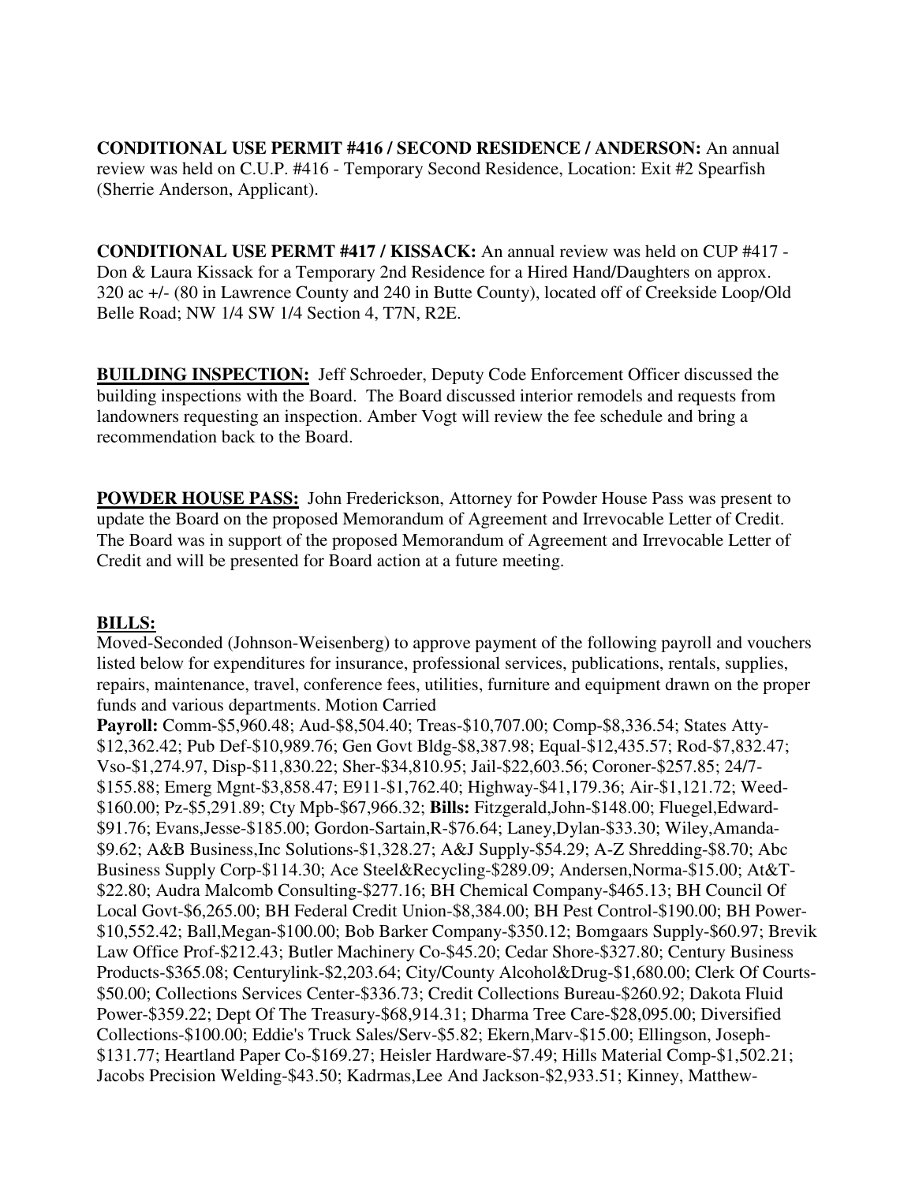**CONDITIONAL USE PERMIT #416 / SECOND RESIDENCE / ANDERSON:** An annual review was held on C.U.P. #416 - Temporary Second Residence, Location: Exit #2 Spearfish (Sherrie Anderson, Applicant).

**CONDITIONAL USE PERMT #417 / KISSACK:** An annual review was held on CUP #417 - Don & Laura Kissack for a Temporary 2nd Residence for a Hired Hand/Daughters on approx. 320 ac +/- (80 in Lawrence County and 240 in Butte County), located off of Creekside Loop/Old Belle Road; NW 1/4 SW 1/4 Section 4, T7N, R2E.

**BUILDING INSPECTION:** Jeff Schroeder, Deputy Code Enforcement Officer discussed the building inspections with the Board. The Board discussed interior remodels and requests from landowners requesting an inspection. Amber Vogt will review the fee schedule and bring a recommendation back to the Board.

**POWDER HOUSE PASS:** John Frederickson, Attorney for Powder House Pass was present to update the Board on the proposed Memorandum of Agreement and Irrevocable Letter of Credit. The Board was in support of the proposed Memorandum of Agreement and Irrevocable Letter of Credit and will be presented for Board action at a future meeting.

**BILLS:**
Moved-Seconded (Johnson-Weisenberg) to approve payment of the following payroll and vouchers listed below for expenditures for insurance, professional services, publications, rentals, supplies, repairs, maintenance, travel, conference fees, utilities, furniture and equipment drawn on the proper funds and various departments. Motion Carried
**Payroll:** Comm-$5,960.48; Aud-$8,504.40; Treas-$10,707.00; Comp-$8,336.54; States Atty-$12,362.42; Pub Def-$10,989.76; Gen Govt Bldg-$8,387.98; Equal-$12,435.57; Rod-$7,832.47; Vso-$1,274.97, Disp-$11,830.22; Sher-$34,810.95; Jail-$22,603.56; Coroner-$257.85; 24/7-$155.88; Emerg Mgnt-$3,858.47; E911-$1,762.40; Highway-$41,179.36; Air-$1,121.72; Weed-$160.00; Pz-$5,291.89; Cty Mpb-$67,966.32; **Bills:** Fitzgerald,John-$148.00; Fluegel,Edward-$91.76; Evans,Jesse-$185.00; Gordon-Sartain,R-$76.64; Laney,Dylan-$33.30; Wiley,Amanda-$9.62; A&B Business,Inc Solutions-$1,328.27; A&J Supply-$54.29; A-Z Shredding-$8.70; Abc Business Supply Corp-$114.30; Ace Steel&Recycling-$289.09; Andersen,Norma-$15.00; At&T-$22.80; Audra Malcomb Consulting-$277.16; BH Chemical Company-$465.13; BH Council Of Local Govt-$6,265.00; BH Federal Credit Union-$8,384.00; BH Pest Control-$190.00; BH Power-$10,552.42; Ball,Megan-$100.00; Bob Barker Company-$350.12; Bomgaars Supply-$60.97; Brevik Law Office Prof-$212.43; Butler Machinery Co-$45.20; Cedar Shore-$327.80; Century Business Products-$365.08; Centurylink-$2,203.64; City/County Alcohol&Drug-$1,680.00; Clerk Of Courts-$50.00; Collections Services Center-$336.73; Credit Collections Bureau-$260.92; Dakota Fluid Power-$359.22; Dept Of The Treasury-$68,914.31; Dharma Tree Care-$28,095.00; Diversified Collections-$100.00; Eddie's Truck Sales/Serv-$5.82; Ekern,Marv-$15.00; Ellingson, Joseph-$131.77; Heartland Paper Co-$169.27; Heisler Hardware-$7.49; Hills Material Comp-$1,502.21; Jacobs Precision Welding-$43.50; Kadrmas,Lee And Jackson-$2,933.51; Kinney, Matthew-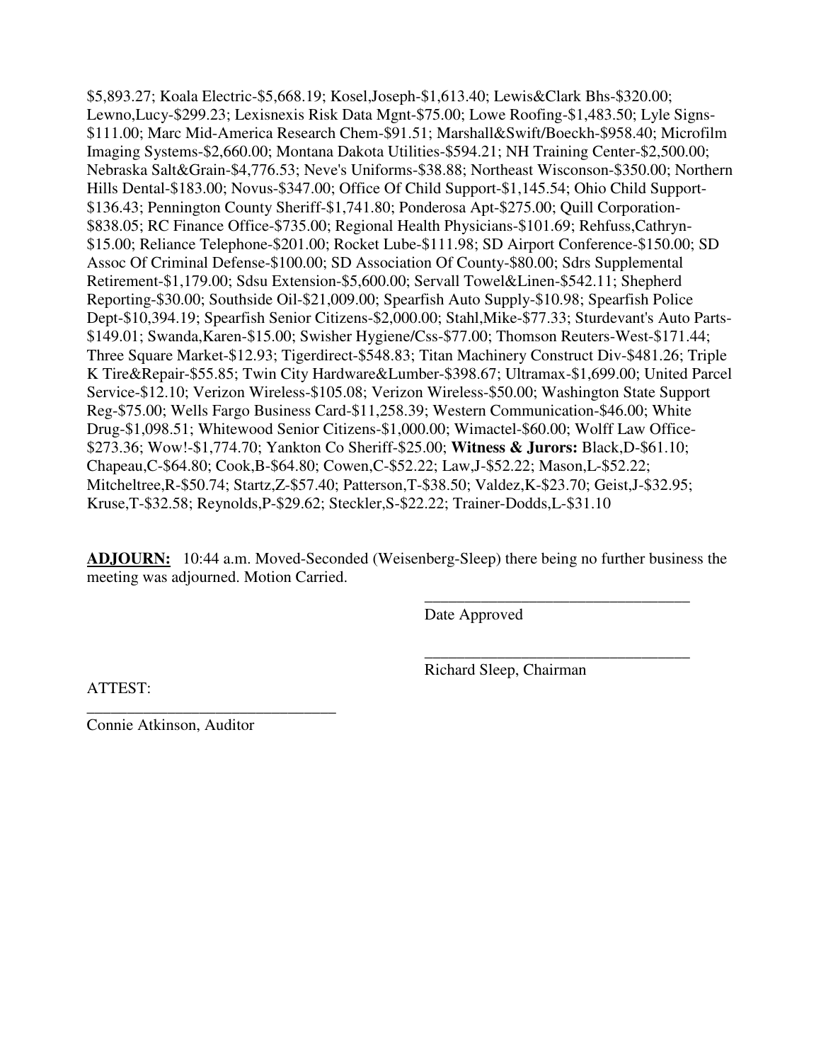$5,893.27; Koala Electric-$5,668.19; Kosel,Joseph-$1,613.40; Lewis&Clark Bhs-$320.00; Lewno,Lucy-$299.23; Lexisnexis Risk Data Mgnt-$75.00; Lowe Roofing-$1,483.50; Lyle Signs-$111.00; Marc Mid-America Research Chem-$91.51; Marshall&Swift/Boeckh-$958.40; Microfilm Imaging Systems-$2,660.00; Montana Dakota Utilities-$594.21; NH Training Center-$2,500.00; Nebraska Salt&Grain-$4,776.53; Neve's Uniforms-$38.88; Northeast Wisconson-$350.00; Northern Hills Dental-$183.00; Novus-$347.00; Office Of Child Support-$1,145.54; Ohio Child Support-$136.43; Pennington County Sheriff-$1,741.80; Ponderosa Apt-$275.00; Quill Corporation-$838.05; RC Finance Office-$735.00; Regional Health Physicians-$101.69; Rehfuss,Cathryn-$15.00; Reliance Telephone-$201.00; Rocket Lube-$111.98; SD Airport Conference-$150.00; SD Assoc Of Criminal Defense-$100.00; SD Association Of County-$80.00; Sdrs Supplemental Retirement-$1,179.00; Sdsu Extension-$5,600.00; Servall Towel&Linen-$542.11; Shepherd Reporting-$30.00; Southside Oil-$21,009.00; Spearfish Auto Supply-$10.98; Spearfish Police Dept-$10,394.19; Spearfish Senior Citizens-$2,000.00; Stahl,Mike-$77.33; Sturdevant's Auto Parts-$149.01; Swanda,Karen-$15.00; Swisher Hygiene/Css-$77.00; Thomson Reuters-West-$171.44; Three Square Market-$12.93; Tigerdirect-$548.83; Titan Machinery Construct Div-$481.26; Triple K Tire&Repair-$55.85; Twin City Hardware&Lumber-$398.67; Ultramax-$1,699.00; United Parcel Service-$12.10; Verizon Wireless-$105.08; Verizon Wireless-$50.00; Washington State Support Reg-$75.00; Wells Fargo Business Card-$11,258.39; Western Communication-$46.00; White Drug-$1,098.51; Whitewood Senior Citizens-$1,000.00; Wimactel-$60.00; Wolff Law Office-$273.36; Wow!-$1,774.70; Yankton Co Sheriff-$25.00; **Witness & Jurors:** Black,D-$61.10; Chapeau,C-$64.80; Cook,B-$64.80; Cowen,C-$52.22; Law,J-$52.22; Mason,L-$52.22; Mitcheltree,R-$50.74; Startz,Z-$57.40; Patterson,T-$38.50; Valdez,K-$23.70; Geist,J-$32.95; Kruse,T-$32.58; Reynolds,P-$29.62; Steckler,S-$22.22; Trainer-Dodds,L-$31.10

**ADJOURN:** 10:44 a.m. Moved-Seconded (Weisenberg-Sleep) there being no further business the meeting was adjourned. Motion Carried.

_________________________________
Date Approved

_________________________________
Richard Sleep, Chairman

ATTEST:

_______________________________
Connie Atkinson, Auditor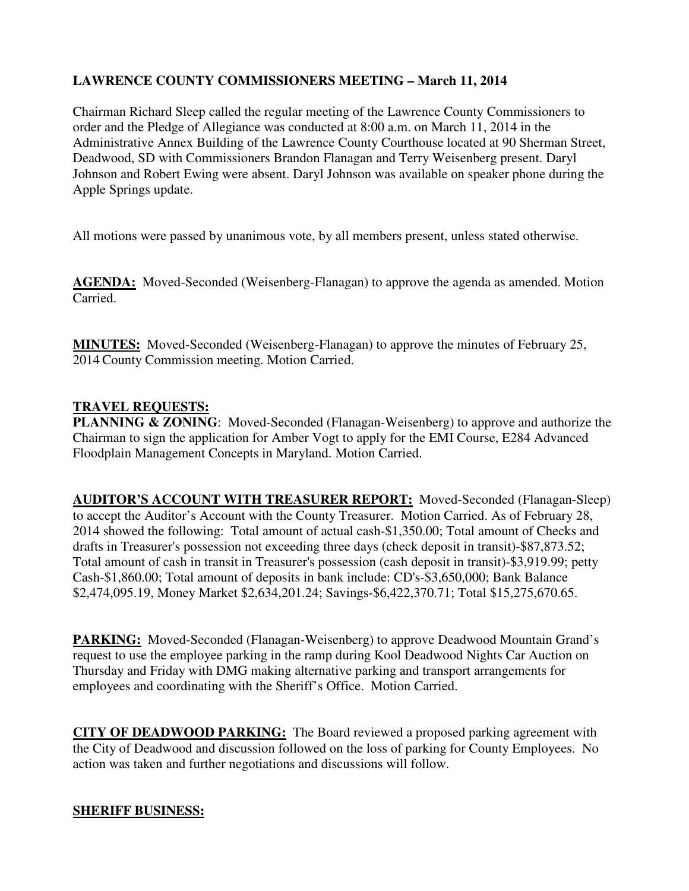**LAWRENCE COUNTY COMMISSIONERS MEETING – March 11, 2014**

Chairman Richard Sleep called the regular meeting of the Lawrence County Commissioners to order and the Pledge of Allegiance was conducted at 8:00 a.m. on March 11, 2014 in the Administrative Annex Building of the Lawrence County Courthouse located at 90 Sherman Street, Deadwood, SD with Commissioners Brandon Flanagan and Terry Weisenberg present. Daryl Johnson and Robert Ewing were absent. Daryl Johnson was available on speaker phone during the Apple Springs update.

All motions were passed by unanimous vote, by all members present, unless stated otherwise.

**AGENDA:** Moved-Seconded (Weisenberg-Flanagan) to approve the agenda as amended. Motion Carried.

**MINUTES:** Moved-Seconded (Weisenberg-Flanagan) to approve the minutes of February 25, 2014 County Commission meeting. Motion Carried.

**TRAVEL REQUESTS:**

**PLANNING & ZONING**: Moved-Seconded (Flanagan-Weisenberg) to approve and authorize the Chairman to sign the application for Amber Vogt to apply for the EMI Course, E284 Advanced Floodplain Management Concepts in Maryland. Motion Carried.

**AUDITOR'S ACCOUNT WITH TREASURER REPORT:** Moved-Seconded (Flanagan-Sleep) to accept the Auditor's Account with the County Treasurer. Motion Carried. As of February 28, 2014 showed the following: Total amount of actual cash-$1,350.00; Total amount of Checks and drafts in Treasurer's possession not exceeding three days (check deposit in transit)-$87,873.52; Total amount of cash in transit in Treasurer's possession (cash deposit in transit)-$3,919.99; petty Cash-$1,860.00; Total amount of deposits in bank include: CD's-$3,650,000; Bank Balance $2,474,095.19, Money Market $2,634,201.24; Savings-$6,422,370.71; Total $15,275,670.65.

**PARKING:** Moved-Seconded (Flanagan-Weisenberg) to approve Deadwood Mountain Grand's request to use the employee parking in the ramp during Kool Deadwood Nights Car Auction on Thursday and Friday with DMG making alternative parking and transport arrangements for employees and coordinating with the Sheriff's Office. Motion Carried.

**CITY OF DEADWOOD PARKING:** The Board reviewed a proposed parking agreement with the City of Deadwood and discussion followed on the loss of parking for County Employees. No action was taken and further negotiations and discussions will follow.

**SHERIFF BUSINESS:**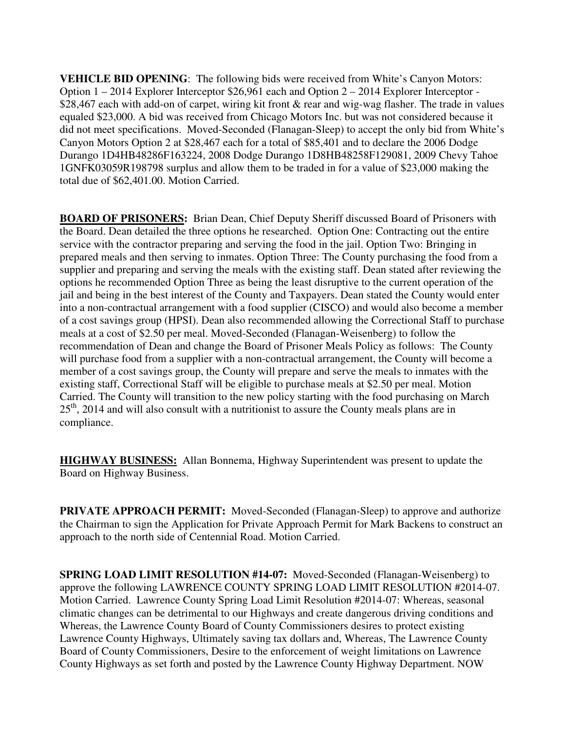**VEHICLE BID OPENING**: The following bids were received from White's Canyon Motors: Option 1 – 2014 Explorer Interceptor $26,961 each and Option 2 – 2014 Explorer Interceptor - $28,467 each with add-on of carpet, wiring kit front & rear and wig-wag flasher. The trade in values equaled $23,000. A bid was received from Chicago Motors Inc. but was not considered because it did not meet specifications. Moved-Seconded (Flanagan-Sleep) to accept the only bid from White's Canyon Motors Option 2 at $28,467 each for a total of $85,401 and to declare the 2006 Dodge Durango 1D4HB48286F163224, 2008 Dodge Durango 1D8HB48258F129081, 2009 Chevy Tahoe 1GNFK03059R198798 surplus and allow them to be traded in for a value of $23,000 making the total due of $62,401.00. Motion Carried.

**BOARD OF PRISONERS:** Brian Dean, Chief Deputy Sheriff discussed Board of Prisoners with the Board. Dean detailed the three options he researched. Option One: Contracting out the entire service with the contractor preparing and serving the food in the jail. Option Two: Bringing in prepared meals and then serving to inmates. Option Three: The County purchasing the food from a supplier and preparing and serving the meals with the existing staff. Dean stated after reviewing the options he recommended Option Three as being the least disruptive to the current operation of the jail and being in the best interest of the County and Taxpayers. Dean stated the County would enter into a non-contractual arrangement with a food supplier (CISCO) and would also become a member of a cost savings group (HPSI). Dean also recommended allowing the Correctional Staff to purchase meals at a cost of $2.50 per meal. Moved-Seconded (Flanagan-Weisenberg) to follow the recommendation of Dean and change the Board of Prisoner Meals Policy as follows: The County will purchase food from a supplier with a non-contractual arrangement, the County will become a member of a cost savings group, the County will prepare and serve the meals to inmates with the existing staff, Correctional Staff will be eligible to purchase meals at $2.50 per meal. Motion Carried. The County will transition to the new policy starting with the food purchasing on March 25th, 2014 and will also consult with a nutritionist to assure the County meals plans are in compliance.

**HIGHWAY BUSINESS:** Allan Bonnema, Highway Superintendent was present to update the Board on Highway Business.

**PRIVATE APPROACH PERMIT:** Moved-Seconded (Flanagan-Sleep) to approve and authorize the Chairman to sign the Application for Private Approach Permit for Mark Backens to construct an approach to the north side of Centennial Road. Motion Carried.

**SPRING LOAD LIMIT RESOLUTION #14-07:** Moved-Seconded (Flanagan-Weisenberg) to approve the following LAWRENCE COUNTY SPRING LOAD LIMIT RESOLUTION #2014-07. Motion Carried. Lawrence County Spring Load Limit Resolution #2014-07: Whereas, seasonal climatic changes can be detrimental to our Highways and create dangerous driving conditions and Whereas, the Lawrence County Board of County Commissioners desires to protect existing Lawrence County Highways, Ultimately saving tax dollars and, Whereas, The Lawrence County Board of County Commissioners, Desire to the enforcement of weight limitations on Lawrence County Highways as set forth and posted by the Lawrence County Highway Department. NOW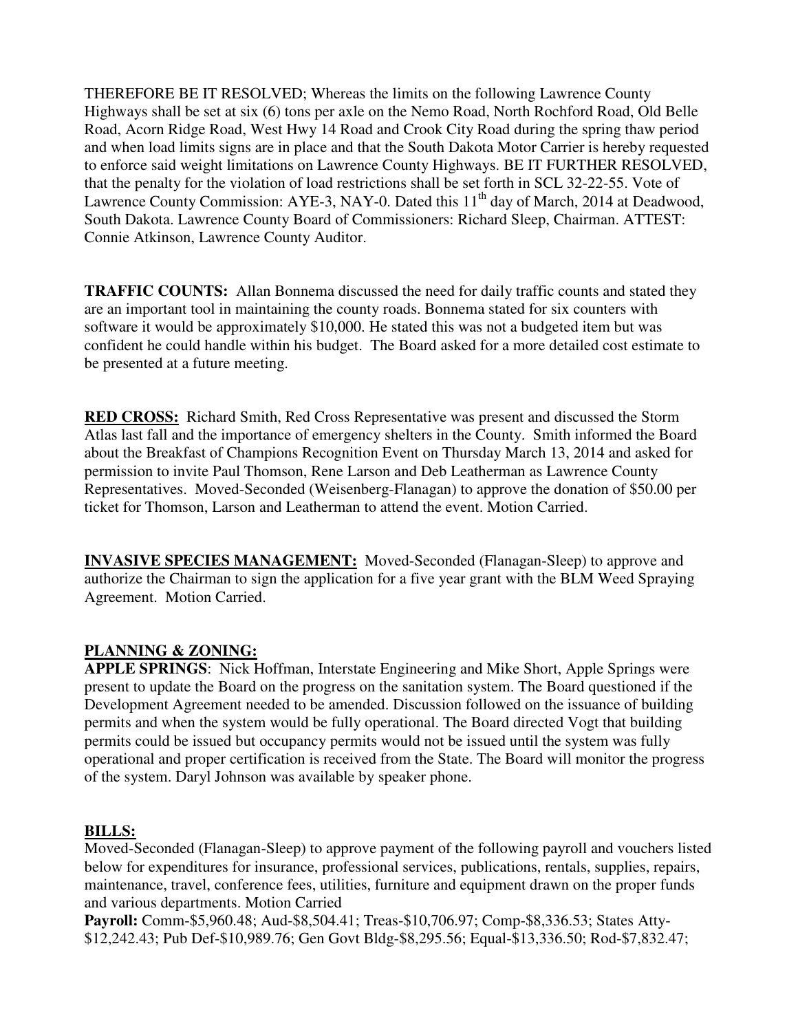THEREFORE BE IT RESOLVED; Whereas the limits on the following Lawrence County Highways shall be set at six (6) tons per axle on the Nemo Road, North Rochford Road, Old Belle Road, Acorn Ridge Road, West Hwy 14 Road and Crook City Road during the spring thaw period and when load limits signs are in place and that the South Dakota Motor Carrier is hereby requested to enforce said weight limitations on Lawrence County Highways. BE IT FURTHER RESOLVED, that the penalty for the violation of load restrictions shall be set forth in SCL 32-22-55. Vote of Lawrence County Commission: AYE-3, NAY-0. Dated this 11th day of March, 2014 at Deadwood, South Dakota. Lawrence County Board of Commissioners: Richard Sleep, Chairman. ATTEST: Connie Atkinson, Lawrence County Auditor.

**TRAFFIC COUNTS:** Allan Bonnema discussed the need for daily traffic counts and stated they are an important tool in maintaining the county roads. Bonnema stated for six counters with software it would be approximately $10,000. He stated this was not a budgeted item but was confident he could handle within his budget. The Board asked for a more detailed cost estimate to be presented at a future meeting.

**RED CROSS:** Richard Smith, Red Cross Representative was present and discussed the Storm Atlas last fall and the importance of emergency shelters in the County. Smith informed the Board about the Breakfast of Champions Recognition Event on Thursday March 13, 2014 and asked for permission to invite Paul Thomson, Rene Larson and Deb Leatherman as Lawrence County Representatives. Moved-Seconded (Weisenberg-Flanagan) to approve the donation of $50.00 per ticket for Thomson, Larson and Leatherman to attend the event. Motion Carried.

**INVASIVE SPECIES MANAGEMENT:** Moved-Seconded (Flanagan-Sleep) to approve and authorize the Chairman to sign the application for a five year grant with the BLM Weed Spraying Agreement. Motion Carried.

**PLANNING & ZONING:**

**APPLE SPRINGS**: Nick Hoffman, Interstate Engineering and Mike Short, Apple Springs were present to update the Board on the progress on the sanitation system. The Board questioned if the Development Agreement needed to be amended. Discussion followed on the issuance of building permits and when the system would be fully operational. The Board directed Vogt that building permits could be issued but occupancy permits would not be issued until the system was fully operational and proper certification is received from the State. The Board will monitor the progress of the system. Daryl Johnson was available by speaker phone.

**BILLS:**

Moved-Seconded (Flanagan-Sleep) to approve payment of the following payroll and vouchers listed below for expenditures for insurance, professional services, publications, rentals, supplies, repairs, maintenance, travel, conference fees, utilities, furniture and equipment drawn on the proper funds and various departments. Motion Carried

**Payroll:** Comm-$5,960.48; Aud-$8,504.41; Treas-$10,706.97; Comp-$8,336.53; States Atty-$12,242.43; Pub Def-$10,989.76; Gen Govt Bldg-$8,295.56; Equal-$13,336.50; Rod-$7,832.47;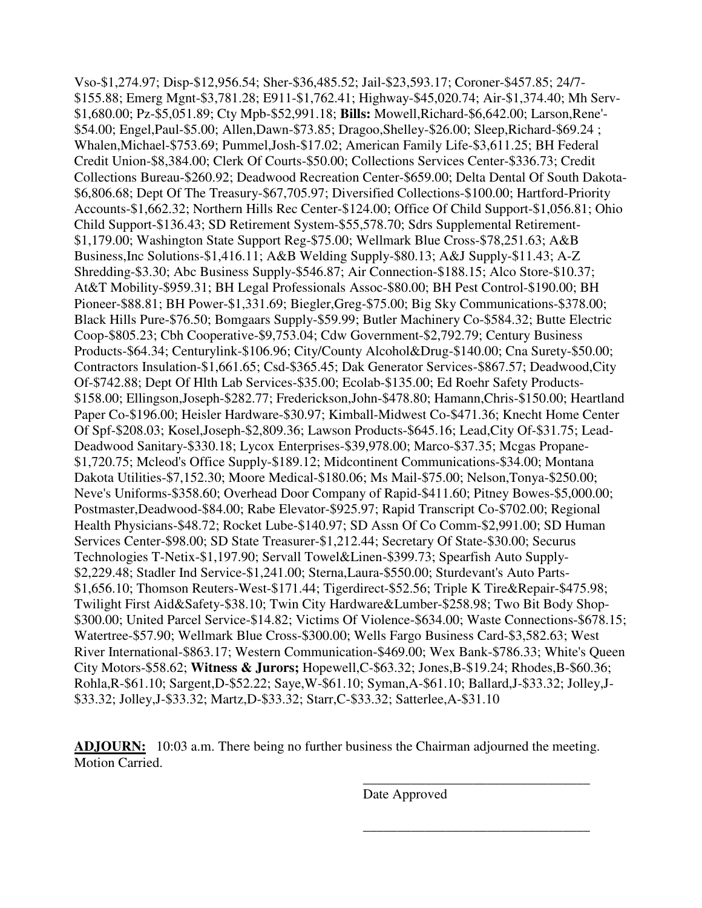Vso-$1,274.97; Disp-$12,956.54; Sher-$36,485.52; Jail-$23,593.17; Coroner-$457.85; 24/7-$155.88; Emerg Mgnt-$3,781.28; E911-$1,762.41; Highway-$45,020.74; Air-$1,374.40; Mh Serv-$1,680.00; Pz-$5,051.89; Cty Mpb-$52,991.18; **Bills:** Mowell,Richard-$6,642.00; Larson,Rene'-$54.00; Engel,Paul-$5.00; Allen,Dawn-$73.85; Dragoo,Shelley-$26.00; Sleep,Richard-$69.24 ; Whalen,Michael-$753.69; Pummel,Josh-$17.02; American Family Life-$3,611.25; BH Federal Credit Union-$8,384.00; Clerk Of Courts-$50.00; Collections Services Center-$336.73; Credit Collections Bureau-$260.92; Deadwood Recreation Center-$659.00; Delta Dental Of South Dakota-$6,806.68; Dept Of The Treasury-$67,705.97; Diversified Collections-$100.00; Hartford-Priority Accounts-$1,662.32; Northern Hills Rec Center-$124.00; Office Of Child Support-$1,056.81; Ohio Child Support-$136.43; SD Retirement System-$55,578.70; Sdrs Supplemental Retirement-$1,179.00; Washington State Support Reg-$75.00; Wellmark Blue Cross-$78,251.63; A&B Business,Inc Solutions-$1,416.11; A&B Welding Supply-$80.13; A&J Supply-$11.43; A-Z Shredding-$3.30; Abc Business Supply-$546.87; Air Connection-$188.15; Alco Store-$10.37; At&T Mobility-$959.31; BH Legal Professionals Assoc-$80.00; BH Pest Control-$190.00; BH Pioneer-$88.81; BH Power-$1,331.69; Biegler,Greg-$75.00; Big Sky Communications-$378.00; Black Hills Pure-$76.50; Bomgaars Supply-$59.99; Butler Machinery Co-$584.32; Butte Electric Coop-$805.23; Cbh Cooperative-$9,753.04; Cdw Government-$2,792.79; Century Business Products-$64.34; Centurylink-$106.96; City/County Alcohol&Drug-$140.00; Cna Surety-$50.00; Contractors Insulation-$1,661.65; Csd-$365.45; Dak Generator Services-$867.57; Deadwood,City Of-$742.88; Dept Of Hlth Lab Services-$35.00; Ecolab-$135.00; Ed Roehr Safety Products-$158.00; Ellingson,Joseph-$282.77; Frederickson,John-$478.80; Hamann,Chris-$150.00; Heartland Paper Co-$196.00; Heisler Hardware-$30.97; Kimball-Midwest Co-$471.36; Knecht Home Center Of Spf-$208.03; Kosel,Joseph-$2,809.36; Lawson Products-$645.16; Lead,City Of-$31.75; Lead-Deadwood Sanitary-$330.18; Lycox Enterprises-$39,978.00; Marco-$37.35; Mcgas Propane-$1,720.75; Mcleod's Office Supply-$189.12; Midcontinent Communications-$34.00; Montana Dakota Utilities-$7,152.30; Moore Medical-$180.06; Ms Mail-$75.00; Nelson,Tonya-$250.00; Neve's Uniforms-$358.60; Overhead Door Company of Rapid-$411.60; Pitney Bowes-$5,000.00; Postmaster,Deadwood-$84.00; Rabe Elevator-$925.97; Rapid Transcript Co-$702.00; Regional Health Physicians-$48.72; Rocket Lube-$140.97; SD Assn Of Co Comm-$2,991.00; SD Human Services Center-$98.00; SD State Treasurer-$1,212.44; Secretary Of State-$30.00; Securus Technologies T-Netix-$1,197.90; Servall Towel&Linen-$399.73; Spearfish Auto Supply-$2,229.48; Stadler Ind Service-$1,241.00; Sterna,Laura-$550.00; Sturdevant's Auto Parts-$1,656.10; Thomson Reuters-West-$171.44; Tigerdirect-$52.56; Triple K Tire&Repair-$475.98; Twilight First Aid&Safety-$38.10; Twin City Hardware&Lumber-$258.98; Two Bit Body Shop-$300.00; United Parcel Service-$14.82; Victims Of Violence-$634.00; Waste Connections-$678.15; Watertree-$57.90; Wellmark Blue Cross-$300.00; Wells Fargo Business Card-$3,582.63; West River International-$863.17; Western Communication-$469.00; Wex Bank-$786.33; White's Queen City Motors-$58.62; **Witness & Jurors;** Hopewell,C-$63.32; Jones,B-$19.24; Rhodes,B-$60.36; Rohla,R-$61.10; Sargent,D-$52.22; Saye,W-$61.10; Syman,A-$61.10; Ballard,J-$33.32; Jolley,J-$33.32; Jolley,J-$33.32; Martz,D-$33.32; Starr,C-$33.32; Satterlee,A-$31.10

**ADJOURN:** 10:03 a.m. There being no further business the Chairman adjourned the meeting. Motion Carried.

\_\_\_\_\_\_\_\_\_\_\_\_\_\_\_\_\_\_\_\_\_\_\_\_\_\_\_\_\_\_\_\_\_\_

Date Approved

\_\_\_\_\_\_\_\_\_\_\_\_\_\_\_\_\_\_\_\_\_\_\_\_\_\_\_\_\_\_\_\_\_\_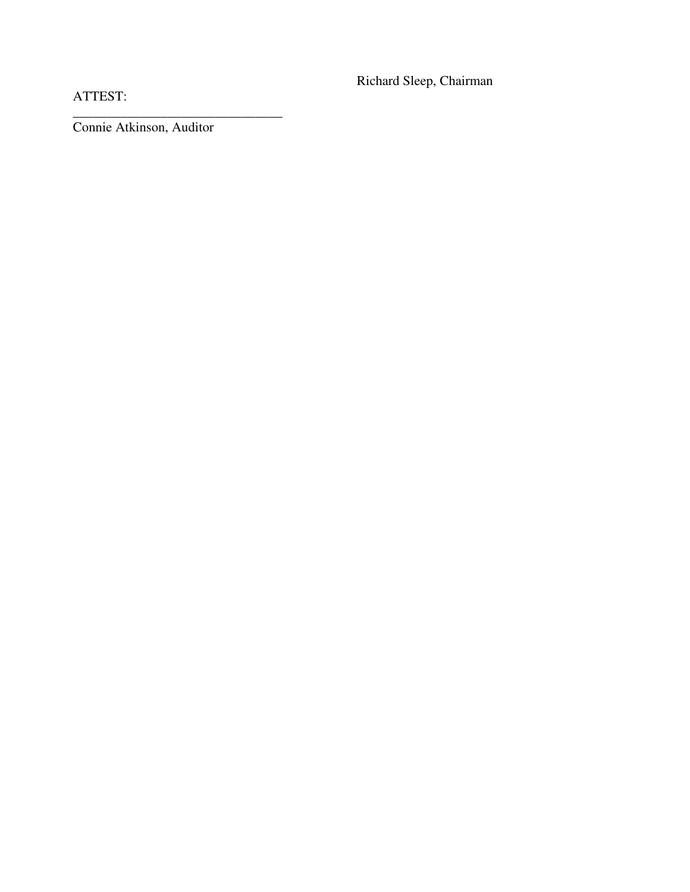Richard Sleep, Chairman

ATTEST:

_______________________________

Connie Atkinson, Auditor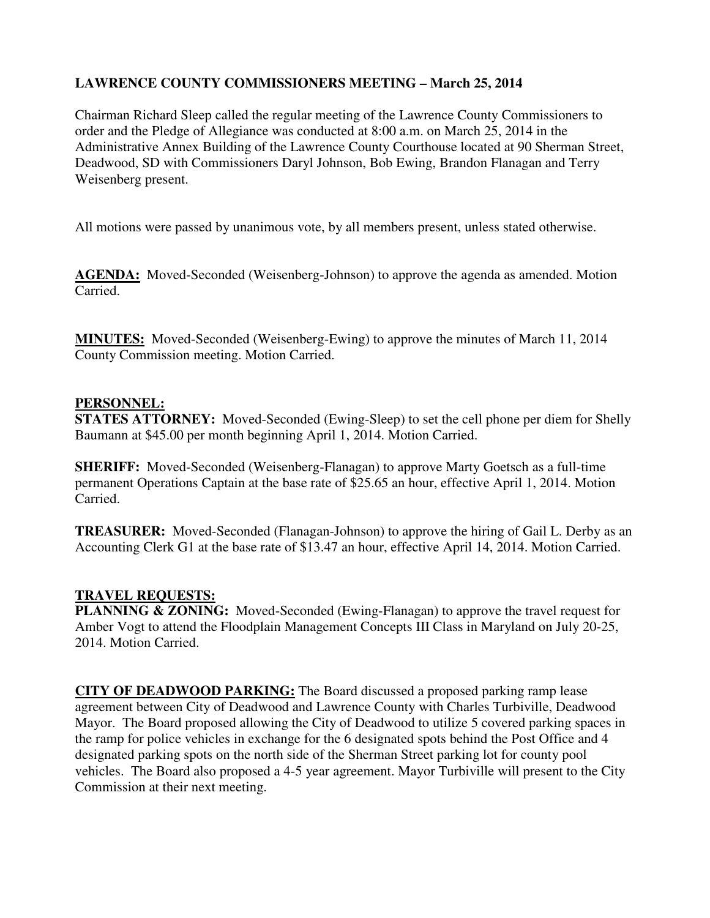**LAWRENCE COUNTY COMMISSIONERS MEETING – March 25, 2014**

Chairman Richard Sleep called the regular meeting of the Lawrence County Commissioners to order and the Pledge of Allegiance was conducted at 8:00 a.m. on March 25, 2014 in the Administrative Annex Building of the Lawrence County Courthouse located at 90 Sherman Street, Deadwood, SD with Commissioners Daryl Johnson, Bob Ewing, Brandon Flanagan and Terry Weisenberg present.

All motions were passed by unanimous vote, by all members present, unless stated otherwise.

**AGENDA:** Moved-Seconded (Weisenberg-Johnson) to approve the agenda as amended. Motion Carried.

**MINUTES:** Moved-Seconded (Weisenberg-Ewing) to approve the minutes of March 11, 2014 County Commission meeting. Motion Carried.

**PERSONNEL:**

**STATES ATTORNEY:** Moved-Seconded (Ewing-Sleep) to set the cell phone per diem for Shelly Baumann at $45.00 per month beginning April 1, 2014. Motion Carried.

**SHERIFF:** Moved-Seconded (Weisenberg-Flanagan) to approve Marty Goetsch as a full-time permanent Operations Captain at the base rate of $25.65 an hour, effective April 1, 2014. Motion Carried.

**TREASURER:** Moved-Seconded (Flanagan-Johnson) to approve the hiring of Gail L. Derby as an Accounting Clerk G1 at the base rate of $13.47 an hour, effective April 14, 2014. Motion Carried.

**TRAVEL REQUESTS:**

**PLANNING & ZONING:** Moved-Seconded (Ewing-Flanagan) to approve the travel request for Amber Vogt to attend the Floodplain Management Concepts III Class in Maryland on July 20-25, 2014. Motion Carried.

**CITY OF DEADWOOD PARKING:** The Board discussed a proposed parking ramp lease agreement between City of Deadwood and Lawrence County with Charles Turbiville, Deadwood Mayor. The Board proposed allowing the City of Deadwood to utilize 5 covered parking spaces in the ramp for police vehicles in exchange for the 6 designated spots behind the Post Office and 4 designated parking spots on the north side of the Sherman Street parking lot for county pool vehicles. The Board also proposed a 4-5 year agreement. Mayor Turbiville will present to the City Commission at their next meeting.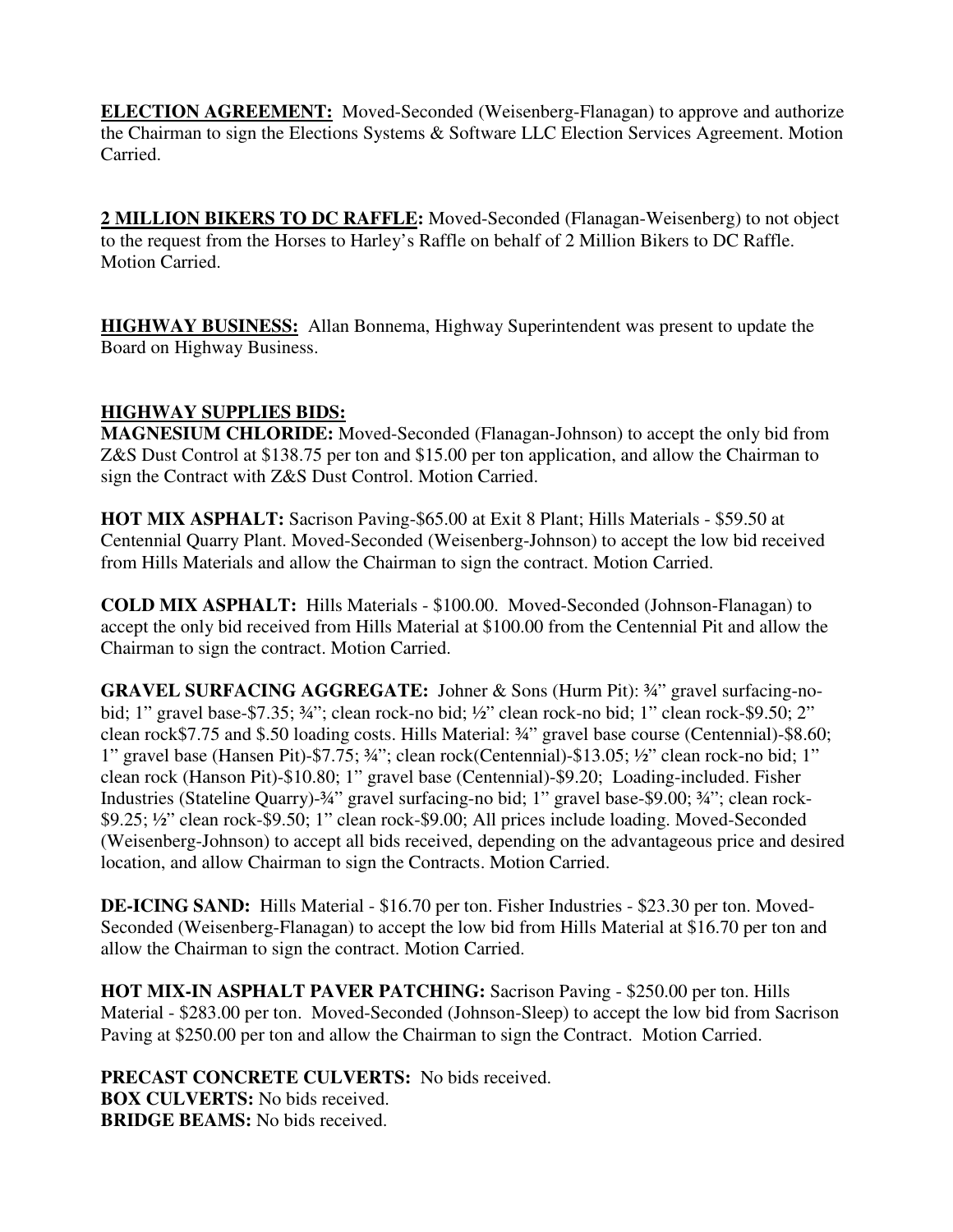**ELECTION AGREEMENT:** Moved-Seconded (Weisenberg-Flanagan) to approve and authorize the Chairman to sign the Elections Systems & Software LLC Election Services Agreement. Motion Carried.

**2 MILLION BIKERS TO DC RAFFLE:** Moved-Seconded (Flanagan-Weisenberg) to not object to the request from the Horses to Harley's Raffle on behalf of 2 Million Bikers to DC Raffle. Motion Carried.

**HIGHWAY BUSINESS:** Allan Bonnema, Highway Superintendent was present to update the Board on Highway Business.

**HIGHWAY SUPPLIES BIDS:**

**MAGNESIUM CHLORIDE:** Moved-Seconded (Flanagan-Johnson) to accept the only bid from Z&S Dust Control at $138.75 per ton and $15.00 per ton application, and allow the Chairman to sign the Contract with Z&S Dust Control. Motion Carried.

**HOT MIX ASPHALT:** Sacrison Paving-$65.00 at Exit 8 Plant; Hills Materials - $59.50 at Centennial Quarry Plant. Moved-Seconded (Weisenberg-Johnson) to accept the low bid received from Hills Materials and allow the Chairman to sign the contract. Motion Carried.

**COLD MIX ASPHALT:** Hills Materials - $100.00. Moved-Seconded (Johnson-Flanagan) to accept the only bid received from Hills Material at $100.00 from the Centennial Pit and allow the Chairman to sign the contract. Motion Carried.

**GRAVEL SURFACING AGGREGATE:** Johner & Sons (Hurm Pit): ¾" gravel surfacing-no-bid; 1" gravel base-$7.35; ¾"; clean rock-no bid; ½" clean rock-no bid; 1" clean rock-$9.50; 2" clean rock$7.75 and $.50 loading costs. Hills Material: ¾" gravel base course (Centennial)-$8.60; 1" gravel base (Hansen Pit)-$7.75; ¾"; clean rock(Centennial)-$13.05; ½" clean rock-no bid; 1" clean rock (Hanson Pit)-$10.80; 1" gravel base (Centennial)-$9.20; Loading-included. Fisher Industries (Stateline Quarry)-¾" gravel surfacing-no bid; 1" gravel base-$9.00; ¾"; clean rock-$9.25; ½" clean rock-$9.50; 1" clean rock-$9.00; All prices include loading. Moved-Seconded (Weisenberg-Johnson) to accept all bids received, depending on the advantageous price and desired location, and allow Chairman to sign the Contracts. Motion Carried.

**DE-ICING SAND:** Hills Material - $16.70 per ton. Fisher Industries - $23.30 per ton. Moved-Seconded (Weisenberg-Flanagan) to accept the low bid from Hills Material at $16.70 per ton and allow the Chairman to sign the contract. Motion Carried.

**HOT MIX-IN ASPHALT PAVER PATCHING:** Sacrison Paving - $250.00 per ton. Hills Material - $283.00 per ton. Moved-Seconded (Johnson-Sleep) to accept the low bid from Sacrison Paving at $250.00 per ton and allow the Chairman to sign the Contract. Motion Carried.

**PRECAST CONCRETE CULVERTS:** No bids received.
**BOX CULVERTS:** No bids received.
**BRIDGE BEAMS:** No bids received.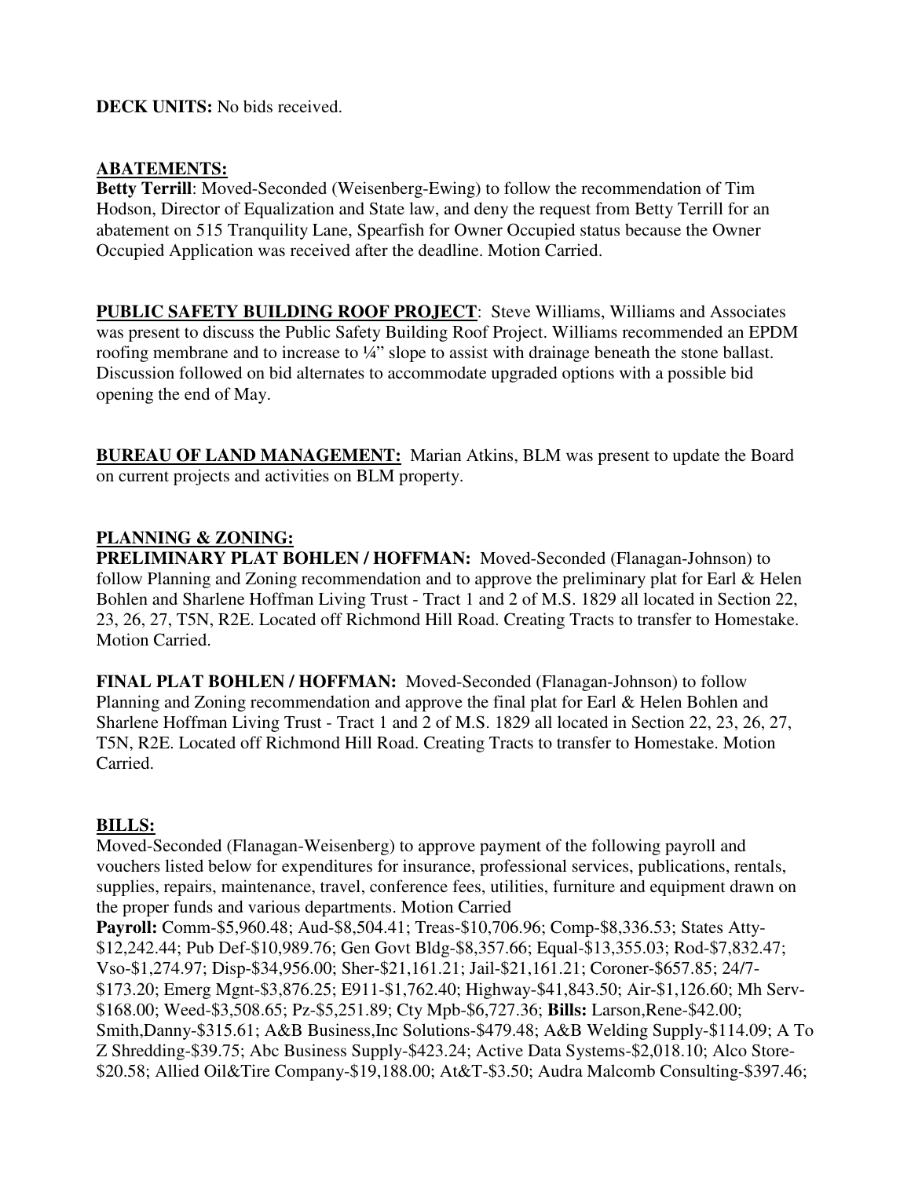**DECK UNITS:** No bids received.

**ABATEMENTS:**

**Betty Terrill**: Moved-Seconded (Weisenberg-Ewing) to follow the recommendation of Tim Hodson, Director of Equalization and State law, and deny the request from Betty Terrill for an abatement on 515 Tranquility Lane, Spearfish for Owner Occupied status because the Owner Occupied Application was received after the deadline. Motion Carried.

**PUBLIC SAFETY BUILDING ROOF PROJECT**: Steve Williams, Williams and Associates was present to discuss the Public Safety Building Roof Project. Williams recommended an EPDM roofing membrane and to increase to ¼" slope to assist with drainage beneath the stone ballast. Discussion followed on bid alternates to accommodate upgraded options with a possible bid opening the end of May.

**BUREAU OF LAND MANAGEMENT:** Marian Atkins, BLM was present to update the Board on current projects and activities on BLM property.

**PLANNING & ZONING:**

**PRELIMINARY PLAT BOHLEN / HOFFMAN:** Moved-Seconded (Flanagan-Johnson) to follow Planning and Zoning recommendation and to approve the preliminary plat for Earl & Helen Bohlen and Sharlene Hoffman Living Trust - Tract 1 and 2 of M.S. 1829 all located in Section 22, 23, 26, 27, T5N, R2E. Located off Richmond Hill Road. Creating Tracts to transfer to Homestake. Motion Carried.

**FINAL PLAT BOHLEN / HOFFMAN:** Moved-Seconded (Flanagan-Johnson) to follow Planning and Zoning recommendation and approve the final plat for Earl & Helen Bohlen and Sharlene Hoffman Living Trust - Tract 1 and 2 of M.S. 1829 all located in Section 22, 23, 26, 27, T5N, R2E. Located off Richmond Hill Road. Creating Tracts to transfer to Homestake. Motion Carried.

**BILLS:**

Moved-Seconded (Flanagan-Weisenberg) to approve payment of the following payroll and vouchers listed below for expenditures for insurance, professional services, publications, rentals, supplies, repairs, maintenance, travel, conference fees, utilities, furniture and equipment drawn on the proper funds and various departments. Motion Carried

**Payroll:** Comm-$5,960.48; Aud-$8,504.41; Treas-$10,706.96; Comp-$8,336.53; States Atty-$12,242.44; Pub Def-$10,989.76; Gen Govt Bldg-$8,357.66; Equal-$13,355.03; Rod-$7,832.47; Vso-$1,274.97; Disp-$34,956.00; Sher-$21,161.21; Jail-$21,161.21; Coroner-$657.85; 24/7-$173.20; Emerg Mgnt-$3,876.25; E911-$1,762.40; Highway-$41,843.50; Air-$1,126.60; Mh Serv-$168.00; Weed-$3,508.65; Pz-$5,251.89; Cty Mpb-$6,727.36; **Bills:** Larson,Rene-$42.00; Smith,Danny-$315.61; A&B Business,Inc Solutions-$479.48; A&B Welding Supply-$114.09; A To Z Shredding-$39.75; Abc Business Supply-$423.24; Active Data Systems-$2,018.10; Alco Store-$20.58; Allied Oil&Tire Company-$19,188.00; At&T-$3.50; Audra Malcomb Consulting-$397.46;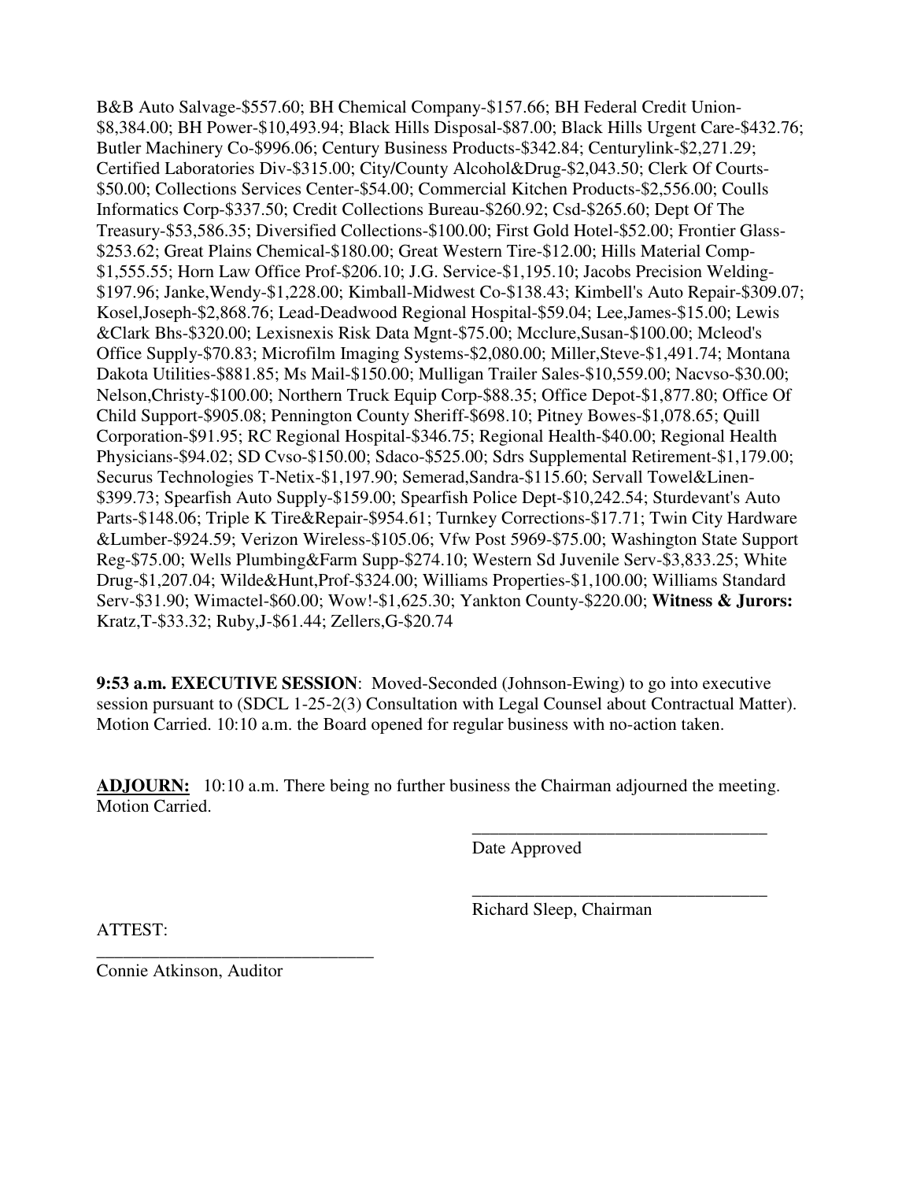B&B Auto Salvage-$557.60; BH Chemical Company-$157.66; BH Federal Credit Union-$8,384.00; BH Power-$10,493.94; Black Hills Disposal-$87.00; Black Hills Urgent Care-$432.76; Butler Machinery Co-$996.06; Century Business Products-$342.84; Centurylink-$2,271.29; Certified Laboratories Div-$315.00; City/County Alcohol&Drug-$2,043.50; Clerk Of Courts-$50.00; Collections Services Center-$54.00; Commercial Kitchen Products-$2,556.00; Coulls Informatics Corp-$337.50; Credit Collections Bureau-$260.92; Csd-$265.60; Dept Of The Treasury-$53,586.35; Diversified Collections-$100.00; First Gold Hotel-$52.00; Frontier Glass-$253.62; Great Plains Chemical-$180.00; Great Western Tire-$12.00; Hills Material Comp-$1,555.55; Horn Law Office Prof-$206.10; J.G. Service-$1,195.10; Jacobs Precision Welding-$197.96; Janke,Wendy-$1,228.00; Kimball-Midwest Co-$138.43; Kimbell's Auto Repair-$309.07; Kosel,Joseph-$2,868.76; Lead-Deadwood Regional Hospital-$59.04; Lee,James-$15.00; Lewis &Clark Bhs-$320.00; Lexisnexis Risk Data Mgnt-$75.00; Mcclure,Susan-$100.00; Mcleod's Office Supply-$70.83; Microfilm Imaging Systems-$2,080.00; Miller,Steve-$1,491.74; Montana Dakota Utilities-$881.85; Ms Mail-$150.00; Mulligan Trailer Sales-$10,559.00; Nacvso-$30.00; Nelson,Christy-$100.00; Northern Truck Equip Corp-$88.35; Office Depot-$1,877.80; Office Of Child Support-$905.08; Pennington County Sheriff-$698.10; Pitney Bowes-$1,078.65; Quill Corporation-$91.95; RC Regional Hospital-$346.75; Regional Health-$40.00; Regional Health Physicians-$94.02; SD Cvso-$150.00; Sdaco-$525.00; Sdrs Supplemental Retirement-$1,179.00; Securus Technologies T-Netix-$1,197.90; Semerad,Sandra-$115.60; Servall Towel&Linen-$399.73; Spearfish Auto Supply-$159.00; Spearfish Police Dept-$10,242.54; Sturdevant's Auto Parts-$148.06; Triple K Tire&Repair-$954.61; Turnkey Corrections-$17.71; Twin City Hardware &Lumber-$924.59; Verizon Wireless-$105.06; Vfw Post 5969-$75.00; Washington State Support Reg-$75.00; Wells Plumbing&Farm Supp-$274.10; Western Sd Juvenile Serv-$3,833.25; White Drug-$1,207.04; Wilde&Hunt,Prof-$324.00; Williams Properties-$1,100.00; Williams Standard Serv-$31.90; Wimactel-$60.00; Wow!-$1,625.30; Yankton County-$220.00; **Witness & Jurors:** Kratz,T-$33.32; Ruby,J-$61.44; Zellers,G-$20.74

**9:53 a.m. EXECUTIVE SESSION**: Moved-Seconded (Johnson-Ewing) to go into executive session pursuant to (SDCL 1-25-2(3) Consultation with Legal Counsel about Contractual Matter). Motion Carried. 10:10 a.m. the Board opened for regular business with no-action taken.

**ADJOURN:** 10:10 a.m. There being no further business the Chairman adjourned the meeting. Motion Carried.

\_\_\_\_\_\_\_\_\_\_\_\_\_\_\_\_\_\_\_\_\_\_\_\_\_\_\_\_\_\_\_\_\_\_
Date Approved

\_\_\_\_\_\_\_\_\_\_\_\_\_\_\_\_\_\_\_\_\_\_\_\_\_\_\_\_\_\_\_\_\_\_
Richard Sleep, Chairman

ATTEST:

\_\_\_\_\_\_\_\_\_\_\_\_\_\_\_\_\_\_\_\_\_\_\_\_\_\_\_\_\_\_\_\_
Connie Atkinson, Auditor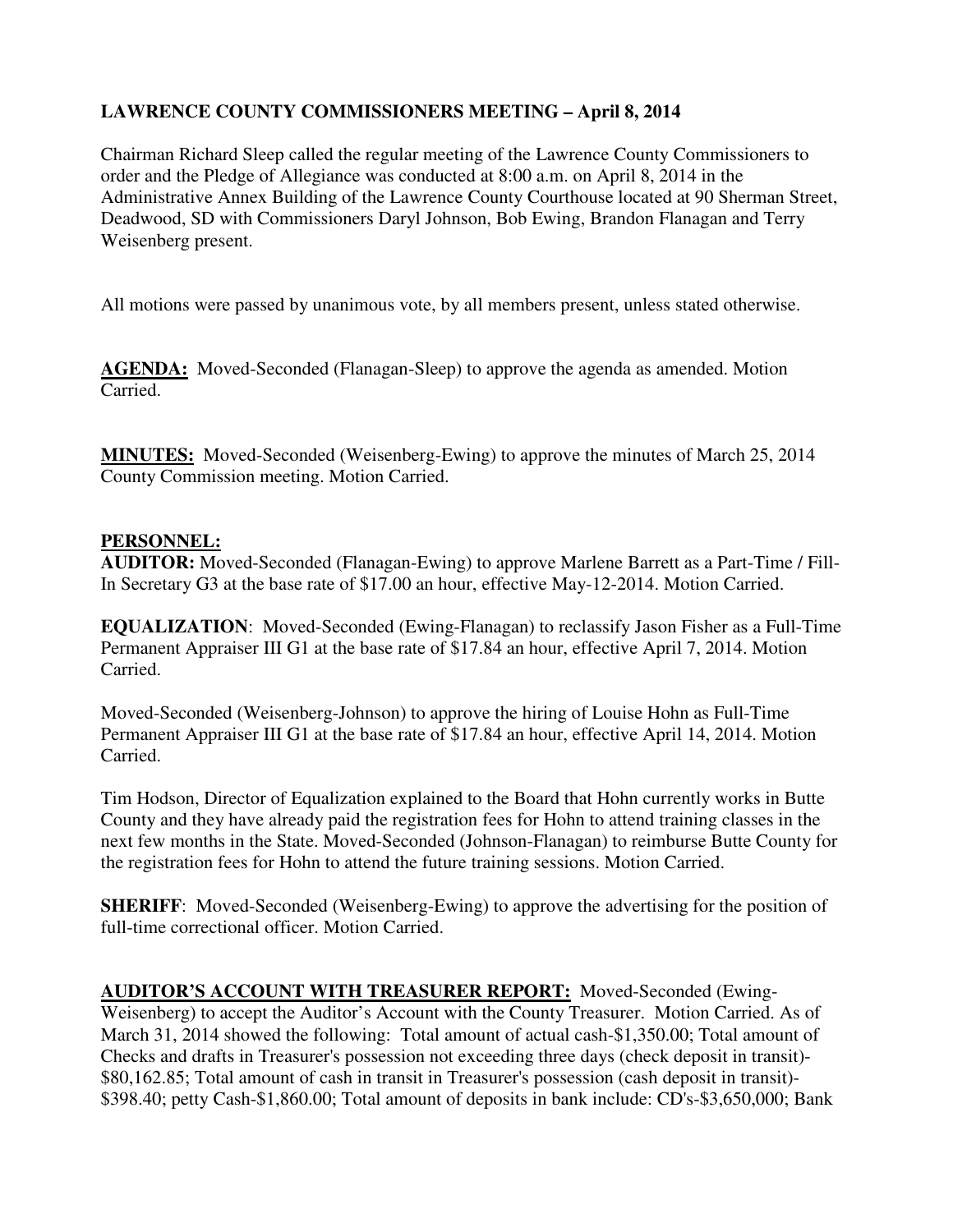**LAWRENCE COUNTY COMMISSIONERS MEETING – April 8, 2014**

Chairman Richard Sleep called the regular meeting of the Lawrence County Commissioners to order and the Pledge of Allegiance was conducted at 8:00 a.m. on April 8, 2014 in the Administrative Annex Building of the Lawrence County Courthouse located at 90 Sherman Street, Deadwood, SD with Commissioners Daryl Johnson, Bob Ewing, Brandon Flanagan and Terry Weisenberg present.

All motions were passed by unanimous vote, by all members present, unless stated otherwise.

**AGENDA:** Moved-Seconded (Flanagan-Sleep) to approve the agenda as amended. Motion Carried.

**MINUTES:** Moved-Seconded (Weisenberg-Ewing) to approve the minutes of March 25, 2014 County Commission meeting. Motion Carried.

**PERSONNEL:**

**AUDITOR:** Moved-Seconded (Flanagan-Ewing) to approve Marlene Barrett as a Part-Time / Fill-In Secretary G3 at the base rate of $17.00 an hour, effective May-12-2014. Motion Carried.

**EQUALIZATION**: Moved-Seconded (Ewing-Flanagan) to reclassify Jason Fisher as a Full-Time Permanent Appraiser III G1 at the base rate of $17.84 an hour, effective April 7, 2014. Motion Carried.

Moved-Seconded (Weisenberg-Johnson) to approve the hiring of Louise Hohn as Full-Time Permanent Appraiser III G1 at the base rate of $17.84 an hour, effective April 14, 2014. Motion Carried.

Tim Hodson, Director of Equalization explained to the Board that Hohn currently works in Butte County and they have already paid the registration fees for Hohn to attend training classes in the next few months in the State. Moved-Seconded (Johnson-Flanagan) to reimburse Butte County for the registration fees for Hohn to attend the future training sessions. Motion Carried.

**SHERIFF**: Moved-Seconded (Weisenberg-Ewing) to approve the advertising for the position of full-time correctional officer. Motion Carried.

**AUDITOR'S ACCOUNT WITH TREASURER REPORT:** Moved-Seconded (Ewing-Weisenberg) to accept the Auditor's Account with the County Treasurer. Motion Carried. As of March 31, 2014 showed the following: Total amount of actual cash-$1,350.00; Total amount of Checks and drafts in Treasurer's possession not exceeding three days (check deposit in transit)-$80,162.85; Total amount of cash in transit in Treasurer's possession (cash deposit in transit)-$398.40; petty Cash-$1,860.00; Total amount of deposits in bank include: CD's-$3,650,000; Bank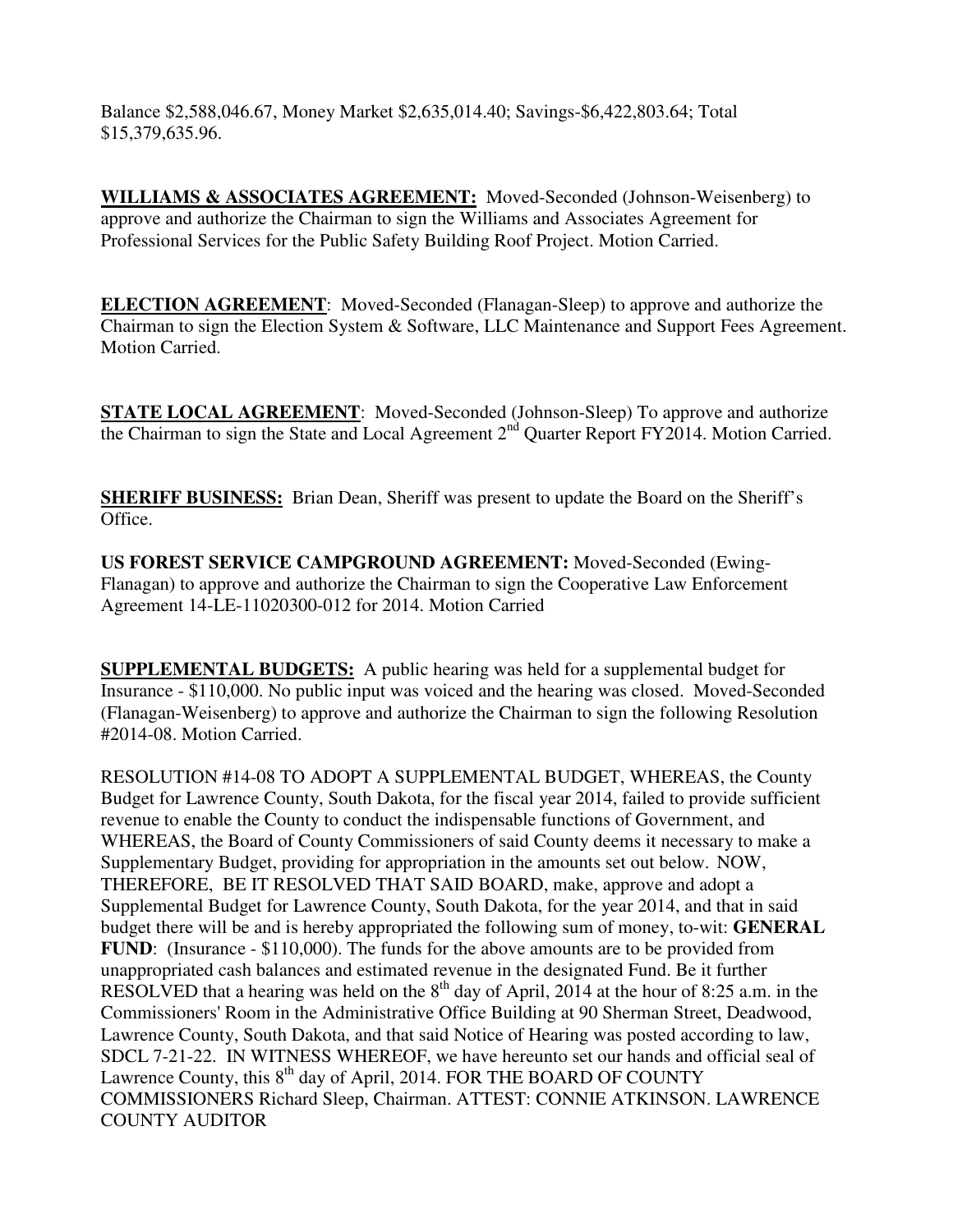Balance $2,588,046.67, Money Market $2,635,014.40; Savings-$6,422,803.64; Total $15,379,635.96.

**WILLIAMS & ASSOCIATES AGREEMENT:** Moved-Seconded (Johnson-Weisenberg) to approve and authorize the Chairman to sign the Williams and Associates Agreement for Professional Services for the Public Safety Building Roof Project. Motion Carried.

**ELECTION AGREEMENT**: Moved-Seconded (Flanagan-Sleep) to approve and authorize the Chairman to sign the Election System & Software, LLC Maintenance and Support Fees Agreement. Motion Carried.

**STATE LOCAL AGREEMENT**: Moved-Seconded (Johnson-Sleep) To approve and authorize the Chairman to sign the State and Local Agreement 2nd Quarter Report FY2014. Motion Carried.

**SHERIFF BUSINESS:** Brian Dean, Sheriff was present to update the Board on the Sheriff's Office.

**US FOREST SERVICE CAMPGROUND AGREEMENT:** Moved-Seconded (Ewing-Flanagan) to approve and authorize the Chairman to sign the Cooperative Law Enforcement Agreement 14-LE-11020300-012 for 2014. Motion Carried

**SUPPLEMENTAL BUDGETS:** A public hearing was held for a supplemental budget for Insurance - $110,000. No public input was voiced and the hearing was closed. Moved-Seconded (Flanagan-Weisenberg) to approve and authorize the Chairman to sign the following Resolution #2014-08. Motion Carried.

RESOLUTION #14-08 TO ADOPT A SUPPLEMENTAL BUDGET, WHEREAS, the County Budget for Lawrence County, South Dakota, for the fiscal year 2014, failed to provide sufficient revenue to enable the County to conduct the indispensable functions of Government, and WHEREAS, the Board of County Commissioners of said County deems it necessary to make a Supplementary Budget, providing for appropriation in the amounts set out below. NOW, THEREFORE, BE IT RESOLVED THAT SAID BOARD, make, approve and adopt a Supplemental Budget for Lawrence County, South Dakota, for the year 2014, and that in said budget there will be and is hereby appropriated the following sum of money, to-wit: **GENERAL FUND**: (Insurance - $110,000). The funds for the above amounts are to be provided from unappropriated cash balances and estimated revenue in the designated Fund. Be it further RESOLVED that a hearing was held on the 8th day of April, 2014 at the hour of 8:25 a.m. in the Commissioners' Room in the Administrative Office Building at 90 Sherman Street, Deadwood, Lawrence County, South Dakota, and that said Notice of Hearing was posted according to law, SDCL 7-21-22. IN WITNESS WHEREOF, we have hereunto set our hands and official seal of Lawrence County, this 8th day of April, 2014. FOR THE BOARD OF COUNTY COMMISSIONERS Richard Sleep, Chairman. ATTEST: CONNIE ATKINSON. LAWRENCE COUNTY AUDITOR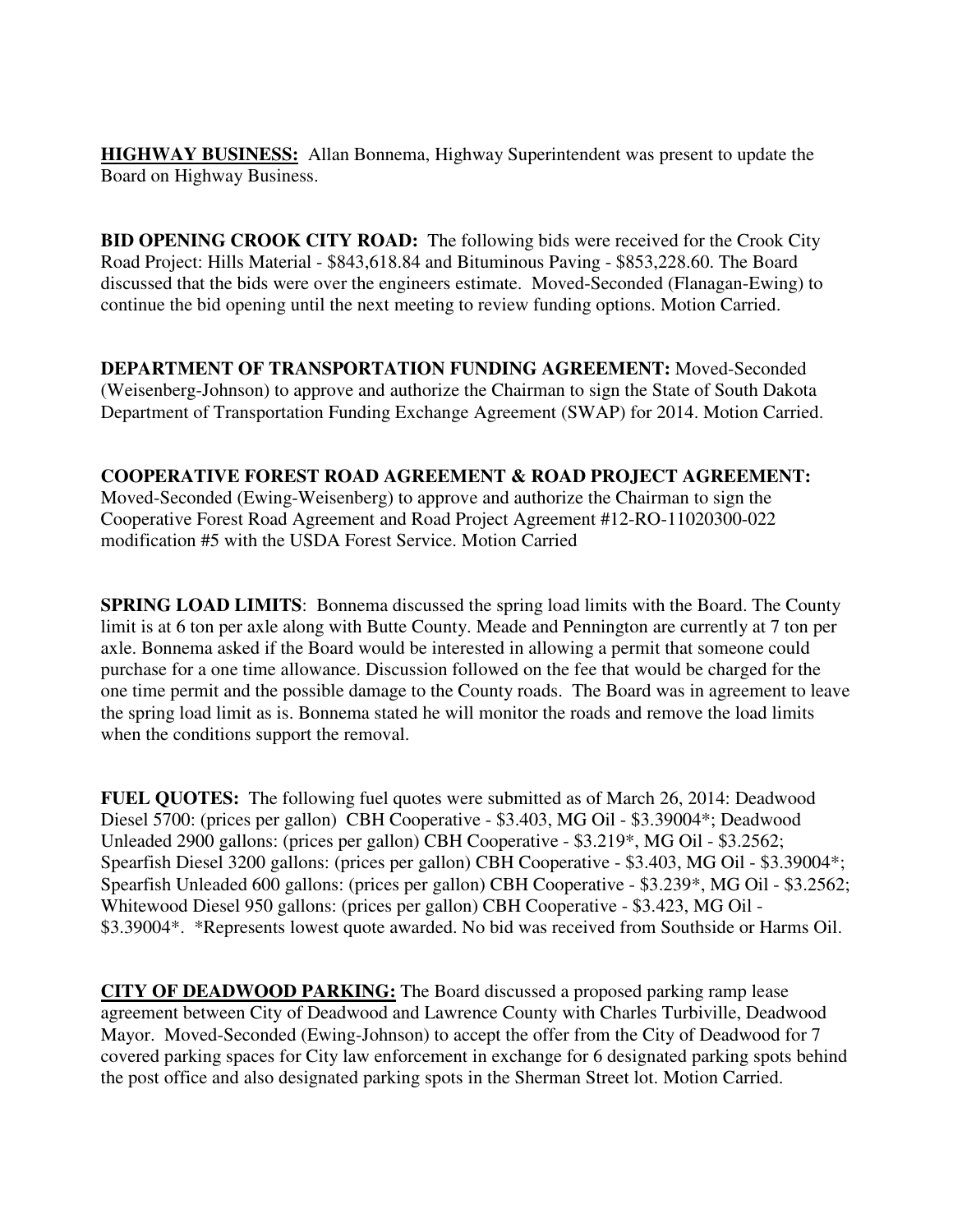**HIGHWAY BUSINESS:** Allan Bonnema, Highway Superintendent was present to update the Board on Highway Business.

**BID OPENING CROOK CITY ROAD:** The following bids were received for the Crook City Road Project: Hills Material - $843,618.84 and Bituminous Paving - $853,228.60. The Board discussed that the bids were over the engineers estimate. Moved-Seconded (Flanagan-Ewing) to continue the bid opening until the next meeting to review funding options. Motion Carried.

**DEPARTMENT OF TRANSPORTATION FUNDING AGREEMENT:** Moved-Seconded (Weisenberg-Johnson) to approve and authorize the Chairman to sign the State of South Dakota Department of Transportation Funding Exchange Agreement (SWAP) for 2014. Motion Carried.

**COOPERATIVE FOREST ROAD AGREEMENT & ROAD PROJECT AGREEMENT:** Moved-Seconded (Ewing-Weisenberg) to approve and authorize the Chairman to sign the Cooperative Forest Road Agreement and Road Project Agreement #12-RO-11020300-022 modification #5 with the USDA Forest Service. Motion Carried

**SPRING LOAD LIMITS**: Bonnema discussed the spring load limits with the Board. The County limit is at 6 ton per axle along with Butte County. Meade and Pennington are currently at 7 ton per axle. Bonnema asked if the Board would be interested in allowing a permit that someone could purchase for a one time allowance. Discussion followed on the fee that would be charged for the one time permit and the possible damage to the County roads. The Board was in agreement to leave the spring load limit as is. Bonnema stated he will monitor the roads and remove the load limits when the conditions support the removal.

**FUEL QUOTES:** The following fuel quotes were submitted as of March 26, 2014: Deadwood Diesel 5700: (prices per gallon) CBH Cooperative - $3.403, MG Oil - $3.39004*; Deadwood Unleaded 2900 gallons: (prices per gallon) CBH Cooperative - $3.219*, MG Oil - $3.2562; Spearfish Diesel 3200 gallons: (prices per gallon) CBH Cooperative - $3.403, MG Oil - $3.39004*; Spearfish Unleaded 600 gallons: (prices per gallon) CBH Cooperative - $3.239*, MG Oil - $3.2562; Whitewood Diesel 950 gallons: (prices per gallon) CBH Cooperative - $3.423, MG Oil - $3.39004*. *Represents lowest quote awarded. No bid was received from Southside or Harms Oil.

**CITY OF DEADWOOD PARKING:** The Board discussed a proposed parking ramp lease agreement between City of Deadwood and Lawrence County with Charles Turbiville, Deadwood Mayor. Moved-Seconded (Ewing-Johnson) to accept the offer from the City of Deadwood for 7 covered parking spaces for City law enforcement in exchange for 6 designated parking spots behind the post office and also designated parking spots in the Sherman Street lot. Motion Carried.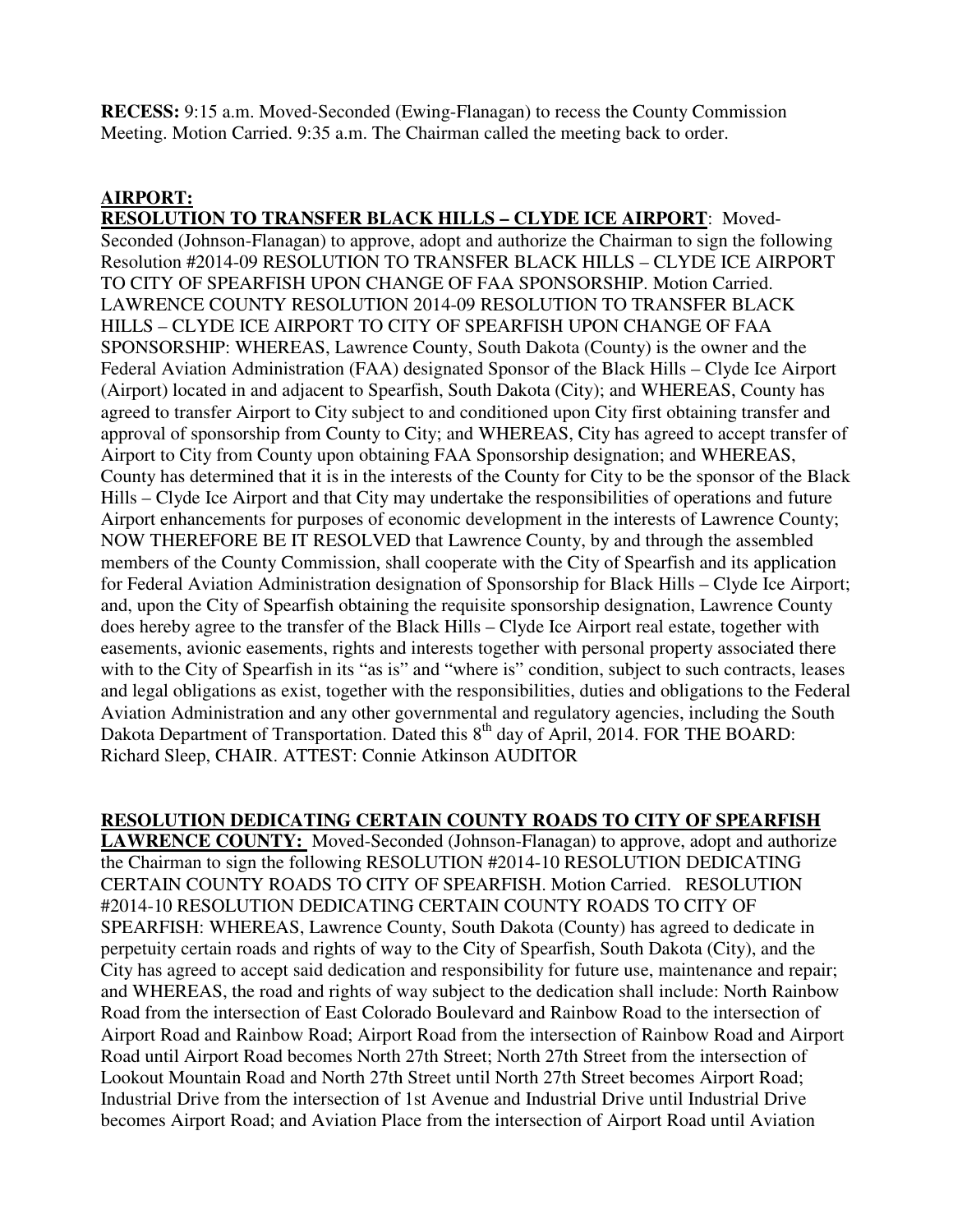**RECESS:** 9:15 a.m. Moved-Seconded (Ewing-Flanagan) to recess the County Commission Meeting. Motion Carried. 9:35 a.m. The Chairman called the meeting back to order.

**AIRPORT:**

**RESOLUTION TO TRANSFER BLACK HILLS – CLYDE ICE AIRPORT**: Moved-Seconded (Johnson-Flanagan) to approve, adopt and authorize the Chairman to sign the following Resolution #2014-09 RESOLUTION TO TRANSFER BLACK HILLS – CLYDE ICE AIRPORT TO CITY OF SPEARFISH UPON CHANGE OF FAA SPONSORSHIP. Motion Carried. LAWRENCE COUNTY RESOLUTION 2014-09 RESOLUTION TO TRANSFER BLACK HILLS – CLYDE ICE AIRPORT TO CITY OF SPEARFISH UPON CHANGE OF FAA SPONSORSHIP: WHEREAS, Lawrence County, South Dakota (County) is the owner and the Federal Aviation Administration (FAA) designated Sponsor of the Black Hills – Clyde Ice Airport (Airport) located in and adjacent to Spearfish, South Dakota (City); and WHEREAS, County has agreed to transfer Airport to City subject to and conditioned upon City first obtaining transfer and approval of sponsorship from County to City; and WHEREAS, City has agreed to accept transfer of Airport to City from County upon obtaining FAA Sponsorship designation; and WHEREAS, County has determined that it is in the interests of the County for City to be the sponsor of the Black Hills – Clyde Ice Airport and that City may undertake the responsibilities of operations and future Airport enhancements for purposes of economic development in the interests of Lawrence County; NOW THEREFORE BE IT RESOLVED that Lawrence County, by and through the assembled members of the County Commission, shall cooperate with the City of Spearfish and its application for Federal Aviation Administration designation of Sponsorship for Black Hills – Clyde Ice Airport; and, upon the City of Spearfish obtaining the requisite sponsorship designation, Lawrence County does hereby agree to the transfer of the Black Hills – Clyde Ice Airport real estate, together with easements, avionic easements, rights and interests together with personal property associated there with to the City of Spearfish in its "as is" and "where is" condition, subject to such contracts, leases and legal obligations as exist, together with the responsibilities, duties and obligations to the Federal Aviation Administration and any other governmental and regulatory agencies, including the South Dakota Department of Transportation. Dated this 8th day of April, 2014. FOR THE BOARD: Richard Sleep, CHAIR. ATTEST: Connie Atkinson AUDITOR

**RESOLUTION DEDICATING CERTAIN COUNTY ROADS TO CITY OF SPEARFISH LAWRENCE COUNTY:** Moved-Seconded (Johnson-Flanagan) to approve, adopt and authorize the Chairman to sign the following RESOLUTION #2014-10 RESOLUTION DEDICATING CERTAIN COUNTY ROADS TO CITY OF SPEARFISH. Motion Carried. RESOLUTION #2014-10 RESOLUTION DEDICATING CERTAIN COUNTY ROADS TO CITY OF SPEARFISH: WHEREAS, Lawrence County, South Dakota (County) has agreed to dedicate in perpetuity certain roads and rights of way to the City of Spearfish, South Dakota (City), and the City has agreed to accept said dedication and responsibility for future use, maintenance and repair; and WHEREAS, the road and rights of way subject to the dedication shall include: North Rainbow Road from the intersection of East Colorado Boulevard and Rainbow Road to the intersection of Airport Road and Rainbow Road; Airport Road from the intersection of Rainbow Road and Airport Road until Airport Road becomes North 27th Street; North 27th Street from the intersection of Lookout Mountain Road and North 27th Street until North 27th Street becomes Airport Road; Industrial Drive from the intersection of 1st Avenue and Industrial Drive until Industrial Drive becomes Airport Road; and Aviation Place from the intersection of Airport Road until Aviation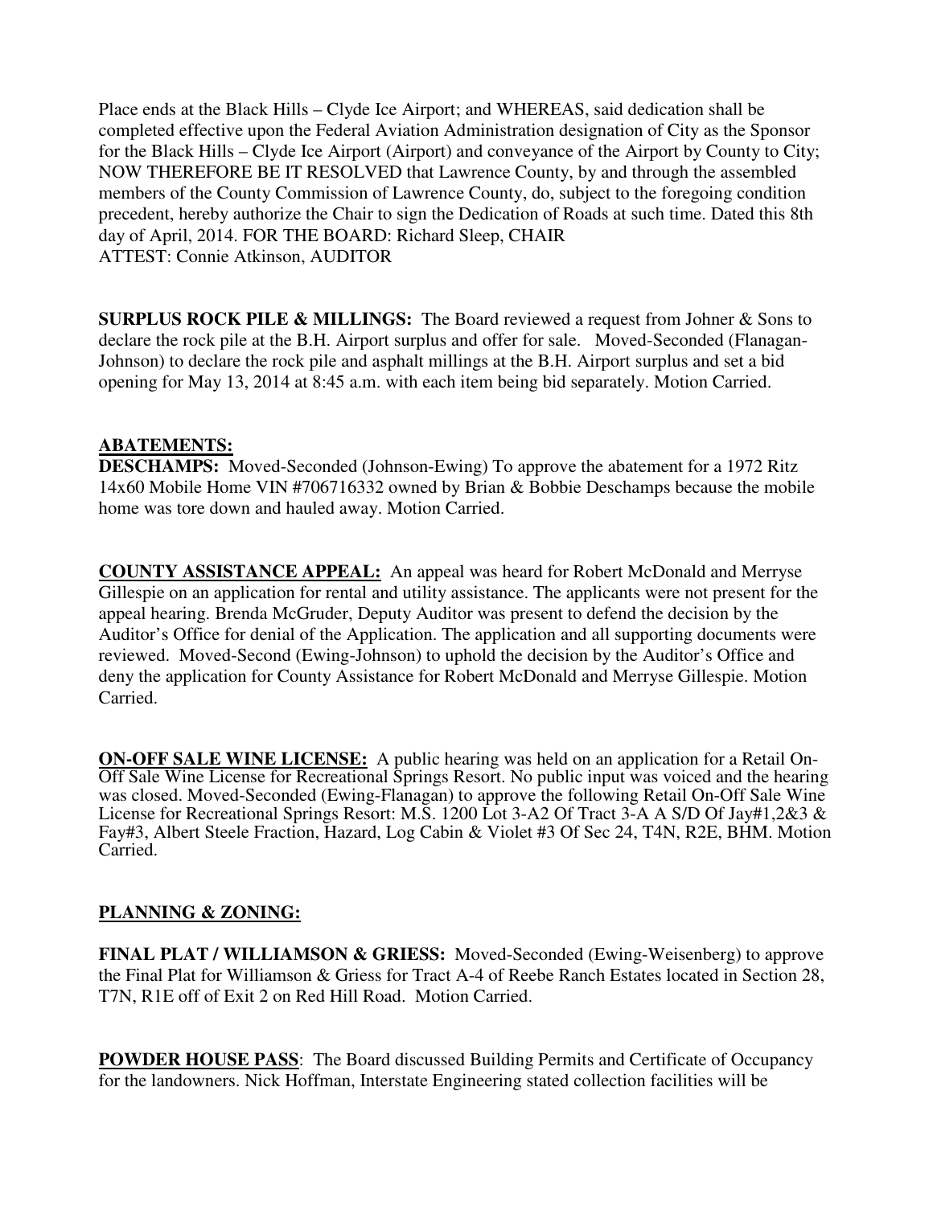Place ends at the Black Hills – Clyde Ice Airport; and WHEREAS, said dedication shall be completed effective upon the Federal Aviation Administration designation of City as the Sponsor for the Black Hills – Clyde Ice Airport (Airport) and conveyance of the Airport by County to City; NOW THEREFORE BE IT RESOLVED that Lawrence County, by and through the assembled members of the County Commission of Lawrence County, do, subject to the foregoing condition precedent, hereby authorize the Chair to sign the Dedication of Roads at such time. Dated this 8th day of April, 2014. FOR THE BOARD: Richard Sleep, CHAIR
ATTEST: Connie Atkinson, AUDITOR

**SURPLUS ROCK PILE & MILLINGS:** The Board reviewed a request from Johner & Sons to declare the rock pile at the B.H. Airport surplus and offer for sale. Moved-Seconded (Flanagan-Johnson) to declare the rock pile and asphalt millings at the B.H. Airport surplus and set a bid opening for May 13, 2014 at 8:45 a.m. with each item being bid separately. Motion Carried.

**ABATEMENTS:**

**DESCHAMPS:** Moved-Seconded (Johnson-Ewing) To approve the abatement for a 1972 Ritz 14x60 Mobile Home VIN #706716332 owned by Brian & Bobbie Deschamps because the mobile home was tore down and hauled away. Motion Carried.

**COUNTY ASSISTANCE APPEAL:** An appeal was heard for Robert McDonald and Merryse Gillespie on an application for rental and utility assistance. The applicants were not present for the appeal hearing. Brenda McGruder, Deputy Auditor was present to defend the decision by the Auditor's Office for denial of the Application. The application and all supporting documents were reviewed. Moved-Second (Ewing-Johnson) to uphold the decision by the Auditor's Office and deny the application for County Assistance for Robert McDonald and Merryse Gillespie. Motion Carried.

**ON-OFF SALE WINE LICENSE:** A public hearing was held on an application for a Retail On-Off Sale Wine License for Recreational Springs Resort. No public input was voiced and the hearing was closed. Moved-Seconded (Ewing-Flanagan) to approve the following Retail On-Off Sale Wine License for Recreational Springs Resort: M.S. 1200 Lot 3-A2 Of Tract 3-A A S/D Of Jay#1,2&3 & Fay#3, Albert Steele Fraction, Hazard, Log Cabin & Violet #3 Of Sec 24, T4N, R2E, BHM. Motion Carried.

**PLANNING & ZONING:**

**FINAL PLAT / WILLIAMSON & GRIESS:** Moved-Seconded (Ewing-Weisenberg) to approve the Final Plat for Williamson & Griess for Tract A-4 of Reebe Ranch Estates located in Section 28, T7N, R1E off of Exit 2 on Red Hill Road. Motion Carried.

**POWDER HOUSE PASS**: The Board discussed Building Permits and Certificate of Occupancy for the landowners. Nick Hoffman, Interstate Engineering stated collection facilities will be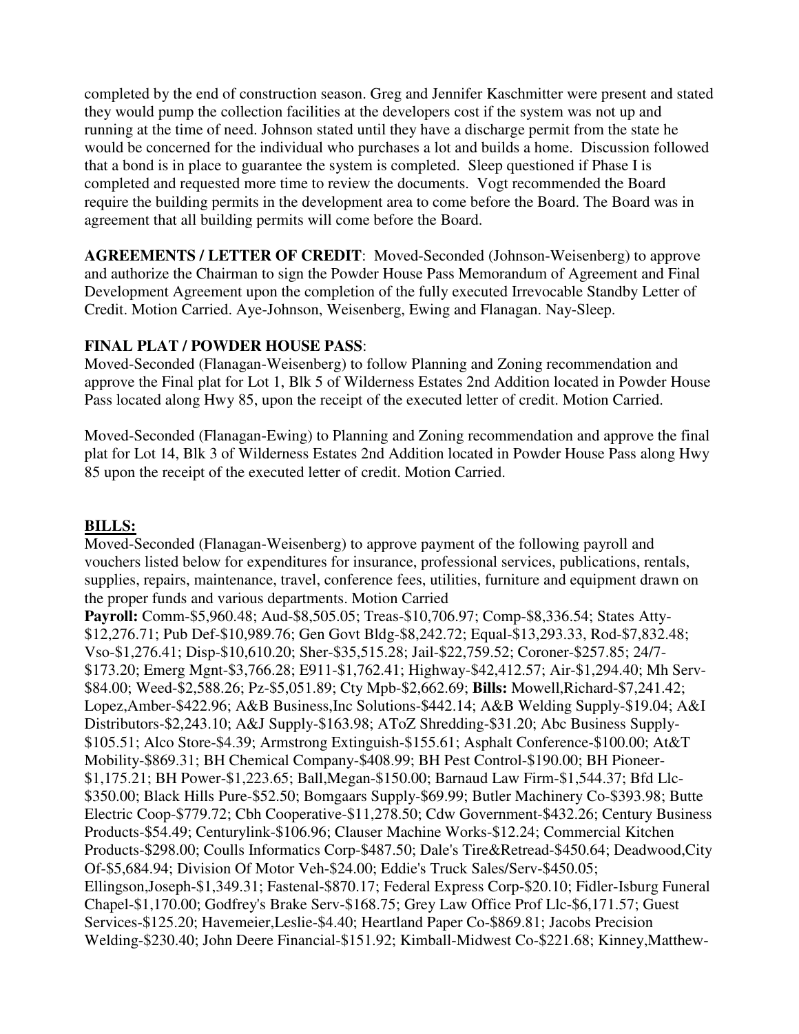completed by the end of construction season. Greg and Jennifer Kaschmitter were present and stated they would pump the collection facilities at the developers cost if the system was not up and running at the time of need. Johnson stated until they have a discharge permit from the state he would be concerned for the individual who purchases a lot and builds a home. Discussion followed that a bond is in place to guarantee the system is completed. Sleep questioned if Phase I is completed and requested more time to review the documents. Vogt recommended the Board require the building permits in the development area to come before the Board. The Board was in agreement that all building permits will come before the Board.

**AGREEMENTS / LETTER OF CREDIT**: Moved-Seconded (Johnson-Weisenberg) to approve and authorize the Chairman to sign the Powder House Pass Memorandum of Agreement and Final Development Agreement upon the completion of the fully executed Irrevocable Standby Letter of Credit. Motion Carried. Aye-Johnson, Weisenberg, Ewing and Flanagan. Nay-Sleep.

**FINAL PLAT / POWDER HOUSE PASS**:
Moved-Seconded (Flanagan-Weisenberg) to follow Planning and Zoning recommendation and approve the Final plat for Lot 1, Blk 5 of Wilderness Estates 2nd Addition located in Powder House Pass located along Hwy 85, upon the receipt of the executed letter of credit. Motion Carried.

Moved-Seconded (Flanagan-Ewing) to Planning and Zoning recommendation and approve the final plat for Lot 14, Blk 3 of Wilderness Estates 2nd Addition located in Powder House Pass along Hwy 85 upon the receipt of the executed letter of credit. Motion Carried.

**BILLS:**
Moved-Seconded (Flanagan-Weisenberg) to approve payment of the following payroll and vouchers listed below for expenditures for insurance, professional services, publications, rentals, supplies, repairs, maintenance, travel, conference fees, utilities, furniture and equipment drawn on the proper funds and various departments. Motion Carried
**Payroll:** Comm-$5,960.48; Aud-$8,505.05; Treas-$10,706.97; Comp-$8,336.54; States Atty-$12,276.71; Pub Def-$10,989.76; Gen Govt Bldg-$8,242.72; Equal-$13,293.33, Rod-$7,832.48; Vso-$1,276.41; Disp-$10,610.20; Sher-$35,515.28; Jail-$22,759.52; Coroner-$257.85; 24/7-$173.20; Emerg Mgnt-$3,766.28; E911-$1,762.41; Highway-$42,412.57; Air-$1,294.40; Mh Serv-$84.00; Weed-$2,588.26; Pz-$5,051.89; Cty Mpb-$2,662.69; **Bills:** Mowell,Richard-$7,241.42; Lopez,Amber-$422.96; A&B Business,Inc Solutions-$442.14; A&B Welding Supply-$19.04; A&I Distributors-$2,243.10; A&J Supply-$163.98; AToZ Shredding-$31.20; Abc Business Supply-$105.51; Alco Store-$4.39; Armstrong Extinguish-$155.61; Asphalt Conference-$100.00; At&T Mobility-$869.31; BH Chemical Company-$408.99; BH Pest Control-$190.00; BH Pioneer-$1,175.21; BH Power-$1,223.65; Ball,Megan-$150.00; Barnaud Law Firm-$1,544.37; Bfd Llc-$350.00; Black Hills Pure-$52.50; Bomgaars Supply-$69.99; Butler Machinery Co-$393.98; Butte Electric Coop-$779.72; Cbh Cooperative-$11,278.50; Cdw Government-$432.26; Century Business Products-$54.49; Centurylink-$106.96; Clauser Machine Works-$12.24; Commercial Kitchen Products-$298.00; Coulls Informatics Corp-$487.50; Dale's Tire&Retread-$450.64; Deadwood,City Of-$5,684.94; Division Of Motor Veh-$24.00; Eddie's Truck Sales/Serv-$450.05; Ellingson,Joseph-$1,349.31; Fastenal-$870.17; Federal Express Corp-$20.10; Fidler-Isburg Funeral Chapel-$1,170.00; Godfrey's Brake Serv-$168.75; Grey Law Office Prof Llc-$6,171.57; Guest Services-$125.20; Havemeier,Leslie-$4.40; Heartland Paper Co-$869.81; Jacobs Precision Welding-$230.40; John Deere Financial-$151.92; Kimball-Midwest Co-$221.68; Kinney,Matthew-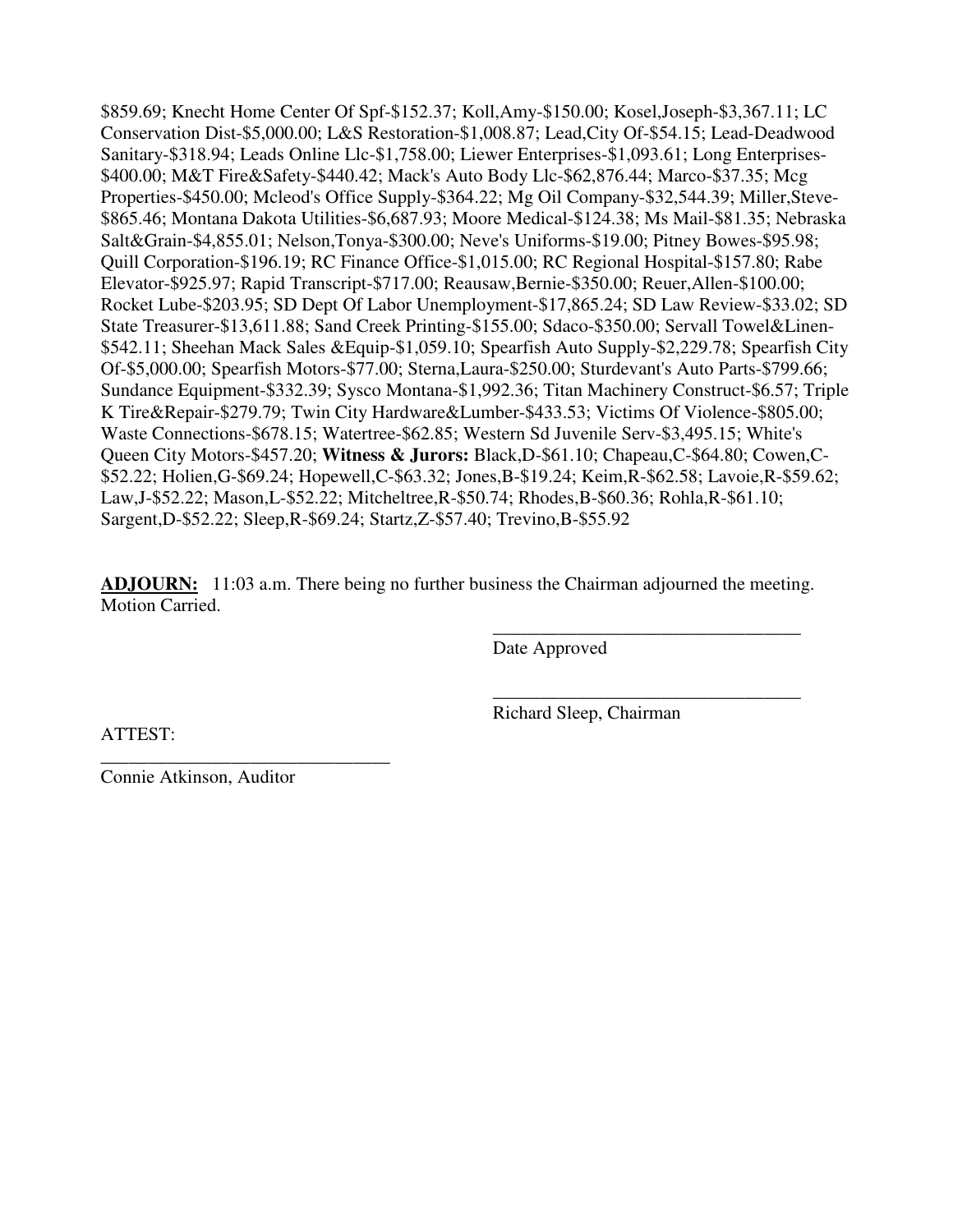$859.69; Knecht Home Center Of Spf-$152.37; Koll,Amy-$150.00; Kosel,Joseph-$3,367.11; LC Conservation Dist-$5,000.00; L&S Restoration-$1,008.87; Lead,City Of-$54.15; Lead-Deadwood Sanitary-$318.94; Leads Online Llc-$1,758.00; Liewer Enterprises-$1,093.61; Long Enterprises-$400.00; M&T Fire&Safety-$440.42; Mack's Auto Body Llc-$62,876.44; Marco-$37.35; Mcg Properties-$450.00; Mcleod's Office Supply-$364.22; Mg Oil Company-$32,544.39; Miller,Steve-$865.46; Montana Dakota Utilities-$6,687.93; Moore Medical-$124.38; Ms Mail-$81.35; Nebraska Salt&Grain-$4,855.01; Nelson,Tonya-$300.00; Neve's Uniforms-$19.00; Pitney Bowes-$95.98; Quill Corporation-$196.19; RC Finance Office-$1,015.00; RC Regional Hospital-$157.80; Rabe Elevator-$925.97; Rapid Transcript-$717.00; Reausaw,Bernie-$350.00; Reuer,Allen-$100.00; Rocket Lube-$203.95; SD Dept Of Labor Unemployment-$17,865.24; SD Law Review-$33.02; SD State Treasurer-$13,611.88; Sand Creek Printing-$155.00; Sdaco-$350.00; Servall Towel&Linen-$542.11; Sheehan Mack Sales &Equip-$1,059.10; Spearfish Auto Supply-$2,229.78; Spearfish City Of-$5,000.00; Spearfish Motors-$77.00; Sterna,Laura-$250.00; Sturdevant's Auto Parts-$799.66; Sundance Equipment-$332.39; Sysco Montana-$1,992.36; Titan Machinery Construct-$6.57; Triple K Tire&Repair-$279.79; Twin City Hardware&Lumber-$433.53; Victims Of Violence-$805.00; Waste Connections-$678.15; Watertree-$62.85; Western Sd Juvenile Serv-$3,495.15; White's Queen City Motors-$457.20; **Witness & Jurors:** Black,D-$61.10; Chapeau,C-$64.80; Cowen,C-$52.22; Holien,G-$69.24; Hopewell,C-$63.32; Jones,B-$19.24; Keim,R-$62.58; Lavoie,R-$59.62; Law,J-$52.22; Mason,L-$52.22; Mitcheltree,R-$50.74; Rhodes,B-$60.36; Rohla,R-$61.10; Sargent,D-$52.22; Sleep,R-$69.24; Startz,Z-$57.40; Trevino,B-$55.92

**ADJOURN:** 11:03 a.m. There being no further business the Chairman adjourned the meeting. Motion Carried.

\_\_\_\_\_\_\_\_\_\_\_\_\_\_\_\_\_\_\_\_\_\_\_\_\_\_\_\_\_\_\_\_\_
Date Approved

\_\_\_\_\_\_\_\_\_\_\_\_\_\_\_\_\_\_\_\_\_\_\_\_\_\_\_\_\_\_\_\_\_
Richard Sleep, Chairman

ATTEST:

\_\_\_\_\_\_\_\_\_\_\_\_\_\_\_\_\_\_\_\_\_\_\_\_\_\_\_\_\_\_\_\_\_
Connie Atkinson, Auditor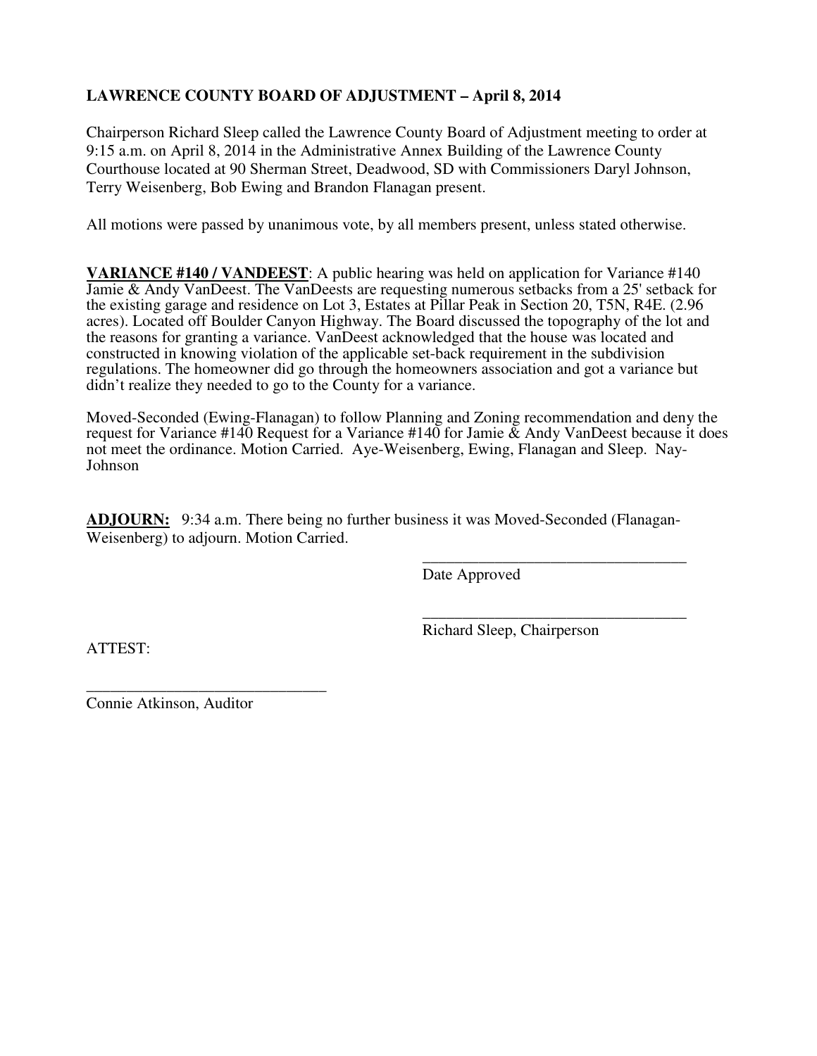**LAWRENCE COUNTY BOARD OF ADJUSTMENT – April 8, 2014**

Chairperson Richard Sleep called the Lawrence County Board of Adjustment meeting to order at 9:15 a.m. on April 8, 2014 in the Administrative Annex Building of the Lawrence County Courthouse located at 90 Sherman Street, Deadwood, SD with Commissioners Daryl Johnson, Terry Weisenberg, Bob Ewing and Brandon Flanagan present.

All motions were passed by unanimous vote, by all members present, unless stated otherwise.

**VARIANCE #140 / VANDEEST**: A public hearing was held on application for Variance #140 Jamie & Andy VanDeest. The VanDeests are requesting numerous setbacks from a 25' setback for the existing garage and residence on Lot 3, Estates at Pillar Peak in Section 20, T5N, R4E. (2.96 acres). Located off Boulder Canyon Highway. The Board discussed the topography of the lot and the reasons for granting a variance. VanDeest acknowledged that the house was located and constructed in knowing violation of the applicable set-back requirement in the subdivision regulations. The homeowner did go through the homeowners association and got a variance but didn't realize they needed to go to the County for a variance.

Moved-Seconded (Ewing-Flanagan) to follow Planning and Zoning recommendation and deny the request for Variance #140 Request for a Variance #140 for Jamie & Andy VanDeest because it does not meet the ordinance. Motion Carried. Aye-Weisenberg, Ewing, Flanagan and Sleep. Nay-Johnson

**ADJOURN:** 9:34 a.m. There being no further business it was Moved-Seconded (Flanagan-Weisenberg) to adjourn. Motion Carried.

\_\_\_\_\_\_\_\_\_\_\_\_\_\_\_\_\_\_\_\_\_\_\_\_\_\_\_\_\_\_\_\_\_\_
Date Approved

\_\_\_\_\_\_\_\_\_\_\_\_\_\_\_\_\_\_\_\_\_\_\_\_\_\_\_\_\_\_\_\_\_\_
Richard Sleep, Chairperson

ATTEST:

\_\_\_\_\_\_\_\_\_\_\_\_\_\_\_\_\_\_\_\_\_\_\_\_\_\_\_\_\_\_
Connie Atkinson, Auditor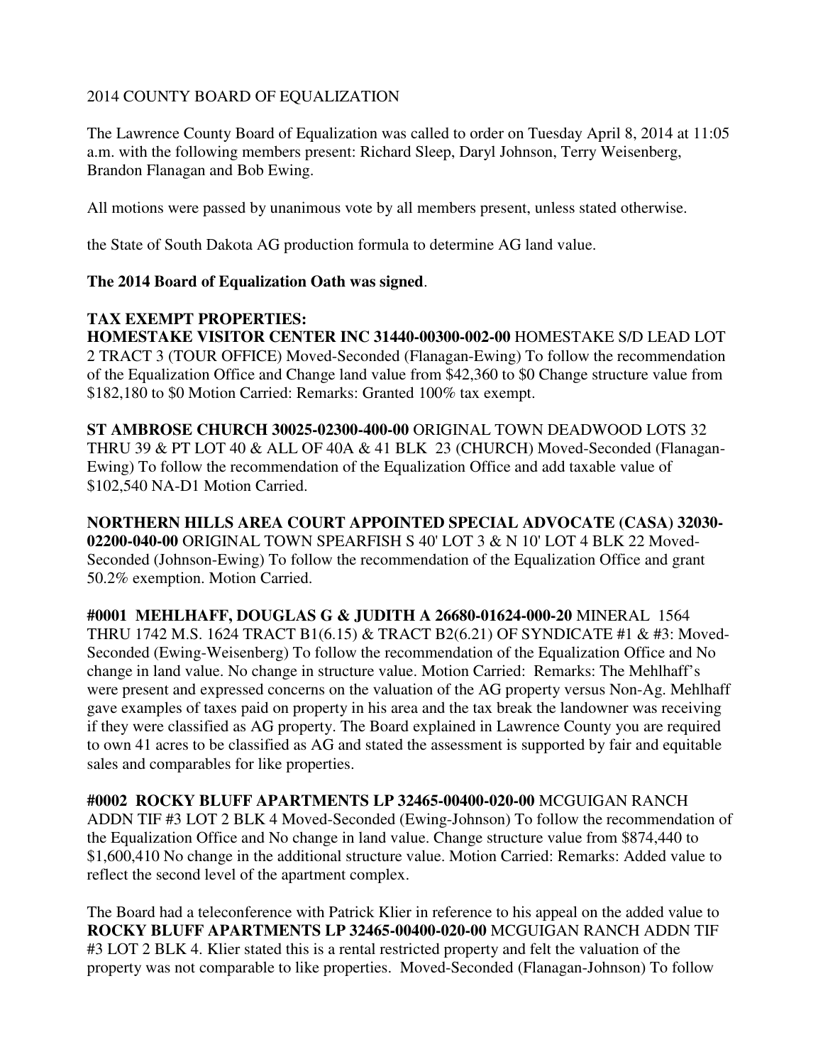2014 COUNTY BOARD OF EQUALIZATION

The Lawrence County Board of Equalization was called to order on Tuesday April 8, 2014 at 11:05 a.m. with the following members present: Richard Sleep, Daryl Johnson, Terry Weisenberg, Brandon Flanagan and Bob Ewing.

All motions were passed by unanimous vote by all members present, unless stated otherwise.

the State of South Dakota AG production formula to determine AG land value.

**The 2014 Board of Equalization Oath was signed**.

**TAX EXEMPT PROPERTIES:**
**HOMESTAKE VISITOR CENTER INC 31440-00300-002-00** HOMESTAKE S/D LEAD LOT 2 TRACT 3 (TOUR OFFICE) Moved-Seconded (Flanagan-Ewing) To follow the recommendation of the Equalization Office and Change land value from $42,360 to $0 Change structure value from $182,180 to $0 Motion Carried: Remarks: Granted 100% tax exempt.

**ST AMBROSE CHURCH 30025-02300-400-00** ORIGINAL TOWN DEADWOOD LOTS 32 THRU 39 & PT LOT 40 & ALL OF 40A & 41 BLK 23 (CHURCH) Moved-Seconded (Flanagan-Ewing) To follow the recommendation of the Equalization Office and add taxable value of $102,540 NA-D1 Motion Carried.

**NORTHERN HILLS AREA COURT APPOINTED SPECIAL ADVOCATE (CASA) 32030-02200-040-00** ORIGINAL TOWN SPEARFISH S 40' LOT 3 & N 10' LOT 4 BLK 22 Moved-Seconded (Johnson-Ewing) To follow the recommendation of the Equalization Office and grant 50.2% exemption. Motion Carried.

**#0001 MEHLHAFF, DOUGLAS G & JUDITH A 26680-01624-000-20** MINERAL 1564 THRU 1742 M.S. 1624 TRACT B1(6.15) & TRACT B2(6.21) OF SYNDICATE #1 & #3: Moved-Seconded (Ewing-Weisenberg) To follow the recommendation of the Equalization Office and No change in land value. No change in structure value. Motion Carried: Remarks: The Mehlhaff's were present and expressed concerns on the valuation of the AG property versus Non-Ag. Mehlhaff gave examples of taxes paid on property in his area and the tax break the landowner was receiving if they were classified as AG property. The Board explained in Lawrence County you are required to own 41 acres to be classified as AG and stated the assessment is supported by fair and equitable sales and comparables for like properties.

**#0002 ROCKY BLUFF APARTMENTS LP 32465-00400-020-00** MCGUIGAN RANCH ADDN TIF #3 LOT 2 BLK 4 Moved-Seconded (Ewing-Johnson) To follow the recommendation of the Equalization Office and No change in land value. Change structure value from $874,440 to $1,600,410 No change in the additional structure value. Motion Carried: Remarks: Added value to reflect the second level of the apartment complex.

The Board had a teleconference with Patrick Klier in reference to his appeal on the added value to **ROCKY BLUFF APARTMENTS LP 32465-00400-020-00** MCGUIGAN RANCH ADDN TIF #3 LOT 2 BLK 4. Klier stated this is a rental restricted property and felt the valuation of the property was not comparable to like properties. Moved-Seconded (Flanagan-Johnson) To follow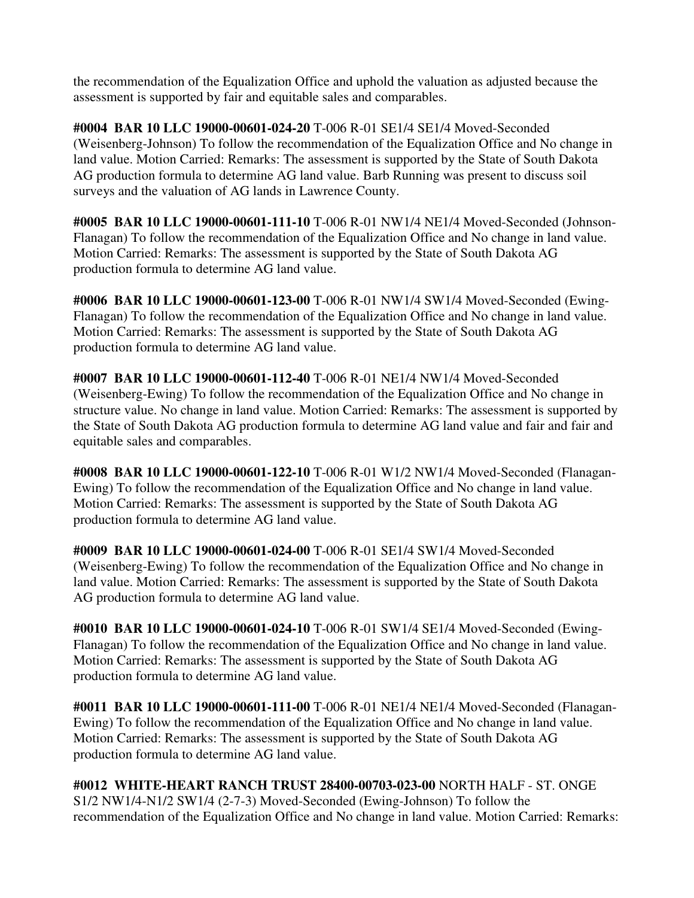the recommendation of the Equalization Office and uphold the valuation as adjusted because the assessment is supported by fair and equitable sales and comparables.

**#0004 BAR 10 LLC 19000-00601-024-20** T-006 R-01 SE1/4 SE1/4 Moved-Seconded (Weisenberg-Johnson) To follow the recommendation of the Equalization Office and No change in land value. Motion Carried: Remarks: The assessment is supported by the State of South Dakota AG production formula to determine AG land value. Barb Running was present to discuss soil surveys and the valuation of AG lands in Lawrence County.

**#0005 BAR 10 LLC 19000-00601-111-10** T-006 R-01 NW1/4 NE1/4 Moved-Seconded (Johnson-Flanagan) To follow the recommendation of the Equalization Office and No change in land value. Motion Carried: Remarks: The assessment is supported by the State of South Dakota AG production formula to determine AG land value.

**#0006 BAR 10 LLC 19000-00601-123-00** T-006 R-01 NW1/4 SW1/4 Moved-Seconded (Ewing-Flanagan) To follow the recommendation of the Equalization Office and No change in land value. Motion Carried: Remarks: The assessment is supported by the State of South Dakota AG production formula to determine AG land value.

**#0007 BAR 10 LLC 19000-00601-112-40** T-006 R-01 NE1/4 NW1/4 Moved-Seconded (Weisenberg-Ewing) To follow the recommendation of the Equalization Office and No change in structure value. No change in land value. Motion Carried: Remarks: The assessment is supported by the State of South Dakota AG production formula to determine AG land value and fair and fair and equitable sales and comparables.

**#0008 BAR 10 LLC 19000-00601-122-10** T-006 R-01 W1/2 NW1/4 Moved-Seconded (Flanagan-Ewing) To follow the recommendation of the Equalization Office and No change in land value. Motion Carried: Remarks: The assessment is supported by the State of South Dakota AG production formula to determine AG land value.

**#0009 BAR 10 LLC 19000-00601-024-00** T-006 R-01 SE1/4 SW1/4 Moved-Seconded (Weisenberg-Ewing) To follow the recommendation of the Equalization Office and No change in land value. Motion Carried: Remarks: The assessment is supported by the State of South Dakota AG production formula to determine AG land value.

**#0010 BAR 10 LLC 19000-00601-024-10** T-006 R-01 SW1/4 SE1/4 Moved-Seconded (Ewing-Flanagan) To follow the recommendation of the Equalization Office and No change in land value. Motion Carried: Remarks: The assessment is supported by the State of South Dakota AG production formula to determine AG land value.

**#0011 BAR 10 LLC 19000-00601-111-00** T-006 R-01 NE1/4 NE1/4 Moved-Seconded (Flanagan-Ewing) To follow the recommendation of the Equalization Office and No change in land value. Motion Carried: Remarks: The assessment is supported by the State of South Dakota AG production formula to determine AG land value.

**#0012 WHITE-HEART RANCH TRUST 28400-00703-023-00** NORTH HALF - ST. ONGE S1/2 NW1/4-N1/2 SW1/4 (2-7-3) Moved-Seconded (Ewing-Johnson) To follow the recommendation of the Equalization Office and No change in land value. Motion Carried: Remarks: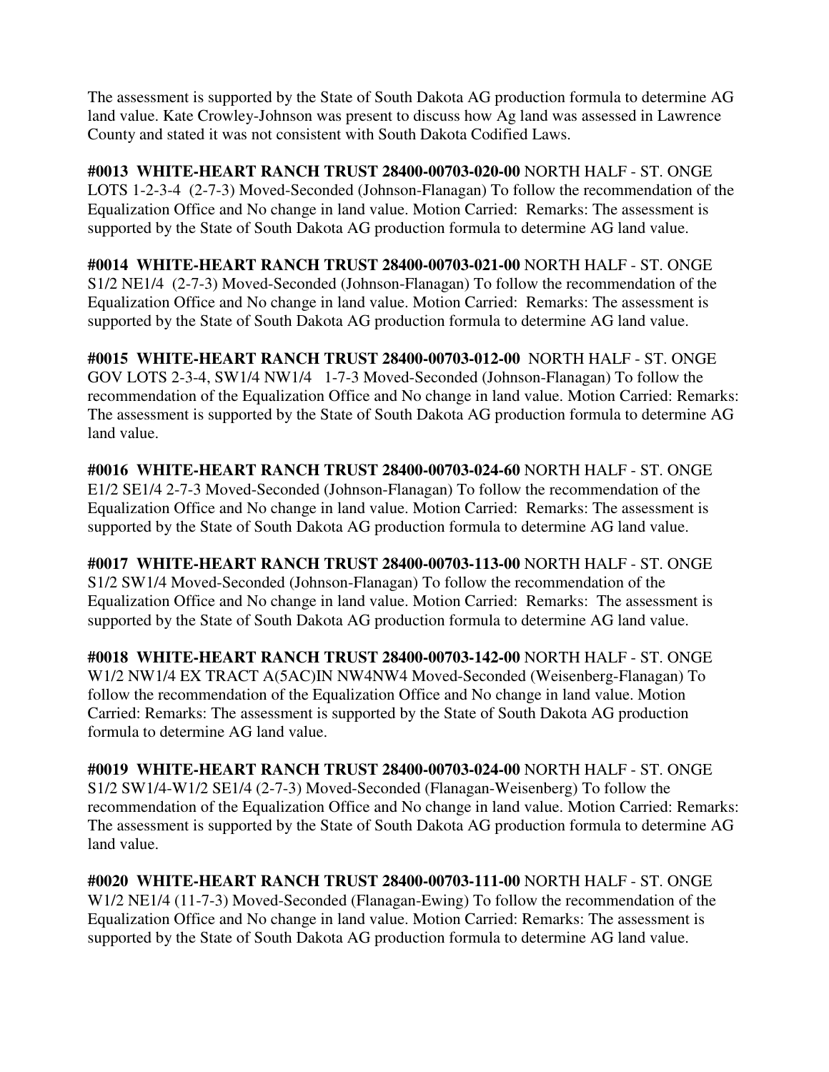The assessment is supported by the State of South Dakota AG production formula to determine AG land value. Kate Crowley-Johnson was present to discuss how Ag land was assessed in Lawrence County and stated it was not consistent with South Dakota Codified Laws.

**#0013 WHITE-HEART RANCH TRUST 28400-00703-020-00** NORTH HALF - ST. ONGE LOTS 1-2-3-4 (2-7-3) Moved-Seconded (Johnson-Flanagan) To follow the recommendation of the Equalization Office and No change in land value. Motion Carried: Remarks: The assessment is supported by the State of South Dakota AG production formula to determine AG land value.

**#0014 WHITE-HEART RANCH TRUST 28400-00703-021-00** NORTH HALF - ST. ONGE S1/2 NE1/4 (2-7-3) Moved-Seconded (Johnson-Flanagan) To follow the recommendation of the Equalization Office and No change in land value. Motion Carried: Remarks: The assessment is supported by the State of South Dakota AG production formula to determine AG land value.

**#0015 WHITE-HEART RANCH TRUST 28400-00703-012-00** NORTH HALF - ST. ONGE GOV LOTS 2-3-4, SW1/4 NW1/4 1-7-3 Moved-Seconded (Johnson-Flanagan) To follow the recommendation of the Equalization Office and No change in land value. Motion Carried: Remarks: The assessment is supported by the State of South Dakota AG production formula to determine AG land value.

**#0016 WHITE-HEART RANCH TRUST 28400-00703-024-60** NORTH HALF - ST. ONGE E1/2 SE1/4 2-7-3 Moved-Seconded (Johnson-Flanagan) To follow the recommendation of the Equalization Office and No change in land value. Motion Carried: Remarks: The assessment is supported by the State of South Dakota AG production formula to determine AG land value.

**#0017 WHITE-HEART RANCH TRUST 28400-00703-113-00** NORTH HALF - ST. ONGE S1/2 SW1/4 Moved-Seconded (Johnson-Flanagan) To follow the recommendation of the Equalization Office and No change in land value. Motion Carried: Remarks: The assessment is supported by the State of South Dakota AG production formula to determine AG land value.

**#0018 WHITE-HEART RANCH TRUST 28400-00703-142-00** NORTH HALF - ST. ONGE W1/2 NW1/4 EX TRACT A(5AC)IN NW4NW4 Moved-Seconded (Weisenberg-Flanagan) To follow the recommendation of the Equalization Office and No change in land value. Motion Carried: Remarks: The assessment is supported by the State of South Dakota AG production formula to determine AG land value.

**#0019 WHITE-HEART RANCH TRUST 28400-00703-024-00** NORTH HALF - ST. ONGE S1/2 SW1/4-W1/2 SE1/4 (2-7-3) Moved-Seconded (Flanagan-Weisenberg) To follow the recommendation of the Equalization Office and No change in land value. Motion Carried: Remarks: The assessment is supported by the State of South Dakota AG production formula to determine AG land value.

**#0020 WHITE-HEART RANCH TRUST 28400-00703-111-00** NORTH HALF - ST. ONGE W1/2 NE1/4 (11-7-3) Moved-Seconded (Flanagan-Ewing) To follow the recommendation of the Equalization Office and No change in land value. Motion Carried: Remarks: The assessment is supported by the State of South Dakota AG production formula to determine AG land value.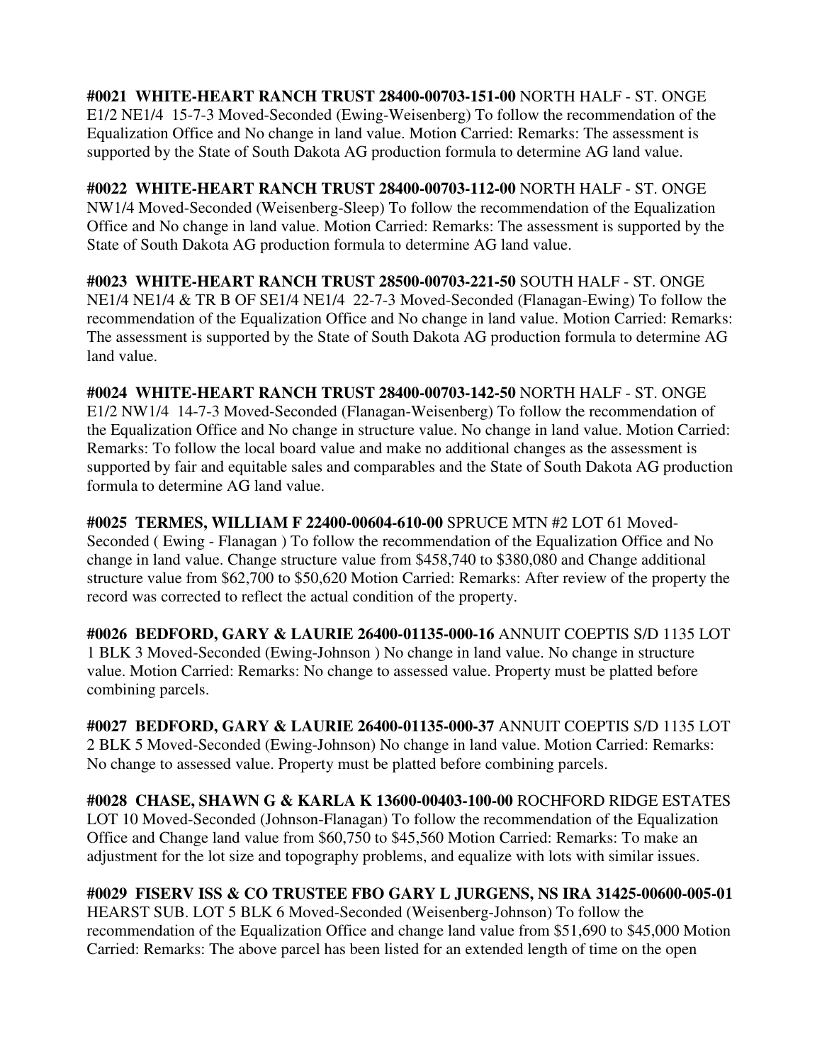**#0021 WHITE-HEART RANCH TRUST 28400-00703-151-00** NORTH HALF - ST. ONGE E1/2 NE1/4 15-7-3 Moved-Seconded (Ewing-Weisenberg) To follow the recommendation of the Equalization Office and No change in land value. Motion Carried: Remarks: The assessment is supported by the State of South Dakota AG production formula to determine AG land value.

**#0022 WHITE-HEART RANCH TRUST 28400-00703-112-00** NORTH HALF - ST. ONGE NW1/4 Moved-Seconded (Weisenberg-Sleep) To follow the recommendation of the Equalization Office and No change in land value. Motion Carried: Remarks: The assessment is supported by the State of South Dakota AG production formula to determine AG land value.

**#0023 WHITE-HEART RANCH TRUST 28500-00703-221-50** SOUTH HALF - ST. ONGE NE1/4 NE1/4 & TR B OF SE1/4 NE1/4 22-7-3 Moved-Seconded (Flanagan-Ewing) To follow the recommendation of the Equalization Office and No change in land value. Motion Carried: Remarks: The assessment is supported by the State of South Dakota AG production formula to determine AG land value.

**#0024 WHITE-HEART RANCH TRUST 28400-00703-142-50** NORTH HALF - ST. ONGE E1/2 NW1/4 14-7-3 Moved-Seconded (Flanagan-Weisenberg) To follow the recommendation of the Equalization Office and No change in structure value. No change in land value. Motion Carried: Remarks: To follow the local board value and make no additional changes as the assessment is supported by fair and equitable sales and comparables and the State of South Dakota AG production formula to determine AG land value.

**#0025 TERMES, WILLIAM F 22400-00604-610-00** SPRUCE MTN #2 LOT 61 Moved-Seconded ( Ewing - Flanagan ) To follow the recommendation of the Equalization Office and No change in land value. Change structure value from $458,740 to $380,080 and Change additional structure value from $62,700 to $50,620 Motion Carried: Remarks: After review of the property the record was corrected to reflect the actual condition of the property.

**#0026 BEDFORD, GARY & LAURIE 26400-01135-000-16** ANNUIT COEPTIS S/D 1135 LOT 1 BLK 3 Moved-Seconded (Ewing-Johnson ) No change in land value. No change in structure value. Motion Carried: Remarks: No change to assessed value. Property must be platted before combining parcels.

**#0027 BEDFORD, GARY & LAURIE 26400-01135-000-37** ANNUIT COEPTIS S/D 1135 LOT 2 BLK 5 Moved-Seconded (Ewing-Johnson) No change in land value. Motion Carried: Remarks: No change to assessed value. Property must be platted before combining parcels.

**#0028 CHASE, SHAWN G & KARLA K 13600-00403-100-00** ROCHFORD RIDGE ESTATES LOT 10 Moved-Seconded (Johnson-Flanagan) To follow the recommendation of the Equalization Office and Change land value from $60,750 to $45,560 Motion Carried: Remarks: To make an adjustment for the lot size and topography problems, and equalize with lots with similar issues.

**#0029 FISERV ISS & CO TRUSTEE FBO GARY L JURGENS, NS IRA 31425-00600-005-01** HEARST SUB. LOT 5 BLK 6 Moved-Seconded (Weisenberg-Johnson) To follow the recommendation of the Equalization Office and change land value from $51,690 to $45,000 Motion Carried: Remarks: The above parcel has been listed for an extended length of time on the open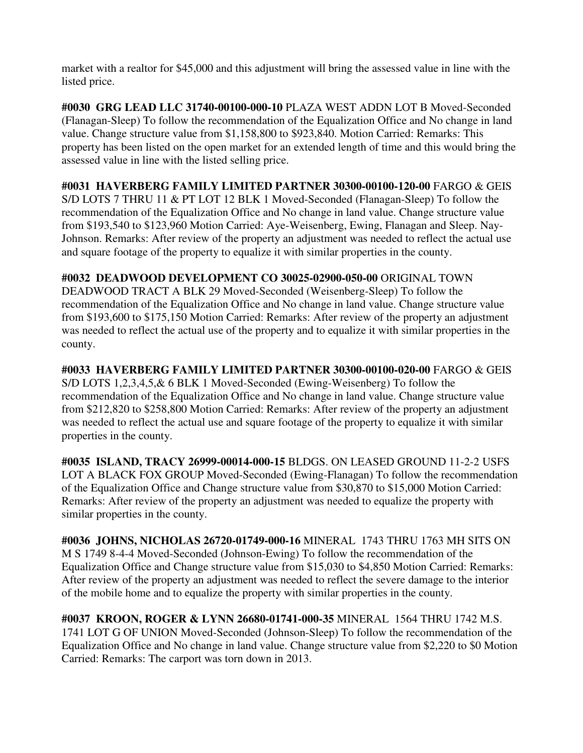market with a realtor for $45,000 and this adjustment will bring the assessed value in line with the listed price.

**#0030 GRG LEAD LLC 31740-00100-000-10** PLAZA WEST ADDN LOT B Moved-Seconded (Flanagan-Sleep) To follow the recommendation of the Equalization Office and No change in land value. Change structure value from $1,158,800 to $923,840. Motion Carried: Remarks: This property has been listed on the open market for an extended length of time and this would bring the assessed value in line with the listed selling price.

**#0031 HAVERBERG FAMILY LIMITED PARTNER 30300-00100-120-00** FARGO & GEIS S/D LOTS 7 THRU 11 & PT LOT 12 BLK 1 Moved-Seconded (Flanagan-Sleep) To follow the recommendation of the Equalization Office and No change in land value. Change structure value from $193,540 to $123,960 Motion Carried: Aye-Weisenberg, Ewing, Flanagan and Sleep. Nay-Johnson. Remarks: After review of the property an adjustment was needed to reflect the actual use and square footage of the property to equalize it with similar properties in the county.

**#0032 DEADWOOD DEVELOPMENT CO 30025-02900-050-00** ORIGINAL TOWN DEADWOOD TRACT A BLK 29 Moved-Seconded (Weisenberg-Sleep) To follow the recommendation of the Equalization Office and No change in land value. Change structure value from $193,600 to $175,150 Motion Carried: Remarks: After review of the property an adjustment was needed to reflect the actual use of the property and to equalize it with similar properties in the county.

**#0033 HAVERBERG FAMILY LIMITED PARTNER 30300-00100-020-00** FARGO & GEIS S/D LOTS 1,2,3,4,5,& 6 BLK 1 Moved-Seconded (Ewing-Weisenberg) To follow the recommendation of the Equalization Office and No change in land value. Change structure value from $212,820 to $258,800 Motion Carried: Remarks: After review of the property an adjustment was needed to reflect the actual use and square footage of the property to equalize it with similar properties in the county.

**#0035 ISLAND, TRACY 26999-00014-000-15** BLDGS. ON LEASED GROUND 11-2-2 USFS LOT A BLACK FOX GROUP Moved-Seconded (Ewing-Flanagan) To follow the recommendation of the Equalization Office and Change structure value from $30,870 to $15,000 Motion Carried: Remarks: After review of the property an adjustment was needed to equalize the property with similar properties in the county.

**#0036 JOHNS, NICHOLAS 26720-01749-000-16** MINERAL 1743 THRU 1763 MH SITS ON M S 1749 8-4-4 Moved-Seconded (Johnson-Ewing) To follow the recommendation of the Equalization Office and Change structure value from $15,030 to $4,850 Motion Carried: Remarks: After review of the property an adjustment was needed to reflect the severe damage to the interior of the mobile home and to equalize the property with similar properties in the county.

**#0037 KROON, ROGER & LYNN 26680-01741-000-35** MINERAL 1564 THRU 1742 M.S. 1741 LOT G OF UNION Moved-Seconded (Johnson-Sleep) To follow the recommendation of the Equalization Office and No change in land value. Change structure value from $2,220 to $0 Motion Carried: Remarks: The carport was torn down in 2013.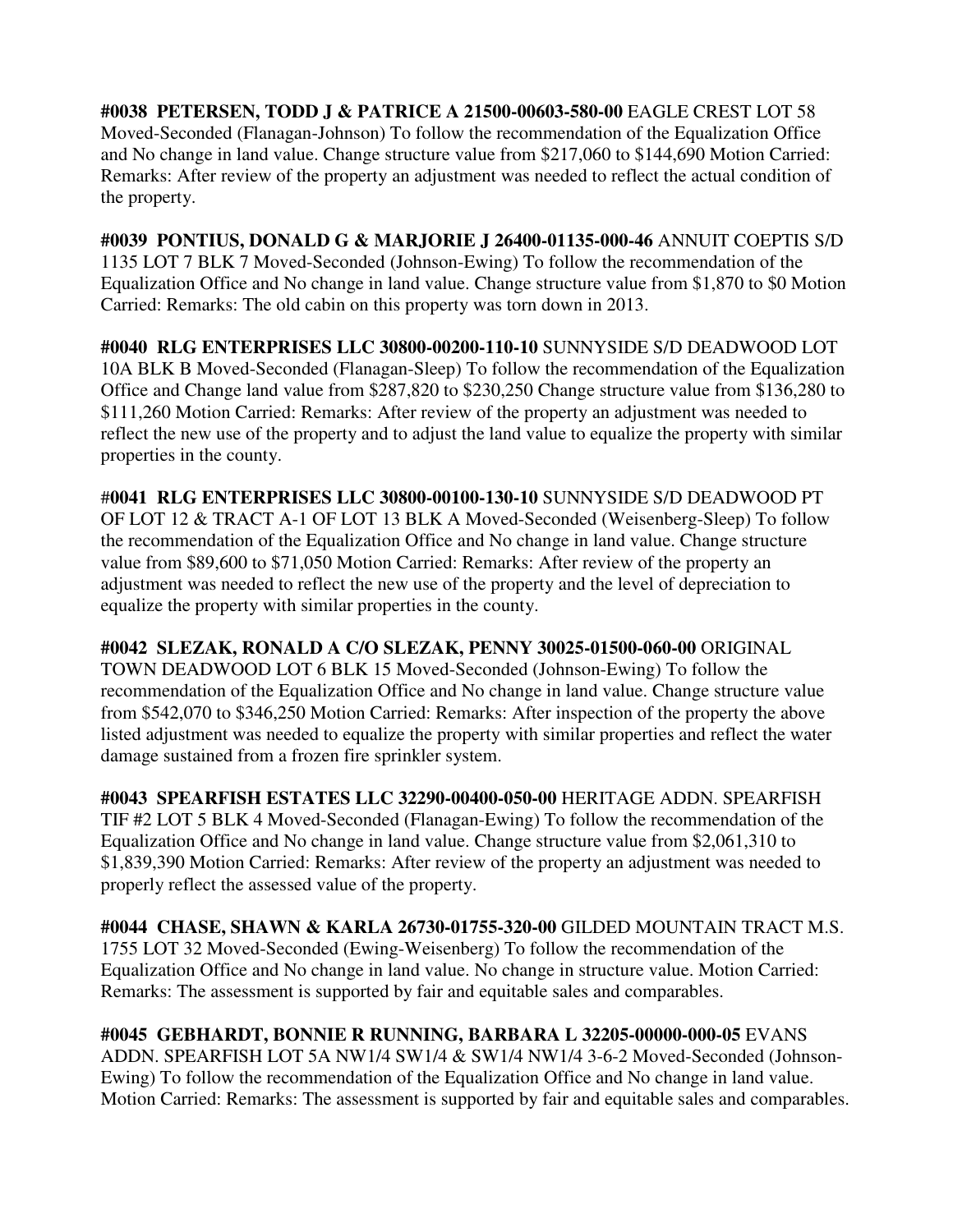**#0038 PETERSEN, TODD J & PATRICE A 21500-00603-580-00** EAGLE CREST LOT 58 Moved-Seconded (Flanagan-Johnson) To follow the recommendation of the Equalization Office and No change in land value. Change structure value from $217,060 to $144,690 Motion Carried: Remarks: After review of the property an adjustment was needed to reflect the actual condition of the property.

**#0039 PONTIUS, DONALD G & MARJORIE J 26400-01135-000-46** ANNUIT COEPTIS S/D 1135 LOT 7 BLK 7 Moved-Seconded (Johnson-Ewing) To follow the recommendation of the Equalization Office and No change in land value. Change structure value from $1,870 to $0 Motion Carried: Remarks: The old cabin on this property was torn down in 2013.

**#0040 RLG ENTERPRISES LLC 30800-00200-110-10** SUNNYSIDE S/D DEADWOOD LOT 10A BLK B Moved-Seconded (Flanagan-Sleep) To follow the recommendation of the Equalization Office and Change land value from $287,820 to $230,250 Change structure value from $136,280 to $111,260 Motion Carried: Remarks: After review of the property an adjustment was needed to reflect the new use of the property and to adjust the land value to equalize the property with similar properties in the county.

#**0041 RLG ENTERPRISES LLC 30800-00100-130-10** SUNNYSIDE S/D DEADWOOD PT OF LOT 12 & TRACT A-1 OF LOT 13 BLK A Moved-Seconded (Weisenberg-Sleep) To follow the recommendation of the Equalization Office and No change in land value. Change structure value from $89,600 to $71,050 Motion Carried: Remarks: After review of the property an adjustment was needed to reflect the new use of the property and the level of depreciation to equalize the property with similar properties in the county.

**#0042 SLEZAK, RONALD A C/O SLEZAK, PENNY 30025-01500-060-00** ORIGINAL TOWN DEADWOOD LOT 6 BLK 15 Moved-Seconded (Johnson-Ewing) To follow the recommendation of the Equalization Office and No change in land value. Change structure value from $542,070 to $346,250 Motion Carried: Remarks: After inspection of the property the above listed adjustment was needed to equalize the property with similar properties and reflect the water damage sustained from a frozen fire sprinkler system.

**#0043 SPEARFISH ESTATES LLC 32290-00400-050-00** HERITAGE ADDN. SPEARFISH TIF #2 LOT 5 BLK 4 Moved-Seconded (Flanagan-Ewing) To follow the recommendation of the Equalization Office and No change in land value. Change structure value from $2,061,310 to $1,839,390 Motion Carried: Remarks: After review of the property an adjustment was needed to properly reflect the assessed value of the property.

**#0044 CHASE, SHAWN & KARLA 26730-01755-320-00** GILDED MOUNTAIN TRACT M.S. 1755 LOT 32 Moved-Seconded (Ewing-Weisenberg) To follow the recommendation of the Equalization Office and No change in land value. No change in structure value. Motion Carried: Remarks: The assessment is supported by fair and equitable sales and comparables.

**#0045 GEBHARDT, BONNIE R RUNNING, BARBARA L 32205-00000-000-05** EVANS ADDN. SPEARFISH LOT 5A NW1/4 SW1/4 & SW1/4 NW1/4 3-6-2 Moved-Seconded (Johnson-Ewing) To follow the recommendation of the Equalization Office and No change in land value. Motion Carried: Remarks: The assessment is supported by fair and equitable sales and comparables.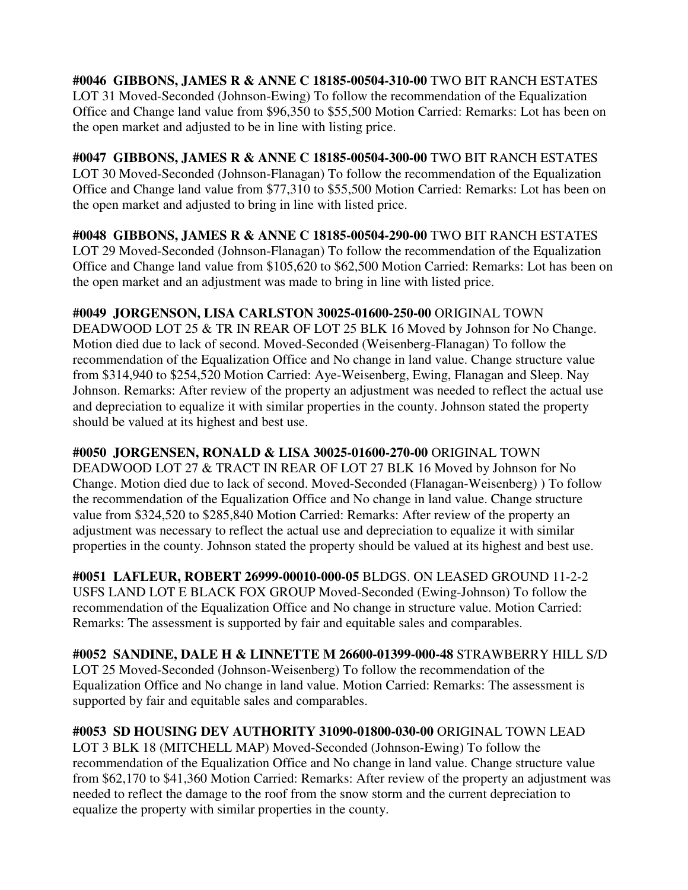**#0046 GIBBONS, JAMES R & ANNE C 18185-00504-310-00** TWO BIT RANCH ESTATES LOT 31 Moved-Seconded (Johnson-Ewing) To follow the recommendation of the Equalization Office and Change land value from $96,350 to $55,500 Motion Carried: Remarks: Lot has been on the open market and adjusted to be in line with listing price.

**#0047 GIBBONS, JAMES R & ANNE C 18185-00504-300-00** TWO BIT RANCH ESTATES LOT 30 Moved-Seconded (Johnson-Flanagan) To follow the recommendation of the Equalization Office and Change land value from $77,310 to $55,500 Motion Carried: Remarks: Lot has been on the open market and adjusted to bring in line with listed price.

**#0048 GIBBONS, JAMES R & ANNE C 18185-00504-290-00** TWO BIT RANCH ESTATES LOT 29 Moved-Seconded (Johnson-Flanagan) To follow the recommendation of the Equalization Office and Change land value from $105,620 to $62,500 Motion Carried: Remarks: Lot has been on the open market and an adjustment was made to bring in line with listed price.

**#0049 JORGENSON, LISA CARLSTON 30025-01600-250-00** ORIGINAL TOWN DEADWOOD LOT 25 & TR IN REAR OF LOT 25 BLK 16 Moved by Johnson for No Change. Motion died due to lack of second. Moved-Seconded (Weisenberg-Flanagan) To follow the recommendation of the Equalization Office and No change in land value. Change structure value from $314,940 to $254,520 Motion Carried: Aye-Weisenberg, Ewing, Flanagan and Sleep. Nay Johnson. Remarks: After review of the property an adjustment was needed to reflect the actual use and depreciation to equalize it with similar properties in the county. Johnson stated the property should be valued at its highest and best use.

**#0050 JORGENSEN, RONALD & LISA 30025-01600-270-00** ORIGINAL TOWN DEADWOOD LOT 27 & TRACT IN REAR OF LOT 27 BLK 16 Moved by Johnson for No Change. Motion died due to lack of second. Moved-Seconded (Flanagan-Weisenberg) ) To follow the recommendation of the Equalization Office and No change in land value. Change structure value from $324,520 to $285,840 Motion Carried: Remarks: After review of the property an adjustment was necessary to reflect the actual use and depreciation to equalize it with similar properties in the county. Johnson stated the property should be valued at its highest and best use.

**#0051 LAFLEUR, ROBERT 26999-00010-000-05** BLDGS. ON LEASED GROUND 11-2-2 USFS LAND LOT E BLACK FOX GROUP Moved-Seconded (Ewing-Johnson) To follow the recommendation of the Equalization Office and No change in structure value. Motion Carried: Remarks: The assessment is supported by fair and equitable sales and comparables.

**#0052 SANDINE, DALE H & LINNETTE M 26600-01399-000-48** STRAWBERRY HILL S/D LOT 25 Moved-Seconded (Johnson-Weisenberg) To follow the recommendation of the Equalization Office and No change in land value. Motion Carried: Remarks: The assessment is supported by fair and equitable sales and comparables.

**#0053 SD HOUSING DEV AUTHORITY 31090-01800-030-00** ORIGINAL TOWN LEAD LOT 3 BLK 18 (MITCHELL MAP) Moved-Seconded (Johnson-Ewing) To follow the recommendation of the Equalization Office and No change in land value. Change structure value from $62,170 to $41,360 Motion Carried: Remarks: After review of the property an adjustment was needed to reflect the damage to the roof from the snow storm and the current depreciation to equalize the property with similar properties in the county.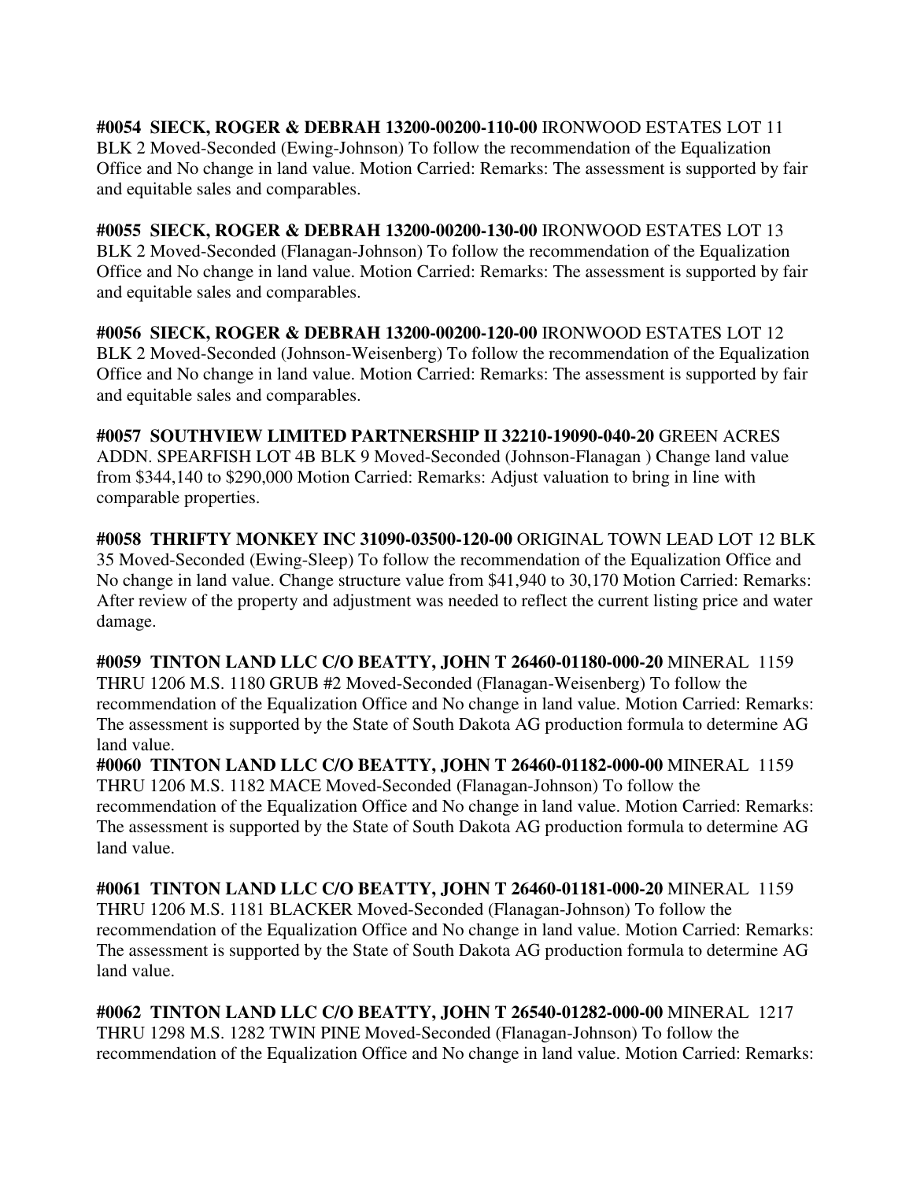**#0054 SIECK, ROGER & DEBRAH 13200-00200-110-00** IRONWOOD ESTATES LOT 11 BLK 2 Moved-Seconded (Ewing-Johnson) To follow the recommendation of the Equalization Office and No change in land value. Motion Carried: Remarks: The assessment is supported by fair and equitable sales and comparables.

**#0055 SIECK, ROGER & DEBRAH 13200-00200-130-00** IRONWOOD ESTATES LOT 13 BLK 2 Moved-Seconded (Flanagan-Johnson) To follow the recommendation of the Equalization Office and No change in land value. Motion Carried: Remarks: The assessment is supported by fair and equitable sales and comparables.

**#0056 SIECK, ROGER & DEBRAH 13200-00200-120-00** IRONWOOD ESTATES LOT 12 BLK 2 Moved-Seconded (Johnson-Weisenberg) To follow the recommendation of the Equalization Office and No change in land value. Motion Carried: Remarks: The assessment is supported by fair and equitable sales and comparables.

**#0057 SOUTHVIEW LIMITED PARTNERSHIP II 32210-19090-040-20** GREEN ACRES ADDN. SPEARFISH LOT 4B BLK 9 Moved-Seconded (Johnson-Flanagan ) Change land value from $344,140 to $290,000 Motion Carried: Remarks: Adjust valuation to bring in line with comparable properties.

**#0058 THRIFTY MONKEY INC 31090-03500-120-00** ORIGINAL TOWN LEAD LOT 12 BLK 35 Moved-Seconded (Ewing-Sleep) To follow the recommendation of the Equalization Office and No change in land value. Change structure value from $41,940 to 30,170 Motion Carried: Remarks: After review of the property and adjustment was needed to reflect the current listing price and water damage.

**#0059 TINTON LAND LLC C/O BEATTY, JOHN T 26460-01180-000-20** MINERAL 1159 THRU 1206 M.S. 1180 GRUB #2 Moved-Seconded (Flanagan-Weisenberg) To follow the recommendation of the Equalization Office and No change in land value. Motion Carried: Remarks: The assessment is supported by the State of South Dakota AG production formula to determine AG land value.

**#0060 TINTON LAND LLC C/O BEATTY, JOHN T 26460-01182-000-00** MINERAL 1159 THRU 1206 M.S. 1182 MACE Moved-Seconded (Flanagan-Johnson) To follow the recommendation of the Equalization Office and No change in land value. Motion Carried: Remarks: The assessment is supported by the State of South Dakota AG production formula to determine AG land value.

**#0061 TINTON LAND LLC C/O BEATTY, JOHN T 26460-01181-000-20** MINERAL 1159 THRU 1206 M.S. 1181 BLACKER Moved-Seconded (Flanagan-Johnson) To follow the recommendation of the Equalization Office and No change in land value. Motion Carried: Remarks: The assessment is supported by the State of South Dakota AG production formula to determine AG land value.

**#0062 TINTON LAND LLC C/O BEATTY, JOHN T 26540-01282-000-00** MINERAL 1217 THRU 1298 M.S. 1282 TWIN PINE Moved-Seconded (Flanagan-Johnson) To follow the recommendation of the Equalization Office and No change in land value. Motion Carried: Remarks: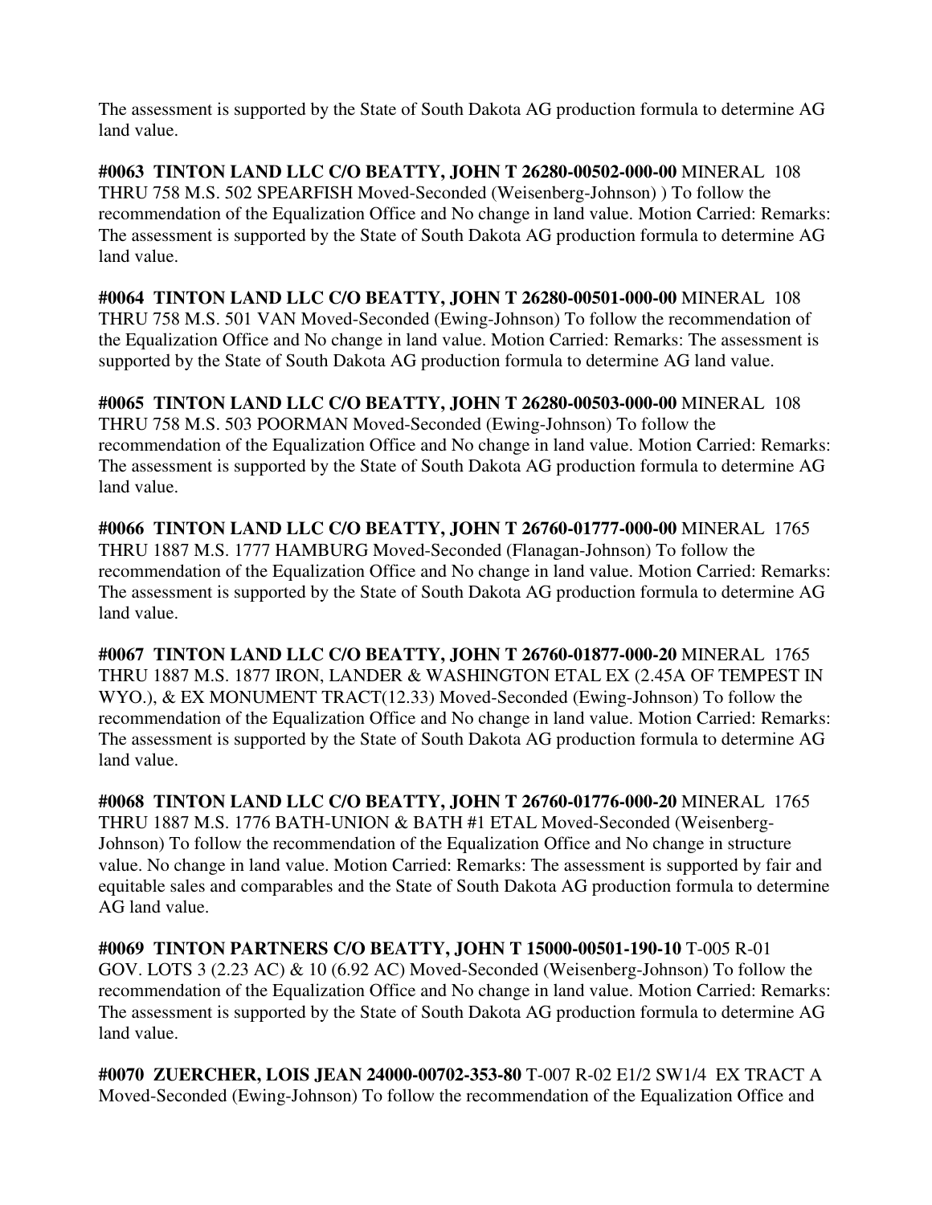The assessment is supported by the State of South Dakota AG production formula to determine AG land value.

**#0063 TINTON LAND LLC C/O BEATTY, JOHN T 26280-00502-000-00** MINERAL 108 THRU 758 M.S. 502 SPEARFISH Moved-Seconded (Weisenberg-Johnson) ) To follow the recommendation of the Equalization Office and No change in land value. Motion Carried: Remarks: The assessment is supported by the State of South Dakota AG production formula to determine AG land value.

**#0064 TINTON LAND LLC C/O BEATTY, JOHN T 26280-00501-000-00** MINERAL 108 THRU 758 M.S. 501 VAN Moved-Seconded (Ewing-Johnson) To follow the recommendation of the Equalization Office and No change in land value. Motion Carried: Remarks: The assessment is supported by the State of South Dakota AG production formula to determine AG land value.

**#0065 TINTON LAND LLC C/O BEATTY, JOHN T 26280-00503-000-00** MINERAL 108 THRU 758 M.S. 503 POORMAN Moved-Seconded (Ewing-Johnson) To follow the recommendation of the Equalization Office and No change in land value. Motion Carried: Remarks: The assessment is supported by the State of South Dakota AG production formula to determine AG land value.

**#0066 TINTON LAND LLC C/O BEATTY, JOHN T 26760-01777-000-00** MINERAL 1765 THRU 1887 M.S. 1777 HAMBURG Moved-Seconded (Flanagan-Johnson) To follow the recommendation of the Equalization Office and No change in land value. Motion Carried: Remarks: The assessment is supported by the State of South Dakota AG production formula to determine AG land value.

**#0067 TINTON LAND LLC C/O BEATTY, JOHN T 26760-01877-000-20** MINERAL 1765 THRU 1887 M.S. 1877 IRON, LANDER & WASHINGTON ETAL EX (2.45A OF TEMPEST IN WYO.), & EX MONUMENT TRACT(12.33) Moved-Seconded (Ewing-Johnson) To follow the recommendation of the Equalization Office and No change in land value. Motion Carried: Remarks: The assessment is supported by the State of South Dakota AG production formula to determine AG land value.

**#0068 TINTON LAND LLC C/O BEATTY, JOHN T 26760-01776-000-20** MINERAL 1765 THRU 1887 M.S. 1776 BATH-UNION & BATH #1 ETAL Moved-Seconded (Weisenberg-Johnson) To follow the recommendation of the Equalization Office and No change in structure value. No change in land value. Motion Carried: Remarks: The assessment is supported by fair and equitable sales and comparables and the State of South Dakota AG production formula to determine AG land value.

**#0069 TINTON PARTNERS C/O BEATTY, JOHN T 15000-00501-190-10** T-005 R-01 GOV. LOTS 3 (2.23 AC) & 10 (6.92 AC) Moved-Seconded (Weisenberg-Johnson) To follow the recommendation of the Equalization Office and No change in land value. Motion Carried: Remarks: The assessment is supported by the State of South Dakota AG production formula to determine AG land value.

**#0070 ZUERCHER, LOIS JEAN 24000-00702-353-80** T-007 R-02 E1/2 SW1/4 EX TRACT A Moved-Seconded (Ewing-Johnson) To follow the recommendation of the Equalization Office and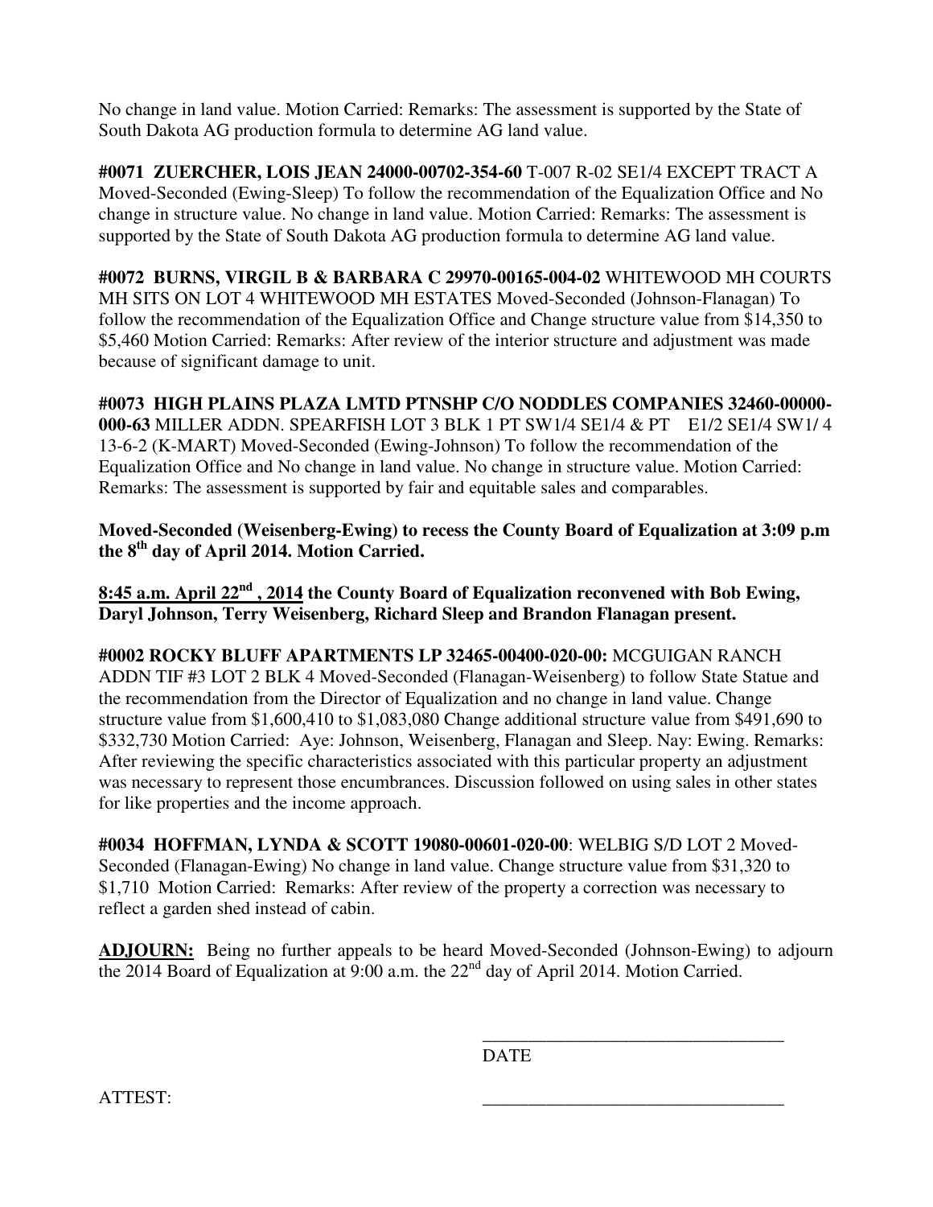No change in land value. Motion Carried: Remarks: The assessment is supported by the State of South Dakota AG production formula to determine AG land value.

**#0071 ZUERCHER, LOIS JEAN 24000-00702-354-60** T-007 R-02 SE1/4 EXCEPT TRACT A Moved-Seconded (Ewing-Sleep) To follow the recommendation of the Equalization Office and No change in structure value. No change in land value. Motion Carried: Remarks: The assessment is supported by the State of South Dakota AG production formula to determine AG land value.

**#0072 BURNS, VIRGIL B & BARBARA C 29970-00165-004-02** WHITEWOOD MH COURTS MH SITS ON LOT 4 WHITEWOOD MH ESTATES Moved-Seconded (Johnson-Flanagan) To follow the recommendation of the Equalization Office and Change structure value from $14,350 to $5,460 Motion Carried: Remarks: After review of the interior structure and adjustment was made because of significant damage to unit.

**#0073 HIGH PLAINS PLAZA LMTD PTNSHP C/O NODDLES COMPANIES 32460-00000-000-63** MILLER ADDN. SPEARFISH LOT 3 BLK 1 PT SW1/4 SE1/4 & PT E1/2 SE1/4 SW1/ 4 13-6-2 (K-MART) Moved-Seconded (Ewing-Johnson) To follow the recommendation of the Equalization Office and No change in land value. No change in structure value. Motion Carried: Remarks: The assessment is supported by fair and equitable sales and comparables.

**Moved-Seconded (Weisenberg-Ewing) to recess the County Board of Equalization at 3:09 p.m the 8th day of April 2014. Motion Carried.**

**8:45 a.m. April 22nd , 2014 the County Board of Equalization reconvened with Bob Ewing, Daryl Johnson, Terry Weisenberg, Richard Sleep and Brandon Flanagan present.**

**#0002 ROCKY BLUFF APARTMENTS LP 32465-00400-020-00:** MCGUIGAN RANCH ADDN TIF #3 LOT 2 BLK 4 Moved-Seconded (Flanagan-Weisenberg) to follow State Statue and the recommendation from the Director of Equalization and no change in land value. Change structure value from $1,600,410 to $1,083,080 Change additional structure value from $491,690 to $332,730 Motion Carried: Aye: Johnson, Weisenberg, Flanagan and Sleep. Nay: Ewing. Remarks: After reviewing the specific characteristics associated with this particular property an adjustment was necessary to represent those encumbrances. Discussion followed on using sales in other states for like properties and the income approach.

**#0034 HOFFMAN, LYNDA & SCOTT 19080-00601-020-00**: WELBIG S/D LOT 2 Moved-Seconded (Flanagan-Ewing) No change in land value. Change structure value from $31,320 to $1,710 Motion Carried: Remarks: After review of the property a correction was necessary to reflect a garden shed instead of cabin.

**ADJOURN:** Being no further appeals to be heard Moved-Seconded (Johnson-Ewing) to adjourn the 2014 Board of Equalization at 9:00 a.m. the 22nd day of April 2014. Motion Carried.

_________________________________
DATE

ATTEST: _________________________________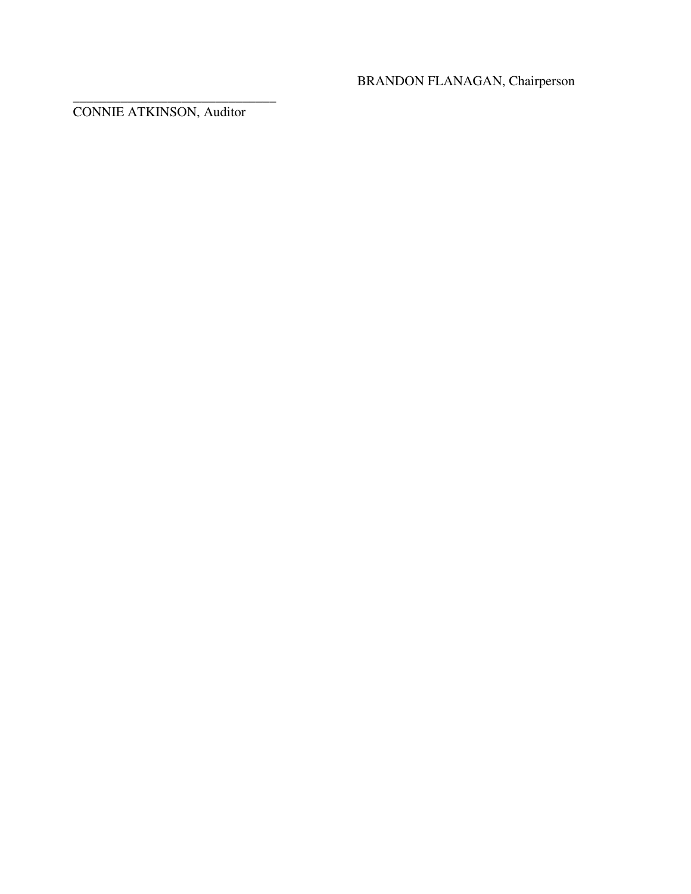BRANDON FLANAGAN, Chairperson

______________________________
CONNIE ATKINSON, Auditor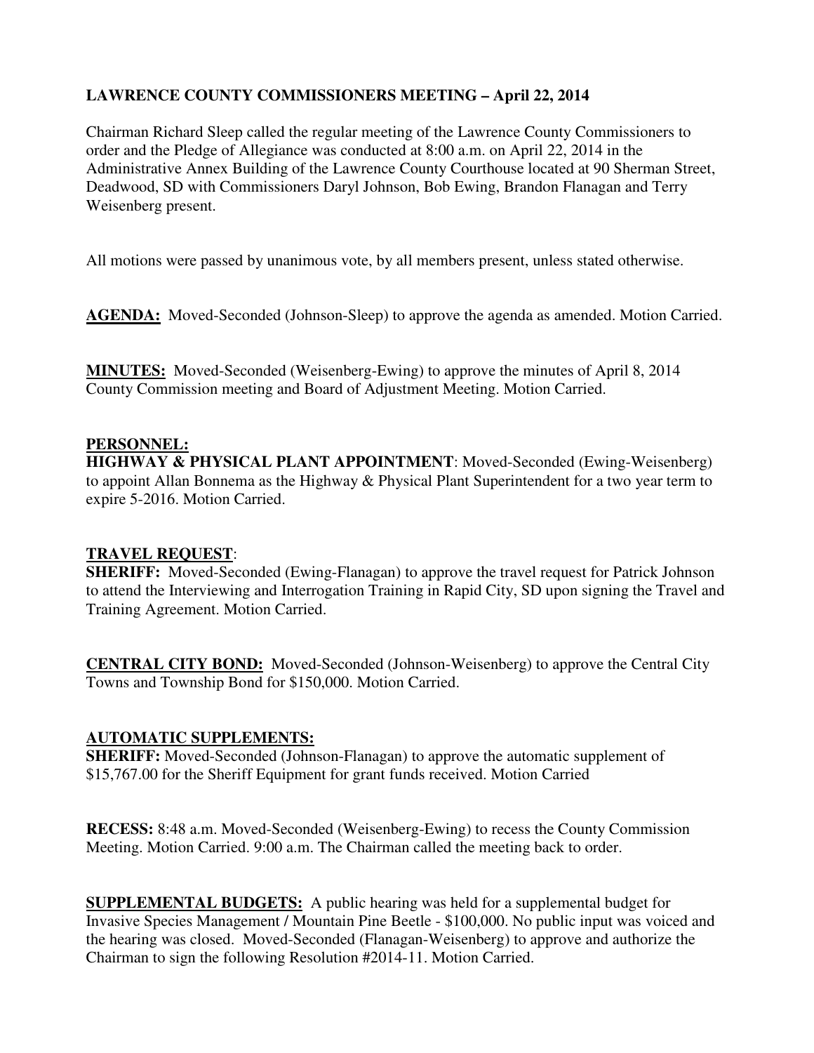# LAWRENCE COUNTY COMMISSIONERS MEETING – April 22, 2014

Chairman Richard Sleep called the regular meeting of the Lawrence County Commissioners to order and the Pledge of Allegiance was conducted at 8:00 a.m. on April 22, 2014 in the Administrative Annex Building of the Lawrence County Courthouse located at 90 Sherman Street, Deadwood, SD with Commissioners Daryl Johnson, Bob Ewing, Brandon Flanagan and Terry Weisenberg present.

All motions were passed by unanimous vote, by all members present, unless stated otherwise.

**AGENDA:** Moved-Seconded (Johnson-Sleep) to approve the agenda as amended. Motion Carried.

**MINUTES:** Moved-Seconded (Weisenberg-Ewing) to approve the minutes of April 8, 2014 County Commission meeting and Board of Adjustment Meeting. Motion Carried.

**PERSONNEL:**

**HIGHWAY & PHYSICAL PLANT APPOINTMENT**: Moved-Seconded (Ewing-Weisenberg) to appoint Allan Bonnema as the Highway & Physical Plant Superintendent for a two year term to expire 5-2016. Motion Carried.

**TRAVEL REQUEST**:

**SHERIFF:** Moved-Seconded (Ewing-Flanagan) to approve the travel request for Patrick Johnson to attend the Interviewing and Interrogation Training in Rapid City, SD upon signing the Travel and Training Agreement. Motion Carried.

**CENTRAL CITY BOND:** Moved-Seconded (Johnson-Weisenberg) to approve the Central City Towns and Township Bond for $150,000. Motion Carried.

**AUTOMATIC SUPPLEMENTS:**

**SHERIFF:** Moved-Seconded (Johnson-Flanagan) to approve the automatic supplement of $15,767.00 for the Sheriff Equipment for grant funds received. Motion Carried

**RECESS:** 8:48 a.m. Moved-Seconded (Weisenberg-Ewing) to recess the County Commission Meeting. Motion Carried. 9:00 a.m. The Chairman called the meeting back to order.

**SUPPLEMENTAL BUDGETS:** A public hearing was held for a supplemental budget for Invasive Species Management / Mountain Pine Beetle - $100,000. No public input was voiced and the hearing was closed. Moved-Seconded (Flanagan-Weisenberg) to approve and authorize the Chairman to sign the following Resolution #2014-11. Motion Carried.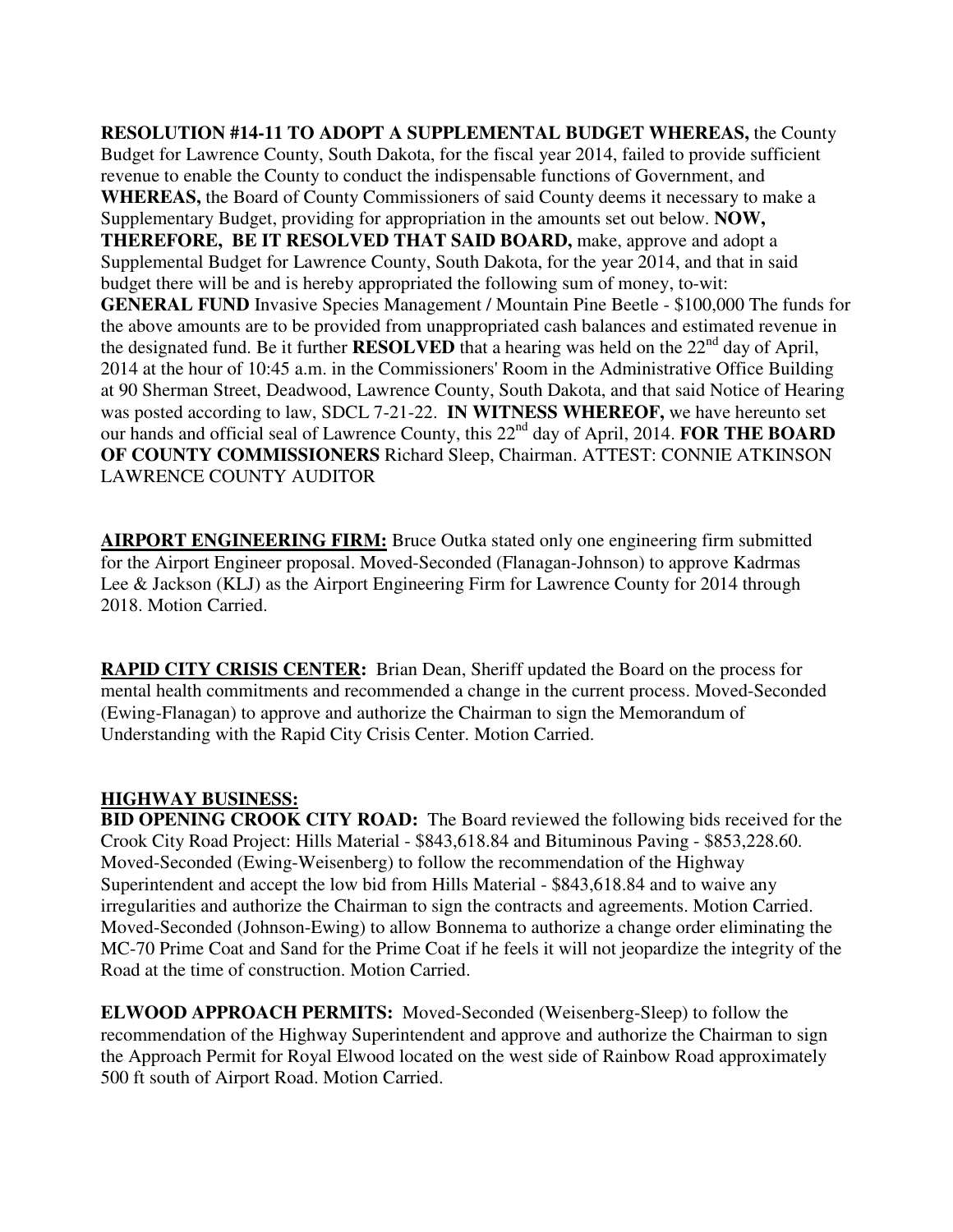**RESOLUTION #14-11 TO ADOPT A SUPPLEMENTAL BUDGET WHEREAS,** the County Budget for Lawrence County, South Dakota, for the fiscal year 2014, failed to provide sufficient revenue to enable the County to conduct the indispensable functions of Government, and **WHEREAS,** the Board of County Commissioners of said County deems it necessary to make a Supplementary Budget, providing for appropriation in the amounts set out below. **NOW, THEREFORE, BE IT RESOLVED THAT SAID BOARD,** make, approve and adopt a Supplemental Budget for Lawrence County, South Dakota, for the year 2014, and that in said budget there will be and is hereby appropriated the following sum of money, to-wit: **GENERAL FUND** Invasive Species Management / Mountain Pine Beetle - $100,000 The funds for the above amounts are to be provided from unappropriated cash balances and estimated revenue in the designated fund. Be it further **RESOLVED** that a hearing was held on the 22nd day of April, 2014 at the hour of 10:45 a.m. in the Commissioners' Room in the Administrative Office Building at 90 Sherman Street, Deadwood, Lawrence County, South Dakota, and that said Notice of Hearing was posted according to law, SDCL 7-21-22. **IN WITNESS WHEREOF,** we have hereunto set our hands and official seal of Lawrence County, this 22nd day of April, 2014. **FOR THE BOARD OF COUNTY COMMISSIONERS** Richard Sleep, Chairman. ATTEST: CONNIE ATKINSON LAWRENCE COUNTY AUDITOR

**AIRPORT ENGINEERING FIRM:** Bruce Outka stated only one engineering firm submitted for the Airport Engineer proposal. Moved-Seconded (Flanagan-Johnson) to approve Kadrmas Lee & Jackson (KLJ) as the Airport Engineering Firm for Lawrence County for 2014 through 2018. Motion Carried.

**RAPID CITY CRISIS CENTER:** Brian Dean, Sheriff updated the Board on the process for mental health commitments and recommended a change in the current process. Moved-Seconded (Ewing-Flanagan) to approve and authorize the Chairman to sign the Memorandum of Understanding with the Rapid City Crisis Center. Motion Carried.

**HIGHWAY BUSINESS:**

**BID OPENING CROOK CITY ROAD:** The Board reviewed the following bids received for the Crook City Road Project: Hills Material - $843,618.84 and Bituminous Paving - $853,228.60. Moved-Seconded (Ewing-Weisenberg) to follow the recommendation of the Highway Superintendent and accept the low bid from Hills Material - $843,618.84 and to waive any irregularities and authorize the Chairman to sign the contracts and agreements. Motion Carried. Moved-Seconded (Johnson-Ewing) to allow Bonnema to authorize a change order eliminating the MC-70 Prime Coat and Sand for the Prime Coat if he feels it will not jeopardize the integrity of the Road at the time of construction. Motion Carried.

**ELWOOD APPROACH PERMITS:** Moved-Seconded (Weisenberg-Sleep) to follow the recommendation of the Highway Superintendent and approve and authorize the Chairman to sign the Approach Permit for Royal Elwood located on the west side of Rainbow Road approximately 500 ft south of Airport Road. Motion Carried.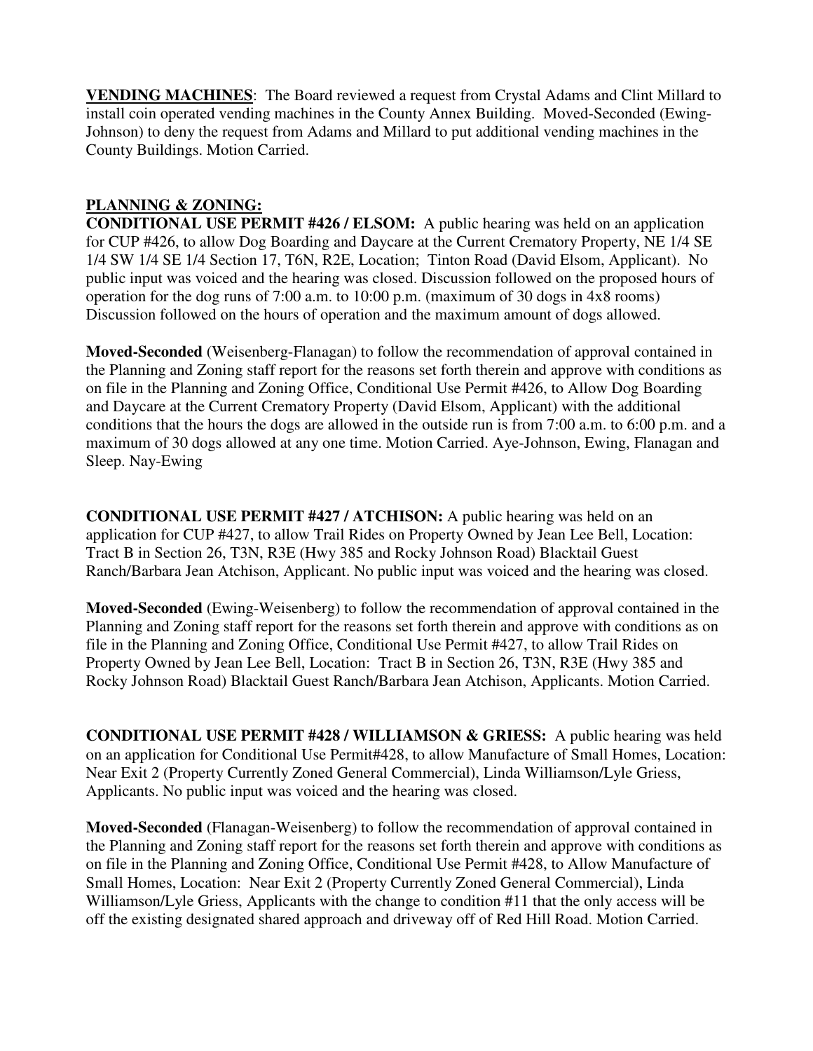**VENDING MACHINES**: The Board reviewed a request from Crystal Adams and Clint Millard to install coin operated vending machines in the County Annex Building. Moved-Seconded (Ewing-Johnson) to deny the request from Adams and Millard to put additional vending machines in the County Buildings. Motion Carried.

**PLANNING & ZONING:**

**CONDITIONAL USE PERMIT #426 / ELSOM:** A public hearing was held on an application for CUP #426, to allow Dog Boarding and Daycare at the Current Crematory Property, NE 1/4 SE 1/4 SW 1/4 SE 1/4 Section 17, T6N, R2E, Location; Tinton Road (David Elsom, Applicant). No public input was voiced and the hearing was closed. Discussion followed on the proposed hours of operation for the dog runs of 7:00 a.m. to 10:00 p.m. (maximum of 30 dogs in 4x8 rooms) Discussion followed on the hours of operation and the maximum amount of dogs allowed.

**Moved-Seconded** (Weisenberg-Flanagan) to follow the recommendation of approval contained in the Planning and Zoning staff report for the reasons set forth therein and approve with conditions as on file in the Planning and Zoning Office, Conditional Use Permit #426, to Allow Dog Boarding and Daycare at the Current Crematory Property (David Elsom, Applicant) with the additional conditions that the hours the dogs are allowed in the outside run is from 7:00 a.m. to 6:00 p.m. and a maximum of 30 dogs allowed at any one time. Motion Carried. Aye-Johnson, Ewing, Flanagan and Sleep. Nay-Ewing

**CONDITIONAL USE PERMIT #427 / ATCHISON:** A public hearing was held on an application for CUP #427, to allow Trail Rides on Property Owned by Jean Lee Bell, Location: Tract B in Section 26, T3N, R3E (Hwy 385 and Rocky Johnson Road) Blacktail Guest Ranch/Barbara Jean Atchison, Applicant. No public input was voiced and the hearing was closed.

**Moved-Seconded** (Ewing-Weisenberg) to follow the recommendation of approval contained in the Planning and Zoning staff report for the reasons set forth therein and approve with conditions as on file in the Planning and Zoning Office, Conditional Use Permit #427, to allow Trail Rides on Property Owned by Jean Lee Bell, Location: Tract B in Section 26, T3N, R3E (Hwy 385 and Rocky Johnson Road) Blacktail Guest Ranch/Barbara Jean Atchison, Applicants. Motion Carried.

**CONDITIONAL USE PERMIT #428 / WILLIAMSON & GRIESS:** A public hearing was held on an application for Conditional Use Permit#428, to allow Manufacture of Small Homes, Location: Near Exit 2 (Property Currently Zoned General Commercial), Linda Williamson/Lyle Griess, Applicants. No public input was voiced and the hearing was closed.

**Moved-Seconded** (Flanagan-Weisenberg) to follow the recommendation of approval contained in the Planning and Zoning staff report for the reasons set forth therein and approve with conditions as on file in the Planning and Zoning Office, Conditional Use Permit #428, to Allow Manufacture of Small Homes, Location: Near Exit 2 (Property Currently Zoned General Commercial), Linda Williamson/Lyle Griess, Applicants with the change to condition #11 that the only access will be off the existing designated shared approach and driveway off of Red Hill Road. Motion Carried.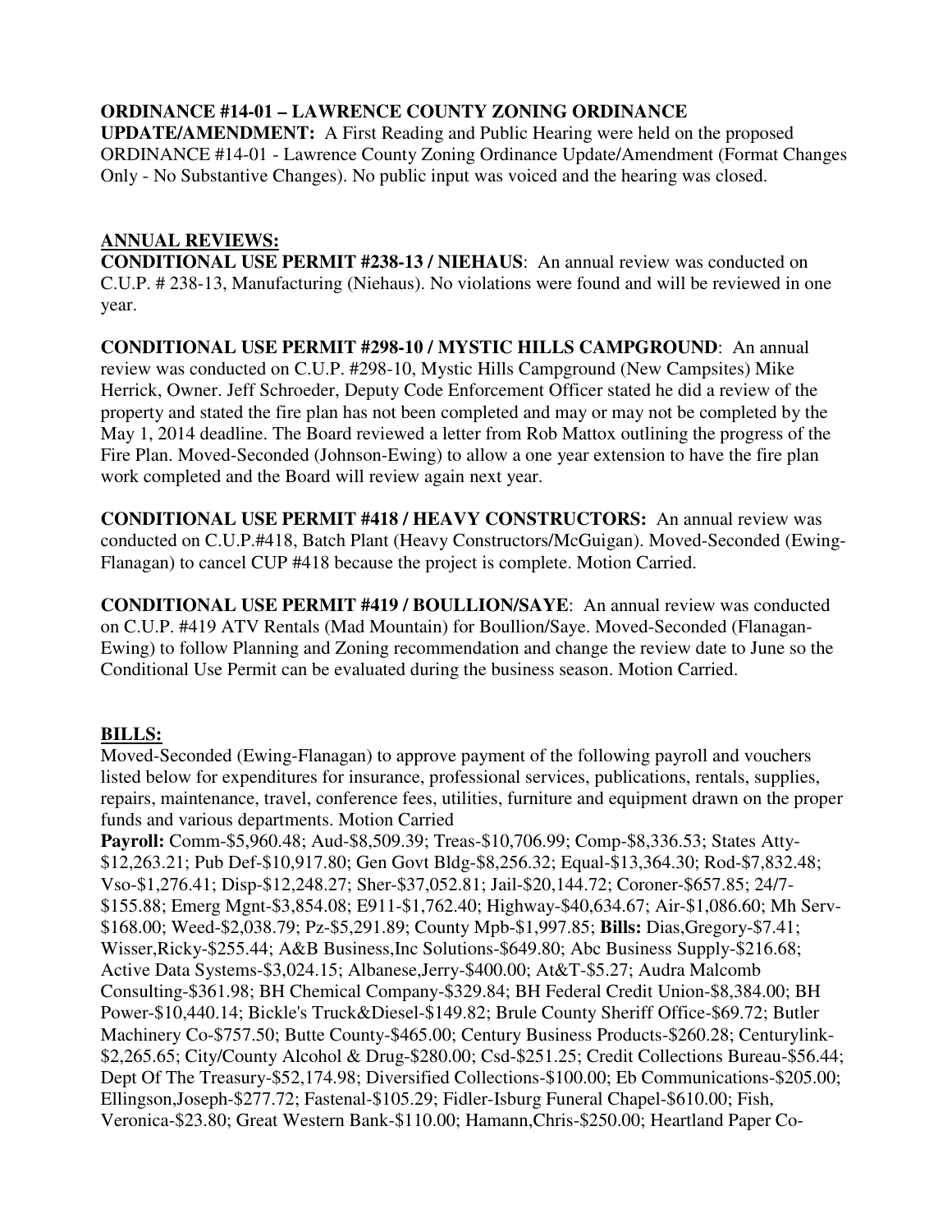**ORDINANCE #14-01 – LAWRENCE COUNTY ZONING ORDINANCE UPDATE/AMENDMENT:** A First Reading and Public Hearing were held on the proposed ORDINANCE #14-01 - Lawrence County Zoning Ordinance Update/Amendment (Format Changes Only - No Substantive Changes). No public input was voiced and the hearing was closed.

**ANNUAL REVIEWS:**

**CONDITIONAL USE PERMIT #238-13 / NIEHAUS**: An annual review was conducted on C.U.P. # 238-13, Manufacturing (Niehaus). No violations were found and will be reviewed in one year.

**CONDITIONAL USE PERMIT #298-10 / MYSTIC HILLS CAMPGROUND**: An annual review was conducted on C.U.P. #298-10, Mystic Hills Campground (New Campsites) Mike Herrick, Owner. Jeff Schroeder, Deputy Code Enforcement Officer stated he did a review of the property and stated the fire plan has not been completed and may or may not be completed by the May 1, 2014 deadline. The Board reviewed a letter from Rob Mattox outlining the progress of the Fire Plan. Moved-Seconded (Johnson-Ewing) to allow a one year extension to have the fire plan work completed and the Board will review again next year.

**CONDITIONAL USE PERMIT #418 / HEAVY CONSTRUCTORS:** An annual review was conducted on C.U.P.#418, Batch Plant (Heavy Constructors/McGuigan). Moved-Seconded (Ewing-Flanagan) to cancel CUP #418 because the project is complete. Motion Carried.

**CONDITIONAL USE PERMIT #419 / BOULLION/SAYE**: An annual review was conducted on C.U.P. #419 ATV Rentals (Mad Mountain) for Boullion/Saye. Moved-Seconded (Flanagan-Ewing) to follow Planning and Zoning recommendation and change the review date to June so the Conditional Use Permit can be evaluated during the business season. Motion Carried.

**BILLS:**

Moved-Seconded (Ewing-Flanagan) to approve payment of the following payroll and vouchers listed below for expenditures for insurance, professional services, publications, rentals, supplies, repairs, maintenance, travel, conference fees, utilities, furniture and equipment drawn on the proper funds and various departments. Motion Carried

**Payroll:** Comm-$5,960.48; Aud-$8,509.39; Treas-$10,706.99; Comp-$8,336.53; States Atty-$12,263.21; Pub Def-$10,917.80; Gen Govt Bldg-$8,256.32; Equal-$13,364.30; Rod-$7,832.48; Vso-$1,276.41; Disp-$12,248.27; Sher-$37,052.81; Jail-$20,144.72; Coroner-$657.85; 24/7-$155.88; Emerg Mgnt-$3,854.08; E911-$1,762.40; Highway-$40,634.67; Air-$1,086.60; Mh Serv-$168.00; Weed-$2,038.79; Pz-$5,291.89; County Mpb-$1,997.85; **Bills:** Dias,Gregory-$7.41; Wisser,Ricky-$255.44; A&B Business,Inc Solutions-$649.80; Abc Business Supply-$216.68; Active Data Systems-$3,024.15; Albanese,Jerry-$400.00; At&T-$5.27; Audra Malcomb Consulting-$361.98; BH Chemical Company-$329.84; BH Federal Credit Union-$8,384.00; BH Power-$10,440.14; Bickle's Truck&Diesel-$149.82; Brule County Sheriff Office-$69.72; Butler Machinery Co-$757.50; Butte County-$465.00; Century Business Products-$260.28; Centurylink-$2,265.65; City/County Alcohol & Drug-$280.00; Csd-$251.25; Credit Collections Bureau-$56.44; Dept Of The Treasury-$52,174.98; Diversified Collections-$100.00; Eb Communications-$205.00; Ellingson,Joseph-$277.72; Fastenal-$105.29; Fidler-Isburg Funeral Chapel-$610.00; Fish, Veronica-$23.80; Great Western Bank-$110.00; Hamann,Chris-$250.00; Heartland Paper Co-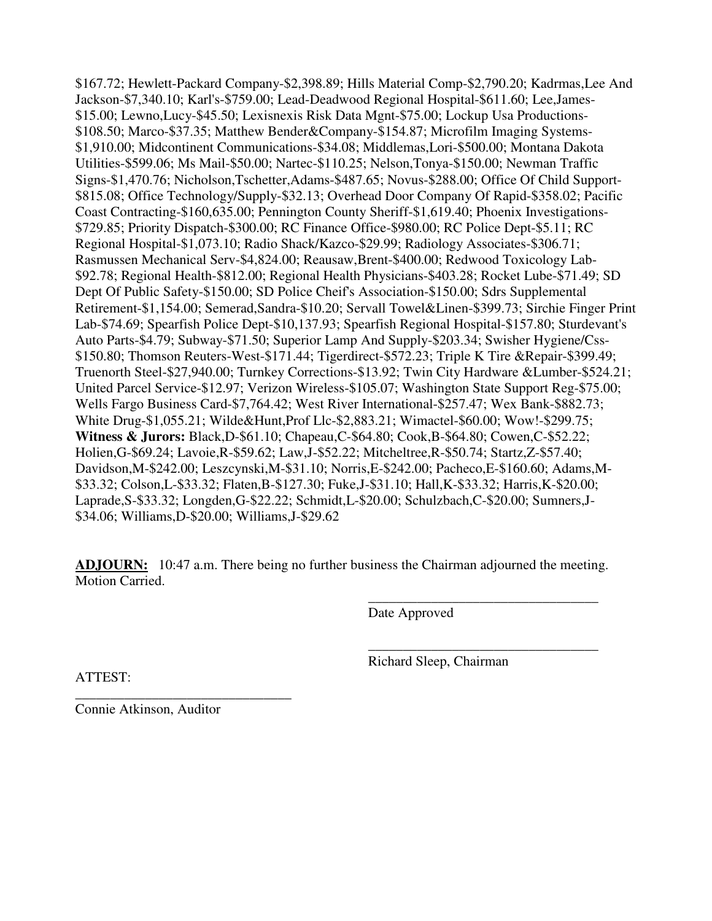$167.72; Hewlett-Packard Company-$2,398.89; Hills Material Comp-$2,790.20; Kadrmas,Lee And Jackson-$7,340.10; Karl's-$759.00; Lead-Deadwood Regional Hospital-$611.60; Lee,James-$15.00; Lewno,Lucy-$45.50; Lexisnexis Risk Data Mgnt-$75.00; Lockup Usa Productions-$108.50; Marco-$37.35; Matthew Bender&Company-$154.87; Microfilm Imaging Systems-$1,910.00; Midcontinent Communications-$34.08; Middlemas,Lori-$500.00; Montana Dakota Utilities-$599.06; Ms Mail-$50.00; Nartec-$110.25; Nelson,Tonya-$150.00; Newman Traffic Signs-$1,470.76; Nicholson,Tschetter,Adams-$487.65; Novus-$288.00; Office Of Child Support-$815.08; Office Technology/Supply-$32.13; Overhead Door Company Of Rapid-$358.02; Pacific Coast Contracting-$160,635.00; Pennington County Sheriff-$1,619.40; Phoenix Investigations-$729.85; Priority Dispatch-$300.00; RC Finance Office-$980.00; RC Police Dept-$5.11; RC Regional Hospital-$1,073.10; Radio Shack/Kazco-$29.99; Radiology Associates-$306.71; Rasmussen Mechanical Serv-$4,824.00; Reausaw,Brent-$400.00; Redwood Toxicology Lab-$92.78; Regional Health-$812.00; Regional Health Physicians-$403.28; Rocket Lube-$71.49; SD Dept Of Public Safety-$150.00; SD Police Cheif's Association-$150.00; Sdrs Supplemental Retirement-$1,154.00; Semerad,Sandra-$10.20; Servall Towel&Linen-$399.73; Sirchie Finger Print Lab-$74.69; Spearfish Police Dept-$10,137.93; Spearfish Regional Hospital-$157.80; Sturdevant's Auto Parts-$4.79; Subway-$71.50; Superior Lamp And Supply-$203.34; Swisher Hygiene/Css-$150.80; Thomson Reuters-West-$171.44; Tigerdirect-$572.23; Triple K Tire &Repair-$399.49; Truenorth Steel-$27,940.00; Turnkey Corrections-$13.92; Twin City Hardware &Lumber-$524.21; United Parcel Service-$12.97; Verizon Wireless-$105.07; Washington State Support Reg-$75.00; Wells Fargo Business Card-$7,764.42; West River International-$257.47; Wex Bank-$882.73; White Drug-$1,055.21; Wilde&Hunt,Prof Llc-$2,883.21; Wimactel-$60.00; Wow!-$299.75; **Witness & Jurors:** Black,D-$61.10; Chapeau,C-$64.80; Cook,B-$64.80; Cowen,C-$52.22; Holien,G-$69.24; Lavoie,R-$59.62; Law,J-$52.22; Mitcheltree,R-$50.74; Startz,Z-$57.40; Davidson,M-$242.00; Leszcynski,M-$31.10; Norris,E-$242.00; Pacheco,E-$160.60; Adams,M-$33.32; Colson,L-$33.32; Flaten,B-$127.30; Fuke,J-$31.10; Hall,K-$33.32; Harris,K-$20.00; Laprade,S-$33.32; Longden,G-$22.22; Schmidt,L-$20.00; Schulzbach,C-$20.00; Sumners,J-$34.06; Williams,D-$20.00; Williams,J-$29.62

**ADJOURN:** 10:47 a.m. There being no further business the Chairman adjourned the meeting. Motion Carried.

_________________________________
Date Approved

_________________________________
Richard Sleep, Chairman

ATTEST:

_________________________________
Connie Atkinson, Auditor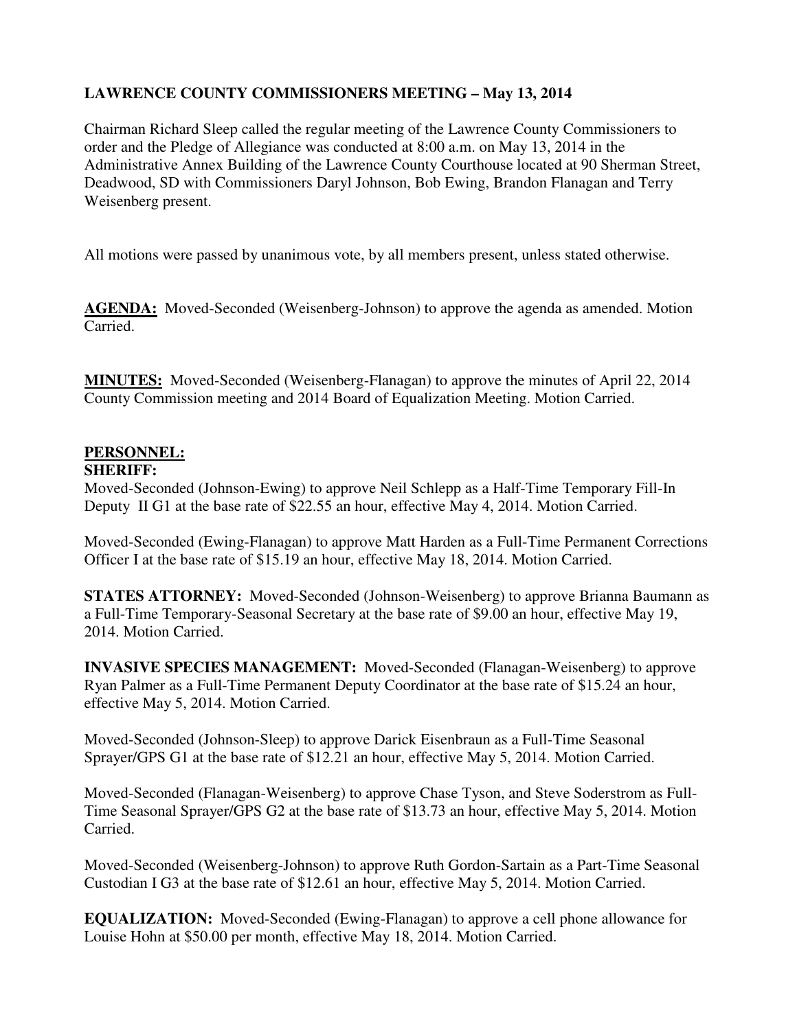# LAWRENCE COUNTY COMMISSIONERS MEETING – May 13, 2014

Chairman Richard Sleep called the regular meeting of the Lawrence County Commissioners to order and the Pledge of Allegiance was conducted at 8:00 a.m. on May 13, 2014 in the Administrative Annex Building of the Lawrence County Courthouse located at 90 Sherman Street, Deadwood, SD with Commissioners Daryl Johnson, Bob Ewing, Brandon Flanagan and Terry Weisenberg present.

All motions were passed by unanimous vote, by all members present, unless stated otherwise.

**AGENDA:** Moved-Seconded (Weisenberg-Johnson) to approve the agenda as amended. Motion Carried.

**MINUTES:** Moved-Seconded (Weisenberg-Flanagan) to approve the minutes of April 22, 2014 County Commission meeting and 2014 Board of Equalization Meeting. Motion Carried.

**PERSONNEL:**

**SHERIFF:**

Moved-Seconded (Johnson-Ewing) to approve Neil Schlepp as a Half-Time Temporary Fill-In Deputy II G1 at the base rate of $22.55 an hour, effective May 4, 2014. Motion Carried.

Moved-Seconded (Ewing-Flanagan) to approve Matt Harden as a Full-Time Permanent Corrections Officer I at the base rate of $15.19 an hour, effective May 18, 2014. Motion Carried.

**STATES ATTORNEY:** Moved-Seconded (Johnson-Weisenberg) to approve Brianna Baumann as a Full-Time Temporary-Seasonal Secretary at the base rate of $9.00 an hour, effective May 19, 2014. Motion Carried.

**INVASIVE SPECIES MANAGEMENT:** Moved-Seconded (Flanagan-Weisenberg) to approve Ryan Palmer as a Full-Time Permanent Deputy Coordinator at the base rate of $15.24 an hour, effective May 5, 2014. Motion Carried.

Moved-Seconded (Johnson-Sleep) to approve Darick Eisenbraun as a Full-Time Seasonal Sprayer/GPS G1 at the base rate of $12.21 an hour, effective May 5, 2014. Motion Carried.

Moved-Seconded (Flanagan-Weisenberg) to approve Chase Tyson, and Steve Soderstrom as Full-Time Seasonal Sprayer/GPS G2 at the base rate of $13.73 an hour, effective May 5, 2014. Motion Carried.

Moved-Seconded (Weisenberg-Johnson) to approve Ruth Gordon-Sartain as a Part-Time Seasonal Custodian I G3 at the base rate of $12.61 an hour, effective May 5, 2014. Motion Carried.

**EQUALIZATION:** Moved-Seconded (Ewing-Flanagan) to approve a cell phone allowance for Louise Hohn at $50.00 per month, effective May 18, 2014. Motion Carried.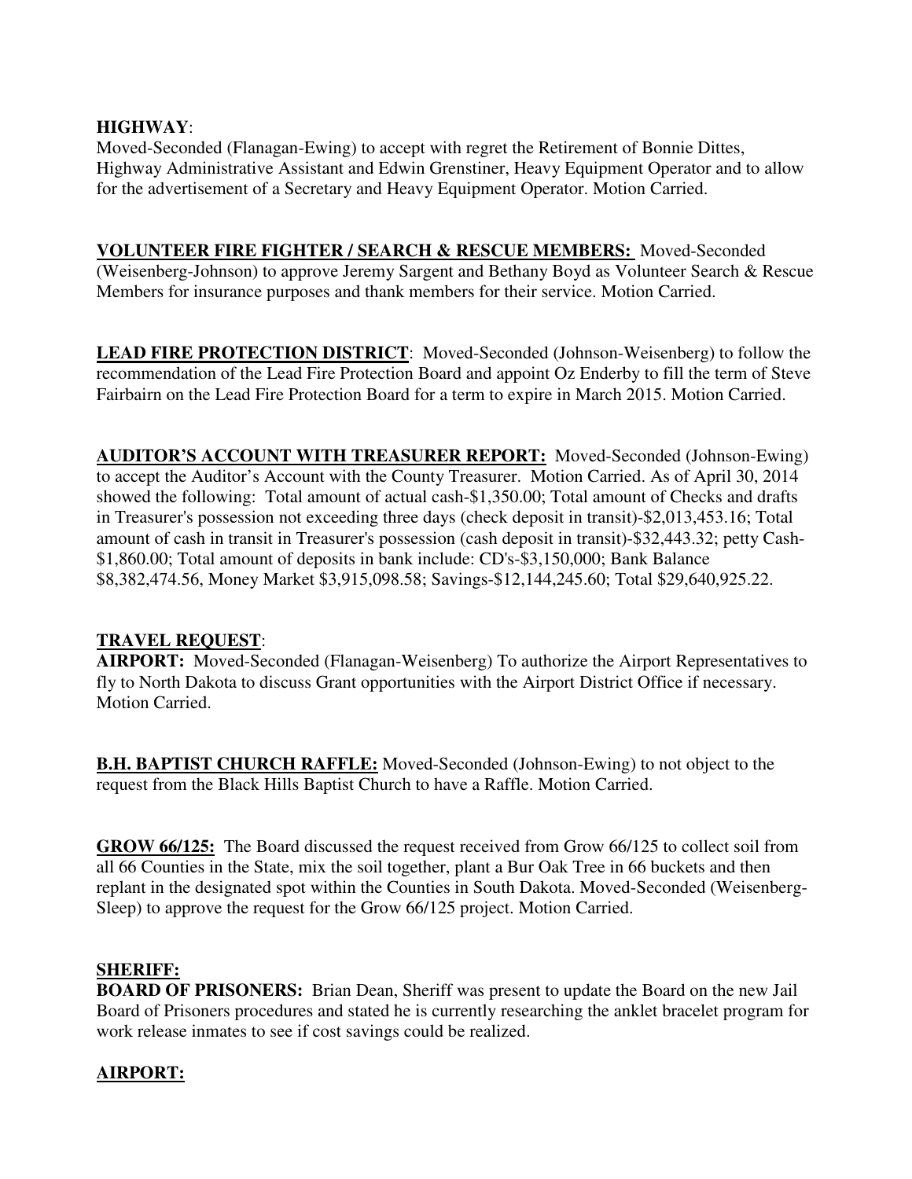**HIGHWAY**:
Moved-Seconded (Flanagan-Ewing) to accept with regret the Retirement of Bonnie Dittes, Highway Administrative Assistant and Edwin Grenstiner, Heavy Equipment Operator and to allow for the advertisement of a Secretary and Heavy Equipment Operator. Motion Carried.

**VOLUNTEER FIRE FIGHTER / SEARCH & RESCUE MEMBERS:** Moved-Seconded (Weisenberg-Johnson) to approve Jeremy Sargent and Bethany Boyd as Volunteer Search & Rescue Members for insurance purposes and thank members for their service. Motion Carried.

**LEAD FIRE PROTECTION DISTRICT**: Moved-Seconded (Johnson-Weisenberg) to follow the recommendation of the Lead Fire Protection Board and appoint Oz Enderby to fill the term of Steve Fairbairn on the Lead Fire Protection Board for a term to expire in March 2015. Motion Carried.

**AUDITOR'S ACCOUNT WITH TREASURER REPORT:** Moved-Seconded (Johnson-Ewing) to accept the Auditor's Account with the County Treasurer. Motion Carried. As of April 30, 2014 showed the following: Total amount of actual cash-$1,350.00; Total amount of Checks and drafts in Treasurer's possession not exceeding three days (check deposit in transit)-$2,013,453.16; Total amount of cash in transit in Treasurer's possession (cash deposit in transit)-$32,443.32; petty Cash-$1,860.00; Total amount of deposits in bank include: CD's-$3,150,000; Bank Balance $8,382,474.56, Money Market $3,915,098.58; Savings-$12,144,245.60; Total $29,640,925.22.

**TRAVEL REQUEST**:

**AIRPORT:** Moved-Seconded (Flanagan-Weisenberg) To authorize the Airport Representatives to fly to North Dakota to discuss Grant opportunities with the Airport District Office if necessary. Motion Carried.

**B.H. BAPTIST CHURCH RAFFLE:** Moved-Seconded (Johnson-Ewing) to not object to the request from the Black Hills Baptist Church to have a Raffle. Motion Carried.

**GROW 66/125:** The Board discussed the request received from Grow 66/125 to collect soil from all 66 Counties in the State, mix the soil together, plant a Bur Oak Tree in 66 buckets and then replant in the designated spot within the Counties in South Dakota. Moved-Seconded (Weisenberg-Sleep) to approve the request for the Grow 66/125 project. Motion Carried.

**SHERIFF:**

**BOARD OF PRISONERS:** Brian Dean, Sheriff was present to update the Board on the new Jail Board of Prisoners procedures and stated he is currently researching the anklet bracelet program for work release inmates to see if cost savings could be realized.

**AIRPORT:**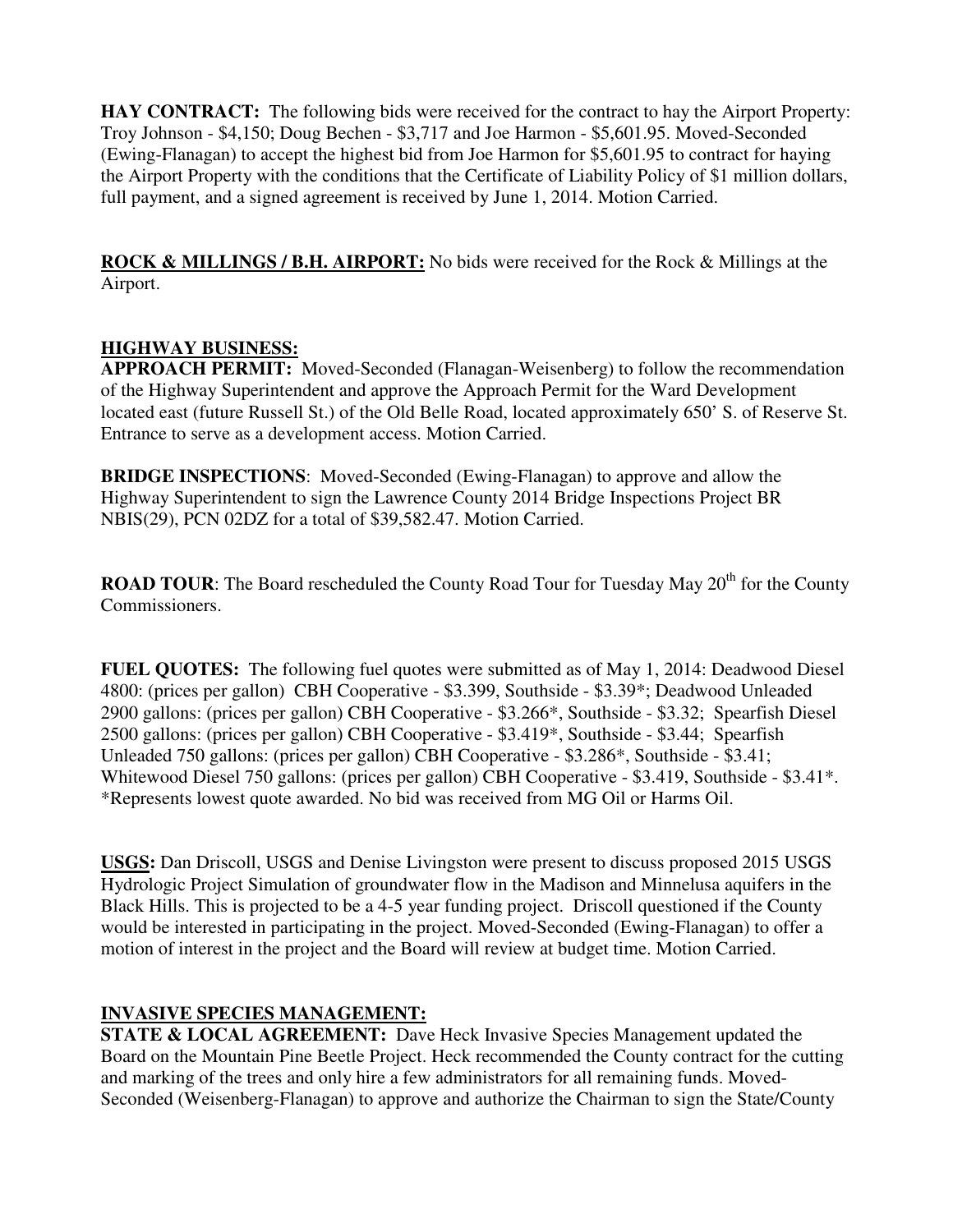**HAY CONTRACT:** The following bids were received for the contract to hay the Airport Property: Troy Johnson - $4,150; Doug Bechen - $3,717 and Joe Harmon - $5,601.95. Moved-Seconded (Ewing-Flanagan) to accept the highest bid from Joe Harmon for $5,601.95 to contract for haying the Airport Property with the conditions that the Certificate of Liability Policy of $1 million dollars, full payment, and a signed agreement is received by June 1, 2014. Motion Carried.

**ROCK & MILLINGS / B.H. AIRPORT:** No bids were received for the Rock & Millings at the Airport.

**HIGHWAY BUSINESS:**

**APPROACH PERMIT:** Moved-Seconded (Flanagan-Weisenberg) to follow the recommendation of the Highway Superintendent and approve the Approach Permit for the Ward Development located east (future Russell St.) of the Old Belle Road, located approximately 650' S. of Reserve St. Entrance to serve as a development access. Motion Carried.

**BRIDGE INSPECTIONS**: Moved-Seconded (Ewing-Flanagan) to approve and allow the Highway Superintendent to sign the Lawrence County 2014 Bridge Inspections Project BR NBIS(29), PCN 02DZ for a total of $39,582.47. Motion Carried.

**ROAD TOUR**: The Board rescheduled the County Road Tour for Tuesday May 20th for the County Commissioners.

**FUEL QUOTES:** The following fuel quotes were submitted as of May 1, 2014: Deadwood Diesel 4800: (prices per gallon) CBH Cooperative - $3.399, Southside - $3.39*; Deadwood Unleaded 2900 gallons: (prices per gallon) CBH Cooperative - $3.266*, Southside - $3.32; Spearfish Diesel 2500 gallons: (prices per gallon) CBH Cooperative - $3.419*, Southside - $3.44; Spearfish Unleaded 750 gallons: (prices per gallon) CBH Cooperative - $3.286*, Southside - $3.41; Whitewood Diesel 750 gallons: (prices per gallon) CBH Cooperative - $3.419, Southside - $3.41*. *Represents lowest quote awarded. No bid was received from MG Oil or Harms Oil.

**USGS:** Dan Driscoll, USGS and Denise Livingston were present to discuss proposed 2015 USGS Hydrologic Project Simulation of groundwater flow in the Madison and Minnelusa aquifers in the Black Hills. This is projected to be a 4-5 year funding project. Driscoll questioned if the County would be interested in participating in the project. Moved-Seconded (Ewing-Flanagan) to offer a motion of interest in the project and the Board will review at budget time. Motion Carried.

**INVASIVE SPECIES MANAGEMENT:**

**STATE & LOCAL AGREEMENT:** Dave Heck Invasive Species Management updated the Board on the Mountain Pine Beetle Project. Heck recommended the County contract for the cutting and marking of the trees and only hire a few administrators for all remaining funds. Moved-Seconded (Weisenberg-Flanagan) to approve and authorize the Chairman to sign the State/County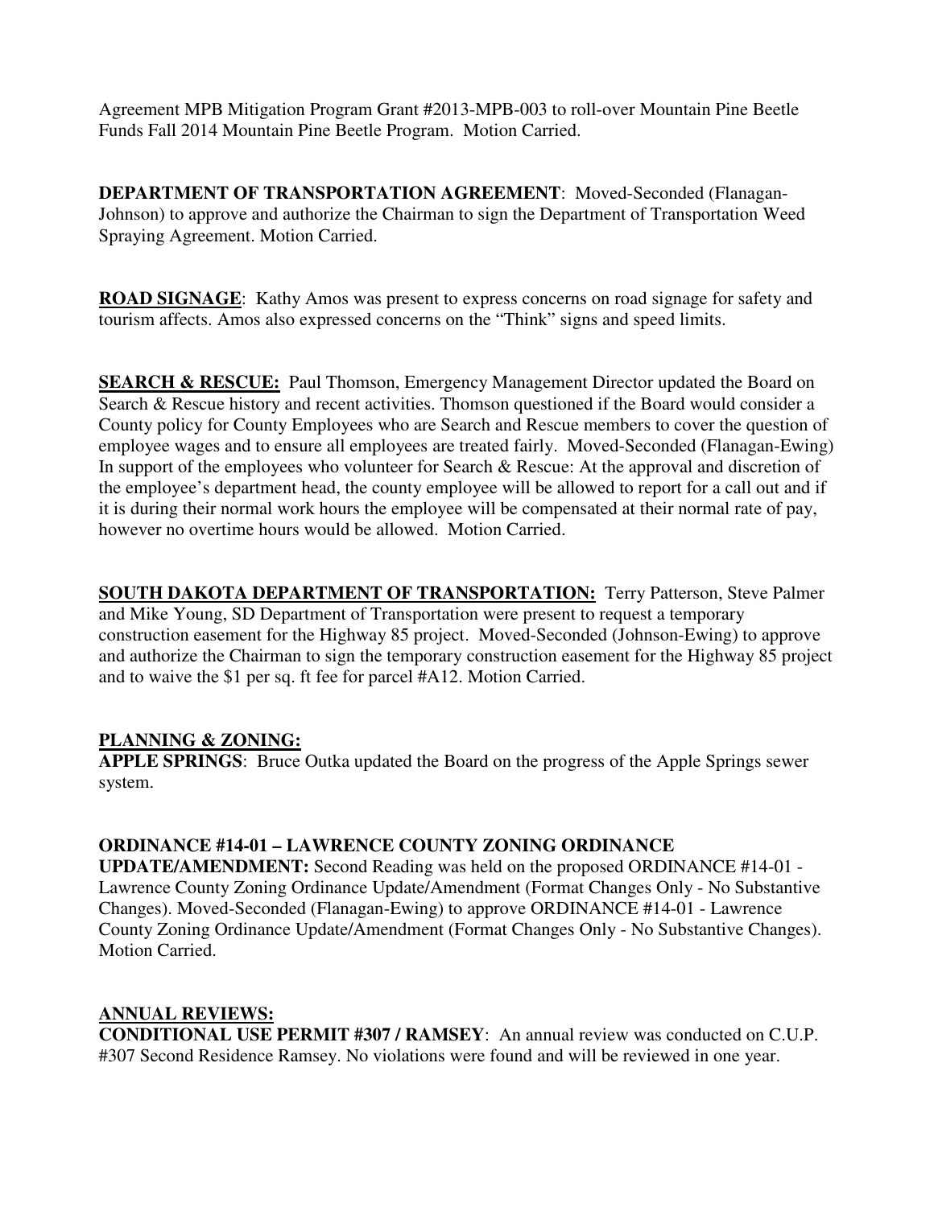Agreement MPB Mitigation Program Grant #2013-MPB-003 to roll-over Mountain Pine Beetle Funds Fall 2014 Mountain Pine Beetle Program. Motion Carried.

**DEPARTMENT OF TRANSPORTATION AGREEMENT**: Moved-Seconded (Flanagan-Johnson) to approve and authorize the Chairman to sign the Department of Transportation Weed Spraying Agreement. Motion Carried.

**ROAD SIGNAGE**: Kathy Amos was present to express concerns on road signage for safety and tourism affects. Amos also expressed concerns on the "Think" signs and speed limits.

**SEARCH & RESCUE:** Paul Thomson, Emergency Management Director updated the Board on Search & Rescue history and recent activities. Thomson questioned if the Board would consider a County policy for County Employees who are Search and Rescue members to cover the question of employee wages and to ensure all employees are treated fairly. Moved-Seconded (Flanagan-Ewing) In support of the employees who volunteer for Search & Rescue: At the approval and discretion of the employee's department head, the county employee will be allowed to report for a call out and if it is during their normal work hours the employee will be compensated at their normal rate of pay, however no overtime hours would be allowed. Motion Carried.

**SOUTH DAKOTA DEPARTMENT OF TRANSPORTATION:** Terry Patterson, Steve Palmer and Mike Young, SD Department of Transportation were present to request a temporary construction easement for the Highway 85 project. Moved-Seconded (Johnson-Ewing) to approve and authorize the Chairman to sign the temporary construction easement for the Highway 85 project and to waive the $1 per sq. ft fee for parcel #A12. Motion Carried.

**PLANNING & ZONING:**

**APPLE SPRINGS**: Bruce Outka updated the Board on the progress of the Apple Springs sewer system.

**ORDINANCE #14-01 – LAWRENCE COUNTY ZONING ORDINANCE UPDATE/AMENDMENT:** Second Reading was held on the proposed ORDINANCE #14-01 - Lawrence County Zoning Ordinance Update/Amendment (Format Changes Only - No Substantive Changes). Moved-Seconded (Flanagan-Ewing) to approve ORDINANCE #14-01 - Lawrence County Zoning Ordinance Update/Amendment (Format Changes Only - No Substantive Changes). Motion Carried.

**ANNUAL REVIEWS:**

**CONDITIONAL USE PERMIT #307 / RAMSEY**: An annual review was conducted on C.U.P. #307 Second Residence Ramsey. No violations were found and will be reviewed in one year.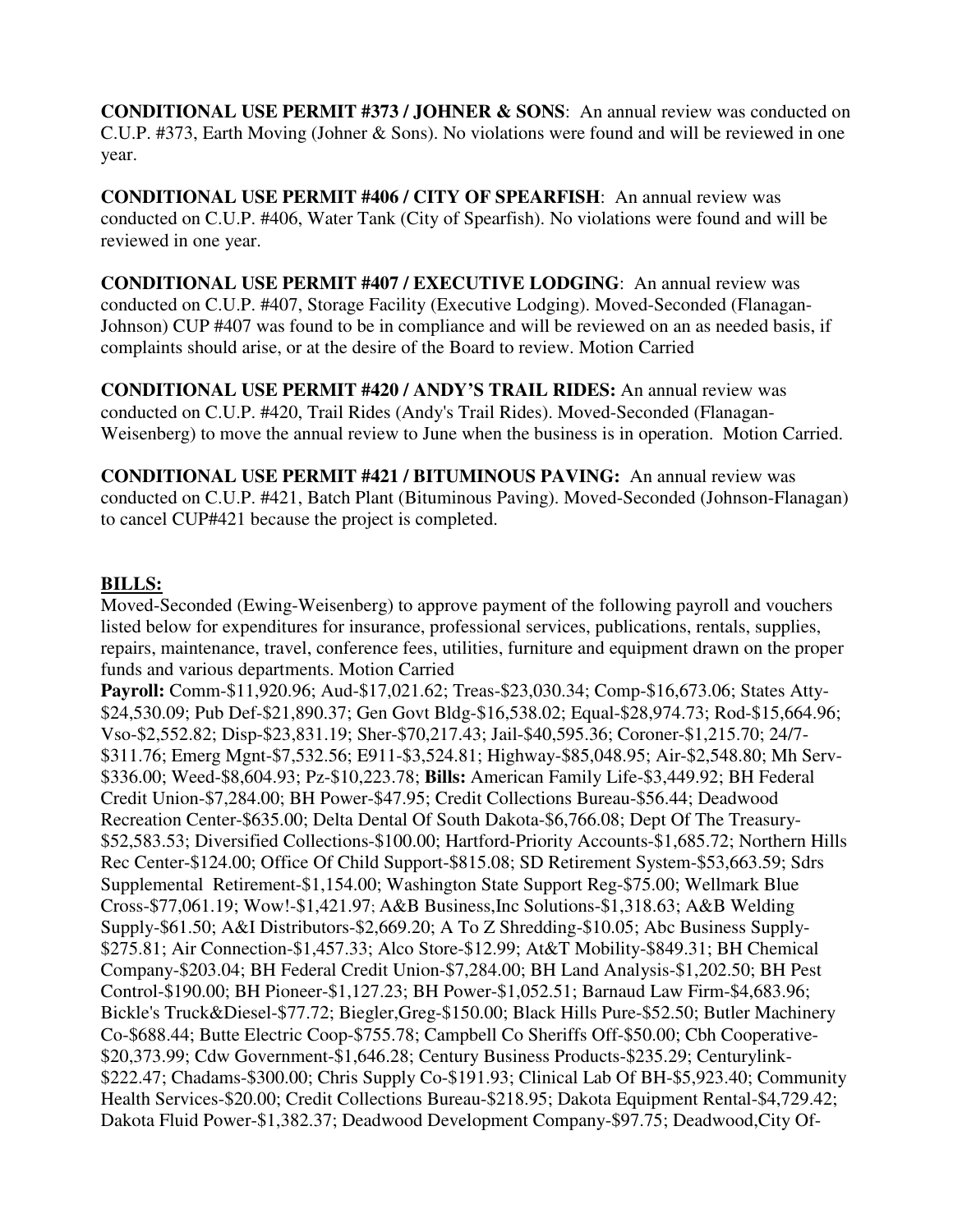**CONDITIONAL USE PERMIT #373 / JOHNER & SONS**: An annual review was conducted on C.U.P. #373, Earth Moving (Johner & Sons). No violations were found and will be reviewed in one year.

**CONDITIONAL USE PERMIT #406 / CITY OF SPEARFISH**: An annual review was conducted on C.U.P. #406, Water Tank (City of Spearfish). No violations were found and will be reviewed in one year.

**CONDITIONAL USE PERMIT #407 / EXECUTIVE LODGING**: An annual review was conducted on C.U.P. #407, Storage Facility (Executive Lodging). Moved-Seconded (Flanagan-Johnson) CUP #407 was found to be in compliance and will be reviewed on an as needed basis, if complaints should arise, or at the desire of the Board to review. Motion Carried

**CONDITIONAL USE PERMIT #420 / ANDY'S TRAIL RIDES:** An annual review was conducted on C.U.P. #420, Trail Rides (Andy's Trail Rides). Moved-Seconded (Flanagan-Weisenberg) to move the annual review to June when the business is in operation. Motion Carried.

**CONDITIONAL USE PERMIT #421 / BITUMINOUS PAVING:** An annual review was conducted on C.U.P. #421, Batch Plant (Bituminous Paving). Moved-Seconded (Johnson-Flanagan) to cancel CUP#421 because the project is completed.

**BILLS:**

Moved-Seconded (Ewing-Weisenberg) to approve payment of the following payroll and vouchers listed below for expenditures for insurance, professional services, publications, rentals, supplies, repairs, maintenance, travel, conference fees, utilities, furniture and equipment drawn on the proper funds and various departments. Motion Carried

**Payroll:** Comm-$11,920.96; Aud-$17,021.62; Treas-$23,030.34; Comp-$16,673.06; States Atty-$24,530.09; Pub Def-$21,890.37; Gen Govt Bldg-$16,538.02; Equal-$28,974.73; Rod-$15,664.96; Vso-$2,552.82; Disp-$23,831.19; Sher-$70,217.43; Jail-$40,595.36; Coroner-$1,215.70; 24/7-$311.76; Emerg Mgnt-$7,532.56; E911-$3,524.81; Highway-$85,048.95; Air-$2,548.80; Mh Serv-$336.00; Weed-$8,604.93; Pz-$10,223.78; **Bills:** American Family Life-$3,449.92; BH Federal Credit Union-$7,284.00; BH Power-$47.95; Credit Collections Bureau-$56.44; Deadwood Recreation Center-$635.00; Delta Dental Of South Dakota-$6,766.08; Dept Of The Treasury-$52,583.53; Diversified Collections-$100.00; Hartford-Priority Accounts-$1,685.72; Northern Hills Rec Center-$124.00; Office Of Child Support-$815.08; SD Retirement System-$53,663.59; Sdrs Supplemental Retirement-$1,154.00; Washington State Support Reg-$75.00; Wellmark Blue Cross-$77,061.19; Wow!-$1,421.97; A&B Business,Inc Solutions-$1,318.63; A&B Welding Supply-$61.50; A&I Distributors-$2,669.20; A To Z Shredding-$10.05; Abc Business Supply-$275.81; Air Connection-$1,457.33; Alco Store-$12.99; At&T Mobility-$849.31; BH Chemical Company-$203.04; BH Federal Credit Union-$7,284.00; BH Land Analysis-$1,202.50; BH Pest Control-$190.00; BH Pioneer-$1,127.23; BH Power-$1,052.51; Barnaud Law Firm-$4,683.96; Bickle's Truck&Diesel-$77.72; Biegler,Greg-$150.00; Black Hills Pure-$52.50; Butler Machinery Co-$688.44; Butte Electric Coop-$755.78; Campbell Co Sheriffs Off-$50.00; Cbh Cooperative-$20,373.99; Cdw Government-$1,646.28; Century Business Products-$235.29; Centurylink-$222.47; Chadams-$300.00; Chris Supply Co-$191.93; Clinical Lab Of BH-$5,923.40; Community Health Services-$20.00; Credit Collections Bureau-$218.95; Dakota Equipment Rental-$4,729.42; Dakota Fluid Power-$1,382.37; Deadwood Development Company-$97.75; Deadwood,City Of-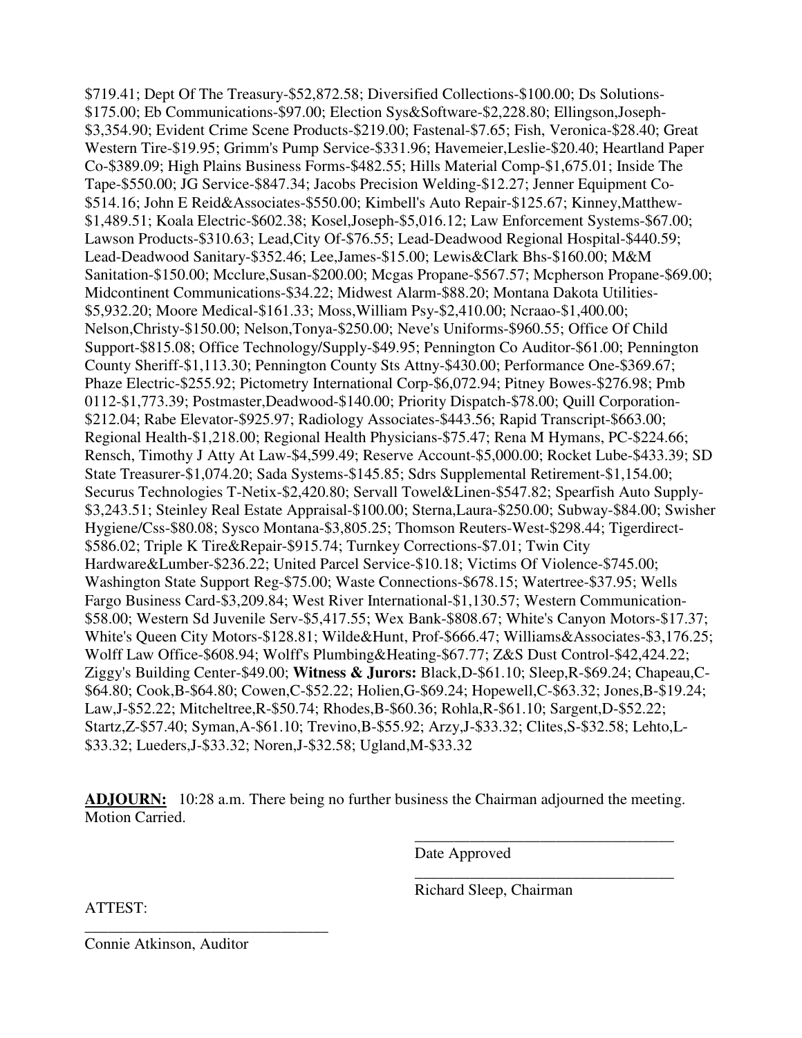$719.41; Dept Of The Treasury-$52,872.58; Diversified Collections-$100.00; Ds Solutions-$175.00; Eb Communications-$97.00; Election Sys&Software-$2,228.80; Ellingson,Joseph-$3,354.90; Evident Crime Scene Products-$219.00; Fastenal-$7.65; Fish, Veronica-$28.40; Great Western Tire-$19.95; Grimm's Pump Service-$331.96; Havemeier,Leslie-$20.40; Heartland Paper Co-$389.09; High Plains Business Forms-$482.55; Hills Material Comp-$1,675.01; Inside The Tape-$550.00; JG Service-$847.34; Jacobs Precision Welding-$12.27; Jenner Equipment Co-$514.16; John E Reid&Associates-$550.00; Kimbell's Auto Repair-$125.67; Kinney,Matthew-$1,489.51; Koala Electric-$602.38; Kosel,Joseph-$5,016.12; Law Enforcement Systems-$67.00; Lawson Products-$310.63; Lead,City Of-$76.55; Lead-Deadwood Regional Hospital-$440.59; Lead-Deadwood Sanitary-$352.46; Lee,James-$15.00; Lewis&Clark Bhs-$160.00; M&M Sanitation-$150.00; Mcclure,Susan-$200.00; Mcgas Propane-$567.57; Mcpherson Propane-$69.00; Midcontinent Communications-$34.22; Midwest Alarm-$88.20; Montana Dakota Utilities-$5,932.20; Moore Medical-$161.33; Moss,William Psy-$2,410.00; Ncraao-$1,400.00; Nelson,Christy-$150.00; Nelson,Tonya-$250.00; Neve's Uniforms-$960.55; Office Of Child Support-$815.08; Office Technology/Supply-$49.95; Pennington Co Auditor-$61.00; Pennington County Sheriff-$1,113.30; Pennington County Sts Attny-$430.00; Performance One-$369.67; Phaze Electric-$255.92; Pictometry International Corp-$6,072.94; Pitney Bowes-$276.98; Pmb 0112-$1,773.39; Postmaster,Deadwood-$140.00; Priority Dispatch-$78.00; Quill Corporation-$212.04; Rabe Elevator-$925.97; Radiology Associates-$443.56; Rapid Transcript-$663.00; Regional Health-$1,218.00; Regional Health Physicians-$75.47; Rena M Hymans, PC-$224.66; Rensch, Timothy J Atty At Law-$4,599.49; Reserve Account-$5,000.00; Rocket Lube-$433.39; SD State Treasurer-$1,074.20; Sada Systems-$145.85; Sdrs Supplemental Retirement-$1,154.00; Securus Technologies T-Netix-$2,420.80; Servall Towel&Linen-$547.82; Spearfish Auto Supply-$3,243.51; Steinley Real Estate Appraisal-$100.00; Sterna,Laura-$250.00; Subway-$84.00; Swisher Hygiene/Css-$80.08; Sysco Montana-$3,805.25; Thomson Reuters-West-$298.44; Tigerdirect-$586.02; Triple K Tire&Repair-$915.74; Turnkey Corrections-$7.01; Twin City Hardware&Lumber-$236.22; United Parcel Service-$10.18; Victims Of Violence-$745.00; Washington State Support Reg-$75.00; Waste Connections-$678.15; Watertree-$37.95; Wells Fargo Business Card-$3,209.84; West River International-$1,130.57; Western Communication-$58.00; Western Sd Juvenile Serv-$5,417.55; Wex Bank-$808.67; White's Canyon Motors-$17.37; White's Queen City Motors-$128.81; Wilde&Hunt, Prof-$666.47; Williams&Associates-$3,176.25; Wolff Law Office-$608.94; Wolff's Plumbing&Heating-$67.77; Z&S Dust Control-$42,424.22; Ziggy's Building Center-$49.00; **Witness & Jurors:** Black,D-$61.10; Sleep,R-$69.24; Chapeau,C-$64.80; Cook,B-$64.80; Cowen,C-$52.22; Holien,G-$69.24; Hopewell,C-$63.32; Jones,B-$19.24; Law,J-$52.22; Mitcheltree,R-$50.74; Rhodes,B-$60.36; Rohla,R-$61.10; Sargent,D-$52.22; Startz,Z-$57.40; Syman,A-$61.10; Trevino,B-$55.92; Arzy,J-$33.32; Clites,S-$32.58; Lehto,L-$33.32; Lueders,J-$33.32; Noren,J-$32.58; Ugland,M-$33.32

**ADJOURN:** 10:28 a.m. There being no further business the Chairman adjourned the meeting. Motion Carried.

\_\_\_\_\_\_\_\_\_\_\_\_\_\_\_\_\_\_\_\_\_\_\_\_\_\_\_\_\_\_\_\_\_\_
Date Approved

\_\_\_\_\_\_\_\_\_\_\_\_\_\_\_\_\_\_\_\_\_\_\_\_\_\_\_\_\_\_\_\_\_\_
Richard Sleep, Chairman

ATTEST:

\_\_\_\_\_\_\_\_\_\_\_\_\_\_\_\_\_\_\_\_\_\_\_\_\_\_\_\_\_\_\_\_\_\_
Connie Atkinson, Auditor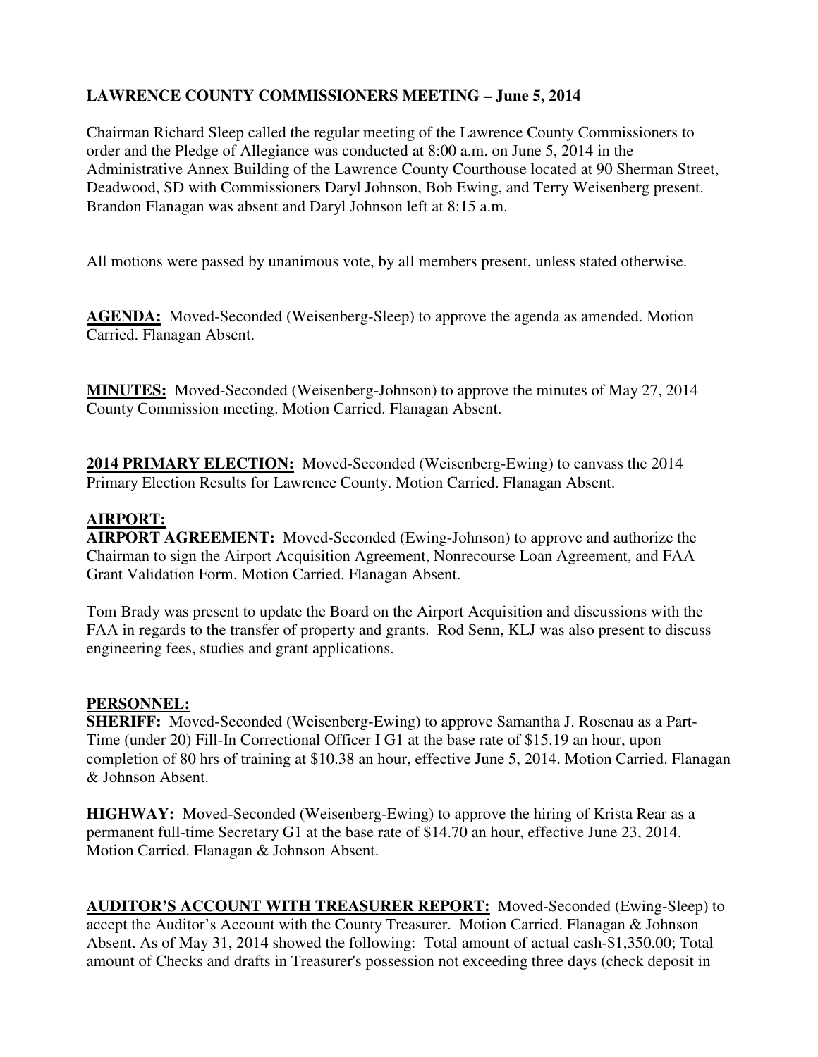**LAWRENCE COUNTY COMMISSIONERS MEETING – June 5, 2014**

Chairman Richard Sleep called the regular meeting of the Lawrence County Commissioners to order and the Pledge of Allegiance was conducted at 8:00 a.m. on June 5, 2014 in the Administrative Annex Building of the Lawrence County Courthouse located at 90 Sherman Street, Deadwood, SD with Commissioners Daryl Johnson, Bob Ewing, and Terry Weisenberg present. Brandon Flanagan was absent and Daryl Johnson left at 8:15 a.m.

All motions were passed by unanimous vote, by all members present, unless stated otherwise.

**AGENDA:** Moved-Seconded (Weisenberg-Sleep) to approve the agenda as amended. Motion Carried. Flanagan Absent.

**MINUTES:** Moved-Seconded (Weisenberg-Johnson) to approve the minutes of May 27, 2014 County Commission meeting. Motion Carried. Flanagan Absent.

**2014 PRIMARY ELECTION:** Moved-Seconded (Weisenberg-Ewing) to canvass the 2014 Primary Election Results for Lawrence County. Motion Carried. Flanagan Absent.

**AIRPORT:**

**AIRPORT AGREEMENT:** Moved-Seconded (Ewing-Johnson) to approve and authorize the Chairman to sign the Airport Acquisition Agreement, Nonrecourse Loan Agreement, and FAA Grant Validation Form. Motion Carried. Flanagan Absent.

Tom Brady was present to update the Board on the Airport Acquisition and discussions with the FAA in regards to the transfer of property and grants. Rod Senn, KLJ was also present to discuss engineering fees, studies and grant applications.

**PERSONNEL:**

**SHERIFF:** Moved-Seconded (Weisenberg-Ewing) to approve Samantha J. Rosenau as a Part-Time (under 20) Fill-In Correctional Officer I G1 at the base rate of $15.19 an hour, upon completion of 80 hrs of training at $10.38 an hour, effective June 5, 2014. Motion Carried. Flanagan & Johnson Absent.

**HIGHWAY:** Moved-Seconded (Weisenberg-Ewing) to approve the hiring of Krista Rear as a permanent full-time Secretary G1 at the base rate of $14.70 an hour, effective June 23, 2014. Motion Carried. Flanagan & Johnson Absent.

**AUDITOR'S ACCOUNT WITH TREASURER REPORT:** Moved-Seconded (Ewing-Sleep) to accept the Auditor's Account with the County Treasurer. Motion Carried. Flanagan & Johnson Absent. As of May 31, 2014 showed the following: Total amount of actual cash-$1,350.00; Total amount of Checks and drafts in Treasurer's possession not exceeding three days (check deposit in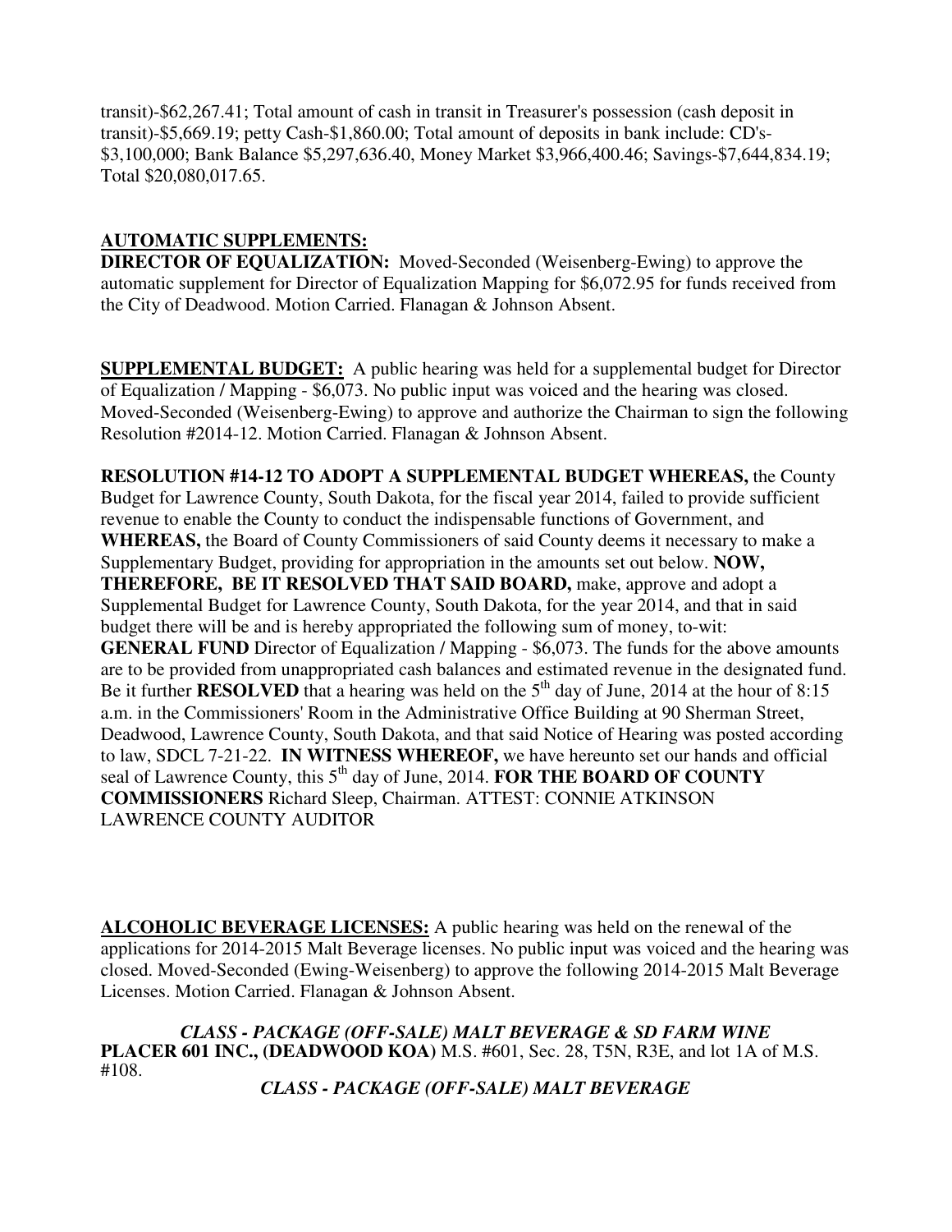transit)-$62,267.41; Total amount of cash in transit in Treasurer's possession (cash deposit in transit)-$5,669.19; petty Cash-$1,860.00; Total amount of deposits in bank include: CD's-$3,100,000; Bank Balance $5,297,636.40, Money Market $3,966,400.46; Savings-$7,644,834.19; Total $20,080,017.65.

**AUTOMATIC SUPPLEMENTS:**

**DIRECTOR OF EQUALIZATION:** Moved-Seconded (Weisenberg-Ewing) to approve the automatic supplement for Director of Equalization Mapping for $6,072.95 for funds received from the City of Deadwood. Motion Carried. Flanagan & Johnson Absent.

**SUPPLEMENTAL BUDGET:** A public hearing was held for a supplemental budget for Director of Equalization / Mapping - $6,073. No public input was voiced and the hearing was closed. Moved-Seconded (Weisenberg-Ewing) to approve and authorize the Chairman to sign the following Resolution #2014-12. Motion Carried. Flanagan & Johnson Absent.

**RESOLUTION #14-12 TO ADOPT A SUPPLEMENTAL BUDGET WHEREAS,** the County Budget for Lawrence County, South Dakota, for the fiscal year 2014, failed to provide sufficient revenue to enable the County to conduct the indispensable functions of Government, and **WHEREAS,** the Board of County Commissioners of said County deems it necessary to make a Supplementary Budget, providing for appropriation in the amounts set out below. **NOW, THEREFORE, BE IT RESOLVED THAT SAID BOARD,** make, approve and adopt a Supplemental Budget for Lawrence County, South Dakota, for the year 2014, and that in said budget there will be and is hereby appropriated the following sum of money, to-wit: **GENERAL FUND** Director of Equalization / Mapping - $6,073. The funds for the above amounts are to be provided from unappropriated cash balances and estimated revenue in the designated fund. Be it further **RESOLVED** that a hearing was held on the 5th day of June, 2014 at the hour of 8:15 a.m. in the Commissioners' Room in the Administrative Office Building at 90 Sherman Street, Deadwood, Lawrence County, South Dakota, and that said Notice of Hearing was posted according to law, SDCL 7-21-22. **IN WITNESS WHEREOF,** we have hereunto set our hands and official seal of Lawrence County, this 5th day of June, 2014. **FOR THE BOARD OF COUNTY COMMISSIONERS** Richard Sleep, Chairman. ATTEST: CONNIE ATKINSON LAWRENCE COUNTY AUDITOR

**ALCOHOLIC BEVERAGE LICENSES:** A public hearing was held on the renewal of the applications for 2014-2015 Malt Beverage licenses. No public input was voiced and the hearing was closed. Moved-Seconded (Ewing-Weisenberg) to approve the following 2014-2015 Malt Beverage Licenses. Motion Carried. Flanagan & Johnson Absent.

***CLASS - PACKAGE (OFF-SALE) MALT BEVERAGE & SD FARM WINE***

**PLACER 601 INC., (DEADWOOD KOA**) M.S. #601, Sec. 28, T5N, R3E, and lot 1A of M.S. #108.

***CLASS - PACKAGE (OFF-SALE) MALT BEVERAGE***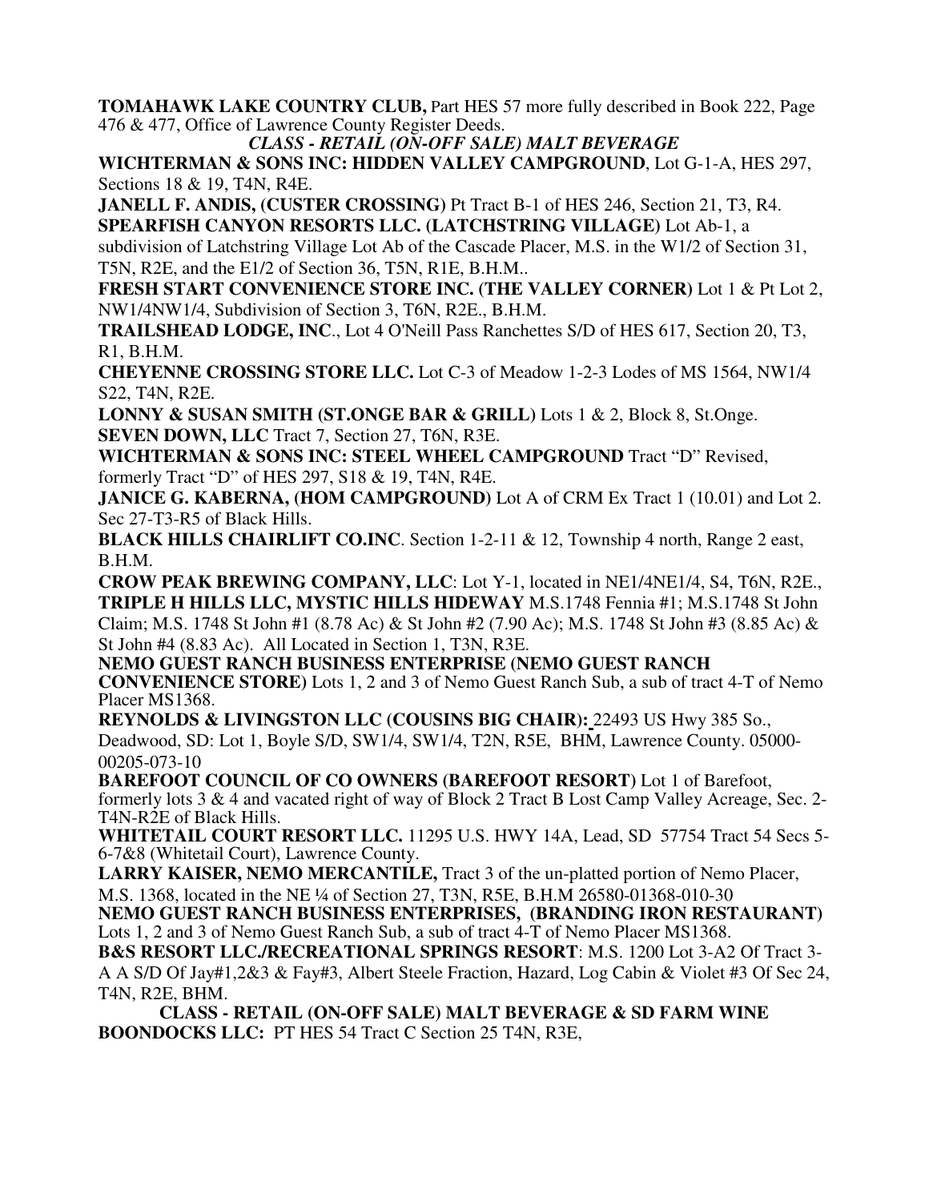**TOMAHAWK LAKE COUNTRY CLUB,** Part HES 57 more fully described in Book 222, Page 476 & 477, Office of Lawrence County Register Deeds.

***CLASS - RETAIL (ON-OFF SALE) MALT BEVERAGE***

**WICHTERMAN & SONS INC: HIDDEN VALLEY CAMPGROUND**, Lot G-1-A, HES 297, Sections 18 & 19, T4N, R4E.

**JANELL F. ANDIS, (CUSTER CROSSING)** Pt Tract B-1 of HES 246, Section 21, T3, R4.

**SPEARFISH CANYON RESORTS LLC. (LATCHSTRING VILLAGE)** Lot Ab-1, a subdivision of Latchstring Village Lot Ab of the Cascade Placer, M.S. in the W1/2 of Section 31, T5N, R2E, and the E1/2 of Section 36, T5N, R1E, B.H.M..

**FRESH START CONVENIENCE STORE INC. (THE VALLEY CORNER)** Lot 1 & Pt Lot 2, NW1/4NW1/4, Subdivision of Section 3, T6N, R2E., B.H.M.

**TRAILSHEAD LODGE, INC**., Lot 4 O'Neill Pass Ranchettes S/D of HES 617, Section 20, T3, R1, B.H.M.

**CHEYENNE CROSSING STORE LLC.** Lot C-3 of Meadow 1-2-3 Lodes of MS 1564, NW1/4 S22, T4N, R2E.

**LONNY & SUSAN SMITH (ST.ONGE BAR & GRILL)** Lots 1 & 2, Block 8, St.Onge.

**SEVEN DOWN, LLC** Tract 7, Section 27, T6N, R3E.

**WICHTERMAN & SONS INC: STEEL WHEEL CAMPGROUND** Tract "D" Revised, formerly Tract "D" of HES 297, S18 & 19, T4N, R4E.

**JANICE G. KABERNA, (HOM CAMPGROUND)** Lot A of CRM Ex Tract 1 (10.01) and Lot 2. Sec 27-T3-R5 of Black Hills.

**BLACK HILLS CHAIRLIFT CO.INC**. Section 1-2-11 & 12, Township 4 north, Range 2 east, B.H.M.

**CROW PEAK BREWING COMPANY, LLC**: Lot Y-1, located in NE1/4NE1/4, S4, T6N, R2E.,

**TRIPLE H HILLS LLC, MYSTIC HILLS HIDEWAY** M.S.1748 Fennia #1; M.S.1748 St John Claim; M.S. 1748 St John #1 (8.78 Ac) & St John #2 (7.90 Ac); M.S. 1748 St John #3 (8.85 Ac) & St John #4 (8.83 Ac). All Located in Section 1, T3N, R3E.

**NEMO GUEST RANCH BUSINESS ENTERPRISE (NEMO GUEST RANCH CONVENIENCE STORE)** Lots 1, 2 and 3 of Nemo Guest Ranch Sub, a sub of tract 4-T of Nemo Placer MS1368.

**REYNOLDS & LIVINGSTON LLC (COUSINS BIG CHAIR):** 22493 US Hwy 385 So., Deadwood, SD: Lot 1, Boyle S/D, SW1/4, SW1/4, T2N, R5E, BHM, Lawrence County. 05000-00205-073-10

**BAREFOOT COUNCIL OF CO OWNERS (BAREFOOT RESORT)** Lot 1 of Barefoot, formerly lots 3 & 4 and vacated right of way of Block 2 Tract B Lost Camp Valley Acreage, Sec. 2-T4N-R2E of Black Hills.

**WHITETAIL COURT RESORT LLC.** 11295 U.S. HWY 14A, Lead, SD 57754 Tract 54 Secs 5-6-7&8 (Whitetail Court), Lawrence County.

**LARRY KAISER, NEMO MERCANTILE,** Tract 3 of the un-platted portion of Nemo Placer, M.S. 1368, located in the NE ¼ of Section 27, T3N, R5E, B.H.M 26580-01368-010-30

**NEMO GUEST RANCH BUSINESS ENTERPRISES, (BRANDING IRON RESTAURANT)** Lots 1, 2 and 3 of Nemo Guest Ranch Sub, a sub of tract 4-T of Nemo Placer MS1368.

**B&S RESORT LLC./RECREATIONAL SPRINGS RESORT**: M.S. 1200 Lot 3-A2 Of Tract 3-A A S/D Of Jay#1,2&3 & Fay#3, Albert Steele Fraction, Hazard, Log Cabin & Violet #3 Of Sec 24, T4N, R2E, BHM.

**CLASS - RETAIL (ON-OFF SALE) MALT BEVERAGE & SD FARM WINE**

**BOONDOCKS LLC:** PT HES 54 Tract C Section 25 T4N, R3E,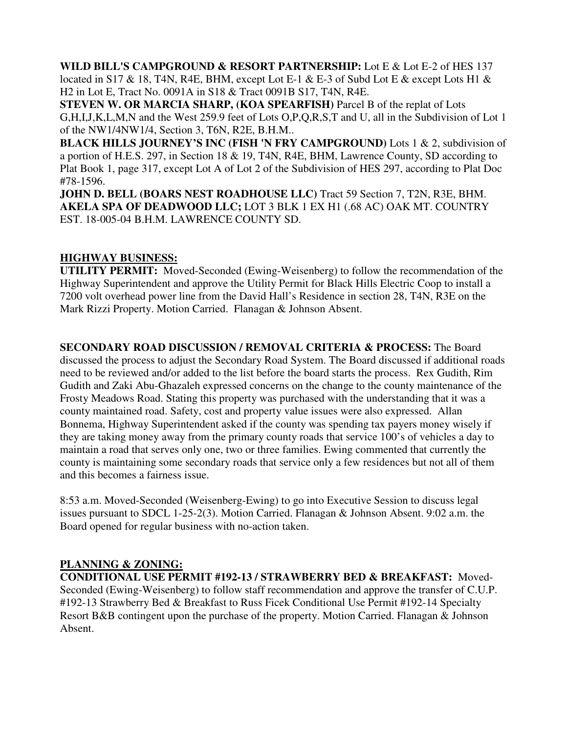**WILD BILL'S CAMPGROUND & RESORT PARTNERSHIP:** Lot E & Lot E-2 of HES 137 located in S17 & 18, T4N, R4E, BHM, except Lot E-1 & E-3 of Subd Lot E & except Lots H1 & H2 in Lot E, Tract No. 0091A in S18 & Tract 0091B S17, T4N, R4E.
**STEVEN W. OR MARCIA SHARP, (KOA SPEARFISH)** Parcel B of the replat of Lots G,H,I,J,K,L,M,N and the West 259.9 feet of Lots O,P,Q,R,S,T and U, all in the Subdivision of Lot 1 of the NW1/4NW1/4, Section 3, T6N, R2E, B.H.M..
**BLACK HILLS JOURNEY'S INC (FISH 'N FRY CAMPGROUND)** Lots 1 & 2, subdivision of a portion of H.E.S. 297, in Section 18 & 19, T4N, R4E, BHM, Lawrence County, SD according to Plat Book 1, page 317, except Lot A of Lot 2 of the Subdivision of HES 297, according to Plat Doc #78-1596.
**JOHN D. BELL (BOARS NEST ROADHOUSE LLC)** Tract 59 Section 7, T2N, R3E, BHM.
**AKELA SPA OF DEADWOOD LLC;** LOT 3 BLK 1 EX H1 (.68 AC) OAK MT. COUNTRY EST. 18-005-04 B.H.M. LAWRENCE COUNTY SD.

## HIGHWAY BUSINESS:

**UTILITY PERMIT:** Moved-Seconded (Ewing-Weisenberg) to follow the recommendation of the Highway Superintendent and approve the Utility Permit for Black Hills Electric Coop to install a 7200 volt overhead power line from the David Hall's Residence in section 28, T4N, R3E on the Mark Rizzi Property. Motion Carried. Flanagan & Johnson Absent.

**SECONDARY ROAD DISCUSSION / REMOVAL CRITERIA & PROCESS:** The Board discussed the process to adjust the Secondary Road System. The Board discussed if additional roads need to be reviewed and/or added to the list before the board starts the process. Rex Gudith, Rim Gudith and Zaki Abu-Ghazaleh expressed concerns on the change to the county maintenance of the Frosty Meadows Road. Stating this property was purchased with the understanding that it was a county maintained road. Safety, cost and property value issues were also expressed. Allan Bonnema, Highway Superintendent asked if the county was spending tax payers money wisely if they are taking money away from the primary county roads that service 100's of vehicles a day to maintain a road that serves only one, two or three families. Ewing commented that currently the county is maintaining some secondary roads that service only a few residences but not all of them and this becomes a fairness issue.

8:53 a.m. Moved-Seconded (Weisenberg-Ewing) to go into Executive Session to discuss legal issues pursuant to SDCL 1-25-2(3). Motion Carried. Flanagan & Johnson Absent. 9:02 a.m. the Board opened for regular business with no-action taken.

## PLANNING & ZONING:

**CONDITIONAL USE PERMIT #192-13 / STRAWBERRY BED & BREAKFAST:** Moved-Seconded (Ewing-Weisenberg) to follow staff recommendation and approve the transfer of C.U.P. #192-13 Strawberry Bed & Breakfast to Russ Ficek Conditional Use Permit #192-14 Specialty Resort B&B contingent upon the purchase of the property. Motion Carried. Flanagan & Johnson Absent.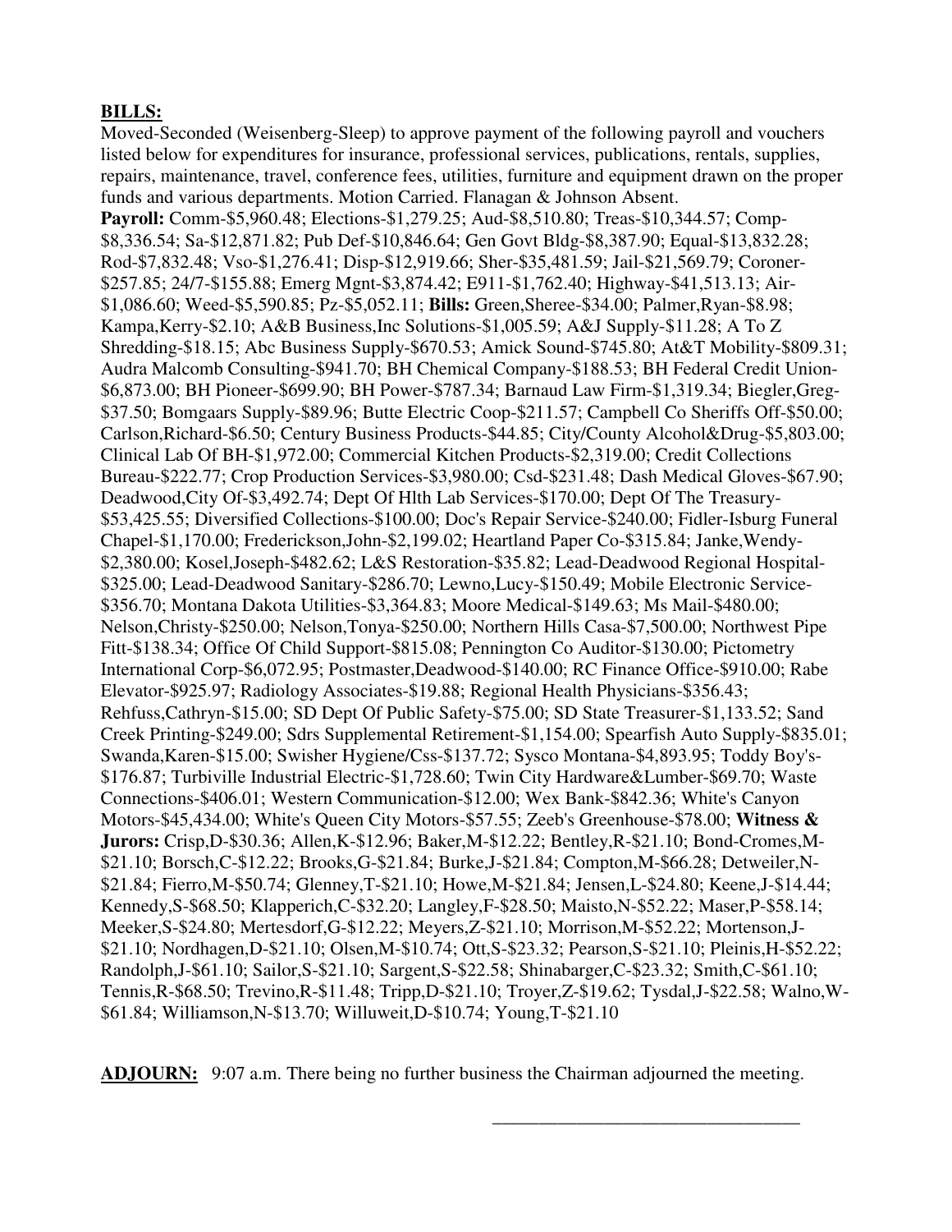**BILLS:**

Moved-Seconded (Weisenberg-Sleep) to approve payment of the following payroll and vouchers listed below for expenditures for insurance, professional services, publications, rentals, supplies, repairs, maintenance, travel, conference fees, utilities, furniture and equipment drawn on the proper funds and various departments. Motion Carried. Flanagan & Johnson Absent.

**Payroll:** Comm-$5,960.48; Elections-$1,279.25; Aud-$8,510.80; Treas-$10,344.57; Comp-$8,336.54; Sa-$12,871.82; Pub Def-$10,846.64; Gen Govt Bldg-$8,387.90; Equal-$13,832.28; Rod-$7,832.48; Vso-$1,276.41; Disp-$12,919.66; Sher-$35,481.59; Jail-$21,569.79; Coroner-$257.85; 24/7-$155.88; Emerg Mgnt-$3,874.42; E911-$1,762.40; Highway-$41,513.13; Air-$1,086.60; Weed-$5,590.85; Pz-$5,052.11; **Bills:** Green,Sheree-$34.00; Palmer,Ryan-$8.98; Kampa,Kerry-$2.10; A&B Business,Inc Solutions-$1,005.59; A&J Supply-$11.28; A To Z Shredding-$18.15; Abc Business Supply-$670.53; Amick Sound-$745.80; At&T Mobility-$809.31; Audra Malcomb Consulting-$941.70; BH Chemical Company-$188.53; BH Federal Credit Union-$6,873.00; BH Pioneer-$699.90; BH Power-$787.34; Barnaud Law Firm-$1,319.34; Biegler,Greg-$37.50; Bomgaars Supply-$89.96; Butte Electric Coop-$211.57; Campbell Co Sheriffs Off-$50.00; Carlson,Richard-$6.50; Century Business Products-$44.85; City/County Alcohol&Drug-$5,803.00; Clinical Lab Of BH-$1,972.00; Commercial Kitchen Products-$2,319.00; Credit Collections Bureau-$222.77; Crop Production Services-$3,980.00; Csd-$231.48; Dash Medical Gloves-$67.90; Deadwood,City Of-$3,492.74; Dept Of Hlth Lab Services-$170.00; Dept Of The Treasury-$53,425.55; Diversified Collections-$100.00; Doc's Repair Service-$240.00; Fidler-Isburg Funeral Chapel-$1,170.00; Frederickson,John-$2,199.02; Heartland Paper Co-$315.84; Janke,Wendy-$2,380.00; Kosel,Joseph-$482.62; L&S Restoration-$35.82; Lead-Deadwood Regional Hospital-$325.00; Lead-Deadwood Sanitary-$286.70; Lewno,Lucy-$150.49; Mobile Electronic Service-$356.70; Montana Dakota Utilities-$3,364.83; Moore Medical-$149.63; Ms Mail-$480.00; Nelson,Christy-$250.00; Nelson,Tonya-$250.00; Northern Hills Casa-$7,500.00; Northwest Pipe Fitt-$138.34; Office Of Child Support-$815.08; Pennington Co Auditor-$130.00; Pictometry International Corp-$6,072.95; Postmaster,Deadwood-$140.00; RC Finance Office-$910.00; Rabe Elevator-$925.97; Radiology Associates-$19.88; Regional Health Physicians-$356.43; Rehfuss,Cathryn-$15.00; SD Dept Of Public Safety-$75.00; SD State Treasurer-$1,133.52; Sand Creek Printing-$249.00; Sdrs Supplemental Retirement-$1,154.00; Spearfish Auto Supply-$835.01; Swanda,Karen-$15.00; Swisher Hygiene/Css-$137.72; Sysco Montana-$4,893.95; Toddy Boy's-$176.87; Turbiville Industrial Electric-$1,728.60; Twin City Hardware&Lumber-$69.70; Waste Connections-$406.01; Western Communication-$12.00; Wex Bank-$842.36; White's Canyon Motors-$45,434.00; White's Queen City Motors-$57.55; Zeeb's Greenhouse-$78.00; **Witness & Jurors:** Crisp,D-$30.36; Allen,K-$12.96; Baker,M-$12.22; Bentley,R-$21.10; Bond-Cromes,M-$21.10; Borsch,C-$12.22; Brooks,G-$21.84; Burke,J-$21.84; Compton,M-$66.28; Detweiler,N-$21.84; Fierro,M-$50.74; Glenney,T-$21.10; Howe,M-$21.84; Jensen,L-$24.80; Keene,J-$14.44; Kennedy,S-$68.50; Klapperich,C-$32.20; Langley,F-$28.50; Maisto,N-$52.22; Maser,P-$58.14; Meeker,S-$24.80; Mertesdorf,G-$12.22; Meyers,Z-$21.10; Morrison,M-$52.22; Mortenson,J-$21.10; Nordhagen,D-$21.10; Olsen,M-$10.74; Ott,S-$23.32; Pearson,S-$21.10; Pleinis,H-$52.22; Randolph,J-$61.10; Sailor,S-$21.10; Sargent,S-$22.58; Shinabarger,C-$23.32; Smith,C-$61.10; Tennis,R-$68.50; Trevino,R-$11.48; Tripp,D-$21.10; Troyer,Z-$19.62; Tysdal,J-$22.58; Walno,W-$61.84; Williamson,N-$13.70; Willuweit,D-$10.74; Young,T-$21.10

**ADJOURN:** 9:07 a.m. There being no further business the Chairman adjourned the meeting.

\_\_\_\_\_\_\_\_\_\_\_\_\_\_\_\_\_\_\_\_\_\_\_\_\_\_\_\_\_\_\_\_\_\_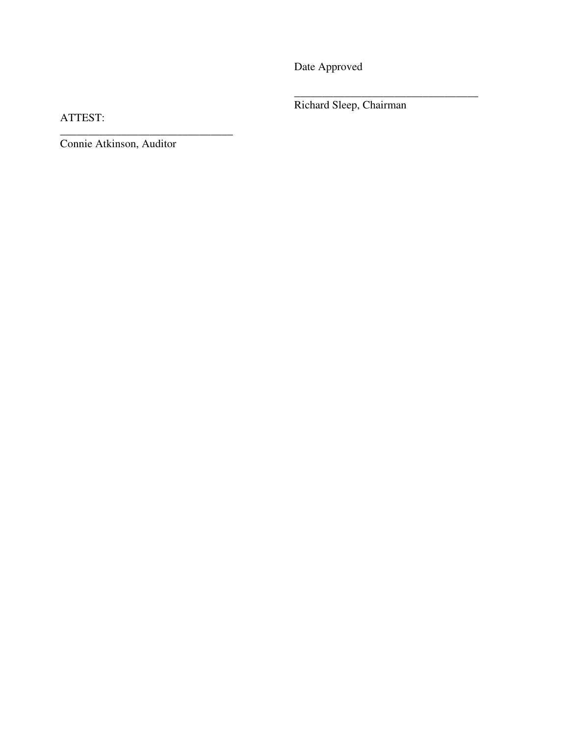Date Approved

_________________________________
Richard Sleep, Chairman

ATTEST:
_______________________________
Connie Atkinson, Auditor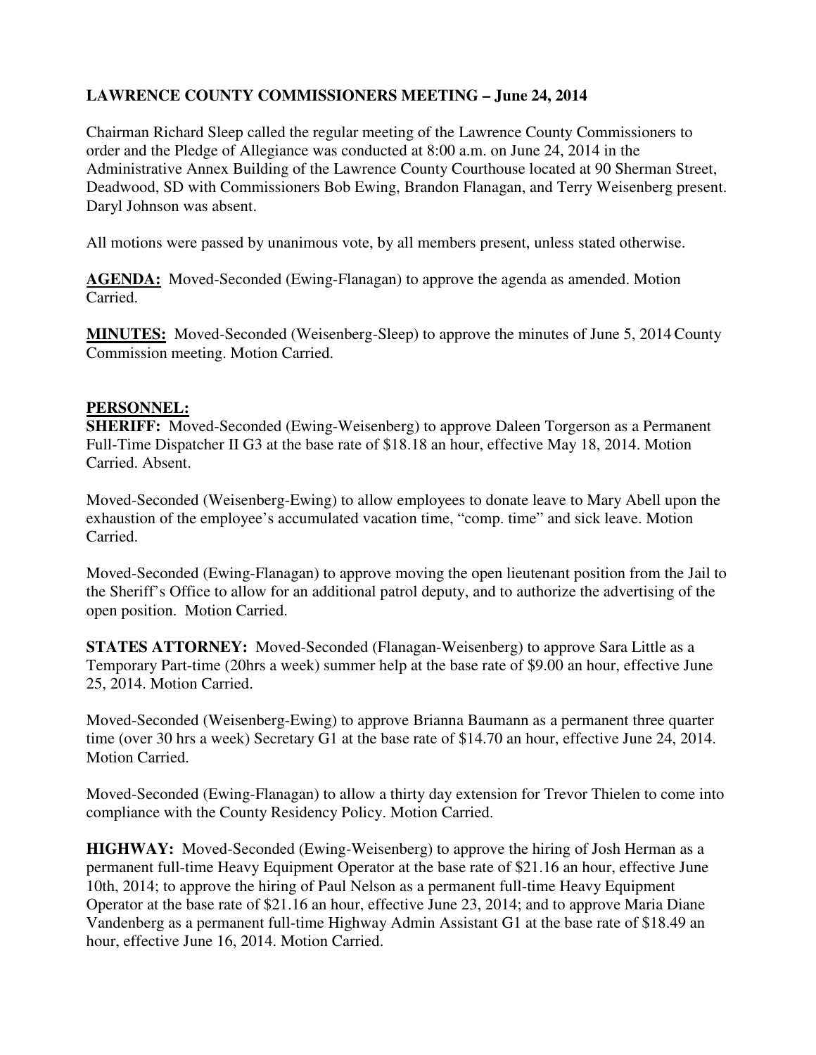**LAWRENCE COUNTY COMMISSIONERS MEETING – June 24, 2014**

Chairman Richard Sleep called the regular meeting of the Lawrence County Commissioners to order and the Pledge of Allegiance was conducted at 8:00 a.m. on June 24, 2014 in the Administrative Annex Building of the Lawrence County Courthouse located at 90 Sherman Street, Deadwood, SD with Commissioners Bob Ewing, Brandon Flanagan, and Terry Weisenberg present. Daryl Johnson was absent.

All motions were passed by unanimous vote, by all members present, unless stated otherwise.

**AGENDA:** Moved-Seconded (Ewing-Flanagan) to approve the agenda as amended. Motion Carried.

**MINUTES:** Moved-Seconded (Weisenberg-Sleep) to approve the minutes of June 5, 2014 County Commission meeting. Motion Carried.

**PERSONNEL:**

**SHERIFF:** Moved-Seconded (Ewing-Weisenberg) to approve Daleen Torgerson as a Permanent Full-Time Dispatcher II G3 at the base rate of $18.18 an hour, effective May 18, 2014. Motion Carried. Absent.

Moved-Seconded (Weisenberg-Ewing) to allow employees to donate leave to Mary Abell upon the exhaustion of the employee's accumulated vacation time, "comp. time" and sick leave. Motion Carried.

Moved-Seconded (Ewing-Flanagan) to approve moving the open lieutenant position from the Jail to the Sheriff's Office to allow for an additional patrol deputy, and to authorize the advertising of the open position. Motion Carried.

**STATES ATTORNEY:** Moved-Seconded (Flanagan-Weisenberg) to approve Sara Little as a Temporary Part-time (20hrs a week) summer help at the base rate of $9.00 an hour, effective June 25, 2014. Motion Carried.

Moved-Seconded (Weisenberg-Ewing) to approve Brianna Baumann as a permanent three quarter time (over 30 hrs a week) Secretary G1 at the base rate of $14.70 an hour, effective June 24, 2014. Motion Carried.

Moved-Seconded (Ewing-Flanagan) to allow a thirty day extension for Trevor Thielen to come into compliance with the County Residency Policy. Motion Carried.

**HIGHWAY:** Moved-Seconded (Ewing-Weisenberg) to approve the hiring of Josh Herman as a permanent full-time Heavy Equipment Operator at the base rate of $21.16 an hour, effective June 10th, 2014; to approve the hiring of Paul Nelson as a permanent full-time Heavy Equipment Operator at the base rate of $21.16 an hour, effective June 23, 2014; and to approve Maria Diane Vandenberg as a permanent full-time Highway Admin Assistant G1 at the base rate of $18.49 an hour, effective June 16, 2014. Motion Carried.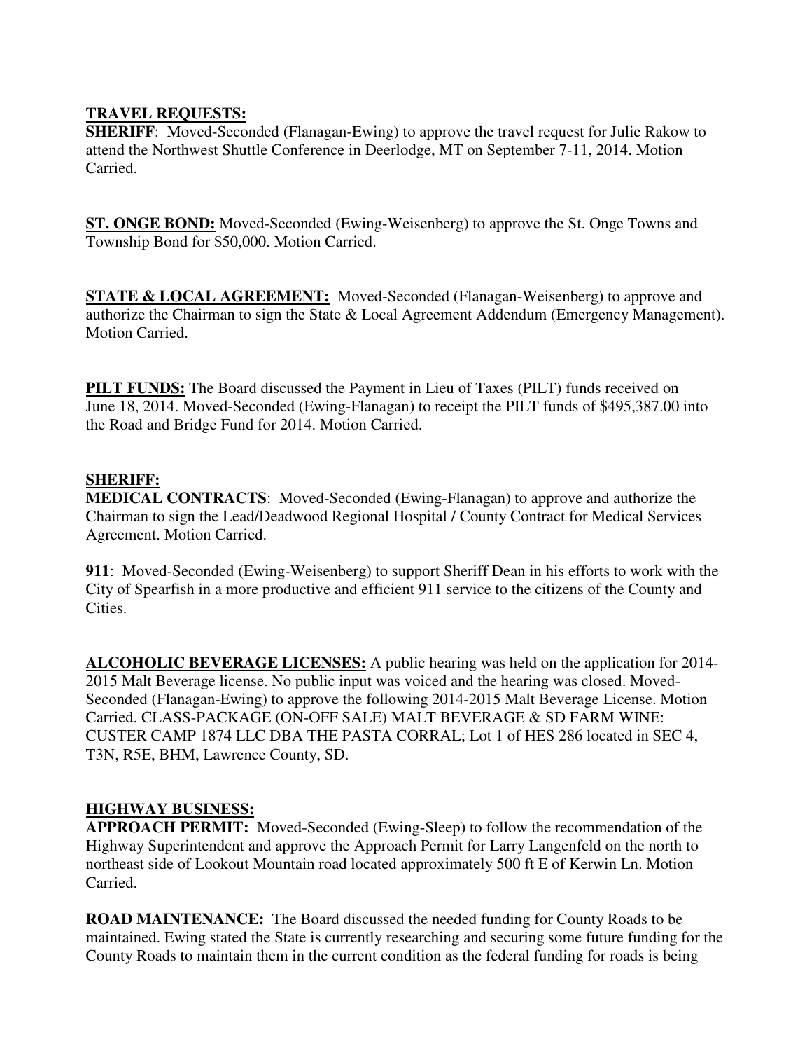**TRAVEL REQUESTS:**
**SHERIFF**: Moved-Seconded (Flanagan-Ewing) to approve the travel request for Julie Rakow to attend the Northwest Shuttle Conference in Deerlodge, MT on September 7-11, 2014. Motion Carried.

**ST. ONGE BOND:** Moved-Seconded (Ewing-Weisenberg) to approve the St. Onge Towns and Township Bond for $50,000. Motion Carried.

**STATE & LOCAL AGREEMENT:** Moved-Seconded (Flanagan-Weisenberg) to approve and authorize the Chairman to sign the State & Local Agreement Addendum (Emergency Management). Motion Carried.

**PILT FUNDS:** The Board discussed the Payment in Lieu of Taxes (PILT) funds received on June 18, 2014. Moved-Seconded (Ewing-Flanagan) to receipt the PILT funds of $495,387.00 into the Road and Bridge Fund for 2014. Motion Carried.

**SHERIFF:**
**MEDICAL CONTRACTS**: Moved-Seconded (Ewing-Flanagan) to approve and authorize the Chairman to sign the Lead/Deadwood Regional Hospital / County Contract for Medical Services Agreement. Motion Carried.

**911**: Moved-Seconded (Ewing-Weisenberg) to support Sheriff Dean in his efforts to work with the City of Spearfish in a more productive and efficient 911 service to the citizens of the County and Cities.

**ALCOHOLIC BEVERAGE LICENSES:** A public hearing was held on the application for 2014-2015 Malt Beverage license. No public input was voiced and the hearing was closed. Moved-Seconded (Flanagan-Ewing) to approve the following 2014-2015 Malt Beverage License. Motion Carried. CLASS-PACKAGE (ON-OFF SALE) MALT BEVERAGE & SD FARM WINE: CUSTER CAMP 1874 LLC DBA THE PASTA CORRAL; Lot 1 of HES 286 located in SEC 4, T3N, R5E, BHM, Lawrence County, SD.

**HIGHWAY BUSINESS:**
**APPROACH PERMIT:** Moved-Seconded (Ewing-Sleep) to follow the recommendation of the Highway Superintendent and approve the Approach Permit for Larry Langenfeld on the north to northeast side of Lookout Mountain road located approximately 500 ft E of Kerwin Ln. Motion Carried.

**ROAD MAINTENANCE:** The Board discussed the needed funding for County Roads to be maintained. Ewing stated the State is currently researching and securing some future funding for the County Roads to maintain them in the current condition as the federal funding for roads is being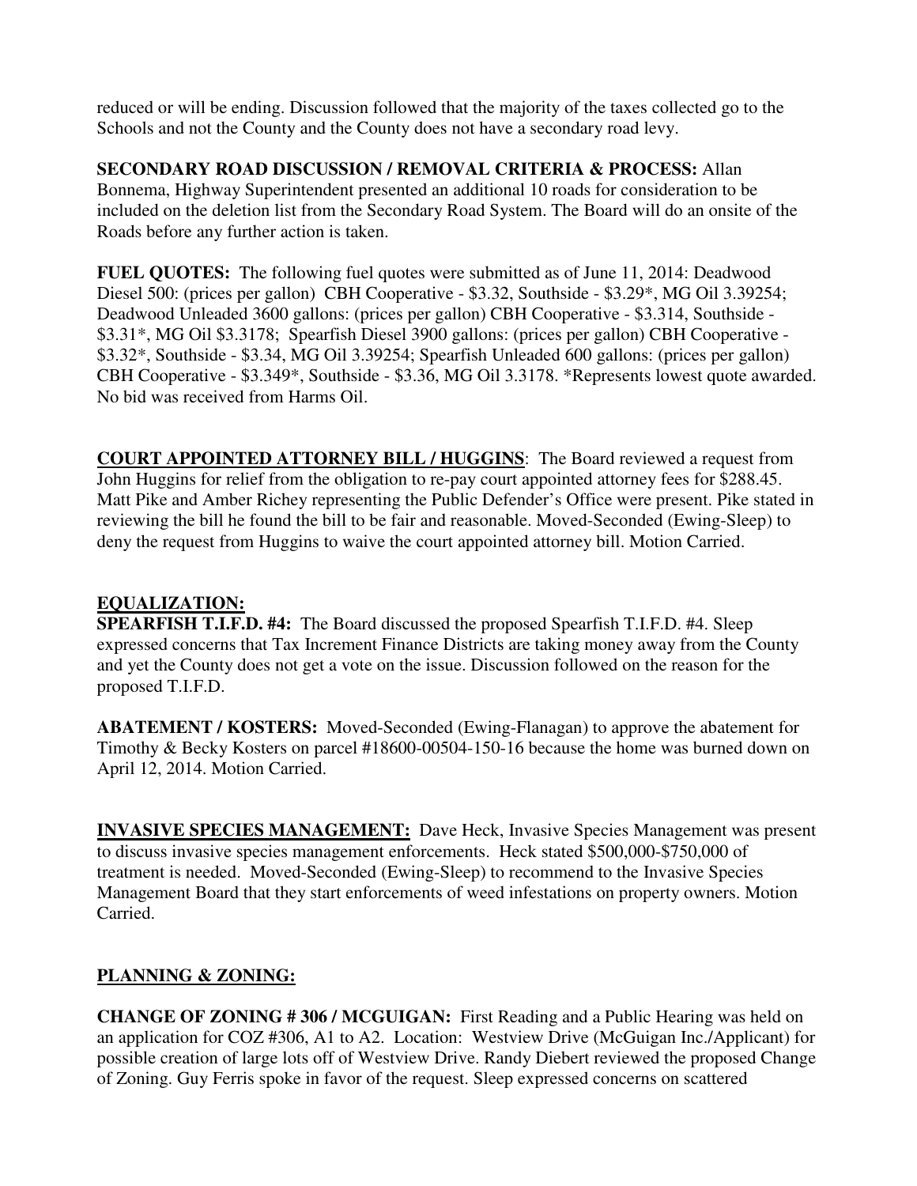reduced or will be ending. Discussion followed that the majority of the taxes collected go to the Schools and not the County and the County does not have a secondary road levy.

**SECONDARY ROAD DISCUSSION / REMOVAL CRITERIA & PROCESS:** Allan Bonnema, Highway Superintendent presented an additional 10 roads for consideration to be included on the deletion list from the Secondary Road System. The Board will do an onsite of the Roads before any further action is taken.

**FUEL QUOTES:** The following fuel quotes were submitted as of June 11, 2014: Deadwood Diesel 500: (prices per gallon) CBH Cooperative - $3.32, Southside - $3.29*, MG Oil 3.39254; Deadwood Unleaded 3600 gallons: (prices per gallon) CBH Cooperative - $3.314, Southside - $3.31*, MG Oil $3.3178; Spearfish Diesel 3900 gallons: (prices per gallon) CBH Cooperative - $3.32*, Southside - $3.34, MG Oil 3.39254; Spearfish Unleaded 600 gallons: (prices per gallon) CBH Cooperative - $3.349*, Southside - $3.36, MG Oil 3.3178. *Represents lowest quote awarded. No bid was received from Harms Oil.

**<u>COURT APPOINTED ATTORNEY BILL / HUGGINS</u>**: The Board reviewed a request from John Huggins for relief from the obligation to re-pay court appointed attorney fees for $288.45. Matt Pike and Amber Richey representing the Public Defender's Office were present. Pike stated in reviewing the bill he found the bill to be fair and reasonable. Moved-Seconded (Ewing-Sleep) to deny the request from Huggins to waive the court appointed attorney bill. Motion Carried.

**<u>EQUALIZATION:</u>**

**SPEARFISH T.I.F.D. #4:** The Board discussed the proposed Spearfish T.I.F.D. #4. Sleep expressed concerns that Tax Increment Finance Districts are taking money away from the County and yet the County does not get a vote on the issue. Discussion followed on the reason for the proposed T.I.F.D.

**ABATEMENT / KOSTERS:** Moved-Seconded (Ewing-Flanagan) to approve the abatement for Timothy & Becky Kosters on parcel #18600-00504-150-16 because the home was burned down on April 12, 2014. Motion Carried.

**<u>INVASIVE SPECIES MANAGEMENT:</u>** Dave Heck, Invasive Species Management was present to discuss invasive species management enforcements. Heck stated $500,000-$750,000 of treatment is needed. Moved-Seconded (Ewing-Sleep) to recommend to the Invasive Species Management Board that they start enforcements of weed infestations on property owners. Motion Carried.

**<u>PLANNING & ZONING:</u>**

**CHANGE OF ZONING # 306 / MCGUIGAN:** First Reading and a Public Hearing was held on an application for COZ #306, A1 to A2. Location: Westview Drive (McGuigan Inc./Applicant) for possible creation of large lots off of Westview Drive. Randy Diebert reviewed the proposed Change of Zoning. Guy Ferris spoke in favor of the request. Sleep expressed concerns on scattered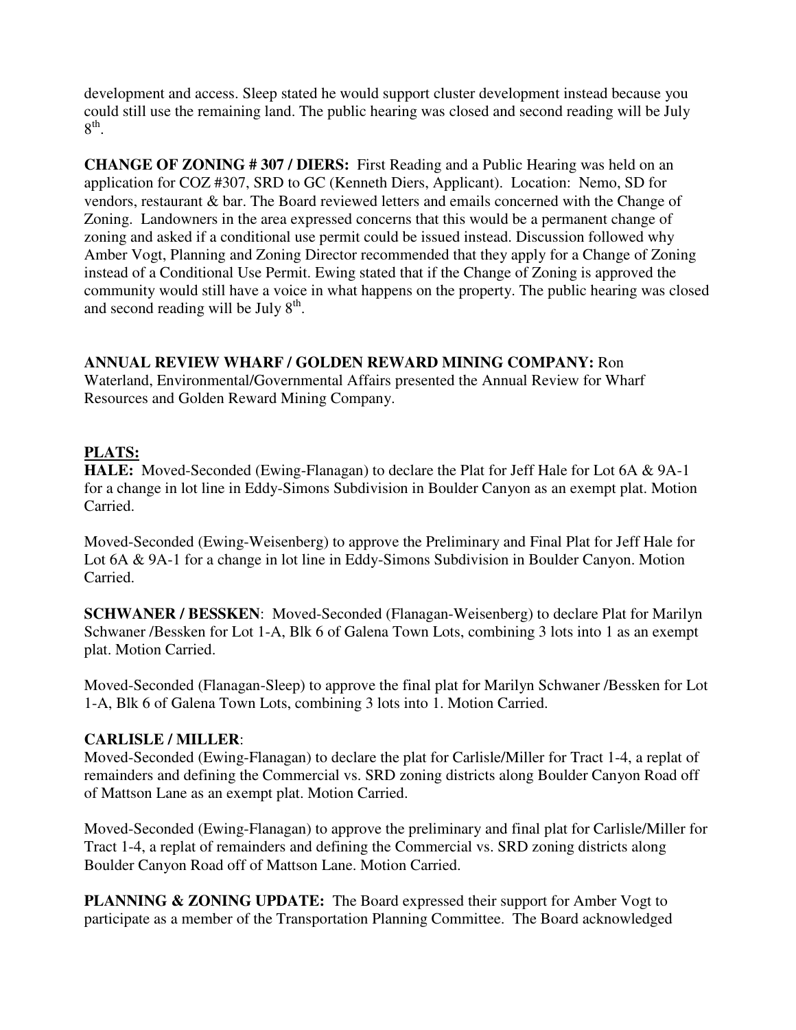development and access. Sleep stated he would support cluster development instead because you could still use the remaining land. The public hearing was closed and second reading will be July 8th.

**CHANGE OF ZONING # 307 / DIERS:** First Reading and a Public Hearing was held on an application for COZ #307, SRD to GC (Kenneth Diers, Applicant). Location: Nemo, SD for vendors, restaurant & bar. The Board reviewed letters and emails concerned with the Change of Zoning. Landowners in the area expressed concerns that this would be a permanent change of zoning and asked if a conditional use permit could be issued instead. Discussion followed why Amber Vogt, Planning and Zoning Director recommended that they apply for a Change of Zoning instead of a Conditional Use Permit. Ewing stated that if the Change of Zoning is approved the community would still have a voice in what happens on the property. The public hearing was closed and second reading will be July 8th.

**ANNUAL REVIEW WHARF / GOLDEN REWARD MINING COMPANY:** Ron Waterland, Environmental/Governmental Affairs presented the Annual Review for Wharf Resources and Golden Reward Mining Company.

## PLATS:

**HALE:** Moved-Seconded (Ewing-Flanagan) to declare the Plat for Jeff Hale for Lot 6A & 9A-1 for a change in lot line in Eddy-Simons Subdivision in Boulder Canyon as an exempt plat. Motion Carried.

Moved-Seconded (Ewing-Weisenberg) to approve the Preliminary and Final Plat for Jeff Hale for Lot 6A & 9A-1 for a change in lot line in Eddy-Simons Subdivision in Boulder Canyon. Motion Carried.

**SCHWANER / BESSKEN**: Moved-Seconded (Flanagan-Weisenberg) to declare Plat for Marilyn Schwaner /Bessken for Lot 1-A, Blk 6 of Galena Town Lots, combining 3 lots into 1 as an exempt plat. Motion Carried.

Moved-Seconded (Flanagan-Sleep) to approve the final plat for Marilyn Schwaner /Bessken for Lot 1-A, Blk 6 of Galena Town Lots, combining 3 lots into 1. Motion Carried.

**CARLISLE / MILLER**:

Moved-Seconded (Ewing-Flanagan) to declare the plat for Carlisle/Miller for Tract 1-4, a replat of remainders and defining the Commercial vs. SRD zoning districts along Boulder Canyon Road off of Mattson Lane as an exempt plat. Motion Carried.

Moved-Seconded (Ewing-Flanagan) to approve the preliminary and final plat for Carlisle/Miller for Tract 1-4, a replat of remainders and defining the Commercial vs. SRD zoning districts along Boulder Canyon Road off of Mattson Lane. Motion Carried.

**PLANNING & ZONING UPDATE:** The Board expressed their support for Amber Vogt to participate as a member of the Transportation Planning Committee. The Board acknowledged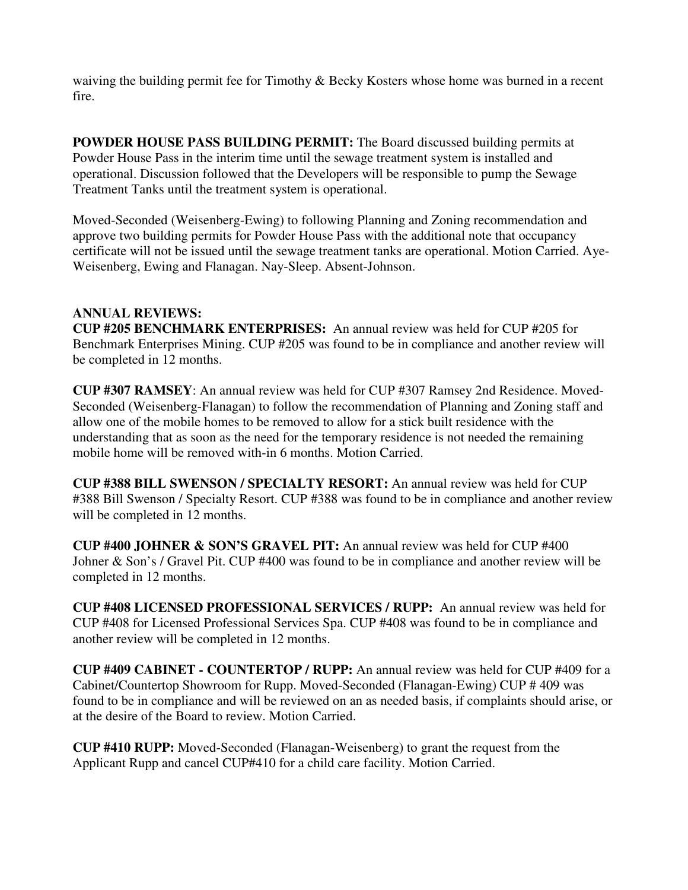waiving the building permit fee for Timothy & Becky Kosters whose home was burned in a recent fire.

**POWDER HOUSE PASS BUILDING PERMIT:** The Board discussed building permits at Powder House Pass in the interim time until the sewage treatment system is installed and operational. Discussion followed that the Developers will be responsible to pump the Sewage Treatment Tanks until the treatment system is operational.

Moved-Seconded (Weisenberg-Ewing) to following Planning and Zoning recommendation and approve two building permits for Powder House Pass with the additional note that occupancy certificate will not be issued until the sewage treatment tanks are operational. Motion Carried. Aye-Weisenberg, Ewing and Flanagan. Nay-Sleep. Absent-Johnson.

**ANNUAL REVIEWS:**

**CUP #205 BENCHMARK ENTERPRISES:** An annual review was held for CUP #205 for Benchmark Enterprises Mining. CUP #205 was found to be in compliance and another review will be completed in 12 months.

**CUP #307 RAMSEY**: An annual review was held for CUP #307 Ramsey 2nd Residence. Moved-Seconded (Weisenberg-Flanagan) to follow the recommendation of Planning and Zoning staff and allow one of the mobile homes to be removed to allow for a stick built residence with the understanding that as soon as the need for the temporary residence is not needed the remaining mobile home will be removed with-in 6 months. Motion Carried.

**CUP #388 BILL SWENSON / SPECIALTY RESORT:** An annual review was held for CUP #388 Bill Swenson / Specialty Resort. CUP #388 was found to be in compliance and another review will be completed in 12 months.

**CUP #400 JOHNER & SON'S GRAVEL PIT:** An annual review was held for CUP #400 Johner & Son's / Gravel Pit. CUP #400 was found to be in compliance and another review will be completed in 12 months.

**CUP #408 LICENSED PROFESSIONAL SERVICES / RUPP:** An annual review was held for CUP #408 for Licensed Professional Services Spa. CUP #408 was found to be in compliance and another review will be completed in 12 months.

**CUP #409 CABINET - COUNTERTOP / RUPP:** An annual review was held for CUP #409 for a Cabinet/Countertop Showroom for Rupp. Moved-Seconded (Flanagan-Ewing) CUP # 409 was found to be in compliance and will be reviewed on an as needed basis, if complaints should arise, or at the desire of the Board to review. Motion Carried.

**CUP #410 RUPP:** Moved-Seconded (Flanagan-Weisenberg) to grant the request from the Applicant Rupp and cancel CUP#410 for a child care facility. Motion Carried.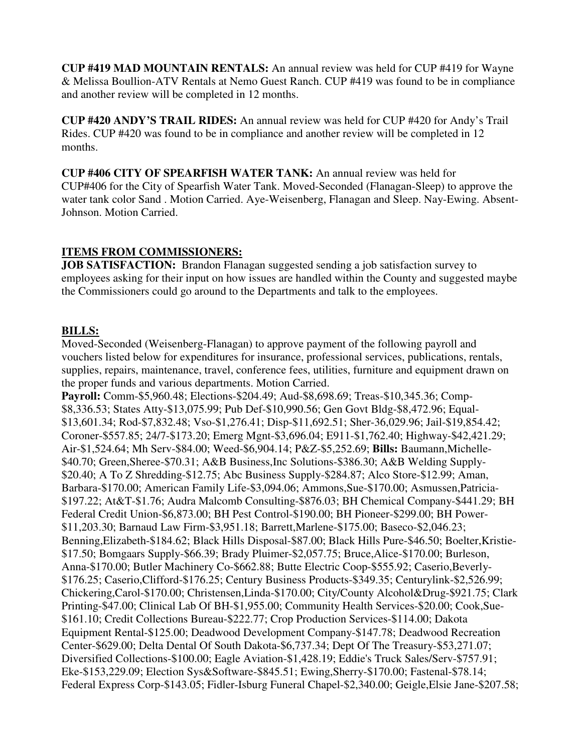**CUP #419 MAD MOUNTAIN RENTALS:** An annual review was held for CUP #419 for Wayne & Melissa Boullion-ATV Rentals at Nemo Guest Ranch. CUP #419 was found to be in compliance and another review will be completed in 12 months.

**CUP #420 ANDY'S TRAIL RIDES:** An annual review was held for CUP #420 for Andy's Trail Rides. CUP #420 was found to be in compliance and another review will be completed in 12 months.

**CUP #406 CITY OF SPEARFISH WATER TANK:** An annual review was held for CUP#406 for the City of Spearfish Water Tank. Moved-Seconded (Flanagan-Sleep) to approve the water tank color Sand . Motion Carried. Aye-Weisenberg, Flanagan and Sleep. Nay-Ewing. Absent-Johnson. Motion Carried.

## ITEMS FROM COMMISSIONERS:

**JOB SATISFACTION:** Brandon Flanagan suggested sending a job satisfaction survey to employees asking for their input on how issues are handled within the County and suggested maybe the Commissioners could go around to the Departments and talk to the employees.

## BILLS:

Moved-Seconded (Weisenberg-Flanagan) to approve payment of the following payroll and vouchers listed below for expenditures for insurance, professional services, publications, rentals, supplies, repairs, maintenance, travel, conference fees, utilities, furniture and equipment drawn on the proper funds and various departments. Motion Carried.

**Payroll:** Comm-$5,960.48; Elections-$204.49; Aud-$8,698.69; Treas-$10,345.36; Comp-$8,336.53; States Atty-$13,075.99; Pub Def-$10,990.56; Gen Govt Bldg-$8,472.96; Equal-$13,601.34; Rod-$7,832.48; Vso-$1,276.41; Disp-$11,692.51; Sher-36,029.96; Jail-$19,854.42; Coroner-$557.85; 24/7-$173.20; Emerg Mgnt-$3,696.04; E911-$1,762.40; Highway-$42,421.29; Air-$1,524.64; Mh Serv-$84.00; Weed-$6,904.14; P&Z-$5,252.69; **Bills:** Baumann,Michelle-$40.70; Green,Sheree-$70.31; A&B Business,Inc Solutions-$386.30; A&B Welding Supply-$20.40; A To Z Shredding-$12.75; Abc Business Supply-$284.87; Alco Store-$12.99; Aman, Barbara-$170.00; American Family Life-$3,094.06; Ammons,Sue-$170.00; Asmussen,Patricia-$197.22; At&T-$1.76; Audra Malcomb Consulting-$876.03; BH Chemical Company-$441.29; BH Federal Credit Union-$6,873.00; BH Pest Control-$190.00; BH Pioneer-$299.00; BH Power-$11,203.30; Barnaud Law Firm-$3,951.18; Barrett,Marlene-$175.00; Baseco-$2,046.23; Benning,Elizabeth-$184.62; Black Hills Disposal-$87.00; Black Hills Pure-$46.50; Boelter,Kristie-$17.50; Bomgaars Supply-$66.39; Brady Pluimer-$2,057.75; Bruce,Alice-$170.00; Burleson, Anna-$170.00; Butler Machinery Co-$662.88; Butte Electric Coop-$555.92; Caserio,Beverly-$176.25; Caserio,Clifford-$176.25; Century Business Products-$349.35; Centurylink-$2,526.99; Chickering,Carol-$170.00; Christensen,Linda-$170.00; City/County Alcohol&Drug-$921.75; Clark Printing-$47.00; Clinical Lab Of BH-$1,955.00; Community Health Services-$20.00; Cook,Sue-$161.10; Credit Collections Bureau-$222.77; Crop Production Services-$114.00; Dakota Equipment Rental-$125.00; Deadwood Development Company-$147.78; Deadwood Recreation Center-$629.00; Delta Dental Of South Dakota-$6,737.34; Dept Of The Treasury-$53,271.07; Diversified Collections-$100.00; Eagle Aviation-$1,428.19; Eddie's Truck Sales/Serv-$757.91; Eke-$153,229.09; Election Sys&Software-$845.51; Ewing,Sherry-$170.00; Fastenal-$78.14; Federal Express Corp-$143.05; Fidler-Isburg Funeral Chapel-$2,340.00; Geigle,Elsie Jane-$207.58;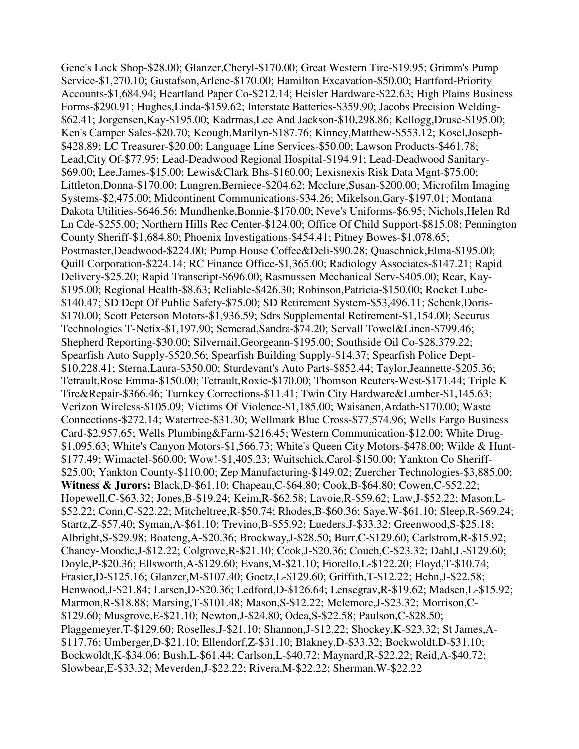Gene's Lock Shop-$28.00; Glanzer,Cheryl-$170.00; Great Western Tire-$19.95; Grimm's Pump Service-$1,270.10; Gustafson,Arlene-$170.00; Hamilton Excavation-$50.00; Hartford-Priority Accounts-$1,684.94; Heartland Paper Co-$212.14; Heisler Hardware-$22.63; High Plains Business Forms-$290.91; Hughes,Linda-$159.62; Interstate Batteries-$359.90; Jacobs Precision Welding-$62.41; Jorgensen,Kay-$195.00; Kadrmas,Lee And Jackson-$10,298.86; Kellogg,Druse-$195.00; Ken's Camper Sales-$20.70; Keough,Marilyn-$187.76; Kinney,Matthew-$553.12; Kosel,Joseph-$428.89; LC Treasurer-$20.00; Language Line Services-$50.00; Lawson Products-$461.78; Lead,City Of-$77.95; Lead-Deadwood Regional Hospital-$194.91; Lead-Deadwood Sanitary-$69.00; Lee,James-$15.00; Lewis&Clark Bhs-$160.00; Lexisnexis Risk Data Mgnt-$75.00; Littleton,Donna-$170.00; Lungren,Berniece-$204.62; Mcclure,Susan-$200.00; Microfilm Imaging Systems-$2,475.00; Midcontinent Communications-$34.26; Mikelson,Gary-$197.01; Montana Dakota Utilities-$646.56; Mundhenke,Bonnie-$170.00; Neve's Uniforms-$6.95; Nichols,Helen Rd Ln Cde-$255.00; Northern Hills Rec Center-$124.00; Office Of Child Support-$815.08; Pennington County Sheriff-$1,684.80; Phoenix Investigations-$454.41; Pitney Bowes-$1,078.65; Postmaster,Deadwood-$224.00; Pump House Coffee&Deli-$90.28; Quaschnick,Elma-$195.00; Quill Corporation-$224.14; RC Finance Office-$1,365.00; Radiology Associates-$147.21; Rapid Delivery-$25.20; Rapid Transcript-$696.00; Rasmussen Mechanical Serv-$405.00; Rear, Kay-$195.00; Regional Health-$8.63; Reliable-$426.30; Robinson,Patricia-$150.00; Rocket Lube-$140.47; SD Dept Of Public Safety-$75.00; SD Retirement System-$53,496.11; Schenk,Doris-$170.00; Scott Peterson Motors-$1,936.59; Sdrs Supplemental Retirement-$1,154.00; Securus Technologies T-Netix-$1,197.90; Semerad,Sandra-$74.20; Servall Towel&Linen-$799.46; Shepherd Reporting-$30.00; Silvernail,Georgeann-$195.00; Southside Oil Co-$28,379.22; Spearfish Auto Supply-$520.56; Spearfish Building Supply-$14.37; Spearfish Police Dept-$10,228.41; Sterna,Laura-$350.00; Sturdevant's Auto Parts-$852.44; Taylor,Jeannette-$205.36; Tetrault,Rose Emma-$150.00; Tetrault,Roxie-$170.00; Thomson Reuters-West-$171.44; Triple K Tire&Repair-$366.46; Turnkey Corrections-$11.41; Twin City Hardware&Lumber-$1,145.63; Verizon Wireless-$105.09; Victims Of Violence-$1,185.00; Waisanen,Ardath-$170.00; Waste Connections-$272.14; Watertree-$31.30; Wellmark Blue Cross-$77,574.96; Wells Fargo Business Card-$2,957.65; Wells Plumbing&Farm-$216.45; Western Communication-$12.00; White Drug-$1,095.63; White's Canyon Motors-$1,566.73; White's Queen City Motors-$478.00; Wilde & Hunt-$177.49; Wimactel-$60.00; Wow!-$1,405.23; Wuitschick,Carol-$150.00; Yankton Co Sheriff-$25.00; Yankton County-$110.00; Zep Manufacturing-$149.02; Zuercher Technologies-$3,885.00; **Witness & Jurors:** Black,D-$61.10; Chapeau,C-$64.80; Cook,B-$64.80; Cowen,C-$52.22; Hopewell,C-$63.32; Jones,B-$19.24; Keim,R-$62.58; Lavoie,R-$59.62; Law,J-$52.22; Mason,L-$52.22; Conn,C-$22.22; Mitcheltree,R-$50.74; Rhodes,B-$60.36; Saye,W-$61.10; Sleep,R-$69.24; Startz,Z-$57.40; Syman,A-$61.10; Trevino,B-$55.92; Lueders,J-$33.32; Greenwood,S-$25.18; Albright,S-$29.98; Boateng,A-$20.36; Brockway,J-$28.50; Burr,C-$129.60; Carlstrom,R-$15.92; Chaney-Moodie,J-$12.22; Colgrove,R-$21.10; Cook,J-$20.36; Couch,C-$23.32; Dahl,L-$129.60; Doyle,P-$20.36; Ellsworth,A-$129.60; Evans,M-$21.10; Fiorello,L-$122.20; Floyd,T-$10.74; Frasier,D-$125.16; Glanzer,M-$107.40; Goetz,L-$129.60; Griffith,T-$12.22; Hehn,J-$22.58; Henwood,J-$21.84; Larsen,D-$20.36; Ledford,D-$126.64; Lensegrav,R-$19.62; Madsen,L-$15.92; Marmon,R-$18.88; Marsing,T-$101.48; Mason,S-$12.22; Mclemore,J-$23.32; Morrison,C-$129.60; Musgrove,E-$21.10; Newton,J-$24.80; Odea,S-$22.58; Paulson,C-$28.50; Plaggemeyer,T-$129.60; Roselles,J-$21.10; Shannon,J-$12.22; Shockey,K-$23.32; St James,A-$117.76; Umberger,D-$21.10; Ellendorf,Z-$31.10; Blakney,D-$33.32; Bockwoldt,D-$31.10; Bockwoldt,K-$34.06; Bush,L-$61.44; Carlson,L-$40.72; Maynard,R-$22.22; Reid,A-$40.72; Slowbear,E-$33.32; Meverden,J-$22.22; Rivera,M-$22.22; Sherman,W-$22.22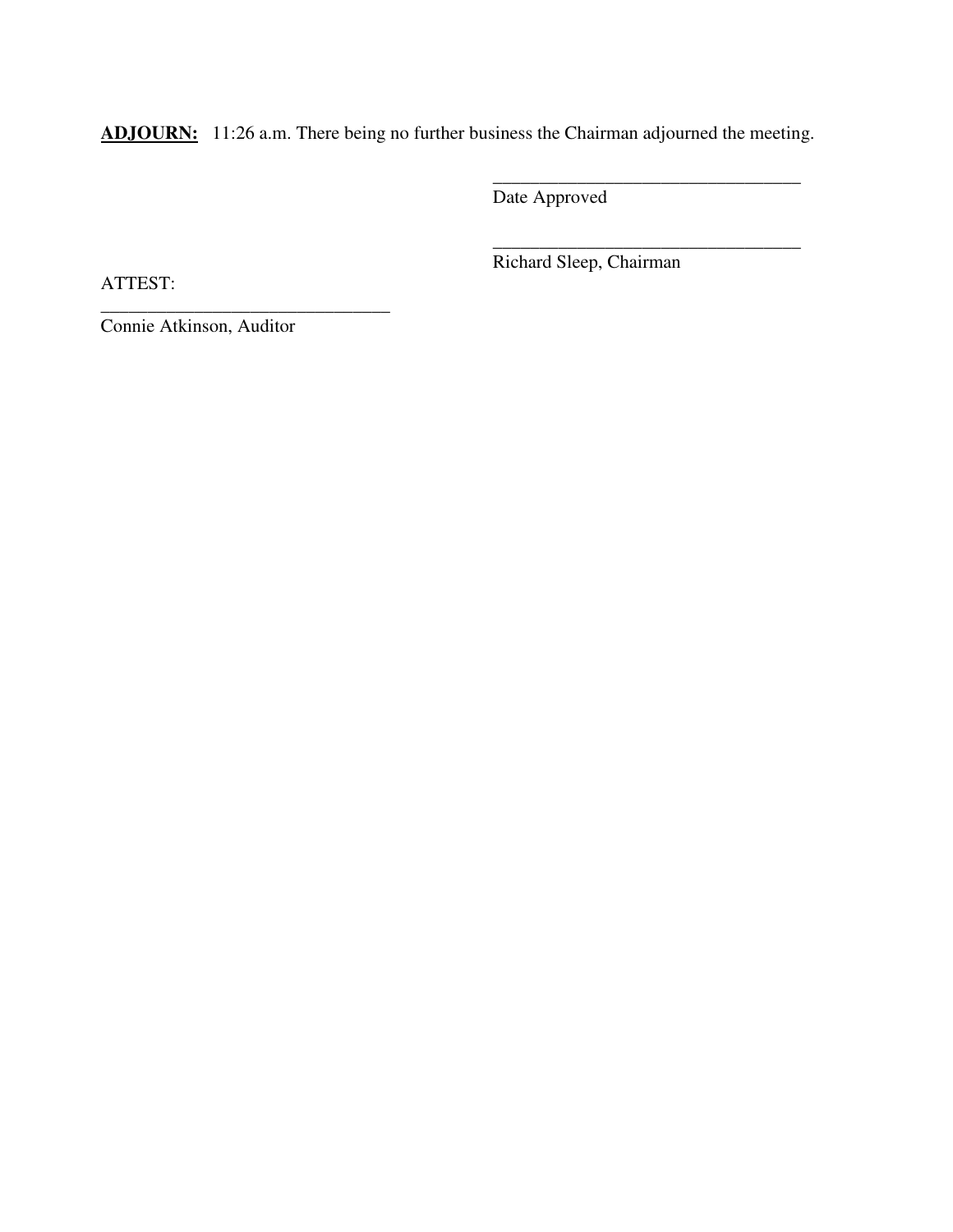**ADJOURN:** 11:26 a.m. There being no further business the Chairman adjourned the meeting.

\_\_\_\_\_\_\_\_\_\_\_\_\_\_\_\_\_\_\_\_\_\_\_\_\_\_\_\_\_\_\_\_\_\_
Date Approved

\_\_\_\_\_\_\_\_\_\_\_\_\_\_\_\_\_\_\_\_\_\_\_\_\_\_\_\_\_\_\_\_\_\_
Richard Sleep, Chairman

ATTEST:
\_\_\_\_\_\_\_\_\_\_\_\_\_\_\_\_\_\_\_\_\_\_\_\_\_\_\_\_\_\_\_\_
Connie Atkinson, Auditor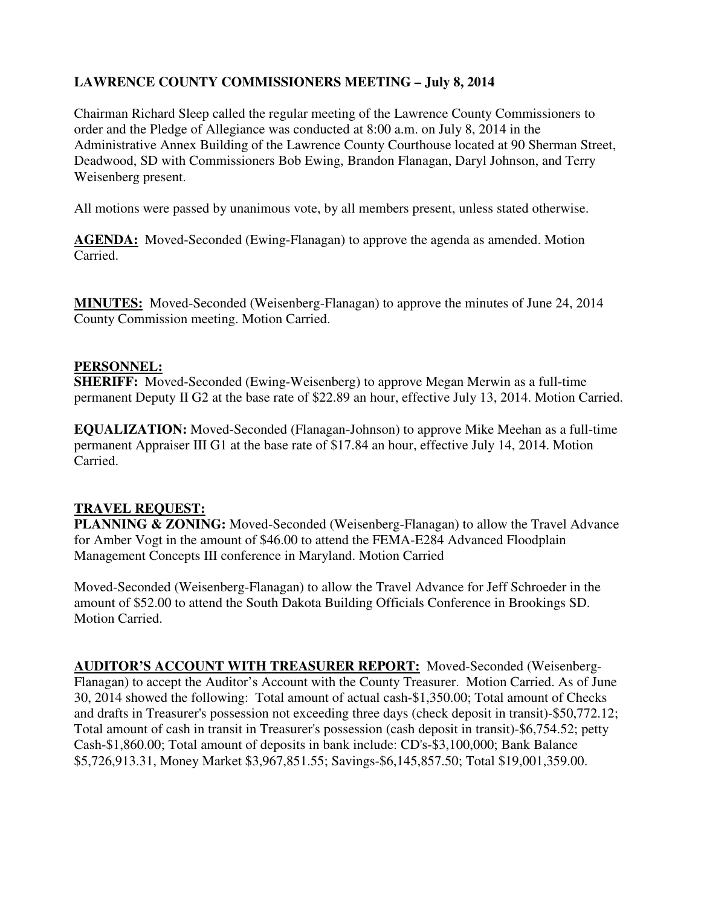# LAWRENCE COUNTY COMMISSIONERS MEETING – July 8, 2014

Chairman Richard Sleep called the regular meeting of the Lawrence County Commissioners to order and the Pledge of Allegiance was conducted at 8:00 a.m. on July 8, 2014 in the Administrative Annex Building of the Lawrence County Courthouse located at 90 Sherman Street, Deadwood, SD with Commissioners Bob Ewing, Brandon Flanagan, Daryl Johnson, and Terry Weisenberg present.

All motions were passed by unanimous vote, by all members present, unless stated otherwise.

**AGENDA:** Moved-Seconded (Ewing-Flanagan) to approve the agenda as amended. Motion Carried.

**MINUTES:** Moved-Seconded (Weisenberg-Flanagan) to approve the minutes of June 24, 2014 County Commission meeting. Motion Carried.

**PERSONNEL:**

**SHERIFF:** Moved-Seconded (Ewing-Weisenberg) to approve Megan Merwin as a full-time permanent Deputy II G2 at the base rate of $22.89 an hour, effective July 13, 2014. Motion Carried.

**EQUALIZATION:** Moved-Seconded (Flanagan-Johnson) to approve Mike Meehan as a full-time permanent Appraiser III G1 at the base rate of $17.84 an hour, effective July 14, 2014. Motion Carried.

**TRAVEL REQUEST:**

**PLANNING & ZONING:** Moved-Seconded (Weisenberg-Flanagan) to allow the Travel Advance for Amber Vogt in the amount of $46.00 to attend the FEMA-E284 Advanced Floodplain Management Concepts III conference in Maryland. Motion Carried

Moved-Seconded (Weisenberg-Flanagan) to allow the Travel Advance for Jeff Schroeder in the amount of $52.00 to attend the South Dakota Building Officials Conference in Brookings SD. Motion Carried.

**AUDITOR'S ACCOUNT WITH TREASURER REPORT:** Moved-Seconded (Weisenberg-Flanagan) to accept the Auditor's Account with the County Treasurer. Motion Carried. As of June 30, 2014 showed the following: Total amount of actual cash-$1,350.00; Total amount of Checks and drafts in Treasurer's possession not exceeding three days (check deposit in transit)-$50,772.12; Total amount of cash in transit in Treasurer's possession (cash deposit in transit)-$6,754.52; petty Cash-$1,860.00; Total amount of deposits in bank include: CD's-$3,100,000; Bank Balance $5,726,913.31, Money Market $3,967,851.55; Savings-$6,145,857.50; Total $19,001,359.00.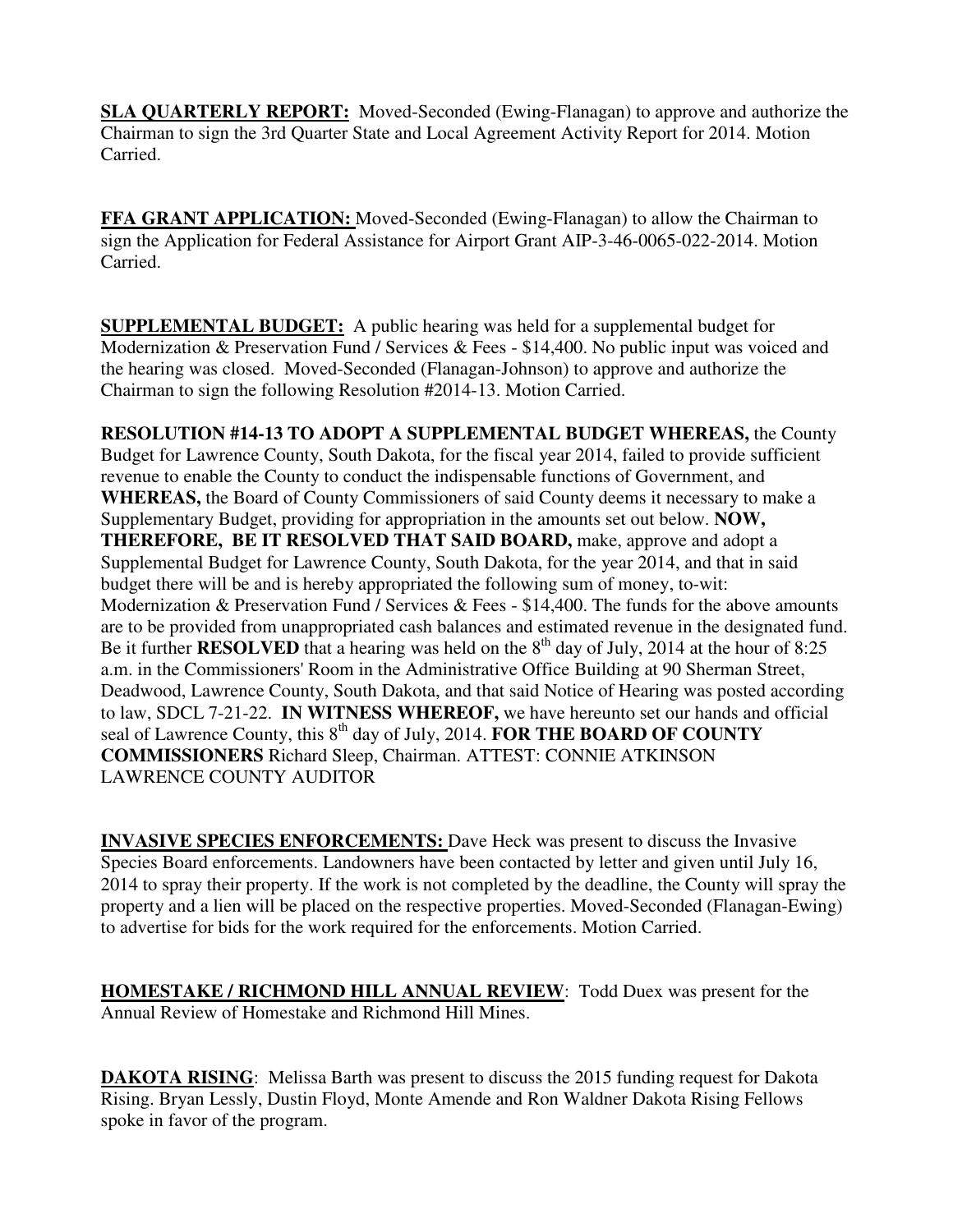**SLA QUARTERLY REPORT:** Moved-Seconded (Ewing-Flanagan) to approve and authorize the Chairman to sign the 3rd Quarter State and Local Agreement Activity Report for 2014. Motion Carried.

**FFA GRANT APPLICATION:** Moved-Seconded (Ewing-Flanagan) to allow the Chairman to sign the Application for Federal Assistance for Airport Grant AIP-3-46-0065-022-2014. Motion Carried.

**SUPPLEMENTAL BUDGET:** A public hearing was held for a supplemental budget for Modernization & Preservation Fund / Services & Fees - $14,400. No public input was voiced and the hearing was closed. Moved-Seconded (Flanagan-Johnson) to approve and authorize the Chairman to sign the following Resolution #2014-13. Motion Carried.

**RESOLUTION #14-13 TO ADOPT A SUPPLEMENTAL BUDGET WHEREAS,** the County Budget for Lawrence County, South Dakota, for the fiscal year 2014, failed to provide sufficient revenue to enable the County to conduct the indispensable functions of Government, and **WHEREAS,** the Board of County Commissioners of said County deems it necessary to make a Supplementary Budget, providing for appropriation in the amounts set out below. **NOW, THEREFORE, BE IT RESOLVED THAT SAID BOARD,** make, approve and adopt a Supplemental Budget for Lawrence County, South Dakota, for the year 2014, and that in said budget there will be and is hereby appropriated the following sum of money, to-wit: Modernization & Preservation Fund / Services & Fees - $14,400. The funds for the above amounts are to be provided from unappropriated cash balances and estimated revenue in the designated fund. Be it further **RESOLVED** that a hearing was held on the 8th day of July, 2014 at the hour of 8:25 a.m. in the Commissioners' Room in the Administrative Office Building at 90 Sherman Street, Deadwood, Lawrence County, South Dakota, and that said Notice of Hearing was posted according to law, SDCL 7-21-22. **IN WITNESS WHEREOF,** we have hereunto set our hands and official seal of Lawrence County, this 8th day of July, 2014. **FOR THE BOARD OF COUNTY COMMISSIONERS** Richard Sleep, Chairman. ATTEST: CONNIE ATKINSON LAWRENCE COUNTY AUDITOR

**INVASIVE SPECIES ENFORCEMENTS:** Dave Heck was present to discuss the Invasive Species Board enforcements. Landowners have been contacted by letter and given until July 16, 2014 to spray their property. If the work is not completed by the deadline, the County will spray the property and a lien will be placed on the respective properties. Moved-Seconded (Flanagan-Ewing) to advertise for bids for the work required for the enforcements. Motion Carried.

**HOMESTAKE / RICHMOND HILL ANNUAL REVIEW**: Todd Duex was present for the Annual Review of Homestake and Richmond Hill Mines.

**DAKOTA RISING**: Melissa Barth was present to discuss the 2015 funding request for Dakota Rising. Bryan Lessly, Dustin Floyd, Monte Amende and Ron Waldner Dakota Rising Fellows spoke in favor of the program.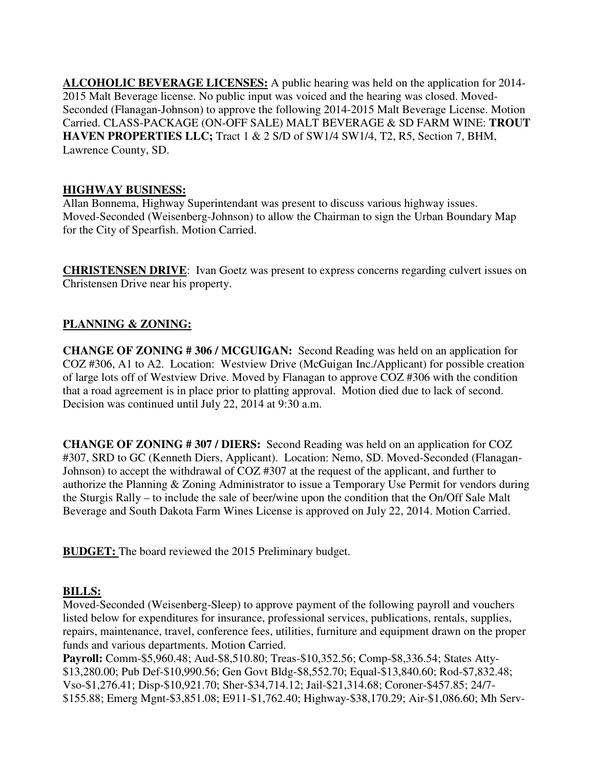**ALCOHOLIC BEVERAGE LICENSES:** A public hearing was held on the application for 2014-2015 Malt Beverage license. No public input was voiced and the hearing was closed. Moved-Seconded (Flanagan-Johnson) to approve the following 2014-2015 Malt Beverage License. Motion Carried. CLASS-PACKAGE (ON-OFF SALE) MALT BEVERAGE & SD FARM WINE: **TROUT HAVEN PROPERTIES LLC;** Tract 1 & 2 S/D of SW1/4 SW1/4, T2, R5, Section 7, BHM, Lawrence County, SD.

**HIGHWAY BUSINESS:**
Allan Bonnema, Highway Superintendant was present to discuss various highway issues. Moved-Seconded (Weisenberg-Johnson) to allow the Chairman to sign the Urban Boundary Map for the City of Spearfish. Motion Carried.

**CHRISTENSEN DRIVE**: Ivan Goetz was present to express concerns regarding culvert issues on Christensen Drive near his property.

**PLANNING & ZONING:**

**CHANGE OF ZONING # 306 / MCGUIGAN:** Second Reading was held on an application for COZ #306, A1 to A2. Location: Westview Drive (McGuigan Inc./Applicant) for possible creation of large lots off of Westview Drive. Moved by Flanagan to approve COZ #306 with the condition that a road agreement is in place prior to platting approval. Motion died due to lack of second. Decision was continued until July 22, 2014 at 9:30 a.m.

**CHANGE OF ZONING # 307 / DIERS:** Second Reading was held on an application for COZ #307, SRD to GC (Kenneth Diers, Applicant). Location: Nemo, SD. Moved-Seconded (Flanagan-Johnson) to accept the withdrawal of COZ #307 at the request of the applicant, and further to authorize the Planning & Zoning Administrator to issue a Temporary Use Permit for vendors during the Sturgis Rally – to include the sale of beer/wine upon the condition that the On/Off Sale Malt Beverage and South Dakota Farm Wines License is approved on July 22, 2014. Motion Carried.

**BUDGET:** The board reviewed the 2015 Preliminary budget.

**BILLS:**
Moved-Seconded (Weisenberg-Sleep) to approve payment of the following payroll and vouchers listed below for expenditures for insurance, professional services, publications, rentals, supplies, repairs, maintenance, travel, conference fees, utilities, furniture and equipment drawn on the proper funds and various departments. Motion Carried.
**Payroll:** Comm-$5,960.48; Aud-$8,510.80; Treas-$10,352.56; Comp-$8,336.54; States Atty-$13,280.00; Pub Def-$10,990.56; Gen Govt Bldg-$8,552.70; Equal-$13,840.60; Rod-$7,832.48; Vso-$1,276.41; Disp-$10,921.70; Sher-$34,714.12; Jail-$21,314.68; Coroner-$457.85; 24/7-$155.88; Emerg Mgnt-$3,851.08; E911-$1,762.40; Highway-$38,170.29; Air-$1,086.60; Mh Serv-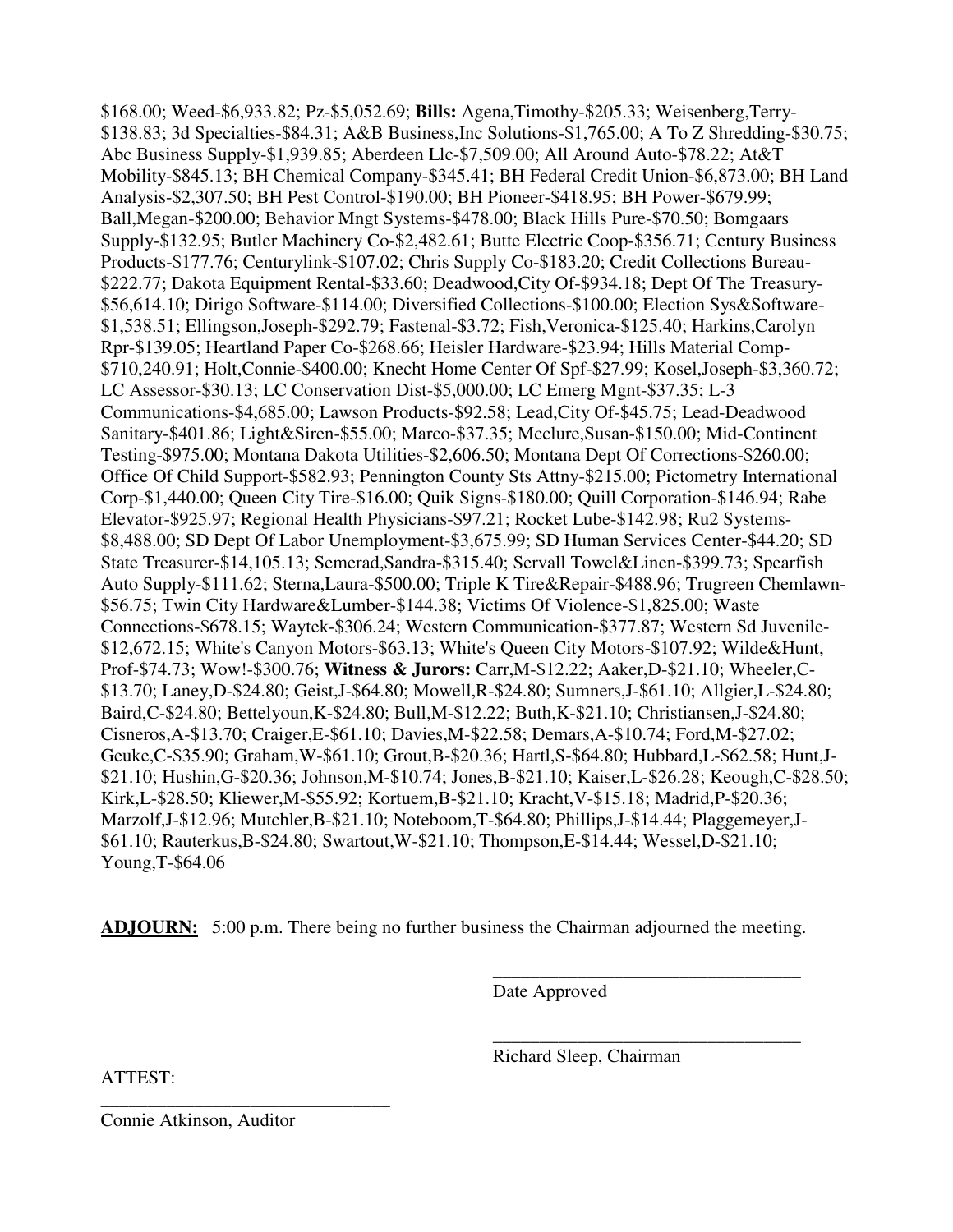$168.00; Weed-$6,933.82; Pz-$5,052.69; **Bills:** Agena,Timothy-$205.33; Weisenberg,Terry-$138.83; 3d Specialties-$84.31; A&B Business,Inc Solutions-$1,765.00; A To Z Shredding-$30.75; Abc Business Supply-$1,939.85; Aberdeen Llc-$7,509.00; All Around Auto-$78.22; At&T Mobility-$845.13; BH Chemical Company-$345.41; BH Federal Credit Union-$6,873.00; BH Land Analysis-$2,307.50; BH Pest Control-$190.00; BH Pioneer-$418.95; BH Power-$679.99; Ball,Megan-$200.00; Behavior Mngt Systems-$478.00; Black Hills Pure-$70.50; Bomgaars Supply-$132.95; Butler Machinery Co-$2,482.61; Butte Electric Coop-$356.71; Century Business Products-$177.76; Centurylink-$107.02; Chris Supply Co-$183.20; Credit Collections Bureau-$222.77; Dakota Equipment Rental-$33.60; Deadwood,City Of-$934.18; Dept Of The Treasury-$56,614.10; Dirigo Software-$114.00; Diversified Collections-$100.00; Election Sys&Software-$1,538.51; Ellingson,Joseph-$292.79; Fastenal-$3.72; Fish,Veronica-$125.40; Harkins,Carolyn Rpr-$139.05; Heartland Paper Co-$268.66; Heisler Hardware-$23.94; Hills Material Comp-$710,240.91; Holt,Connie-$400.00; Knecht Home Center Of Spf-$27.99; Kosel,Joseph-$3,360.72; LC Assessor-$30.13; LC Conservation Dist-$5,000.00; LC Emerg Mgnt-$37.35; L-3 Communications-$4,685.00; Lawson Products-$92.58; Lead,City Of-$45.75; Lead-Deadwood Sanitary-$401.86; Light&Siren-$55.00; Marco-$37.35; Mcclure,Susan-$150.00; Mid-Continent Testing-$975.00; Montana Dakota Utilities-$2,606.50; Montana Dept Of Corrections-$260.00; Office Of Child Support-$582.93; Pennington County Sts Attny-$215.00; Pictometry International Corp-$1,440.00; Queen City Tire-$16.00; Quik Signs-$180.00; Quill Corporation-$146.94; Rabe Elevator-$925.97; Regional Health Physicians-$97.21; Rocket Lube-$142.98; Ru2 Systems-$8,488.00; SD Dept Of Labor Unemployment-$3,675.99; SD Human Services Center-$44.20; SD State Treasurer-$14,105.13; Semerad,Sandra-$315.40; Servall Towel&Linen-$399.73; Spearfish Auto Supply-$111.62; Sterna,Laura-$500.00; Triple K Tire&Repair-$488.96; Trugreen Chemlawn-$56.75; Twin City Hardware&Lumber-$144.38; Victims Of Violence-$1,825.00; Waste Connections-$678.15; Waytek-$306.24; Western Communication-$377.87; Western Sd Juvenile-$12,672.15; White's Canyon Motors-$63.13; White's Queen City Motors-$107.92; Wilde&Hunt, Prof-$74.73; Wow!-$300.76; **Witness & Jurors:** Carr,M-$12.22; Aaker,D-$21.10; Wheeler,C-$13.70; Laney,D-$24.80; Geist,J-$64.80; Mowell,R-$24.80; Sumners,J-$61.10; Allgier,L-$24.80; Baird,C-$24.80; Bettelyoun,K-$24.80; Bull,M-$12.22; Buth,K-$21.10; Christiansen,J-$24.80; Cisneros,A-$13.70; Craiger,E-$61.10; Davies,M-$22.58; Demars,A-$10.74; Ford,M-$27.02; Geuke,C-$35.90; Graham,W-$61.10; Grout,B-$20.36; Hartl,S-$64.80; Hubbard,L-$62.58; Hunt,J-$21.10; Hushin,G-$20.36; Johnson,M-$10.74; Jones,B-$21.10; Kaiser,L-$26.28; Keough,C-$28.50; Kirk,L-$28.50; Kliewer,M-$55.92; Kortuem,B-$21.10; Kracht,V-$15.18; Madrid,P-$20.36; Marzolf,J-$12.96; Mutchler,B-$21.10; Noteboom,T-$64.80; Phillips,J-$14.44; Plaggemeyer,J-$61.10; Rauterkus,B-$24.80; Swartout,W-$21.10; Thompson,E-$14.44; Wessel,D-$21.10; Young,T-$64.06

**ADJOURN:** 5:00 p.m. There being no further business the Chairman adjourned the meeting.

\_\_\_\_\_\_\_\_\_\_\_\_\_\_\_\_\_\_\_\_\_\_\_\_\_\_\_\_\_\_\_\_\_\_
Date Approved

\_\_\_\_\_\_\_\_\_\_\_\_\_\_\_\_\_\_\_\_\_\_\_\_\_\_\_\_\_\_\_\_\_\_
Richard Sleep, Chairman

ATTEST:

\_\_\_\_\_\_\_\_\_\_\_\_\_\_\_\_\_\_\_\_\_\_\_\_\_\_\_\_\_\_\_\_\_\_
Connie Atkinson, Auditor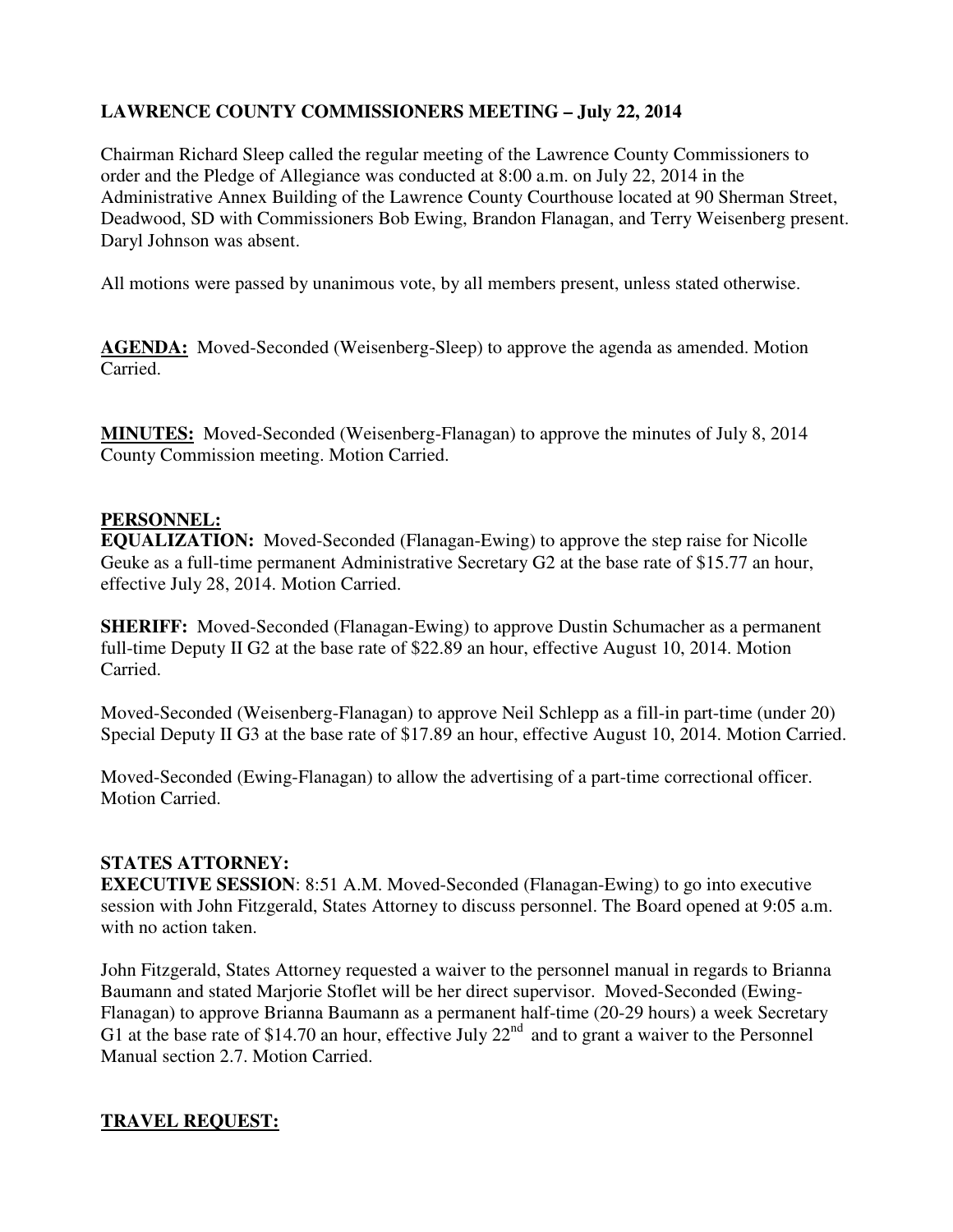**LAWRENCE COUNTY COMMISSIONERS MEETING – July 22, 2014**

Chairman Richard Sleep called the regular meeting of the Lawrence County Commissioners to order and the Pledge of Allegiance was conducted at 8:00 a.m. on July 22, 2014 in the Administrative Annex Building of the Lawrence County Courthouse located at 90 Sherman Street, Deadwood, SD with Commissioners Bob Ewing, Brandon Flanagan, and Terry Weisenberg present. Daryl Johnson was absent.

All motions were passed by unanimous vote, by all members present, unless stated otherwise.

**AGENDA:** Moved-Seconded (Weisenberg-Sleep) to approve the agenda as amended. Motion Carried.

**MINUTES:** Moved-Seconded (Weisenberg-Flanagan) to approve the minutes of July 8, 2014 County Commission meeting. Motion Carried.

**PERSONNEL:**

**EQUALIZATION:** Moved-Seconded (Flanagan-Ewing) to approve the step raise for Nicolle Geuke as a full-time permanent Administrative Secretary G2 at the base rate of $15.77 an hour, effective July 28, 2014. Motion Carried.

**SHERIFF:** Moved-Seconded (Flanagan-Ewing) to approve Dustin Schumacher as a permanent full-time Deputy II G2 at the base rate of $22.89 an hour, effective August 10, 2014. Motion Carried.

Moved-Seconded (Weisenberg-Flanagan) to approve Neil Schlepp as a fill-in part-time (under 20) Special Deputy II G3 at the base rate of $17.89 an hour, effective August 10, 2014. Motion Carried.

Moved-Seconded (Ewing-Flanagan) to allow the advertising of a part-time correctional officer. Motion Carried.

**STATES ATTORNEY:**

**EXECUTIVE SESSION**: 8:51 A.M. Moved-Seconded (Flanagan-Ewing) to go into executive session with John Fitzgerald, States Attorney to discuss personnel. The Board opened at 9:05 a.m. with no action taken.

John Fitzgerald, States Attorney requested a waiver to the personnel manual in regards to Brianna Baumann and stated Marjorie Stoflet will be her direct supervisor. Moved-Seconded (Ewing-Flanagan) to approve Brianna Baumann as a permanent half-time (20-29 hours) a week Secretary G1 at the base rate of $14.70 an hour, effective July 22nd and to grant a waiver to the Personnel Manual section 2.7. Motion Carried.

**TRAVEL REQUEST:**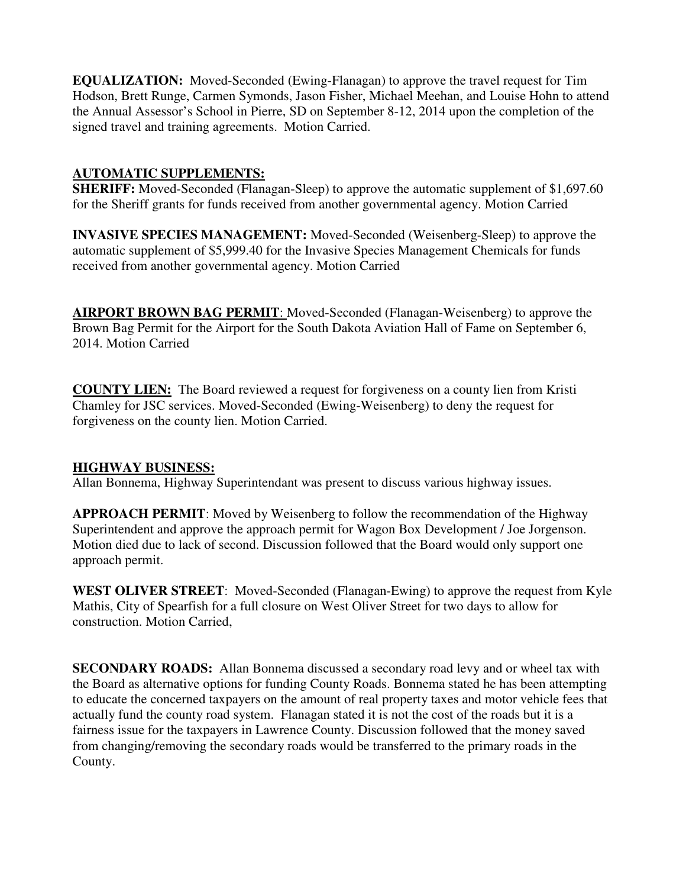**EQUALIZATION:** Moved-Seconded (Ewing-Flanagan) to approve the travel request for Tim Hodson, Brett Runge, Carmen Symonds, Jason Fisher, Michael Meehan, and Louise Hohn to attend the Annual Assessor's School in Pierre, SD on September 8-12, 2014 upon the completion of the signed travel and training agreements. Motion Carried.

**AUTOMATIC SUPPLEMENTS:**

**SHERIFF:** Moved-Seconded (Flanagan-Sleep) to approve the automatic supplement of $1,697.60 for the Sheriff grants for funds received from another governmental agency. Motion Carried

**INVASIVE SPECIES MANAGEMENT:** Moved-Seconded (Weisenberg-Sleep) to approve the automatic supplement of $5,999.40 for the Invasive Species Management Chemicals for funds received from another governmental agency. Motion Carried

**AIRPORT BROWN BAG PERMIT**: Moved-Seconded (Flanagan-Weisenberg) to approve the Brown Bag Permit for the Airport for the South Dakota Aviation Hall of Fame on September 6, 2014. Motion Carried

**COUNTY LIEN:** The Board reviewed a request for forgiveness on a county lien from Kristi Chamley for JSC services. Moved-Seconded (Ewing-Weisenberg) to deny the request for forgiveness on the county lien. Motion Carried.

**HIGHWAY BUSINESS:**

Allan Bonnema, Highway Superintendant was present to discuss various highway issues.

**APPROACH PERMIT**: Moved by Weisenberg to follow the recommendation of the Highway Superintendent and approve the approach permit for Wagon Box Development / Joe Jorgenson. Motion died due to lack of second. Discussion followed that the Board would only support one approach permit.

**WEST OLIVER STREET**: Moved-Seconded (Flanagan-Ewing) to approve the request from Kyle Mathis, City of Spearfish for a full closure on West Oliver Street for two days to allow for construction. Motion Carried,

**SECONDARY ROADS:** Allan Bonnema discussed a secondary road levy and or wheel tax with the Board as alternative options for funding County Roads. Bonnema stated he has been attempting to educate the concerned taxpayers on the amount of real property taxes and motor vehicle fees that actually fund the county road system. Flanagan stated it is not the cost of the roads but it is a fairness issue for the taxpayers in Lawrence County. Discussion followed that the money saved from changing/removing the secondary roads would be transferred to the primary roads in the County.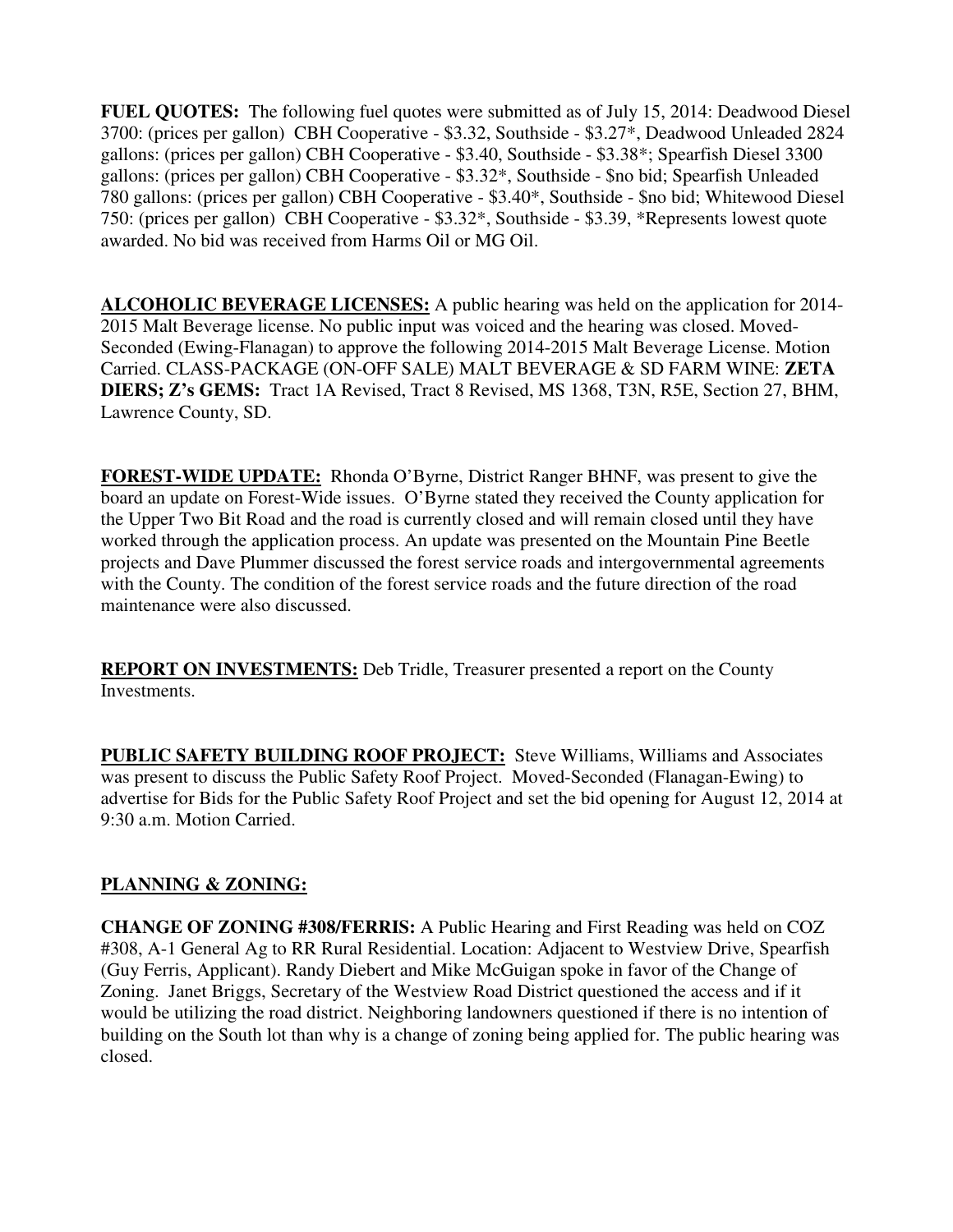**FUEL QUOTES:** The following fuel quotes were submitted as of July 15, 2014: Deadwood Diesel 3700: (prices per gallon) CBH Cooperative - $3.32, Southside - $3.27*, Deadwood Unleaded 2824 gallons: (prices per gallon) CBH Cooperative - $3.40, Southside - $3.38*; Spearfish Diesel 3300 gallons: (prices per gallon) CBH Cooperative - $3.32*, Southside - $no bid; Spearfish Unleaded 780 gallons: (prices per gallon) CBH Cooperative - $3.40*, Southside - $no bid; Whitewood Diesel 750: (prices per gallon) CBH Cooperative - $3.32*, Southside - $3.39, *Represents lowest quote awarded. No bid was received from Harms Oil or MG Oil.

**ALCOHOLIC BEVERAGE LICENSES:** A public hearing was held on the application for 2014-2015 Malt Beverage license. No public input was voiced and the hearing was closed. Moved-Seconded (Ewing-Flanagan) to approve the following 2014-2015 Malt Beverage License. Motion Carried. CLASS-PACKAGE (ON-OFF SALE) MALT BEVERAGE & SD FARM WINE: **ZETA DIERS; Z's GEMS:** Tract 1A Revised, Tract 8 Revised, MS 1368, T3N, R5E, Section 27, BHM, Lawrence County, SD.

**FOREST-WIDE UPDATE:** Rhonda O'Byrne, District Ranger BHNF, was present to give the board an update on Forest-Wide issues. O'Byrne stated they received the County application for the Upper Two Bit Road and the road is currently closed and will remain closed until they have worked through the application process. An update was presented on the Mountain Pine Beetle projects and Dave Plummer discussed the forest service roads and intergovernmental agreements with the County. The condition of the forest service roads and the future direction of the road maintenance were also discussed.

**REPORT ON INVESTMENTS:** Deb Tridle, Treasurer presented a report on the County Investments.

**PUBLIC SAFETY BUILDING ROOF PROJECT:** Steve Williams, Williams and Associates was present to discuss the Public Safety Roof Project. Moved-Seconded (Flanagan-Ewing) to advertise for Bids for the Public Safety Roof Project and set the bid opening for August 12, 2014 at 9:30 a.m. Motion Carried.

**PLANNING & ZONING:**

**CHANGE OF ZONING #308/FERRIS:** A Public Hearing and First Reading was held on COZ #308, A-1 General Ag to RR Rural Residential. Location: Adjacent to Westview Drive, Spearfish (Guy Ferris, Applicant). Randy Diebert and Mike McGuigan spoke in favor of the Change of Zoning. Janet Briggs, Secretary of the Westview Road District questioned the access and if it would be utilizing the road district. Neighboring landowners questioned if there is no intention of building on the South lot than why is a change of zoning being applied for. The public hearing was closed.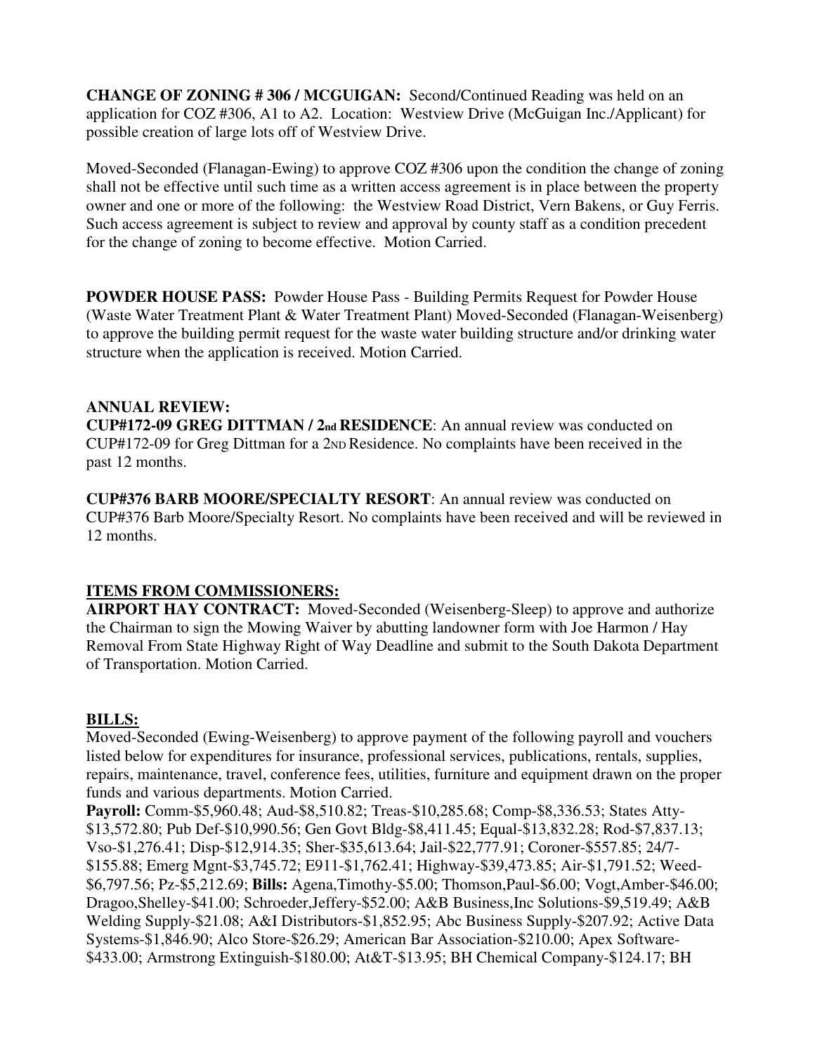**CHANGE OF ZONING # 306 / MCGUIGAN:** Second/Continued Reading was held on an application for COZ #306, A1 to A2. Location: Westview Drive (McGuigan Inc./Applicant) for possible creation of large lots off of Westview Drive.

Moved-Seconded (Flanagan-Ewing) to approve COZ #306 upon the condition the change of zoning shall not be effective until such time as a written access agreement is in place between the property owner and one or more of the following: the Westview Road District, Vern Bakens, or Guy Ferris. Such access agreement is subject to review and approval by county staff as a condition precedent for the change of zoning to become effective. Motion Carried.

**POWDER HOUSE PASS:** Powder House Pass - Building Permits Request for Powder House (Waste Water Treatment Plant & Water Treatment Plant) Moved-Seconded (Flanagan-Weisenberg) to approve the building permit request for the waste water building structure and/or drinking water structure when the application is received. Motion Carried.

**ANNUAL REVIEW:**

**CUP#172-09 GREG DITTMAN / 2nd RESIDENCE**: An annual review was conducted on CUP#172-09 for Greg Dittman for a 2ND Residence. No complaints have been received in the past 12 months.

**CUP#376 BARB MOORE/SPECIALTY RESORT**: An annual review was conducted on CUP#376 Barb Moore/Specialty Resort. No complaints have been received and will be reviewed in 12 months.

## ITEMS FROM COMMISSIONERS:

**AIRPORT HAY CONTRACT:** Moved-Seconded (Weisenberg-Sleep) to approve and authorize the Chairman to sign the Mowing Waiver by abutting landowner form with Joe Harmon / Hay Removal From State Highway Right of Way Deadline and submit to the South Dakota Department of Transportation. Motion Carried.

## BILLS:

Moved-Seconded (Ewing-Weisenberg) to approve payment of the following payroll and vouchers listed below for expenditures for insurance, professional services, publications, rentals, supplies, repairs, maintenance, travel, conference fees, utilities, furniture and equipment drawn on the proper funds and various departments. Motion Carried.

**Payroll:** Comm-$5,960.48; Aud-$8,510.82; Treas-$10,285.68; Comp-$8,336.53; States Atty-$13,572.80; Pub Def-$10,990.56; Gen Govt Bldg-$8,411.45; Equal-$13,832.28; Rod-$7,837.13; Vso-$1,276.41; Disp-$12,914.35; Sher-$35,613.64; Jail-$22,777.91; Coroner-$557.85; 24/7-$155.88; Emerg Mgnt-$3,745.72; E911-$1,762.41; Highway-$39,473.85; Air-$1,791.52; Weed-$6,797.56; Pz-$5,212.69; **Bills:** Agena,Timothy-$5.00; Thomson,Paul-$6.00; Vogt,Amber-$46.00; Dragoo,Shelley-$41.00; Schroeder,Jeffery-$52.00; A&B Business,Inc Solutions-$9,519.49; A&B Welding Supply-$21.08; A&I Distributors-$1,852.95; Abc Business Supply-$207.92; Active Data Systems-$1,846.90; Alco Store-$26.29; American Bar Association-$210.00; Apex Software-$433.00; Armstrong Extinguish-$180.00; At&T-$13.95; BH Chemical Company-$124.17; BH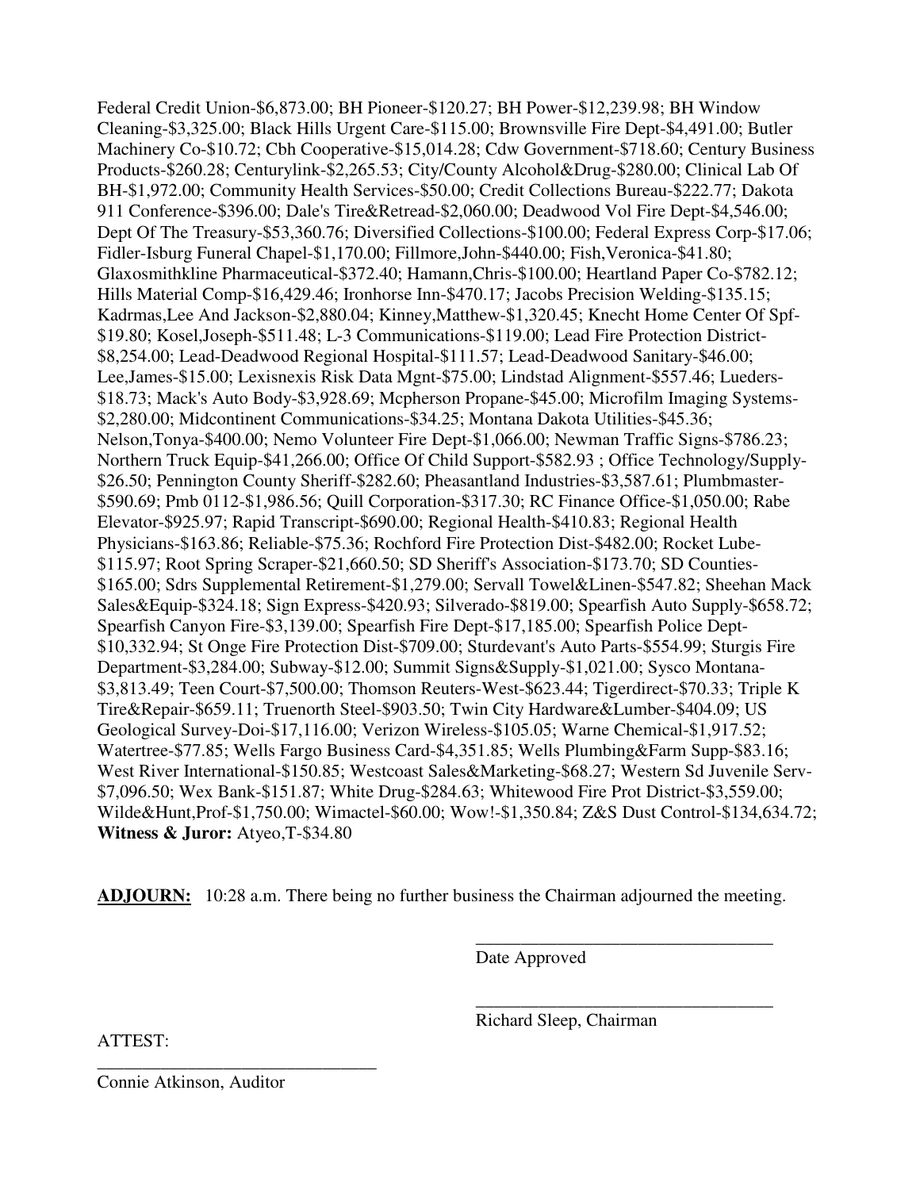Federal Credit Union-$6,873.00; BH Pioneer-$120.27; BH Power-$12,239.98; BH Window Cleaning-$3,325.00; Black Hills Urgent Care-$115.00; Brownsville Fire Dept-$4,491.00; Butler Machinery Co-$10.72; Cbh Cooperative-$15,014.28; Cdw Government-$718.60; Century Business Products-$260.28; Centurylink-$2,265.53; City/County Alcohol&Drug-$280.00; Clinical Lab Of BH-$1,972.00; Community Health Services-$50.00; Credit Collections Bureau-$222.77; Dakota 911 Conference-$396.00; Dale's Tire&Retread-$2,060.00; Deadwood Vol Fire Dept-$4,546.00; Dept Of The Treasury-$53,360.76; Diversified Collections-$100.00; Federal Express Corp-$17.06; Fidler-Isburg Funeral Chapel-$1,170.00; Fillmore,John-$440.00; Fish,Veronica-$41.80; Glaxosmithkline Pharmaceutical-$372.40; Hamann,Chris-$100.00; Heartland Paper Co-$782.12; Hills Material Comp-$16,429.46; Ironhorse Inn-$470.17; Jacobs Precision Welding-$135.15; Kadrmas,Lee And Jackson-$2,880.04; Kinney,Matthew-$1,320.45; Knecht Home Center Of Spf-$19.80; Kosel,Joseph-$511.48; L-3 Communications-$119.00; Lead Fire Protection District-$8,254.00; Lead-Deadwood Regional Hospital-$111.57; Lead-Deadwood Sanitary-$46.00; Lee,James-$15.00; Lexisnexis Risk Data Mgnt-$75.00; Lindstad Alignment-$557.46; Lueders-$18.73; Mack's Auto Body-$3,928.69; Mcpherson Propane-$45.00; Microfilm Imaging Systems-$2,280.00; Midcontinent Communications-$34.25; Montana Dakota Utilities-$45.36; Nelson,Tonya-$400.00; Nemo Volunteer Fire Dept-$1,066.00; Newman Traffic Signs-$786.23; Northern Truck Equip-$41,266.00; Office Of Child Support-$582.93 ; Office Technology/Supply-$26.50; Pennington County Sheriff-$282.60; Pheasantland Industries-$3,587.61; Plumbmaster-$590.69; Pmb 0112-$1,986.56; Quill Corporation-$317.30; RC Finance Office-$1,050.00; Rabe Elevator-$925.97; Rapid Transcript-$690.00; Regional Health-$410.83; Regional Health Physicians-$163.86; Reliable-$75.36; Rochford Fire Protection Dist-$482.00; Rocket Lube-$115.97; Root Spring Scraper-$21,660.50; SD Sheriff's Association-$173.70; SD Counties-$165.00; Sdrs Supplemental Retirement-$1,279.00; Servall Towel&Linen-$547.82; Sheehan Mack Sales&Equip-$324.18; Sign Express-$420.93; Silverado-$819.00; Spearfish Auto Supply-$658.72; Spearfish Canyon Fire-$3,139.00; Spearfish Fire Dept-$17,185.00; Spearfish Police Dept-$10,332.94; St Onge Fire Protection Dist-$709.00; Sturdevant's Auto Parts-$554.99; Sturgis Fire Department-$3,284.00; Subway-$12.00; Summit Signs&Supply-$1,021.00; Sysco Montana-$3,813.49; Teen Court-$7,500.00; Thomson Reuters-West-$623.44; Tigerdirect-$70.33; Triple K Tire&Repair-$659.11; Truenorth Steel-$903.50; Twin City Hardware&Lumber-$404.09; US Geological Survey-Doi-$17,116.00; Verizon Wireless-$105.05; Warne Chemical-$1,917.52; Watertree-$77.85; Wells Fargo Business Card-$4,351.85; Wells Plumbing&Farm Supp-$83.16; West River International-$150.85; Westcoast Sales&Marketing-$68.27; Western Sd Juvenile Serv-$7,096.50; Wex Bank-$151.87; White Drug-$284.63; Whitewood Fire Prot District-$3,559.00; Wilde&Hunt,Prof-$1,750.00; Wimactel-$60.00; Wow!-$1,350.84; Z&S Dust Control-$134,634.72; **Witness & Juror:** Atyeo,T-$34.80

**ADJOURN:** 10:28 a.m. There being no further business the Chairman adjourned the meeting.

\_\_\_\_\_\_\_\_\_\_\_\_\_\_\_\_\_\_\_\_\_\_\_\_\_\_\_\_\_\_\_\_\_\_

Date Approved

\_\_\_\_\_\_\_\_\_\_\_\_\_\_\_\_\_\_\_\_\_\_\_\_\_\_\_\_\_\_\_\_\_\_

Richard Sleep, Chairman

ATTEST:

\_\_\_\_\_\_\_\_\_\_\_\_\_\_\_\_\_\_\_\_\_\_\_\_\_\_\_\_\_\_\_\_\_\_

Connie Atkinson, Auditor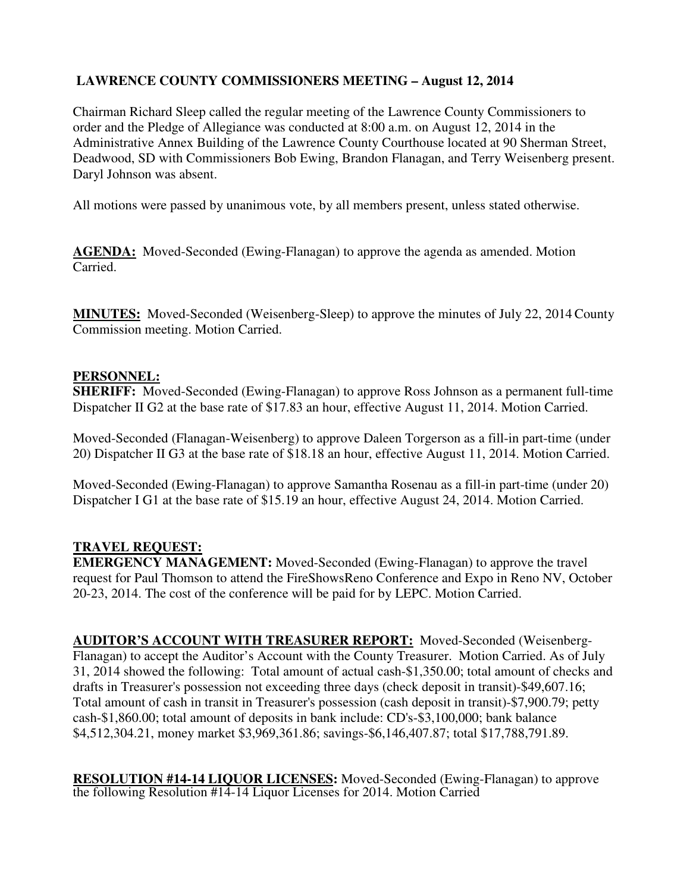## LAWRENCE COUNTY COMMISSIONERS MEETING – August 12, 2014

Chairman Richard Sleep called the regular meeting of the Lawrence County Commissioners to order and the Pledge of Allegiance was conducted at 8:00 a.m. on August 12, 2014 in the Administrative Annex Building of the Lawrence County Courthouse located at 90 Sherman Street, Deadwood, SD with Commissioners Bob Ewing, Brandon Flanagan, and Terry Weisenberg present. Daryl Johnson was absent.

All motions were passed by unanimous vote, by all members present, unless stated otherwise.

**AGENDA:** Moved-Seconded (Ewing-Flanagan) to approve the agenda as amended. Motion Carried.

**MINUTES:** Moved-Seconded (Weisenberg-Sleep) to approve the minutes of July 22, 2014 County Commission meeting. Motion Carried.

**PERSONNEL:**

**SHERIFF:** Moved-Seconded (Ewing-Flanagan) to approve Ross Johnson as a permanent full-time Dispatcher II G2 at the base rate of $17.83 an hour, effective August 11, 2014. Motion Carried.

Moved-Seconded (Flanagan-Weisenberg) to approve Daleen Torgerson as a fill-in part-time (under 20) Dispatcher II G3 at the base rate of $18.18 an hour, effective August 11, 2014. Motion Carried.

Moved-Seconded (Ewing-Flanagan) to approve Samantha Rosenau as a fill-in part-time (under 20) Dispatcher I G1 at the base rate of $15.19 an hour, effective August 24, 2014. Motion Carried.

**TRAVEL REQUEST:**

**EMERGENCY MANAGEMENT:** Moved-Seconded (Ewing-Flanagan) to approve the travel request for Paul Thomson to attend the FireShowsReno Conference and Expo in Reno NV, October 20-23, 2014. The cost of the conference will be paid for by LEPC. Motion Carried.

**AUDITOR'S ACCOUNT WITH TREASURER REPORT:** Moved-Seconded (Weisenberg-Flanagan) to accept the Auditor's Account with the County Treasurer. Motion Carried. As of July 31, 2014 showed the following: Total amount of actual cash-$1,350.00; total amount of checks and drafts in Treasurer's possession not exceeding three days (check deposit in transit)-$49,607.16; Total amount of cash in transit in Treasurer's possession (cash deposit in transit)-$7,900.79; petty cash-$1,860.00; total amount of deposits in bank include: CD's-$3,100,000; bank balance $4,512,304.21, money market $3,969,361.86; savings-$6,146,407.87; total $17,788,791.89.

**RESOLUTION #14-14 LIQUOR LICENSES:** Moved-Seconded (Ewing-Flanagan) to approve the following Resolution #14-14 Liquor Licenses for 2014. Motion Carried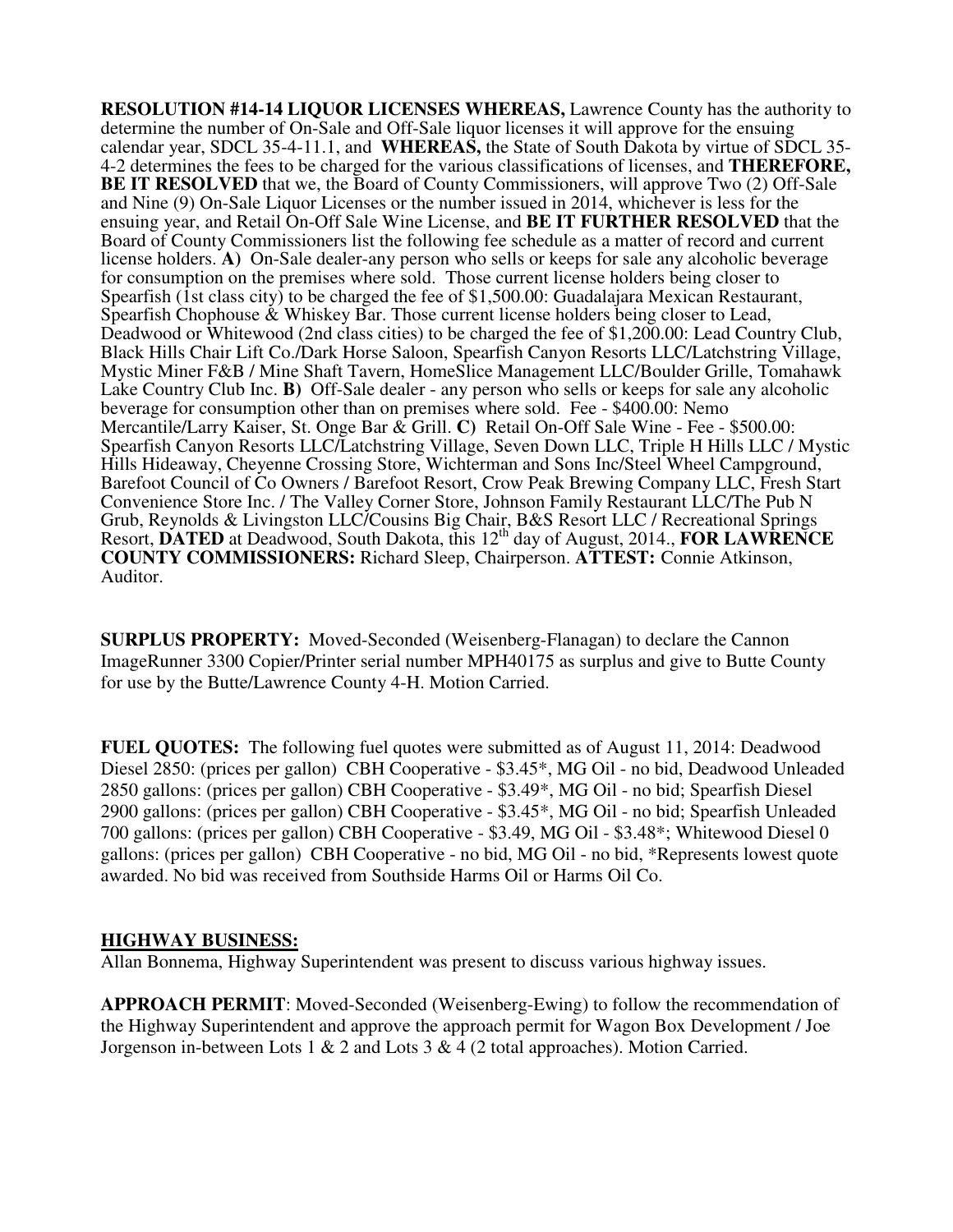**RESOLUTION #14-14 LIQUOR LICENSES WHEREAS,** Lawrence County has the authority to determine the number of On-Sale and Off-Sale liquor licenses it will approve for the ensuing calendar year, SDCL 35-4-11.1, and **WHEREAS,** the State of South Dakota by virtue of SDCL 35-4-2 determines the fees to be charged for the various classifications of licenses, and **THEREFORE, BE IT RESOLVED** that we, the Board of County Commissioners, will approve Two (2) Off-Sale and Nine (9) On-Sale Liquor Licenses or the number issued in 2014, whichever is less for the ensuing year, and Retail On-Off Sale Wine License, and **BE IT FURTHER RESOLVED** that the Board of County Commissioners list the following fee schedule as a matter of record and current license holders. **A)** On-Sale dealer-any person who sells or keeps for sale any alcoholic beverage for consumption on the premises where sold. Those current license holders being closer to Spearfish (1st class city) to be charged the fee of $1,500.00: Guadalajara Mexican Restaurant, Spearfish Chophouse & Whiskey Bar. Those current license holders being closer to Lead, Deadwood or Whitewood (2nd class cities) to be charged the fee of $1,200.00: Lead Country Club, Black Hills Chair Lift Co./Dark Horse Saloon, Spearfish Canyon Resorts LLC/Latchstring Village, Mystic Miner F&B / Mine Shaft Tavern, HomeSlice Management LLC/Boulder Grille, Tomahawk Lake Country Club Inc. **B)** Off-Sale dealer - any person who sells or keeps for sale any alcoholic beverage for consumption other than on premises where sold. Fee - $400.00: Nemo Mercantile/Larry Kaiser, St. Onge Bar & Grill. **C)** Retail On-Off Sale Wine - Fee - $500.00: Spearfish Canyon Resorts LLC/Latchstring Village, Seven Down LLC, Triple H Hills LLC / Mystic Hills Hideaway, Cheyenne Crossing Store, Wichterman and Sons Inc/Steel Wheel Campground, Barefoot Council of Co Owners / Barefoot Resort, Crow Peak Brewing Company LLC, Fresh Start Convenience Store Inc. / The Valley Corner Store, Johnson Family Restaurant LLC/The Pub N Grub, Reynolds & Livingston LLC/Cousins Big Chair, B&S Resort LLC / Recreational Springs Resort, **DATED** at Deadwood, South Dakota, this 12th day of August, 2014., **FOR LAWRENCE COUNTY COMMISSIONERS:** Richard Sleep, Chairperson. **ATTEST:** Connie Atkinson, Auditor.

**SURPLUS PROPERTY:** Moved-Seconded (Weisenberg-Flanagan) to declare the Cannon ImageRunner 3300 Copier/Printer serial number MPH40175 as surplus and give to Butte County for use by the Butte/Lawrence County 4-H. Motion Carried.

**FUEL QUOTES:** The following fuel quotes were submitted as of August 11, 2014: Deadwood Diesel 2850: (prices per gallon) CBH Cooperative - $3.45*, MG Oil - no bid, Deadwood Unleaded 2850 gallons: (prices per gallon) CBH Cooperative - $3.49*, MG Oil - no bid; Spearfish Diesel 2900 gallons: (prices per gallon) CBH Cooperative - $3.45*, MG Oil - no bid; Spearfish Unleaded 700 gallons: (prices per gallon) CBH Cooperative - $3.49, MG Oil - $3.48*; Whitewood Diesel 0 gallons: (prices per gallon) CBH Cooperative - no bid, MG Oil - no bid, *Represents lowest quote awarded. No bid was received from Southside Harms Oil or Harms Oil Co.

## HIGHWAY BUSINESS:

Allan Bonnema, Highway Superintendent was present to discuss various highway issues.

**APPROACH PERMIT**: Moved-Seconded (Weisenberg-Ewing) to follow the recommendation of the Highway Superintendent and approve the approach permit for Wagon Box Development / Joe Jorgenson in-between Lots 1 & 2 and Lots 3 & 4 (2 total approaches). Motion Carried.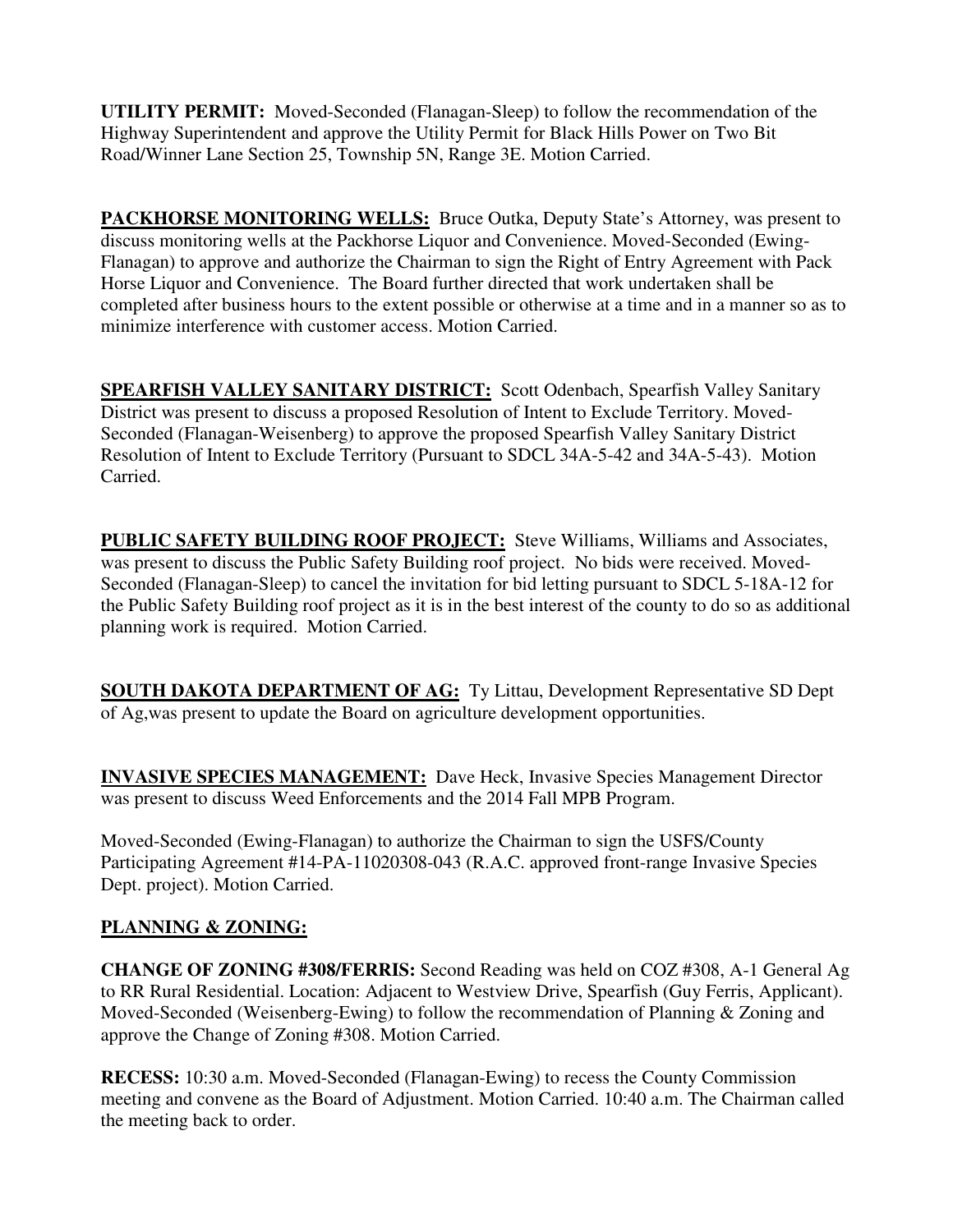**UTILITY PERMIT:** Moved-Seconded (Flanagan-Sleep) to follow the recommendation of the Highway Superintendent and approve the Utility Permit for Black Hills Power on Two Bit Road/Winner Lane Section 25, Township 5N, Range 3E. Motion Carried.

**PACKHORSE MONITORING WELLS:** Bruce Outka, Deputy State's Attorney, was present to discuss monitoring wells at the Packhorse Liquor and Convenience. Moved-Seconded (Ewing-Flanagan) to approve and authorize the Chairman to sign the Right of Entry Agreement with Pack Horse Liquor and Convenience. The Board further directed that work undertaken shall be completed after business hours to the extent possible or otherwise at a time and in a manner so as to minimize interference with customer access. Motion Carried.

**SPEARFISH VALLEY SANITARY DISTRICT:** Scott Odenbach, Spearfish Valley Sanitary District was present to discuss a proposed Resolution of Intent to Exclude Territory. Moved-Seconded (Flanagan-Weisenberg) to approve the proposed Spearfish Valley Sanitary District Resolution of Intent to Exclude Territory (Pursuant to SDCL 34A-5-42 and 34A-5-43). Motion Carried.

**PUBLIC SAFETY BUILDING ROOF PROJECT:** Steve Williams, Williams and Associates, was present to discuss the Public Safety Building roof project. No bids were received. Moved-Seconded (Flanagan-Sleep) to cancel the invitation for bid letting pursuant to SDCL 5-18A-12 for the Public Safety Building roof project as it is in the best interest of the county to do so as additional planning work is required. Motion Carried.

**SOUTH DAKOTA DEPARTMENT OF AG:** Ty Littau, Development Representative SD Dept of Ag,was present to update the Board on agriculture development opportunities.

**INVASIVE SPECIES MANAGEMENT:** Dave Heck, Invasive Species Management Director was present to discuss Weed Enforcements and the 2014 Fall MPB Program.

Moved-Seconded (Ewing-Flanagan) to authorize the Chairman to sign the USFS/County Participating Agreement #14-PA-11020308-043 (R.A.C. approved front-range Invasive Species Dept. project). Motion Carried.

## PLANNING & ZONING:

**CHANGE OF ZONING #308/FERRIS:** Second Reading was held on COZ #308, A-1 General Ag to RR Rural Residential. Location: Adjacent to Westview Drive, Spearfish (Guy Ferris, Applicant). Moved-Seconded (Weisenberg-Ewing) to follow the recommendation of Planning & Zoning and approve the Change of Zoning #308. Motion Carried.

**RECESS:** 10:30 a.m. Moved-Seconded (Flanagan-Ewing) to recess the County Commission meeting and convene as the Board of Adjustment. Motion Carried. 10:40 a.m. The Chairman called the meeting back to order.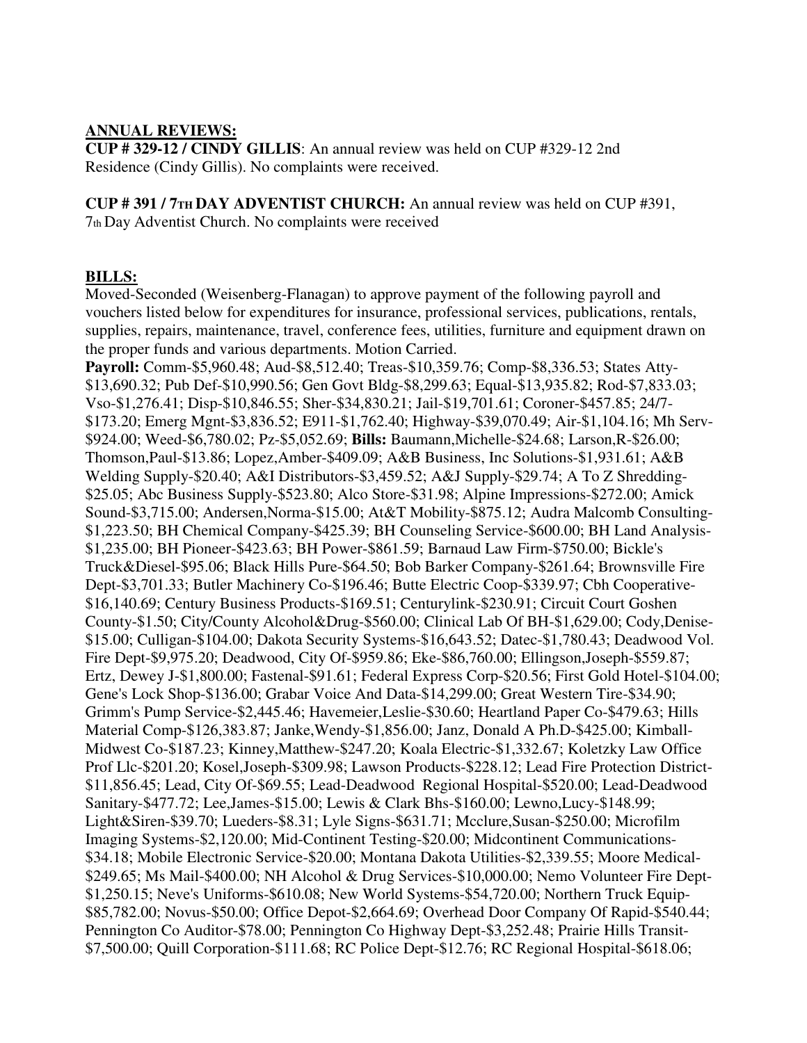**ANNUAL REVIEWS:**

**CUP # 329-12 / CINDY GILLIS**: An annual review was held on CUP #329-12 2nd Residence (Cindy Gillis). No complaints were received.

**CUP # 391 / 7TH DAY ADVENTIST CHURCH:** An annual review was held on CUP #391, 7th Day Adventist Church. No complaints were received

**BILLS:**

Moved-Seconded (Weisenberg-Flanagan) to approve payment of the following payroll and vouchers listed below for expenditures for insurance, professional services, publications, rentals, supplies, repairs, maintenance, travel, conference fees, utilities, furniture and equipment drawn on the proper funds and various departments. Motion Carried.

**Payroll:** Comm-$5,960.48; Aud-$8,512.40; Treas-$10,359.76; Comp-$8,336.53; States Atty-$13,690.32; Pub Def-$10,990.56; Gen Govt Bldg-$8,299.63; Equal-$13,935.82; Rod-$7,833.03; Vso-$1,276.41; Disp-$10,846.55; Sher-$34,830.21; Jail-$19,701.61; Coroner-$457.85; 24/7-$173.20; Emerg Mgnt-$3,836.52; E911-$1,762.40; Highway-$39,070.49; Air-$1,104.16; Mh Serv-$924.00; Weed-$6,780.02; Pz-$5,052.69; **Bills:** Baumann,Michelle-$24.68; Larson,R-$26.00; Thomson,Paul-$13.86; Lopez,Amber-$409.09; A&B Business, Inc Solutions-$1,931.61; A&B Welding Supply-$20.40; A&I Distributors-$3,459.52; A&J Supply-$29.74; A To Z Shredding-$25.05; Abc Business Supply-$523.80; Alco Store-$31.98; Alpine Impressions-$272.00; Amick Sound-$3,715.00; Andersen,Norma-$15.00; At&T Mobility-$875.12; Audra Malcomb Consulting-$1,223.50; BH Chemical Company-$425.39; BH Counseling Service-$600.00; BH Land Analysis-$1,235.00; BH Pioneer-$423.63; BH Power-$861.59; Barnaud Law Firm-$750.00; Bickle's Truck&Diesel-$95.06; Black Hills Pure-$64.50; Bob Barker Company-$261.64; Brownsville Fire Dept-$3,701.33; Butler Machinery Co-$196.46; Butte Electric Coop-$339.97; Cbh Cooperative-$16,140.69; Century Business Products-$169.51; Centurylink-$230.91; Circuit Court Goshen County-$1.50; City/County Alcohol&Drug-$560.00; Clinical Lab Of BH-$1,629.00; Cody,Denise-$15.00; Culligan-$104.00; Dakota Security Systems-$16,643.52; Datec-$1,780.43; Deadwood Vol. Fire Dept-$9,975.20; Deadwood, City Of-$959.86; Eke-$86,760.00; Ellingson,Joseph-$559.87; Ertz, Dewey J-$1,800.00; Fastenal-$91.61; Federal Express Corp-$20.56; First Gold Hotel-$104.00; Gene's Lock Shop-$136.00; Grabar Voice And Data-$14,299.00; Great Western Tire-$34.90; Grimm's Pump Service-$2,445.46; Havemeier,Leslie-$30.60; Heartland Paper Co-$479.63; Hills Material Comp-$126,383.87; Janke,Wendy-$1,856.00; Janz, Donald A Ph.D-$425.00; Kimball-Midwest Co-$187.23; Kinney,Matthew-$247.20; Koala Electric-$1,332.67; Koletzky Law Office Prof Llc-$201.20; Kosel,Joseph-$309.98; Lawson Products-$228.12; Lead Fire Protection District-$11,856.45; Lead, City Of-$69.55; Lead-Deadwood Regional Hospital-$520.00; Lead-Deadwood Sanitary-$477.72; Lee,James-$15.00; Lewis & Clark Bhs-$160.00; Lewno,Lucy-$148.99; Light&Siren-$39.70; Lueders-$8.31; Lyle Signs-$631.71; Mcclure,Susan-$250.00; Microfilm Imaging Systems-$2,120.00; Mid-Continent Testing-$20.00; Midcontinent Communications-$34.18; Mobile Electronic Service-$20.00; Montana Dakota Utilities-$2,339.55; Moore Medical-$249.65; Ms Mail-$400.00; NH Alcohol & Drug Services-$10,000.00; Nemo Volunteer Fire Dept-$1,250.15; Neve's Uniforms-$610.08; New World Systems-$54,720.00; Northern Truck Equip-$85,782.00; Novus-$50.00; Office Depot-$2,664.69; Overhead Door Company Of Rapid-$540.44; Pennington Co Auditor-$78.00; Pennington Co Highway Dept-$3,252.48; Prairie Hills Transit-$7,500.00; Quill Corporation-$111.68; RC Police Dept-$12.76; RC Regional Hospital-$618.06;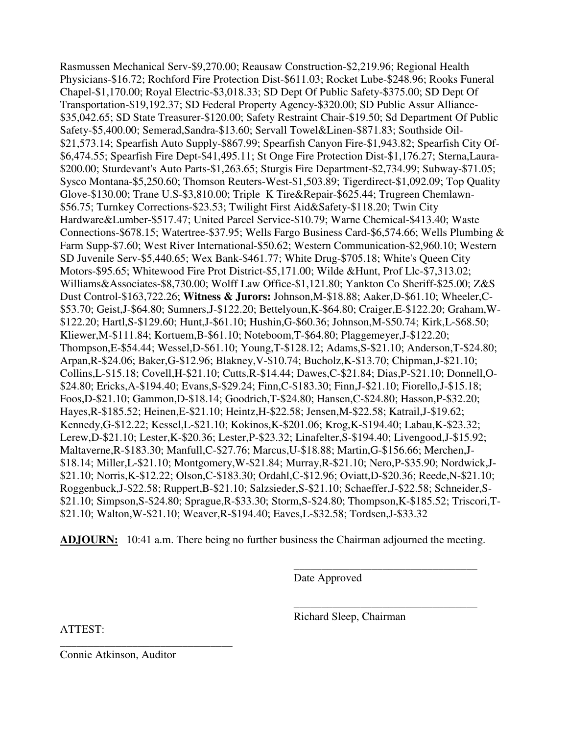Rasmussen Mechanical Serv-$9,270.00; Reausaw Construction-$2,219.96; Regional Health Physicians-$16.72; Rochford Fire Protection Dist-$611.03; Rocket Lube-$248.96; Rooks Funeral Chapel-$1,170.00; Royal Electric-$3,018.33; SD Dept Of Public Safety-$375.00; SD Dept Of Transportation-$19,192.37; SD Federal Property Agency-$320.00; SD Public Assur Alliance-$35,042.65; SD State Treasurer-$120.00; Safety Restraint Chair-$19.50; Sd Department Of Public Safety-$5,400.00; Semerad,Sandra-$13.60; Servall Towel&Linen-$871.83; Southside Oil-$21,573.14; Spearfish Auto Supply-$867.99; Spearfish Canyon Fire-$1,943.82; Spearfish City Of-$6,474.55; Spearfish Fire Dept-$41,495.11; St Onge Fire Protection Dist-$1,176.27; Sterna,Laura-$200.00; Sturdevant's Auto Parts-$1,263.65; Sturgis Fire Department-$2,734.99; Subway-$71.05; Sysco Montana-$5,250.60; Thomson Reuters-West-$1,503.89; Tigerdirect-$1,092.09; Top Quality Glove-$130.00; Trane U.S-$3,810.00; Triple K Tire&Repair-$625.44; Trugreen Chemlawn-$56.75; Turnkey Corrections-$23.53; Twilight First Aid&Safety-$118.20; Twin City Hardware&Lumber-$517.47; United Parcel Service-$10.79; Warne Chemical-$413.40; Waste Connections-$678.15; Watertree-$37.95; Wells Fargo Business Card-$6,574.66; Wells Plumbing & Farm Supp-$7.60; West River International-$50.62; Western Communication-$2,960.10; Western SD Juvenile Serv-$5,440.65; Wex Bank-$461.77; White Drug-$705.18; White's Queen City Motors-$95.65; Whitewood Fire Prot District-$5,171.00; Wilde &Hunt, Prof Llc-$7,313.02; Williams&Associates-$8,730.00; Wolff Law Office-$1,121.80; Yankton Co Sheriff-$25.00; Z&S Dust Control-$163,722.26; **Witness & Jurors:** Johnson,M-$18.88; Aaker,D-$61.10; Wheeler,C-$53.70; Geist,J-$64.80; Sumners,J-$122.20; Bettelyoun,K-$64.80; Craiger,E-$122.20; Graham,W-$122.20; Hartl,S-$129.60; Hunt,J-$61.10; Hushin,G-$60.36; Johnson,M-$50.74; Kirk,L-$68.50; Kliewer,M-$111.84; Kortuem,B-$61.10; Noteboom,T-$64.80; Plaggemeyer,J-$122.20; Thompson,E-$54.44; Wessel,D-$61.10; Young,T-$128.12; Adams,S-$21.10; Anderson,T-$24.80; Arpan,R-$24.06; Baker,G-$12.96; Blakney,V-$10.74; Bucholz,K-$13.70; Chipman,J-$21.10; Collins,L-$15.18; Covell,H-$21.10; Cutts,R-$14.44; Dawes,C-$21.84; Dias,P-$21.10; Donnell,O-$24.80; Ericks,A-$194.40; Evans,S-$29.24; Finn,C-$183.30; Finn,J-$21.10; Fiorello,J-$15.18; Foos,D-$21.10; Gammon,D-$18.14; Goodrich,T-$24.80; Hansen,C-$24.80; Hasson,P-$32.20; Hayes,R-$185.52; Heinen,E-$21.10; Heintz,H-$22.58; Jensen,M-$22.58; Katrail,J-$19.62; Kennedy,G-$12.22; Kessel,L-$21.10; Kokinos,K-$201.06; Krog,K-$194.40; Labau,K-$23.32; Lerew,D-$21.10; Lester,K-$20.36; Lester,P-$23.32; Linafelter,S-$194.40; Livengood,J-$15.92; Maltaverne,R-$183.30; Manfull,C-$27.76; Marcus,U-$18.88; Martin,G-$156.66; Merchen,J-$18.14; Miller,L-$21.10; Montgomery,W-$21.84; Murray,R-$21.10; Nero,P-$35.90; Nordwick,J-$21.10; Norris,K-$12.22; Olson,C-$183.30; Ordahl,C-$12.96; Oviatt,D-$20.36; Reede,N-$21.10; Roggenbuck,J-$22.58; Ruppert,B-$21.10; Salzsieder,S-$21.10; Schaeffer,J-$22.58; Schneider,S-$21.10; Simpson,S-$24.80; Sprague,R-$33.30; Storm,S-$24.80; Thompson,K-$185.52; Triscori,T-$21.10; Walton,W-$21.10; Weaver,R-$194.40; Eaves,L-$32.58; Tordsen,J-$33.32

**ADJOURN:** 10:41 a.m. There being no further business the Chairman adjourned the meeting.

\_\_\_\_\_\_\_\_\_\_\_\_\_\_\_\_\_\_\_\_\_\_\_\_\_\_\_\_\_\_\_\_\_\_

Date Approved

\_\_\_\_\_\_\_\_\_\_\_\_\_\_\_\_\_\_\_\_\_\_\_\_\_\_\_\_\_\_\_\_\_\_

Richard Sleep, Chairman

ATTEST:

\_\_\_\_\_\_\_\_\_\_\_\_\_\_\_\_\_\_\_\_\_\_\_\_\_\_\_\_\_\_\_\_\_\_

Connie Atkinson, Auditor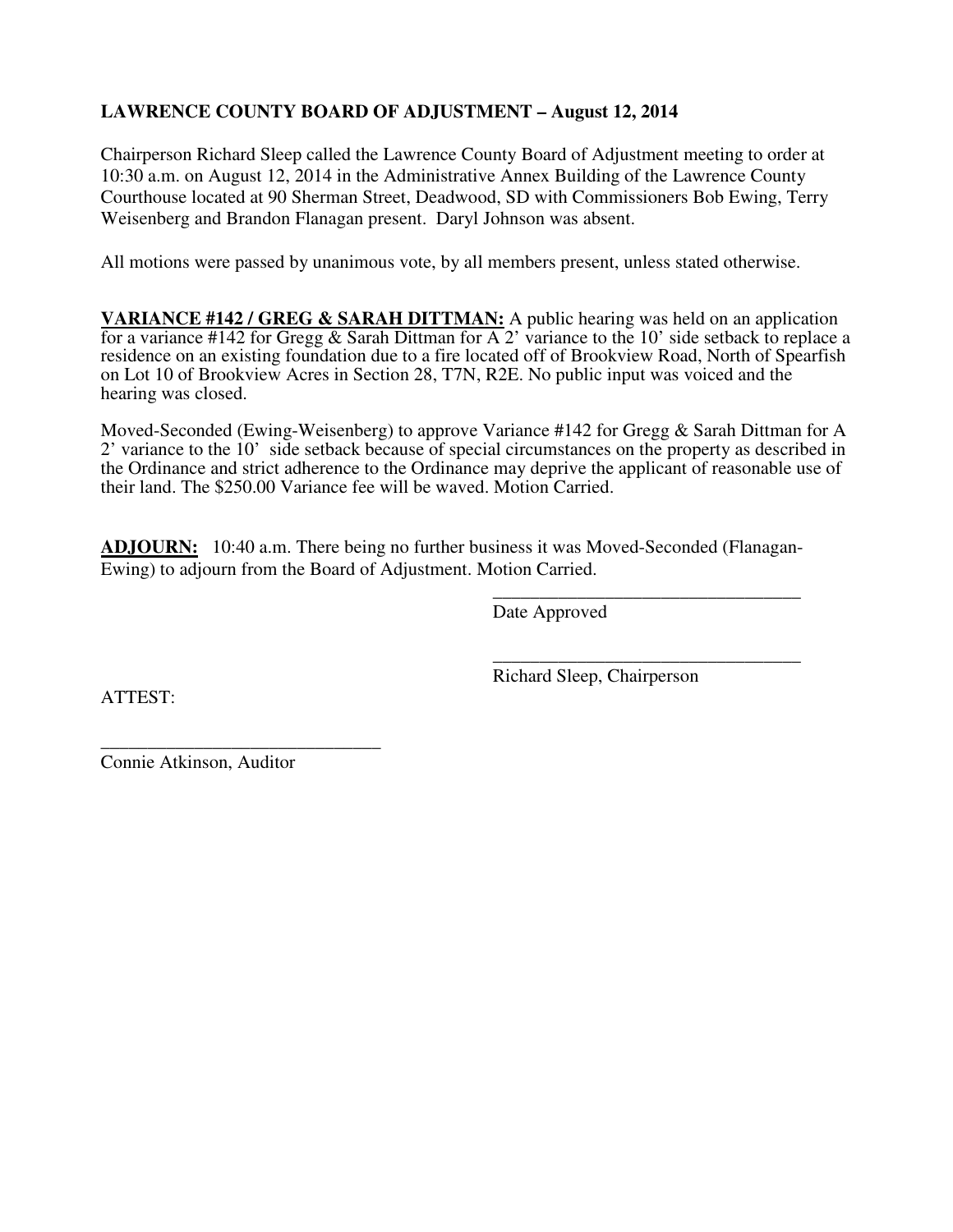**LAWRENCE COUNTY BOARD OF ADJUSTMENT – August 12, 2014**

Chairperson Richard Sleep called the Lawrence County Board of Adjustment meeting to order at 10:30 a.m. on August 12, 2014 in the Administrative Annex Building of the Lawrence County Courthouse located at 90 Sherman Street, Deadwood, SD with Commissioners Bob Ewing, Terry Weisenberg and Brandon Flanagan present. Daryl Johnson was absent.

All motions were passed by unanimous vote, by all members present, unless stated otherwise.

**VARIANCE #142 / GREG & SARAH DITTMAN:** A public hearing was held on an application for a variance #142 for Gregg & Sarah Dittman for A 2' variance to the 10' side setback to replace a residence on an existing foundation due to a fire located off of Brookview Road, North of Spearfish on Lot 10 of Brookview Acres in Section 28, T7N, R2E. No public input was voiced and the hearing was closed.

Moved-Seconded (Ewing-Weisenberg) to approve Variance #142 for Gregg & Sarah Dittman for A 2' variance to the 10' side setback because of special circumstances on the property as described in the Ordinance and strict adherence to the Ordinance may deprive the applicant of reasonable use of their land. The $250.00 Variance fee will be waved. Motion Carried.

**ADJOURN:** 10:40 a.m. There being no further business it was Moved-Seconded (Flanagan-Ewing) to adjourn from the Board of Adjustment. Motion Carried.

\_\_\_\_\_\_\_\_\_\_\_\_\_\_\_\_\_\_\_\_\_\_\_\_\_\_\_\_\_\_\_\_\_\_
Date Approved

\_\_\_\_\_\_\_\_\_\_\_\_\_\_\_\_\_\_\_\_\_\_\_\_\_\_\_\_\_\_\_\_\_\_
Richard Sleep, Chairperson

ATTEST:

\_\_\_\_\_\_\_\_\_\_\_\_\_\_\_\_\_\_\_\_\_\_\_\_\_\_\_\_\_\_\_
Connie Atkinson, Auditor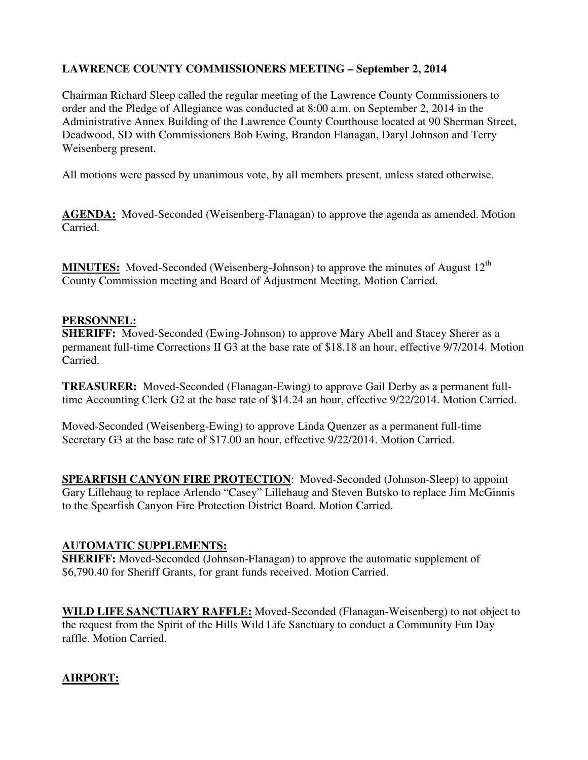**LAWRENCE COUNTY COMMISSIONERS MEETING – September 2, 2014**

Chairman Richard Sleep called the regular meeting of the Lawrence County Commissioners to order and the Pledge of Allegiance was conducted at 8:00 a.m. on September 2, 2014 in the Administrative Annex Building of the Lawrence County Courthouse located at 90 Sherman Street, Deadwood, SD with Commissioners Bob Ewing, Brandon Flanagan, Daryl Johnson and Terry Weisenberg present.

All motions were passed by unanimous vote, by all members present, unless stated otherwise.

**AGENDA:** Moved-Seconded (Weisenberg-Flanagan) to approve the agenda as amended. Motion Carried.

**MINUTES:** Moved-Seconded (Weisenberg-Johnson) to approve the minutes of August 12th County Commission meeting and Board of Adjustment Meeting. Motion Carried.

**PERSONNEL:**

**SHERIFF:** Moved-Seconded (Ewing-Johnson) to approve Mary Abell and Stacey Sherer as a permanent full-time Corrections II G3 at the base rate of $18.18 an hour, effective 9/7/2014. Motion Carried.

**TREASURER:** Moved-Seconded (Flanagan-Ewing) to approve Gail Derby as a permanent full-time Accounting Clerk G2 at the base rate of $14.24 an hour, effective 9/22/2014. Motion Carried.

Moved-Seconded (Weisenberg-Ewing) to approve Linda Quenzer as a permanent full-time Secretary G3 at the base rate of $17.00 an hour, effective 9/22/2014. Motion Carried.

**SPEARFISH CANYON FIRE PROTECTION**: Moved-Seconded (Johnson-Sleep) to appoint Gary Lillehaug to replace Arlendo "Casey" Lillehaug and Steven Butsko to replace Jim McGinnis to the Spearfish Canyon Fire Protection District Board. Motion Carried.

**AUTOMATIC SUPPLEMENTS:**

**SHERIFF:** Moved-Seconded (Johnson-Flanagan) to approve the automatic supplement of $6,790.40 for Sheriff Grants, for grant funds received. Motion Carried.

**WILD LIFE SANCTUARY RAFFLE:** Moved-Seconded (Flanagan-Weisenberg) to not object to the request from the Spirit of the Hills Wild Life Sanctuary to conduct a Community Fun Day raffle. Motion Carried.

**AIRPORT:**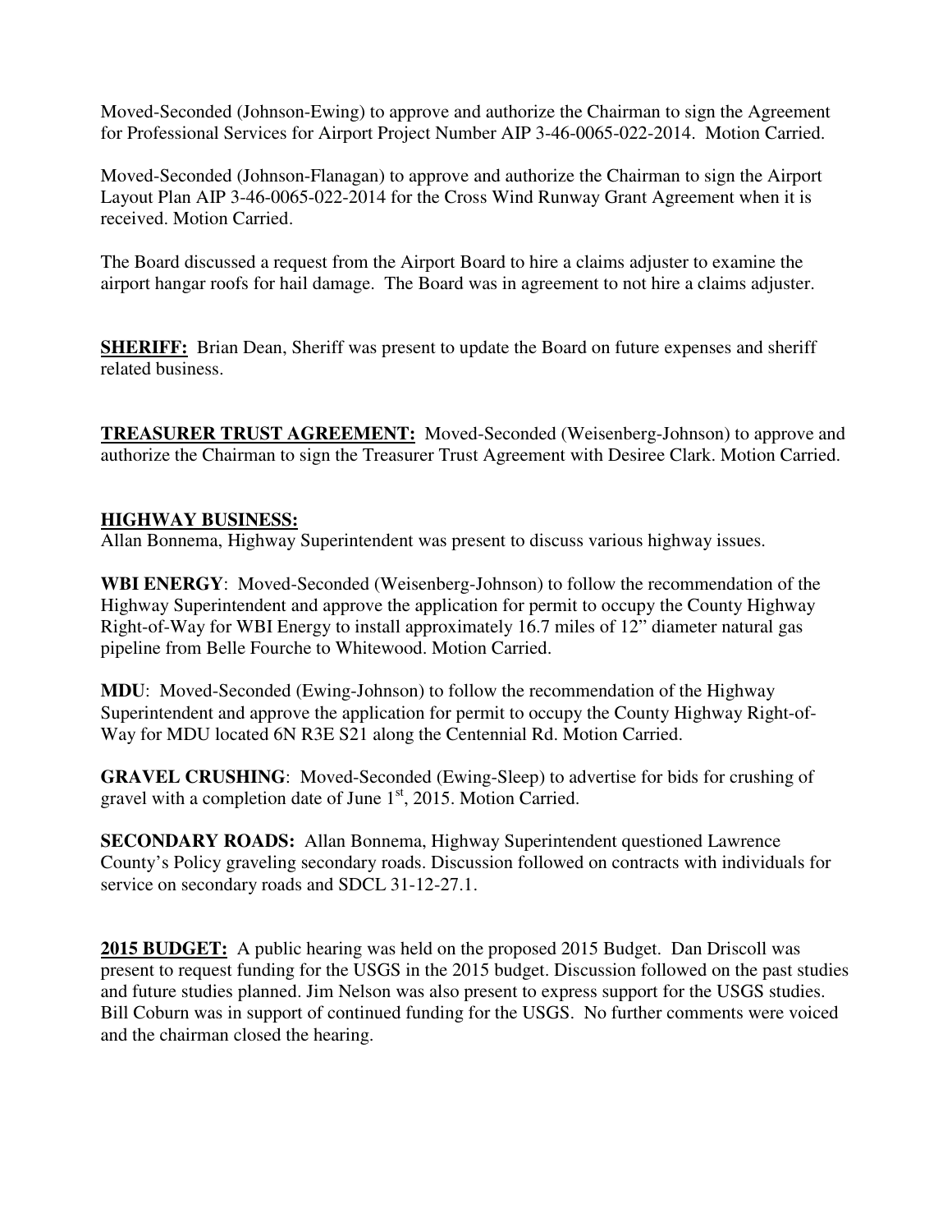Moved-Seconded (Johnson-Ewing) to approve and authorize the Chairman to sign the Agreement for Professional Services for Airport Project Number AIP 3-46-0065-022-2014. Motion Carried.

Moved-Seconded (Johnson-Flanagan) to approve and authorize the Chairman to sign the Airport Layout Plan AIP 3-46-0065-022-2014 for the Cross Wind Runway Grant Agreement when it is received. Motion Carried.

The Board discussed a request from the Airport Board to hire a claims adjuster to examine the airport hangar roofs for hail damage. The Board was in agreement to not hire a claims adjuster.

**SHERIFF:** Brian Dean, Sheriff was present to update the Board on future expenses and sheriff related business.

**TREASURER TRUST AGREEMENT:** Moved-Seconded (Weisenberg-Johnson) to approve and authorize the Chairman to sign the Treasurer Trust Agreement with Desiree Clark. Motion Carried.

**HIGHWAY BUSINESS:**
Allan Bonnema, Highway Superintendent was present to discuss various highway issues.

**WBI ENERGY**: Moved-Seconded (Weisenberg-Johnson) to follow the recommendation of the Highway Superintendent and approve the application for permit to occupy the County Highway Right-of-Way for WBI Energy to install approximately 16.7 miles of 12" diameter natural gas pipeline from Belle Fourche to Whitewood. Motion Carried.

**MDU**: Moved-Seconded (Ewing-Johnson) to follow the recommendation of the Highway Superintendent and approve the application for permit to occupy the County Highway Right-of-Way for MDU located 6N R3E S21 along the Centennial Rd. Motion Carried.

**GRAVEL CRUSHING**: Moved-Seconded (Ewing-Sleep) to advertise for bids for crushing of gravel with a completion date of June 1st, 2015. Motion Carried.

**SECONDARY ROADS:** Allan Bonnema, Highway Superintendent questioned Lawrence County's Policy graveling secondary roads. Discussion followed on contracts with individuals for service on secondary roads and SDCL 31-12-27.1.

**2015 BUDGET:** A public hearing was held on the proposed 2015 Budget. Dan Driscoll was present to request funding for the USGS in the 2015 budget. Discussion followed on the past studies and future studies planned. Jim Nelson was also present to express support for the USGS studies. Bill Coburn was in support of continued funding for the USGS. No further comments were voiced and the chairman closed the hearing.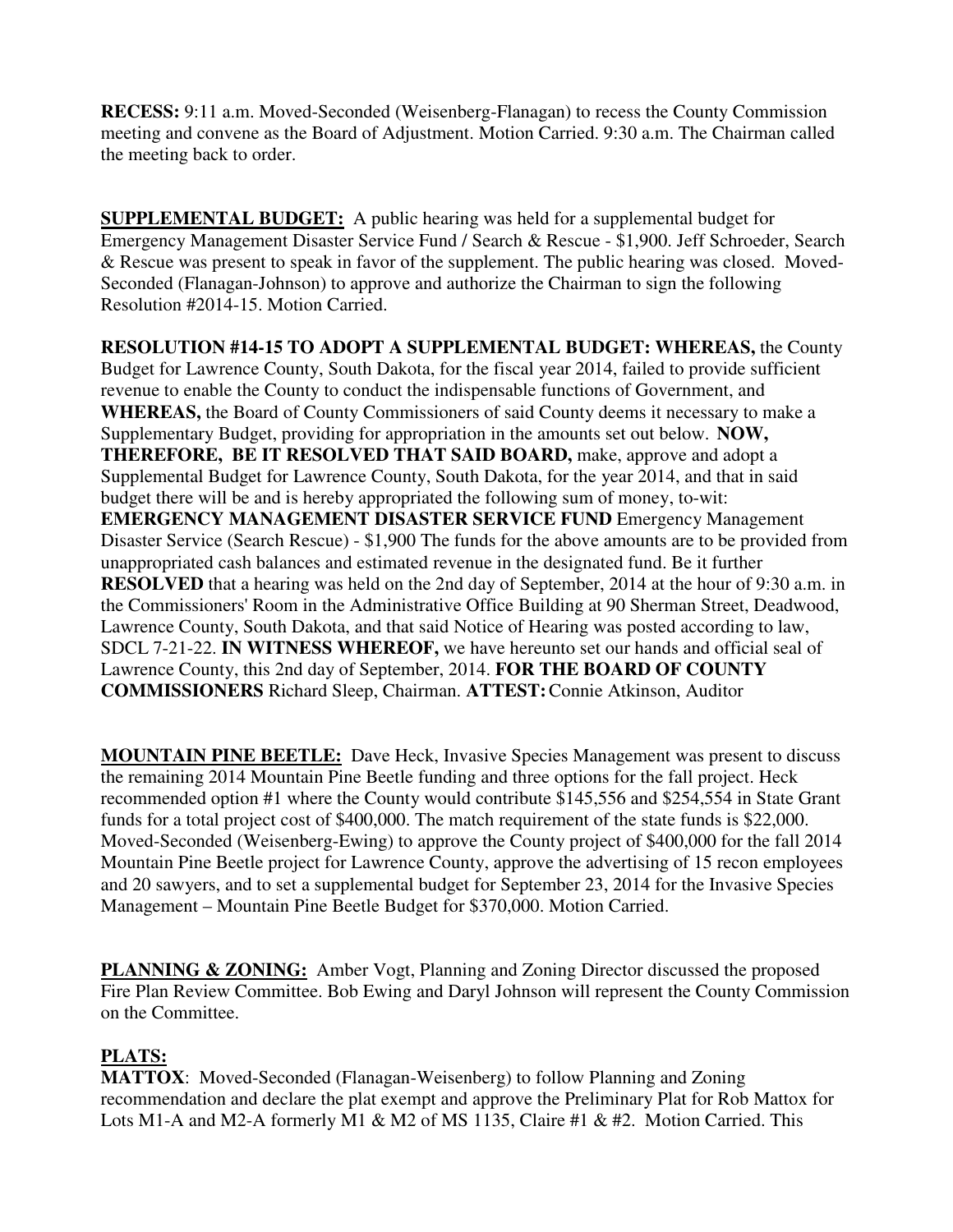**RECESS:** 9:11 a.m. Moved-Seconded (Weisenberg-Flanagan) to recess the County Commission meeting and convene as the Board of Adjustment. Motion Carried. 9:30 a.m. The Chairman called the meeting back to order.

**SUPPLEMENTAL BUDGET:** A public hearing was held for a supplemental budget for Emergency Management Disaster Service Fund / Search & Rescue - $1,900. Jeff Schroeder, Search & Rescue was present to speak in favor of the supplement. The public hearing was closed. Moved-Seconded (Flanagan-Johnson) to approve and authorize the Chairman to sign the following Resolution #2014-15. Motion Carried.

**RESOLUTION #14-15 TO ADOPT A SUPPLEMENTAL BUDGET: WHEREAS,** the County Budget for Lawrence County, South Dakota, for the fiscal year 2014, failed to provide sufficient revenue to enable the County to conduct the indispensable functions of Government, and **WHEREAS,** the Board of County Commissioners of said County deems it necessary to make a Supplementary Budget, providing for appropriation in the amounts set out below. **NOW, THEREFORE, BE IT RESOLVED THAT SAID BOARD,** make, approve and adopt a Supplemental Budget for Lawrence County, South Dakota, for the year 2014, and that in said budget there will be and is hereby appropriated the following sum of money, to-wit: **EMERGENCY MANAGEMENT DISASTER SERVICE FUND** Emergency Management Disaster Service (Search Rescue) - $1,900 The funds for the above amounts are to be provided from unappropriated cash balances and estimated revenue in the designated fund. Be it further **RESOLVED** that a hearing was held on the 2nd day of September, 2014 at the hour of 9:30 a.m. in the Commissioners' Room in the Administrative Office Building at 90 Sherman Street, Deadwood, Lawrence County, South Dakota, and that said Notice of Hearing was posted according to law, SDCL 7-21-22. **IN WITNESS WHEREOF,** we have hereunto set our hands and official seal of Lawrence County, this 2nd day of September, 2014. **FOR THE BOARD OF COUNTY COMMISSIONERS** Richard Sleep, Chairman. **ATTEST:** Connie Atkinson, Auditor

**MOUNTAIN PINE BEETLE:** Dave Heck, Invasive Species Management was present to discuss the remaining 2014 Mountain Pine Beetle funding and three options for the fall project. Heck recommended option #1 where the County would contribute $145,556 and $254,554 in State Grant funds for a total project cost of $400,000. The match requirement of the state funds is $22,000. Moved-Seconded (Weisenberg-Ewing) to approve the County project of $400,000 for the fall 2014 Mountain Pine Beetle project for Lawrence County, approve the advertising of 15 recon employees and 20 sawyers, and to set a supplemental budget for September 23, 2014 for the Invasive Species Management – Mountain Pine Beetle Budget for $370,000. Motion Carried.

**PLANNING & ZONING:** Amber Vogt, Planning and Zoning Director discussed the proposed Fire Plan Review Committee. Bob Ewing and Daryl Johnson will represent the County Commission on the Committee.

**PLATS:**

**MATTOX**: Moved-Seconded (Flanagan-Weisenberg) to follow Planning and Zoning recommendation and declare the plat exempt and approve the Preliminary Plat for Rob Mattox for Lots M1-A and M2-A formerly M1 & M2 of MS 1135, Claire #1 & #2. Motion Carried. This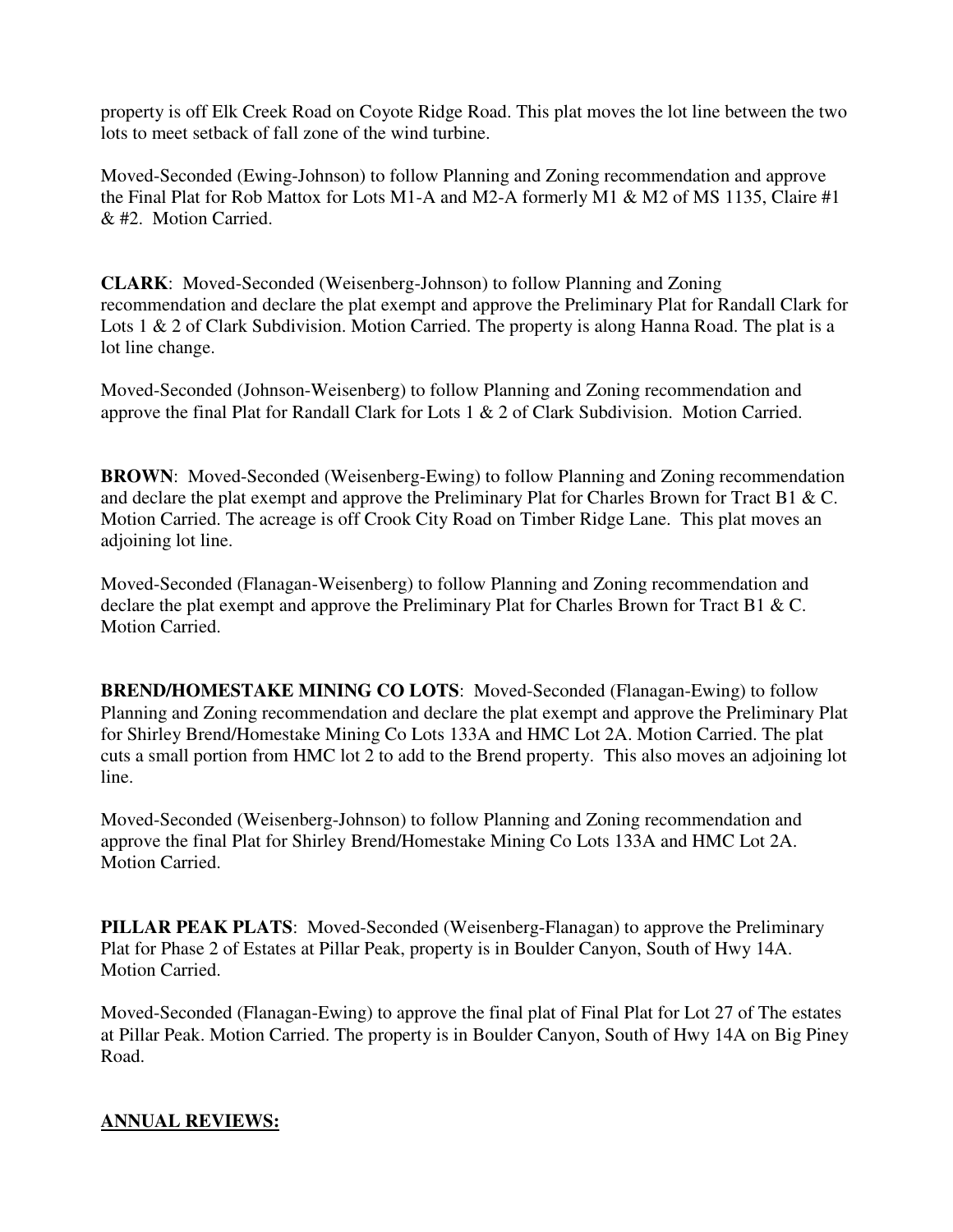property is off Elk Creek Road on Coyote Ridge Road. This plat moves the lot line between the two lots to meet setback of fall zone of the wind turbine.

Moved-Seconded (Ewing-Johnson) to follow Planning and Zoning recommendation and approve the Final Plat for Rob Mattox for Lots M1-A and M2-A formerly M1 & M2 of MS 1135, Claire #1 & #2. Motion Carried.

**CLARK**: Moved-Seconded (Weisenberg-Johnson) to follow Planning and Zoning recommendation and declare the plat exempt and approve the Preliminary Plat for Randall Clark for Lots 1 & 2 of Clark Subdivision. Motion Carried. The property is along Hanna Road. The plat is a lot line change.

Moved-Seconded (Johnson-Weisenberg) to follow Planning and Zoning recommendation and approve the final Plat for Randall Clark for Lots 1 & 2 of Clark Subdivision. Motion Carried.

**BROWN**: Moved-Seconded (Weisenberg-Ewing) to follow Planning and Zoning recommendation and declare the plat exempt and approve the Preliminary Plat for Charles Brown for Tract B1 & C. Motion Carried. The acreage is off Crook City Road on Timber Ridge Lane. This plat moves an adjoining lot line.

Moved-Seconded (Flanagan-Weisenberg) to follow Planning and Zoning recommendation and declare the plat exempt and approve the Preliminary Plat for Charles Brown for Tract B1 & C. Motion Carried.

**BREND/HOMESTAKE MINING CO LOTS**: Moved-Seconded (Flanagan-Ewing) to follow Planning and Zoning recommendation and declare the plat exempt and approve the Preliminary Plat for Shirley Brend/Homestake Mining Co Lots 133A and HMC Lot 2A. Motion Carried. The plat cuts a small portion from HMC lot 2 to add to the Brend property. This also moves an adjoining lot line.

Moved-Seconded (Weisenberg-Johnson) to follow Planning and Zoning recommendation and approve the final Plat for Shirley Brend/Homestake Mining Co Lots 133A and HMC Lot 2A. Motion Carried.

**PILLAR PEAK PLATS**: Moved-Seconded (Weisenberg-Flanagan) to approve the Preliminary Plat for Phase 2 of Estates at Pillar Peak, property is in Boulder Canyon, South of Hwy 14A. Motion Carried.

Moved-Seconded (Flanagan-Ewing) to approve the final plat of Final Plat for Lot 27 of The estates at Pillar Peak. Motion Carried. The property is in Boulder Canyon, South of Hwy 14A on Big Piney Road.

**ANNUAL REVIEWS:**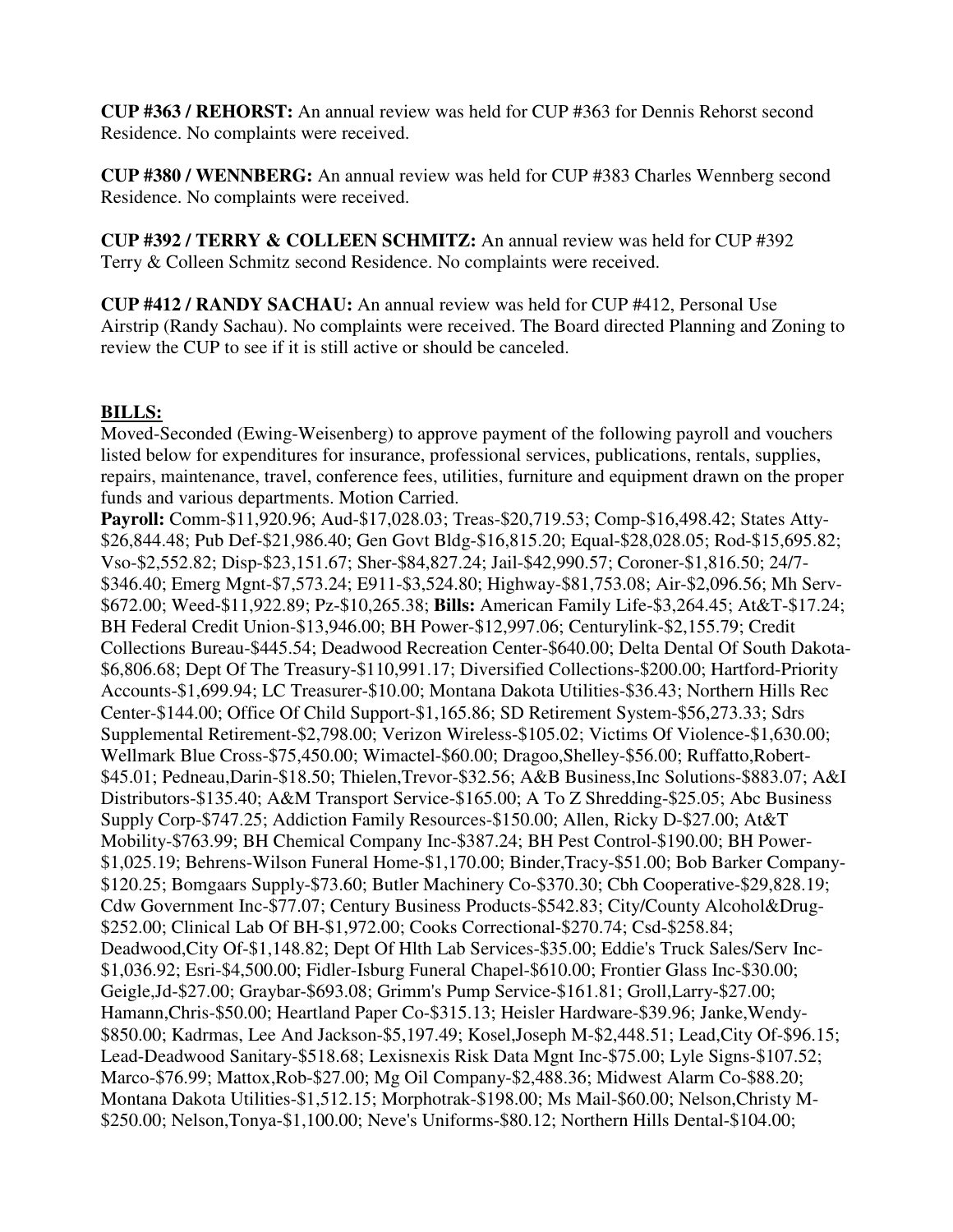**CUP #363 / REHORST:** An annual review was held for CUP #363 for Dennis Rehorst second Residence. No complaints were received.

**CUP #380 / WENNBERG:** An annual review was held for CUP #383 Charles Wennberg second Residence. No complaints were received.

**CUP #392 / TERRY & COLLEEN SCHMITZ:** An annual review was held for CUP #392 Terry & Colleen Schmitz second Residence. No complaints were received.

**CUP #412 / RANDY SACHAU:** An annual review was held for CUP #412, Personal Use Airstrip (Randy Sachau). No complaints were received. The Board directed Planning and Zoning to review the CUP to see if it is still active or should be canceled.

## BILLS:

Moved-Seconded (Ewing-Weisenberg) to approve payment of the following payroll and vouchers listed below for expenditures for insurance, professional services, publications, rentals, supplies, repairs, maintenance, travel, conference fees, utilities, furniture and equipment drawn on the proper funds and various departments. Motion Carried.

**Payroll:** Comm-$11,920.96; Aud-$17,028.03; Treas-$20,719.53; Comp-$16,498.42; States Atty-$26,844.48; Pub Def-$21,986.40; Gen Govt Bldg-$16,815.20; Equal-$28,028.05; Rod-$15,695.82; Vso-$2,552.82; Disp-$23,151.67; Sher-$84,827.24; Jail-$42,990.57; Coroner-$1,816.50; 24/7-$346.40; Emerg Mgnt-$7,573.24; E911-$3,524.80; Highway-$81,753.08; Air-$2,096.56; Mh Serv-$672.00; Weed-$11,922.89; Pz-$10,265.38; **Bills:** American Family Life-$3,264.45; At&T-$17.24; BH Federal Credit Union-$13,946.00; BH Power-$12,997.06; Centurylink-$2,155.79; Credit Collections Bureau-$445.54; Deadwood Recreation Center-$640.00; Delta Dental Of South Dakota-$6,806.68; Dept Of The Treasury-$110,991.17; Diversified Collections-$200.00; Hartford-Priority Accounts-$1,699.94; LC Treasurer-$10.00; Montana Dakota Utilities-$36.43; Northern Hills Rec Center-$144.00; Office Of Child Support-$1,165.86; SD Retirement System-$56,273.33; Sdrs Supplemental Retirement-$2,798.00; Verizon Wireless-$105.02; Victims Of Violence-$1,630.00; Wellmark Blue Cross-$75,450.00; Wimactel-$60.00; Dragoo,Shelley-$56.00; Ruffatto,Robert-$45.01; Pedneau,Darin-$18.50; Thielen,Trevor-$32.56; A&B Business,Inc Solutions-$883.07; A&I Distributors-$135.40; A&M Transport Service-$165.00; A To Z Shredding-$25.05; Abc Business Supply Corp-$747.25; Addiction Family Resources-$150.00; Allen, Ricky D-$27.00; At&T Mobility-$763.99; BH Chemical Company Inc-$387.24; BH Pest Control-$190.00; BH Power-$1,025.19; Behrens-Wilson Funeral Home-$1,170.00; Binder,Tracy-$51.00; Bob Barker Company-$120.25; Bomgaars Supply-$73.60; Butler Machinery Co-$370.30; Cbh Cooperative-$29,828.19; Cdw Government Inc-$77.07; Century Business Products-$542.83; City/County Alcohol&Drug-$252.00; Clinical Lab Of BH-$1,972.00; Cooks Correctional-$270.74; Csd-$258.84; Deadwood,City Of-$1,148.82; Dept Of Hlth Lab Services-$35.00; Eddie's Truck Sales/Serv Inc-$1,036.92; Esri-$4,500.00; Fidler-Isburg Funeral Chapel-$610.00; Frontier Glass Inc-$30.00; Geigle,Jd-$27.00; Graybar-$693.08; Grimm's Pump Service-$161.81; Groll,Larry-$27.00; Hamann,Chris-$50.00; Heartland Paper Co-$315.13; Heisler Hardware-$39.96; Janke,Wendy-$850.00; Kadrmas, Lee And Jackson-$5,197.49; Kosel,Joseph M-$2,448.51; Lead,City Of-$96.15; Lead-Deadwood Sanitary-$518.68; Lexisnexis Risk Data Mgnt Inc-$75.00; Lyle Signs-$107.52; Marco-$76.99; Mattox,Rob-$27.00; Mg Oil Company-$2,488.36; Midwest Alarm Co-$88.20; Montana Dakota Utilities-$1,512.15; Morphotrak-$198.00; Ms Mail-$60.00; Nelson,Christy M-$250.00; Nelson,Tonya-$1,100.00; Neve's Uniforms-$80.12; Northern Hills Dental-$104.00;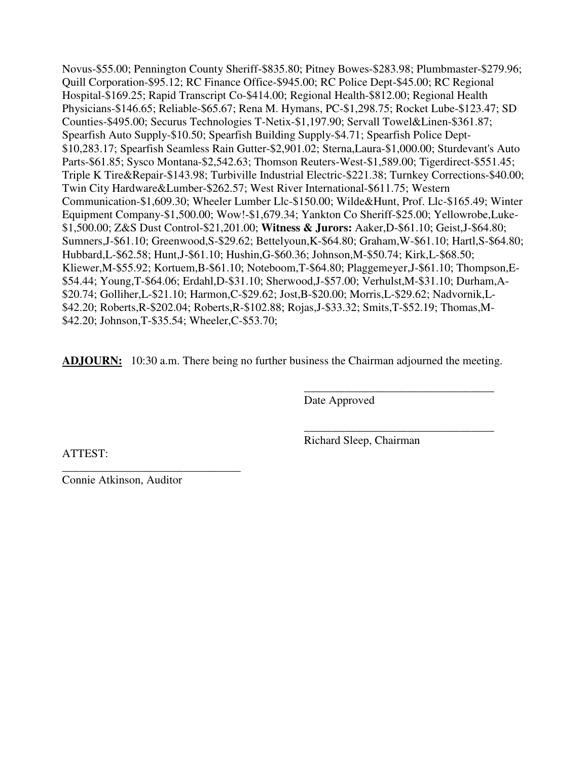Novus-$55.00; Pennington County Sheriff-$835.80; Pitney Bowes-$283.98; Plumbmaster-$279.96; Quill Corporation-$95.12; RC Finance Office-$945.00; RC Police Dept-$45.00; RC Regional Hospital-$169.25; Rapid Transcript Co-$414.00; Regional Health-$812.00; Regional Health Physicians-$146.65; Reliable-$65.67; Rena M. Hymans, PC-$1,298.75; Rocket Lube-$123.47; SD Counties-$495.00; Securus Technologies T-Netix-$1,197.90; Servall Towel&Linen-$361.87; Spearfish Auto Supply-$10.50; Spearfish Building Supply-$4.71; Spearfish Police Dept-$10,283.17; Spearfish Seamless Rain Gutter-$2,901.02; Sterna,Laura-$1,000.00; Sturdevant's Auto Parts-$61.85; Sysco Montana-$2,542.63; Thomson Reuters-West-$1,589.00; Tigerdirect-$551.45; Triple K Tire&Repair-$143.98; Turbiville Industrial Electric-$221.38; Turnkey Corrections-$40.00; Twin City Hardware&Lumber-$262.57; West River International-$611.75; Western Communication-$1,609.30; Wheeler Lumber Llc-$150.00; Wilde&Hunt, Prof. Llc-$165.49; Winter Equipment Company-$1,500.00; Wow!-$1,679.34; Yankton Co Sheriff-$25.00; Yellowrobe,Luke-$1,500.00; Z&S Dust Control-$21,201.00; **Witness & Jurors:** Aaker,D-$61.10; Geist,J-$64.80; Sumners,J-$61.10; Greenwood,S-$29.62; Bettelyoun,K-$64.80; Graham,W-$61.10; Hartl,S-$64.80; Hubbard,L-$62.58; Hunt,J-$61.10; Hushin,G-$60.36; Johnson,M-$50.74; Kirk,L-$68.50; Kliewer,M-$55.92; Kortuem,B-$61.10; Noteboom,T-$64.80; Plaggemeyer,J-$61.10; Thompson,E-$54.44; Young,T-$64.06; Erdahl,D-$31.10; Sherwood,J-$57.00; Verhulst,M-$31.10; Durham,A-$20.74; Golliher,L-$21.10; Harmon,C-$29.62; Jost,B-$20.00; Morris,L-$29.62; Nadvornik,L-$42.20; Roberts,R-$202.04; Roberts,R-$102.88; Rojas,J-$33.32; Smits,T-$52.19; Thomas,M-$42.20; Johnson,T-$35.54; Wheeler,C-$53.70;

**ADJOURN:** 10:30 a.m. There being no further business the Chairman adjourned the meeting.

\_\_\_\_\_\_\_\_\_\_\_\_\_\_\_\_\_\_\_\_\_\_\_\_\_\_\_\_\_\_\_\_\_\_
Date Approved

\_\_\_\_\_\_\_\_\_\_\_\_\_\_\_\_\_\_\_\_\_\_\_\_\_\_\_\_\_\_\_\_\_\_
Richard Sleep, Chairman

ATTEST:

\_\_\_\_\_\_\_\_\_\_\_\_\_\_\_\_\_\_\_\_\_\_\_\_\_\_\_\_\_\_\_\_
Connie Atkinson, Auditor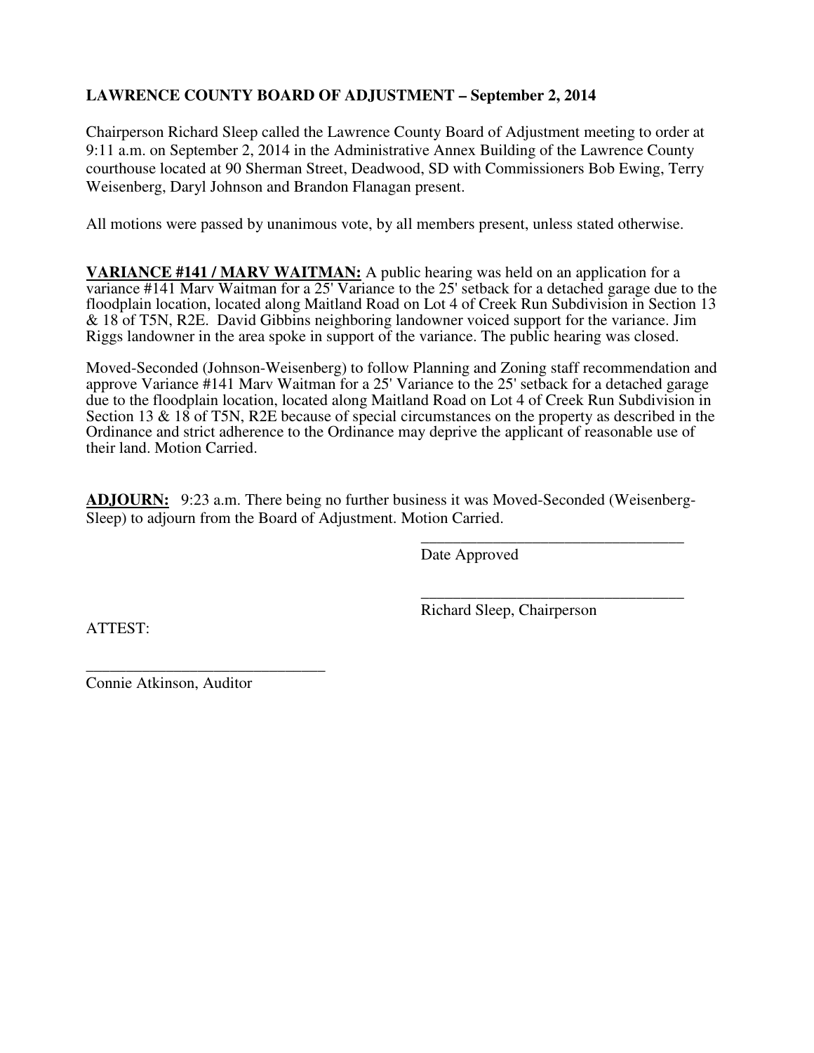**LAWRENCE COUNTY BOARD OF ADJUSTMENT – September 2, 2014**

Chairperson Richard Sleep called the Lawrence County Board of Adjustment meeting to order at 9:11 a.m. on September 2, 2014 in the Administrative Annex Building of the Lawrence County courthouse located at 90 Sherman Street, Deadwood, SD with Commissioners Bob Ewing, Terry Weisenberg, Daryl Johnson and Brandon Flanagan present.

All motions were passed by unanimous vote, by all members present, unless stated otherwise.

**VARIANCE #141 / MARV WAITMAN:** A public hearing was held on an application for a variance #141 Marv Waitman for a 25' Variance to the 25' setback for a detached garage due to the floodplain location, located along Maitland Road on Lot 4 of Creek Run Subdivision in Section 13 & 18 of T5N, R2E. David Gibbins neighboring landowner voiced support for the variance. Jim Riggs landowner in the area spoke in support of the variance. The public hearing was closed.

Moved-Seconded (Johnson-Weisenberg) to follow Planning and Zoning staff recommendation and approve Variance #141 Marv Waitman for a 25' Variance to the 25' setback for a detached garage due to the floodplain location, located along Maitland Road on Lot 4 of Creek Run Subdivision in Section 13 & 18 of T5N, R2E because of special circumstances on the property as described in the Ordinance and strict adherence to the Ordinance may deprive the applicant of reasonable use of their land. Motion Carried.

**ADJOURN:** 9:23 a.m. There being no further business it was Moved-Seconded (Weisenberg-Sleep) to adjourn from the Board of Adjustment. Motion Carried.

\_\_\_\_\_\_\_\_\_\_\_\_\_\_\_\_\_\_\_\_\_\_\_\_\_\_\_\_\_\_\_\_\_\_

Date Approved

\_\_\_\_\_\_\_\_\_\_\_\_\_\_\_\_\_\_\_\_\_\_\_\_\_\_\_\_\_\_\_\_\_\_

Richard Sleep, Chairperson

ATTEST:

\_\_\_\_\_\_\_\_\_\_\_\_\_\_\_\_\_\_\_\_\_\_\_\_\_\_\_\_\_\_\_

Connie Atkinson, Auditor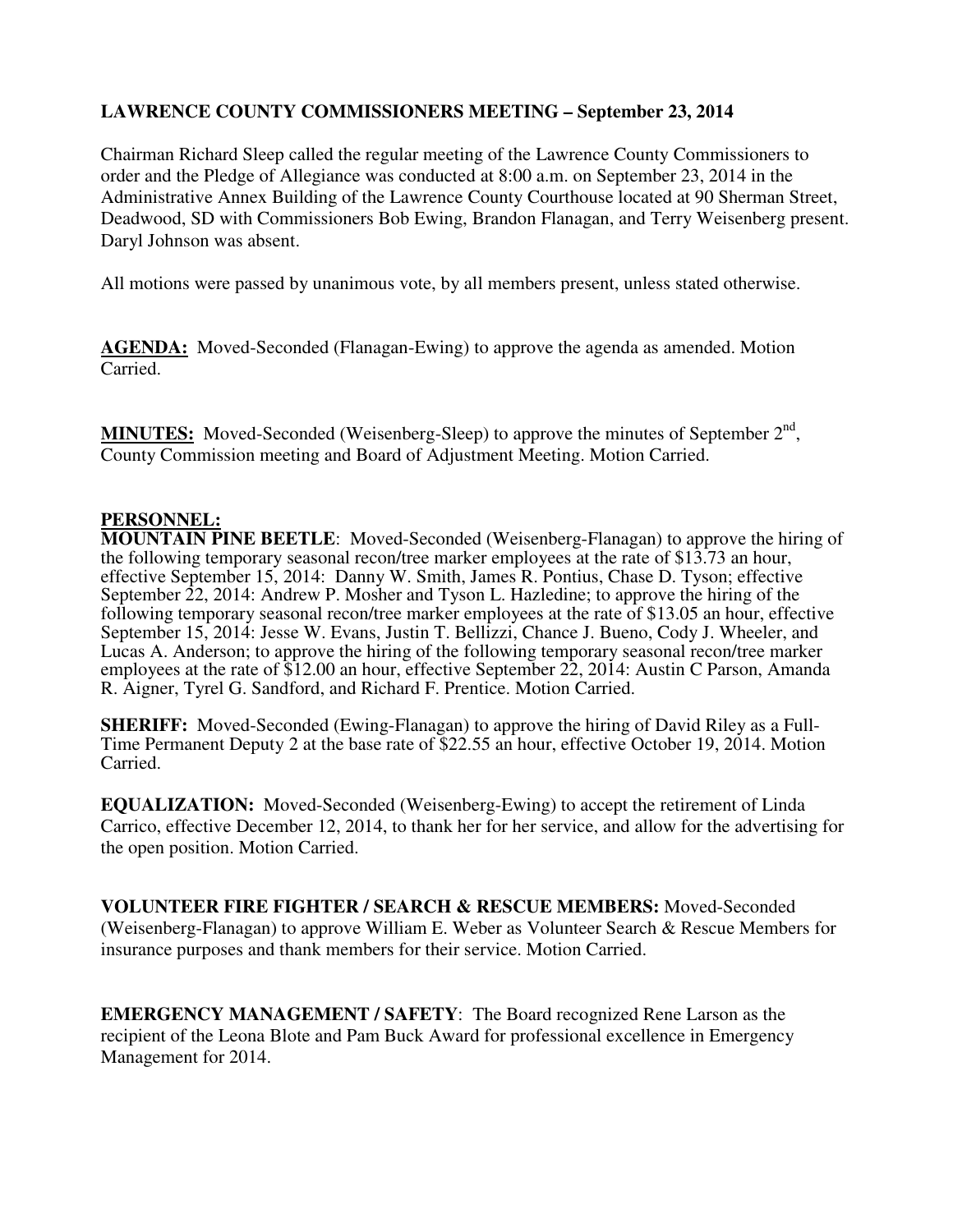**LAWRENCE COUNTY COMMISSIONERS MEETING – September 23, 2014**

Chairman Richard Sleep called the regular meeting of the Lawrence County Commissioners to order and the Pledge of Allegiance was conducted at 8:00 a.m. on September 23, 2014 in the Administrative Annex Building of the Lawrence County Courthouse located at 90 Sherman Street, Deadwood, SD with Commissioners Bob Ewing, Brandon Flanagan, and Terry Weisenberg present. Daryl Johnson was absent.

All motions were passed by unanimous vote, by all members present, unless stated otherwise.

**AGENDA:** Moved-Seconded (Flanagan-Ewing) to approve the agenda as amended. Motion Carried.

**MINUTES:** Moved-Seconded (Weisenberg-Sleep) to approve the minutes of September 2nd, County Commission meeting and Board of Adjustment Meeting. Motion Carried.

**PERSONNEL:**

**MOUNTAIN PINE BEETLE**: Moved-Seconded (Weisenberg-Flanagan) to approve the hiring of the following temporary seasonal recon/tree marker employees at the rate of $13.73 an hour, effective September 15, 2014: Danny W. Smith, James R. Pontius, Chase D. Tyson; effective September 22, 2014: Andrew P. Mosher and Tyson L. Hazledine; to approve the hiring of the following temporary seasonal recon/tree marker employees at the rate of $13.05 an hour, effective September 15, 2014: Jesse W. Evans, Justin T. Bellizzi, Chance J. Bueno, Cody J. Wheeler, and Lucas A. Anderson; to approve the hiring of the following temporary seasonal recon/tree marker employees at the rate of $12.00 an hour, effective September 22, 2014: Austin C Parson, Amanda R. Aigner, Tyrel G. Sandford, and Richard F. Prentice. Motion Carried.

**SHERIFF:** Moved-Seconded (Ewing-Flanagan) to approve the hiring of David Riley as a Full-Time Permanent Deputy 2 at the base rate of $22.55 an hour, effective October 19, 2014. Motion Carried.

**EQUALIZATION:** Moved-Seconded (Weisenberg-Ewing) to accept the retirement of Linda Carrico, effective December 12, 2014, to thank her for her service, and allow for the advertising for the open position. Motion Carried.

**VOLUNTEER FIRE FIGHTER / SEARCH & RESCUE MEMBERS:** Moved-Seconded (Weisenberg-Flanagan) to approve William E. Weber as Volunteer Search & Rescue Members for insurance purposes and thank members for their service. Motion Carried.

**EMERGENCY MANAGEMENT / SAFETY**: The Board recognized Rene Larson as the recipient of the Leona Blote and Pam Buck Award for professional excellence in Emergency Management for 2014.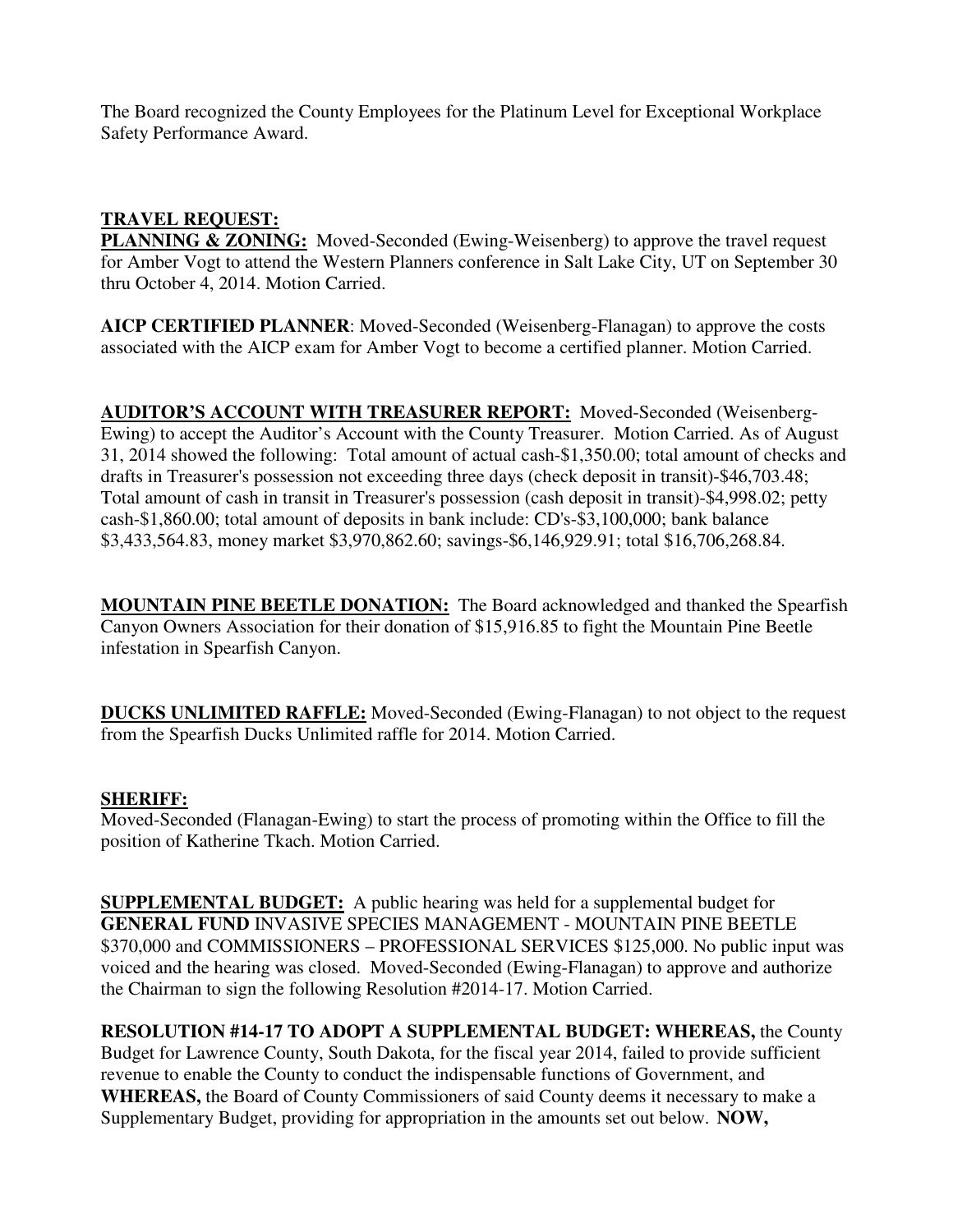The Board recognized the County Employees for the Platinum Level for Exceptional Workplace Safety Performance Award.

**TRAVEL REQUEST:**

**PLANNING & ZONING:** Moved-Seconded (Ewing-Weisenberg) to approve the travel request for Amber Vogt to attend the Western Planners conference in Salt Lake City, UT on September 30 thru October 4, 2014. Motion Carried.

**AICP CERTIFIED PLANNER**: Moved-Seconded (Weisenberg-Flanagan) to approve the costs associated with the AICP exam for Amber Vogt to become a certified planner. Motion Carried.

**AUDITOR'S ACCOUNT WITH TREASURER REPORT:** Moved-Seconded (Weisenberg-Ewing) to accept the Auditor's Account with the County Treasurer. Motion Carried. As of August 31, 2014 showed the following: Total amount of actual cash-$1,350.00; total amount of checks and drafts in Treasurer's possession not exceeding three days (check deposit in transit)-$46,703.48; Total amount of cash in transit in Treasurer's possession (cash deposit in transit)-$4,998.02; petty cash-$1,860.00; total amount of deposits in bank include: CD's-$3,100,000; bank balance $3,433,564.83, money market $3,970,862.60; savings-$6,146,929.91; total $16,706,268.84.

**MOUNTAIN PINE BEETLE DONATION:** The Board acknowledged and thanked the Spearfish Canyon Owners Association for their donation of $15,916.85 to fight the Mountain Pine Beetle infestation in Spearfish Canyon.

**DUCKS UNLIMITED RAFFLE:** Moved-Seconded (Ewing-Flanagan) to not object to the request from the Spearfish Ducks Unlimited raffle for 2014. Motion Carried.

**SHERIFF:**

Moved-Seconded (Flanagan-Ewing) to start the process of promoting within the Office to fill the position of Katherine Tkach. Motion Carried.

**SUPPLEMENTAL BUDGET:** A public hearing was held for a supplemental budget for **GENERAL FUND** INVASIVE SPECIES MANAGEMENT - MOUNTAIN PINE BEETLE $370,000 and COMMISSIONERS – PROFESSIONAL SERVICES $125,000. No public input was voiced and the hearing was closed. Moved-Seconded (Ewing-Flanagan) to approve and authorize the Chairman to sign the following Resolution #2014-17. Motion Carried.

**RESOLUTION #14-17 TO ADOPT A SUPPLEMENTAL BUDGET: WHEREAS,** the County Budget for Lawrence County, South Dakota, for the fiscal year 2014, failed to provide sufficient revenue to enable the County to conduct the indispensable functions of Government, and **WHEREAS,** the Board of County Commissioners of said County deems it necessary to make a Supplementary Budget, providing for appropriation in the amounts set out below. **NOW,**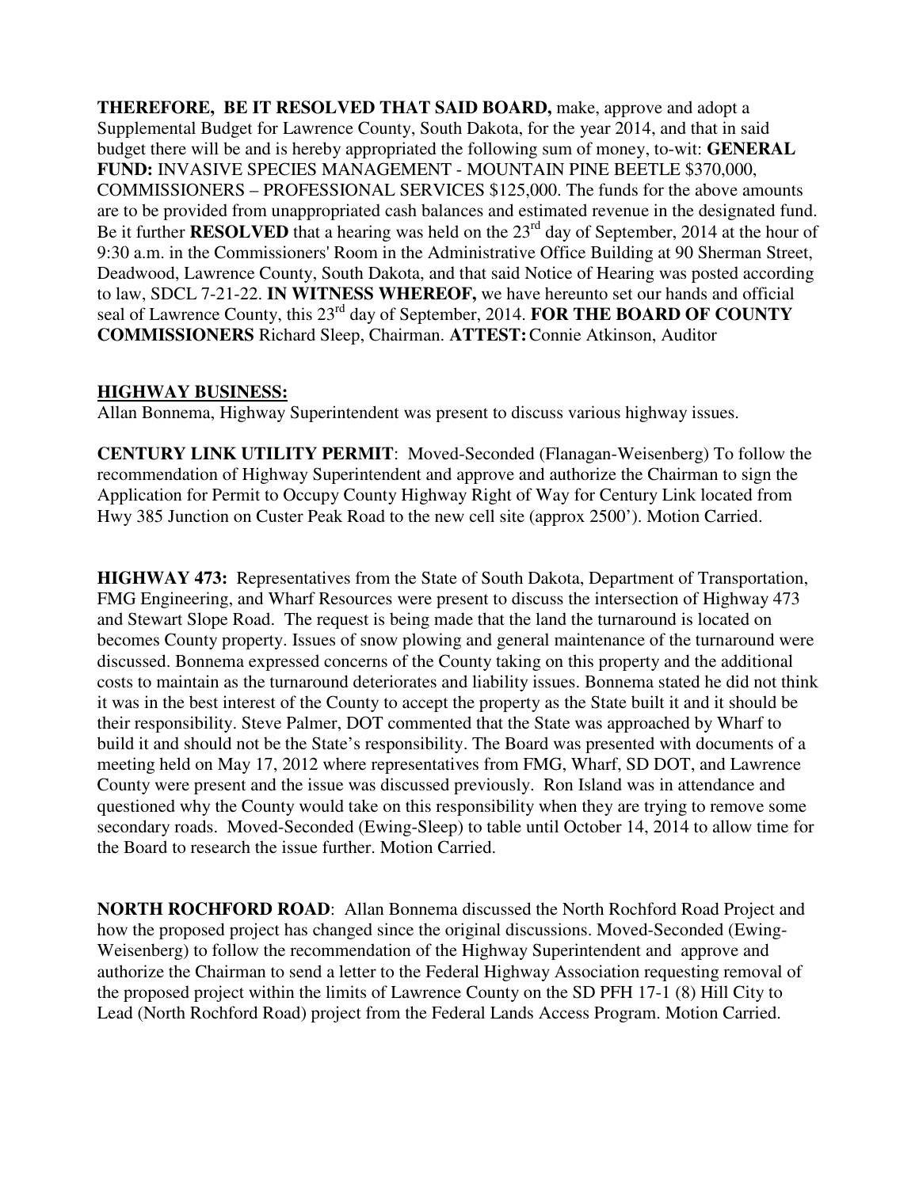**THEREFORE, BE IT RESOLVED THAT SAID BOARD,** make, approve and adopt a Supplemental Budget for Lawrence County, South Dakota, for the year 2014, and that in said budget there will be and is hereby appropriated the following sum of money, to-wit: **GENERAL FUND:** INVASIVE SPECIES MANAGEMENT - MOUNTAIN PINE BEETLE $370,000, COMMISSIONERS – PROFESSIONAL SERVICES $125,000. The funds for the above amounts are to be provided from unappropriated cash balances and estimated revenue in the designated fund. Be it further **RESOLVED** that a hearing was held on the 23rd day of September, 2014 at the hour of 9:30 a.m. in the Commissioners' Room in the Administrative Office Building at 90 Sherman Street, Deadwood, Lawrence County, South Dakota, and that said Notice of Hearing was posted according to law, SDCL 7-21-22. **IN WITNESS WHEREOF,** we have hereunto set our hands and official seal of Lawrence County, this 23rd day of September, 2014. **FOR THE BOARD OF COUNTY COMMISSIONERS** Richard Sleep, Chairman. **ATTEST:** Connie Atkinson, Auditor

**HIGHWAY BUSINESS:**

Allan Bonnema, Highway Superintendent was present to discuss various highway issues.

**CENTURY LINK UTILITY PERMIT**: Moved-Seconded (Flanagan-Weisenberg) To follow the recommendation of Highway Superintendent and approve and authorize the Chairman to sign the Application for Permit to Occupy County Highway Right of Way for Century Link located from Hwy 385 Junction on Custer Peak Road to the new cell site (approx 2500'). Motion Carried.

**HIGHWAY 473:** Representatives from the State of South Dakota, Department of Transportation, FMG Engineering, and Wharf Resources were present to discuss the intersection of Highway 473 and Stewart Slope Road. The request is being made that the land the turnaround is located on becomes County property. Issues of snow plowing and general maintenance of the turnaround were discussed. Bonnema expressed concerns of the County taking on this property and the additional costs to maintain as the turnaround deteriorates and liability issues. Bonnema stated he did not think it was in the best interest of the County to accept the property as the State built it and it should be their responsibility. Steve Palmer, DOT commented that the State was approached by Wharf to build it and should not be the State's responsibility. The Board was presented with documents of a meeting held on May 17, 2012 where representatives from FMG, Wharf, SD DOT, and Lawrence County were present and the issue was discussed previously. Ron Island was in attendance and questioned why the County would take on this responsibility when they are trying to remove some secondary roads. Moved-Seconded (Ewing-Sleep) to table until October 14, 2014 to allow time for the Board to research the issue further. Motion Carried.

**NORTH ROCHFORD ROAD**: Allan Bonnema discussed the North Rochford Road Project and how the proposed project has changed since the original discussions. Moved-Seconded (Ewing-Weisenberg) to follow the recommendation of the Highway Superintendent and approve and authorize the Chairman to send a letter to the Federal Highway Association requesting removal of the proposed project within the limits of Lawrence County on the SD PFH 17-1 (8) Hill City to Lead (North Rochford Road) project from the Federal Lands Access Program. Motion Carried.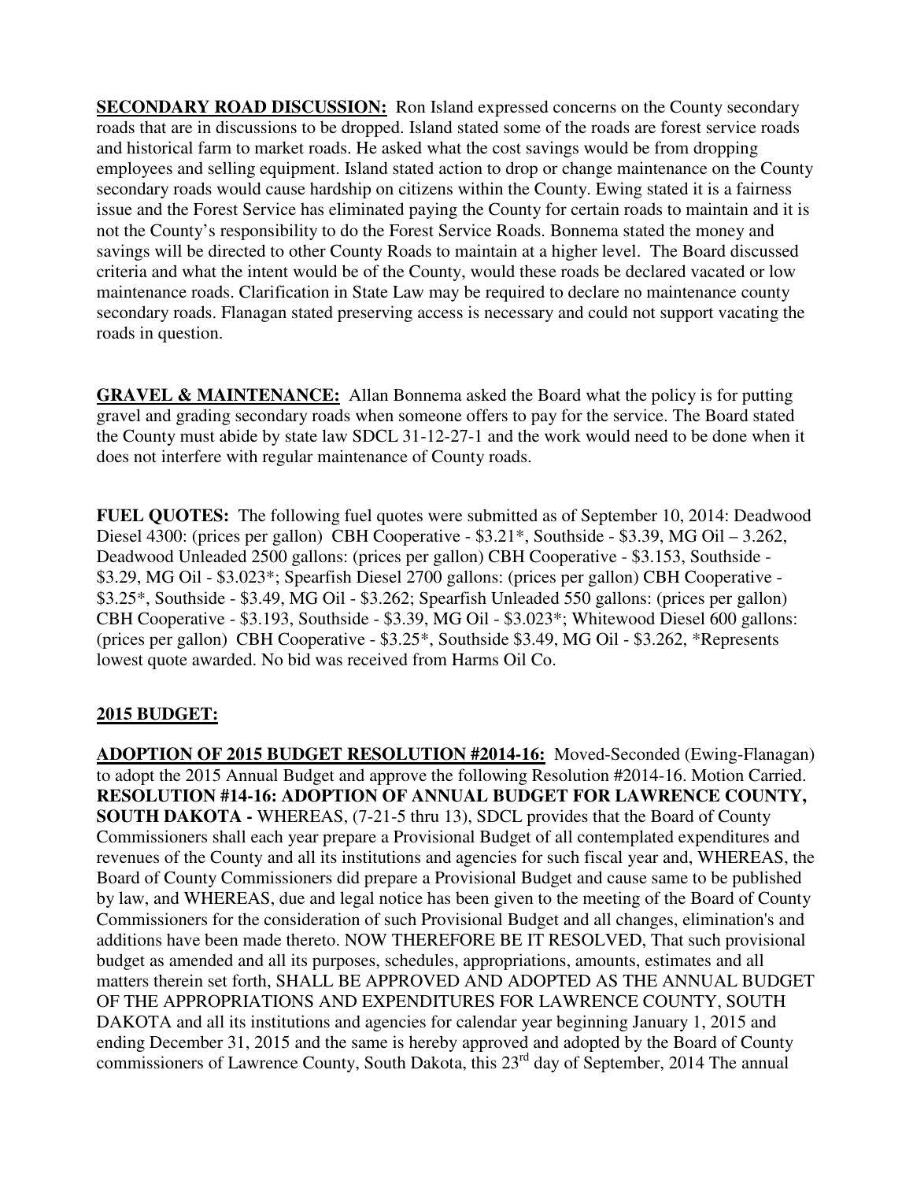**SECONDARY ROAD DISCUSSION:** Ron Island expressed concerns on the County secondary roads that are in discussions to be dropped. Island stated some of the roads are forest service roads and historical farm to market roads. He asked what the cost savings would be from dropping employees and selling equipment. Island stated action to drop or change maintenance on the County secondary roads would cause hardship on citizens within the County. Ewing stated it is a fairness issue and the Forest Service has eliminated paying the County for certain roads to maintain and it is not the County's responsibility to do the Forest Service Roads. Bonnema stated the money and savings will be directed to other County Roads to maintain at a higher level. The Board discussed criteria and what the intent would be of the County, would these roads be declared vacated or low maintenance roads. Clarification in State Law may be required to declare no maintenance county secondary roads. Flanagan stated preserving access is necessary and could not support vacating the roads in question.

**GRAVEL & MAINTENANCE:** Allan Bonnema asked the Board what the policy is for putting gravel and grading secondary roads when someone offers to pay for the service. The Board stated the County must abide by state law SDCL 31-12-27-1 and the work would need to be done when it does not interfere with regular maintenance of County roads.

**FUEL QUOTES:** The following fuel quotes were submitted as of September 10, 2014: Deadwood Diesel 4300: (prices per gallon) CBH Cooperative - $3.21*, Southside - $3.39, MG Oil – 3.262, Deadwood Unleaded 2500 gallons: (prices per gallon) CBH Cooperative - $3.153, Southside - $3.29, MG Oil - $3.023*; Spearfish Diesel 2700 gallons: (prices per gallon) CBH Cooperative - $3.25*, Southside - $3.49, MG Oil - $3.262; Spearfish Unleaded 550 gallons: (prices per gallon) CBH Cooperative - $3.193, Southside - $3.39, MG Oil - $3.023*; Whitewood Diesel 600 gallons: (prices per gallon) CBH Cooperative - $3.25*, Southside $3.49, MG Oil - $3.262, *Represents lowest quote awarded. No bid was received from Harms Oil Co.

**2015 BUDGET:**

**ADOPTION OF 2015 BUDGET RESOLUTION #2014-16:** Moved-Seconded (Ewing-Flanagan) to adopt the 2015 Annual Budget and approve the following Resolution #2014-16. Motion Carried. **RESOLUTION #14-16: ADOPTION OF ANNUAL BUDGET FOR LAWRENCE COUNTY, SOUTH DAKOTA -** WHEREAS, (7-21-5 thru 13), SDCL provides that the Board of County Commissioners shall each year prepare a Provisional Budget of all contemplated expenditures and revenues of the County and all its institutions and agencies for such fiscal year and, WHEREAS, the Board of County Commissioners did prepare a Provisional Budget and cause same to be published by law, and WHEREAS, due and legal notice has been given to the meeting of the Board of County Commissioners for the consideration of such Provisional Budget and all changes, elimination's and additions have been made thereto. NOW THEREFORE BE IT RESOLVED, That such provisional budget as amended and all its purposes, schedules, appropriations, amounts, estimates and all matters therein set forth, SHALL BE APPROVED AND ADOPTED AS THE ANNUAL BUDGET OF THE APPROPRIATIONS AND EXPENDITURES FOR LAWRENCE COUNTY, SOUTH DAKOTA and all its institutions and agencies for calendar year beginning January 1, 2015 and ending December 31, 2015 and the same is hereby approved and adopted by the Board of County commissioners of Lawrence County, South Dakota, this 23rd day of September, 2014 The annual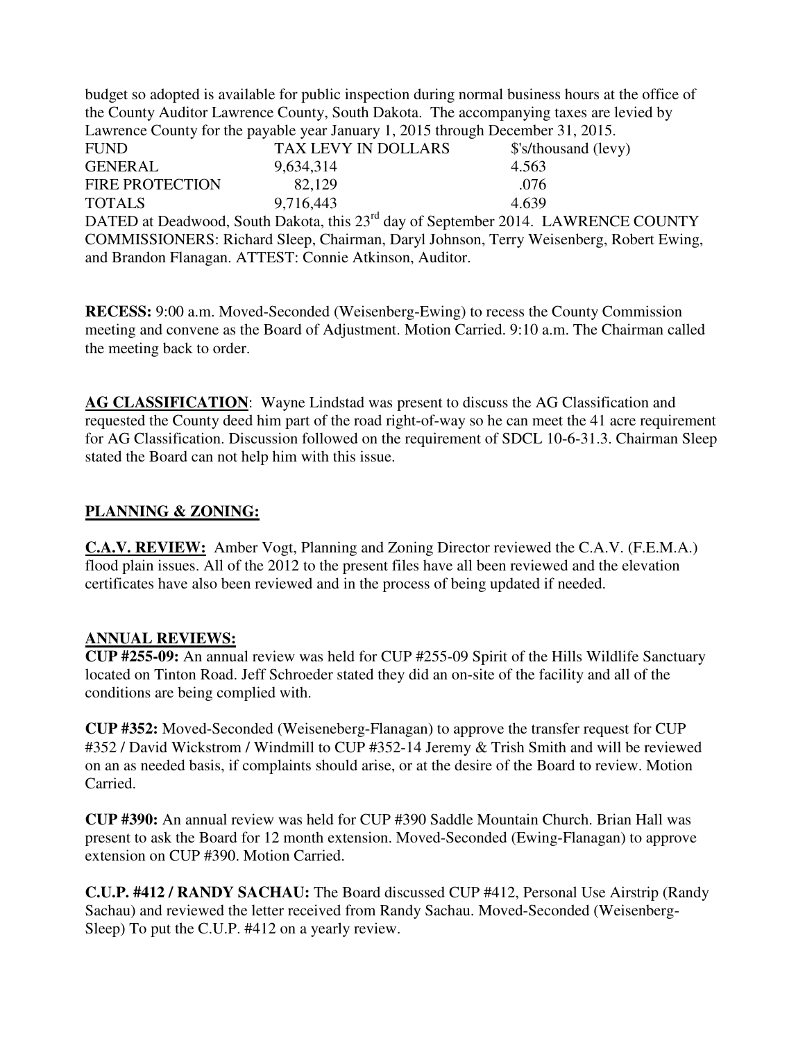budget so adopted is available for public inspection during normal business hours at the office of the County Auditor Lawrence County, South Dakota. The accompanying taxes are levied by Lawrence County for the payable year January 1, 2015 through December 31, 2015.

| FUND | TAX LEVY IN DOLLARS | $'s/thousand (levy) |
|---|---|---|
| GENERAL | 9,634,314 | 4.563 |
| FIRE PROTECTION | 82,129 | .076 |
| TOTALS | 9,716,443 | 4.639 |

DATED at Deadwood, South Dakota, this 23rd day of September 2014. LAWRENCE COUNTY COMMISSIONERS: Richard Sleep, Chairman, Daryl Johnson, Terry Weisenberg, Robert Ewing, and Brandon Flanagan. ATTEST: Connie Atkinson, Auditor.

**RECESS:** 9:00 a.m. Moved-Seconded (Weisenberg-Ewing) to recess the County Commission meeting and convene as the Board of Adjustment. Motion Carried. 9:10 a.m. The Chairman called the meeting back to order.

**AG CLASSIFICATION**: Wayne Lindstad was present to discuss the AG Classification and requested the County deed him part of the road right-of-way so he can meet the 41 acre requirement for AG Classification. Discussion followed on the requirement of SDCL 10-6-31.3. Chairman Sleep stated the Board can not help him with this issue.

## PLANNING & ZONING:

**C.A.V. REVIEW:** Amber Vogt, Planning and Zoning Director reviewed the C.A.V. (F.E.M.A.) flood plain issues. All of the 2012 to the present files have all been reviewed and the elevation certificates have also been reviewed and in the process of being updated if needed.

## ANNUAL REVIEWS:

**CUP #255-09:** An annual review was held for CUP #255-09 Spirit of the Hills Wildlife Sanctuary located on Tinton Road. Jeff Schroeder stated they did an on-site of the facility and all of the conditions are being complied with.

**CUP #352:** Moved-Seconded (Weiseneberg-Flanagan) to approve the transfer request for CUP #352 / David Wickstrom / Windmill to CUP #352-14 Jeremy & Trish Smith and will be reviewed on an as needed basis, if complaints should arise, or at the desire of the Board to review. Motion Carried.

**CUP #390:** An annual review was held for CUP #390 Saddle Mountain Church. Brian Hall was present to ask the Board for 12 month extension. Moved-Seconded (Ewing-Flanagan) to approve extension on CUP #390. Motion Carried.

**C.U.P. #412 / RANDY SACHAU:** The Board discussed CUP #412, Personal Use Airstrip (Randy Sachau) and reviewed the letter received from Randy Sachau. Moved-Seconded (Weisenberg-Sleep) To put the C.U.P. #412 on a yearly review.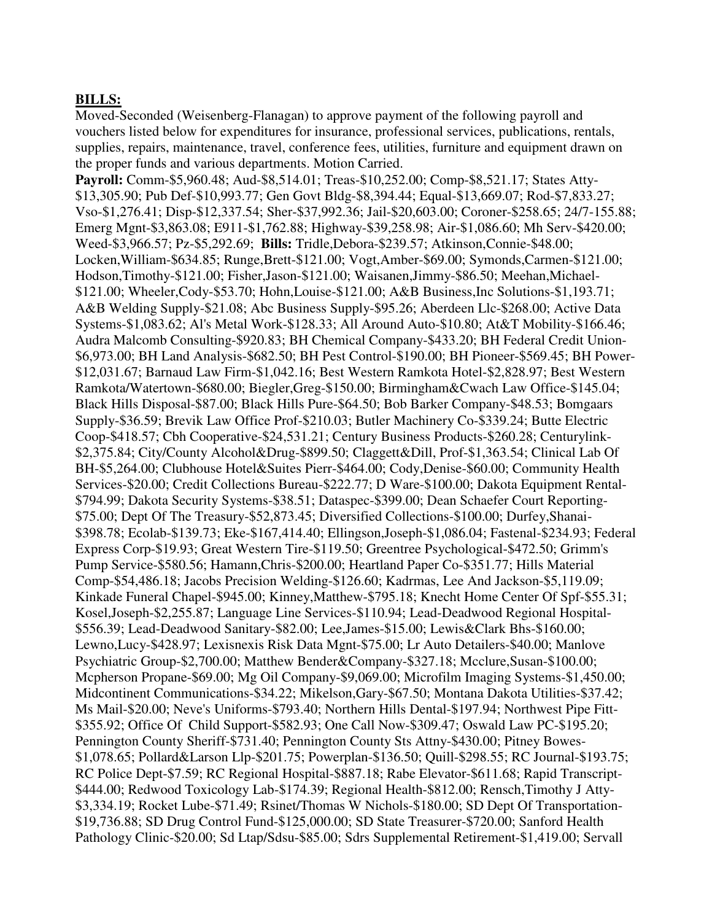**BILLS:**

Moved-Seconded (Weisenberg-Flanagan) to approve payment of the following payroll and vouchers listed below for expenditures for insurance, professional services, publications, rentals, supplies, repairs, maintenance, travel, conference fees, utilities, furniture and equipment drawn on the proper funds and various departments. Motion Carried.

**Payroll:** Comm-$5,960.48; Aud-$8,514.01; Treas-$10,252.00; Comp-$8,521.17; States Atty-$13,305.90; Pub Def-$10,993.77; Gen Govt Bldg-$8,394.44; Equal-$13,669.07; Rod-$7,833.27; Vso-$1,276.41; Disp-$12,337.54; Sher-$37,992.36; Jail-$20,603.00; Coroner-$258.65; 24/7-155.88; Emerg Mgnt-$3,863.08; E911-$1,762.88; Highway-$39,258.98; Air-$1,086.60; Mh Serv-$420.00; Weed-$3,966.57; Pz-$5,292.69; **Bills:** Tridle,Debora-$239.57; Atkinson,Connie-$48.00; Locken,William-$634.85; Runge,Brett-$121.00; Vogt,Amber-$69.00; Symonds,Carmen-$121.00; Hodson,Timothy-$121.00; Fisher,Jason-$121.00; Waisanen,Jimmy-$86.50; Meehan,Michael-$121.00; Wheeler,Cody-$53.70; Hohn,Louise-$121.00; A&B Business,Inc Solutions-$1,193.71; A&B Welding Supply-$21.08; Abc Business Supply-$95.26; Aberdeen Llc-$268.00; Active Data Systems-$1,083.62; Al's Metal Work-$128.33; All Around Auto-$10.80; At&T Mobility-$166.46; Audra Malcomb Consulting-$920.83; BH Chemical Company-$433.20; BH Federal Credit Union-$6,973.00; BH Land Analysis-$682.50; BH Pest Control-$190.00; BH Pioneer-$569.45; BH Power-$12,031.67; Barnaud Law Firm-$1,042.16; Best Western Ramkota Hotel-$2,828.97; Best Western Ramkota/Watertown-$680.00; Biegler,Greg-$150.00; Birmingham&Cwach Law Office-$145.04; Black Hills Disposal-$87.00; Black Hills Pure-$64.50; Bob Barker Company-$48.53; Bomgaars Supply-$36.59; Brevik Law Office Prof-$210.03; Butler Machinery Co-$339.24; Butte Electric Coop-$418.57; Cbh Cooperative-$24,531.21; Century Business Products-$260.28; Centurylink-$2,375.84; City/County Alcohol&Drug-$899.50; Claggett&Dill, Prof-$1,363.54; Clinical Lab Of BH-$5,264.00; Clubhouse Hotel&Suites Pierr-$464.00; Cody,Denise-$60.00; Community Health Services-$20.00; Credit Collections Bureau-$222.77; D Ware-$100.00; Dakota Equipment Rental-$794.99; Dakota Security Systems-$38.51; Dataspec-$399.00; Dean Schaefer Court Reporting-$75.00; Dept Of The Treasury-$52,873.45; Diversified Collections-$100.00; Durfey,Shanai-$398.78; Ecolab-$139.73; Eke-$167,414.40; Ellingson,Joseph-$1,086.04; Fastenal-$234.93; Federal Express Corp-$19.93; Great Western Tire-$119.50; Greentree Psychological-$472.50; Grimm's Pump Service-$580.56; Hamann,Chris-$200.00; Heartland Paper Co-$351.77; Hills Material Comp-$54,486.18; Jacobs Precision Welding-$126.60; Kadrmas, Lee And Jackson-$5,119.09; Kinkade Funeral Chapel-$945.00; Kinney,Matthew-$795.18; Knecht Home Center Of Spf-$55.31; Kosel,Joseph-$2,255.87; Language Line Services-$110.94; Lead-Deadwood Regional Hospital-$556.39; Lead-Deadwood Sanitary-$82.00; Lee,James-$15.00; Lewis&Clark Bhs-$160.00; Lewno,Lucy-$428.97; Lexisnexis Risk Data Mgnt-$75.00; Lr Auto Detailers-$40.00; Manlove Psychiatric Group-$2,700.00; Matthew Bender&Company-$327.18; Mcclure,Susan-$100.00; Mcpherson Propane-$69.00; Mg Oil Company-$9,069.00; Microfilm Imaging Systems-$1,450.00; Midcontinent Communications-$34.22; Mikelson,Gary-$67.50; Montana Dakota Utilities-$37.42; Ms Mail-$20.00; Neve's Uniforms-$793.40; Northern Hills Dental-$197.94; Northwest Pipe Fitt-$355.92; Office Of Child Support-$582.93; One Call Now-$309.47; Oswald Law PC-$195.20; Pennington County Sheriff-$731.40; Pennington County Sts Attny-$430.00; Pitney Bowes-$1,078.65; Pollard&Larson Llp-$201.75; Powerplan-$136.50; Quill-$298.55; RC Journal-$193.75; RC Police Dept-$7.59; RC Regional Hospital-$887.18; Rabe Elevator-$611.68; Rapid Transcript-$444.00; Redwood Toxicology Lab-$174.39; Regional Health-$812.00; Rensch,Timothy J Atty-$3,334.19; Rocket Lube-$71.49; Rsinet/Thomas W Nichols-$180.00; SD Dept Of Transportation-$19,736.88; SD Drug Control Fund-$125,000.00; SD State Treasurer-$720.00; Sanford Health Pathology Clinic-$20.00; Sd Ltap/Sdsu-$85.00; Sdrs Supplemental Retirement-$1,419.00; Servall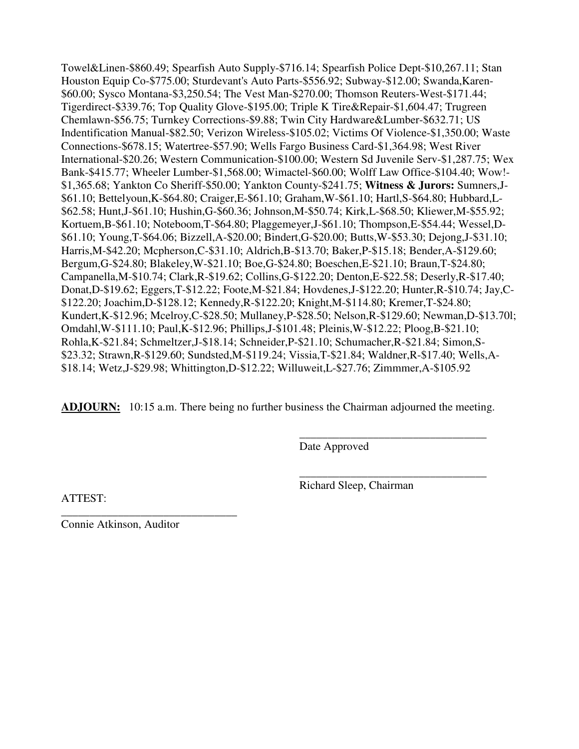Towel&Linen-$860.49; Spearfish Auto Supply-$716.14; Spearfish Police Dept-$10,267.11; Stan Houston Equip Co-$775.00; Sturdevant's Auto Parts-$556.92; Subway-$12.00; Swanda,Karen-$60.00; Sysco Montana-$3,250.54; The Vest Man-$270.00; Thomson Reuters-West-$171.44; Tigerdirect-$339.76; Top Quality Glove-$195.00; Triple K Tire&Repair-$1,604.47; Trugreen Chemlawn-$56.75; Turnkey Corrections-$9.88; Twin City Hardware&Lumber-$632.71; US Indentification Manual-$82.50; Verizon Wireless-$105.02; Victims Of Violence-$1,350.00; Waste Connections-$678.15; Watertree-$57.90; Wells Fargo Business Card-$1,364.98; West River International-$20.26; Western Communication-$100.00; Western Sd Juvenile Serv-$1,287.75; Wex Bank-$415.77; Wheeler Lumber-$1,568.00; Wimactel-$60.00; Wolff Law Office-$104.40; Wow!-$1,365.68; Yankton Co Sheriff-$50.00; Yankton County-$241.75; **Witness & Jurors:** Sumners,J-$61.10; Bettelyoun,K-$64.80; Craiger,E-$61.10; Graham,W-$61.10; Hartl,S-$64.80; Hubbard,L-$62.58; Hunt,J-$61.10; Hushin,G-$60.36; Johnson,M-$50.74; Kirk,L-$68.50; Kliewer,M-$55.92; Kortuem,B-$61.10; Noteboom,T-$64.80; Plaggemeyer,J-$61.10; Thompson,E-$54.44; Wessel,D-$61.10; Young,T-$64.06; Bizzell,A-$20.00; Bindert,G-$20.00; Butts,W-$53.30; Dejong,J-$31.10; Harris,M-$42.20; Mcpherson,C-$31.10; Aldrich,B-$13.70; Baker,P-$15.18; Bender,A-$129.60; Bergum,G-$24.80; Blakeley,W-$21.10; Boe,G-$24.80; Boeschen,E-$21.10; Braun,T-$24.80; Campanella,M-$10.74; Clark,R-$19.62; Collins,G-$122.20; Denton,E-$22.58; Deserly,R-$17.40; Donat,D-$19.62; Eggers,T-$12.22; Foote,M-$21.84; Hovdenes,J-$122.20; Hunter,R-$10.74; Jay,C-$122.20; Joachim,D-$128.12; Kennedy,R-$122.20; Knight,M-$114.80; Kremer,T-$24.80; Kundert,K-$12.96; Mcelroy,C-$28.50; Mullaney,P-$28.50; Nelson,R-$129.60; Newman,D-$13.70l; Omdahl,W-$111.10; Paul,K-$12.96; Phillips,J-$101.48; Pleinis,W-$12.22; Ploog,B-$21.10; Rohla,K-$21.84; Schmeltzer,J-$18.14; Schneider,P-$21.10; Schumacher,R-$21.84; Simon,S-$23.32; Strawn,R-$129.60; Sundsted,M-$119.24; Vissia,T-$21.84; Waldner,R-$17.40; Wells,A-$18.14; Wetz,J-$29.98; Whittington,D-$12.22; Willuweit,L-$27.76; Zimmmer,A-$105.92

**ADJOURN:** 10:15 a.m. There being no further business the Chairman adjourned the meeting.

\_\_\_\_\_\_\_\_\_\_\_\_\_\_\_\_\_\_\_\_\_\_\_\_\_\_\_\_\_\_\_\_\_

Date Approved

\_\_\_\_\_\_\_\_\_\_\_\_\_\_\_\_\_\_\_\_\_\_\_\_\_\_\_\_\_\_\_\_\_

Richard Sleep, Chairman

ATTEST:

\_\_\_\_\_\_\_\_\_\_\_\_\_\_\_\_\_\_\_\_\_\_\_\_\_\_\_\_\_\_\_

Connie Atkinson, Auditor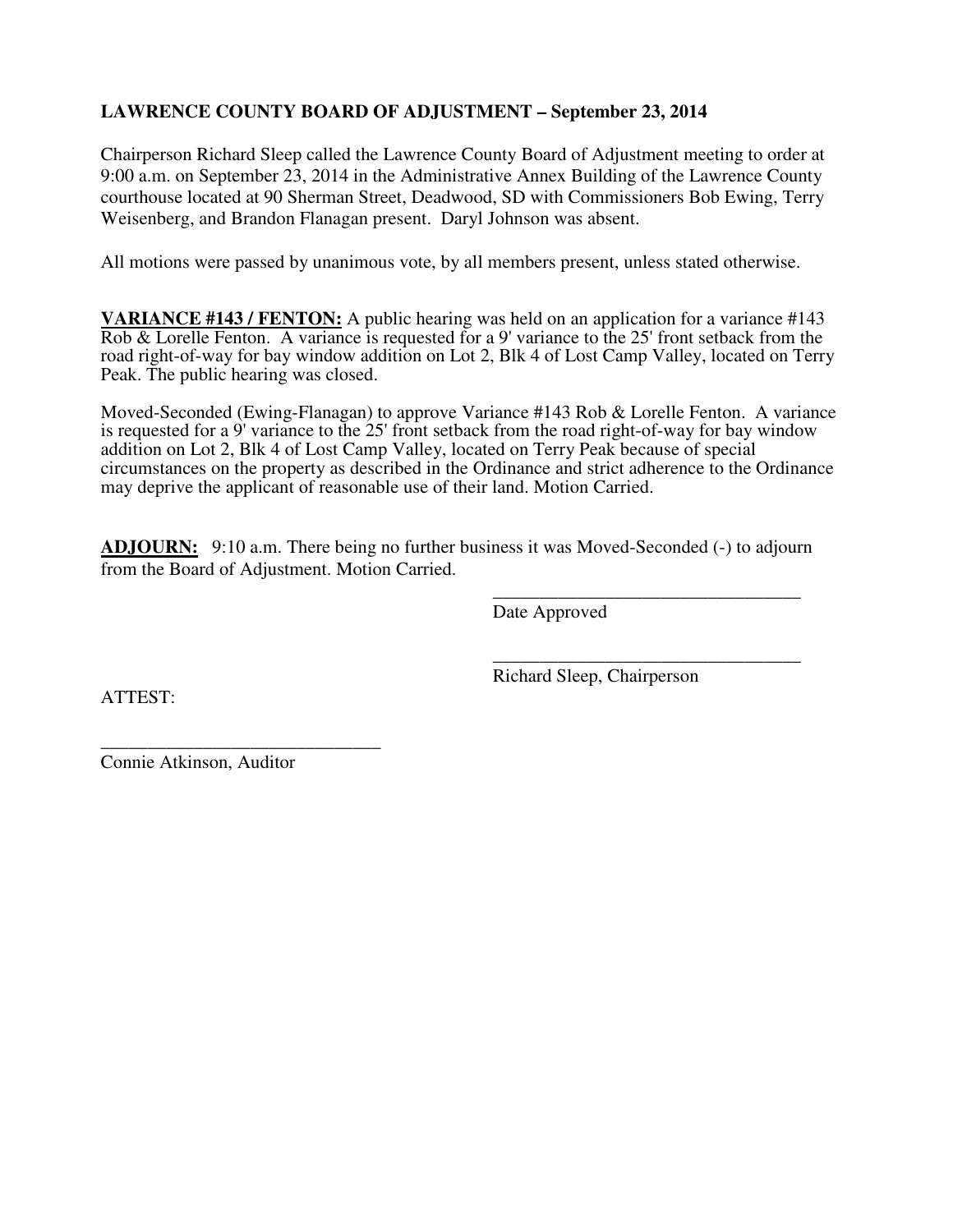**LAWRENCE COUNTY BOARD OF ADJUSTMENT – September 23, 2014**

Chairperson Richard Sleep called the Lawrence County Board of Adjustment meeting to order at 9:00 a.m. on September 23, 2014 in the Administrative Annex Building of the Lawrence County courthouse located at 90 Sherman Street, Deadwood, SD with Commissioners Bob Ewing, Terry Weisenberg, and Brandon Flanagan present. Daryl Johnson was absent.

All motions were passed by unanimous vote, by all members present, unless stated otherwise.

**VARIANCE #143 / FENTON:** A public hearing was held on an application for a variance #143 Rob & Lorelle Fenton. A variance is requested for a 9' variance to the 25' front setback from the road right-of-way for bay window addition on Lot 2, Blk 4 of Lost Camp Valley, located on Terry Peak. The public hearing was closed.

Moved-Seconded (Ewing-Flanagan) to approve Variance #143 Rob & Lorelle Fenton. A variance is requested for a 9' variance to the 25' front setback from the road right-of-way for bay window addition on Lot 2, Blk 4 of Lost Camp Valley, located on Terry Peak because of special circumstances on the property as described in the Ordinance and strict adherence to the Ordinance may deprive the applicant of reasonable use of their land. Motion Carried.

**ADJOURN:** 9:10 a.m. There being no further business it was Moved-Seconded (-) to adjourn from the Board of Adjustment. Motion Carried.

\_\_\_\_\_\_\_\_\_\_\_\_\_\_\_\_\_\_\_\_\_\_\_\_\_\_\_\_\_\_\_\_\_\_
Date Approved

\_\_\_\_\_\_\_\_\_\_\_\_\_\_\_\_\_\_\_\_\_\_\_\_\_\_\_\_\_\_\_\_\_\_
Richard Sleep, Chairperson

ATTEST:

\_\_\_\_\_\_\_\_\_\_\_\_\_\_\_\_\_\_\_\_\_\_\_\_\_\_\_\_\_\_\_
Connie Atkinson, Auditor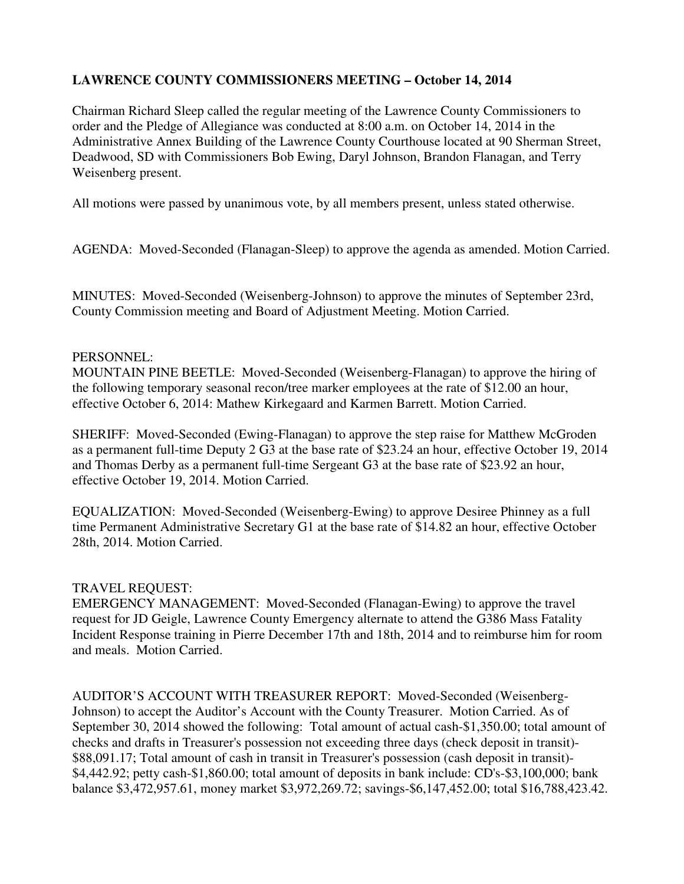**LAWRENCE COUNTY COMMISSIONERS MEETING – October 14, 2014**

Chairman Richard Sleep called the regular meeting of the Lawrence County Commissioners to order and the Pledge of Allegiance was conducted at 8:00 a.m. on October 14, 2014 in the Administrative Annex Building of the Lawrence County Courthouse located at 90 Sherman Street, Deadwood, SD with Commissioners Bob Ewing, Daryl Johnson, Brandon Flanagan, and Terry Weisenberg present.

All motions were passed by unanimous vote, by all members present, unless stated otherwise.

AGENDA: Moved-Seconded (Flanagan-Sleep) to approve the agenda as amended. Motion Carried.

MINUTES: Moved-Seconded (Weisenberg-Johnson) to approve the minutes of September 23rd, County Commission meeting and Board of Adjustment Meeting. Motion Carried.

PERSONNEL:
MOUNTAIN PINE BEETLE: Moved-Seconded (Weisenberg-Flanagan) to approve the hiring of the following temporary seasonal recon/tree marker employees at the rate of $12.00 an hour, effective October 6, 2014: Mathew Kirkegaard and Karmen Barrett. Motion Carried.

SHERIFF: Moved-Seconded (Ewing-Flanagan) to approve the step raise for Matthew McGroden as a permanent full-time Deputy 2 G3 at the base rate of $23.24 an hour, effective October 19, 2014 and Thomas Derby as a permanent full-time Sergeant G3 at the base rate of $23.92 an hour, effective October 19, 2014. Motion Carried.

EQUALIZATION: Moved-Seconded (Weisenberg-Ewing) to approve Desiree Phinney as a full time Permanent Administrative Secretary G1 at the base rate of $14.82 an hour, effective October 28th, 2014. Motion Carried.

TRAVEL REQUEST:
EMERGENCY MANAGEMENT: Moved-Seconded (Flanagan-Ewing) to approve the travel request for JD Geigle, Lawrence County Emergency alternate to attend the G386 Mass Fatality Incident Response training in Pierre December 17th and 18th, 2014 and to reimburse him for room and meals. Motion Carried.

AUDITOR'S ACCOUNT WITH TREASURER REPORT: Moved-Seconded (Weisenberg-Johnson) to accept the Auditor's Account with the County Treasurer. Motion Carried. As of September 30, 2014 showed the following: Total amount of actual cash-$1,350.00; total amount of checks and drafts in Treasurer's possession not exceeding three days (check deposit in transit)-$88,091.17; Total amount of cash in transit in Treasurer's possession (cash deposit in transit)-$4,442.92; petty cash-$1,860.00; total amount of deposits in bank include: CD's-$3,100,000; bank balance $3,472,957.61, money market $3,972,269.72; savings-$6,147,452.00; total $16,788,423.42.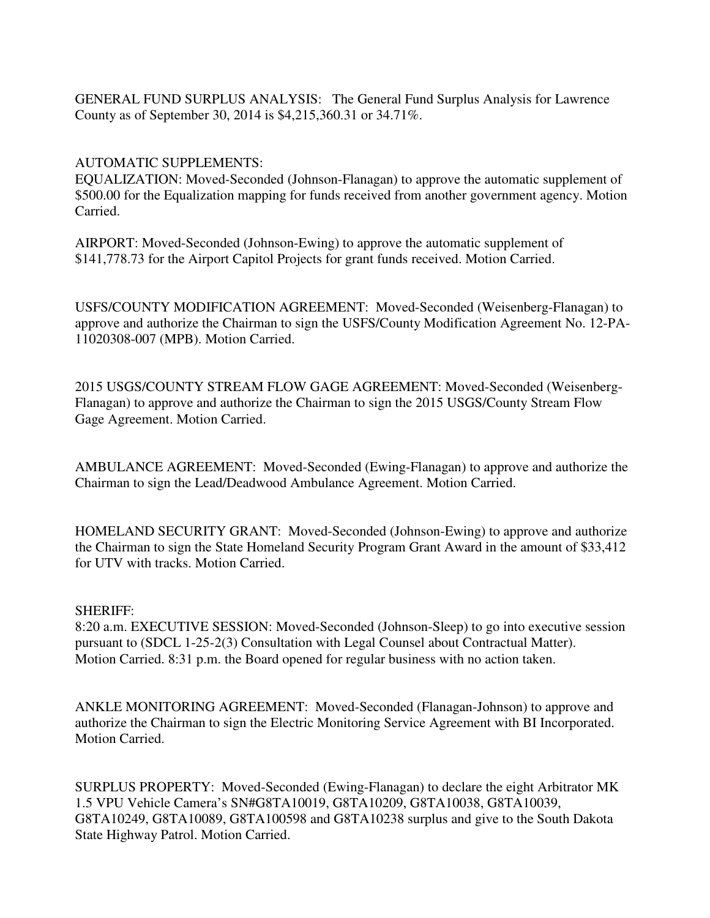GENERAL FUND SURPLUS ANALYSIS: The General Fund Surplus Analysis for Lawrence County as of September 30, 2014 is $4,215,360.31 or 34.71%.

AUTOMATIC SUPPLEMENTS:

EQUALIZATION: Moved-Seconded (Johnson-Flanagan) to approve the automatic supplement of $500.00 for the Equalization mapping for funds received from another government agency. Motion Carried.

AIRPORT: Moved-Seconded (Johnson-Ewing) to approve the automatic supplement of $141,778.73 for the Airport Capitol Projects for grant funds received. Motion Carried.

USFS/COUNTY MODIFICATION AGREEMENT: Moved-Seconded (Weisenberg-Flanagan) to approve and authorize the Chairman to sign the USFS/County Modification Agreement No. 12-PA-11020308-007 (MPB). Motion Carried.

2015 USGS/COUNTY STREAM FLOW GAGE AGREEMENT: Moved-Seconded (Weisenberg-Flanagan) to approve and authorize the Chairman to sign the 2015 USGS/County Stream Flow Gage Agreement. Motion Carried.

AMBULANCE AGREEMENT: Moved-Seconded (Ewing-Flanagan) to approve and authorize the Chairman to sign the Lead/Deadwood Ambulance Agreement. Motion Carried.

HOMELAND SECURITY GRANT: Moved-Seconded (Johnson-Ewing) to approve and authorize the Chairman to sign the State Homeland Security Program Grant Award in the amount of $33,412 for UTV with tracks. Motion Carried.

SHERIFF:

8:20 a.m. EXECUTIVE SESSION: Moved-Seconded (Johnson-Sleep) to go into executive session pursuant to (SDCL 1-25-2(3) Consultation with Legal Counsel about Contractual Matter). Motion Carried. 8:31 p.m. the Board opened for regular business with no action taken.

ANKLE MONITORING AGREEMENT: Moved-Seconded (Flanagan-Johnson) to approve and authorize the Chairman to sign the Electric Monitoring Service Agreement with BI Incorporated. Motion Carried.

SURPLUS PROPERTY: Moved-Seconded (Ewing-Flanagan) to declare the eight Arbitrator MK 1.5 VPU Vehicle Camera's SN#G8TA10019, G8TA10209, G8TA10038, G8TA10039, G8TA10249, G8TA10089, G8TA100598 and G8TA10238 surplus and give to the South Dakota State Highway Patrol. Motion Carried.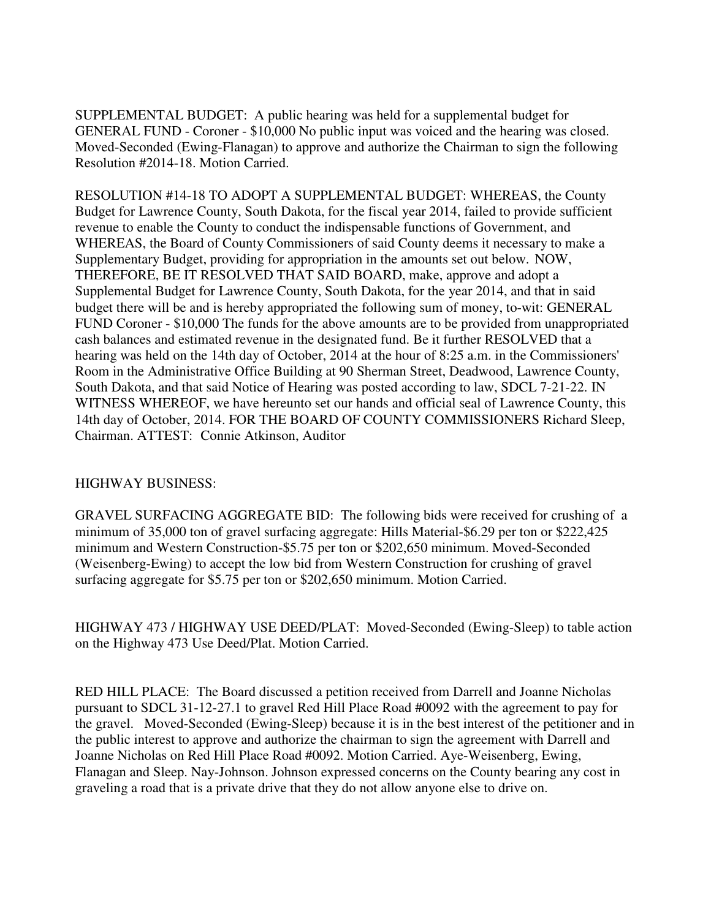SUPPLEMENTAL BUDGET: A public hearing was held for a supplemental budget for GENERAL FUND - Coroner - $10,000 No public input was voiced and the hearing was closed. Moved-Seconded (Ewing-Flanagan) to approve and authorize the Chairman to sign the following Resolution #2014-18. Motion Carried.

RESOLUTION #14-18 TO ADOPT A SUPPLEMENTAL BUDGET: WHEREAS, the County Budget for Lawrence County, South Dakota, for the fiscal year 2014, failed to provide sufficient revenue to enable the County to conduct the indispensable functions of Government, and WHEREAS, the Board of County Commissioners of said County deems it necessary to make a Supplementary Budget, providing for appropriation in the amounts set out below. NOW, THEREFORE, BE IT RESOLVED THAT SAID BOARD, make, approve and adopt a Supplemental Budget for Lawrence County, South Dakota, for the year 2014, and that in said budget there will be and is hereby appropriated the following sum of money, to-wit: GENERAL FUND Coroner - $10,000 The funds for the above amounts are to be provided from unappropriated cash balances and estimated revenue in the designated fund. Be it further RESOLVED that a hearing was held on the 14th day of October, 2014 at the hour of 8:25 a.m. in the Commissioners' Room in the Administrative Office Building at 90 Sherman Street, Deadwood, Lawrence County, South Dakota, and that said Notice of Hearing was posted according to law, SDCL 7-21-22. IN WITNESS WHEREOF, we have hereunto set our hands and official seal of Lawrence County, this 14th day of October, 2014. FOR THE BOARD OF COUNTY COMMISSIONERS Richard Sleep, Chairman. ATTEST: Connie Atkinson, Auditor

HIGHWAY BUSINESS:

GRAVEL SURFACING AGGREGATE BID: The following bids were received for crushing of a minimum of 35,000 ton of gravel surfacing aggregate: Hills Material-$6.29 per ton or $222,425 minimum and Western Construction-$5.75 per ton or $202,650 minimum. Moved-Seconded (Weisenberg-Ewing) to accept the low bid from Western Construction for crushing of gravel surfacing aggregate for $5.75 per ton or $202,650 minimum. Motion Carried.

HIGHWAY 473 / HIGHWAY USE DEED/PLAT: Moved-Seconded (Ewing-Sleep) to table action on the Highway 473 Use Deed/Plat. Motion Carried.

RED HILL PLACE: The Board discussed a petition received from Darrell and Joanne Nicholas pursuant to SDCL 31-12-27.1 to gravel Red Hill Place Road #0092 with the agreement to pay for the gravel. Moved-Seconded (Ewing-Sleep) because it is in the best interest of the petitioner and in the public interest to approve and authorize the chairman to sign the agreement with Darrell and Joanne Nicholas on Red Hill Place Road #0092. Motion Carried. Aye-Weisenberg, Ewing, Flanagan and Sleep. Nay-Johnson. Johnson expressed concerns on the County bearing any cost in graveling a road that is a private drive that they do not allow anyone else to drive on.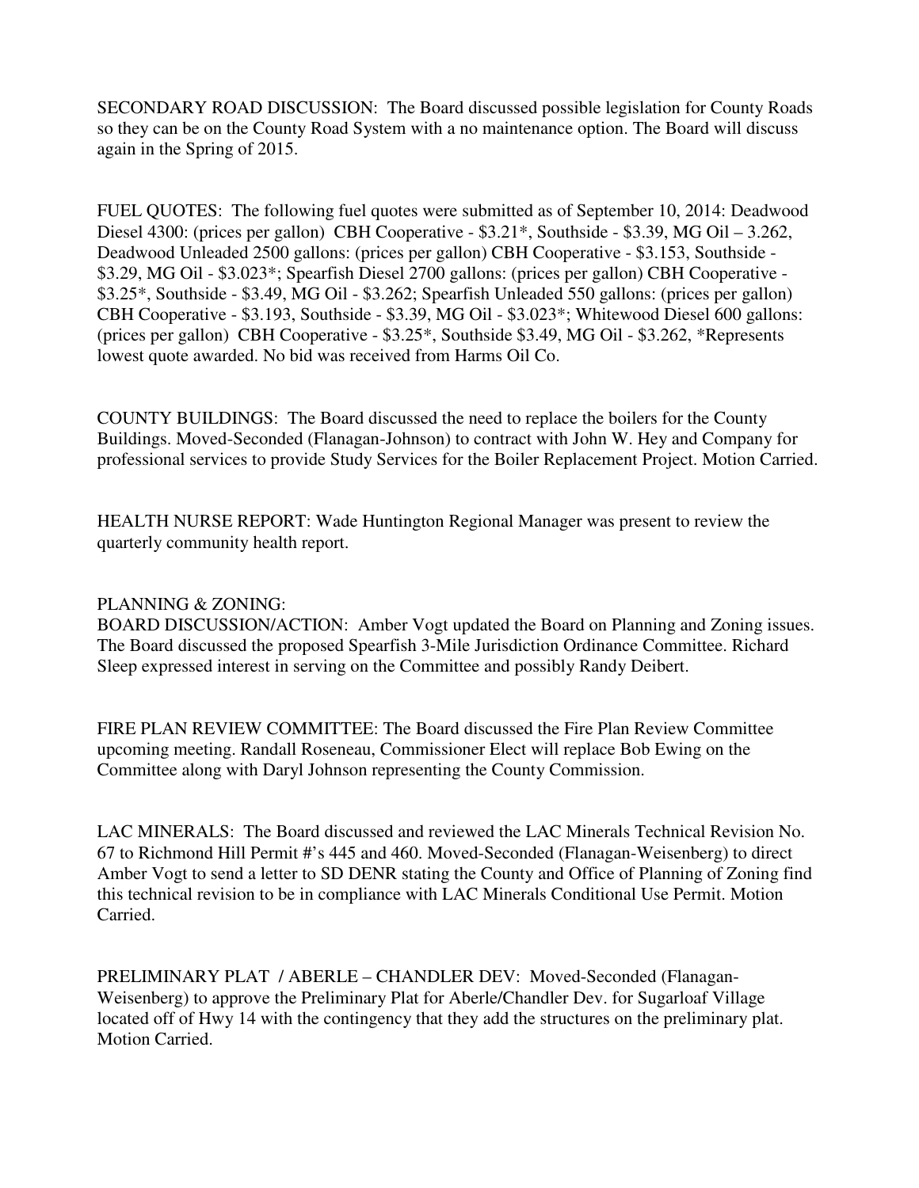SECONDARY ROAD DISCUSSION: The Board discussed possible legislation for County Roads so they can be on the County Road System with a no maintenance option. The Board will discuss again in the Spring of 2015.

FUEL QUOTES: The following fuel quotes were submitted as of September 10, 2014: Deadwood Diesel 4300: (prices per gallon) CBH Cooperative - $3.21*, Southside - $3.39, MG Oil – 3.262, Deadwood Unleaded 2500 gallons: (prices per gallon) CBH Cooperative - $3.153, Southside - $3.29, MG Oil - $3.023*; Spearfish Diesel 2700 gallons: (prices per gallon) CBH Cooperative - $3.25*, Southside - $3.49, MG Oil - $3.262; Spearfish Unleaded 550 gallons: (prices per gallon) CBH Cooperative - $3.193, Southside - $3.39, MG Oil - $3.023*; Whitewood Diesel 600 gallons: (prices per gallon) CBH Cooperative - $3.25*, Southside $3.49, MG Oil - $3.262, *Represents lowest quote awarded. No bid was received from Harms Oil Co.

COUNTY BUILDINGS: The Board discussed the need to replace the boilers for the County Buildings. Moved-Seconded (Flanagan-Johnson) to contract with John W. Hey and Company for professional services to provide Study Services for the Boiler Replacement Project. Motion Carried.

HEALTH NURSE REPORT: Wade Huntington Regional Manager was present to review the quarterly community health report.

PLANNING & ZONING:
BOARD DISCUSSION/ACTION: Amber Vogt updated the Board on Planning and Zoning issues. The Board discussed the proposed Spearfish 3-Mile Jurisdiction Ordinance Committee. Richard Sleep expressed interest in serving on the Committee and possibly Randy Deibert.

FIRE PLAN REVIEW COMMITTEE: The Board discussed the Fire Plan Review Committee upcoming meeting. Randall Roseneau, Commissioner Elect will replace Bob Ewing on the Committee along with Daryl Johnson representing the County Commission.

LAC MINERALS: The Board discussed and reviewed the LAC Minerals Technical Revision No. 67 to Richmond Hill Permit #'s 445 and 460. Moved-Seconded (Flanagan-Weisenberg) to direct Amber Vogt to send a letter to SD DENR stating the County and Office of Planning of Zoning find this technical revision to be in compliance with LAC Minerals Conditional Use Permit. Motion Carried.

PRELIMINARY PLAT / ABERLE – CHANDLER DEV: Moved-Seconded (Flanagan-Weisenberg) to approve the Preliminary Plat for Aberle/Chandler Dev. for Sugarloaf Village located off of Hwy 14 with the contingency that they add the structures on the preliminary plat. Motion Carried.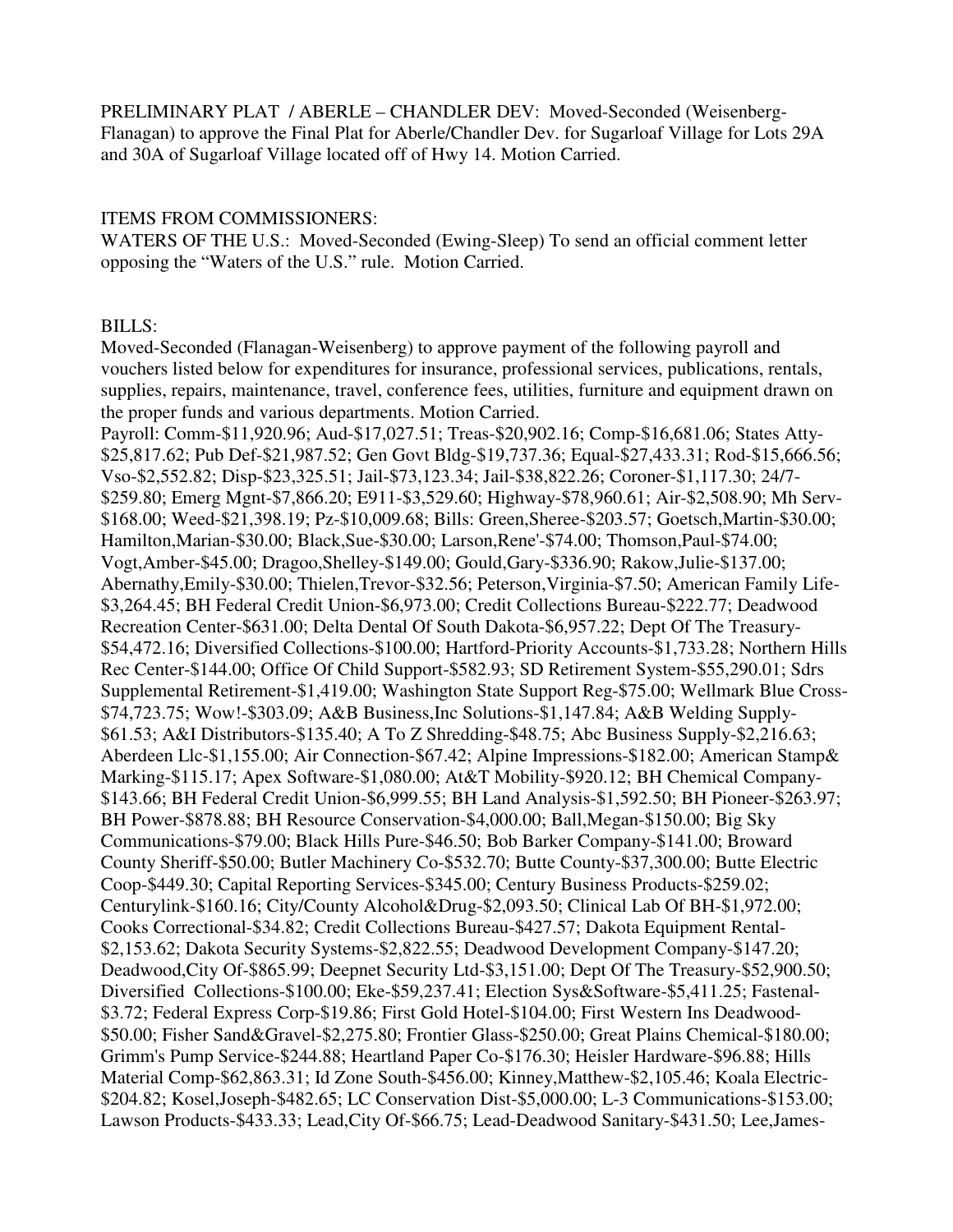PRELIMINARY PLAT / ABERLE – CHANDLER DEV: Moved-Seconded (Weisenberg-Flanagan) to approve the Final Plat for Aberle/Chandler Dev. for Sugarloaf Village for Lots 29A and 30A of Sugarloaf Village located off of Hwy 14. Motion Carried.

ITEMS FROM COMMISSIONERS:

WATERS OF THE U.S.: Moved-Seconded (Ewing-Sleep) To send an official comment letter opposing the "Waters of the U.S." rule. Motion Carried.

BILLS:

Moved-Seconded (Flanagan-Weisenberg) to approve payment of the following payroll and vouchers listed below for expenditures for insurance, professional services, publications, rentals, supplies, repairs, maintenance, travel, conference fees, utilities, furniture and equipment drawn on the proper funds and various departments. Motion Carried.

Payroll: Comm-$11,920.96; Aud-$17,027.51; Treas-$20,902.16; Comp-$16,681.06; States Atty-$25,817.62; Pub Def-$21,987.52; Gen Govt Bldg-$19,737.36; Equal-$27,433.31; Rod-$15,666.56; Vso-$2,552.82; Disp-$23,325.51; Jail-$73,123.34; Jail-$38,822.26; Coroner-$1,117.30; 24/7-$259.80; Emerg Mgnt-$7,866.20; E911-$3,529.60; Highway-$78,960.61; Air-$2,508.90; Mh Serv-$168.00; Weed-$21,398.19; Pz-$10,009.68; Bills: Green,Sheree-$203.57; Goetsch,Martin-$30.00; Hamilton,Marian-$30.00; Black,Sue-$30.00; Larson,Rene'-$74.00; Thomson,Paul-$74.00; Vogt,Amber-$45.00; Dragoo,Shelley-$149.00; Gould,Gary-$336.90; Rakow,Julie-$137.00; Abernathy,Emily-$30.00; Thielen,Trevor-$32.56; Peterson,Virginia-$7.50; American Family Life-$3,264.45; BH Federal Credit Union-$6,973.00; Credit Collections Bureau-$222.77; Deadwood Recreation Center-$631.00; Delta Dental Of South Dakota-$6,957.22; Dept Of The Treasury-$54,472.16; Diversified Collections-$100.00; Hartford-Priority Accounts-$1,733.28; Northern Hills Rec Center-$144.00; Office Of Child Support-$582.93; SD Retirement System-$55,290.01; Sdrs Supplemental Retirement-$1,419.00; Washington State Support Reg-$75.00; Wellmark Blue Cross-$74,723.75; Wow!-$303.09; A&B Business,Inc Solutions-$1,147.84; A&B Welding Supply-$61.53; A&I Distributors-$135.40; A To Z Shredding-$48.75; Abc Business Supply-$2,216.63; Aberdeen Llc-$1,155.00; Air Connection-$67.42; Alpine Impressions-$182.00; American Stamp& Marking-$115.17; Apex Software-$1,080.00; At&T Mobility-$920.12; BH Chemical Company-$143.66; BH Federal Credit Union-$6,999.55; BH Land Analysis-$1,592.50; BH Pioneer-$263.97; BH Power-$878.88; BH Resource Conservation-$4,000.00; Ball,Megan-$150.00; Big Sky Communications-$79.00; Black Hills Pure-$46.50; Bob Barker Company-$141.00; Broward County Sheriff-$50.00; Butler Machinery Co-$532.70; Butte County-$37,300.00; Butte Electric Coop-$449.30; Capital Reporting Services-$345.00; Century Business Products-$259.02; Centurylink-$160.16; City/County Alcohol&Drug-$2,093.50; Clinical Lab Of BH-$1,972.00; Cooks Correctional-$34.82; Credit Collections Bureau-$427.57; Dakota Equipment Rental-$2,153.62; Dakota Security Systems-$2,822.55; Deadwood Development Company-$147.20; Deadwood,City Of-$865.99; Deepnet Security Ltd-$3,151.00; Dept Of The Treasury-$52,900.50; Diversified Collections-$100.00; Eke-$59,237.41; Election Sys&Software-$5,411.25; Fastenal-$3.72; Federal Express Corp-$19.86; First Gold Hotel-$104.00; First Western Ins Deadwood-$50.00; Fisher Sand&Gravel-$2,275.80; Frontier Glass-$250.00; Great Plains Chemical-$180.00; Grimm's Pump Service-$244.88; Heartland Paper Co-$176.30; Heisler Hardware-$96.88; Hills Material Comp-$62,863.31; Id Zone South-$456.00; Kinney,Matthew-$2,105.46; Koala Electric-$204.82; Kosel,Joseph-$482.65; LC Conservation Dist-$5,000.00; L-3 Communications-$153.00; Lawson Products-$433.33; Lead,City Of-$66.75; Lead-Deadwood Sanitary-$431.50; Lee,James-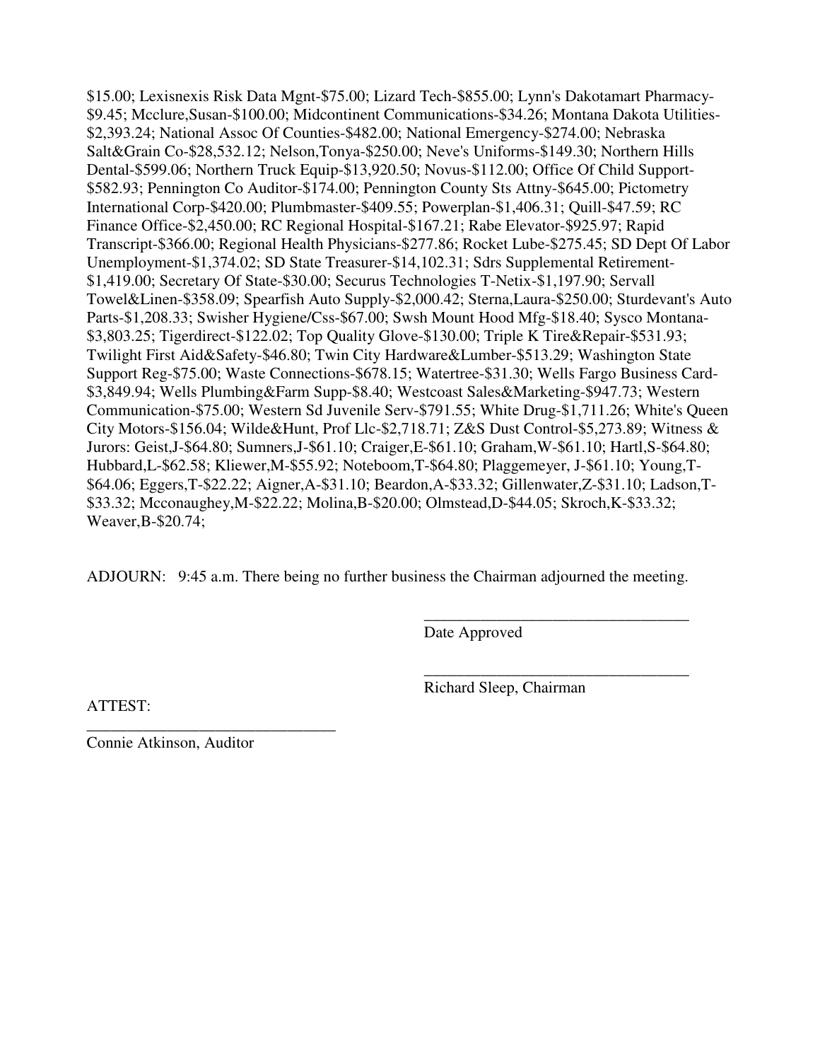$15.00; Lexisnexis Risk Data Mgnt-$75.00; Lizard Tech-$855.00; Lynn's Dakotamart Pharmacy-$9.45; Mcclure,Susan-$100.00; Midcontinent Communications-$34.26; Montana Dakota Utilities-$2,393.24; National Assoc Of Counties-$482.00; National Emergency-$274.00; Nebraska Salt&Grain Co-$28,532.12; Nelson,Tonya-$250.00; Neve's Uniforms-$149.30; Northern Hills Dental-$599.06; Northern Truck Equip-$13,920.50; Novus-$112.00; Office Of Child Support-$582.93; Pennington Co Auditor-$174.00; Pennington County Sts Attny-$645.00; Pictometry International Corp-$420.00; Plumbmaster-$409.55; Powerplan-$1,406.31; Quill-$47.59; RC Finance Office-$2,450.00; RC Regional Hospital-$167.21; Rabe Elevator-$925.97; Rapid Transcript-$366.00; Regional Health Physicians-$277.86; Rocket Lube-$275.45; SD Dept Of Labor Unemployment-$1,374.02; SD State Treasurer-$14,102.31; Sdrs Supplemental Retirement-$1,419.00; Secretary Of State-$30.00; Securus Technologies T-Netix-$1,197.90; Servall Towel&Linen-$358.09; Spearfish Auto Supply-$2,000.42; Sterna,Laura-$250.00; Sturdevant's Auto Parts-$1,208.33; Swisher Hygiene/Css-$67.00; Swsh Mount Hood Mfg-$18.40; Sysco Montana-$3,803.25; Tigerdirect-$122.02; Top Quality Glove-$130.00; Triple K Tire&Repair-$531.93; Twilight First Aid&Safety-$46.80; Twin City Hardware&Lumber-$513.29; Washington State Support Reg-$75.00; Waste Connections-$678.15; Watertree-$31.30; Wells Fargo Business Card-$3,849.94; Wells Plumbing&Farm Supp-$8.40; Westcoast Sales&Marketing-$947.73; Western Communication-$75.00; Western Sd Juvenile Serv-$791.55; White Drug-$1,711.26; White's Queen City Motors-$156.04; Wilde&Hunt, Prof Llc-$2,718.71; Z&S Dust Control-$5,273.89; Witness & Jurors: Geist,J-$64.80; Sumners,J-$61.10; Craiger,E-$61.10; Graham,W-$61.10; Hartl,S-$64.80; Hubbard,L-$62.58; Kliewer,M-$55.92; Noteboom,T-$64.80; Plaggemeyer, J-$61.10; Young,T-$64.06; Eggers,T-$22.22; Aigner,A-$31.10; Beardon,A-$33.32; Gillenwater,Z-$31.10; Ladson,T-$33.32; Mcconaughey,M-$22.22; Molina,B-$20.00; Olmstead,D-$44.05; Skroch,K-$33.32; Weaver,B-$20.74;

ADJOURN: 9:45 a.m. There being no further business the Chairman adjourned the meeting.

_________________________________
Date Approved

_________________________________
Richard Sleep, Chairman

ATTEST:

_______________________________
Connie Atkinson, Auditor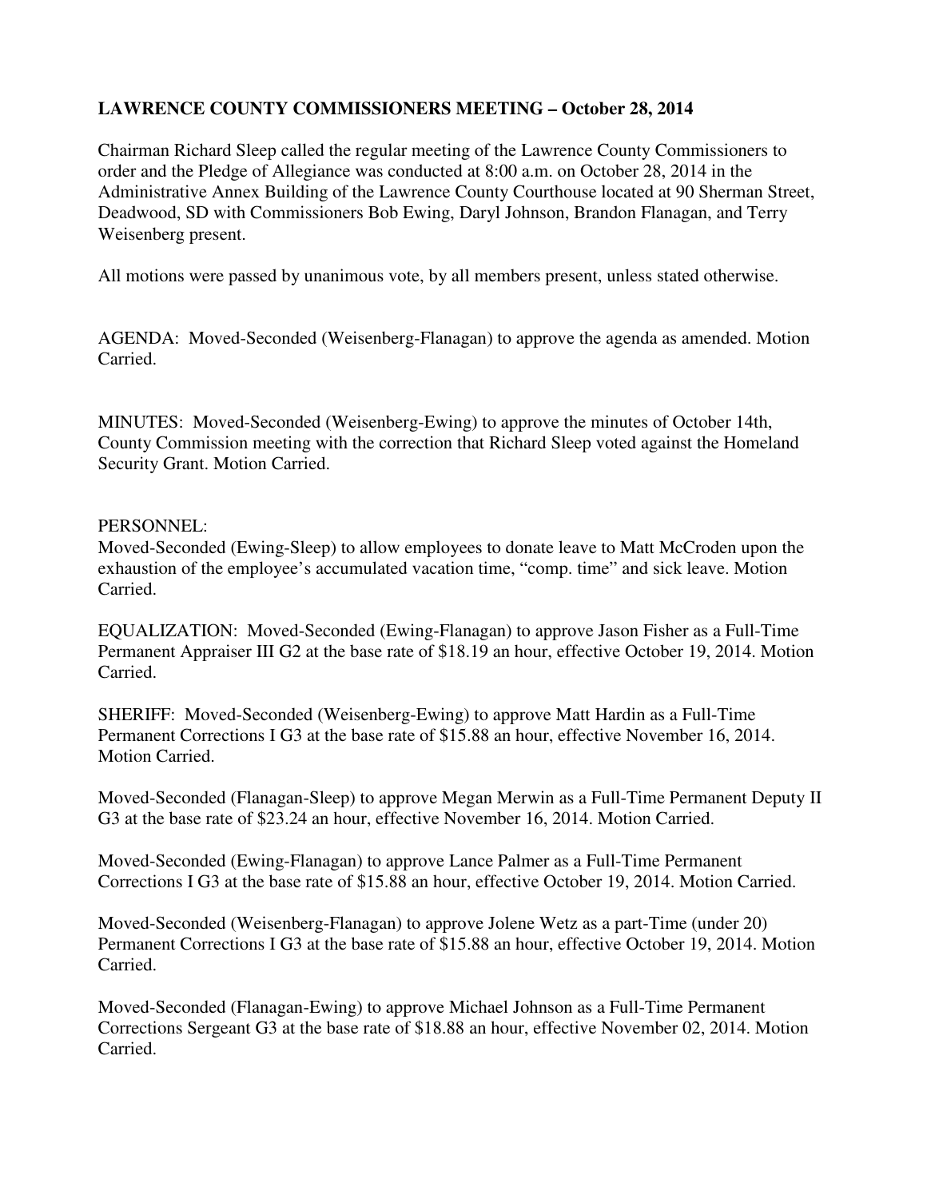**LAWRENCE COUNTY COMMISSIONERS MEETING – October 28, 2014**

Chairman Richard Sleep called the regular meeting of the Lawrence County Commissioners to order and the Pledge of Allegiance was conducted at 8:00 a.m. on October 28, 2014 in the Administrative Annex Building of the Lawrence County Courthouse located at 90 Sherman Street, Deadwood, SD with Commissioners Bob Ewing, Daryl Johnson, Brandon Flanagan, and Terry Weisenberg present.

All motions were passed by unanimous vote, by all members present, unless stated otherwise.

AGENDA: Moved-Seconded (Weisenberg-Flanagan) to approve the agenda as amended. Motion Carried.

MINUTES: Moved-Seconded (Weisenberg-Ewing) to approve the minutes of October 14th, County Commission meeting with the correction that Richard Sleep voted against the Homeland Security Grant. Motion Carried.

PERSONNEL:
Moved-Seconded (Ewing-Sleep) to allow employees to donate leave to Matt McCroden upon the exhaustion of the employee's accumulated vacation time, "comp. time" and sick leave. Motion Carried.

EQUALIZATION: Moved-Seconded (Ewing-Flanagan) to approve Jason Fisher as a Full-Time Permanent Appraiser III G2 at the base rate of $18.19 an hour, effective October 19, 2014. Motion Carried.

SHERIFF: Moved-Seconded (Weisenberg-Ewing) to approve Matt Hardin as a Full-Time Permanent Corrections I G3 at the base rate of $15.88 an hour, effective November 16, 2014. Motion Carried.

Moved-Seconded (Flanagan-Sleep) to approve Megan Merwin as a Full-Time Permanent Deputy II G3 at the base rate of $23.24 an hour, effective November 16, 2014. Motion Carried.

Moved-Seconded (Ewing-Flanagan) to approve Lance Palmer as a Full-Time Permanent Corrections I G3 at the base rate of $15.88 an hour, effective October 19, 2014. Motion Carried.

Moved-Seconded (Weisenberg-Flanagan) to approve Jolene Wetz as a part-Time (under 20) Permanent Corrections I G3 at the base rate of $15.88 an hour, effective October 19, 2014. Motion Carried.

Moved-Seconded (Flanagan-Ewing) to approve Michael Johnson as a Full-Time Permanent Corrections Sergeant G3 at the base rate of $18.88 an hour, effective November 02, 2014. Motion Carried.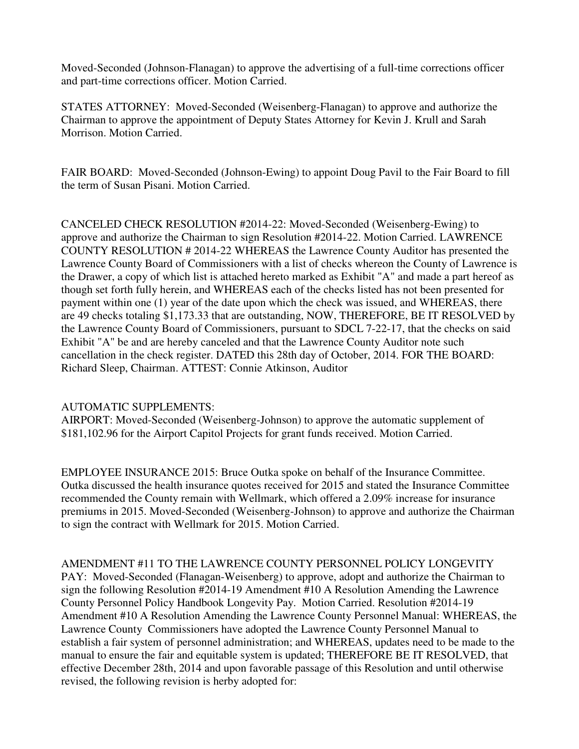Moved-Seconded (Johnson-Flanagan) to approve the advertising of a full-time corrections officer and part-time corrections officer. Motion Carried.

STATES ATTORNEY: Moved-Seconded (Weisenberg-Flanagan) to approve and authorize the Chairman to approve the appointment of Deputy States Attorney for Kevin J. Krull and Sarah Morrison. Motion Carried.

FAIR BOARD: Moved-Seconded (Johnson-Ewing) to appoint Doug Pavil to the Fair Board to fill the term of Susan Pisani. Motion Carried.

CANCELED CHECK RESOLUTION #2014-22: Moved-Seconded (Weisenberg-Ewing) to approve and authorize the Chairman to sign Resolution #2014-22. Motion Carried. LAWRENCE COUNTY RESOLUTION # 2014-22 WHEREAS the Lawrence County Auditor has presented the Lawrence County Board of Commissioners with a list of checks whereon the County of Lawrence is the Drawer, a copy of which list is attached hereto marked as Exhibit "A" and made a part hereof as though set forth fully herein, and WHEREAS each of the checks listed has not been presented for payment within one (1) year of the date upon which the check was issued, and WHEREAS, there are 49 checks totaling $1,173.33 that are outstanding, NOW, THEREFORE, BE IT RESOLVED by the Lawrence County Board of Commissioners, pursuant to SDCL 7-22-17, that the checks on said Exhibit "A" be and are hereby canceled and that the Lawrence County Auditor note such cancellation in the check register. DATED this 28th day of October, 2014. FOR THE BOARD: Richard Sleep, Chairman. ATTEST: Connie Atkinson, Auditor

AUTOMATIC SUPPLEMENTS:
AIRPORT: Moved-Seconded (Weisenberg-Johnson) to approve the automatic supplement of $181,102.96 for the Airport Capitol Projects for grant funds received. Motion Carried.

EMPLOYEE INSURANCE 2015: Bruce Outka spoke on behalf of the Insurance Committee. Outka discussed the health insurance quotes received for 2015 and stated the Insurance Committee recommended the County remain with Wellmark, which offered a 2.09% increase for insurance premiums in 2015. Moved-Seconded (Weisenberg-Johnson) to approve and authorize the Chairman to sign the contract with Wellmark for 2015. Motion Carried.

AMENDMENT #11 TO THE LAWRENCE COUNTY PERSONNEL POLICY LONGEVITY PAY: Moved-Seconded (Flanagan-Weisenberg) to approve, adopt and authorize the Chairman to sign the following Resolution #2014-19 Amendment #10 A Resolution Amending the Lawrence County Personnel Policy Handbook Longevity Pay. Motion Carried. Resolution #2014-19 Amendment #10 A Resolution Amending the Lawrence County Personnel Manual: WHEREAS, the Lawrence County Commissioners have adopted the Lawrence County Personnel Manual to establish a fair system of personnel administration; and WHEREAS, updates need to be made to the manual to ensure the fair and equitable system is updated; THEREFORE BE IT RESOLVED, that effective December 28th, 2014 and upon favorable passage of this Resolution and until otherwise revised, the following revision is herby adopted for: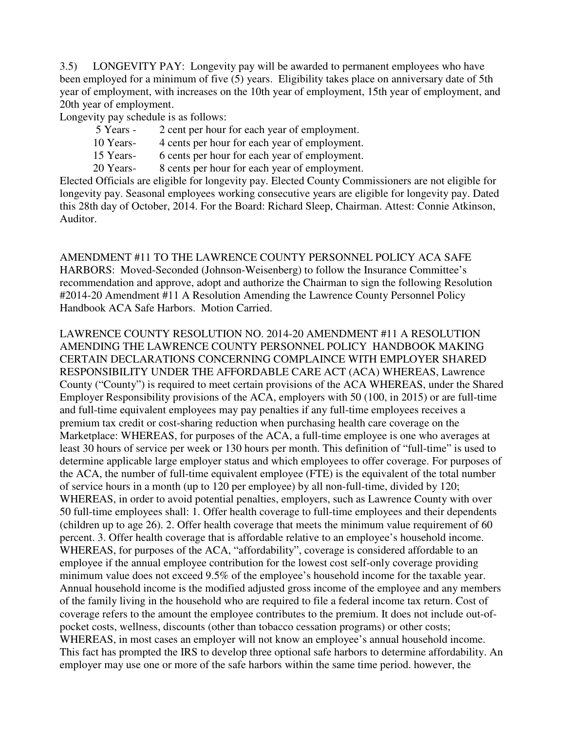3.5) LONGEVITY PAY: Longevity pay will be awarded to permanent employees who have been employed for a minimum of five (5) years. Eligibility takes place on anniversary date of 5th year of employment, with increases on the 10th year of employment, 15th year of employment, and 20th year of employment.

Longevity pay schedule is as follows:

- 5 Years - 2 cent per hour for each year of employment.
- 10 Years- 4 cents per hour for each year of employment.
- 15 Years- 6 cents per hour for each year of employment.
- 20 Years- 8 cents per hour for each year of employment.

Elected Officials are eligible for longevity pay. Elected County Commissioners are not eligible for longevity pay. Seasonal employees working consecutive years are eligible for longevity pay. Dated this 28th day of October, 2014. For the Board: Richard Sleep, Chairman. Attest: Connie Atkinson, Auditor.

AMENDMENT #11 TO THE LAWRENCE COUNTY PERSONNEL POLICY ACA SAFE HARBORS: Moved-Seconded (Johnson-Weisenberg) to follow the Insurance Committee's recommendation and approve, adopt and authorize the Chairman to sign the following Resolution #2014-20 Amendment #11 A Resolution Amending the Lawrence County Personnel Policy Handbook ACA Safe Harbors. Motion Carried.

LAWRENCE COUNTY RESOLUTION NO. 2014-20 AMENDMENT #11 A RESOLUTION AMENDING THE LAWRENCE COUNTY PERSONNEL POLICY HANDBOOK MAKING CERTAIN DECLARATIONS CONCERNING COMPLAINCE WITH EMPLOYER SHARED RESPONSIBILITY UNDER THE AFFORDABLE CARE ACT (ACA) WHEREAS, Lawrence County ("County") is required to meet certain provisions of the ACA WHEREAS, under the Shared Employer Responsibility provisions of the ACA, employers with 50 (100, in 2015) or are full-time and full-time equivalent employees may pay penalties if any full-time employees receives a premium tax credit or cost-sharing reduction when purchasing health care coverage on the Marketplace: WHEREAS, for purposes of the ACA, a full-time employee is one who averages at least 30 hours of service per week or 130 hours per month. This definition of "full-time" is used to determine applicable large employer status and which employees to offer coverage. For purposes of the ACA, the number of full-time equivalent employee (FTE) is the equivalent of the total number of service hours in a month (up to 120 per employee) by all non-full-time, divided by 120; WHEREAS, in order to avoid potential penalties, employers, such as Lawrence County with over 50 full-time employees shall: 1. Offer health coverage to full-time employees and their dependents (children up to age 26). 2. Offer health coverage that meets the minimum value requirement of 60 percent. 3. Offer health coverage that is affordable relative to an employee's household income. WHEREAS, for purposes of the ACA, "affordability", coverage is considered affordable to an employee if the annual employee contribution for the lowest cost self-only coverage providing minimum value does not exceed 9.5% of the employee's household income for the taxable year. Annual household income is the modified adjusted gross income of the employee and any members of the family living in the household who are required to file a federal income tax return. Cost of coverage refers to the amount the employee contributes to the premium. It does not include out-of-pocket costs, wellness, discounts (other than tobacco cessation programs) or other costs; WHEREAS, in most cases an employer will not know an employee's annual household income. This fact has prompted the IRS to develop three optional safe harbors to determine affordability. An employer may use one or more of the safe harbors within the same time period. however, the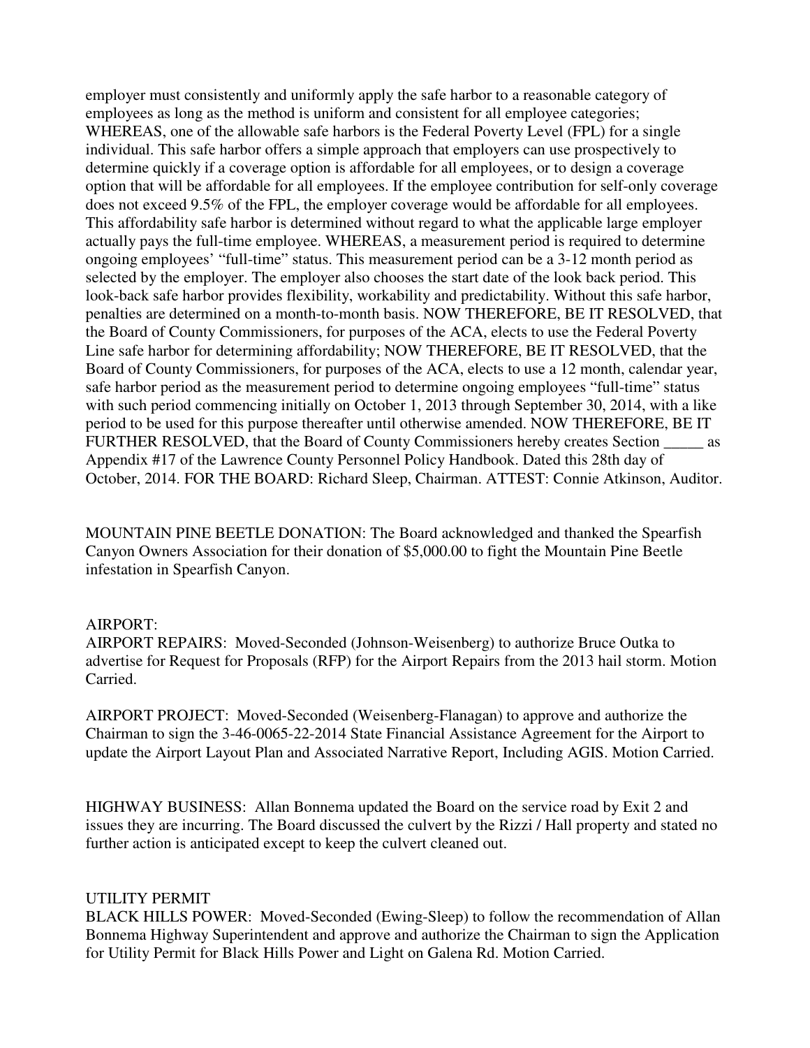employer must consistently and uniformly apply the safe harbor to a reasonable category of employees as long as the method is uniform and consistent for all employee categories; WHEREAS, one of the allowable safe harbors is the Federal Poverty Level (FPL) for a single individual. This safe harbor offers a simple approach that employers can use prospectively to determine quickly if a coverage option is affordable for all employees, or to design a coverage option that will be affordable for all employees. If the employee contribution for self-only coverage does not exceed 9.5% of the FPL, the employer coverage would be affordable for all employees. This affordability safe harbor is determined without regard to what the applicable large employer actually pays the full-time employee. WHEREAS, a measurement period is required to determine ongoing employees' "full-time" status. This measurement period can be a 3-12 month period as selected by the employer. The employer also chooses the start date of the look back period. This look-back safe harbor provides flexibility, workability and predictability. Without this safe harbor, penalties are determined on a month-to-month basis. NOW THEREFORE, BE IT RESOLVED, that the Board of County Commissioners, for purposes of the ACA, elects to use the Federal Poverty Line safe harbor for determining affordability; NOW THEREFORE, BE IT RESOLVED, that the Board of County Commissioners, for purposes of the ACA, elects to use a 12 month, calendar year, safe harbor period as the measurement period to determine ongoing employees "full-time" status with such period commencing initially on October 1, 2013 through September 30, 2014, with a like period to be used for this purpose thereafter until otherwise amended. NOW THEREFORE, BE IT FURTHER RESOLVED, that the Board of County Commissioners hereby creates Section _____ as Appendix #17 of the Lawrence County Personnel Policy Handbook. Dated this 28th day of October, 2014. FOR THE BOARD: Richard Sleep, Chairman. ATTEST: Connie Atkinson, Auditor.

MOUNTAIN PINE BEETLE DONATION: The Board acknowledged and thanked the Spearfish Canyon Owners Association for their donation of $5,000.00 to fight the Mountain Pine Beetle infestation in Spearfish Canyon.

AIRPORT:

AIRPORT REPAIRS: Moved-Seconded (Johnson-Weisenberg) to authorize Bruce Outka to advertise for Request for Proposals (RFP) for the Airport Repairs from the 2013 hail storm. Motion Carried.

AIRPORT PROJECT: Moved-Seconded (Weisenberg-Flanagan) to approve and authorize the Chairman to sign the 3-46-0065-22-2014 State Financial Assistance Agreement for the Airport to update the Airport Layout Plan and Associated Narrative Report, Including AGIS. Motion Carried.

HIGHWAY BUSINESS: Allan Bonnema updated the Board on the service road by Exit 2 and issues they are incurring. The Board discussed the culvert by the Rizzi / Hall property and stated no further action is anticipated except to keep the culvert cleaned out.

UTILITY PERMIT

BLACK HILLS POWER: Moved-Seconded (Ewing-Sleep) to follow the recommendation of Allan Bonnema Highway Superintendent and approve and authorize the Chairman to sign the Application for Utility Permit for Black Hills Power and Light on Galena Rd. Motion Carried.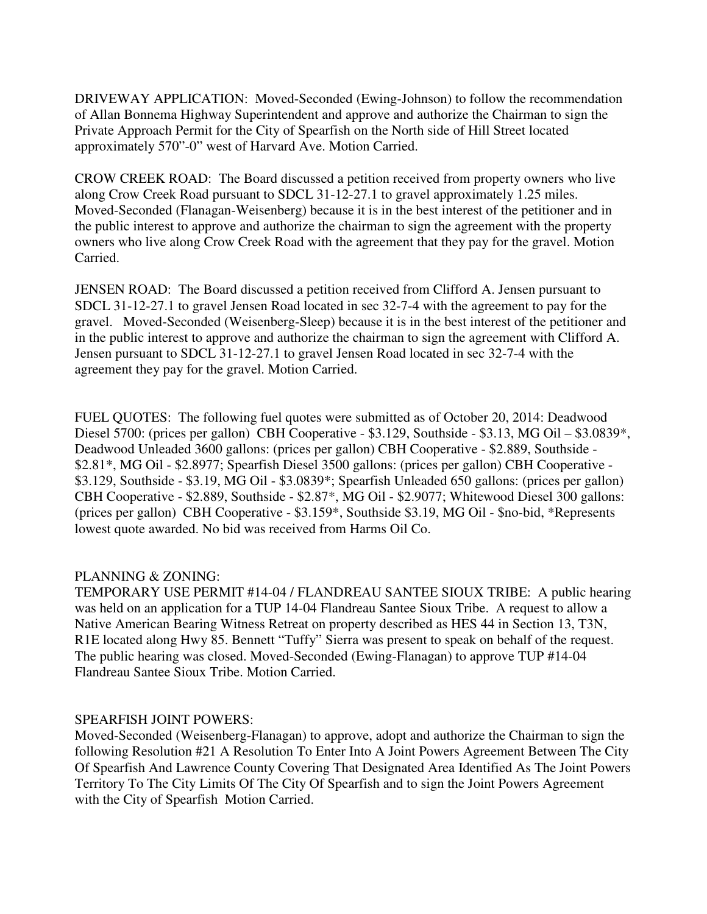DRIVEWAY APPLICATION: Moved-Seconded (Ewing-Johnson) to follow the recommendation of Allan Bonnema Highway Superintendent and approve and authorize the Chairman to sign the Private Approach Permit for the City of Spearfish on the North side of Hill Street located approximately 570"-0" west of Harvard Ave. Motion Carried.

CROW CREEK ROAD: The Board discussed a petition received from property owners who live along Crow Creek Road pursuant to SDCL 31-12-27.1 to gravel approximately 1.25 miles. Moved-Seconded (Flanagan-Weisenberg) because it is in the best interest of the petitioner and in the public interest to approve and authorize the chairman to sign the agreement with the property owners who live along Crow Creek Road with the agreement that they pay for the gravel. Motion Carried.

JENSEN ROAD: The Board discussed a petition received from Clifford A. Jensen pursuant to SDCL 31-12-27.1 to gravel Jensen Road located in sec 32-7-4 with the agreement to pay for the gravel. Moved-Seconded (Weisenberg-Sleep) because it is in the best interest of the petitioner and in the public interest to approve and authorize the chairman to sign the agreement with Clifford A. Jensen pursuant to SDCL 31-12-27.1 to gravel Jensen Road located in sec 32-7-4 with the agreement they pay for the gravel. Motion Carried.

FUEL QUOTES: The following fuel quotes were submitted as of October 20, 2014: Deadwood Diesel 5700: (prices per gallon) CBH Cooperative - $3.129, Southside - $3.13, MG Oil – $3.0839*, Deadwood Unleaded 3600 gallons: (prices per gallon) CBH Cooperative - $2.889, Southside - $2.81*, MG Oil - $2.8977; Spearfish Diesel 3500 gallons: (prices per gallon) CBH Cooperative - $3.129, Southside - $3.19, MG Oil - $3.0839*; Spearfish Unleaded 650 gallons: (prices per gallon) CBH Cooperative - $2.889, Southside - $2.87*, MG Oil - $2.9077; Whitewood Diesel 300 gallons: (prices per gallon) CBH Cooperative - $3.159*, Southside $3.19, MG Oil - $no-bid, *Represents lowest quote awarded. No bid was received from Harms Oil Co.

PLANNING & ZONING:

TEMPORARY USE PERMIT #14-04 / FLANDREAU SANTEE SIOUX TRIBE: A public hearing was held on an application for a TUP 14-04 Flandreau Santee Sioux Tribe. A request to allow a Native American Bearing Witness Retreat on property described as HES 44 in Section 13, T3N, R1E located along Hwy 85. Bennett "Tuffy" Sierra was present to speak on behalf of the request. The public hearing was closed. Moved-Seconded (Ewing-Flanagan) to approve TUP #14-04 Flandreau Santee Sioux Tribe. Motion Carried.

SPEARFISH JOINT POWERS:

Moved-Seconded (Weisenberg-Flanagan) to approve, adopt and authorize the Chairman to sign the following Resolution #21 A Resolution To Enter Into A Joint Powers Agreement Between The City Of Spearfish And Lawrence County Covering That Designated Area Identified As The Joint Powers Territory To The City Limits Of The City Of Spearfish and to sign the Joint Powers Agreement with the City of Spearfish Motion Carried.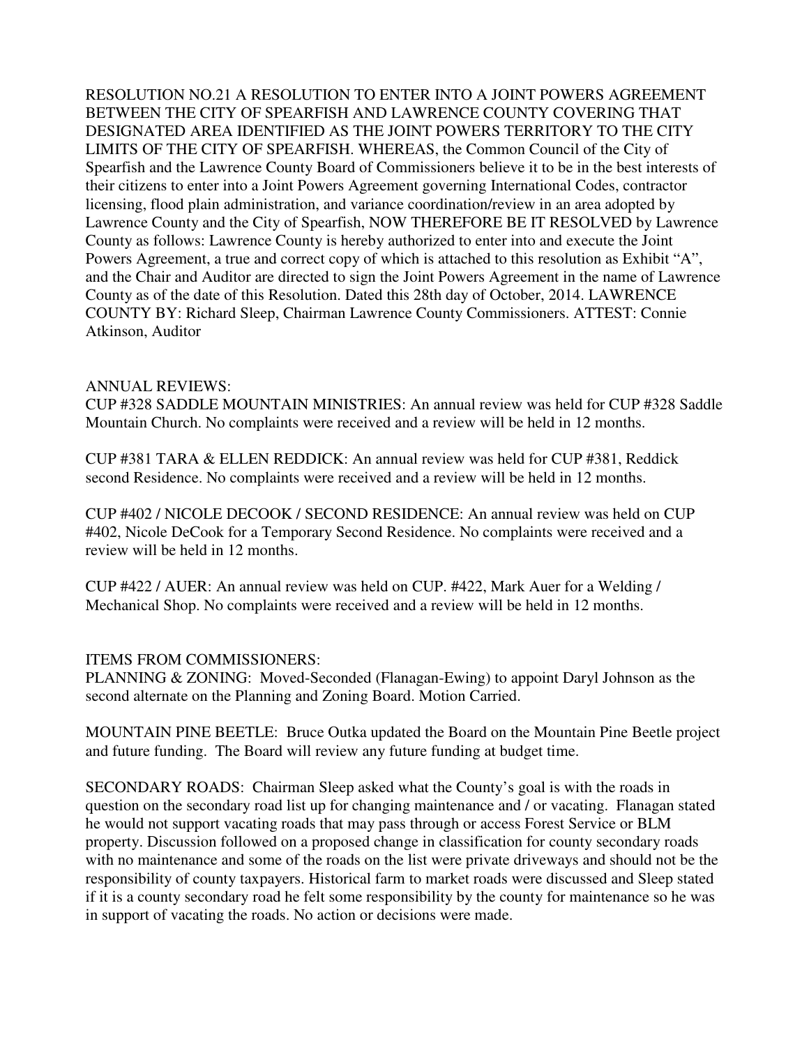RESOLUTION NO.21 A RESOLUTION TO ENTER INTO A JOINT POWERS AGREEMENT BETWEEN THE CITY OF SPEARFISH AND LAWRENCE COUNTY COVERING THAT DESIGNATED AREA IDENTIFIED AS THE JOINT POWERS TERRITORY TO THE CITY LIMITS OF THE CITY OF SPEARFISH. WHEREAS, the Common Council of the City of Spearfish and the Lawrence County Board of Commissioners believe it to be in the best interests of their citizens to enter into a Joint Powers Agreement governing International Codes, contractor licensing, flood plain administration, and variance coordination/review in an area adopted by Lawrence County and the City of Spearfish, NOW THEREFORE BE IT RESOLVED by Lawrence County as follows: Lawrence County is hereby authorized to enter into and execute the Joint Powers Agreement, a true and correct copy of which is attached to this resolution as Exhibit "A", and the Chair and Auditor are directed to sign the Joint Powers Agreement in the name of Lawrence County as of the date of this Resolution. Dated this 28th day of October, 2014. LAWRENCE COUNTY BY: Richard Sleep, Chairman Lawrence County Commissioners. ATTEST: Connie Atkinson, Auditor

ANNUAL REVIEWS:
CUP #328 SADDLE MOUNTAIN MINISTRIES: An annual review was held for CUP #328 Saddle Mountain Church. No complaints were received and a review will be held in 12 months.

CUP #381 TARA & ELLEN REDDICK: An annual review was held for CUP #381, Reddick second Residence. No complaints were received and a review will be held in 12 months.

CUP #402 / NICOLE DECOOK / SECOND RESIDENCE: An annual review was held on CUP #402, Nicole DeCook for a Temporary Second Residence. No complaints were received and a review will be held in 12 months.

CUP #422 / AUER: An annual review was held on CUP. #422, Mark Auer for a Welding / Mechanical Shop. No complaints were received and a review will be held in 12 months.

ITEMS FROM COMMISSIONERS:
PLANNING & ZONING: Moved-Seconded (Flanagan-Ewing) to appoint Daryl Johnson as the second alternate on the Planning and Zoning Board. Motion Carried.

MOUNTAIN PINE BEETLE: Bruce Outka updated the Board on the Mountain Pine Beetle project and future funding. The Board will review any future funding at budget time.

SECONDARY ROADS: Chairman Sleep asked what the County's goal is with the roads in question on the secondary road list up for changing maintenance and / or vacating. Flanagan stated he would not support vacating roads that may pass through or access Forest Service or BLM property. Discussion followed on a proposed change in classification for county secondary roads with no maintenance and some of the roads on the list were private driveways and should not be the responsibility of county taxpayers. Historical farm to market roads were discussed and Sleep stated if it is a county secondary road he felt some responsibility by the county for maintenance so he was in support of vacating the roads. No action or decisions were made.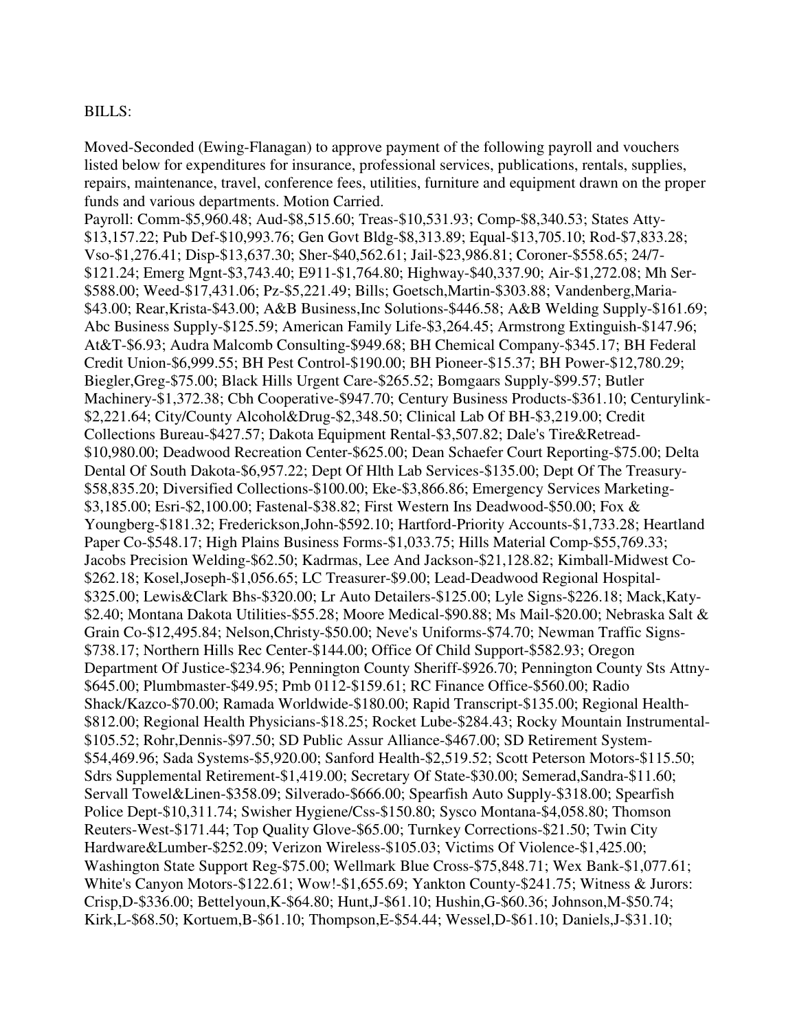BILLS:

Moved-Seconded (Ewing-Flanagan) to approve payment of the following payroll and vouchers listed below for expenditures for insurance, professional services, publications, rentals, supplies, repairs, maintenance, travel, conference fees, utilities, furniture and equipment drawn on the proper funds and various departments. Motion Carried.

Payroll: Comm-$5,960.48; Aud-$8,515.60; Treas-$10,531.93; Comp-$8,340.53; States Atty-$13,157.22; Pub Def-$10,993.76; Gen Govt Bldg-$8,313.89; Equal-$13,705.10; Rod-$7,833.28; Vso-$1,276.41; Disp-$13,637.30; Sher-$40,562.61; Jail-$23,986.81; Coroner-$558.65; 24/7-$121.24; Emerg Mgnt-$3,743.40; E911-$1,764.80; Highway-$40,337.90; Air-$1,272.08; Mh Ser-$588.00; Weed-$17,431.06; Pz-$5,221.49; Bills; Goetsch,Martin-$303.88; Vandenberg,Maria-$43.00; Rear,Krista-$43.00; A&B Business,Inc Solutions-$446.58; A&B Welding Supply-$161.69; Abc Business Supply-$125.59; American Family Life-$3,264.45; Armstrong Extinguish-$147.96; At&T-$6.93; Audra Malcomb Consulting-$949.68; BH Chemical Company-$345.17; BH Federal Credit Union-$6,999.55; BH Pest Control-$190.00; BH Pioneer-$15.37; BH Power-$12,780.29; Biegler,Greg-$75.00; Black Hills Urgent Care-$265.52; Bomgaars Supply-$99.57; Butler Machinery-$1,372.38; Cbh Cooperative-$947.70; Century Business Products-$361.10; Centurylink-$2,221.64; City/County Alcohol&Drug-$2,348.50; Clinical Lab Of BH-$3,219.00; Credit Collections Bureau-$427.57; Dakota Equipment Rental-$3,507.82; Dale's Tire&Retread-$10,980.00; Deadwood Recreation Center-$625.00; Dean Schaefer Court Reporting-$75.00; Delta Dental Of South Dakota-$6,957.22; Dept Of Hlth Lab Services-$135.00; Dept Of The Treasury-$58,835.20; Diversified Collections-$100.00; Eke-$3,866.86; Emergency Services Marketing-$3,185.00; Esri-$2,100.00; Fastenal-$38.82; First Western Ins Deadwood-$50.00; Fox & Youngberg-$181.32; Frederickson,John-$592.10; Hartford-Priority Accounts-$1,733.28; Heartland Paper Co-$548.17; High Plains Business Forms-$1,033.75; Hills Material Comp-$55,769.33; Jacobs Precision Welding-$62.50; Kadrmas, Lee And Jackson-$21,128.82; Kimball-Midwest Co-$262.18; Kosel,Joseph-$1,056.65; LC Treasurer-$9.00; Lead-Deadwood Regional Hospital-$325.00; Lewis&Clark Bhs-$320.00; Lr Auto Detailers-$125.00; Lyle Signs-$226.18; Mack,Katy-$2.40; Montana Dakota Utilities-$55.28; Moore Medical-$90.88; Ms Mail-$20.00; Nebraska Salt & Grain Co-$12,495.84; Nelson,Christy-$50.00; Neve's Uniforms-$74.70; Newman Traffic Signs-$738.17; Northern Hills Rec Center-$144.00; Office Of Child Support-$582.93; Oregon Department Of Justice-$234.96; Pennington County Sheriff-$926.70; Pennington County Sts Attny-$645.00; Plumbmaster-$49.95; Pmb 0112-$159.61; RC Finance Office-$560.00; Radio Shack/Kazco-$70.00; Ramada Worldwide-$180.00; Rapid Transcript-$135.00; Regional Health-$812.00; Regional Health Physicians-$18.25; Rocket Lube-$284.43; Rocky Mountain Instrumental-$105.52; Rohr,Dennis-$97.50; SD Public Assur Alliance-$467.00; SD Retirement System-$54,469.96; Sada Systems-$5,920.00; Sanford Health-$2,519.52; Scott Peterson Motors-$115.50; Sdrs Supplemental Retirement-$1,419.00; Secretary Of State-$30.00; Semerad,Sandra-$11.60; Servall Towel&Linen-$358.09; Silverado-$666.00; Spearfish Auto Supply-$318.00; Spearfish Police Dept-$10,311.74; Swisher Hygiene/Css-$150.80; Sysco Montana-$4,058.80; Thomson Reuters-West-$171.44; Top Quality Glove-$65.00; Turnkey Corrections-$21.50; Twin City Hardware&Lumber-$252.09; Verizon Wireless-$105.03; Victims Of Violence-$1,425.00; Washington State Support Reg-$75.00; Wellmark Blue Cross-$75,848.71; Wex Bank-$1,077.61; White's Canyon Motors-$122.61; Wow!-$1,655.69; Yankton County-$241.75; Witness & Jurors: Crisp,D-$336.00; Bettelyoun,K-$64.80; Hunt,J-$61.10; Hushin,G-$60.36; Johnson,M-$50.74; Kirk,L-$68.50; Kortuem,B-$61.10; Thompson,E-$54.44; Wessel,D-$61.10; Daniels,J-$31.10;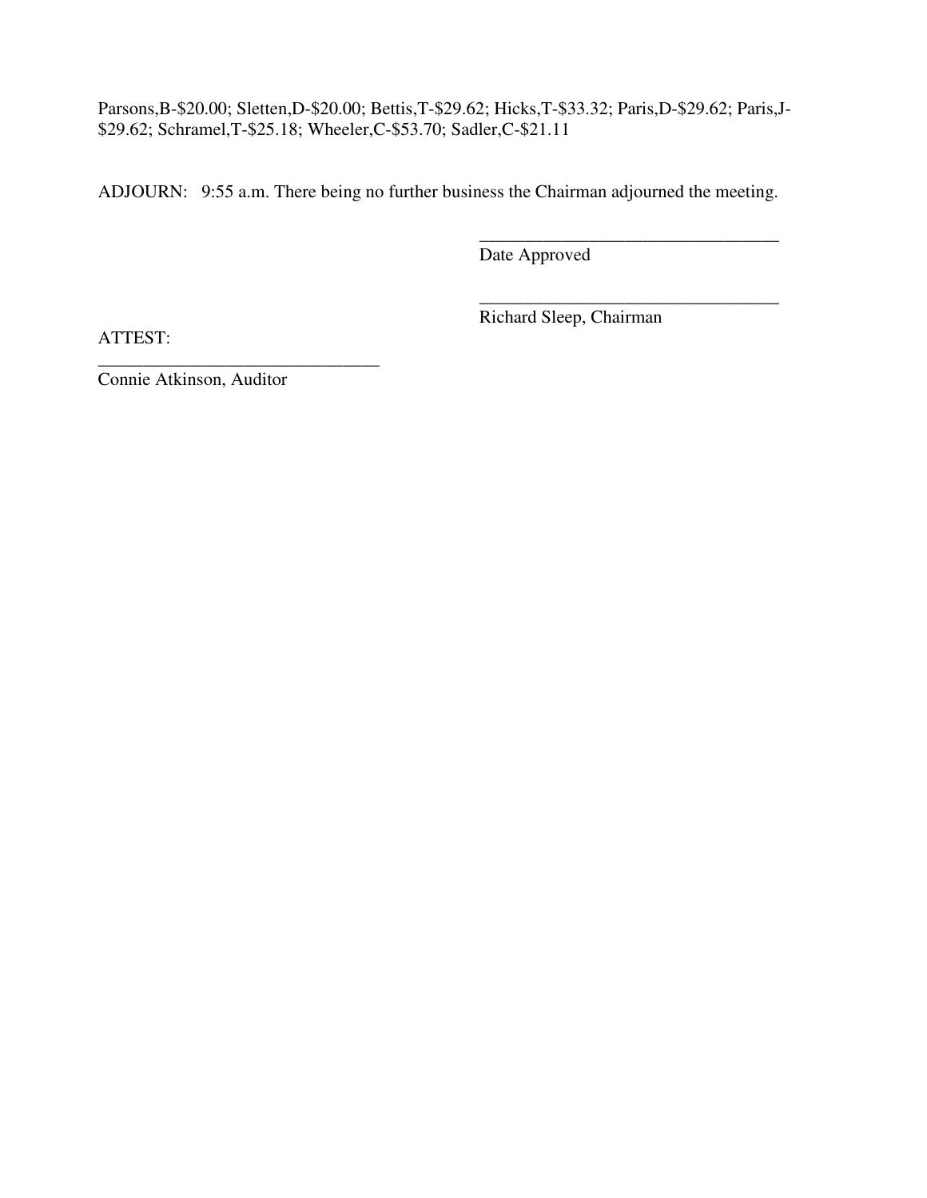Parsons,B-$20.00; Sletten,D-$20.00; Bettis,T-$29.62; Hicks,T-$33.32; Paris,D-$29.62; Paris,J-$29.62; Schramel,T-$25.18; Wheeler,C-$53.70; Sadler,C-$21.11

ADJOURN: 9:55 a.m. There being no further business the Chairman adjourned the meeting.

\_\_\_\_\_\_\_\_\_\_\_\_\_\_\_\_\_\_\_\_\_\_\_\_\_\_\_\_\_\_\_\_\_\_
Date Approved

\_\_\_\_\_\_\_\_\_\_\_\_\_\_\_\_\_\_\_\_\_\_\_\_\_\_\_\_\_\_\_\_\_\_
Richard Sleep, Chairman

ATTEST:
\_\_\_\_\_\_\_\_\_\_\_\_\_\_\_\_\_\_\_\_\_\_\_\_\_\_\_\_\_\_\_\_
Connie Atkinson, Auditor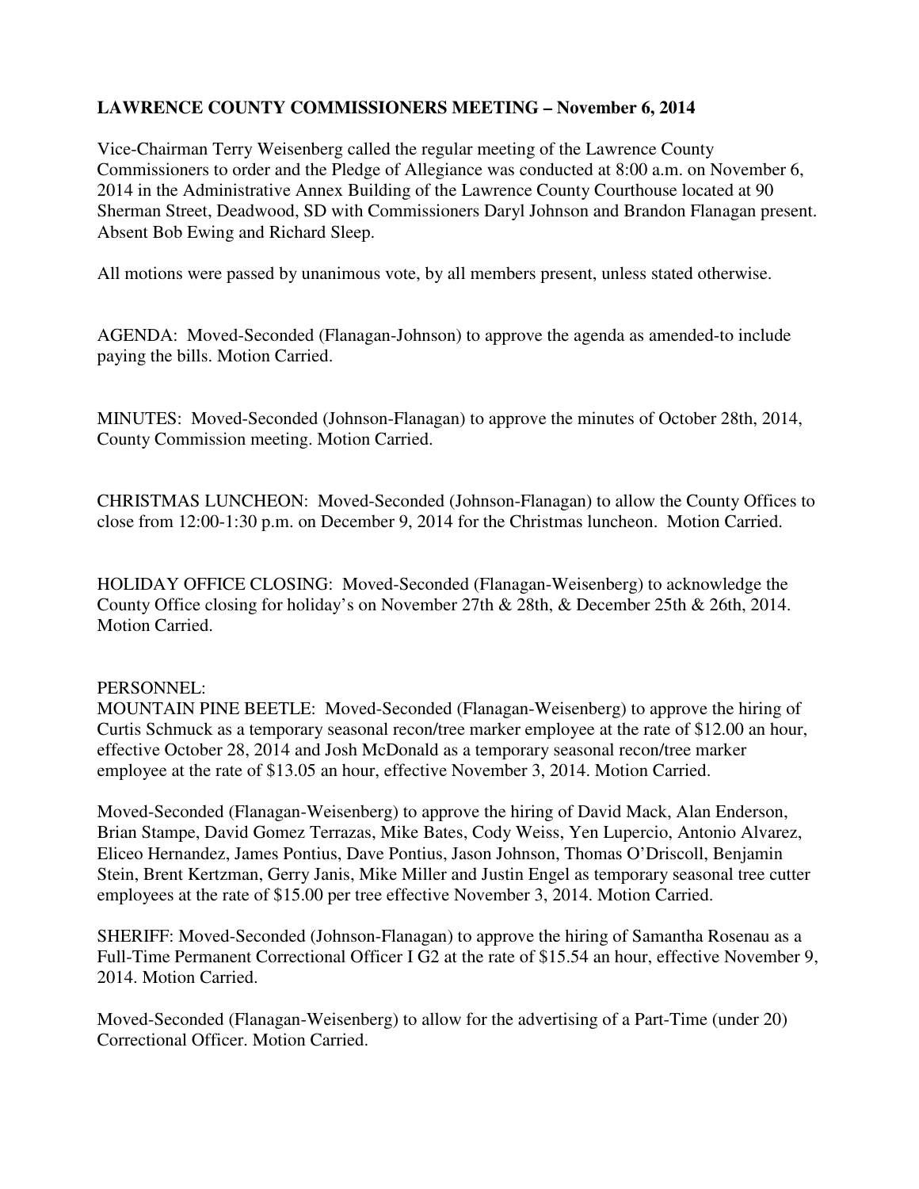**LAWRENCE COUNTY COMMISSIONERS MEETING – November 6, 2014**

Vice-Chairman Terry Weisenberg called the regular meeting of the Lawrence County Commissioners to order and the Pledge of Allegiance was conducted at 8:00 a.m. on November 6, 2014 in the Administrative Annex Building of the Lawrence County Courthouse located at 90 Sherman Street, Deadwood, SD with Commissioners Daryl Johnson and Brandon Flanagan present. Absent Bob Ewing and Richard Sleep.

All motions were passed by unanimous vote, by all members present, unless stated otherwise.

AGENDA: Moved-Seconded (Flanagan-Johnson) to approve the agenda as amended-to include paying the bills. Motion Carried.

MINUTES: Moved-Seconded (Johnson-Flanagan) to approve the minutes of October 28th, 2014, County Commission meeting. Motion Carried.

CHRISTMAS LUNCHEON: Moved-Seconded (Johnson-Flanagan) to allow the County Offices to close from 12:00-1:30 p.m. on December 9, 2014 for the Christmas luncheon. Motion Carried.

HOLIDAY OFFICE CLOSING: Moved-Seconded (Flanagan-Weisenberg) to acknowledge the County Office closing for holiday's on November 27th & 28th, & December 25th & 26th, 2014. Motion Carried.

PERSONNEL:

MOUNTAIN PINE BEETLE: Moved-Seconded (Flanagan-Weisenberg) to approve the hiring of Curtis Schmuck as a temporary seasonal recon/tree marker employee at the rate of $12.00 an hour, effective October 28, 2014 and Josh McDonald as a temporary seasonal recon/tree marker employee at the rate of $13.05 an hour, effective November 3, 2014. Motion Carried.

Moved-Seconded (Flanagan-Weisenberg) to approve the hiring of David Mack, Alan Enderson, Brian Stampe, David Gomez Terrazas, Mike Bates, Cody Weiss, Yen Lupercio, Antonio Alvarez, Eliceo Hernandez, James Pontius, Dave Pontius, Jason Johnson, Thomas O'Driscoll, Benjamin Stein, Brent Kertzman, Gerry Janis, Mike Miller and Justin Engel as temporary seasonal tree cutter employees at the rate of $15.00 per tree effective November 3, 2014. Motion Carried.

SHERIFF: Moved-Seconded (Johnson-Flanagan) to approve the hiring of Samantha Rosenau as a Full-Time Permanent Correctional Officer I G2 at the rate of $15.54 an hour, effective November 9, 2014. Motion Carried.

Moved-Seconded (Flanagan-Weisenberg) to allow for the advertising of a Part-Time (under 20) Correctional Officer. Motion Carried.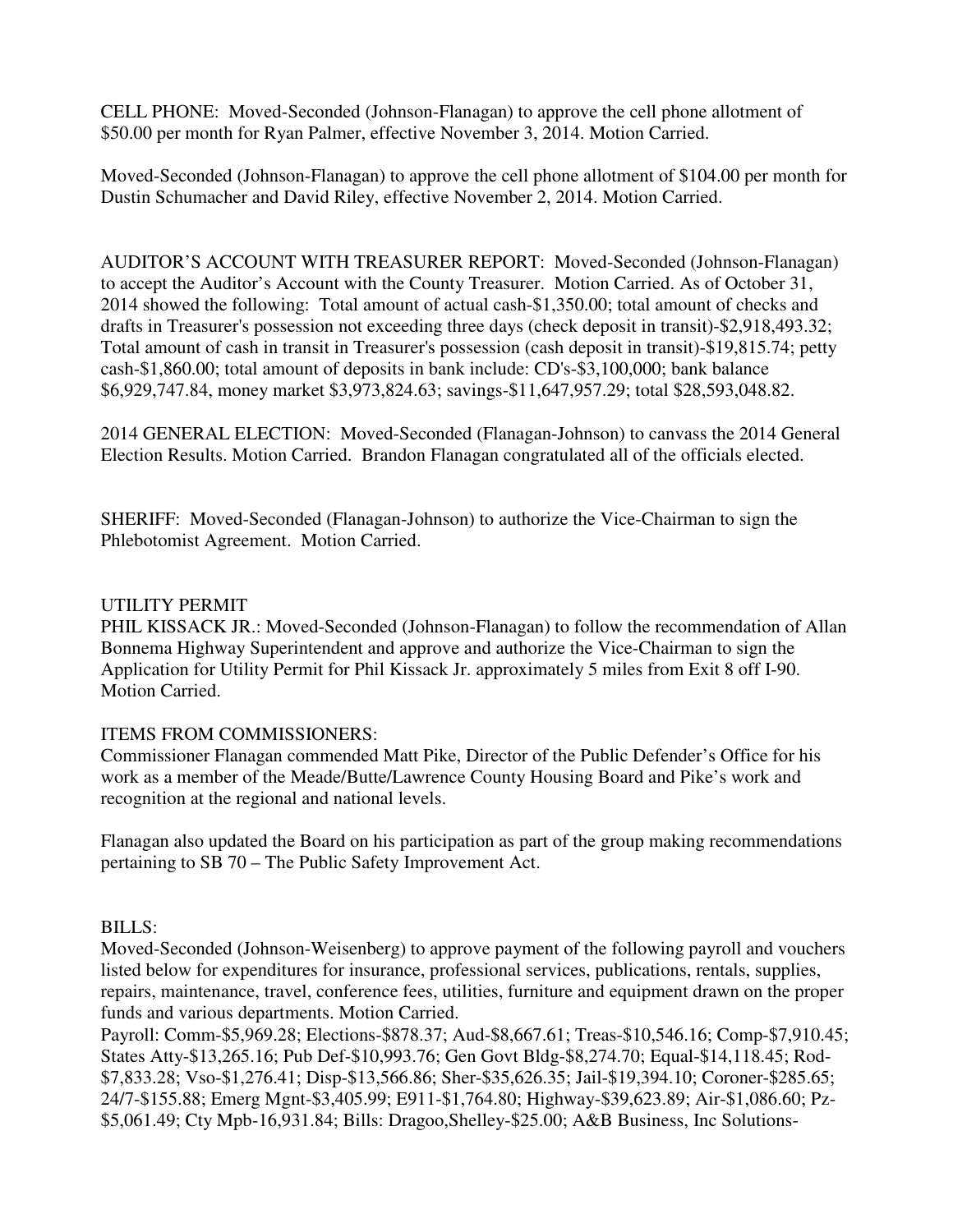CELL PHONE: Moved-Seconded (Johnson-Flanagan) to approve the cell phone allotment of $50.00 per month for Ryan Palmer, effective November 3, 2014. Motion Carried.

Moved-Seconded (Johnson-Flanagan) to approve the cell phone allotment of $104.00 per month for Dustin Schumacher and David Riley, effective November 2, 2014. Motion Carried.

AUDITOR'S ACCOUNT WITH TREASURER REPORT: Moved-Seconded (Johnson-Flanagan) to accept the Auditor's Account with the County Treasurer. Motion Carried. As of October 31, 2014 showed the following: Total amount of actual cash-$1,350.00; total amount of checks and drafts in Treasurer's possession not exceeding three days (check deposit in transit)-$2,918,493.32; Total amount of cash in transit in Treasurer's possession (cash deposit in transit)-$19,815.74; petty cash-$1,860.00; total amount of deposits in bank include: CD's-$3,100,000; bank balance $6,929,747.84, money market $3,973,824.63; savings-$11,647,957.29; total $28,593,048.82.

2014 GENERAL ELECTION: Moved-Seconded (Flanagan-Johnson) to canvass the 2014 General Election Results. Motion Carried. Brandon Flanagan congratulated all of the officials elected.

SHERIFF: Moved-Seconded (Flanagan-Johnson) to authorize the Vice-Chairman to sign the Phlebotomist Agreement. Motion Carried.

UTILITY PERMIT
PHIL KISSACK JR.: Moved-Seconded (Johnson-Flanagan) to follow the recommendation of Allan Bonnema Highway Superintendent and approve and authorize the Vice-Chairman to sign the Application for Utility Permit for Phil Kissack Jr. approximately 5 miles from Exit 8 off I-90. Motion Carried.

ITEMS FROM COMMISSIONERS:
Commissioner Flanagan commended Matt Pike, Director of the Public Defender's Office for his work as a member of the Meade/Butte/Lawrence County Housing Board and Pike's work and recognition at the regional and national levels.

Flanagan also updated the Board on his participation as part of the group making recommendations pertaining to SB 70 – The Public Safety Improvement Act.

BILLS:
Moved-Seconded (Johnson-Weisenberg) to approve payment of the following payroll and vouchers listed below for expenditures for insurance, professional services, publications, rentals, supplies, repairs, maintenance, travel, conference fees, utilities, furniture and equipment drawn on the proper funds and various departments. Motion Carried.
Payroll: Comm-$5,969.28; Elections-$878.37; Aud-$8,667.61; Treas-$10,546.16; Comp-$7,910.45; States Atty-$13,265.16; Pub Def-$10,993.76; Gen Govt Bldg-$8,274.70; Equal-$14,118.45; Rod-$7,833.28; Vso-$1,276.41; Disp-$13,566.86; Sher-$35,626.35; Jail-$19,394.10; Coroner-$285.65; 24/7-$155.88; Emerg Mgnt-$3,405.99; E911-$1,764.80; Highway-$39,623.89; Air-$1,086.60; Pz-$5,061.49; Cty Mpb-16,931.84; Bills: Dragoo,Shelley-$25.00; A&B Business, Inc Solutions-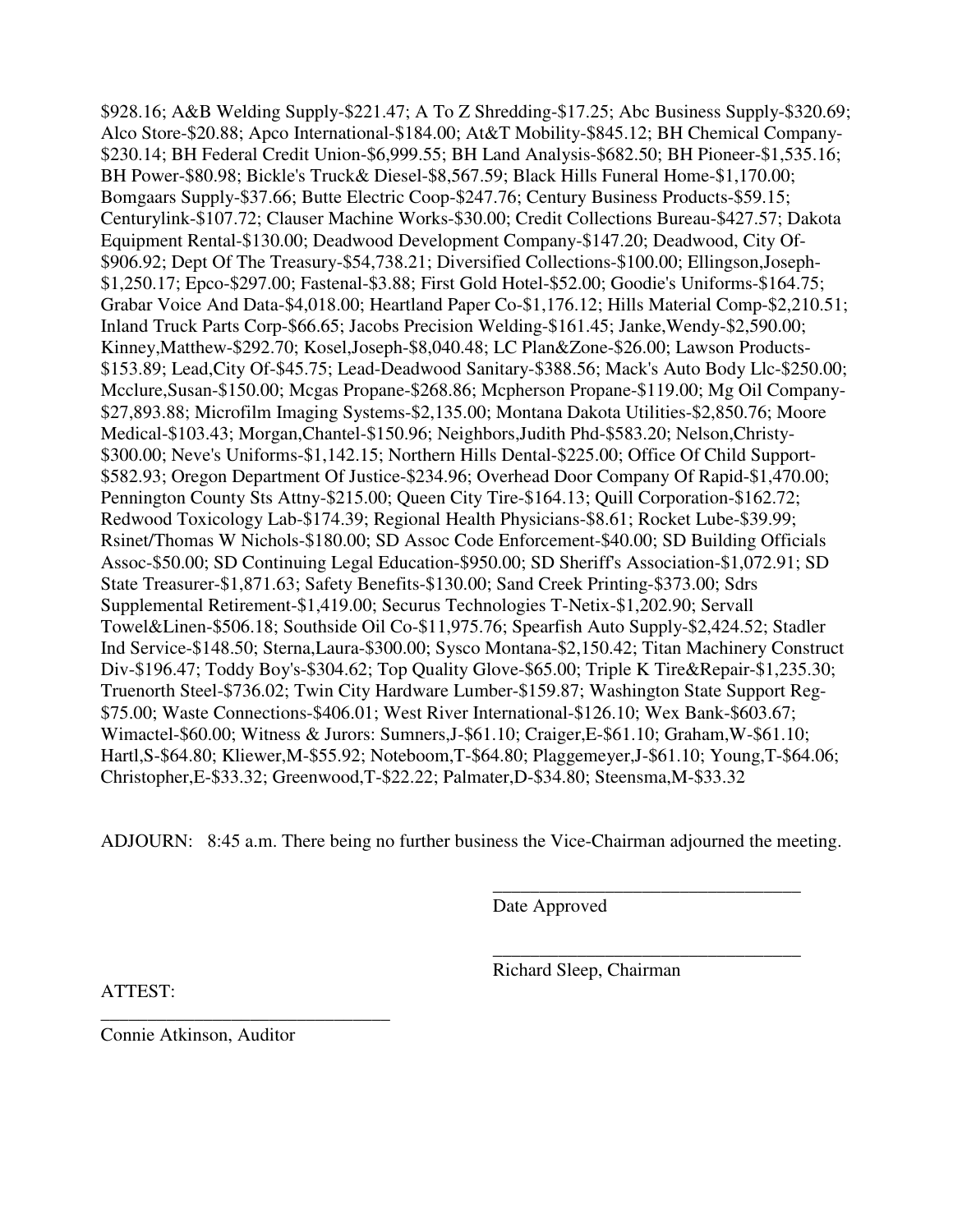$928.16; A&B Welding Supply-$221.47; A To Z Shredding-$17.25; Abc Business Supply-$320.69; Alco Store-$20.88; Apco International-$184.00; At&T Mobility-$845.12; BH Chemical Company-$230.14; BH Federal Credit Union-$6,999.55; BH Land Analysis-$682.50; BH Pioneer-$1,535.16; BH Power-$80.98; Bickle's Truck& Diesel-$8,567.59; Black Hills Funeral Home-$1,170.00; Bomgaars Supply-$37.66; Butte Electric Coop-$247.76; Century Business Products-$59.15; Centurylink-$107.72; Clauser Machine Works-$30.00; Credit Collections Bureau-$427.57; Dakota Equipment Rental-$130.00; Deadwood Development Company-$147.20; Deadwood, City Of-$906.92; Dept Of The Treasury-$54,738.21; Diversified Collections-$100.00; Ellingson,Joseph-$1,250.17; Epco-$297.00; Fastenal-$3.88; First Gold Hotel-$52.00; Goodie's Uniforms-$164.75; Grabar Voice And Data-$4,018.00; Heartland Paper Co-$1,176.12; Hills Material Comp-$2,210.51; Inland Truck Parts Corp-$66.65; Jacobs Precision Welding-$161.45; Janke,Wendy-$2,590.00; Kinney,Matthew-$292.70; Kosel,Joseph-$8,040.48; LC Plan&Zone-$26.00; Lawson Products-$153.89; Lead,City Of-$45.75; Lead-Deadwood Sanitary-$388.56; Mack's Auto Body Llc-$250.00; Mcclure,Susan-$150.00; Mcgas Propane-$268.86; Mcpherson Propane-$119.00; Mg Oil Company-$27,893.88; Microfilm Imaging Systems-$2,135.00; Montana Dakota Utilities-$2,850.76; Moore Medical-$103.43; Morgan,Chantel-$150.96; Neighbors,Judith Phd-$583.20; Nelson,Christy-$300.00; Neve's Uniforms-$1,142.15; Northern Hills Dental-$225.00; Office Of Child Support-$582.93; Oregon Department Of Justice-$234.96; Overhead Door Company Of Rapid-$1,470.00; Pennington County Sts Attny-$215.00; Queen City Tire-$164.13; Quill Corporation-$162.72; Redwood Toxicology Lab-$174.39; Regional Health Physicians-$8.61; Rocket Lube-$39.99; Rsinet/Thomas W Nichols-$180.00; SD Assoc Code Enforcement-$40.00; SD Building Officials Assoc-$50.00; SD Continuing Legal Education-$950.00; SD Sheriff's Association-$1,072.91; SD State Treasurer-$1,871.63; Safety Benefits-$130.00; Sand Creek Printing-$373.00; Sdrs Supplemental Retirement-$1,419.00; Securus Technologies T-Netix-$1,202.90; Servall Towel&Linen-$506.18; Southside Oil Co-$11,975.76; Spearfish Auto Supply-$2,424.52; Stadler Ind Service-$148.50; Sterna,Laura-$300.00; Sysco Montana-$2,150.42; Titan Machinery Construct Div-$196.47; Toddy Boy's-$304.62; Top Quality Glove-$65.00; Triple K Tire&Repair-$1,235.30; Truenorth Steel-$736.02; Twin City Hardware Lumber-$159.87; Washington State Support Reg-$75.00; Waste Connections-$406.01; West River International-$126.10; Wex Bank-$603.67; Wimactel-$60.00; Witness & Jurors: Sumners,J-$61.10; Craiger,E-$61.10; Graham,W-$61.10; Hartl,S-$64.80; Kliewer,M-$55.92; Noteboom,T-$64.80; Plaggemeyer,J-$61.10; Young,T-$64.06; Christopher,E-$33.32; Greenwood,T-$22.22; Palmater,D-$34.80; Steensma,M-$33.32

ADJOURN: 8:45 a.m. There being no further business the Vice-Chairman adjourned the meeting.

\_\_\_\_\_\_\_\_\_\_\_\_\_\_\_\_\_\_\_\_\_\_\_\_\_\_\_\_\_\_\_\_\_\_

Date Approved

\_\_\_\_\_\_\_\_\_\_\_\_\_\_\_\_\_\_\_\_\_\_\_\_\_\_\_\_\_\_\_\_\_\_

Richard Sleep, Chairman

ATTEST:

\_\_\_\_\_\_\_\_\_\_\_\_\_\_\_\_\_\_\_\_\_\_\_\_\_\_\_\_\_\_\_\_\_\_

Connie Atkinson, Auditor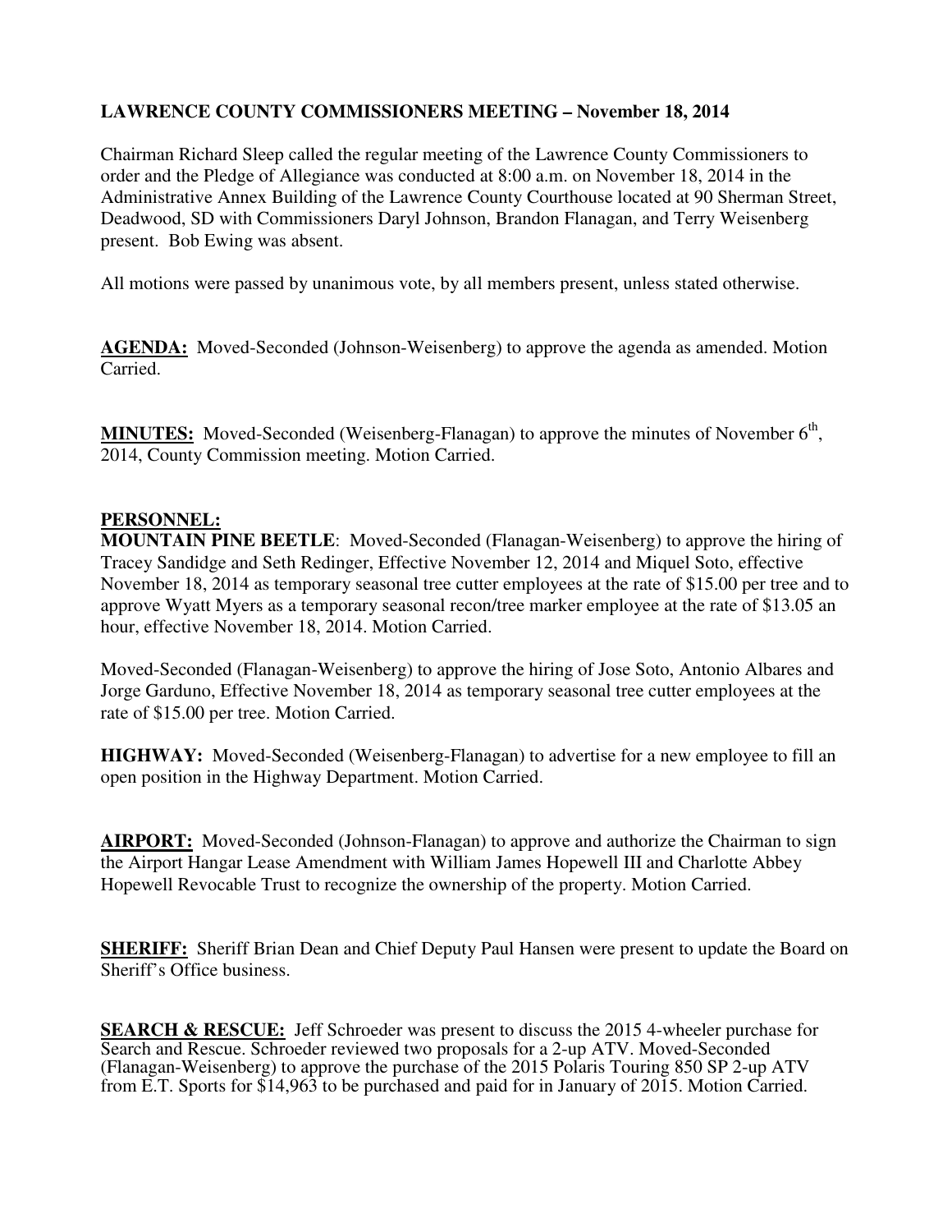**LAWRENCE COUNTY COMMISSIONERS MEETING – November 18, 2014**

Chairman Richard Sleep called the regular meeting of the Lawrence County Commissioners to order and the Pledge of Allegiance was conducted at 8:00 a.m. on November 18, 2014 in the Administrative Annex Building of the Lawrence County Courthouse located at 90 Sherman Street, Deadwood, SD with Commissioners Daryl Johnson, Brandon Flanagan, and Terry Weisenberg present. Bob Ewing was absent.

All motions were passed by unanimous vote, by all members present, unless stated otherwise.

**AGENDA:** Moved-Seconded (Johnson-Weisenberg) to approve the agenda as amended. Motion Carried.

**MINUTES:** Moved-Seconded (Weisenberg-Flanagan) to approve the minutes of November 6th, 2014, County Commission meeting. Motion Carried.

**PERSONNEL:**

**MOUNTAIN PINE BEETLE**: Moved-Seconded (Flanagan-Weisenberg) to approve the hiring of Tracey Sandidge and Seth Redinger, Effective November 12, 2014 and Miquel Soto, effective November 18, 2014 as temporary seasonal tree cutter employees at the rate of $15.00 per tree and to approve Wyatt Myers as a temporary seasonal recon/tree marker employee at the rate of $13.05 an hour, effective November 18, 2014. Motion Carried.

Moved-Seconded (Flanagan-Weisenberg) to approve the hiring of Jose Soto, Antonio Albares and Jorge Garduno, Effective November 18, 2014 as temporary seasonal tree cutter employees at the rate of $15.00 per tree. Motion Carried.

**HIGHWAY:** Moved-Seconded (Weisenberg-Flanagan) to advertise for a new employee to fill an open position in the Highway Department. Motion Carried.

**AIRPORT:** Moved-Seconded (Johnson-Flanagan) to approve and authorize the Chairman to sign the Airport Hangar Lease Amendment with William James Hopewell III and Charlotte Abbey Hopewell Revocable Trust to recognize the ownership of the property. Motion Carried.

**SHERIFF:** Sheriff Brian Dean and Chief Deputy Paul Hansen were present to update the Board on Sheriff's Office business.

**SEARCH & RESCUE:** Jeff Schroeder was present to discuss the 2015 4-wheeler purchase for Search and Rescue. Schroeder reviewed two proposals for a 2-up ATV. Moved-Seconded (Flanagan-Weisenberg) to approve the purchase of the 2015 Polaris Touring 850 SP 2-up ATV from E.T. Sports for $14,963 to be purchased and paid for in January of 2015. Motion Carried.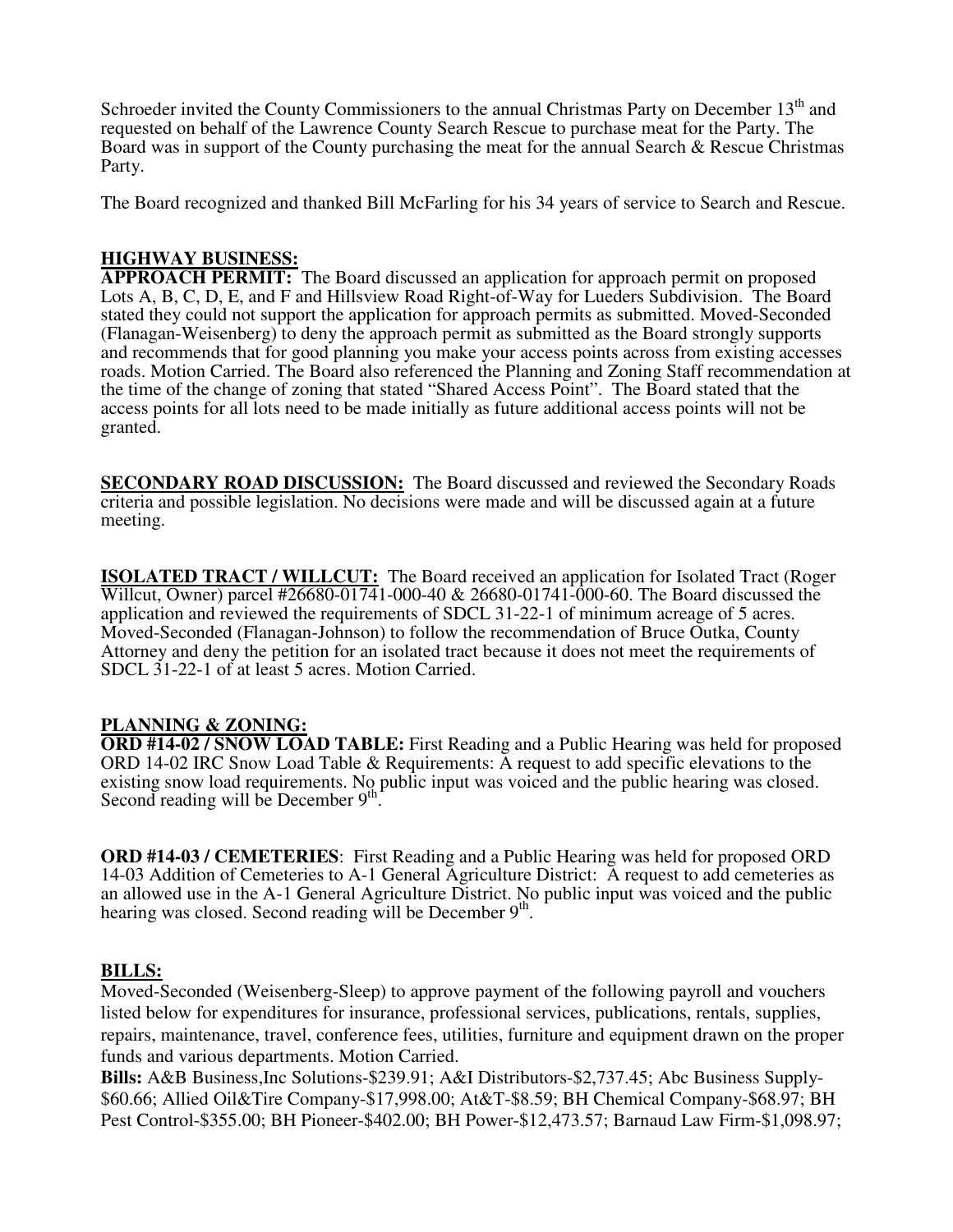Schroeder invited the County Commissioners to the annual Christmas Party on December 13th and requested on behalf of the Lawrence County Search Rescue to purchase meat for the Party. The Board was in support of the County purchasing the meat for the annual Search & Rescue Christmas Party.

The Board recognized and thanked Bill McFarling for his 34 years of service to Search and Rescue.

**HIGHWAY BUSINESS:**

**APPROACH PERMIT:** The Board discussed an application for approach permit on proposed Lots A, B, C, D, E, and F and Hillsview Road Right-of-Way for Lueders Subdivision. The Board stated they could not support the application for approach permits as submitted. Moved-Seconded (Flanagan-Weisenberg) to deny the approach permit as submitted as the Board strongly supports and recommends that for good planning you make your access points across from existing accesses roads. Motion Carried. The Board also referenced the Planning and Zoning Staff recommendation at the time of the change of zoning that stated "Shared Access Point". The Board stated that the access points for all lots need to be made initially as future additional access points will not be granted.

**SECONDARY ROAD DISCUSSION:** The Board discussed and reviewed the Secondary Roads criteria and possible legislation. No decisions were made and will be discussed again at a future meeting.

**ISOLATED TRACT / WILLCUT:** The Board received an application for Isolated Tract (Roger Willcut, Owner) parcel #26680-01741-000-40 & 26680-01741-000-60. The Board discussed the application and reviewed the requirements of SDCL 31-22-1 of minimum acreage of 5 acres. Moved-Seconded (Flanagan-Johnson) to follow the recommendation of Bruce Outka, County Attorney and deny the petition for an isolated tract because it does not meet the requirements of SDCL 31-22-1 of at least 5 acres. Motion Carried.

**PLANNING & ZONING:**

**ORD #14-02 / SNOW LOAD TABLE:** First Reading and a Public Hearing was held for proposed ORD 14-02 IRC Snow Load Table & Requirements: A request to add specific elevations to the existing snow load requirements. No public input was voiced and the public hearing was closed. Second reading will be December 9th.

**ORD #14-03 / CEMETERIES**: First Reading and a Public Hearing was held for proposed ORD 14-03 Addition of Cemeteries to A-1 General Agriculture District: A request to add cemeteries as an allowed use in the A-1 General Agriculture District. No public input was voiced and the public hearing was closed. Second reading will be December 9th.

**BILLS:**

Moved-Seconded (Weisenberg-Sleep) to approve payment of the following payroll and vouchers listed below for expenditures for insurance, professional services, publications, rentals, supplies, repairs, maintenance, travel, conference fees, utilities, furniture and equipment drawn on the proper funds and various departments. Motion Carried.

**Bills:** A&B Business,Inc Solutions-$239.91; A&I Distributors-$2,737.45; Abc Business Supply-$60.66; Allied Oil&Tire Company-$17,998.00; At&T-$8.59; BH Chemical Company-$68.97; BH Pest Control-$355.00; BH Pioneer-$402.00; BH Power-$12,473.57; Barnaud Law Firm-$1,098.97;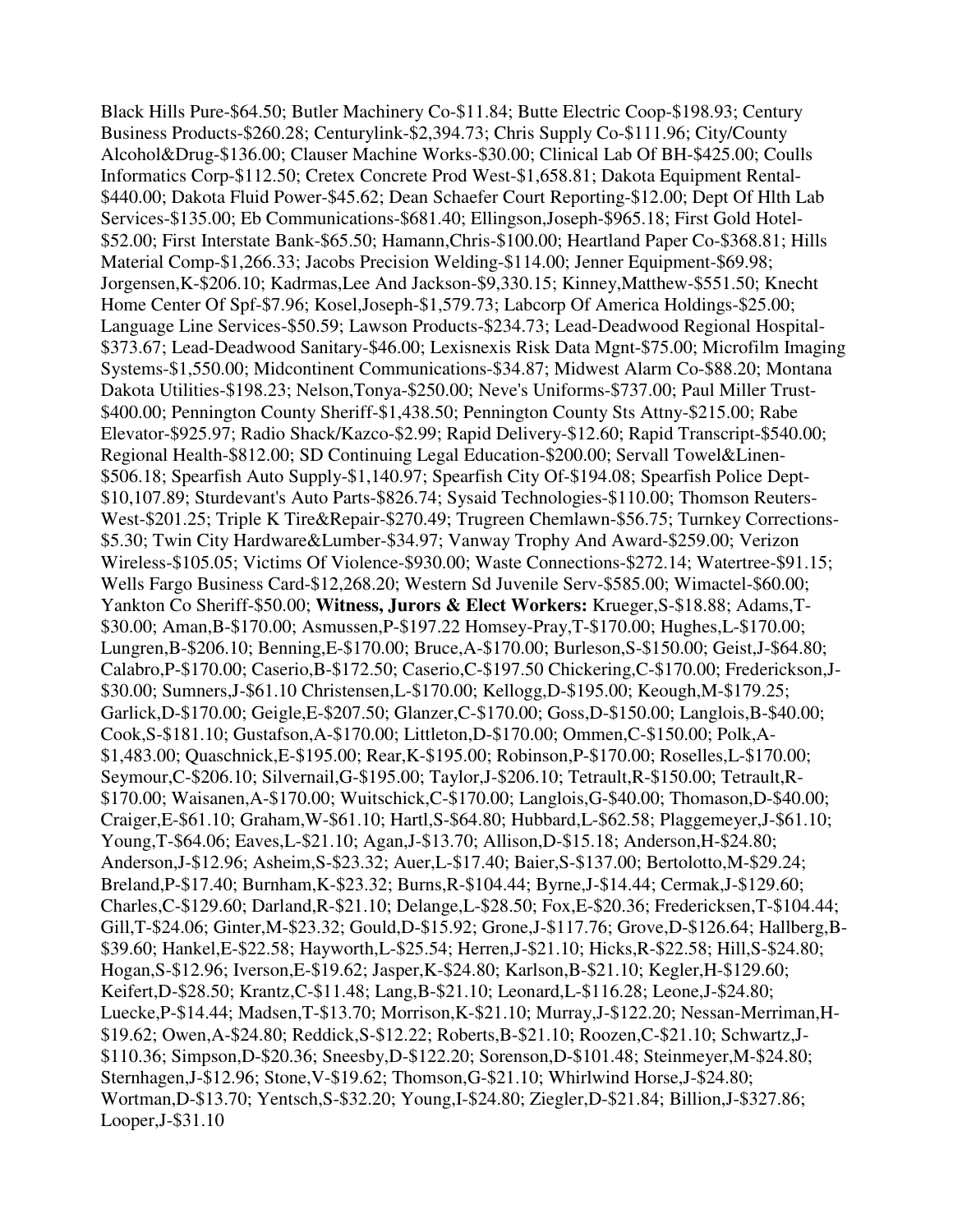Black Hills Pure-$64.50; Butler Machinery Co-$11.84; Butte Electric Coop-$198.93; Century Business Products-$260.28; Centurylink-$2,394.73; Chris Supply Co-$111.96; City/County Alcohol&Drug-$136.00; Clauser Machine Works-$30.00; Clinical Lab Of BH-$425.00; Coulls Informatics Corp-$112.50; Cretex Concrete Prod West-$1,658.81; Dakota Equipment Rental-$440.00; Dakota Fluid Power-$45.62; Dean Schaefer Court Reporting-$12.00; Dept Of Hlth Lab Services-$135.00; Eb Communications-$681.40; Ellingson,Joseph-$965.18; First Gold Hotel-$52.00; First Interstate Bank-$65.50; Hamann,Chris-$100.00; Heartland Paper Co-$368.81; Hills Material Comp-$1,266.33; Jacobs Precision Welding-$114.00; Jenner Equipment-$69.98; Jorgensen,K-$206.10; Kadrmas,Lee And Jackson-$9,330.15; Kinney,Matthew-$551.50; Knecht Home Center Of Spf-$7.96; Kosel,Joseph-$1,579.73; Labcorp Of America Holdings-$25.00; Language Line Services-$50.59; Lawson Products-$234.73; Lead-Deadwood Regional Hospital-$373.67; Lead-Deadwood Sanitary-$46.00; Lexisnexis Risk Data Mgnt-$75.00; Microfilm Imaging Systems-$1,550.00; Midcontinent Communications-$34.87; Midwest Alarm Co-$88.20; Montana Dakota Utilities-$198.23; Nelson,Tonya-$250.00; Neve's Uniforms-$737.00; Paul Miller Trust-$400.00; Pennington County Sheriff-$1,438.50; Pennington County Sts Attny-$215.00; Rabe Elevator-$925.97; Radio Shack/Kazco-$2.99; Rapid Delivery-$12.60; Rapid Transcript-$540.00; Regional Health-$812.00; SD Continuing Legal Education-$200.00; Servall Towel&Linen-$506.18; Spearfish Auto Supply-$1,140.97; Spearfish City Of-$194.08; Spearfish Police Dept-$10,107.89; Sturdevant's Auto Parts-$826.74; Sysaid Technologies-$110.00; Thomson Reuters-West-$201.25; Triple K Tire&Repair-$270.49; Trugreen Chemlawn-$56.75; Turnkey Corrections-$5.30; Twin City Hardware&Lumber-$34.97; Vanway Trophy And Award-$259.00; Verizon Wireless-$105.05; Victims Of Violence-$930.00; Waste Connections-$272.14; Watertree-$91.15; Wells Fargo Business Card-$12,268.20; Western Sd Juvenile Serv-$585.00; Wimactel-$60.00; Yankton Co Sheriff-$50.00; **Witness, Jurors & Elect Workers:** Krueger,S-$18.88; Adams,T-$30.00; Aman,B-$170.00; Asmussen,P-$197.22 Homsey-Pray,T-$170.00; Hughes,L-$170.00; Lungren,B-$206.10; Benning,E-$170.00; Bruce,A-$170.00; Burleson,S-$150.00; Geist,J-$64.80; Calabro,P-$170.00; Caserio,B-$172.50; Caserio,C-$197.50 Chickering,C-$170.00; Frederickson,J-$30.00; Sumners,J-$61.10 Christensen,L-$170.00; Kellogg,D-$195.00; Keough,M-$179.25; Garlick,D-$170.00; Geigle,E-$207.50; Glanzer,C-$170.00; Goss,D-$150.00; Langlois,B-$40.00; Cook,S-$181.10; Gustafson,A-$170.00; Littleton,D-$170.00; Ommen,C-$150.00; Polk,A-$1,483.00; Quaschnick,E-$195.00; Rear,K-$195.00; Robinson,P-$170.00; Roselles,L-$170.00; Seymour,C-$206.10; Silvernail,G-$195.00; Taylor,J-$206.10; Tetrault,R-$150.00; Tetrault,R-$170.00; Waisanen,A-$170.00; Wuitschick,C-$170.00; Langlois,G-$40.00; Thomason,D-$40.00; Craiger,E-$61.10; Graham,W-$61.10; Hartl,S-$64.80; Hubbard,L-$62.58; Plaggemeyer,J-$61.10; Young,T-$64.06; Eaves,L-$21.10; Agan,J-$13.70; Allison,D-$15.18; Anderson,H-$24.80; Anderson,J-$12.96; Asheim,S-$23.32; Auer,L-$17.40; Baier,S-$137.00; Bertolotto,M-$29.24; Breland,P-$17.40; Burnham,K-$23.32; Burns,R-$104.44; Byrne,J-$14.44; Cermak,J-$129.60; Charles,C-$129.60; Darland,R-$21.10; Delange,L-$28.50; Fox,E-$20.36; Fredericksen,T-$104.44; Gill,T-$24.06; Ginter,M-$23.32; Gould,D-$15.92; Grone,J-$117.76; Grove,D-$126.64; Hallberg,B-$39.60; Hankel,E-$22.58; Hayworth,L-$25.54; Herren,J-$21.10; Hicks,R-$22.58; Hill,S-$24.80; Hogan,S-$12.96; Iverson,E-$19.62; Jasper,K-$24.80; Karlson,B-$21.10; Kegler,H-$129.60; Keifert,D-$28.50; Krantz,C-$11.48; Lang,B-$21.10; Leonard,L-$116.28; Leone,J-$24.80; Luecke,P-$14.44; Madsen,T-$13.70; Morrison,K-$21.10; Murray,J-$122.20; Nessan-Merriman,H-$19.62; Owen,A-$24.80; Reddick,S-$12.22; Roberts,B-$21.10; Roozen,C-$21.10; Schwartz,J-$110.36; Simpson,D-$20.36; Sneesby,D-$122.20; Sorenson,D-$101.48; Steinmeyer,M-$24.80; Sternhagen,J-$12.96; Stone,V-$19.62; Thomson,G-$21.10; Whirlwind Horse,J-$24.80; Wortman,D-$13.70; Yentsch,S-$32.20; Young,I-$24.80; Ziegler,D-$21.84; Billion,J-$327.86; Looper,J-$31.10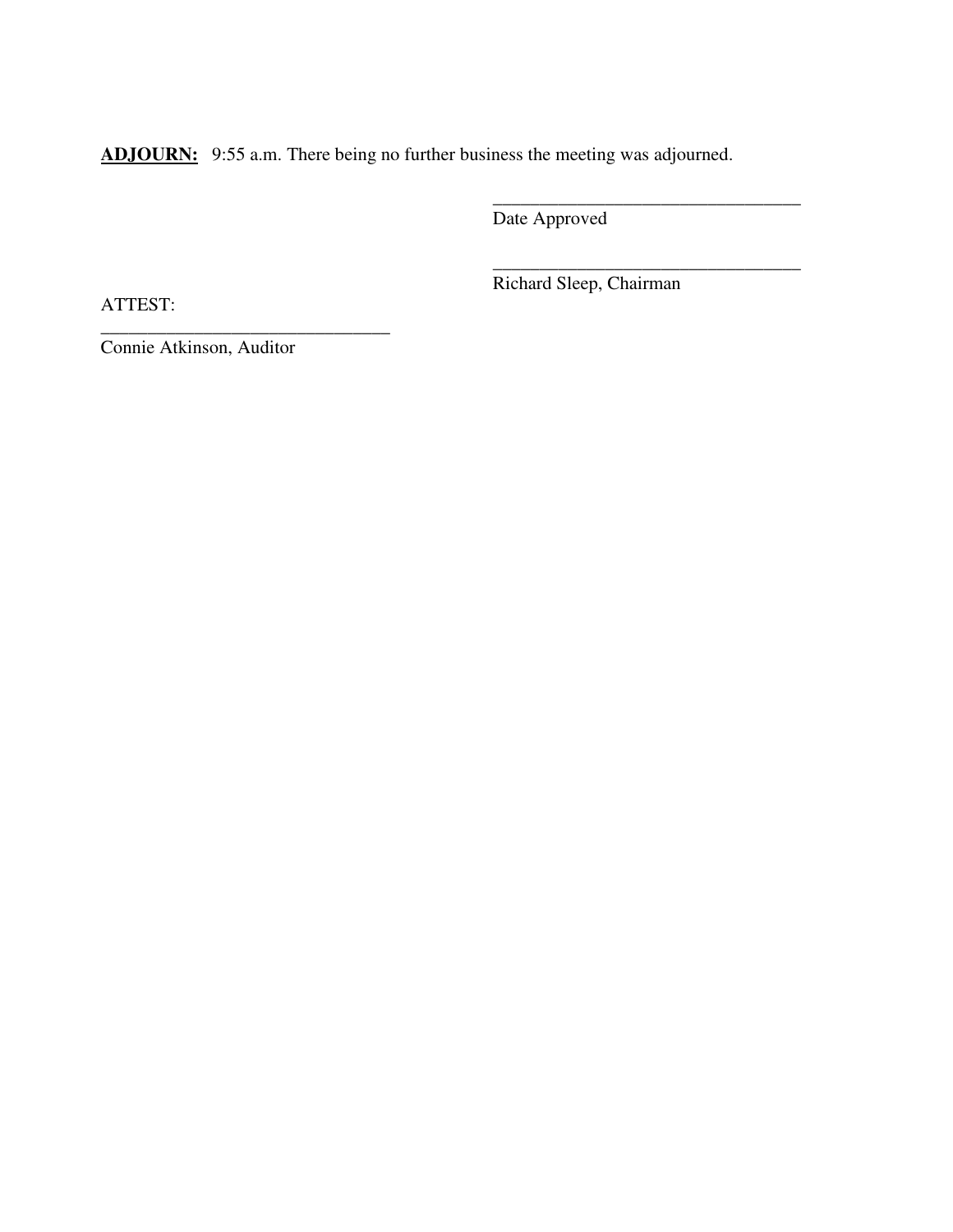**<u>ADJOURN:</u>** 9:55 a.m. There being no further business the meeting was adjourned.

\_\_\_\_\_\_\_\_\_\_\_\_\_\_\_\_\_\_\_\_\_\_\_\_\_\_\_\_\_\_\_\_\_\_
Date Approved

\_\_\_\_\_\_\_\_\_\_\_\_\_\_\_\_\_\_\_\_\_\_\_\_\_\_\_\_\_\_\_\_\_\_
Richard Sleep, Chairman

ATTEST:

\_\_\_\_\_\_\_\_\_\_\_\_\_\_\_\_\_\_\_\_\_\_\_\_\_\_\_\_\_\_\_\_
Connie Atkinson, Auditor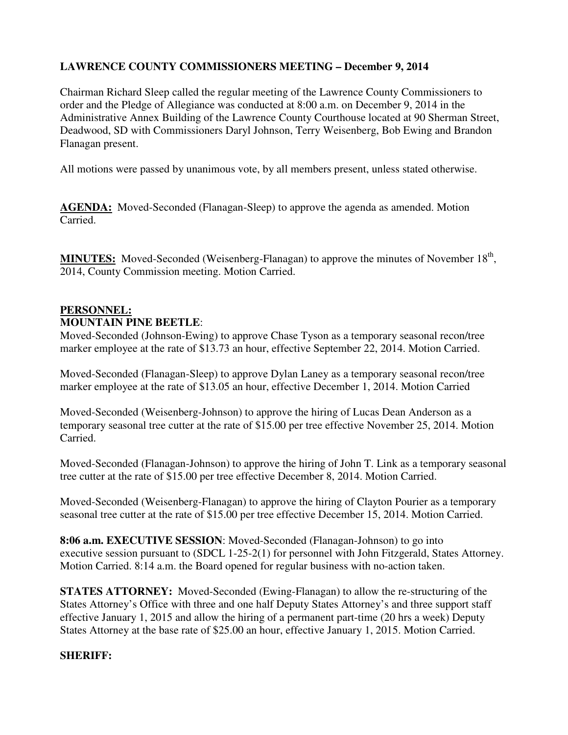**LAWRENCE COUNTY COMMISSIONERS MEETING – December 9, 2014**

Chairman Richard Sleep called the regular meeting of the Lawrence County Commissioners to order and the Pledge of Allegiance was conducted at 8:00 a.m. on December 9, 2014 in the Administrative Annex Building of the Lawrence County Courthouse located at 90 Sherman Street, Deadwood, SD with Commissioners Daryl Johnson, Terry Weisenberg, Bob Ewing and Brandon Flanagan present.

All motions were passed by unanimous vote, by all members present, unless stated otherwise.

**AGENDA:** Moved-Seconded (Flanagan-Sleep) to approve the agenda as amended. Motion Carried.

**MINUTES:** Moved-Seconded (Weisenberg-Flanagan) to approve the minutes of November 18th, 2014, County Commission meeting. Motion Carried.

**PERSONNEL:**
**MOUNTAIN PINE BEETLE**:
Moved-Seconded (Johnson-Ewing) to approve Chase Tyson as a temporary seasonal recon/tree marker employee at the rate of $13.73 an hour, effective September 22, 2014. Motion Carried.

Moved-Seconded (Flanagan-Sleep) to approve Dylan Laney as a temporary seasonal recon/tree marker employee at the rate of $13.05 an hour, effective December 1, 2014. Motion Carried

Moved-Seconded (Weisenberg-Johnson) to approve the hiring of Lucas Dean Anderson as a temporary seasonal tree cutter at the rate of $15.00 per tree effective November 25, 2014. Motion Carried.

Moved-Seconded (Flanagan-Johnson) to approve the hiring of John T. Link as a temporary seasonal tree cutter at the rate of $15.00 per tree effective December 8, 2014. Motion Carried.

Moved-Seconded (Weisenberg-Flanagan) to approve the hiring of Clayton Pourier as a temporary seasonal tree cutter at the rate of $15.00 per tree effective December 15, 2014. Motion Carried.

**8:06 a.m. EXECUTIVE SESSION**: Moved-Seconded (Flanagan-Johnson) to go into executive session pursuant to (SDCL 1-25-2(1) for personnel with John Fitzgerald, States Attorney. Motion Carried. 8:14 a.m. the Board opened for regular business with no-action taken.

**STATES ATTORNEY:** Moved-Seconded (Ewing-Flanagan) to allow the re-structuring of the States Attorney's Office with three and one half Deputy States Attorney's and three support staff effective January 1, 2015 and allow the hiring of a permanent part-time (20 hrs a week) Deputy States Attorney at the base rate of $25.00 an hour, effective January 1, 2015. Motion Carried.

**SHERIFF:**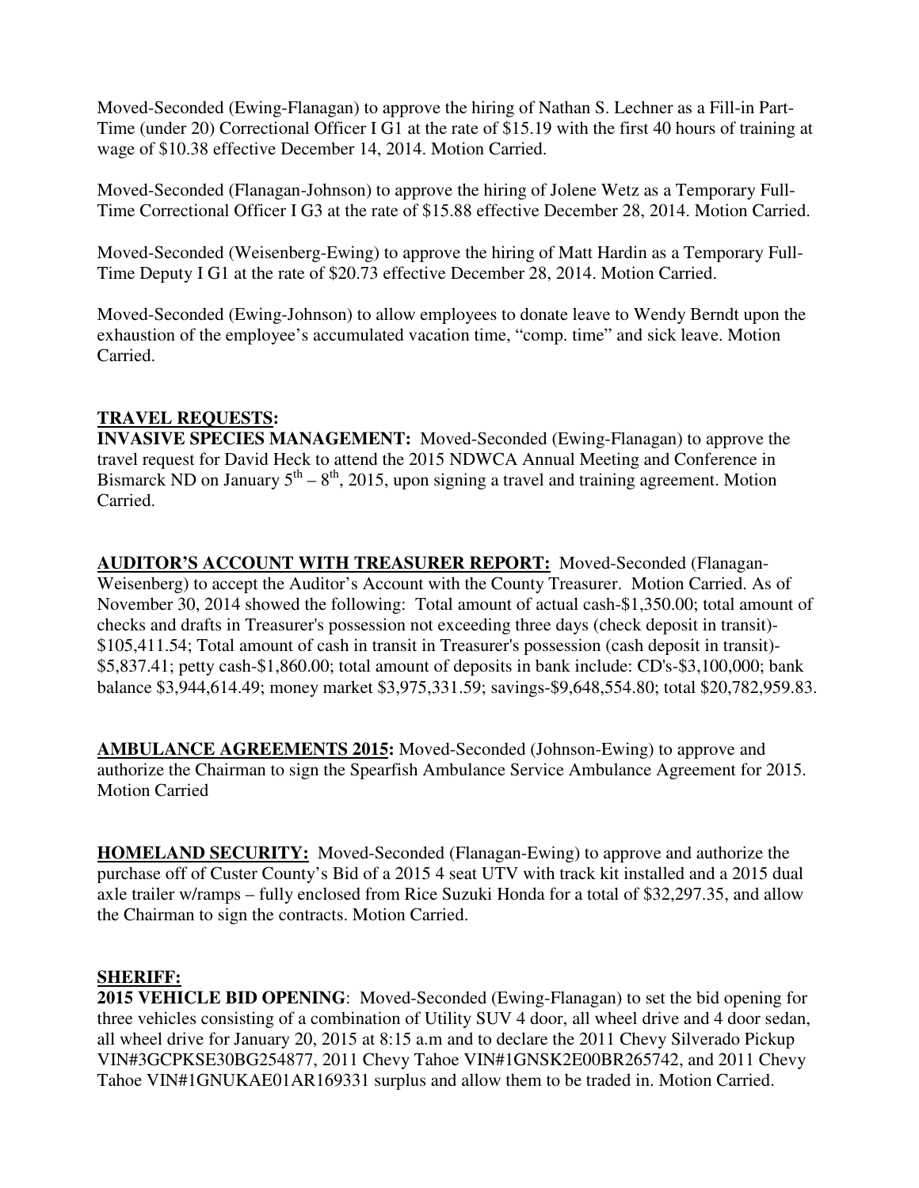Moved-Seconded (Ewing-Flanagan) to approve the hiring of Nathan S. Lechner as a Fill-in Part-Time (under 20) Correctional Officer I G1 at the rate of $15.19 with the first 40 hours of training at wage of $10.38 effective December 14, 2014. Motion Carried.

Moved-Seconded (Flanagan-Johnson) to approve the hiring of Jolene Wetz as a Temporary Full-Time Correctional Officer I G3 at the rate of $15.88 effective December 28, 2014. Motion Carried.

Moved-Seconded (Weisenberg-Ewing) to approve the hiring of Matt Hardin as a Temporary Full-Time Deputy I G1 at the rate of $20.73 effective December 28, 2014. Motion Carried.

Moved-Seconded (Ewing-Johnson) to allow employees to donate leave to Wendy Berndt upon the exhaustion of the employee's accumulated vacation time, "comp. time" and sick leave. Motion Carried.

**TRAVEL REQUESTS:**

**INVASIVE SPECIES MANAGEMENT:** Moved-Seconded (Ewing-Flanagan) to approve the travel request for David Heck to attend the 2015 NDWCA Annual Meeting and Conference in Bismarck ND on January 5th – 8th, 2015, upon signing a travel and training agreement. Motion Carried.

**AUDITOR'S ACCOUNT WITH TREASURER REPORT:** Moved-Seconded (Flanagan-Weisenberg) to accept the Auditor's Account with the County Treasurer. Motion Carried. As of November 30, 2014 showed the following: Total amount of actual cash-$1,350.00; total amount of checks and drafts in Treasurer's possession not exceeding three days (check deposit in transit)-$105,411.54; Total amount of cash in transit in Treasurer's possession (cash deposit in transit)-$5,837.41; petty cash-$1,860.00; total amount of deposits in bank include: CD's-$3,100,000; bank balance $3,944,614.49; money market $3,975,331.59; savings-$9,648,554.80; total $20,782,959.83.

**AMBULANCE AGREEMENTS 2015:** Moved-Seconded (Johnson-Ewing) to approve and authorize the Chairman to sign the Spearfish Ambulance Service Ambulance Agreement for 2015. Motion Carried

**HOMELAND SECURITY:** Moved-Seconded (Flanagan-Ewing) to approve and authorize the purchase off of Custer County's Bid of a 2015 4 seat UTV with track kit installed and a 2015 dual axle trailer w/ramps – fully enclosed from Rice Suzuki Honda for a total of $32,297.35, and allow the Chairman to sign the contracts. Motion Carried.

**SHERIFF:**

**2015 VEHICLE BID OPENING**: Moved-Seconded (Ewing-Flanagan) to set the bid opening for three vehicles consisting of a combination of Utility SUV 4 door, all wheel drive and 4 door sedan, all wheel drive for January 20, 2015 at 8:15 a.m and to declare the 2011 Chevy Silverado Pickup VIN#3GCPKSE30BG254877, 2011 Chevy Tahoe VIN#1GNSK2E00BR265742, and 2011 Chevy Tahoe VIN#1GNUKAE01AR169331 surplus and allow them to be traded in. Motion Carried.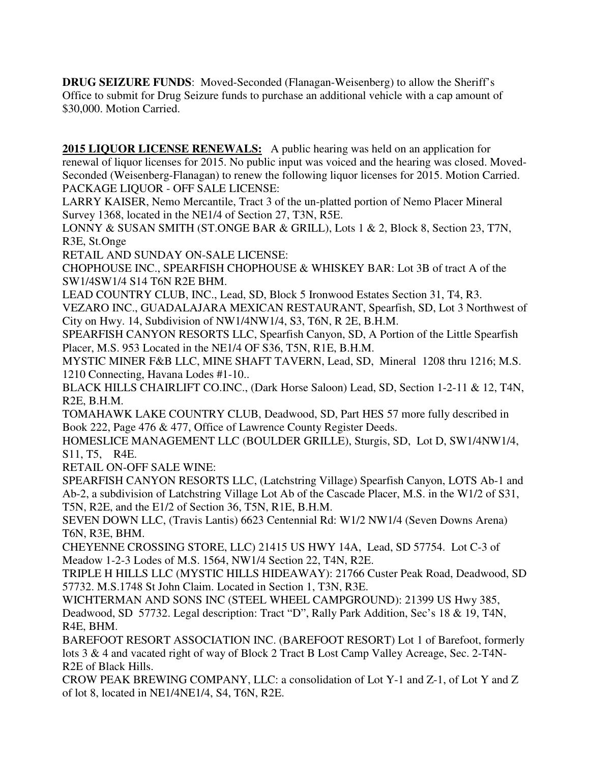**DRUG SEIZURE FUNDS**: Moved-Seconded (Flanagan-Weisenberg) to allow the Sheriff's Office to submit for Drug Seizure funds to purchase an additional vehicle with a cap amount of $30,000. Motion Carried.

**2015 LIQUOR LICENSE RENEWALS:** A public hearing was held on an application for renewal of liquor licenses for 2015. No public input was voiced and the hearing was closed. Moved-Seconded (Weisenberg-Flanagan) to renew the following liquor licenses for 2015. Motion Carried.

PACKAGE LIQUOR - OFF SALE LICENSE:

LARRY KAISER, Nemo Mercantile, Tract 3 of the un-platted portion of Nemo Placer Mineral Survey 1368, located in the NE1/4 of Section 27, T3N, R5E.

LONNY & SUSAN SMITH (ST.ONGE BAR & GRILL), Lots 1 & 2, Block 8, Section 23, T7N, R3E, St.Onge

RETAIL AND SUNDAY ON-SALE LICENSE:

CHOPHOUSE INC., SPEARFISH CHOPHOUSE & WHISKEY BAR: Lot 3B of tract A of the SW1/4SW1/4 S14 T6N R2E BHM.

LEAD COUNTRY CLUB, INC., Lead, SD, Block 5 Ironwood Estates Section 31, T4, R3.

VEZARO INC., GUADALAJARA MEXICAN RESTAURANT, Spearfish, SD, Lot 3 Northwest of City on Hwy. 14, Subdivision of NW1/4NW1/4, S3, T6N, R 2E, B.H.M.

SPEARFISH CANYON RESORTS LLC, Spearfish Canyon, SD, A Portion of the Little Spearfish Placer, M.S. 953 Located in the NE1/4 OF S36, T5N, R1E, B.H.M.

MYSTIC MINER F&B LLC, MINE SHAFT TAVERN, Lead, SD, Mineral 1208 thru 1216; M.S. 1210 Connecting, Havana Lodes #1-10..

BLACK HILLS CHAIRLIFT CO.INC., (Dark Horse Saloon) Lead, SD, Section 1-2-11 & 12, T4N, R2E, B.H.M.

TOMAHAWK LAKE COUNTRY CLUB, Deadwood, SD, Part HES 57 more fully described in Book 222, Page 476 & 477, Office of Lawrence County Register Deeds.

HOMESLICE MANAGEMENT LLC (BOULDER GRILLE), Sturgis, SD, Lot D, SW1/4NW1/4, S11, T5, R4E.

RETAIL ON-OFF SALE WINE:

SPEARFISH CANYON RESORTS LLC, (Latchstring Village) Spearfish Canyon, LOTS Ab-1 and Ab-2, a subdivision of Latchstring Village Lot Ab of the Cascade Placer, M.S. in the W1/2 of S31, T5N, R2E, and the E1/2 of Section 36, T5N, R1E, B.H.M.

SEVEN DOWN LLC, (Travis Lantis) 6623 Centennial Rd: W1/2 NW1/4 (Seven Downs Arena) T6N, R3E, BHM.

CHEYENNE CROSSING STORE, LLC) 21415 US HWY 14A, Lead, SD 57754. Lot C-3 of Meadow 1-2-3 Lodes of M.S. 1564, NW1/4 Section 22, T4N, R2E.

TRIPLE H HILLS LLC (MYSTIC HILLS HIDEAWAY): 21766 Custer Peak Road, Deadwood, SD 57732. M.S.1748 St John Claim. Located in Section 1, T3N, R3E.

WICHTERMAN AND SONS INC (STEEL WHEEL CAMPGROUND): 21399 US Hwy 385, Deadwood, SD 57732. Legal description: Tract "D", Rally Park Addition, Sec's 18 & 19, T4N, R4E, BHM.

BAREFOOT RESORT ASSOCIATION INC. (BAREFOOT RESORT) Lot 1 of Barefoot, formerly lots 3 & 4 and vacated right of way of Block 2 Tract B Lost Camp Valley Acreage, Sec. 2-T4N-R2E of Black Hills.

CROW PEAK BREWING COMPANY, LLC: a consolidation of Lot Y-1 and Z-1, of Lot Y and Z of lot 8, located in NE1/4NE1/4, S4, T6N, R2E.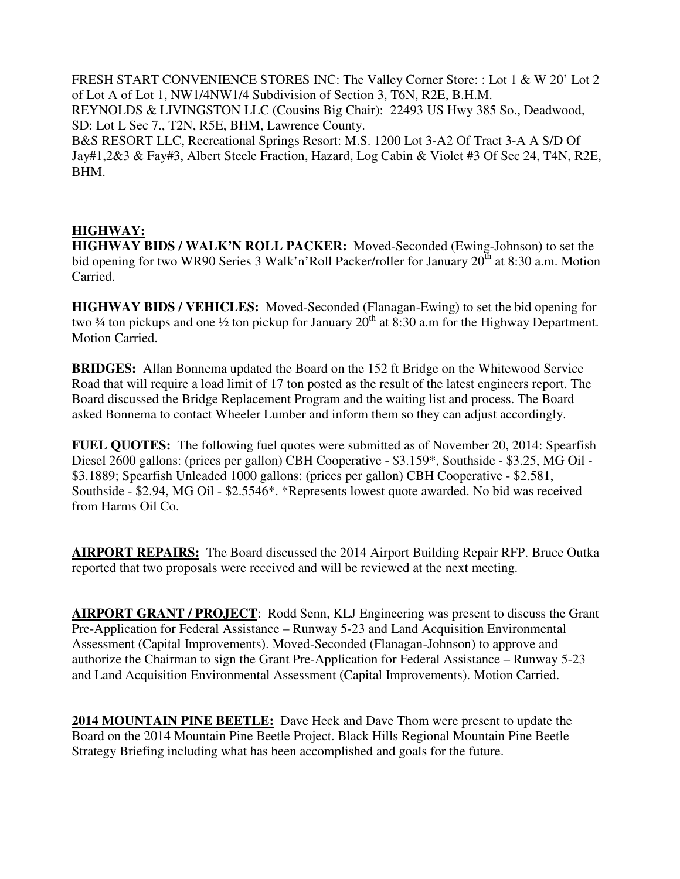FRESH START CONVENIENCE STORES INC: The Valley Corner Store: : Lot 1 & W 20' Lot 2 of Lot A of Lot 1, NW1/4NW1/4 Subdivision of Section 3, T6N, R2E, B.H.M.
REYNOLDS & LIVINGSTON LLC (Cousins Big Chair): 22493 US Hwy 385 So., Deadwood, SD: Lot L Sec 7., T2N, R5E, BHM, Lawrence County.
B&S RESORT LLC, Recreational Springs Resort: M.S. 1200 Lot 3-A2 Of Tract 3-A A S/D Of Jay#1,2&3 & Fay#3, Albert Steele Fraction, Hazard, Log Cabin & Violet #3 Of Sec 24, T4N, R2E, BHM.

**HIGHWAY:**

**HIGHWAY BIDS / WALK'N ROLL PACKER:** Moved-Seconded (Ewing-Johnson) to set the bid opening for two WR90 Series 3 Walk'n'Roll Packer/roller for January 20th at 8:30 a.m. Motion Carried.

**HIGHWAY BIDS / VEHICLES:** Moved-Seconded (Flanagan-Ewing) to set the bid opening for two ¾ ton pickups and one ½ ton pickup for January 20th at 8:30 a.m for the Highway Department. Motion Carried.

**BRIDGES:** Allan Bonnema updated the Board on the 152 ft Bridge on the Whitewood Service Road that will require a load limit of 17 ton posted as the result of the latest engineers report. The Board discussed the Bridge Replacement Program and the waiting list and process. The Board asked Bonnema to contact Wheeler Lumber and inform them so they can adjust accordingly.

**FUEL QUOTES:** The following fuel quotes were submitted as of November 20, 2014: Spearfish Diesel 2600 gallons: (prices per gallon) CBH Cooperative - $3.159*, Southside - $3.25, MG Oil - $3.1889; Spearfish Unleaded 1000 gallons: (prices per gallon) CBH Cooperative - $2.581, Southside - $2.94, MG Oil - $2.5546*. *Represents lowest quote awarded. No bid was received from Harms Oil Co.

**AIRPORT REPAIRS:** The Board discussed the 2014 Airport Building Repair RFP. Bruce Outka reported that two proposals were received and will be reviewed at the next meeting.

**AIRPORT GRANT / PROJECT**: Rodd Senn, KLJ Engineering was present to discuss the Grant Pre-Application for Federal Assistance – Runway 5-23 and Land Acquisition Environmental Assessment (Capital Improvements). Moved-Seconded (Flanagan-Johnson) to approve and authorize the Chairman to sign the Grant Pre-Application for Federal Assistance – Runway 5-23 and Land Acquisition Environmental Assessment (Capital Improvements). Motion Carried.

**2014 MOUNTAIN PINE BEETLE:** Dave Heck and Dave Thom were present to update the Board on the 2014 Mountain Pine Beetle Project. Black Hills Regional Mountain Pine Beetle Strategy Briefing including what has been accomplished and goals for the future.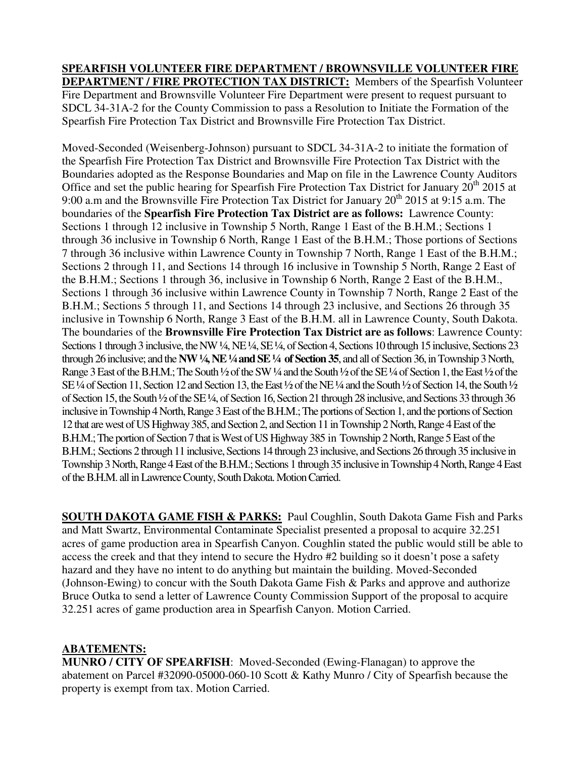**SPEARFISH VOLUNTEER FIRE DEPARTMENT / BROWNSVILLE VOLUNTEER FIRE DEPARTMENT / FIRE PROTECTION TAX DISTRICT:** Members of the Spearfish Volunteer Fire Department and Brownsville Volunteer Fire Department were present to request pursuant to SDCL 34-31A-2 for the County Commission to pass a Resolution to Initiate the Formation of the Spearfish Fire Protection Tax District and Brownsville Fire Protection Tax District.

Moved-Seconded (Weisenberg-Johnson) pursuant to SDCL 34-31A-2 to initiate the formation of the Spearfish Fire Protection Tax District and Brownsville Fire Protection Tax District with the Boundaries adopted as the Response Boundaries and Map on file in the Lawrence County Auditors Office and set the public hearing for Spearfish Fire Protection Tax District for January 20th 2015 at 9:00 a.m and the Brownsville Fire Protection Tax District for January 20th 2015 at 9:15 a.m. The boundaries of the **Spearfish Fire Protection Tax District are as follows:** Lawrence County: Sections 1 through 12 inclusive in Township 5 North, Range 1 East of the B.H.M.; Sections 1 through 36 inclusive in Township 6 North, Range 1 East of the B.H.M.; Those portions of Sections 7 through 36 inclusive within Lawrence County in Township 7 North, Range 1 East of the B.H.M.; Sections 2 through 11, and Sections 14 through 16 inclusive in Township 5 North, Range 2 East of the B.H.M.; Sections 1 through 36, inclusive in Township 6 North, Range 2 East of the B.H.M., Sections 1 through 36 inclusive within Lawrence County in Township 7 North, Range 2 East of the B.H.M.; Sections 5 through 11, and Sections 14 through 23 inclusive, and Sections 26 through 35 inclusive in Township 6 North, Range 3 East of the B.H.M. all in Lawrence County, South Dakota. The boundaries of the **Brownsville Fire Protection Tax District are as follows**: Lawrence County: Sections 1 through 3 inclusive, the NW ¼, NE ¼, SE ¼, of Section 4, Sections 10 through 15 inclusive, Sections 23 through 26 inclusive; and the **NW ¼, NE ¼ and SE ¼ of Section 35**, and all of Section 36, in Township 3 North, Range 3 East of the B.H.M.; The South ½ of the SW ¼ and the South ½ of the SE ¼ of Section 1, the East ½ of the SE ¼ of Section 11, Section 12 and Section 13, the East ½ of the NE ¼ and the South ½ of Section 14, the South ½ of Section 15, the South ½ of the SE ¼, of Section 16, Section 21 through 28 inclusive, and Sections 33 through 36 inclusive in Township 4 North, Range 3 East of the B.H.M.; The portions of Section 1, and the portions of Section 12 that are west of US Highway 385, and Section 2, and Section 11 in Township 2 North, Range 4 East of the B.H.M.; The portion of Section 7 that is West of US Highway 385 in Township 2 North, Range 5 East of the B.H.M.; Sections 2 through 11 inclusive, Sections 14 through 23 inclusive, and Sections 26 through 35 inclusive in Township 3 North, Range 4 East of the B.H.M.; Sections 1 through 35 inclusive in Township 4 North, Range 4 East of the B.H.M. all in Lawrence County, South Dakota. Motion Carried.

**SOUTH DAKOTA GAME FISH & PARKS:** Paul Coughlin, South Dakota Game Fish and Parks and Matt Swartz, Environmental Contaminate Specialist presented a proposal to acquire 32.251 acres of game production area in Spearfish Canyon. Coughlin stated the public would still be able to access the creek and that they intend to secure the Hydro #2 building so it doesn't pose a safety hazard and they have no intent to do anything but maintain the building. Moved-Seconded (Johnson-Ewing) to concur with the South Dakota Game Fish & Parks and approve and authorize Bruce Outka to send a letter of Lawrence County Commission Support of the proposal to acquire 32.251 acres of game production area in Spearfish Canyon. Motion Carried.

**ABATEMENTS:**

**MUNRO / CITY OF SPEARFISH**: Moved-Seconded (Ewing-Flanagan) to approve the abatement on Parcel #32090-05000-060-10 Scott & Kathy Munro / City of Spearfish because the property is exempt from tax. Motion Carried.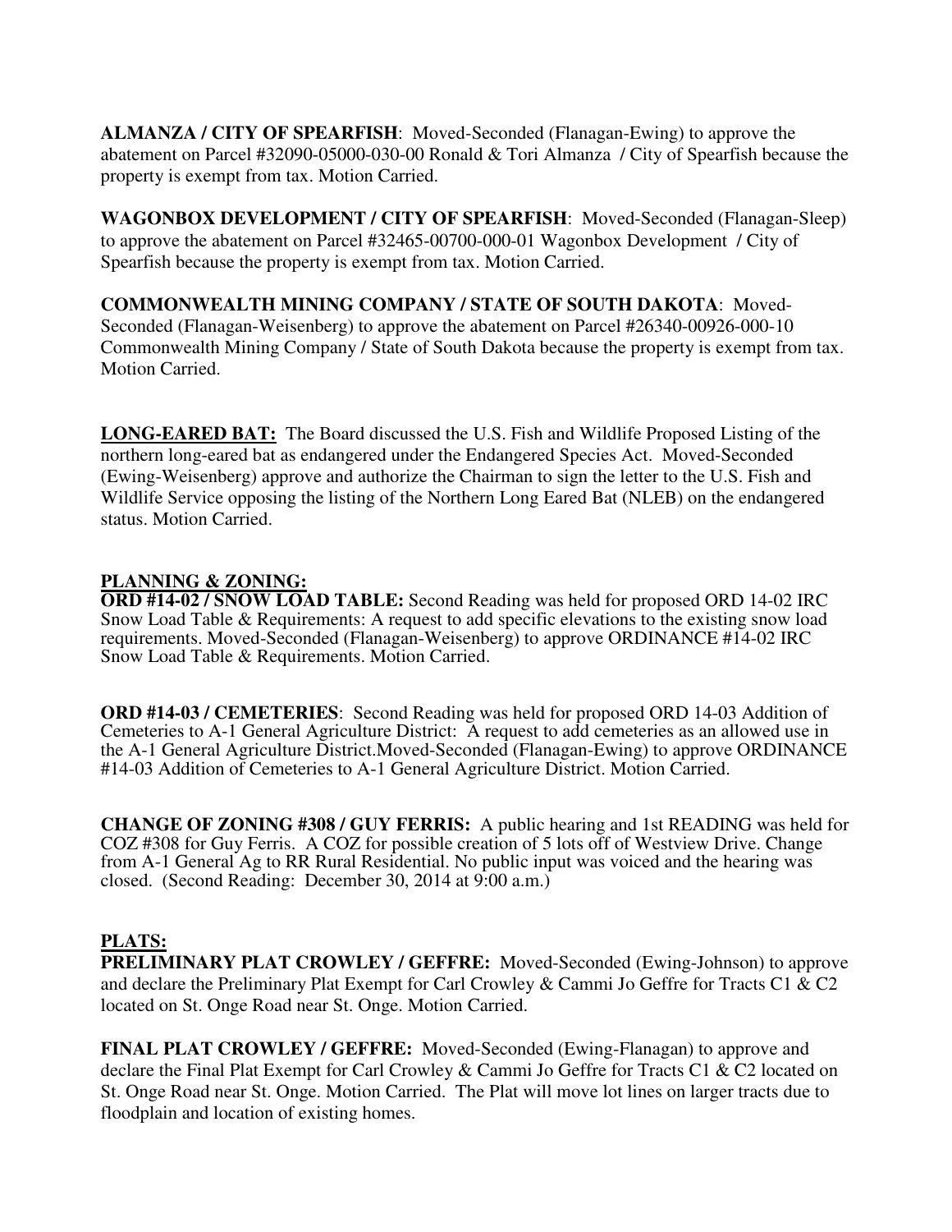**ALMANZA / CITY OF SPEARFISH**: Moved-Seconded (Flanagan-Ewing) to approve the abatement on Parcel #32090-05000-030-00 Ronald & Tori Almanza / City of Spearfish because the property is exempt from tax. Motion Carried.

**WAGONBOX DEVELOPMENT / CITY OF SPEARFISH**: Moved-Seconded (Flanagan-Sleep) to approve the abatement on Parcel #32465-00700-000-01 Wagonbox Development / City of Spearfish because the property is exempt from tax. Motion Carried.

**COMMONWEALTH MINING COMPANY / STATE OF SOUTH DAKOTA**: Moved-Seconded (Flanagan-Weisenberg) to approve the abatement on Parcel #26340-00926-000-10 Commonwealth Mining Company / State of South Dakota because the property is exempt from tax. Motion Carried.

**LONG-EARED BAT:** The Board discussed the U.S. Fish and Wildlife Proposed Listing of the northern long-eared bat as endangered under the Endangered Species Act. Moved-Seconded (Ewing-Weisenberg) approve and authorize the Chairman to sign the letter to the U.S. Fish and Wildlife Service opposing the listing of the Northern Long Eared Bat (NLEB) on the endangered status. Motion Carried.

**PLANNING & ZONING:**

**ORD #14-02 / SNOW LOAD TABLE:** Second Reading was held for proposed ORD 14-02 IRC Snow Load Table & Requirements: A request to add specific elevations to the existing snow load requirements. Moved-Seconded (Flanagan-Weisenberg) to approve ORDINANCE #14-02 IRC Snow Load Table & Requirements. Motion Carried.

**ORD #14-03 / CEMETERIES**: Second Reading was held for proposed ORD 14-03 Addition of Cemeteries to A-1 General Agriculture District: A request to add cemeteries as an allowed use in the A-1 General Agriculture District.Moved-Seconded (Flanagan-Ewing) to approve ORDINANCE #14-03 Addition of Cemeteries to A-1 General Agriculture District. Motion Carried.

**CHANGE OF ZONING #308 / GUY FERRIS:** A public hearing and 1st READING was held for COZ #308 for Guy Ferris. A COZ for possible creation of 5 lots off of Westview Drive. Change from A-1 General Ag to RR Rural Residential. No public input was voiced and the hearing was closed. (Second Reading: December 30, 2014 at 9:00 a.m.)

**PLATS:**

**PRELIMINARY PLAT CROWLEY / GEFFRE:** Moved-Seconded (Ewing-Johnson) to approve and declare the Preliminary Plat Exempt for Carl Crowley & Cammi Jo Geffre for Tracts C1 & C2 located on St. Onge Road near St. Onge. Motion Carried.

**FINAL PLAT CROWLEY / GEFFRE:** Moved-Seconded (Ewing-Flanagan) to approve and declare the Final Plat Exempt for Carl Crowley & Cammi Jo Geffre for Tracts C1 & C2 located on St. Onge Road near St. Onge. Motion Carried. The Plat will move lot lines on larger tracts due to floodplain and location of existing homes.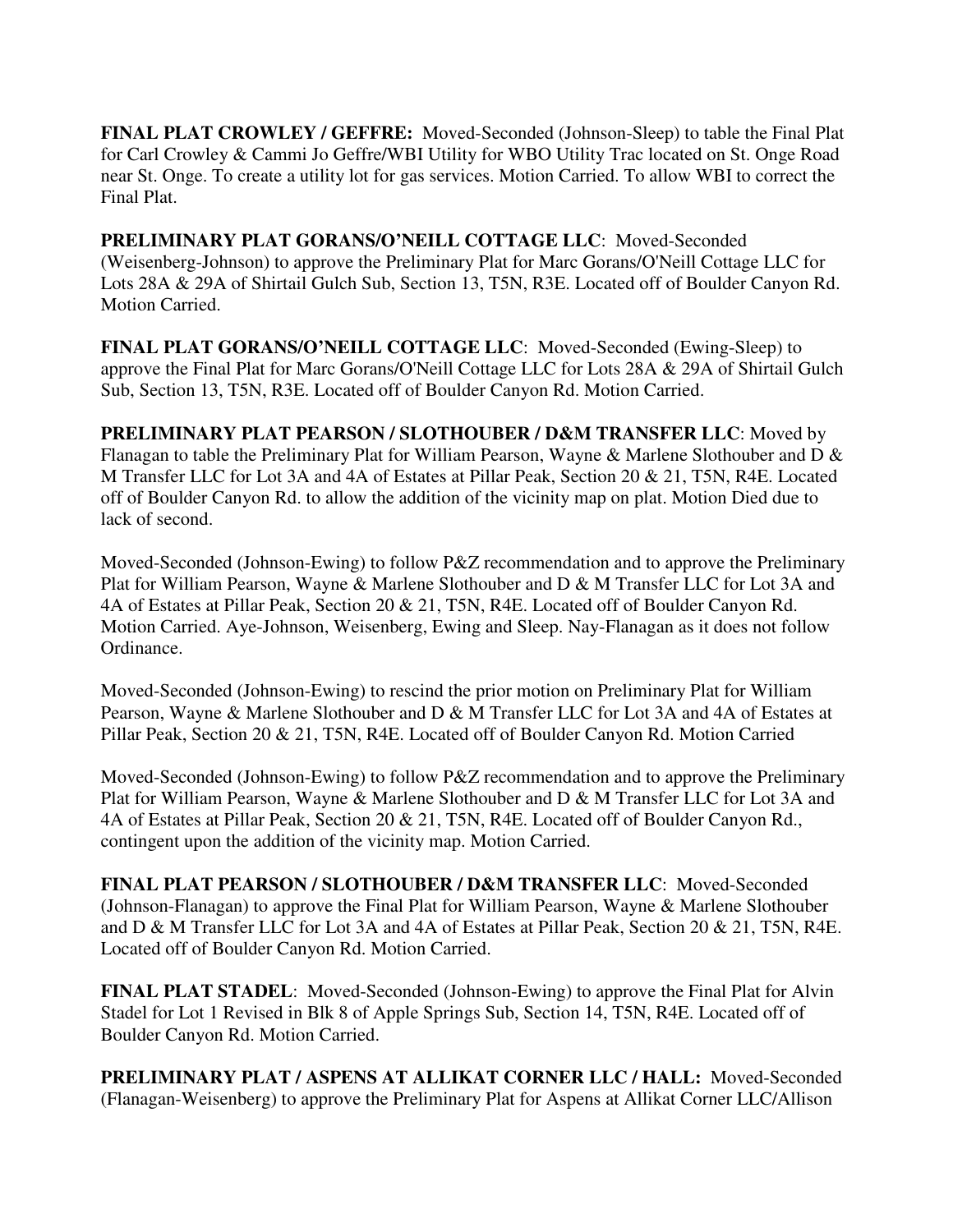**FINAL PLAT CROWLEY / GEFFRE:** Moved-Seconded (Johnson-Sleep) to table the Final Plat for Carl Crowley & Cammi Jo Geffre/WBI Utility for WBO Utility Trac located on St. Onge Road near St. Onge. To create a utility lot for gas services. Motion Carried. To allow WBI to correct the Final Plat.

**PRELIMINARY PLAT GORANS/O'NEILL COTTAGE LLC**: Moved-Seconded (Weisenberg-Johnson) to approve the Preliminary Plat for Marc Gorans/O'Neill Cottage LLC for Lots 28A & 29A of Shirtail Gulch Sub, Section 13, T5N, R3E. Located off of Boulder Canyon Rd. Motion Carried.

**FINAL PLAT GORANS/O'NEILL COTTAGE LLC**: Moved-Seconded (Ewing-Sleep) to approve the Final Plat for Marc Gorans/O'Neill Cottage LLC for Lots 28A & 29A of Shirtail Gulch Sub, Section 13, T5N, R3E. Located off of Boulder Canyon Rd. Motion Carried.

**PRELIMINARY PLAT PEARSON / SLOTHOUBER / D&M TRANSFER LLC**: Moved by Flanagan to table the Preliminary Plat for William Pearson, Wayne & Marlene Slothouber and D & M Transfer LLC for Lot 3A and 4A of Estates at Pillar Peak, Section 20 & 21, T5N, R4E. Located off of Boulder Canyon Rd. to allow the addition of the vicinity map on plat. Motion Died due to lack of second.

Moved-Seconded (Johnson-Ewing) to follow P&Z recommendation and to approve the Preliminary Plat for William Pearson, Wayne & Marlene Slothouber and D & M Transfer LLC for Lot 3A and 4A of Estates at Pillar Peak, Section 20 & 21, T5N, R4E. Located off of Boulder Canyon Rd. Motion Carried. Aye-Johnson, Weisenberg, Ewing and Sleep. Nay-Flanagan as it does not follow Ordinance.

Moved-Seconded (Johnson-Ewing) to rescind the prior motion on Preliminary Plat for William Pearson, Wayne & Marlene Slothouber and D & M Transfer LLC for Lot 3A and 4A of Estates at Pillar Peak, Section 20 & 21, T5N, R4E. Located off of Boulder Canyon Rd. Motion Carried

Moved-Seconded (Johnson-Ewing) to follow P&Z recommendation and to approve the Preliminary Plat for William Pearson, Wayne & Marlene Slothouber and D & M Transfer LLC for Lot 3A and 4A of Estates at Pillar Peak, Section 20 & 21, T5N, R4E. Located off of Boulder Canyon Rd., contingent upon the addition of the vicinity map. Motion Carried.

**FINAL PLAT PEARSON / SLOTHOUBER / D&M TRANSFER LLC**: Moved-Seconded (Johnson-Flanagan) to approve the Final Plat for William Pearson, Wayne & Marlene Slothouber and D & M Transfer LLC for Lot 3A and 4A of Estates at Pillar Peak, Section 20 & 21, T5N, R4E. Located off of Boulder Canyon Rd. Motion Carried.

**FINAL PLAT STADEL**: Moved-Seconded (Johnson-Ewing) to approve the Final Plat for Alvin Stadel for Lot 1 Revised in Blk 8 of Apple Springs Sub, Section 14, T5N, R4E. Located off of Boulder Canyon Rd. Motion Carried.

**PRELIMINARY PLAT / ASPENS AT ALLIKAT CORNER LLC / HALL:** Moved-Seconded (Flanagan-Weisenberg) to approve the Preliminary Plat for Aspens at Allikat Corner LLC/Allison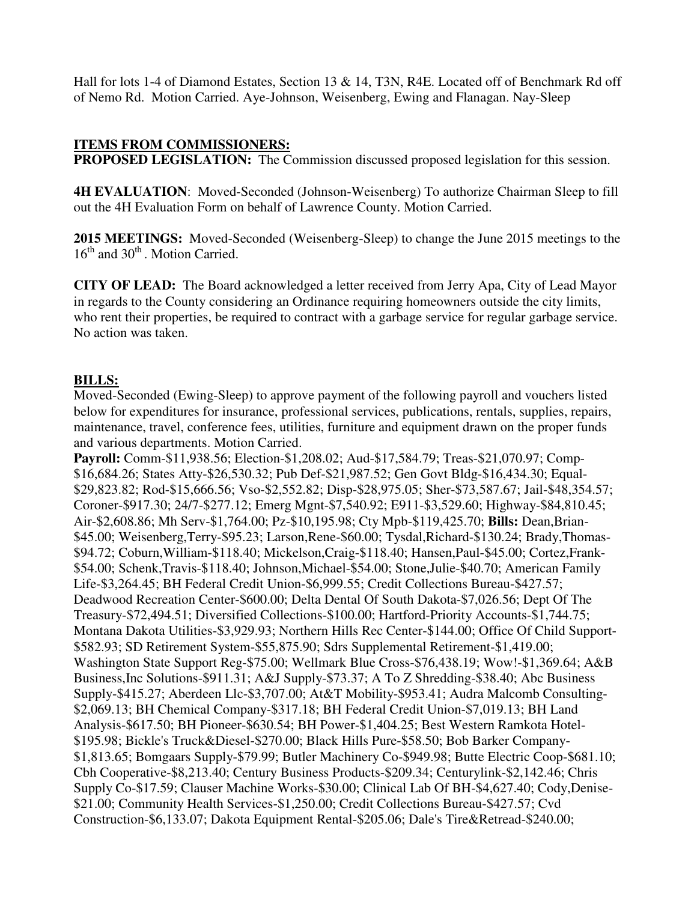Hall for lots 1-4 of Diamond Estates, Section 13 & 14, T3N, R4E. Located off of Benchmark Rd off of Nemo Rd. Motion Carried. Aye-Johnson, Weisenberg, Ewing and Flanagan. Nay-Sleep

## ITEMS FROM COMMISSIONERS:

**PROPOSED LEGISLATION:** The Commission discussed proposed legislation for this session.

**4H EVALUATION**: Moved-Seconded (Johnson-Weisenberg) To authorize Chairman Sleep to fill out the 4H Evaluation Form on behalf of Lawrence County. Motion Carried.

**2015 MEETINGS:** Moved-Seconded (Weisenberg-Sleep) to change the June 2015 meetings to the 16th and 30th . Motion Carried.

**CITY OF LEAD:** The Board acknowledged a letter received from Jerry Apa, City of Lead Mayor in regards to the County considering an Ordinance requiring homeowners outside the city limits, who rent their properties, be required to contract with a garbage service for regular garbage service. No action was taken.

## BILLS:

Moved-Seconded (Ewing-Sleep) to approve payment of the following payroll and vouchers listed below for expenditures for insurance, professional services, publications, rentals, supplies, repairs, maintenance, travel, conference fees, utilities, furniture and equipment drawn on the proper funds and various departments. Motion Carried.

**Payroll:** Comm-$11,938.56; Election-$1,208.02; Aud-$17,584.79; Treas-$21,070.97; Comp-$16,684.26; States Atty-$26,530.32; Pub Def-$21,987.52; Gen Govt Bldg-$16,434.30; Equal-$29,823.82; Rod-$15,666.56; Vso-$2,552.82; Disp-$28,975.05; Sher-$73,587.67; Jail-$48,354.57; Coroner-$917.30; 24/7-$277.12; Emerg Mgnt-$7,540.92; E911-$3,529.60; Highway-$84,810.45; Air-$2,608.86; Mh Serv-$1,764.00; Pz-$10,195.98; Cty Mpb-$119,425.70; **Bills:** Dean,Brian-$45.00; Weisenberg,Terry-$95.23; Larson,Rene-$60.00; Tysdal,Richard-$130.24; Brady,Thomas-$94.72; Coburn,William-$118.40; Mickelson,Craig-$118.40; Hansen,Paul-$45.00; Cortez,Frank-$54.00; Schenk,Travis-$118.40; Johnson,Michael-$54.00; Stone,Julie-$40.70; American Family Life-$3,264.45; BH Federal Credit Union-$6,999.55; Credit Collections Bureau-$427.57; Deadwood Recreation Center-$600.00; Delta Dental Of South Dakota-$7,026.56; Dept Of The Treasury-$72,494.51; Diversified Collections-$100.00; Hartford-Priority Accounts-$1,744.75; Montana Dakota Utilities-$3,929.93; Northern Hills Rec Center-$144.00; Office Of Child Support-$582.93; SD Retirement System-$55,875.90; Sdrs Supplemental Retirement-$1,419.00; Washington State Support Reg-$75.00; Wellmark Blue Cross-$76,438.19; Wow!-$1,369.64; A&B Business,Inc Solutions-$911.31; A&J Supply-$73.37; A To Z Shredding-$38.40; Abc Business Supply-$415.27; Aberdeen Llc-$3,707.00; At&T Mobility-$953.41; Audra Malcomb Consulting-$2,069.13; BH Chemical Company-$317.18; BH Federal Credit Union-$7,019.13; BH Land Analysis-$617.50; BH Pioneer-$630.54; BH Power-$1,404.25; Best Western Ramkota Hotel-$195.98; Bickle's Truck&Diesel-$270.00; Black Hills Pure-$58.50; Bob Barker Company-$1,813.65; Bomgaars Supply-$79.99; Butler Machinery Co-$949.98; Butte Electric Coop-$681.10; Cbh Cooperative-$8,213.40; Century Business Products-$209.34; Centurylink-$2,142.46; Chris Supply Co-$17.59; Clauser Machine Works-$30.00; Clinical Lab Of BH-$4,627.40; Cody,Denise-$21.00; Community Health Services-$1,250.00; Credit Collections Bureau-$427.57; Cvd Construction-$6,133.07; Dakota Equipment Rental-$205.06; Dale's Tire&Retread-$240.00;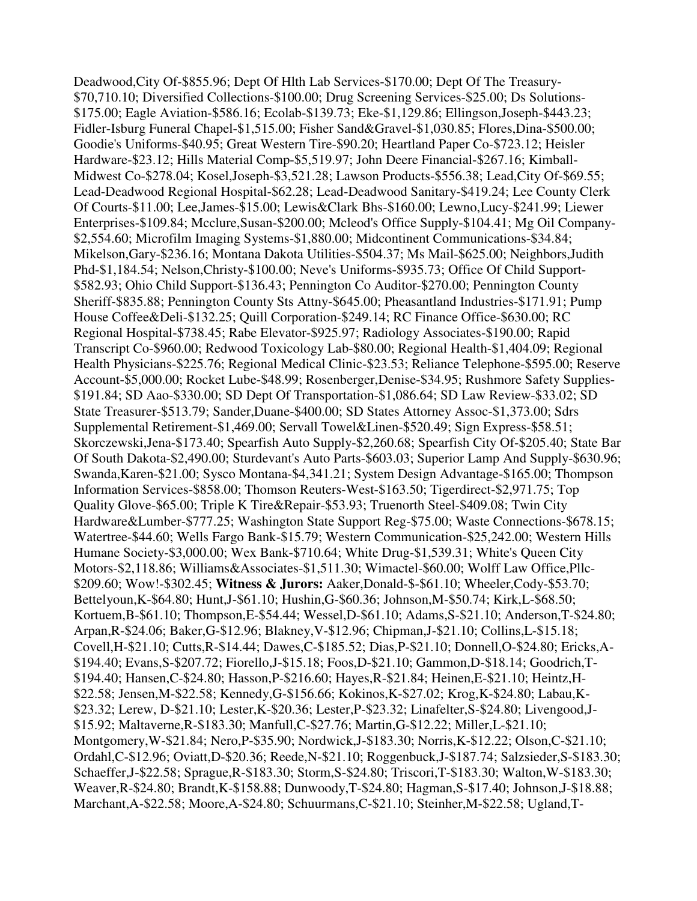Deadwood,City Of-$855.96; Dept Of Hlth Lab Services-$170.00; Dept Of The Treasury-$70,710.10; Diversified Collections-$100.00; Drug Screening Services-$25.00; Ds Solutions-$175.00; Eagle Aviation-$586.16; Ecolab-$139.73; Eke-$1,129.86; Ellingson,Joseph-$443.23; Fidler-Isburg Funeral Chapel-$1,515.00; Fisher Sand&Gravel-$1,030.85; Flores,Dina-$500.00; Goodie's Uniforms-$40.95; Great Western Tire-$90.20; Heartland Paper Co-$723.12; Heisler Hardware-$23.12; Hills Material Comp-$5,519.97; John Deere Financial-$267.16; Kimball-Midwest Co-$278.04; Kosel,Joseph-$3,521.28; Lawson Products-$556.38; Lead,City Of-$69.55; Lead-Deadwood Regional Hospital-$62.28; Lead-Deadwood Sanitary-$419.24; Lee County Clerk Of Courts-$11.00; Lee,James-$15.00; Lewis&Clark Bhs-$160.00; Lewno,Lucy-$241.99; Liewer Enterprises-$109.84; Mcclure,Susan-$200.00; Mcleod's Office Supply-$104.41; Mg Oil Company-$2,554.60; Microfilm Imaging Systems-$1,880.00; Midcontinent Communications-$34.84; Mikelson,Gary-$236.16; Montana Dakota Utilities-$504.37; Ms Mail-$625.00; Neighbors,Judith Phd-$1,184.54; Nelson,Christy-$100.00; Neve's Uniforms-$935.73; Office Of Child Support-$582.93; Ohio Child Support-$136.43; Pennington Co Auditor-$270.00; Pennington County Sheriff-$835.88; Pennington County Sts Attny-$645.00; Pheasantland Industries-$171.91; Pump House Coffee&Deli-$132.25; Quill Corporation-$249.14; RC Finance Office-$630.00; RC Regional Hospital-$738.45; Rabe Elevator-$925.97; Radiology Associates-$190.00; Rapid Transcript Co-$960.00; Redwood Toxicology Lab-$80.00; Regional Health-$1,404.09; Regional Health Physicians-$225.76; Regional Medical Clinic-$23.53; Reliance Telephone-$595.00; Reserve Account-$5,000.00; Rocket Lube-$48.99; Rosenberger,Denise-$34.95; Rushmore Safety Supplies-$191.84; SD Aao-$330.00; SD Dept Of Transportation-$1,086.64; SD Law Review-$33.02; SD State Treasurer-$513.79; Sander,Duane-$400.00; SD States Attorney Assoc-$1,373.00; Sdrs Supplemental Retirement-$1,469.00; Servall Towel&Linen-$520.49; Sign Express-$58.51; Skorczewski,Jena-$173.40; Spearfish Auto Supply-$2,260.68; Spearfish City Of-$205.40; State Bar Of South Dakota-$2,490.00; Sturdevant's Auto Parts-$603.03; Superior Lamp And Supply-$630.96; Swanda,Karen-$21.00; Sysco Montana-$4,341.21; System Design Advantage-$165.00; Thompson Information Services-$858.00; Thomson Reuters-West-$163.50; Tigerdirect-$2,971.75; Top Quality Glove-$65.00; Triple K Tire&Repair-$53.93; Truenorth Steel-$409.08; Twin City Hardware&Lumber-$777.25; Washington State Support Reg-$75.00; Waste Connections-$678.15; Watertree-$44.60; Wells Fargo Bank-$15.79; Western Communication-$25,242.00; Western Hills Humane Society-$3,000.00; Wex Bank-$710.64; White Drug-$1,539.31; White's Queen City Motors-$2,118.86; Williams&Associates-$1,511.30; Wimactel-$60.00; Wolff Law Office,Pllc-$209.60; Wow!-$302.45; **Witness & Jurors:** Aaker,Donald-$-$61.10; Wheeler,Cody-$53.70; Bettelyoun,K-$64.80; Hunt,J-$61.10; Hushin,G-$60.36; Johnson,M-$50.74; Kirk,L-$68.50; Kortuem,B-$61.10; Thompson,E-$54.44; Wessel,D-$61.10; Adams,S-$21.10; Anderson,T-$24.80; Arpan,R-$24.06; Baker,G-$12.96; Blakney,V-$12.96; Chipman,J-$21.10; Collins,L-$15.18; Covell,H-$21.10; Cutts,R-$14.44; Dawes,C-$185.52; Dias,P-$21.10; Donnell,O-$24.80; Ericks,A-$194.40; Evans,S-$207.72; Fiorello,J-$15.18; Foos,D-$21.10; Gammon,D-$18.14; Goodrich,T-$194.40; Hansen,C-$24.80; Hasson,P-$216.60; Hayes,R-$21.84; Heinen,E-$21.10; Heintz,H-$22.58; Jensen,M-$22.58; Kennedy,G-$156.66; Kokinos,K-$27.02; Krog,K-$24.80; Labau,K-$23.32; Lerew, D-$21.10; Lester,K-$20.36; Lester,P-$23.32; Linafelter,S-$24.80; Livengood,J-$15.92; Maltaverne,R-$183.30; Manfull,C-$27.76; Martin,G-$12.22; Miller,L-$21.10; Montgomery,W-$21.84; Nero,P-$35.90; Nordwick,J-$183.30; Norris,K-$12.22; Olson,C-$21.10; Ordahl,C-$12.96; Oviatt,D-$20.36; Reede,N-$21.10; Roggenbuck,J-$187.74; Salzsieder,S-$183.30; Schaeffer,J-$22.58; Sprague,R-$183.30; Storm,S-$24.80; Triscori,T-$183.30; Walton,W-$183.30; Weaver,R-$24.80; Brandt,K-$158.88; Dunwoody,T-$24.80; Hagman,S-$17.40; Johnson,J-$18.88; Marchant,A-$22.58; Moore,A-$24.80; Schuurmans,C-$21.10; Steinher,M-$22.58; Ugland,T-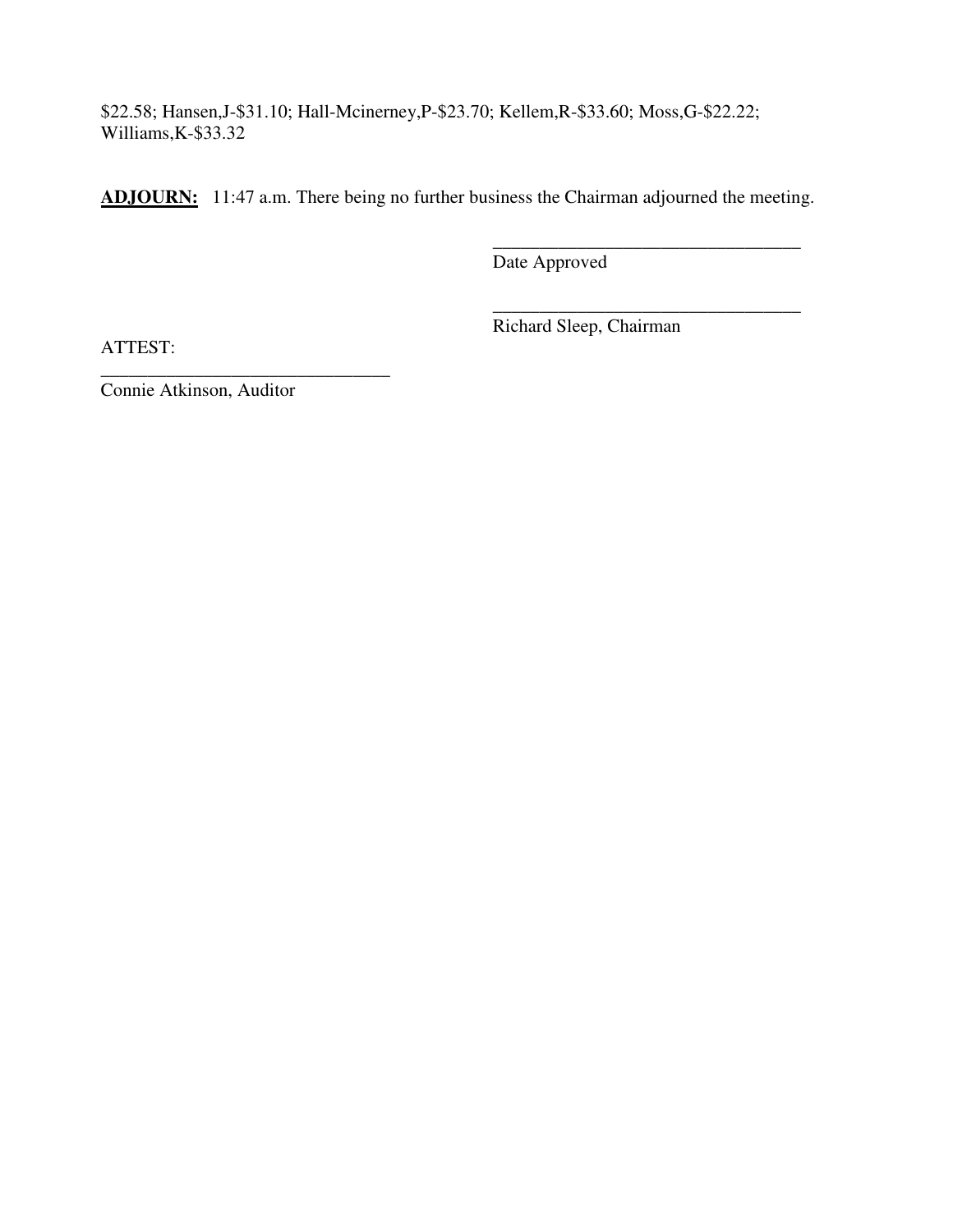$22.58; Hansen,J-$31.10; Hall-Mcinerney,P-$23.70; Kellem,R-$33.60; Moss,G-$22.22; Williams,K-$33.32

**ADJOURN:** 11:47 a.m. There being no further business the Chairman adjourned the meeting.

\_\_\_\_\_\_\_\_\_\_\_\_\_\_\_\_\_\_\_\_\_\_\_\_\_\_\_\_\_\_\_\_\_\_
Date Approved

\_\_\_\_\_\_\_\_\_\_\_\_\_\_\_\_\_\_\_\_\_\_\_\_\_\_\_\_\_\_\_\_\_\_
Richard Sleep, Chairman

ATTEST:
\_\_\_\_\_\_\_\_\_\_\_\_\_\_\_\_\_\_\_\_\_\_\_\_\_\_\_\_\_\_\_\_
Connie Atkinson, Auditor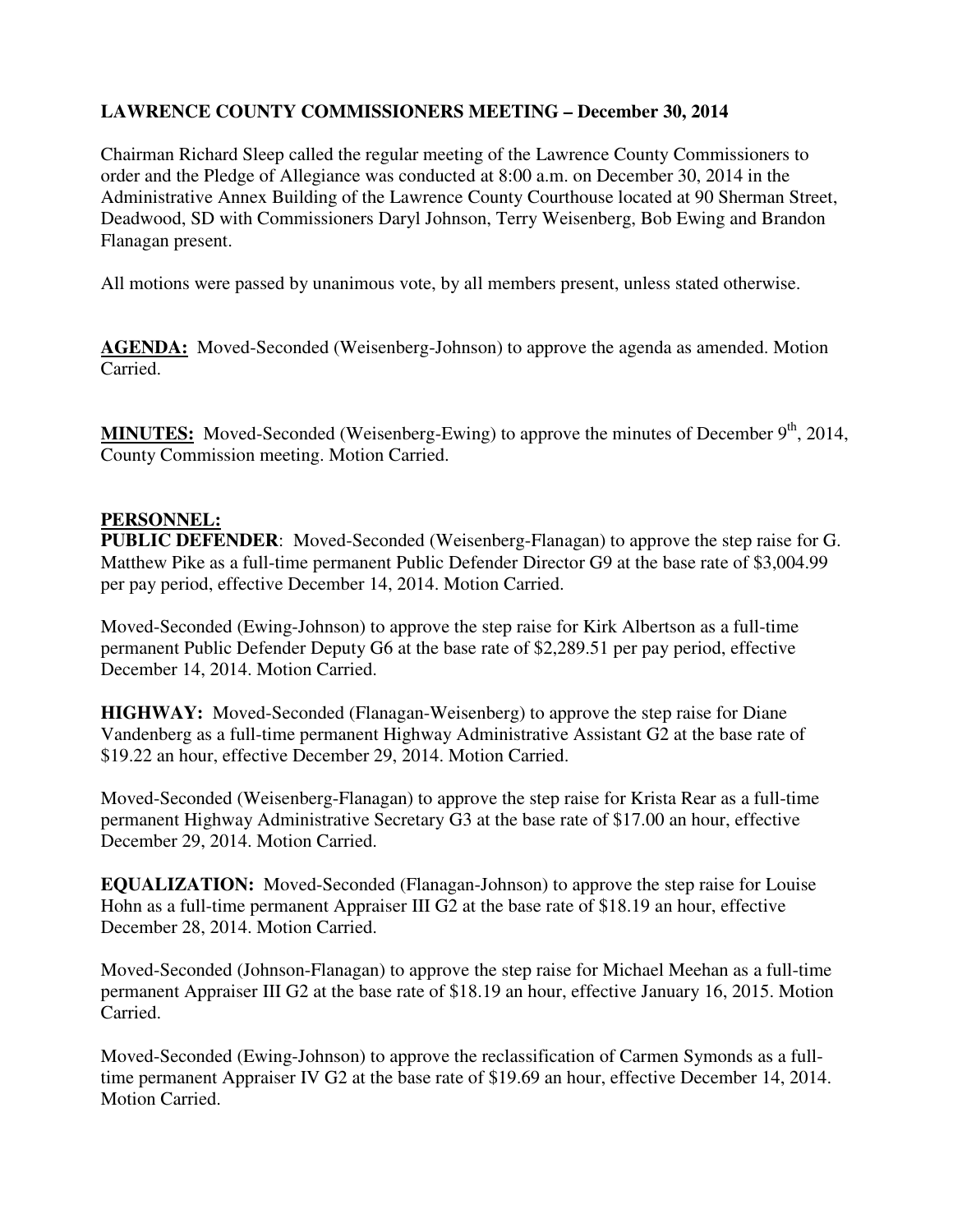# LAWRENCE COUNTY COMMISSIONERS MEETING – December 30, 2014

Chairman Richard Sleep called the regular meeting of the Lawrence County Commissioners to order and the Pledge of Allegiance was conducted at 8:00 a.m. on December 30, 2014 in the Administrative Annex Building of the Lawrence County Courthouse located at 90 Sherman Street, Deadwood, SD with Commissioners Daryl Johnson, Terry Weisenberg, Bob Ewing and Brandon Flanagan present.

All motions were passed by unanimous vote, by all members present, unless stated otherwise.

**AGENDA:** Moved-Seconded (Weisenberg-Johnson) to approve the agenda as amended. Motion Carried.

**MINUTES:** Moved-Seconded (Weisenberg-Ewing) to approve the minutes of December 9th, 2014, County Commission meeting. Motion Carried.

**PERSONNEL:**

**PUBLIC DEFENDER**: Moved-Seconded (Weisenberg-Flanagan) to approve the step raise for G. Matthew Pike as a full-time permanent Public Defender Director G9 at the base rate of $3,004.99 per pay period, effective December 14, 2014. Motion Carried.

Moved-Seconded (Ewing-Johnson) to approve the step raise for Kirk Albertson as a full-time permanent Public Defender Deputy G6 at the base rate of $2,289.51 per pay period, effective December 14, 2014. Motion Carried.

**HIGHWAY:** Moved-Seconded (Flanagan-Weisenberg) to approve the step raise for Diane Vandenberg as a full-time permanent Highway Administrative Assistant G2 at the base rate of $19.22 an hour, effective December 29, 2014. Motion Carried.

Moved-Seconded (Weisenberg-Flanagan) to approve the step raise for Krista Rear as a full-time permanent Highway Administrative Secretary G3 at the base rate of $17.00 an hour, effective December 29, 2014. Motion Carried.

**EQUALIZATION:** Moved-Seconded (Flanagan-Johnson) to approve the step raise for Louise Hohn as a full-time permanent Appraiser III G2 at the base rate of $18.19 an hour, effective December 28, 2014. Motion Carried.

Moved-Seconded (Johnson-Flanagan) to approve the step raise for Michael Meehan as a full-time permanent Appraiser III G2 at the base rate of $18.19 an hour, effective January 16, 2015. Motion Carried.

Moved-Seconded (Ewing-Johnson) to approve the reclassification of Carmen Symonds as a full-time permanent Appraiser IV G2 at the base rate of $19.69 an hour, effective December 14, 2014. Motion Carried.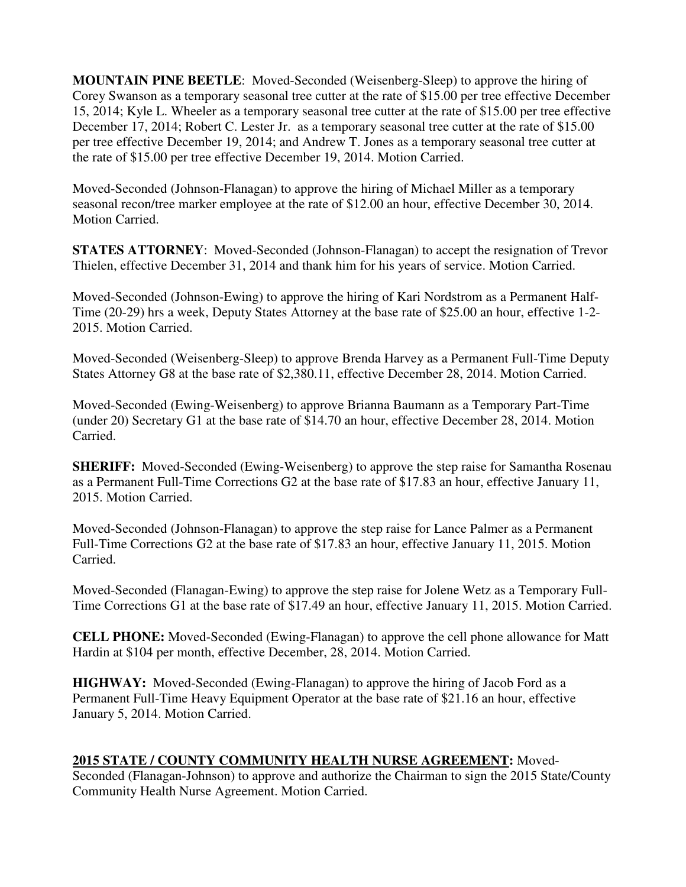**MOUNTAIN PINE BEETLE**: Moved-Seconded (Weisenberg-Sleep) to approve the hiring of Corey Swanson as a temporary seasonal tree cutter at the rate of $15.00 per tree effective December 15, 2014; Kyle L. Wheeler as a temporary seasonal tree cutter at the rate of $15.00 per tree effective December 17, 2014; Robert C. Lester Jr. as a temporary seasonal tree cutter at the rate of $15.00 per tree effective December 19, 2014; and Andrew T. Jones as a temporary seasonal tree cutter at the rate of $15.00 per tree effective December 19, 2014. Motion Carried.

Moved-Seconded (Johnson-Flanagan) to approve the hiring of Michael Miller as a temporary seasonal recon/tree marker employee at the rate of $12.00 an hour, effective December 30, 2014. Motion Carried.

**STATES ATTORNEY**: Moved-Seconded (Johnson-Flanagan) to accept the resignation of Trevor Thielen, effective December 31, 2014 and thank him for his years of service. Motion Carried.

Moved-Seconded (Johnson-Ewing) to approve the hiring of Kari Nordstrom as a Permanent Half-Time (20-29) hrs a week, Deputy States Attorney at the base rate of $25.00 an hour, effective 1-2-2015. Motion Carried.

Moved-Seconded (Weisenberg-Sleep) to approve Brenda Harvey as a Permanent Full-Time Deputy States Attorney G8 at the base rate of $2,380.11, effective December 28, 2014. Motion Carried.

Moved-Seconded (Ewing-Weisenberg) to approve Brianna Baumann as a Temporary Part-Time (under 20) Secretary G1 at the base rate of $14.70 an hour, effective December 28, 2014. Motion Carried.

**SHERIFF:** Moved-Seconded (Ewing-Weisenberg) to approve the step raise for Samantha Rosenau as a Permanent Full-Time Corrections G2 at the base rate of $17.83 an hour, effective January 11, 2015. Motion Carried.

Moved-Seconded (Johnson-Flanagan) to approve the step raise for Lance Palmer as a Permanent Full-Time Corrections G2 at the base rate of $17.83 an hour, effective January 11, 2015. Motion Carried.

Moved-Seconded (Flanagan-Ewing) to approve the step raise for Jolene Wetz as a Temporary Full-Time Corrections G1 at the base rate of $17.49 an hour, effective January 11, 2015. Motion Carried.

**CELL PHONE:** Moved-Seconded (Ewing-Flanagan) to approve the cell phone allowance for Matt Hardin at $104 per month, effective December, 28, 2014. Motion Carried.

**HIGHWAY:** Moved-Seconded (Ewing-Flanagan) to approve the hiring of Jacob Ford as a Permanent Full-Time Heavy Equipment Operator at the base rate of $21.16 an hour, effective January 5, 2014. Motion Carried.

**2015 STATE / COUNTY COMMUNITY HEALTH NURSE AGREEMENT:** Moved-Seconded (Flanagan-Johnson) to approve and authorize the Chairman to sign the 2015 State/County Community Health Nurse Agreement. Motion Carried.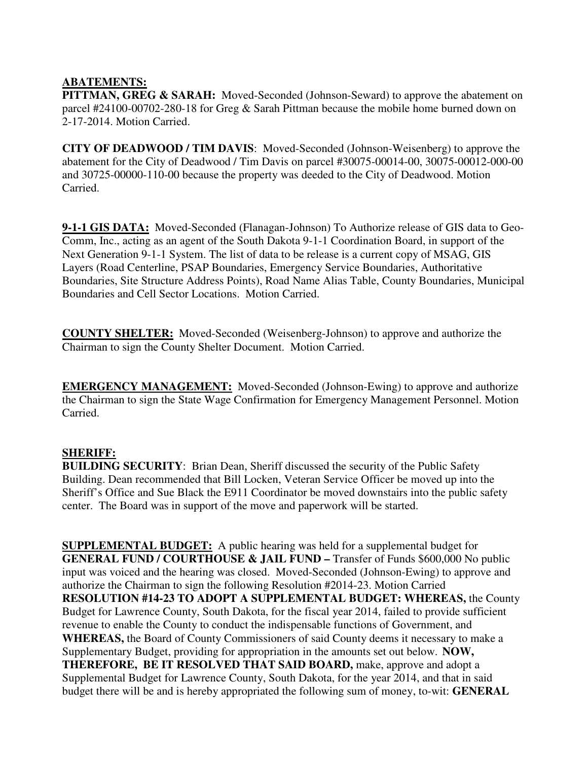**ABATEMENTS:**
**PITTMAN, GREG & SARAH:** Moved-Seconded (Johnson-Seward) to approve the abatement on parcel #24100-00702-280-18 for Greg & Sarah Pittman because the mobile home burned down on 2-17-2014. Motion Carried.

**CITY OF DEADWOOD / TIM DAVIS**: Moved-Seconded (Johnson-Weisenberg) to approve the abatement for the City of Deadwood / Tim Davis on parcel #30075-00014-00, 30075-00012-000-00 and 30725-00000-110-00 because the property was deeded to the City of Deadwood. Motion Carried.

**9-1-1 GIS DATA:** Moved-Seconded (Flanagan-Johnson) To Authorize release of GIS data to Geo-Comm, Inc., acting as an agent of the South Dakota 9-1-1 Coordination Board, in support of the Next Generation 9-1-1 System. The list of data to be release is a current copy of MSAG, GIS Layers (Road Centerline, PSAP Boundaries, Emergency Service Boundaries, Authoritative Boundaries, Site Structure Address Points), Road Name Alias Table, County Boundaries, Municipal Boundaries and Cell Sector Locations. Motion Carried.

**COUNTY SHELTER:** Moved-Seconded (Weisenberg-Johnson) to approve and authorize the Chairman to sign the County Shelter Document. Motion Carried.

**EMERGENCY MANAGEMENT:** Moved-Seconded (Johnson-Ewing) to approve and authorize the Chairman to sign the State Wage Confirmation for Emergency Management Personnel. Motion Carried.

**SHERIFF:**
**BUILDING SECURITY**: Brian Dean, Sheriff discussed the security of the Public Safety Building. Dean recommended that Bill Locken, Veteran Service Officer be moved up into the Sheriff's Office and Sue Black the E911 Coordinator be moved downstairs into the public safety center. The Board was in support of the move and paperwork will be started.

**SUPPLEMENTAL BUDGET:** A public hearing was held for a supplemental budget for **GENERAL FUND / COURTHOUSE & JAIL FUND –** Transfer of Funds $600,000 No public input was voiced and the hearing was closed. Moved-Seconded (Johnson-Ewing) to approve and authorize the Chairman to sign the following Resolution #2014-23. Motion Carried
**RESOLUTION #14-23 TO ADOPT A SUPPLEMENTAL BUDGET: WHEREAS,** the County Budget for Lawrence County, South Dakota, for the fiscal year 2014, failed to provide sufficient revenue to enable the County to conduct the indispensable functions of Government, and **WHEREAS,** the Board of County Commissioners of said County deems it necessary to make a Supplementary Budget, providing for appropriation in the amounts set out below. **NOW, THEREFORE, BE IT RESOLVED THAT SAID BOARD,** make, approve and adopt a Supplemental Budget for Lawrence County, South Dakota, for the year 2014, and that in said budget there will be and is hereby appropriated the following sum of money, to-wit: **GENERAL**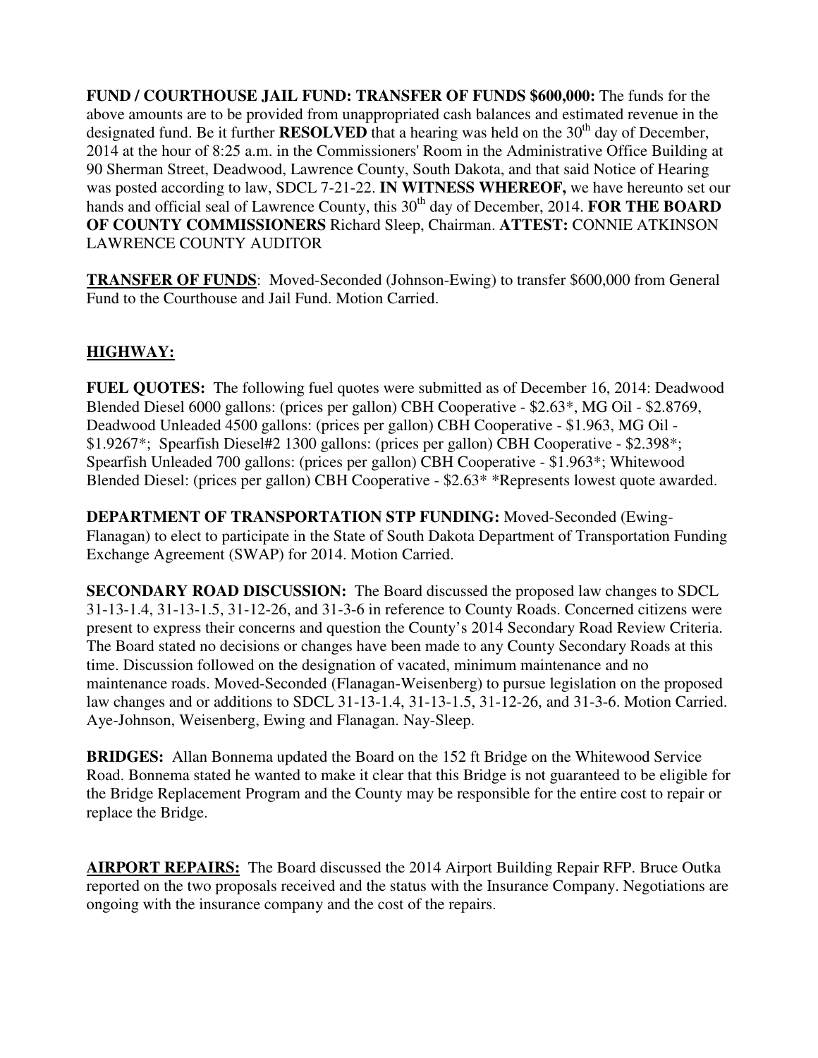**FUND / COURTHOUSE JAIL FUND: TRANSFER OF FUNDS $600,000:** The funds for the above amounts are to be provided from unappropriated cash balances and estimated revenue in the designated fund. Be it further **RESOLVED** that a hearing was held on the 30th day of December, 2014 at the hour of 8:25 a.m. in the Commissioners' Room in the Administrative Office Building at 90 Sherman Street, Deadwood, Lawrence County, South Dakota, and that said Notice of Hearing was posted according to law, SDCL 7-21-22. **IN WITNESS WHEREOF,** we have hereunto set our hands and official seal of Lawrence County, this 30th day of December, 2014. **FOR THE BOARD OF COUNTY COMMISSIONERS** Richard Sleep, Chairman. **ATTEST:** CONNIE ATKINSON LAWRENCE COUNTY AUDITOR

**TRANSFER OF FUNDS**: Moved-Seconded (Johnson-Ewing) to transfer $600,000 from General Fund to the Courthouse and Jail Fund. Motion Carried.

## HIGHWAY:

**FUEL QUOTES:** The following fuel quotes were submitted as of December 16, 2014: Deadwood Blended Diesel 6000 gallons: (prices per gallon) CBH Cooperative - $2.63*, MG Oil - $2.8769, Deadwood Unleaded 4500 gallons: (prices per gallon) CBH Cooperative - $1.963, MG Oil - $1.9267*; Spearfish Diesel#2 1300 gallons: (prices per gallon) CBH Cooperative - $2.398*; Spearfish Unleaded 700 gallons: (prices per gallon) CBH Cooperative - $1.963*; Whitewood Blended Diesel: (prices per gallon) CBH Cooperative - $2.63* *Represents lowest quote awarded.

**DEPARTMENT OF TRANSPORTATION STP FUNDING:** Moved-Seconded (Ewing-Flanagan) to elect to participate in the State of South Dakota Department of Transportation Funding Exchange Agreement (SWAP) for 2014. Motion Carried.

**SECONDARY ROAD DISCUSSION:** The Board discussed the proposed law changes to SDCL 31-13-1.4, 31-13-1.5, 31-12-26, and 31-3-6 in reference to County Roads. Concerned citizens were present to express their concerns and question the County's 2014 Secondary Road Review Criteria. The Board stated no decisions or changes have been made to any County Secondary Roads at this time. Discussion followed on the designation of vacated, minimum maintenance and no maintenance roads. Moved-Seconded (Flanagan-Weisenberg) to pursue legislation on the proposed law changes and or additions to SDCL 31-13-1.4, 31-13-1.5, 31-12-26, and 31-3-6. Motion Carried. Aye-Johnson, Weisenberg, Ewing and Flanagan. Nay-Sleep.

**BRIDGES:** Allan Bonnema updated the Board on the 152 ft Bridge on the Whitewood Service Road. Bonnema stated he wanted to make it clear that this Bridge is not guaranteed to be eligible for the Bridge Replacement Program and the County may be responsible for the entire cost to repair or replace the Bridge.

**AIRPORT REPAIRS:** The Board discussed the 2014 Airport Building Repair RFP. Bruce Outka reported on the two proposals received and the status with the Insurance Company. Negotiations are ongoing with the insurance company and the cost of the repairs.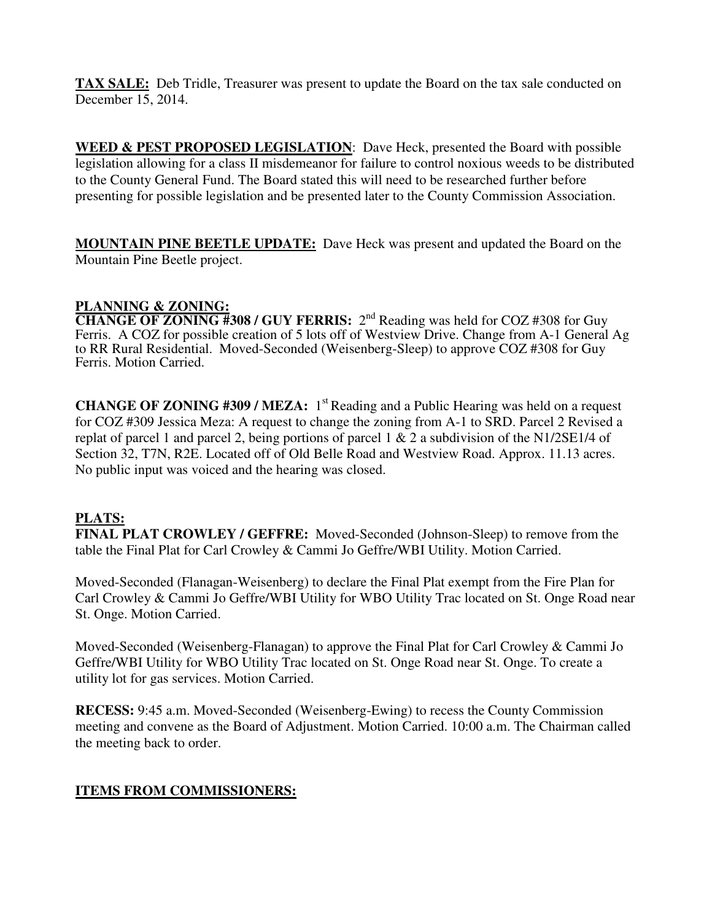**TAX SALE:** Deb Tridle, Treasurer was present to update the Board on the tax sale conducted on December 15, 2014.

**WEED & PEST PROPOSED LEGISLATION**: Dave Heck, presented the Board with possible legislation allowing for a class II misdemeanor for failure to control noxious weeds to be distributed to the County General Fund. The Board stated this will need to be researched further before presenting for possible legislation and be presented later to the County Commission Association.

**MOUNTAIN PINE BEETLE UPDATE:** Dave Heck was present and updated the Board on the Mountain Pine Beetle project.

**PLANNING & ZONING:**

**CHANGE OF ZONING #308 / GUY FERRIS:** 2nd Reading was held for COZ #308 for Guy Ferris. A COZ for possible creation of 5 lots off of Westview Drive. Change from A-1 General Ag to RR Rural Residential. Moved-Seconded (Weisenberg-Sleep) to approve COZ #308 for Guy Ferris. Motion Carried.

**CHANGE OF ZONING #309 / MEZA:** 1st Reading and a Public Hearing was held on a request for COZ #309 Jessica Meza: A request to change the zoning from A-1 to SRD. Parcel 2 Revised a replat of parcel 1 and parcel 2, being portions of parcel 1 & 2 a subdivision of the N1/2SE1/4 of Section 32, T7N, R2E. Located off of Old Belle Road and Westview Road. Approx. 11.13 acres. No public input was voiced and the hearing was closed.

**PLATS:**

**FINAL PLAT CROWLEY / GEFFRE:** Moved-Seconded (Johnson-Sleep) to remove from the table the Final Plat for Carl Crowley & Cammi Jo Geffre/WBI Utility. Motion Carried.

Moved-Seconded (Flanagan-Weisenberg) to declare the Final Plat exempt from the Fire Plan for Carl Crowley & Cammi Jo Geffre/WBI Utility for WBO Utility Trac located on St. Onge Road near St. Onge. Motion Carried.

Moved-Seconded (Weisenberg-Flanagan) to approve the Final Plat for Carl Crowley & Cammi Jo Geffre/WBI Utility for WBO Utility Trac located on St. Onge Road near St. Onge. To create a utility lot for gas services. Motion Carried.

**RECESS:** 9:45 a.m. Moved-Seconded (Weisenberg-Ewing) to recess the County Commission meeting and convene as the Board of Adjustment. Motion Carried. 10:00 a.m. The Chairman called the meeting back to order.

**ITEMS FROM COMMISSIONERS:**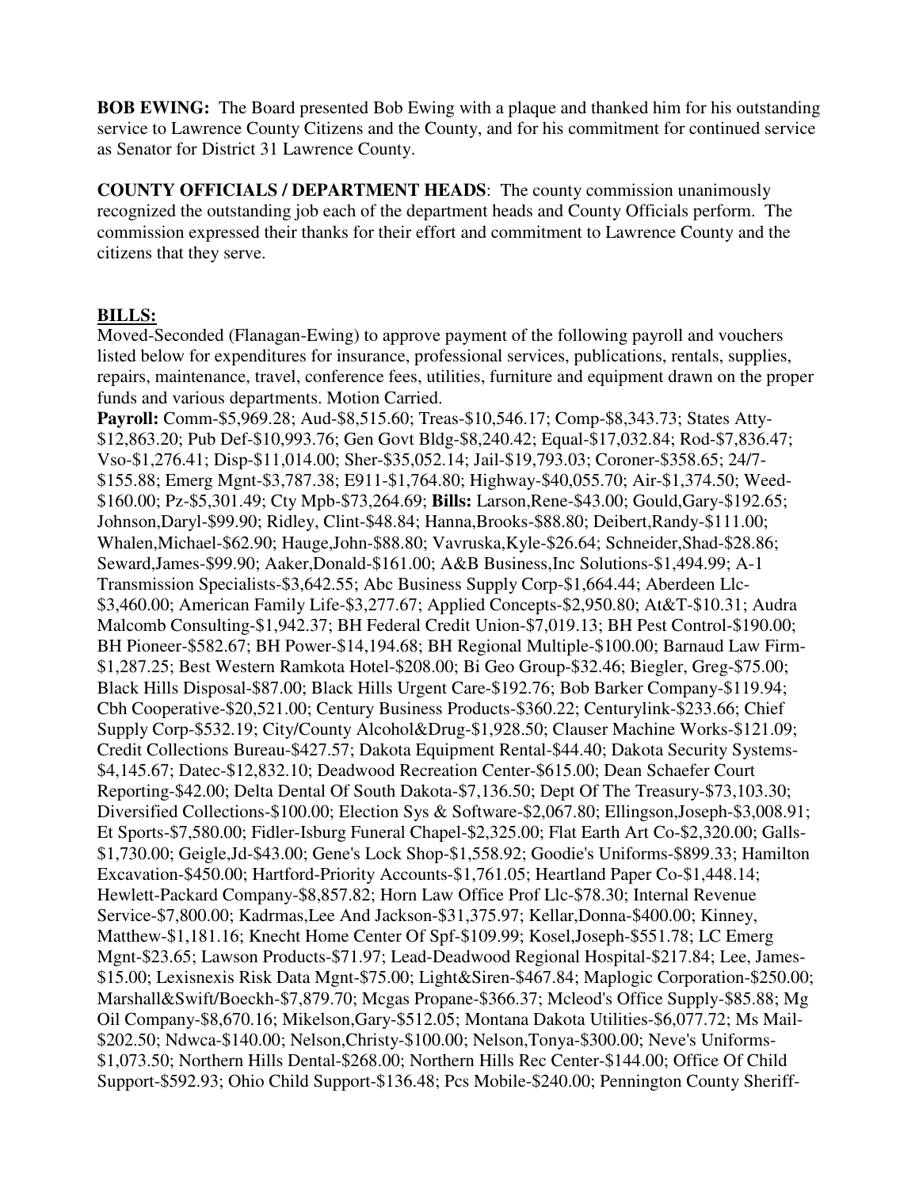**BOB EWING:** The Board presented Bob Ewing with a plaque and thanked him for his outstanding service to Lawrence County Citizens and the County, and for his commitment for continued service as Senator for District 31 Lawrence County.

**COUNTY OFFICIALS / DEPARTMENT HEADS**: The county commission unanimously recognized the outstanding job each of the department heads and County Officials perform. The commission expressed their thanks for their effort and commitment to Lawrence County and the citizens that they serve.

**BILLS:**

Moved-Seconded (Flanagan-Ewing) to approve payment of the following payroll and vouchers listed below for expenditures for insurance, professional services, publications, rentals, supplies, repairs, maintenance, travel, conference fees, utilities, furniture and equipment drawn on the proper funds and various departments. Motion Carried.

**Payroll:** Comm-$5,969.28; Aud-$8,515.60; Treas-$10,546.17; Comp-$8,343.73; States Atty-$12,863.20; Pub Def-$10,993.76; Gen Govt Bldg-$8,240.42; Equal-$17,032.84; Rod-$7,836.47; Vso-$1,276.41; Disp-$11,014.00; Sher-$35,052.14; Jail-$19,793.03; Coroner-$358.65; 24/7-$155.88; Emerg Mgnt-$3,787.38; E911-$1,764.80; Highway-$40,055.70; Air-$1,374.50; Weed-$160.00; Pz-$5,301.49; Cty Mpb-$73,264.69; **Bills:** Larson,Rene-$43.00; Gould,Gary-$192.65; Johnson,Daryl-$99.90; Ridley, Clint-$48.84; Hanna,Brooks-$88.80; Deibert,Randy-$111.00; Whalen,Michael-$62.90; Hauge,John-$88.80; Vavruska,Kyle-$26.64; Schneider,Shad-$28.86; Seward,James-$99.90; Aaker,Donald-$161.00; A&B Business,Inc Solutions-$1,494.99; A-1 Transmission Specialists-$3,642.55; Abc Business Supply Corp-$1,664.44; Aberdeen Llc-$3,460.00; American Family Life-$3,277.67; Applied Concepts-$2,950.80; At&T-$10.31; Audra Malcomb Consulting-$1,942.37; BH Federal Credit Union-$7,019.13; BH Pest Control-$190.00; BH Pioneer-$582.67; BH Power-$14,194.68; BH Regional Multiple-$100.00; Barnaud Law Firm-$1,287.25; Best Western Ramkota Hotel-$208.00; Bi Geo Group-$32.46; Biegler, Greg-$75.00; Black Hills Disposal-$87.00; Black Hills Urgent Care-$192.76; Bob Barker Company-$119.94; Cbh Cooperative-$20,521.00; Century Business Products-$360.22; Centurylink-$233.66; Chief Supply Corp-$532.19; City/County Alcohol&Drug-$1,928.50; Clauser Machine Works-$121.09; Credit Collections Bureau-$427.57; Dakota Equipment Rental-$44.40; Dakota Security Systems-$4,145.67; Datec-$12,832.10; Deadwood Recreation Center-$615.00; Dean Schaefer Court Reporting-$42.00; Delta Dental Of South Dakota-$7,136.50; Dept Of The Treasury-$73,103.30; Diversified Collections-$100.00; Election Sys & Software-$2,067.80; Ellingson,Joseph-$3,008.91; Et Sports-$7,580.00; Fidler-Isburg Funeral Chapel-$2,325.00; Flat Earth Art Co-$2,320.00; Galls-$1,730.00; Geigle,Jd-$43.00; Gene's Lock Shop-$1,558.92; Goodie's Uniforms-$899.33; Hamilton Excavation-$450.00; Hartford-Priority Accounts-$1,761.05; Heartland Paper Co-$1,448.14; Hewlett-Packard Company-$8,857.82; Horn Law Office Prof Llc-$78.30; Internal Revenue Service-$7,800.00; Kadrmas,Lee And Jackson-$31,375.97; Kellar,Donna-$400.00; Kinney, Matthew-$1,181.16; Knecht Home Center Of Spf-$109.99; Kosel,Joseph-$551.78; LC Emerg Mgnt-$23.65; Lawson Products-$71.97; Lead-Deadwood Regional Hospital-$217.84; Lee, James-$15.00; Lexisnexis Risk Data Mgnt-$75.00; Light&Siren-$467.84; Maplogic Corporation-$250.00; Marshall&Swift/Boeckh-$7,879.70; Mcgas Propane-$366.37; Mcleod's Office Supply-$85.88; Mg Oil Company-$8,670.16; Mikelson,Gary-$512.05; Montana Dakota Utilities-$6,077.72; Ms Mail-$202.50; Ndwca-$140.00; Nelson,Christy-$100.00; Nelson,Tonya-$300.00; Neve's Uniforms-$1,073.50; Northern Hills Dental-$268.00; Northern Hills Rec Center-$144.00; Office Of Child Support-$592.93; Ohio Child Support-$136.48; Pcs Mobile-$240.00; Pennington County Sheriff-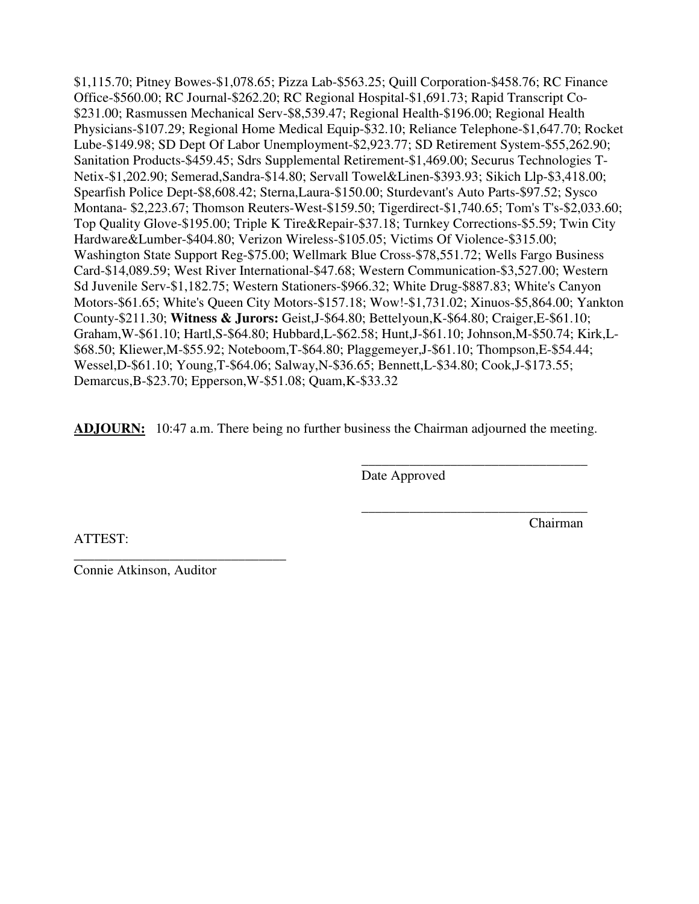$1,115.70; Pitney Bowes-$1,078.65; Pizza Lab-$563.25; Quill Corporation-$458.76; RC Finance Office-$560.00; RC Journal-$262.20; RC Regional Hospital-$1,691.73; Rapid Transcript Co-$231.00; Rasmussen Mechanical Serv-$8,539.47; Regional Health-$196.00; Regional Health Physicians-$107.29; Regional Home Medical Equip-$32.10; Reliance Telephone-$1,647.70; Rocket Lube-$149.98; SD Dept Of Labor Unemployment-$2,923.77; SD Retirement System-$55,262.90; Sanitation Products-$459.45; Sdrs Supplemental Retirement-$1,469.00; Securus Technologies T-Netix-$1,202.90; Semerad,Sandra-$14.80; Servall Towel&Linen-$393.93; Sikich Llp-$3,418.00; Spearfish Police Dept-$8,608.42; Sterna,Laura-$150.00; Sturdevant's Auto Parts-$97.52; Sysco Montana- $2,223.67; Thomson Reuters-West-$159.50; Tigerdirect-$1,740.65; Tom's T's-$2,033.60; Top Quality Glove-$195.00; Triple K Tire&Repair-$37.18; Turnkey Corrections-$5.59; Twin City Hardware&Lumber-$404.80; Verizon Wireless-$105.05; Victims Of Violence-$315.00; Washington State Support Reg-$75.00; Wellmark Blue Cross-$78,551.72; Wells Fargo Business Card-$14,089.59; West River International-$47.68; Western Communication-$3,527.00; Western Sd Juvenile Serv-$1,182.75; Western Stationers-$966.32; White Drug-$887.83; White's Canyon Motors-$61.65; White's Queen City Motors-$157.18; Wow!-$1,731.02; Xinuos-$5,864.00; Yankton County-$211.30; **Witness & Jurors:** Geist,J-$64.80; Bettelyoun,K-$64.80; Craiger,E-$61.10; Graham,W-$61.10; Hartl,S-$64.80; Hubbard,L-$62.58; Hunt,J-$61.10; Johnson,M-$50.74; Kirk,L-$68.50; Kliewer,M-$55.92; Noteboom,T-$64.80; Plaggemeyer,J-$61.10; Thompson,E-$54.44; Wessel,D-$61.10; Young,T-$64.06; Salway,N-$36.65; Bennett,L-$34.80; Cook,J-$173.55; Demarcus,B-$23.70; Epperson,W-$51.08; Quam,K-$33.32

**ADJOURN:** 10:47 a.m. There being no further business the Chairman adjourned the meeting.

\_\_\_\_\_\_\_\_\_\_\_\_\_\_\_\_\_\_\_\_\_\_\_\_\_\_\_\_\_\_\_\_\_
Date Approved

\_\_\_\_\_\_\_\_\_\_\_\_\_\_\_\_\_\_\_\_\_\_\_\_\_\_\_\_\_\_\_\_\_
Chairman

ATTEST:

\_\_\_\_\_\_\_\_\_\_\_\_\_\_\_\_\_\_\_\_\_\_\_\_\_\_\_\_\_\_\_\_\_
Connie Atkinson, Auditor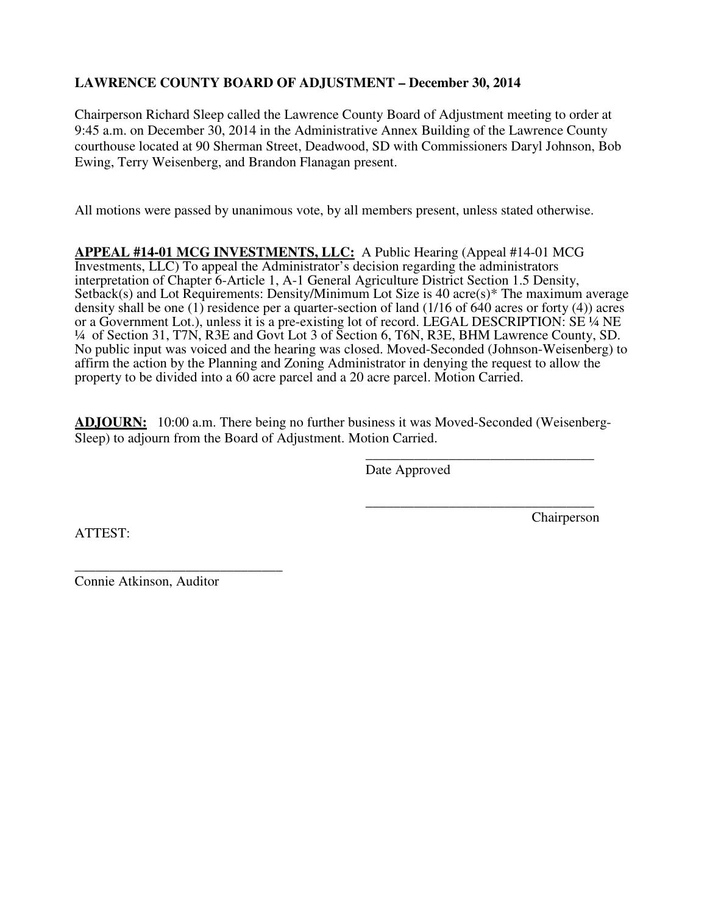**LAWRENCE COUNTY BOARD OF ADJUSTMENT – December 30, 2014**

Chairperson Richard Sleep called the Lawrence County Board of Adjustment meeting to order at 9:45 a.m. on December 30, 2014 in the Administrative Annex Building of the Lawrence County courthouse located at 90 Sherman Street, Deadwood, SD with Commissioners Daryl Johnson, Bob Ewing, Terry Weisenberg, and Brandon Flanagan present.

All motions were passed by unanimous vote, by all members present, unless stated otherwise.

**APPEAL #14-01 MCG INVESTMENTS, LLC:** A Public Hearing (Appeal #14-01 MCG Investments, LLC) To appeal the Administrator's decision regarding the administrators interpretation of Chapter 6-Article 1, A-1 General Agriculture District Section 1.5 Density, Setback(s) and Lot Requirements: Density/Minimum Lot Size is 40 acre(s)* The maximum average density shall be one (1) residence per a quarter-section of land (1/16 of 640 acres or forty (4)) acres or a Government Lot.), unless it is a pre-existing lot of record. LEGAL DESCRIPTION: SE ¼ NE ¼ of Section 31, T7N, R3E and Govt Lot 3 of Section 6, T6N, R3E, BHM Lawrence County, SD. No public input was voiced and the hearing was closed. Moved-Seconded (Johnson-Weisenberg) to affirm the action by the Planning and Zoning Administrator in denying the request to allow the property to be divided into a 60 acre parcel and a 20 acre parcel. Motion Carried.

**ADJOURN:** 10:00 a.m. There being no further business it was Moved-Seconded (Weisenberg-Sleep) to adjourn from the Board of Adjustment. Motion Carried.

\_\_\_\_\_\_\_\_\_\_\_\_\_\_\_\_\_\_\_\_\_\_\_\_\_\_\_\_\_\_\_\_\_\_
Date Approved

\_\_\_\_\_\_\_\_\_\_\_\_\_\_\_\_\_\_\_\_\_\_\_\_\_\_\_\_\_\_\_\_\_\_
Chairperson

ATTEST:

\_\_\_\_\_\_\_\_\_\_\_\_\_\_\_\_\_\_\_\_\_\_\_\_\_\_\_\_\_\_\_
Connie Atkinson, Auditor